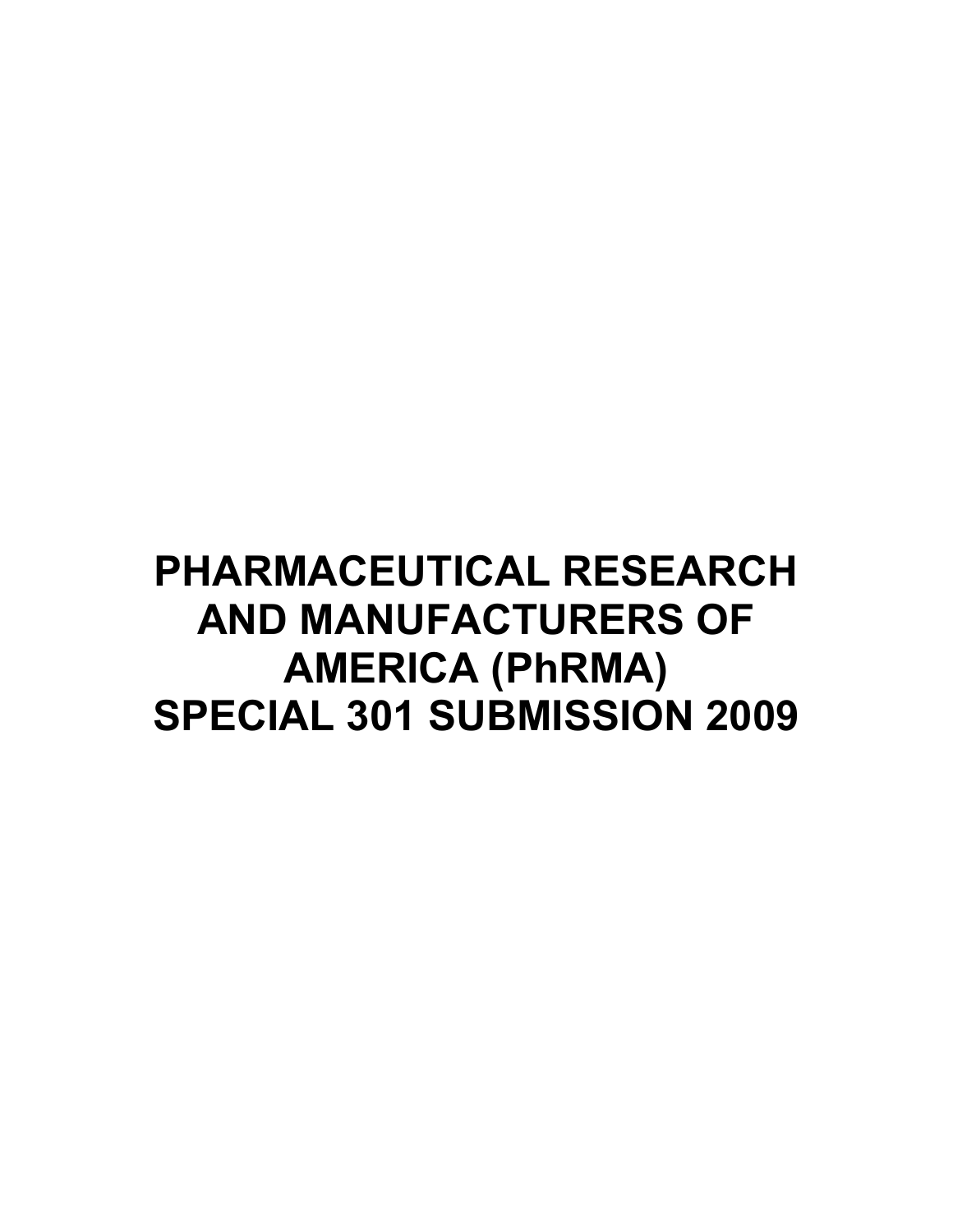# PHARMACEUTICAL RESEARCH AND MANUFACTURERS OF AMERICA (PhRMA) SPECIAL 301 SUBMISSION 2009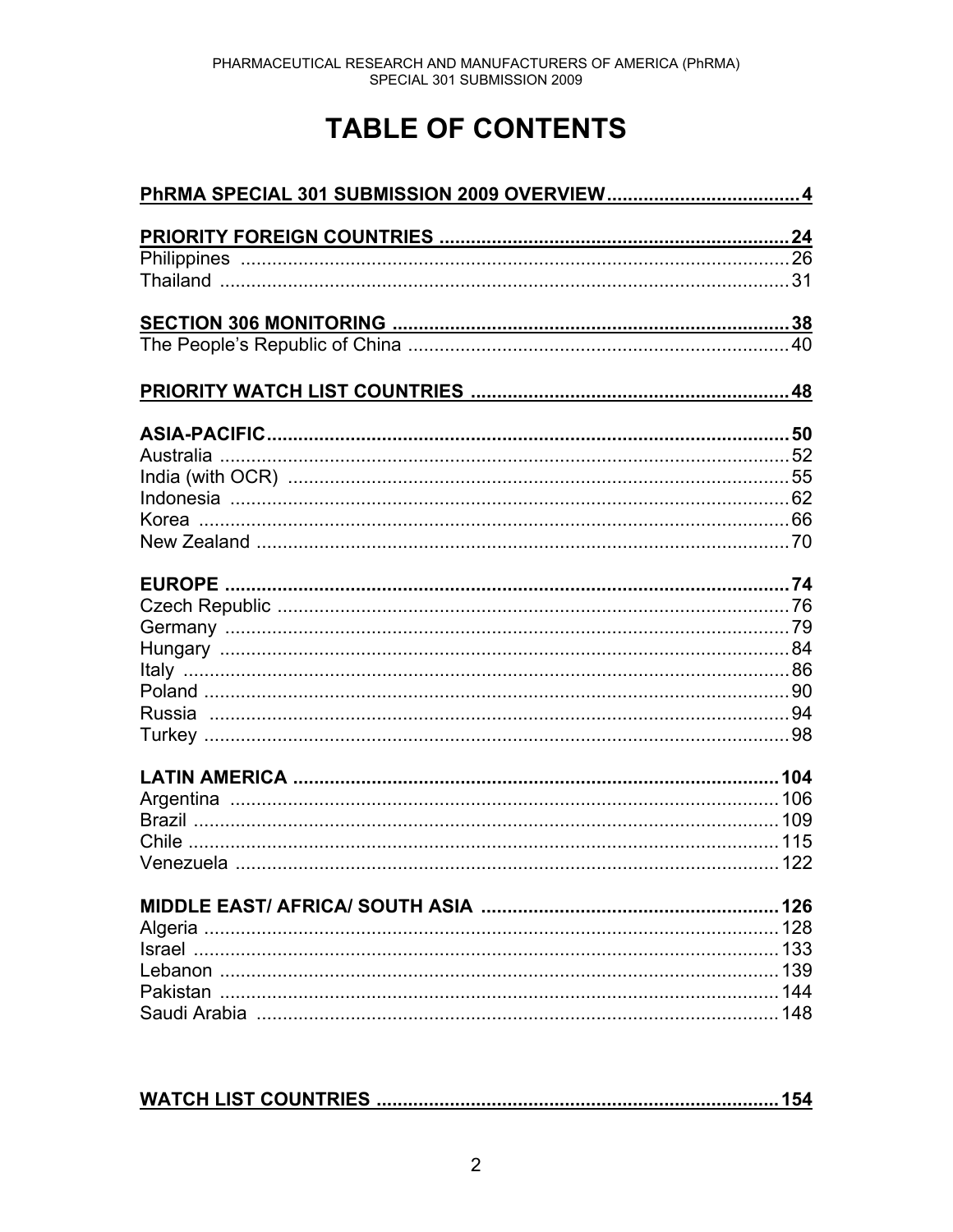# TABLE OF CONTENTS

**PhRMA SPECIAL 301 SUBMISSION 2009 OVERVIEW** ..................................... 4

**PRIORITY FOREIGN COUNTRIES** ..................................... 24
Philippines ..................................... 26
Thailand ..................................... 31

**SECTION 306 MONITORING** ..................................... 38
The People's Republic of China ..................................... 40

**PRIORITY WATCH LIST COUNTRIES** ..................................... 48

**ASIA-PACIFIC** ..................................... 50
Australia ..................................... 52
India (with OCR) ..................................... 55
Indonesia ..................................... 62
Korea ..................................... 66
New Zealand ..................................... 70

**EUROPE** ..................................... 74
Czech Republic ..................................... 76
Germany ..................................... 79
Hungary ..................................... 84
Italy ..................................... 86
Poland ..................................... 90
Russia ..................................... 94
Turkey ..................................... 98

**LATIN AMERICA** ..................................... 104
Argentina ..................................... 106
Brazil ..................................... 109
Chile ..................................... 115
Venezuela ..................................... 122

**MIDDLE EAST/ AFRICA/ SOUTH ASIA** ..................................... 126
Algeria ..................................... 128
Israel ..................................... 133
Lebanon ..................................... 139
Pakistan ..................................... 144
Saudi Arabia ..................................... 148

**WATCH LIST COUNTRIES** ..................................... 154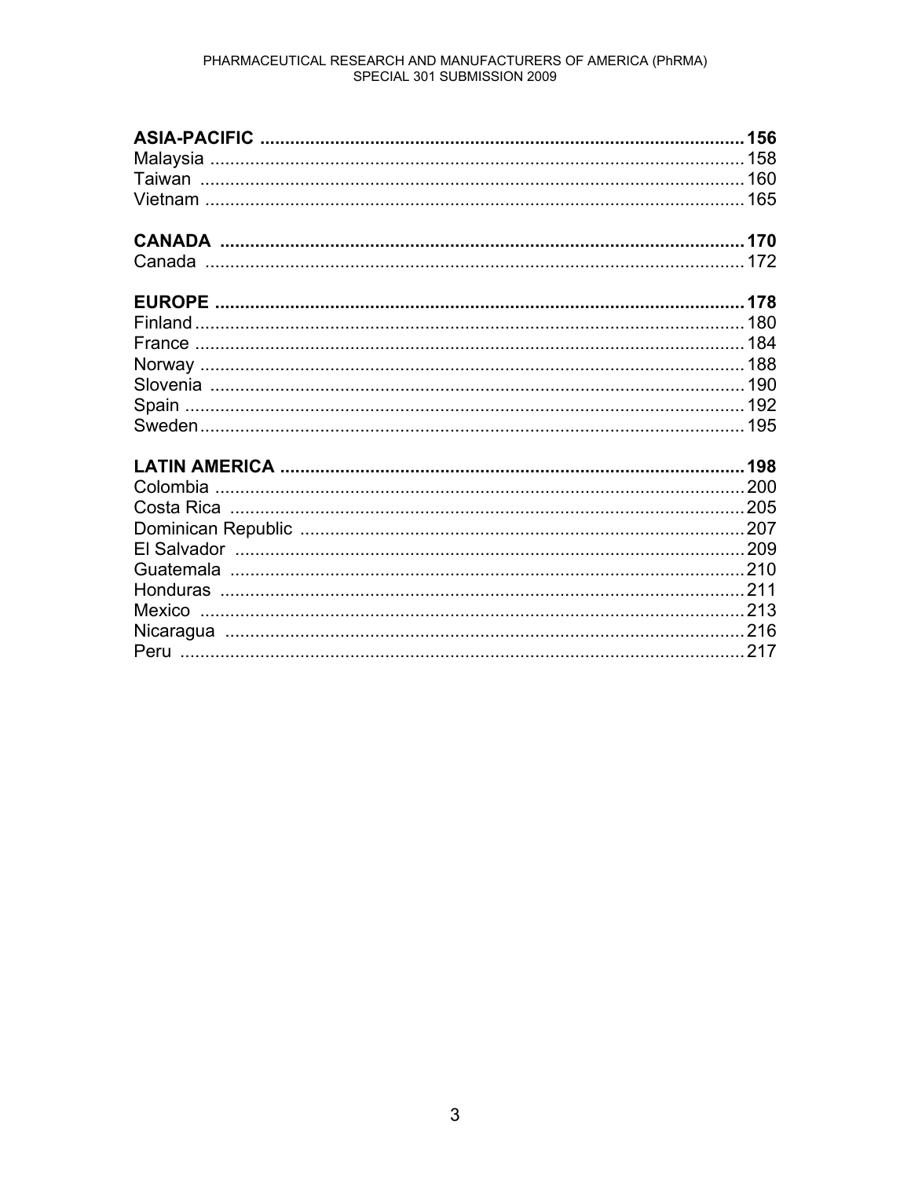**ASIA-PACIFIC** ........................................................................................ **156**
Malaysia ........................................................................................ 158
Taiwan ........................................................................................ 160
Vietnam ........................................................................................ 165

**CANADA** ........................................................................................ **170**
Canada ........................................................................................ 172

**EUROPE** ........................................................................................ **178**
Finland ........................................................................................ 180
France ........................................................................................ 184
Norway ........................................................................................ 188
Slovenia ........................................................................................ 190
Spain ........................................................................................ 192
Sweden ........................................................................................ 195

**LATIN AMERICA** ........................................................................................ **198**
Colombia ........................................................................................ 200
Costa Rica ........................................................................................ 205
Dominican Republic ........................................................................................ 207
El Salvador ........................................................................................ 209
Guatemala ........................................................................................ 210
Honduras ........................................................................................ 211
Mexico ........................................................................................ 213
Nicaragua ........................................................................................ 216
Peru ........................................................................................ 217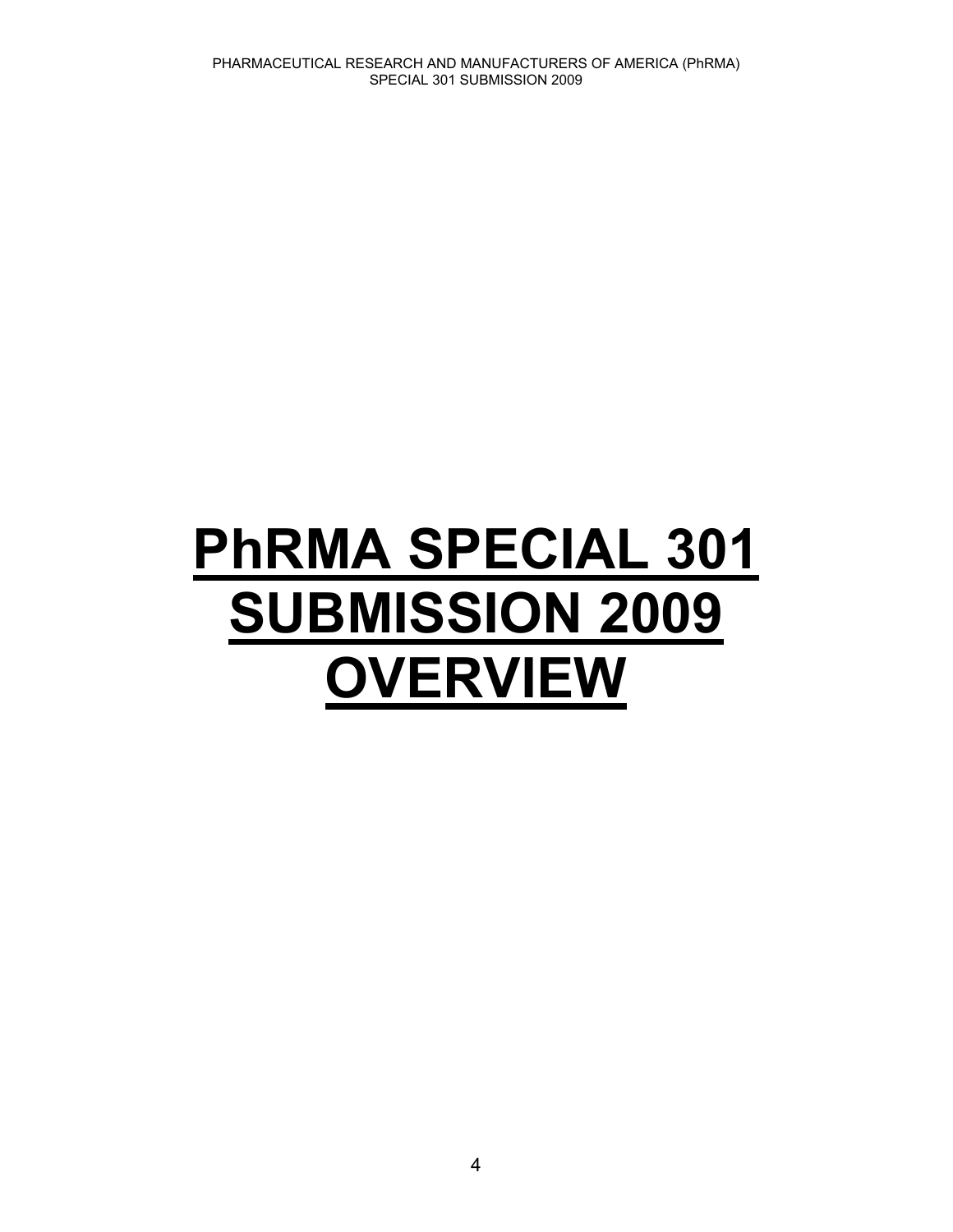# PhRMA SPECIAL 301 SUBMISSION 2009 OVERVIEW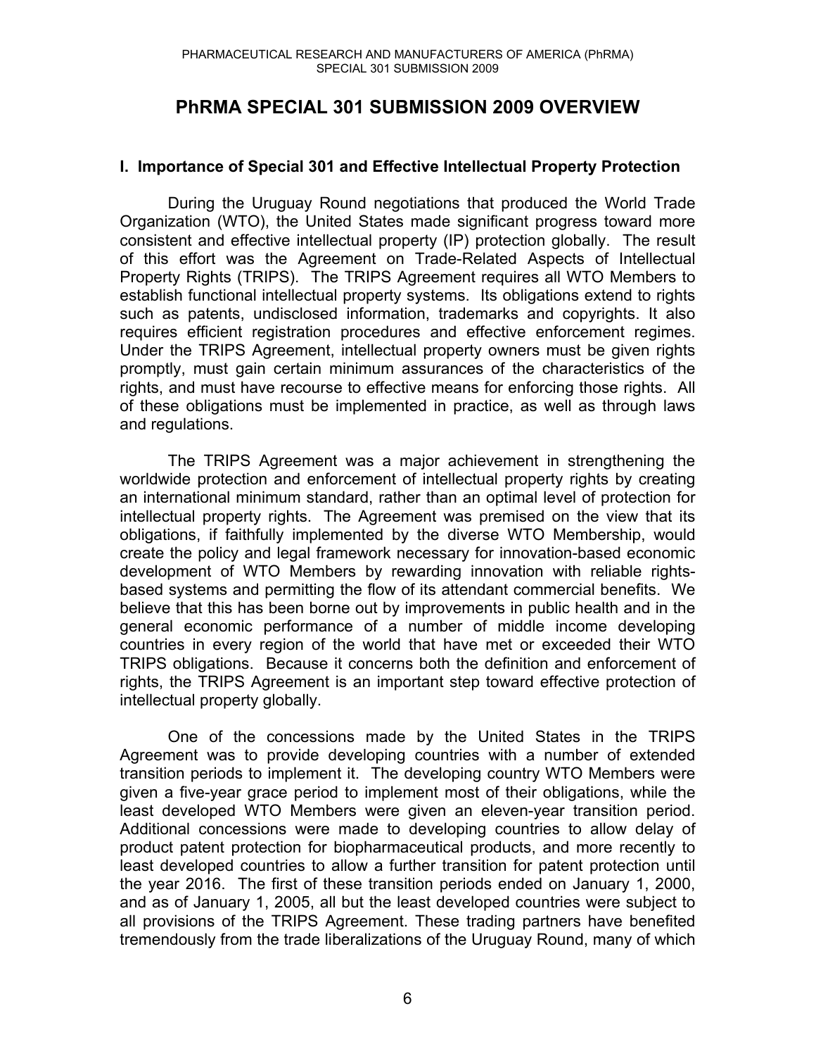# PhRMA SPECIAL 301 SUBMISSION 2009 OVERVIEW

## I. Importance of Special 301 and Effective Intellectual Property Protection

During the Uruguay Round negotiations that produced the World Trade Organization (WTO), the United States made significant progress toward more consistent and effective intellectual property (IP) protection globally. The result of this effort was the Agreement on Trade-Related Aspects of Intellectual Property Rights (TRIPS). The TRIPS Agreement requires all WTO Members to establish functional intellectual property systems. Its obligations extend to rights such as patents, undisclosed information, trademarks and copyrights. It also requires efficient registration procedures and effective enforcement regimes. Under the TRIPS Agreement, intellectual property owners must be given rights promptly, must gain certain minimum assurances of the characteristics of the rights, and must have recourse to effective means for enforcing those rights. All of these obligations must be implemented in practice, as well as through laws and regulations.

The TRIPS Agreement was a major achievement in strengthening the worldwide protection and enforcement of intellectual property rights by creating an international minimum standard, rather than an optimal level of protection for intellectual property rights. The Agreement was premised on the view that its obligations, if faithfully implemented by the diverse WTO Membership, would create the policy and legal framework necessary for innovation-based economic development of WTO Members by rewarding innovation with reliable rights-based systems and permitting the flow of its attendant commercial benefits. We believe that this has been borne out by improvements in public health and in the general economic performance of a number of middle income developing countries in every region of the world that have met or exceeded their WTO TRIPS obligations. Because it concerns both the definition and enforcement of rights, the TRIPS Agreement is an important step toward effective protection of intellectual property globally.

One of the concessions made by the United States in the TRIPS Agreement was to provide developing countries with a number of extended transition periods to implement it. The developing country WTO Members were given a five-year grace period to implement most of their obligations, while the least developed WTO Members were given an eleven-year transition period. Additional concessions were made to developing countries to allow delay of product patent protection for biopharmaceutical products, and more recently to least developed countries to allow a further transition for patent protection until the year 2016. The first of these transition periods ended on January 1, 2000, and as of January 1, 2005, all but the least developed countries were subject to all provisions of the TRIPS Agreement. These trading partners have benefited tremendously from the trade liberalizations of the Uruguay Round, many of which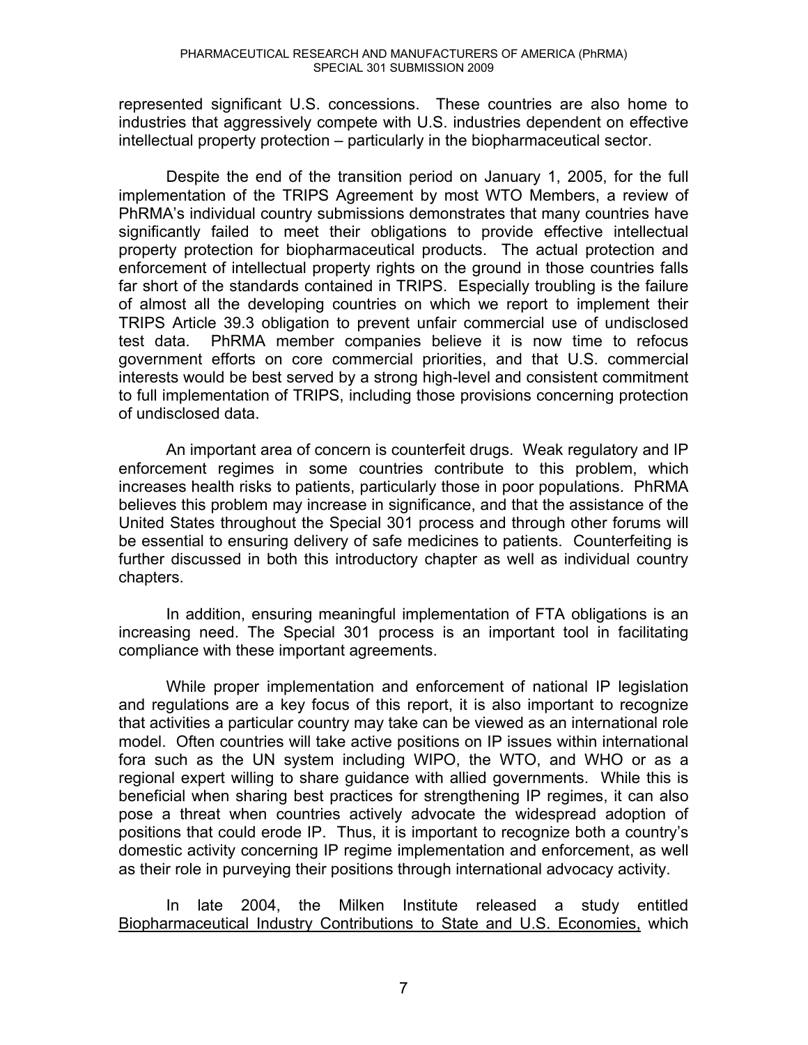represented significant U.S. concessions. These countries are also home to industries that aggressively compete with U.S. industries dependent on effective intellectual property protection – particularly in the biopharmaceutical sector.

Despite the end of the transition period on January 1, 2005, for the full implementation of the TRIPS Agreement by most WTO Members, a review of PhRMA's individual country submissions demonstrates that many countries have significantly failed to meet their obligations to provide effective intellectual property protection for biopharmaceutical products. The actual protection and enforcement of intellectual property rights on the ground in those countries falls far short of the standards contained in TRIPS. Especially troubling is the failure of almost all the developing countries on which we report to implement their TRIPS Article 39.3 obligation to prevent unfair commercial use of undisclosed test data. PhRMA member companies believe it is now time to refocus government efforts on core commercial priorities, and that U.S. commercial interests would be best served by a strong high-level and consistent commitment to full implementation of TRIPS, including those provisions concerning protection of undisclosed data.

An important area of concern is counterfeit drugs. Weak regulatory and IP enforcement regimes in some countries contribute to this problem, which increases health risks to patients, particularly those in poor populations. PhRMA believes this problem may increase in significance, and that the assistance of the United States throughout the Special 301 process and through other forums will be essential to ensuring delivery of safe medicines to patients. Counterfeiting is further discussed in both this introductory chapter as well as individual country chapters.

In addition, ensuring meaningful implementation of FTA obligations is an increasing need. The Special 301 process is an important tool in facilitating compliance with these important agreements.

While proper implementation and enforcement of national IP legislation and regulations are a key focus of this report, it is also important to recognize that activities a particular country may take can be viewed as an international role model. Often countries will take active positions on IP issues within international fora such as the UN system including WIPO, the WTO, and WHO or as a regional expert willing to share guidance with allied governments. While this is beneficial when sharing best practices for strengthening IP regimes, it can also pose a threat when countries actively advocate the widespread adoption of positions that could erode IP. Thus, it is important to recognize both a country's domestic activity concerning IP regime implementation and enforcement, as well as their role in purveying their positions through international advocacy activity.

In late 2004, the Milken Institute released a study entitled Biopharmaceutical Industry Contributions to State and U.S. Economies, which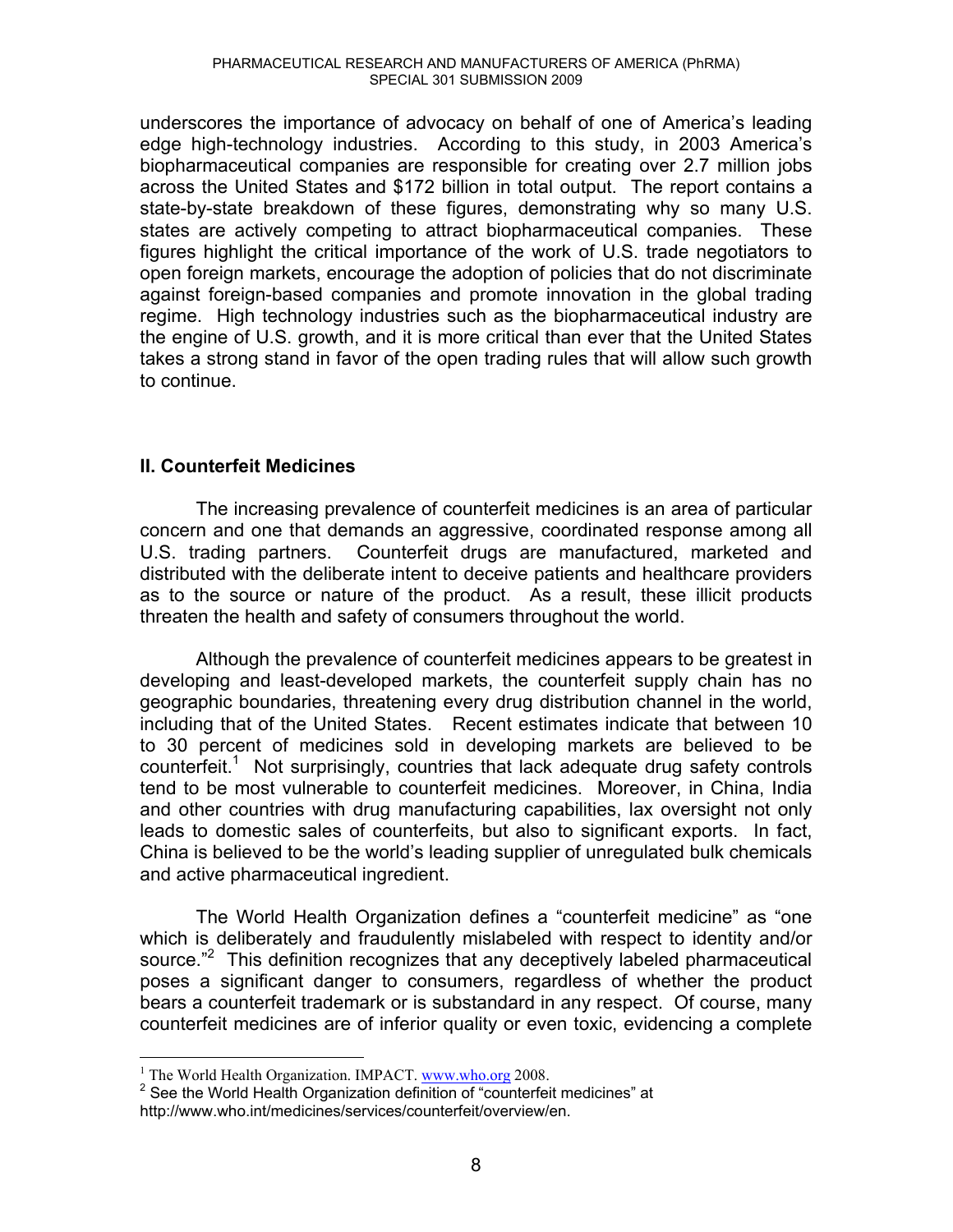underscores the importance of advocacy on behalf of one of America's leading edge high-technology industries. According to this study, in 2003 America's biopharmaceutical companies are responsible for creating over 2.7 million jobs across the United States and $172 billion in total output. The report contains a state-by-state breakdown of these figures, demonstrating why so many U.S. states are actively competing to attract biopharmaceutical companies. These figures highlight the critical importance of the work of U.S. trade negotiators to open foreign markets, encourage the adoption of policies that do not discriminate against foreign-based companies and promote innovation in the global trading regime. High technology industries such as the biopharmaceutical industry are the engine of U.S. growth, and it is more critical than ever that the United States takes a strong stand in favor of the open trading rules that will allow such growth to continue.

## II. Counterfeit Medicines

The increasing prevalence of counterfeit medicines is an area of particular concern and one that demands an aggressive, coordinated response among all U.S. trading partners. Counterfeit drugs are manufactured, marketed and distributed with the deliberate intent to deceive patients and healthcare providers as to the source or nature of the product. As a result, these illicit products threaten the health and safety of consumers throughout the world.

Although the prevalence of counterfeit medicines appears to be greatest in developing and least-developed markets, the counterfeit supply chain has no geographic boundaries, threatening every drug distribution channel in the world, including that of the United States. Recent estimates indicate that between 10 to 30 percent of medicines sold in developing markets are believed to be counterfeit.[1] Not surprisingly, countries that lack adequate drug safety controls tend to be most vulnerable to counterfeit medicines. Moreover, in China, India and other countries with drug manufacturing capabilities, lax oversight not only leads to domestic sales of counterfeits, but also to significant exports. In fact, China is believed to be the world's leading supplier of unregulated bulk chemicals and active pharmaceutical ingredient.

The World Health Organization defines a "counterfeit medicine" as "one which is deliberately and fraudulently mislabeled with respect to identity and/or source."[2] This definition recognizes that any deceptively labeled pharmaceutical poses a significant danger to consumers, regardless of whether the product bears a counterfeit trademark or is substandard in any respect. Of course, many counterfeit medicines are of inferior quality or even toxic, evidencing a complete

---

[1] The World Health Organization. IMPACT. www.who.org 2008.

[2] See the World Health Organization definition of "counterfeit medicines" at http://www.who.int/medicines/services/counterfeit/overview/en.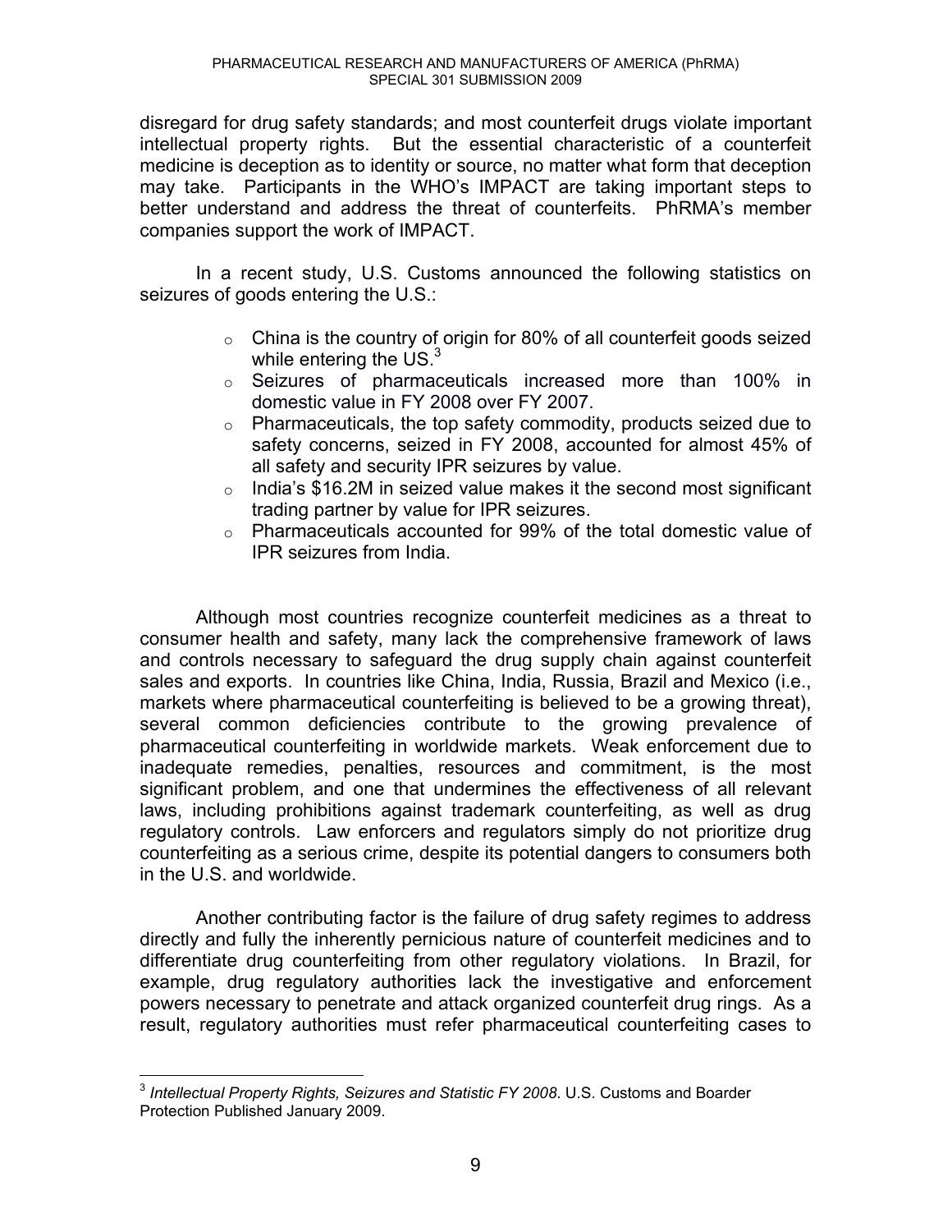disregard for drug safety standards; and most counterfeit drugs violate important intellectual property rights. But the essential characteristic of a counterfeit medicine is deception as to identity or source, no matter what form that deception may take. Participants in the WHO's IMPACT are taking important steps to better understand and address the threat of counterfeits. PhRMA's member companies support the work of IMPACT.

In a recent study, U.S. Customs announced the following statistics on seizures of goods entering the U.S.:

- China is the country of origin for 80% of all counterfeit goods seized while entering the US.[3]
- Seizures of pharmaceuticals increased more than 100% in domestic value in FY 2008 over FY 2007.
- Pharmaceuticals, the top safety commodity, products seized due to safety concerns, seized in FY 2008, accounted for almost 45% of all safety and security IPR seizures by value.
- India's $16.2M in seized value makes it the second most significant trading partner by value for IPR seizures.
- Pharmaceuticals accounted for 99% of the total domestic value of IPR seizures from India.

Although most countries recognize counterfeit medicines as a threat to consumer health and safety, many lack the comprehensive framework of laws and controls necessary to safeguard the drug supply chain against counterfeit sales and exports. In countries like China, India, Russia, Brazil and Mexico (i.e., markets where pharmaceutical counterfeiting is believed to be a growing threat), several common deficiencies contribute to the growing prevalence of pharmaceutical counterfeiting in worldwide markets. Weak enforcement due to inadequate remedies, penalties, resources and commitment, is the most significant problem, and one that undermines the effectiveness of all relevant laws, including prohibitions against trademark counterfeiting, as well as drug regulatory controls. Law enforcers and regulators simply do not prioritize drug counterfeiting as a serious crime, despite its potential dangers to consumers both in the U.S. and worldwide.

Another contributing factor is the failure of drug safety regimes to address directly and fully the inherently pernicious nature of counterfeit medicines and to differentiate drug counterfeiting from other regulatory violations. In Brazil, for example, drug regulatory authorities lack the investigative and enforcement powers necessary to penetrate and attack organized counterfeit drug rings. As a result, regulatory authorities must refer pharmaceutical counterfeiting cases to

---

[3] *Intellectual Property Rights, Seizures and Statistic FY 2008*. U.S. Customs and Boarder Protection Published January 2009.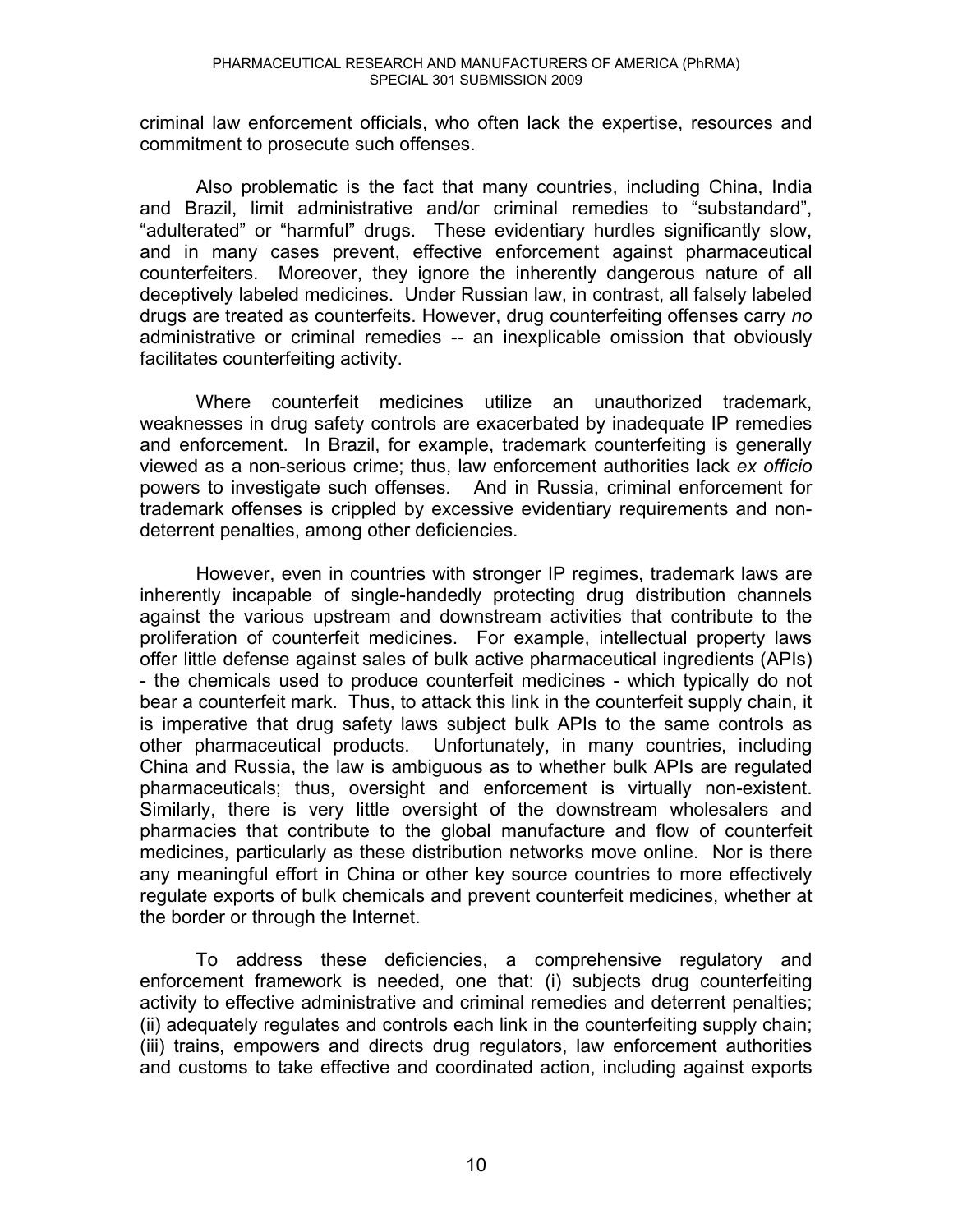criminal law enforcement officials, who often lack the expertise, resources and commitment to prosecute such offenses.

Also problematic is the fact that many countries, including China, India and Brazil, limit administrative and/or criminal remedies to "substandard", "adulterated" or "harmful" drugs. These evidentiary hurdles significantly slow, and in many cases prevent, effective enforcement against pharmaceutical counterfeiters. Moreover, they ignore the inherently dangerous nature of all deceptively labeled medicines. Under Russian law, in contrast, all falsely labeled drugs are treated as counterfeits. However, drug counterfeiting offenses carry *no* administrative or criminal remedies -- an inexplicable omission that obviously facilitates counterfeiting activity.

Where counterfeit medicines utilize an unauthorized trademark, weaknesses in drug safety controls are exacerbated by inadequate IP remedies and enforcement. In Brazil, for example, trademark counterfeiting is generally viewed as a non-serious crime; thus, law enforcement authorities lack *ex officio* powers to investigate such offenses. And in Russia, criminal enforcement for trademark offenses is crippled by excessive evidentiary requirements and non-deterrent penalties, among other deficiencies.

However, even in countries with stronger IP regimes, trademark laws are inherently incapable of single-handedly protecting drug distribution channels against the various upstream and downstream activities that contribute to the proliferation of counterfeit medicines. For example, intellectual property laws offer little defense against sales of bulk active pharmaceutical ingredients (APIs) - the chemicals used to produce counterfeit medicines - which typically do not bear a counterfeit mark. Thus, to attack this link in the counterfeit supply chain, it is imperative that drug safety laws subject bulk APIs to the same controls as other pharmaceutical products. Unfortunately, in many countries, including China and Russia, the law is ambiguous as to whether bulk APIs are regulated pharmaceuticals; thus, oversight and enforcement is virtually non-existent. Similarly, there is very little oversight of the downstream wholesalers and pharmacies that contribute to the global manufacture and flow of counterfeit medicines, particularly as these distribution networks move online. Nor is there any meaningful effort in China or other key source countries to more effectively regulate exports of bulk chemicals and prevent counterfeit medicines, whether at the border or through the Internet.

To address these deficiencies, a comprehensive regulatory and enforcement framework is needed, one that: (i) subjects drug counterfeiting activity to effective administrative and criminal remedies and deterrent penalties; (ii) adequately regulates and controls each link in the counterfeiting supply chain; (iii) trains, empowers and directs drug regulators, law enforcement authorities and customs to take effective and coordinated action, including against exports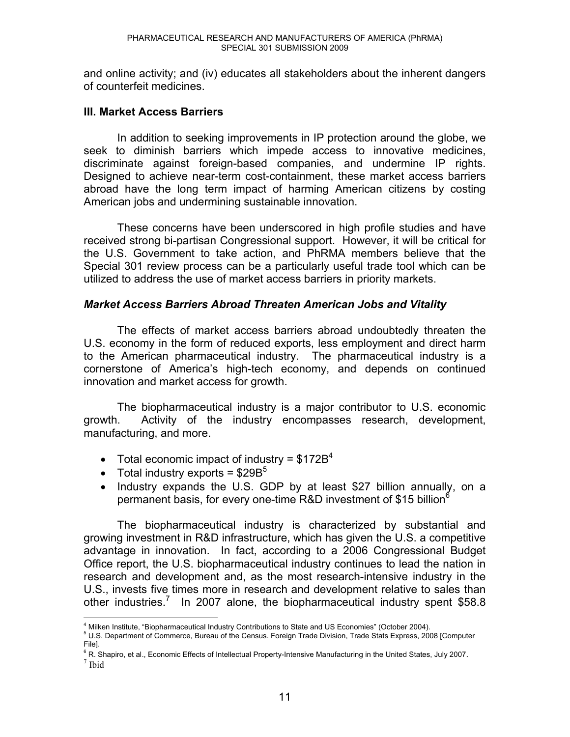and online activity; and (iv) educates all stakeholders about the inherent dangers of counterfeit medicines.

### III. Market Access Barriers

In addition to seeking improvements in IP protection around the globe, we seek to diminish barriers which impede access to innovative medicines, discriminate against foreign-based companies, and undermine IP rights. Designed to achieve near-term cost-containment, these market access barriers abroad have the long term impact of harming American citizens by costing American jobs and undermining sustainable innovation.

These concerns have been underscored in high profile studies and have received strong bi-partisan Congressional support. However, it will be critical for the U.S. Government to take action, and PhRMA members believe that the Special 301 review process can be a particularly useful trade tool which can be utilized to address the use of market access barriers in priority markets.

#### *Market Access Barriers Abroad Threaten American Jobs and Vitality*

The effects of market access barriers abroad undoubtedly threaten the U.S. economy in the form of reduced exports, less employment and direct harm to the American pharmaceutical industry. The pharmaceutical industry is a cornerstone of America's high-tech economy, and depends on continued innovation and market access for growth.

The biopharmaceutical industry is a major contributor to U.S. economic growth. Activity of the industry encompasses research, development, manufacturing, and more.

- Total economic impact of industry = $172B[4]
- Total industry exports = $29B[5]
- Industry expands the U.S. GDP by at least $27 billion annually, on a permanent basis, for every one-time R&D investment of $15 billion[6]

The biopharmaceutical industry is characterized by substantial and growing investment in R&D infrastructure, which has given the U.S. a competitive advantage in innovation. In fact, according to a 2006 Congressional Budget Office report, the U.S. biopharmaceutical industry continues to lead the nation in research and development and, as the most research-intensive industry in the U.S., invests five times more in research and development relative to sales than other industries.[7] In 2007 alone, the biopharmaceutical industry spent $58.8

---

[4] Milken Institute, "Biopharmaceutical Industry Contributions to State and US Economies" (October 2004).

[5] U.S. Department of Commerce, Bureau of the Census. Foreign Trade Division, Trade Stats Express, 2008 [Computer File].

[6] R. Shapiro, et al., Economic Effects of Intellectual Property-Intensive Manufacturing in the United States, July 2007.

[7] Ibid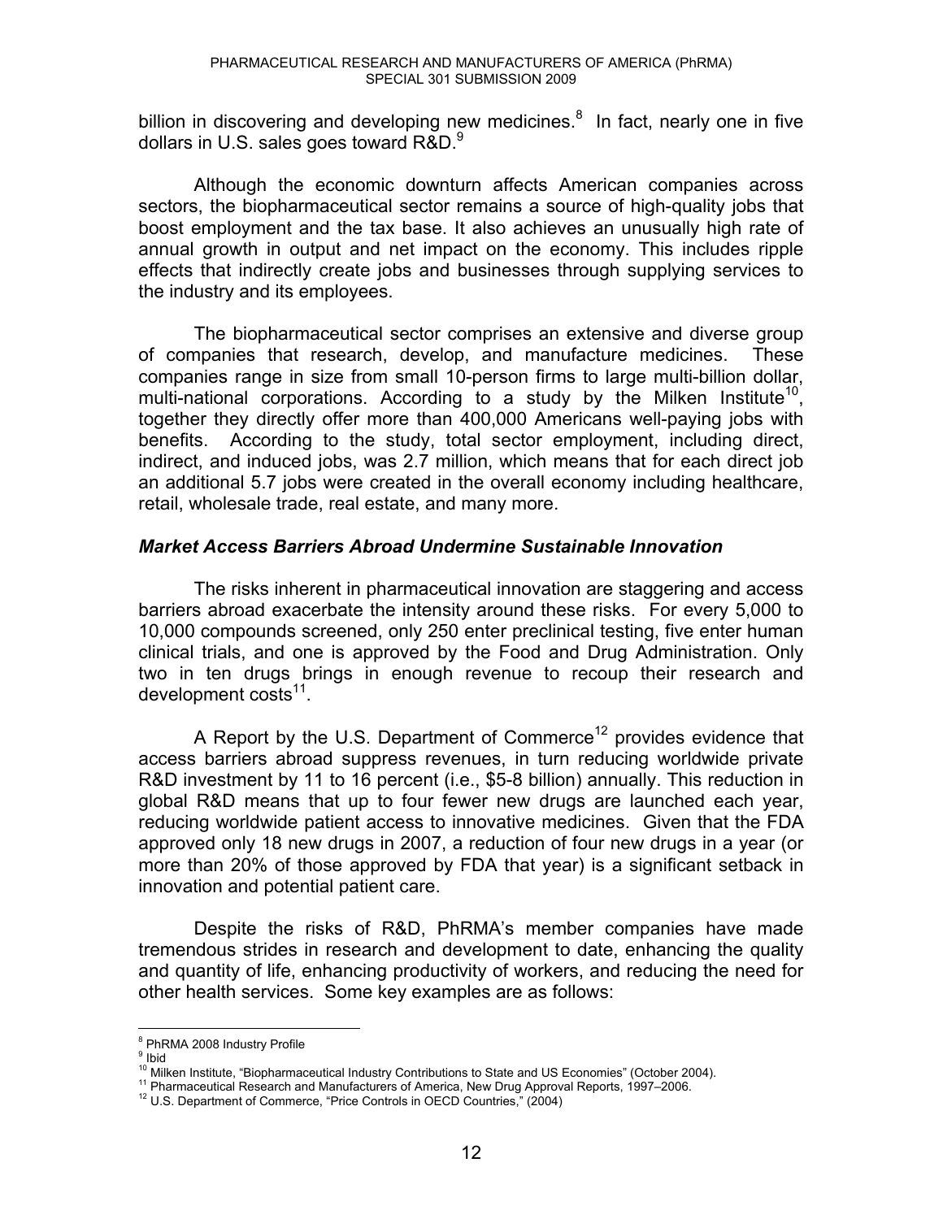billion in discovering and developing new medicines.[8] In fact, nearly one in five dollars in U.S. sales goes toward R&D.[9]

Although the economic downturn affects American companies across sectors, the biopharmaceutical sector remains a source of high-quality jobs that boost employment and the tax base. It also achieves an unusually high rate of annual growth in output and net impact on the economy. This includes ripple effects that indirectly create jobs and businesses through supplying services to the industry and its employees.

The biopharmaceutical sector comprises an extensive and diverse group of companies that research, develop, and manufacture medicines. These companies range in size from small 10-person firms to large multi-billion dollar, multi-national corporations. According to a study by the Milken Institute[10], together they directly offer more than 400,000 Americans well-paying jobs with benefits. According to the study, total sector employment, including direct, indirect, and induced jobs, was 2.7 million, which means that for each direct job an additional 5.7 jobs were created in the overall economy including healthcare, retail, wholesale trade, real estate, and many more.

### *Market Access Barriers Abroad Undermine Sustainable Innovation*

The risks inherent in pharmaceutical innovation are staggering and access barriers abroad exacerbate the intensity around these risks. For every 5,000 to 10,000 compounds screened, only 250 enter preclinical testing, five enter human clinical trials, and one is approved by the Food and Drug Administration. Only two in ten drugs brings in enough revenue to recoup their research and development costs[11].

A Report by the U.S. Department of Commerce[12] provides evidence that access barriers abroad suppress revenues, in turn reducing worldwide private R&D investment by 11 to 16 percent (i.e., $5-8 billion) annually. This reduction in global R&D means that up to four fewer new drugs are launched each year, reducing worldwide patient access to innovative medicines. Given that the FDA approved only 18 new drugs in 2007, a reduction of four new drugs in a year (or more than 20% of those approved by FDA that year) is a significant setback in innovation and potential patient care.

Despite the risks of R&D, PhRMA's member companies have made tremendous strides in research and development to date, enhancing the quality and quantity of life, enhancing productivity of workers, and reducing the need for other health services. Some key examples are as follows:

---

[8] PhRMA 2008 Industry Profile

[9] Ibid

[10] Milken Institute, "Biopharmaceutical Industry Contributions to State and US Economies" (October 2004).

[11] Pharmaceutical Research and Manufacturers of America, New Drug Approval Reports, 1997–2006.

[12] U.S. Department of Commerce, "Price Controls in OECD Countries," (2004)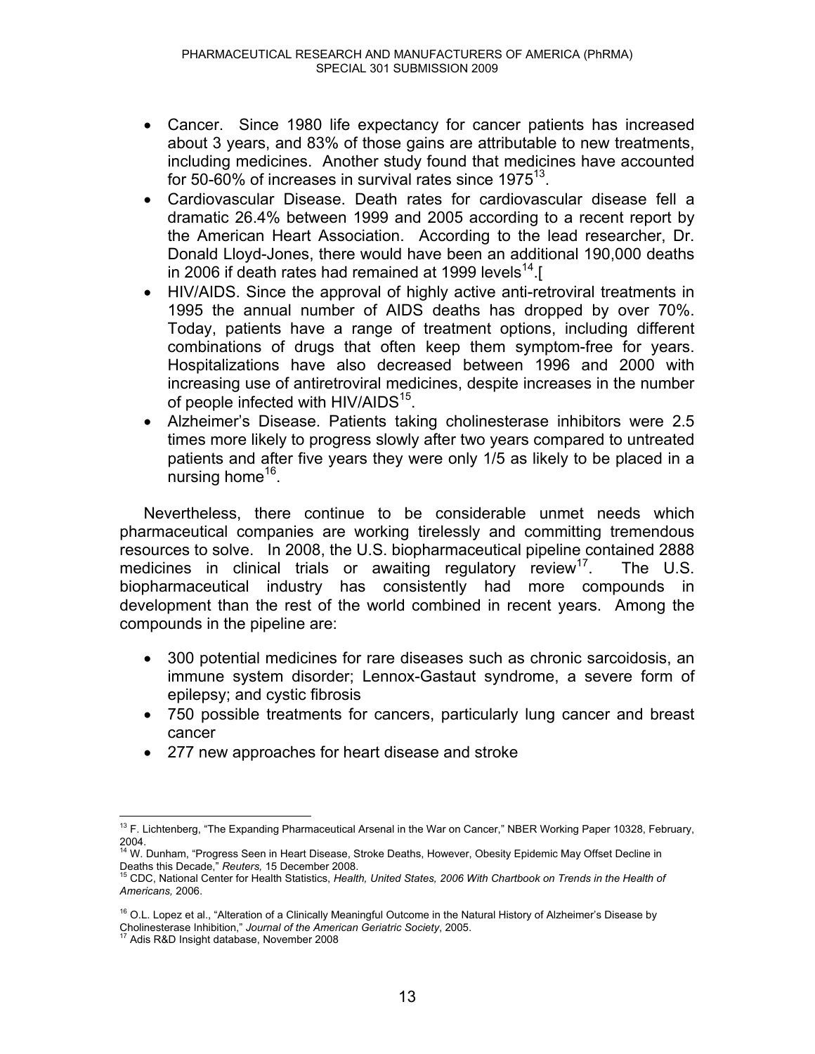- Cancer. Since 1980 life expectancy for cancer patients has increased about 3 years, and 83% of those gains are attributable to new treatments, including medicines. Another study found that medicines have accounted for 50-60% of increases in survival rates since 1975[13].
- Cardiovascular Disease. Death rates for cardiovascular disease fell a dramatic 26.4% between 1999 and 2005 according to a recent report by the American Heart Association. According to the lead researcher, Dr. Donald Lloyd-Jones, there would have been an additional 190,000 deaths in 2006 if death rates had remained at 1999 levels[14].[
- HIV/AIDS. Since the approval of highly active anti-retroviral treatments in 1995 the annual number of AIDS deaths has dropped by over 70%. Today, patients have a range of treatment options, including different combinations of drugs that often keep them symptom-free for years. Hospitalizations have also decreased between 1996 and 2000 with increasing use of antiretroviral medicines, despite increases in the number of people infected with HIV/AIDS[15].
- Alzheimer's Disease. Patients taking cholinesterase inhibitors were 2.5 times more likely to progress slowly after two years compared to untreated patients and after five years they were only 1/5 as likely to be placed in a nursing home[16].

Nevertheless, there continue to be considerable unmet needs which pharmaceutical companies are working tirelessly and committing tremendous resources to solve. In 2008, the U.S. biopharmaceutical pipeline contained 2888 medicines in clinical trials or awaiting regulatory review[17]. The U.S. biopharmaceutical industry has consistently had more compounds in development than the rest of the world combined in recent years. Among the compounds in the pipeline are:

- 300 potential medicines for rare diseases such as chronic sarcoidosis, an immune system disorder; Lennox-Gastaut syndrome, a severe form of epilepsy; and cystic fibrosis
- 750 possible treatments for cancers, particularly lung cancer and breast cancer
- 277 new approaches for heart disease and stroke

---

[13] F. Lichtenberg, "The Expanding Pharmaceutical Arsenal in the War on Cancer," NBER Working Paper 10328, February, 2004.

[14] W. Dunham, "Progress Seen in Heart Disease, Stroke Deaths, However, Obesity Epidemic May Offset Decline in Deaths this Decade," *Reuters,* 15 December 2008.

[15] CDC, National Center for Health Statistics, *Health, United States, 2006 With Chartbook on Trends in the Health of Americans,* 2006.

[16] O.L. Lopez et al., "Alteration of a Clinically Meaningful Outcome in the Natural History of Alzheimer's Disease by Cholinesterase Inhibition," *Journal of the American Geriatric Society*, 2005.

[17] Adis R&D Insight database, November 2008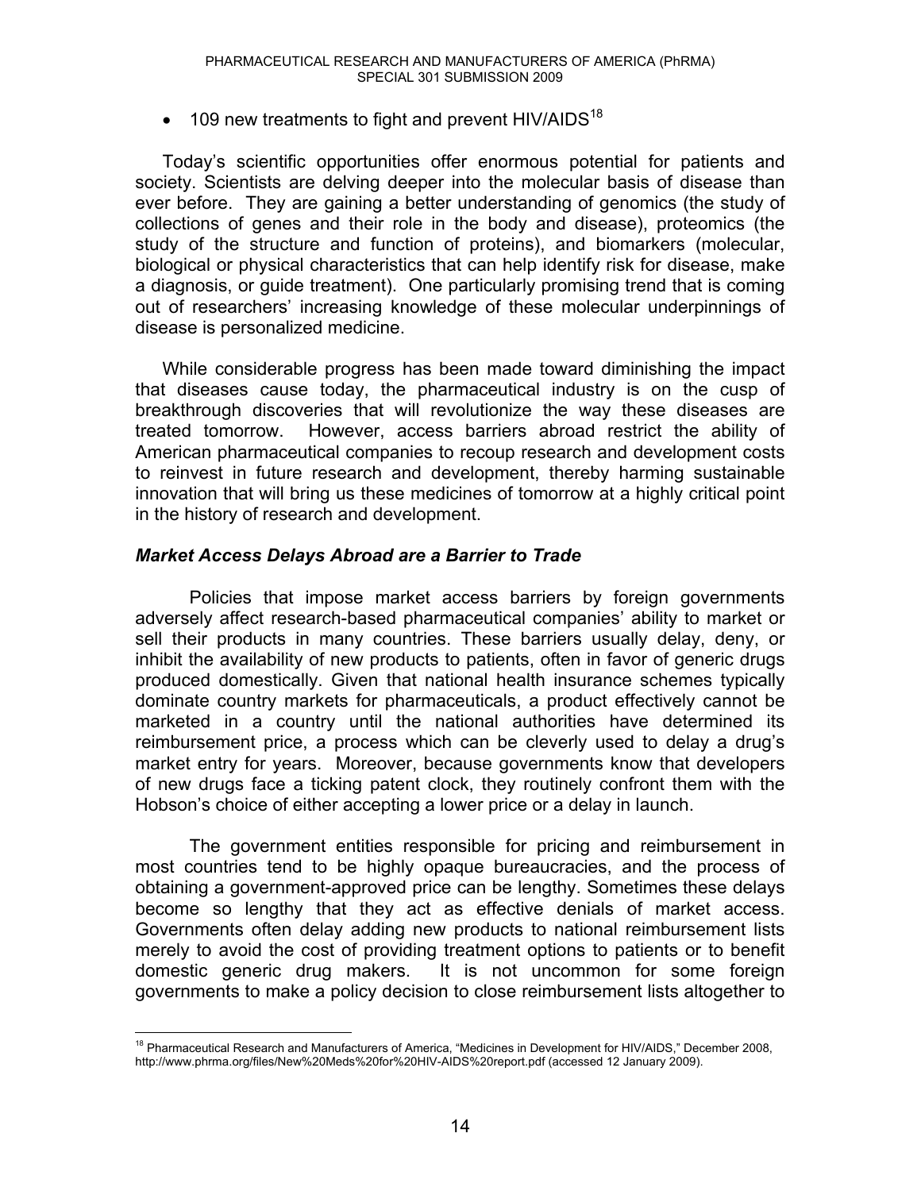- 109 new treatments to fight and prevent HIV/AIDS[18]

Today's scientific opportunities offer enormous potential for patients and society. Scientists are delving deeper into the molecular basis of disease than ever before. They are gaining a better understanding of genomics (the study of collections of genes and their role in the body and disease), proteomics (the study of the structure and function of proteins), and biomarkers (molecular, biological or physical characteristics that can help identify risk for disease, make a diagnosis, or guide treatment). One particularly promising trend that is coming out of researchers' increasing knowledge of these molecular underpinnings of disease is personalized medicine.

While considerable progress has been made toward diminishing the impact that diseases cause today, the pharmaceutical industry is on the cusp of breakthrough discoveries that will revolutionize the way these diseases are treated tomorrow. However, access barriers abroad restrict the ability of American pharmaceutical companies to recoup research and development costs to reinvest in future research and development, thereby harming sustainable innovation that will bring us these medicines of tomorrow at a highly critical point in the history of research and development.

### *Market Access Delays Abroad are a Barrier to Trade*

Policies that impose market access barriers by foreign governments adversely affect research-based pharmaceutical companies' ability to market or sell their products in many countries. These barriers usually delay, deny, or inhibit the availability of new products to patients, often in favor of generic drugs produced domestically. Given that national health insurance schemes typically dominate country markets for pharmaceuticals, a product effectively cannot be marketed in a country until the national authorities have determined its reimbursement price, a process which can be cleverly used to delay a drug's market entry for years. Moreover, because governments know that developers of new drugs face a ticking patent clock, they routinely confront them with the Hobson's choice of either accepting a lower price or a delay in launch.

The government entities responsible for pricing and reimbursement in most countries tend to be highly opaque bureaucracies, and the process of obtaining a government-approved price can be lengthy. Sometimes these delays become so lengthy that they act as effective denials of market access. Governments often delay adding new products to national reimbursement lists merely to avoid the cost of providing treatment options to patients or to benefit domestic generic drug makers. It is not uncommon for some foreign governments to make a policy decision to close reimbursement lists altogether to

[18] Pharmaceutical Research and Manufacturers of America, "Medicines in Development for HIV/AIDS," December 2008, http://www.phrma.org/files/New%20Meds%20for%20HIV-AIDS%20report.pdf (accessed 12 January 2009).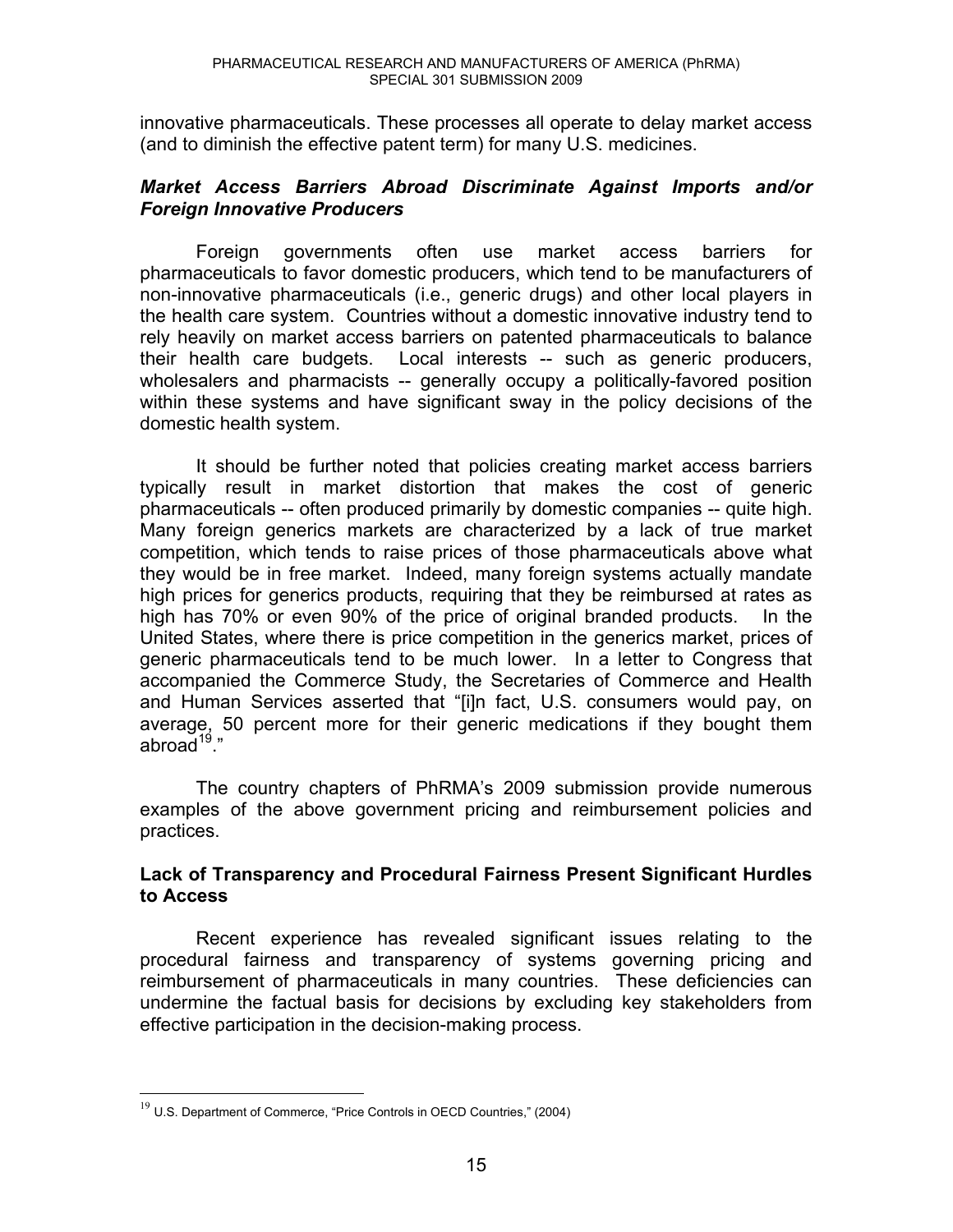innovative pharmaceuticals. These processes all operate to delay market access (and to diminish the effective patent term) for many U.S. medicines.

***Market Access Barriers Abroad Discriminate Against Imports and/or Foreign Innovative Producers***

Foreign governments often use market access barriers for pharmaceuticals to favor domestic producers, which tend to be manufacturers of non-innovative pharmaceuticals (i.e., generic drugs) and other local players in the health care system. Countries without a domestic innovative industry tend to rely heavily on market access barriers on patented pharmaceuticals to balance their health care budgets. Local interests -- such as generic producers, wholesalers and pharmacists -- generally occupy a politically-favored position within these systems and have significant sway in the policy decisions of the domestic health system.

It should be further noted that policies creating market access barriers typically result in market distortion that makes the cost of generic pharmaceuticals -- often produced primarily by domestic companies -- quite high. Many foreign generics markets are characterized by a lack of true market competition, which tends to raise prices of those pharmaceuticals above what they would be in free market. Indeed, many foreign systems actually mandate high prices for generics products, requiring that they be reimbursed at rates as high has 70% or even 90% of the price of original branded products. In the United States, where there is price competition in the generics market, prices of generic pharmaceuticals tend to be much lower. In a letter to Congress that accompanied the Commerce Study, the Secretaries of Commerce and Health and Human Services asserted that "[i]n fact, U.S. consumers would pay, on average, 50 percent more for their generic medications if they bought them abroad[19]."

The country chapters of PhRMA's 2009 submission provide numerous examples of the above government pricing and reimbursement policies and practices.

**Lack of Transparency and Procedural Fairness Present Significant Hurdles to Access**

Recent experience has revealed significant issues relating to the procedural fairness and transparency of systems governing pricing and reimbursement of pharmaceuticals in many countries. These deficiencies can undermine the factual basis for decisions by excluding key stakeholders from effective participation in the decision-making process.

[19] U.S. Department of Commerce, "Price Controls in OECD Countries," (2004)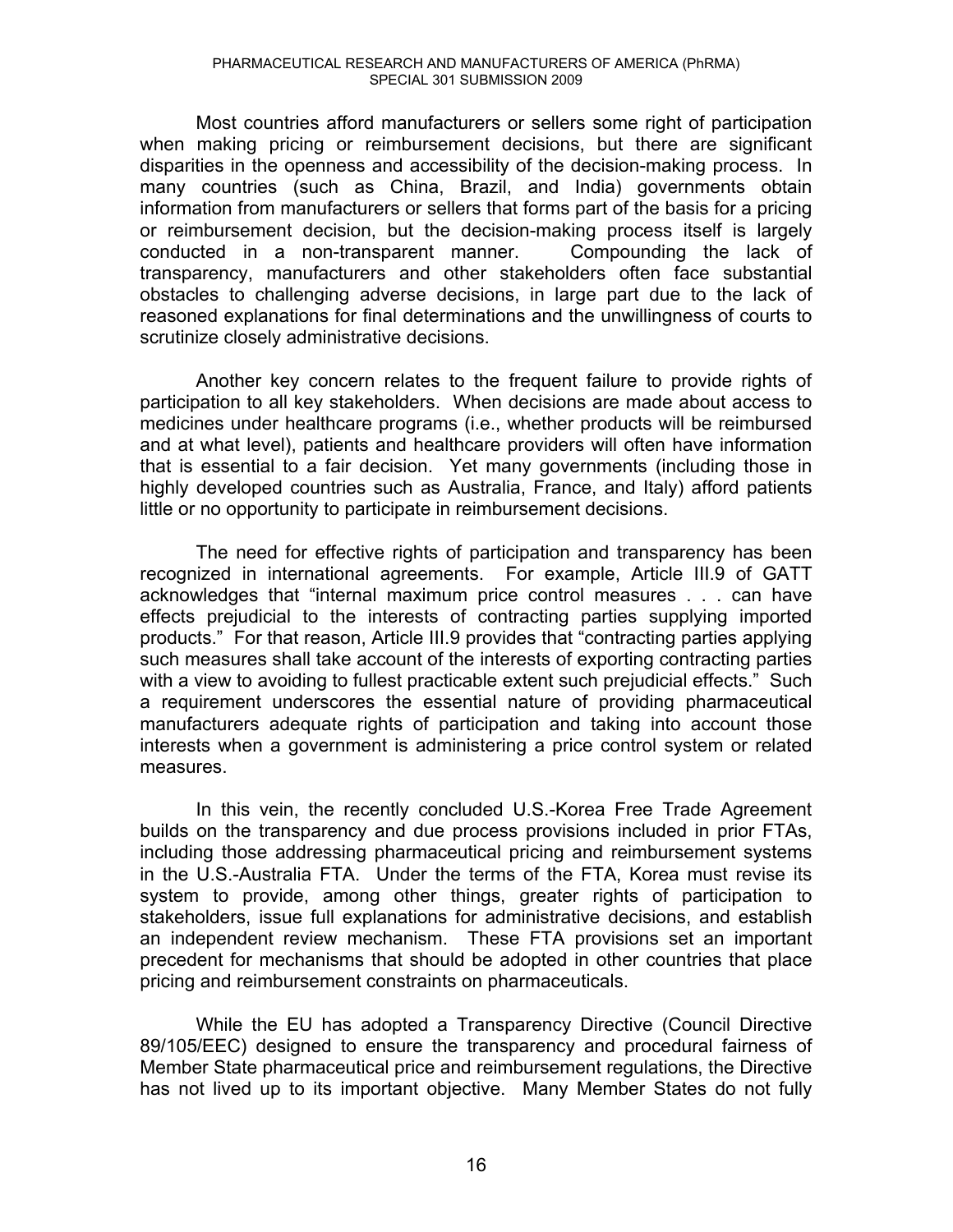Most countries afford manufacturers or sellers some right of participation when making pricing or reimbursement decisions, but there are significant disparities in the openness and accessibility of the decision-making process. In many countries (such as China, Brazil, and India) governments obtain information from manufacturers or sellers that forms part of the basis for a pricing or reimbursement decision, but the decision-making process itself is largely conducted in a non-transparent manner. Compounding the lack of transparency, manufacturers and other stakeholders often face substantial obstacles to challenging adverse decisions, in large part due to the lack of reasoned explanations for final determinations and the unwillingness of courts to scrutinize closely administrative decisions.

Another key concern relates to the frequent failure to provide rights of participation to all key stakeholders. When decisions are made about access to medicines under healthcare programs (i.e., whether products will be reimbursed and at what level), patients and healthcare providers will often have information that is essential to a fair decision. Yet many governments (including those in highly developed countries such as Australia, France, and Italy) afford patients little or no opportunity to participate in reimbursement decisions.

The need for effective rights of participation and transparency has been recognized in international agreements. For example, Article III.9 of GATT acknowledges that "internal maximum price control measures . . . can have effects prejudicial to the interests of contracting parties supplying imported products." For that reason, Article III.9 provides that "contracting parties applying such measures shall take account of the interests of exporting contracting parties with a view to avoiding to fullest practicable extent such prejudicial effects." Such a requirement underscores the essential nature of providing pharmaceutical manufacturers adequate rights of participation and taking into account those interests when a government is administering a price control system or related measures.

In this vein, the recently concluded U.S.-Korea Free Trade Agreement builds on the transparency and due process provisions included in prior FTAs, including those addressing pharmaceutical pricing and reimbursement systems in the U.S.-Australia FTA. Under the terms of the FTA, Korea must revise its system to provide, among other things, greater rights of participation to stakeholders, issue full explanations for administrative decisions, and establish an independent review mechanism. These FTA provisions set an important precedent for mechanisms that should be adopted in other countries that place pricing and reimbursement constraints on pharmaceuticals.

While the EU has adopted a Transparency Directive (Council Directive 89/105/EEC) designed to ensure the transparency and procedural fairness of Member State pharmaceutical price and reimbursement regulations, the Directive has not lived up to its important objective. Many Member States do not fully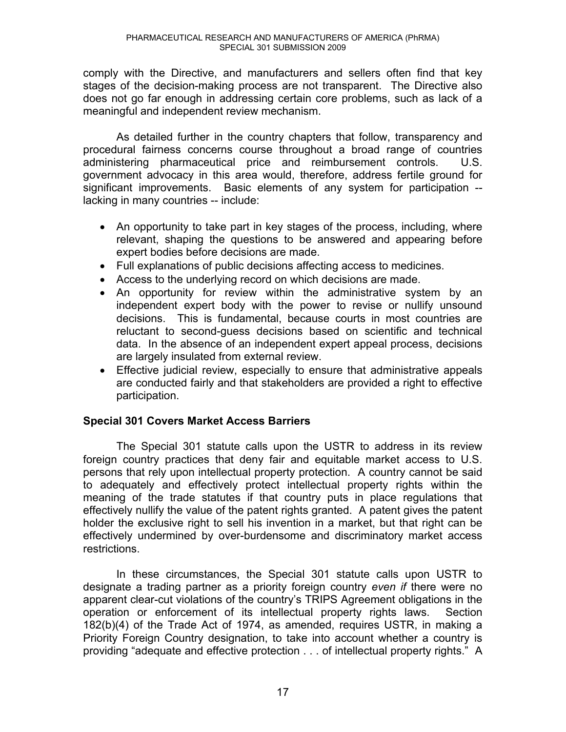comply with the Directive, and manufacturers and sellers often find that key stages of the decision-making process are not transparent. The Directive also does not go far enough in addressing certain core problems, such as lack of a meaningful and independent review mechanism.

As detailed further in the country chapters that follow, transparency and procedural fairness concerns course throughout a broad range of countries administering pharmaceutical price and reimbursement controls. U.S. government advocacy in this area would, therefore, address fertile ground for significant improvements. Basic elements of any system for participation -- lacking in many countries -- include:

- An opportunity to take part in key stages of the process, including, where relevant, shaping the questions to be answered and appearing before expert bodies before decisions are made.
- Full explanations of public decisions affecting access to medicines.
- Access to the underlying record on which decisions are made.
- An opportunity for review within the administrative system by an independent expert body with the power to revise or nullify unsound decisions. This is fundamental, because courts in most countries are reluctant to second-guess decisions based on scientific and technical data. In the absence of an independent expert appeal process, decisions are largely insulated from external review.
- Effective judicial review, especially to ensure that administrative appeals are conducted fairly and that stakeholders are provided a right to effective participation.

**Special 301 Covers Market Access Barriers**

The Special 301 statute calls upon the USTR to address in its review foreign country practices that deny fair and equitable market access to U.S. persons that rely upon intellectual property protection. A country cannot be said to adequately and effectively protect intellectual property rights within the meaning of the trade statutes if that country puts in place regulations that effectively nullify the value of the patent rights granted. A patent gives the patent holder the exclusive right to sell his invention in a market, but that right can be effectively undermined by over-burdensome and discriminatory market access restrictions.

In these circumstances, the Special 301 statute calls upon USTR to designate a trading partner as a priority foreign country *even if* there were no apparent clear-cut violations of the country's TRIPS Agreement obligations in the operation or enforcement of its intellectual property rights laws. Section 182(b)(4) of the Trade Act of 1974, as amended, requires USTR, in making a Priority Foreign Country designation, to take into account whether a country is providing "adequate and effective protection . . . of intellectual property rights." A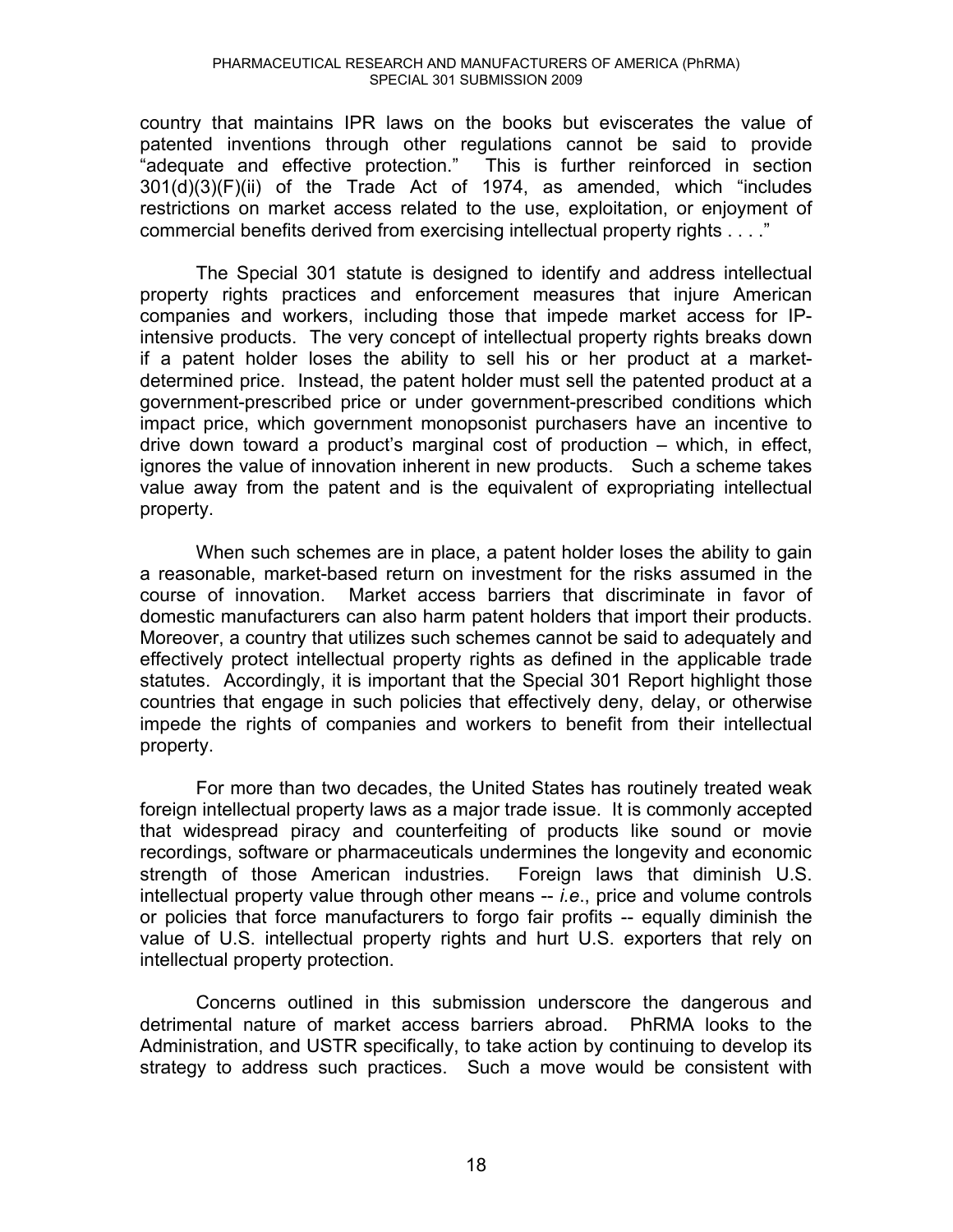country that maintains IPR laws on the books but eviscerates the value of patented inventions through other regulations cannot be said to provide "adequate and effective protection." This is further reinforced in section 301(d)(3)(F)(ii) of the Trade Act of 1974, as amended, which "includes restrictions on market access related to the use, exploitation, or enjoyment of commercial benefits derived from exercising intellectual property rights . . . ."

The Special 301 statute is designed to identify and address intellectual property rights practices and enforcement measures that injure American companies and workers, including those that impede market access for IP-intensive products. The very concept of intellectual property rights breaks down if a patent holder loses the ability to sell his or her product at a market-determined price. Instead, the patent holder must sell the patented product at a government-prescribed price or under government-prescribed conditions which impact price, which government monopsonist purchasers have an incentive to drive down toward a product's marginal cost of production – which, in effect, ignores the value of innovation inherent in new products. Such a scheme takes value away from the patent and is the equivalent of expropriating intellectual property.

When such schemes are in place, a patent holder loses the ability to gain a reasonable, market-based return on investment for the risks assumed in the course of innovation. Market access barriers that discriminate in favor of domestic manufacturers can also harm patent holders that import their products. Moreover, a country that utilizes such schemes cannot be said to adequately and effectively protect intellectual property rights as defined in the applicable trade statutes. Accordingly, it is important that the Special 301 Report highlight those countries that engage in such policies that effectively deny, delay, or otherwise impede the rights of companies and workers to benefit from their intellectual property.

For more than two decades, the United States has routinely treated weak foreign intellectual property laws as a major trade issue. It is commonly accepted that widespread piracy and counterfeiting of products like sound or movie recordings, software or pharmaceuticals undermines the longevity and economic strength of those American industries. Foreign laws that diminish U.S. intellectual property value through other means -- *i.e*., price and volume controls or policies that force manufacturers to forgo fair profits -- equally diminish the value of U.S. intellectual property rights and hurt U.S. exporters that rely on intellectual property protection.

Concerns outlined in this submission underscore the dangerous and detrimental nature of market access barriers abroad. PhRMA looks to the Administration, and USTR specifically, to take action by continuing to develop its strategy to address such practices. Such a move would be consistent with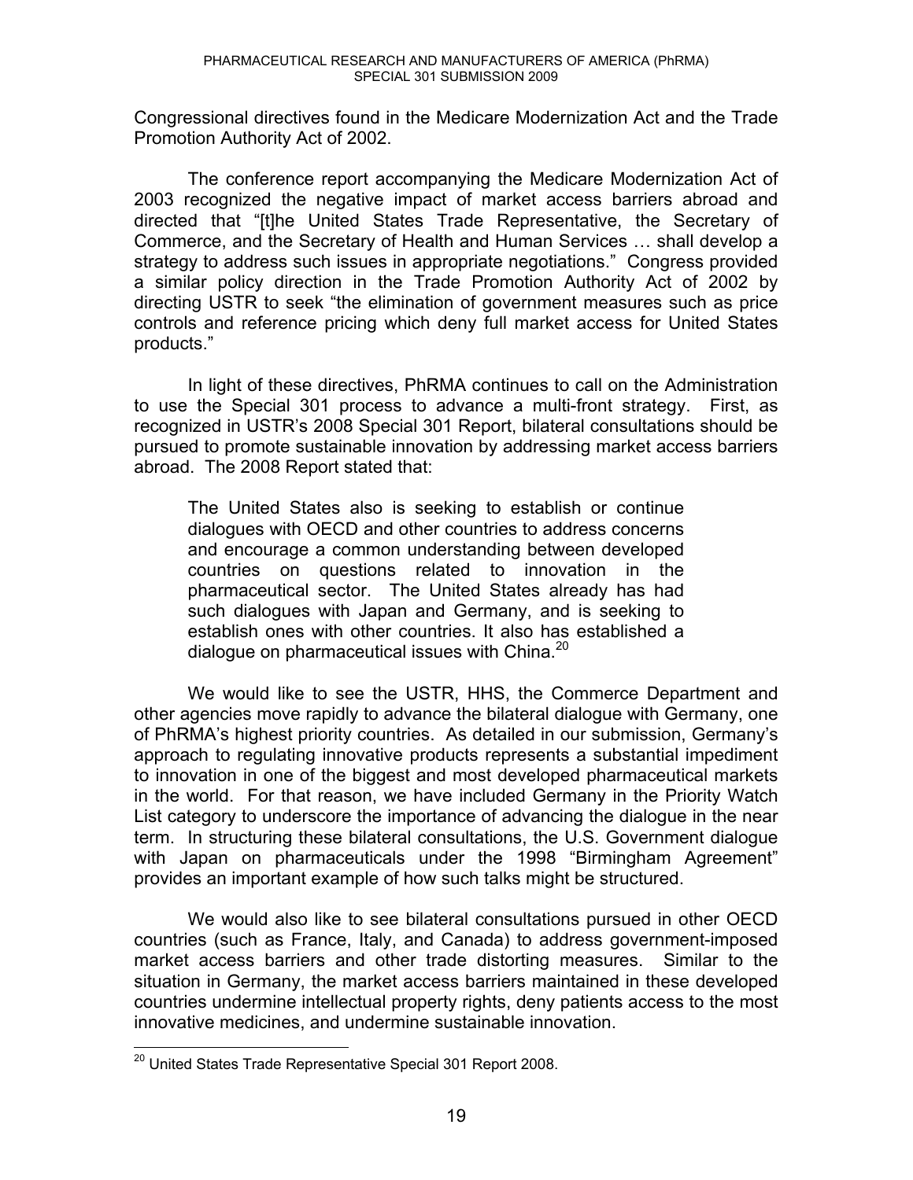Congressional directives found in the Medicare Modernization Act and the Trade Promotion Authority Act of 2002.

The conference report accompanying the Medicare Modernization Act of 2003 recognized the negative impact of market access barriers abroad and directed that "[t]he United States Trade Representative, the Secretary of Commerce, and the Secretary of Health and Human Services … shall develop a strategy to address such issues in appropriate negotiations." Congress provided a similar policy direction in the Trade Promotion Authority Act of 2002 by directing USTR to seek "the elimination of government measures such as price controls and reference pricing which deny full market access for United States products."

In light of these directives, PhRMA continues to call on the Administration to use the Special 301 process to advance a multi-front strategy. First, as recognized in USTR's 2008 Special 301 Report, bilateral consultations should be pursued to promote sustainable innovation by addressing market access barriers abroad. The 2008 Report stated that:

> The United States also is seeking to establish or continue dialogues with OECD and other countries to address concerns and encourage a common understanding between developed countries on questions related to innovation in the pharmaceutical sector. The United States already has had such dialogues with Japan and Germany, and is seeking to establish ones with other countries. It also has established a dialogue on pharmaceutical issues with China.[20]

We would like to see the USTR, HHS, the Commerce Department and other agencies move rapidly to advance the bilateral dialogue with Germany, one of PhRMA's highest priority countries. As detailed in our submission, Germany's approach to regulating innovative products represents a substantial impediment to innovation in one of the biggest and most developed pharmaceutical markets in the world. For that reason, we have included Germany in the Priority Watch List category to underscore the importance of advancing the dialogue in the near term. In structuring these bilateral consultations, the U.S. Government dialogue with Japan on pharmaceuticals under the 1998 "Birmingham Agreement" provides an important example of how such talks might be structured.

We would also like to see bilateral consultations pursued in other OECD countries (such as France, Italy, and Canada) to address government-imposed market access barriers and other trade distorting measures. Similar to the situation in Germany, the market access barriers maintained in these developed countries undermine intellectual property rights, deny patients access to the most innovative medicines, and undermine sustainable innovation.

[20] United States Trade Representative Special 301 Report 2008.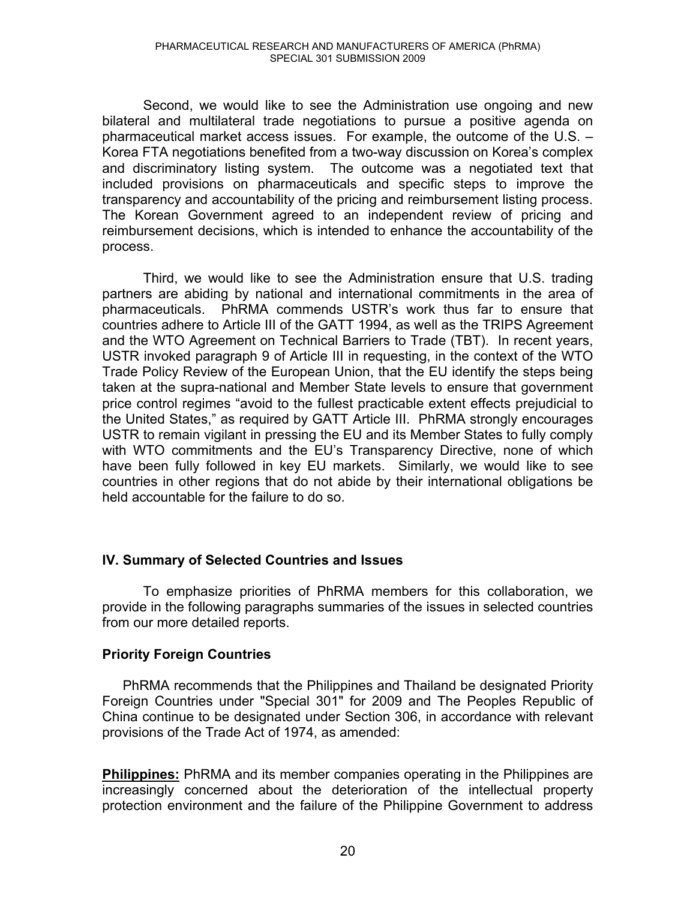Second, we would like to see the Administration use ongoing and new bilateral and multilateral trade negotiations to pursue a positive agenda on pharmaceutical market access issues. For example, the outcome of the U.S. – Korea FTA negotiations benefited from a two-way discussion on Korea's complex and discriminatory listing system. The outcome was a negotiated text that included provisions on pharmaceuticals and specific steps to improve the transparency and accountability of the pricing and reimbursement listing process. The Korean Government agreed to an independent review of pricing and reimbursement decisions, which is intended to enhance the accountability of the process.

Third, we would like to see the Administration ensure that U.S. trading partners are abiding by national and international commitments in the area of pharmaceuticals. PhRMA commends USTR's work thus far to ensure that countries adhere to Article III of the GATT 1994, as well as the TRIPS Agreement and the WTO Agreement on Technical Barriers to Trade (TBT). In recent years, USTR invoked paragraph 9 of Article III in requesting, in the context of the WTO Trade Policy Review of the European Union, that the EU identify the steps being taken at the supra-national and Member State levels to ensure that government price control regimes "avoid to the fullest practicable extent effects prejudicial to the United States," as required by GATT Article III. PhRMA strongly encourages USTR to remain vigilant in pressing the EU and its Member States to fully comply with WTO commitments and the EU's Transparency Directive, none of which have been fully followed in key EU markets. Similarly, we would like to see countries in other regions that do not abide by their international obligations be held accountable for the failure to do so.

## IV. Summary of Selected Countries and Issues

To emphasize priorities of PhRMA members for this collaboration, we provide in the following paragraphs summaries of the issues in selected countries from our more detailed reports.

### Priority Foreign Countries

PhRMA recommends that the Philippines and Thailand be designated Priority Foreign Countries under "Special 301" for 2009 and The Peoples Republic of China continue to be designated under Section 306, in accordance with relevant provisions of the Trade Act of 1974, as amended:

**Philippines:** PhRMA and its member companies operating in the Philippines are increasingly concerned about the deterioration of the intellectual property protection environment and the failure of the Philippine Government to address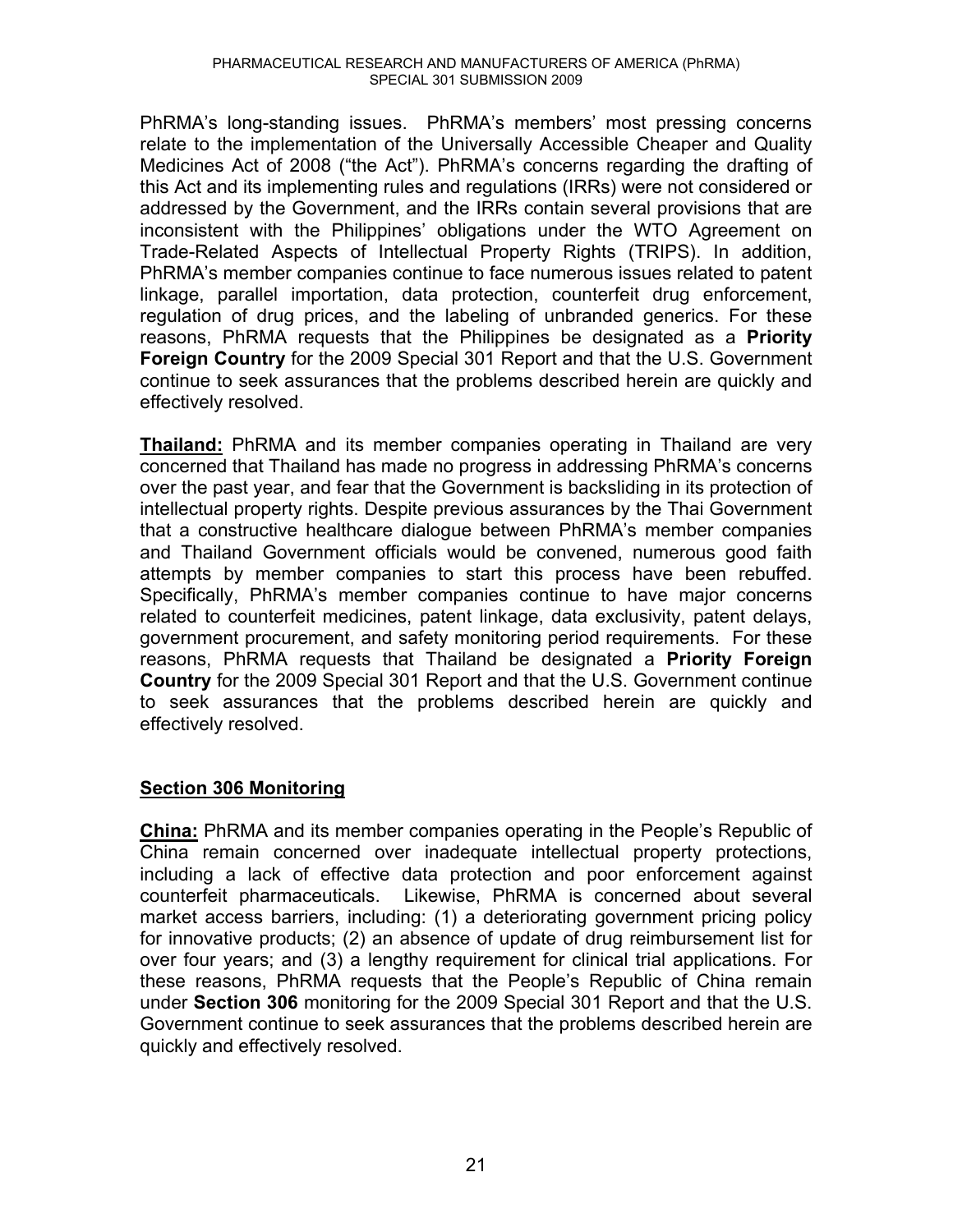PhRMA's long-standing issues. PhRMA's members' most pressing concerns relate to the implementation of the Universally Accessible Cheaper and Quality Medicines Act of 2008 ("the Act"). PhRMA's concerns regarding the drafting of this Act and its implementing rules and regulations (IRRs) were not considered or addressed by the Government, and the IRRs contain several provisions that are inconsistent with the Philippines' obligations under the WTO Agreement on Trade-Related Aspects of Intellectual Property Rights (TRIPS). In addition, PhRMA's member companies continue to face numerous issues related to patent linkage, parallel importation, data protection, counterfeit drug enforcement, regulation of drug prices, and the labeling of unbranded generics. For these reasons, PhRMA requests that the Philippines be designated as a **Priority Foreign Country** for the 2009 Special 301 Report and that the U.S. Government continue to seek assurances that the problems described herein are quickly and effectively resolved.

**Thailand:** PhRMA and its member companies operating in Thailand are very concerned that Thailand has made no progress in addressing PhRMA's concerns over the past year, and fear that the Government is backsliding in its protection of intellectual property rights. Despite previous assurances by the Thai Government that a constructive healthcare dialogue between PhRMA's member companies and Thailand Government officials would be convened, numerous good faith attempts by member companies to start this process have been rebuffed. Specifically, PhRMA's member companies continue to have major concerns related to counterfeit medicines, patent linkage, data exclusivity, patent delays, government procurement, and safety monitoring period requirements. For these reasons, PhRMA requests that Thailand be designated a **Priority Foreign Country** for the 2009 Special 301 Report and that the U.S. Government continue to seek assurances that the problems described herein are quickly and effectively resolved.

## Section 306 Monitoring

**China:** PhRMA and its member companies operating in the People's Republic of China remain concerned over inadequate intellectual property protections, including a lack of effective data protection and poor enforcement against counterfeit pharmaceuticals. Likewise, PhRMA is concerned about several market access barriers, including: (1) a deteriorating government pricing policy for innovative products; (2) an absence of update of drug reimbursement list for over four years; and (3) a lengthy requirement for clinical trial applications. For these reasons, PhRMA requests that the People's Republic of China remain under **Section 306** monitoring for the 2009 Special 301 Report and that the U.S. Government continue to seek assurances that the problems described herein are quickly and effectively resolved.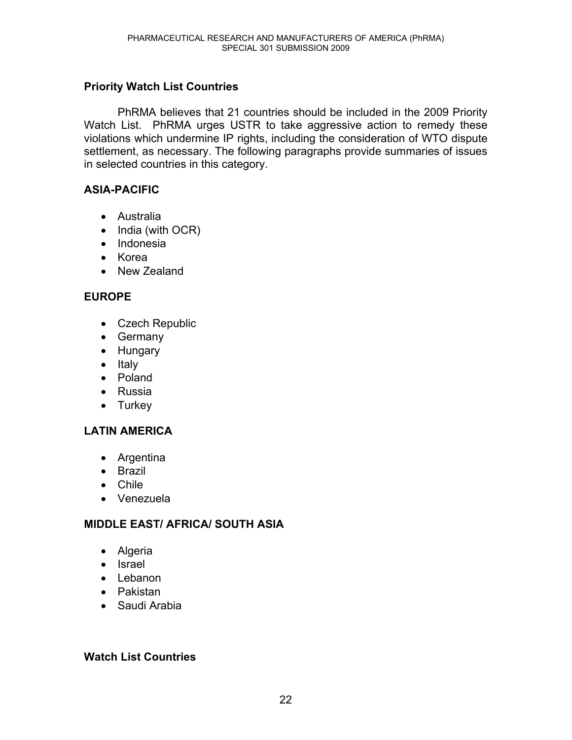## Priority Watch List Countries

PhRMA believes that 21 countries should be included in the 2009 Priority Watch List. PhRMA urges USTR to take aggressive action to remedy these violations which undermine IP rights, including the consideration of WTO dispute settlement, as necessary. The following paragraphs provide summaries of issues in selected countries in this category.

### ASIA-PACIFIC

- Australia
- India (with OCR)
- Indonesia
- Korea
- New Zealand

### EUROPE

- Czech Republic
- Germany
- Hungary
- Italy
- Poland
- Russia
- Turkey

### LATIN AMERICA

- Argentina
- Brazil
- Chile
- Venezuela

### MIDDLE EAST/ AFRICA/ SOUTH ASIA

- Algeria
- Israel
- Lebanon
- Pakistan
- Saudi Arabia

## Watch List Countries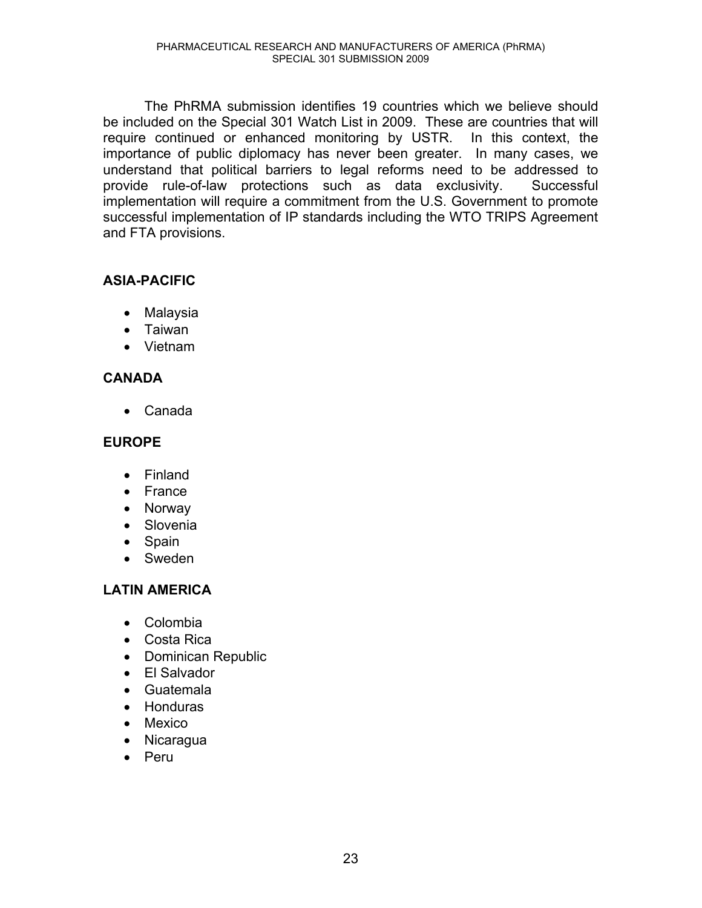The PhRMA submission identifies 19 countries which we believe should be included on the Special 301 Watch List in 2009. These are countries that will require continued or enhanced monitoring by USTR. In this context, the importance of public diplomacy has never been greater. In many cases, we understand that political barriers to legal reforms need to be addressed to provide rule-of-law protections such as data exclusivity. Successful implementation will require a commitment from the U.S. Government to promote successful implementation of IP standards including the WTO TRIPS Agreement and FTA provisions.

**ASIA-PACIFIC**

- Malaysia
- Taiwan
- Vietnam

**CANADA**

- Canada

**EUROPE**

- Finland
- France
- Norway
- Slovenia
- Spain
- Sweden

**LATIN AMERICA**

- Colombia
- Costa Rica
- Dominican Republic
- El Salvador
- Guatemala
- Honduras
- Mexico
- Nicaragua
- Peru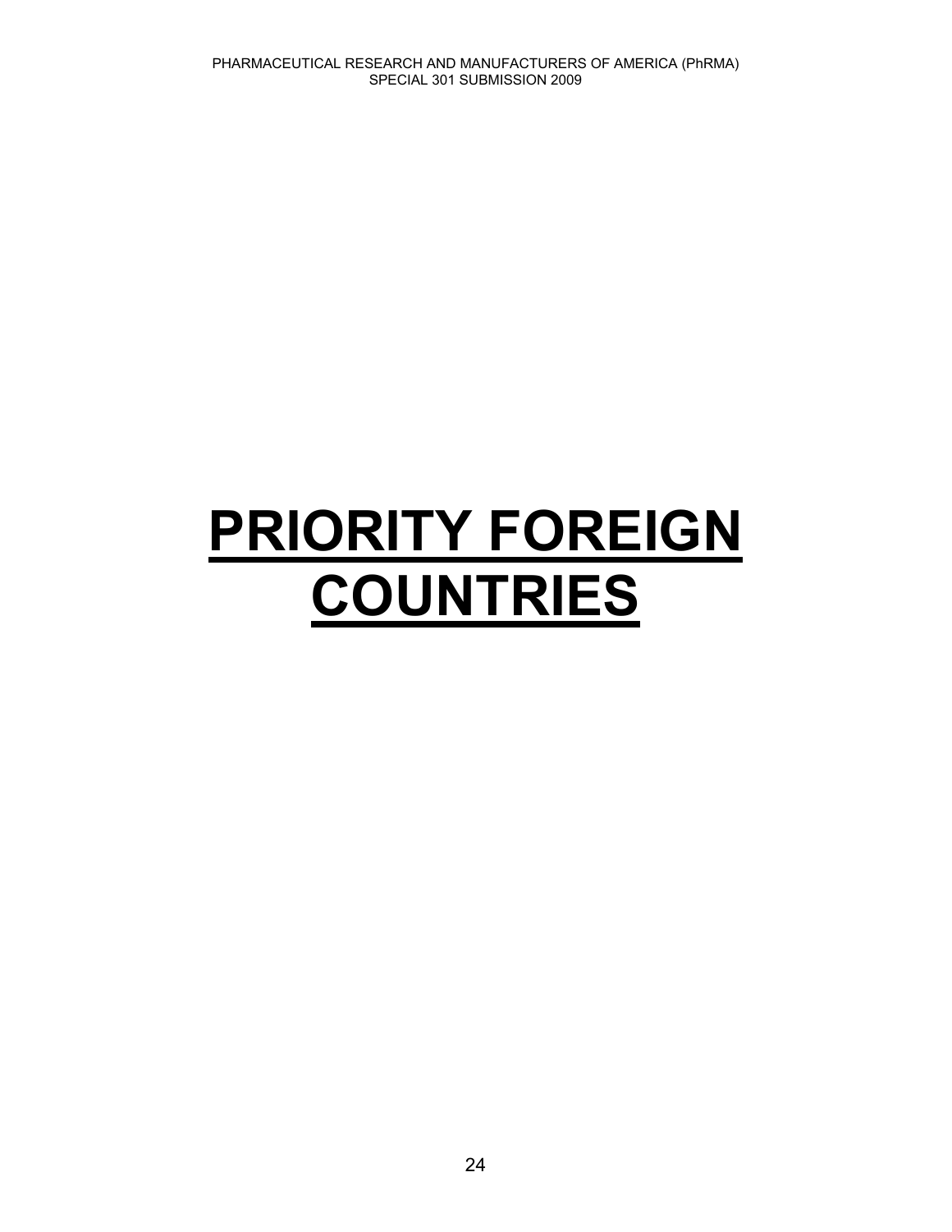# PRIORITY FOREIGN COUNTRIES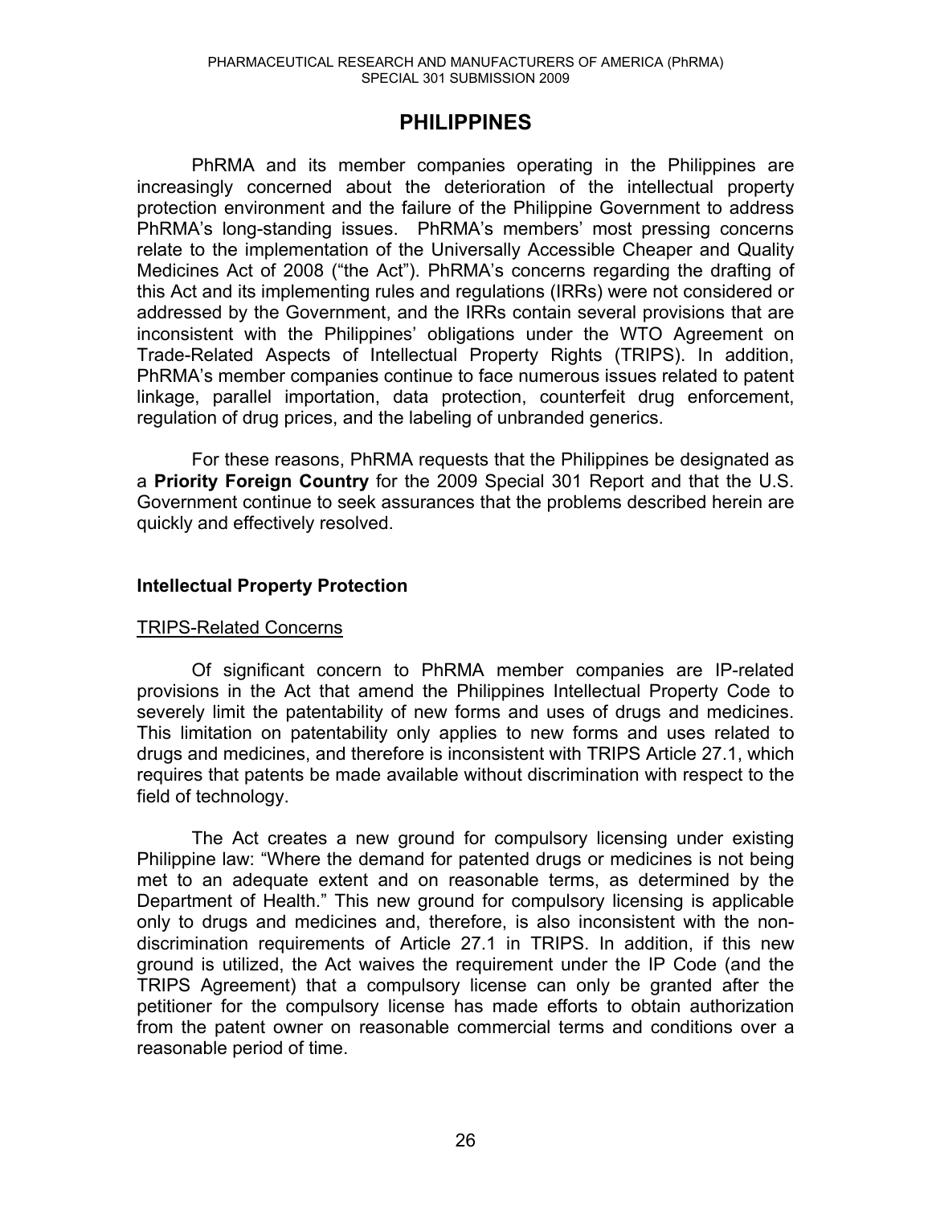# PHILIPPINES

PhRMA and its member companies operating in the Philippines are increasingly concerned about the deterioration of the intellectual property protection environment and the failure of the Philippine Government to address PhRMA's long-standing issues. PhRMA's members' most pressing concerns relate to the implementation of the Universally Accessible Cheaper and Quality Medicines Act of 2008 ("the Act"). PhRMA's concerns regarding the drafting of this Act and its implementing rules and regulations (IRRs) were not considered or addressed by the Government, and the IRRs contain several provisions that are inconsistent with the Philippines' obligations under the WTO Agreement on Trade-Related Aspects of Intellectual Property Rights (TRIPS). In addition, PhRMA's member companies continue to face numerous issues related to patent linkage, parallel importation, data protection, counterfeit drug enforcement, regulation of drug prices, and the labeling of unbranded generics.

For these reasons, PhRMA requests that the Philippines be designated as a **Priority Foreign Country** for the 2009 Special 301 Report and that the U.S. Government continue to seek assurances that the problems described herein are quickly and effectively resolved.

## Intellectual Property Protection

### TRIPS-Related Concerns

Of significant concern to PhRMA member companies are IP-related provisions in the Act that amend the Philippines Intellectual Property Code to severely limit the patentability of new forms and uses of drugs and medicines. This limitation on patentability only applies to new forms and uses related to drugs and medicines, and therefore is inconsistent with TRIPS Article 27.1, which requires that patents be made available without discrimination with respect to the field of technology.

The Act creates a new ground for compulsory licensing under existing Philippine law: "Where the demand for patented drugs or medicines is not being met to an adequate extent and on reasonable terms, as determined by the Department of Health." This new ground for compulsory licensing is applicable only to drugs and medicines and, therefore, is also inconsistent with the non-discrimination requirements of Article 27.1 in TRIPS. In addition, if this new ground is utilized, the Act waives the requirement under the IP Code (and the TRIPS Agreement) that a compulsory license can only be granted after the petitioner for the compulsory license has made efforts to obtain authorization from the patent owner on reasonable commercial terms and conditions over a reasonable period of time.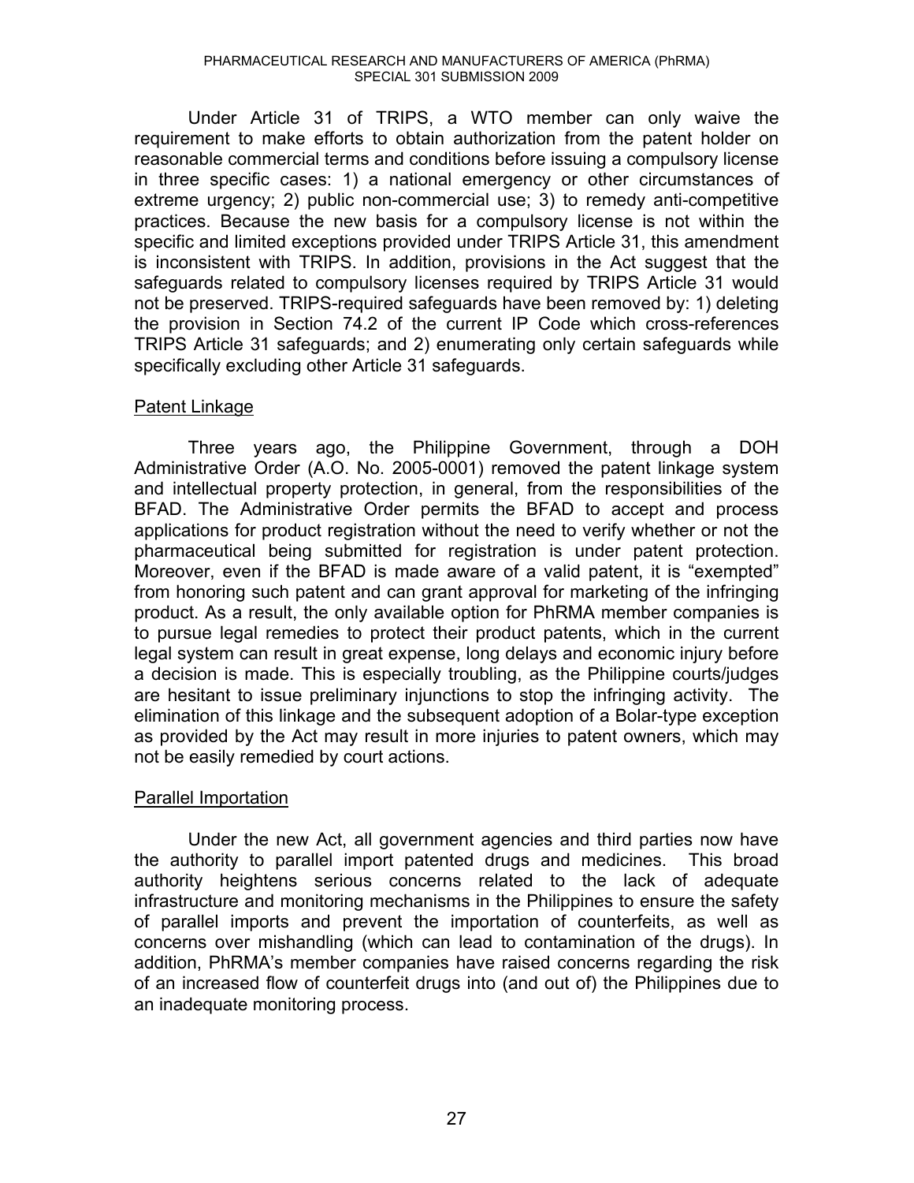Under Article 31 of TRIPS, a WTO member can only waive the requirement to make efforts to obtain authorization from the patent holder on reasonable commercial terms and conditions before issuing a compulsory license in three specific cases: 1) a national emergency or other circumstances of extreme urgency; 2) public non-commercial use; 3) to remedy anti-competitive practices. Because the new basis for a compulsory license is not within the specific and limited exceptions provided under TRIPS Article 31, this amendment is inconsistent with TRIPS. In addition, provisions in the Act suggest that the safeguards related to compulsory licenses required by TRIPS Article 31 would not be preserved. TRIPS-required safeguards have been removed by: 1) deleting the provision in Section 74.2 of the current IP Code which cross-references TRIPS Article 31 safeguards; and 2) enumerating only certain safeguards while specifically excluding other Article 31 safeguards.

## Patent Linkage

Three years ago, the Philippine Government, through a DOH Administrative Order (A.O. No. 2005-0001) removed the patent linkage system and intellectual property protection, in general, from the responsibilities of the BFAD. The Administrative Order permits the BFAD to accept and process applications for product registration without the need to verify whether or not the pharmaceutical being submitted for registration is under patent protection. Moreover, even if the BFAD is made aware of a valid patent, it is "exempted" from honoring such patent and can grant approval for marketing of the infringing product. As a result, the only available option for PhRMA member companies is to pursue legal remedies to protect their product patents, which in the current legal system can result in great expense, long delays and economic injury before a decision is made. This is especially troubling, as the Philippine courts/judges are hesitant to issue preliminary injunctions to stop the infringing activity. The elimination of this linkage and the subsequent adoption of a Bolar-type exception as provided by the Act may result in more injuries to patent owners, which may not be easily remedied by court actions.

## Parallel Importation

Under the new Act, all government agencies and third parties now have the authority to parallel import patented drugs and medicines. This broad authority heightens serious concerns related to the lack of adequate infrastructure and monitoring mechanisms in the Philippines to ensure the safety of parallel imports and prevent the importation of counterfeits, as well as concerns over mishandling (which can lead to contamination of the drugs). In addition, PhRMA's member companies have raised concerns regarding the risk of an increased flow of counterfeit drugs into (and out of) the Philippines due to an inadequate monitoring process.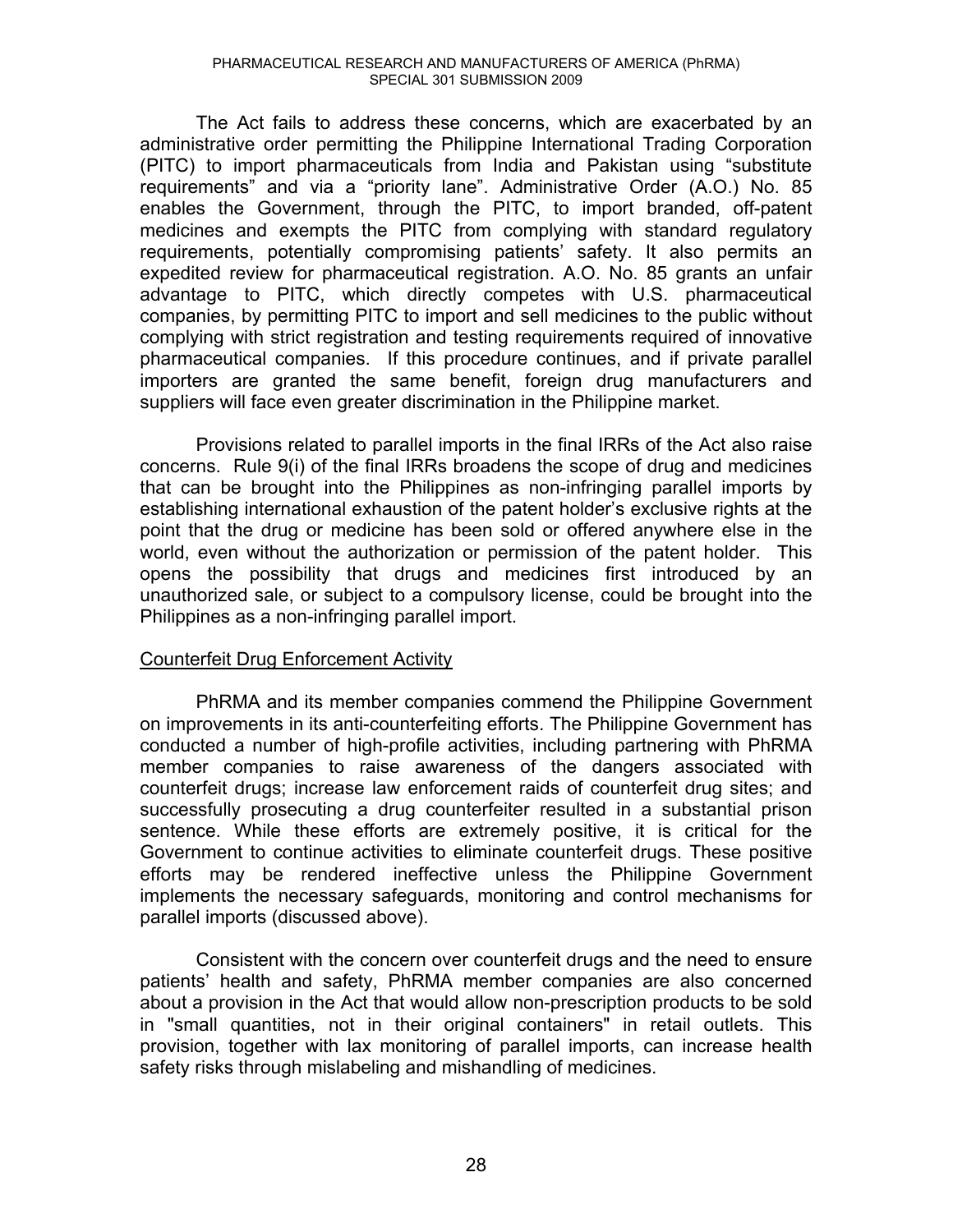The Act fails to address these concerns, which are exacerbated by an administrative order permitting the Philippine International Trading Corporation (PITC) to import pharmaceuticals from India and Pakistan using "substitute requirements" and via a "priority lane". Administrative Order (A.O.) No. 85 enables the Government, through the PITC, to import branded, off-patent medicines and exempts the PITC from complying with standard regulatory requirements, potentially compromising patients' safety. It also permits an expedited review for pharmaceutical registration. A.O. No. 85 grants an unfair advantage to PITC, which directly competes with U.S. pharmaceutical companies, by permitting PITC to import and sell medicines to the public without complying with strict registration and testing requirements required of innovative pharmaceutical companies. If this procedure continues, and if private parallel importers are granted the same benefit, foreign drug manufacturers and suppliers will face even greater discrimination in the Philippine market.

Provisions related to parallel imports in the final IRRs of the Act also raise concerns. Rule 9(i) of the final IRRs broadens the scope of drug and medicines that can be brought into the Philippines as non-infringing parallel imports by establishing international exhaustion of the patent holder's exclusive rights at the point that the drug or medicine has been sold or offered anywhere else in the world, even without the authorization or permission of the patent holder. This opens the possibility that drugs and medicines first introduced by an unauthorized sale, or subject to a compulsory license, could be brought into the Philippines as a non-infringing parallel import.

## Counterfeit Drug Enforcement Activity

PhRMA and its member companies commend the Philippine Government on improvements in its anti-counterfeiting efforts. The Philippine Government has conducted a number of high-profile activities, including partnering with PhRMA member companies to raise awareness of the dangers associated with counterfeit drugs; increase law enforcement raids of counterfeit drug sites; and successfully prosecuting a drug counterfeiter resulted in a substantial prison sentence. While these efforts are extremely positive, it is critical for the Government to continue activities to eliminate counterfeit drugs. These positive efforts may be rendered ineffective unless the Philippine Government implements the necessary safeguards, monitoring and control mechanisms for parallel imports (discussed above).

Consistent with the concern over counterfeit drugs and the need to ensure patients' health and safety, PhRMA member companies are also concerned about a provision in the Act that would allow non-prescription products to be sold in "small quantities, not in their original containers" in retail outlets. This provision, together with lax monitoring of parallel imports, can increase health safety risks through mislabeling and mishandling of medicines.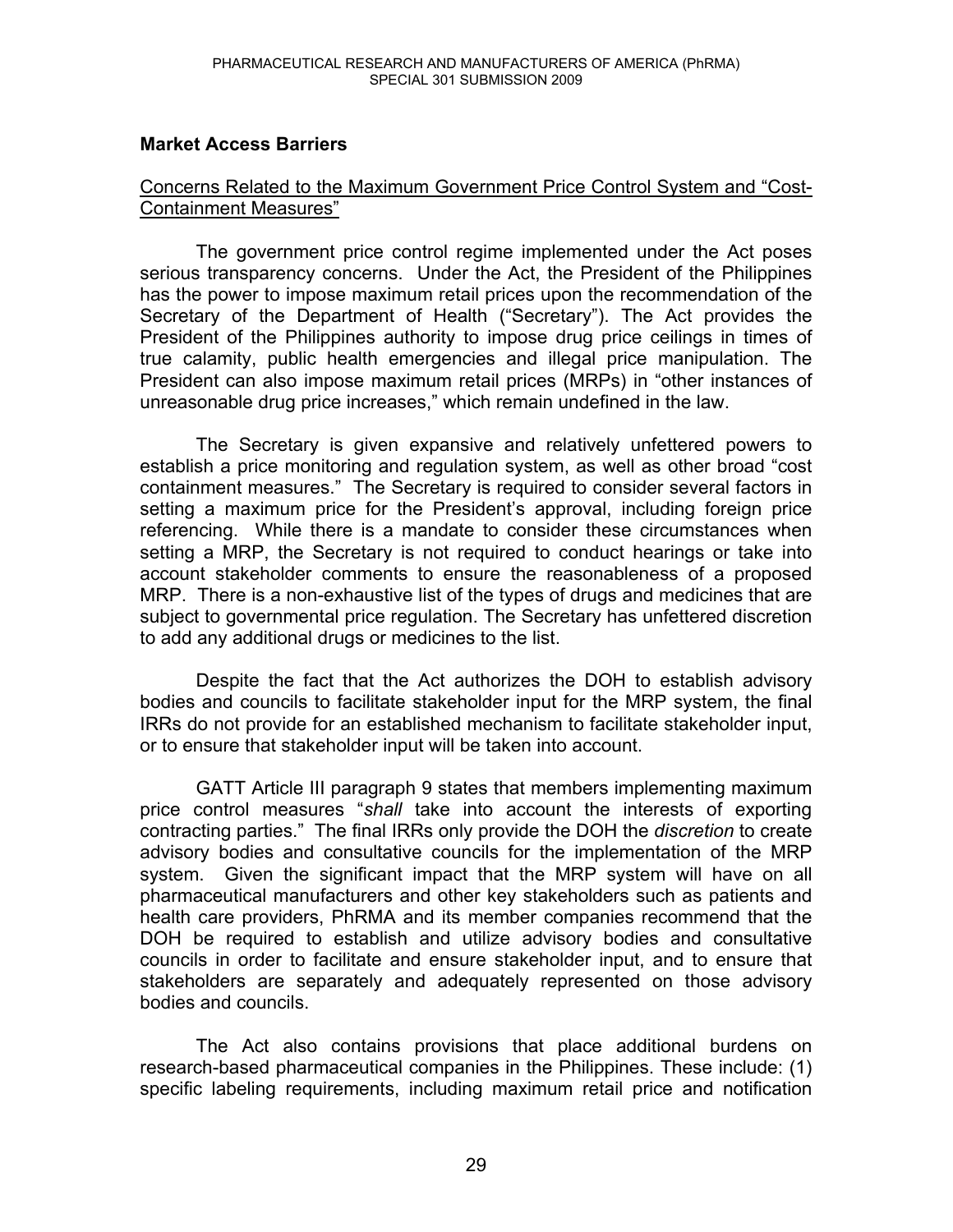## Market Access Barriers

Concerns Related to the Maximum Government Price Control System and "Cost-Containment Measures"

The government price control regime implemented under the Act poses serious transparency concerns. Under the Act, the President of the Philippines has the power to impose maximum retail prices upon the recommendation of the Secretary of the Department of Health ("Secretary"). The Act provides the President of the Philippines authority to impose drug price ceilings in times of true calamity, public health emergencies and illegal price manipulation. The President can also impose maximum retail prices (MRPs) in "other instances of unreasonable drug price increases," which remain undefined in the law.

The Secretary is given expansive and relatively unfettered powers to establish a price monitoring and regulation system, as well as other broad "cost containment measures." The Secretary is required to consider several factors in setting a maximum price for the President's approval, including foreign price referencing. While there is a mandate to consider these circumstances when setting a MRP, the Secretary is not required to conduct hearings or take into account stakeholder comments to ensure the reasonableness of a proposed MRP. There is a non-exhaustive list of the types of drugs and medicines that are subject to governmental price regulation. The Secretary has unfettered discretion to add any additional drugs or medicines to the list.

Despite the fact that the Act authorizes the DOH to establish advisory bodies and councils to facilitate stakeholder input for the MRP system, the final IRRs do not provide for an established mechanism to facilitate stakeholder input, or to ensure that stakeholder input will be taken into account.

GATT Article III paragraph 9 states that members implementing maximum price control measures "*shall* take into account the interests of exporting contracting parties." The final IRRs only provide the DOH the *discretion* to create advisory bodies and consultative councils for the implementation of the MRP system. Given the significant impact that the MRP system will have on all pharmaceutical manufacturers and other key stakeholders such as patients and health care providers, PhRMA and its member companies recommend that the DOH be required to establish and utilize advisory bodies and consultative councils in order to facilitate and ensure stakeholder input, and to ensure that stakeholders are separately and adequately represented on those advisory bodies and councils.

The Act also contains provisions that place additional burdens on research-based pharmaceutical companies in the Philippines. These include: (1) specific labeling requirements, including maximum retail price and notification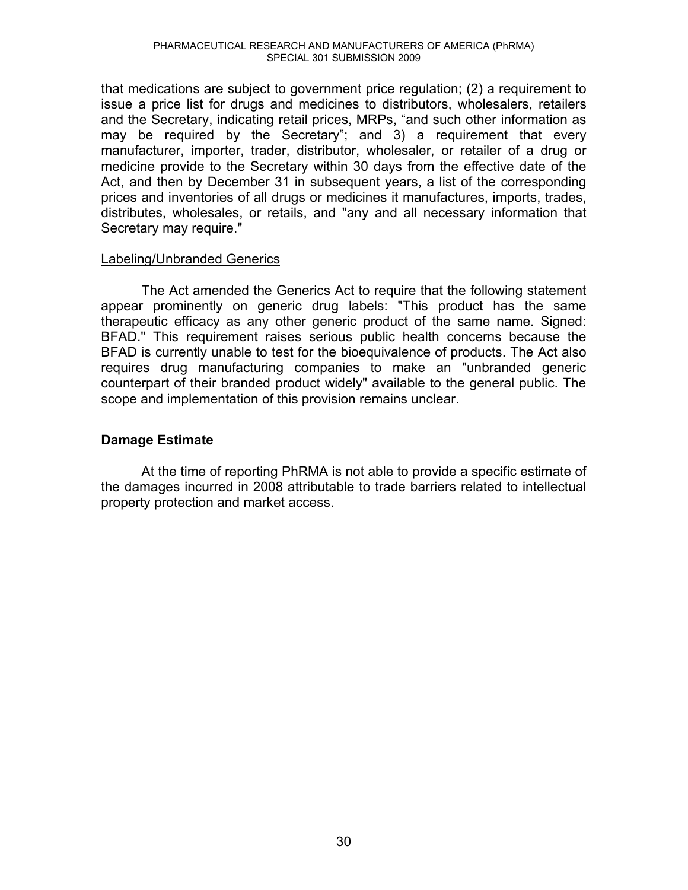that medications are subject to government price regulation; (2) a requirement to issue a price list for drugs and medicines to distributors, wholesalers, retailers and the Secretary, indicating retail prices, MRPs, "and such other information as may be required by the Secretary"; and 3) a requirement that every manufacturer, importer, trader, distributor, wholesaler, or retailer of a drug or medicine provide to the Secretary within 30 days from the effective date of the Act, and then by December 31 in subsequent years, a list of the corresponding prices and inventories of all drugs or medicines it manufactures, imports, trades, distributes, wholesales, or retails, and "any and all necessary information that Secretary may require."

<u>Labeling/Unbranded Generics</u>

The Act amended the Generics Act to require that the following statement appear prominently on generic drug labels: "This product has the same therapeutic efficacy as any other generic product of the same name. Signed: BFAD." This requirement raises serious public health concerns because the BFAD is currently unable to test for the bioequivalence of products. The Act also requires drug manufacturing companies to make an "unbranded generic counterpart of their branded product widely" available to the general public. The scope and implementation of this provision remains unclear.

**Damage Estimate**

At the time of reporting PhRMA is not able to provide a specific estimate of the damages incurred in 2008 attributable to trade barriers related to intellectual property protection and market access.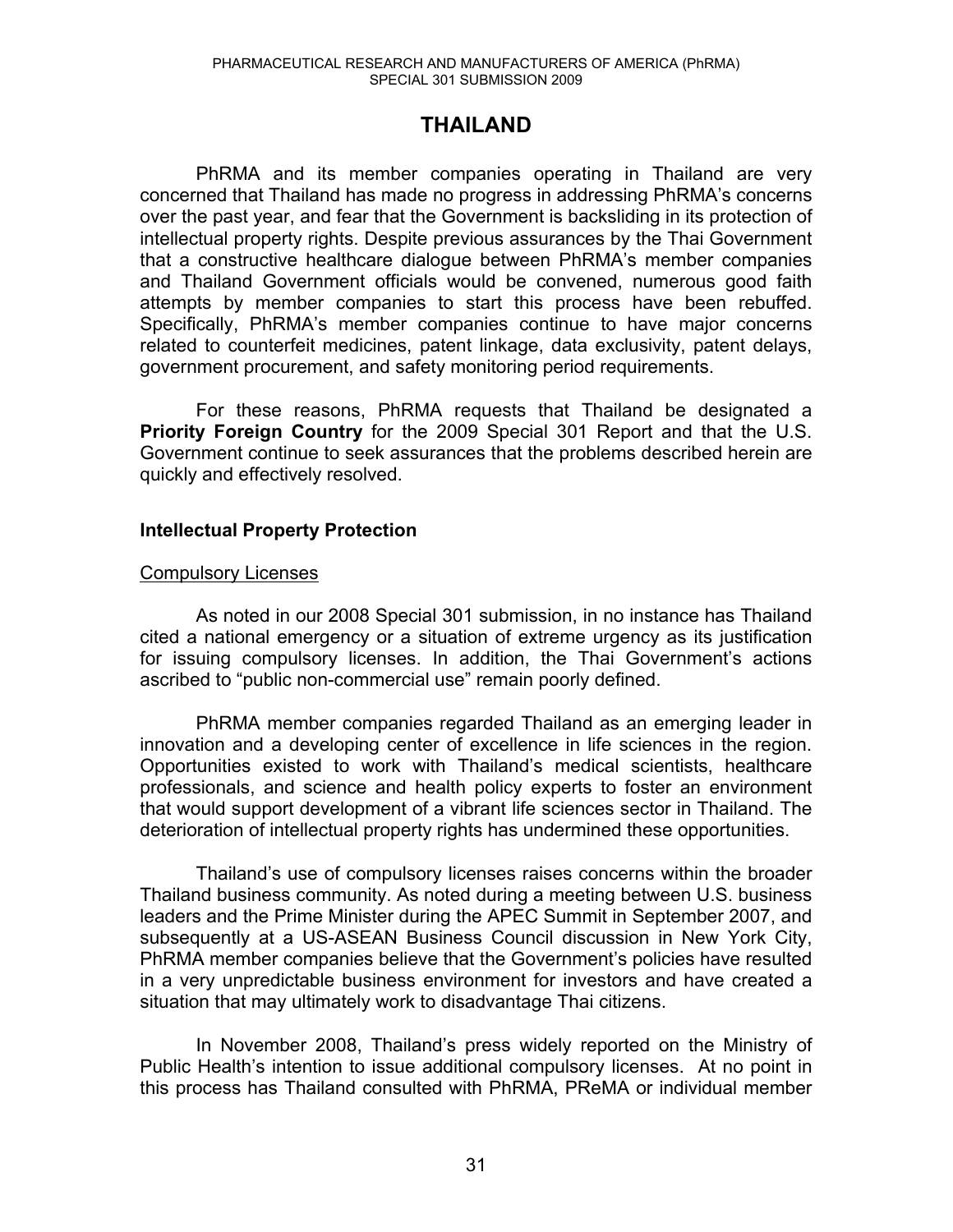# THAILAND

PhRMA and its member companies operating in Thailand are very concerned that Thailand has made no progress in addressing PhRMA's concerns over the past year, and fear that the Government is backsliding in its protection of intellectual property rights. Despite previous assurances by the Thai Government that a constructive healthcare dialogue between PhRMA's member companies and Thailand Government officials would be convened, numerous good faith attempts by member companies to start this process have been rebuffed. Specifically, PhRMA's member companies continue to have major concerns related to counterfeit medicines, patent linkage, data exclusivity, patent delays, government procurement, and safety monitoring period requirements.

For these reasons, PhRMA requests that Thailand be designated a **Priority Foreign Country** for the 2009 Special 301 Report and that the U.S. Government continue to seek assurances that the problems described herein are quickly and effectively resolved.

## Intellectual Property Protection

### Compulsory Licenses

As noted in our 2008 Special 301 submission, in no instance has Thailand cited a national emergency or a situation of extreme urgency as its justification for issuing compulsory licenses. In addition, the Thai Government's actions ascribed to "public non-commercial use" remain poorly defined.

PhRMA member companies regarded Thailand as an emerging leader in innovation and a developing center of excellence in life sciences in the region. Opportunities existed to work with Thailand's medical scientists, healthcare professionals, and science and health policy experts to foster an environment that would support development of a vibrant life sciences sector in Thailand. The deterioration of intellectual property rights has undermined these opportunities.

Thailand's use of compulsory licenses raises concerns within the broader Thailand business community. As noted during a meeting between U.S. business leaders and the Prime Minister during the APEC Summit in September 2007, and subsequently at a US-ASEAN Business Council discussion in New York City, PhRMA member companies believe that the Government's policies have resulted in a very unpredictable business environment for investors and have created a situation that may ultimately work to disadvantage Thai citizens.

In November 2008, Thailand's press widely reported on the Ministry of Public Health's intention to issue additional compulsory licenses. At no point in this process has Thailand consulted with PhRMA, PReMA or individual member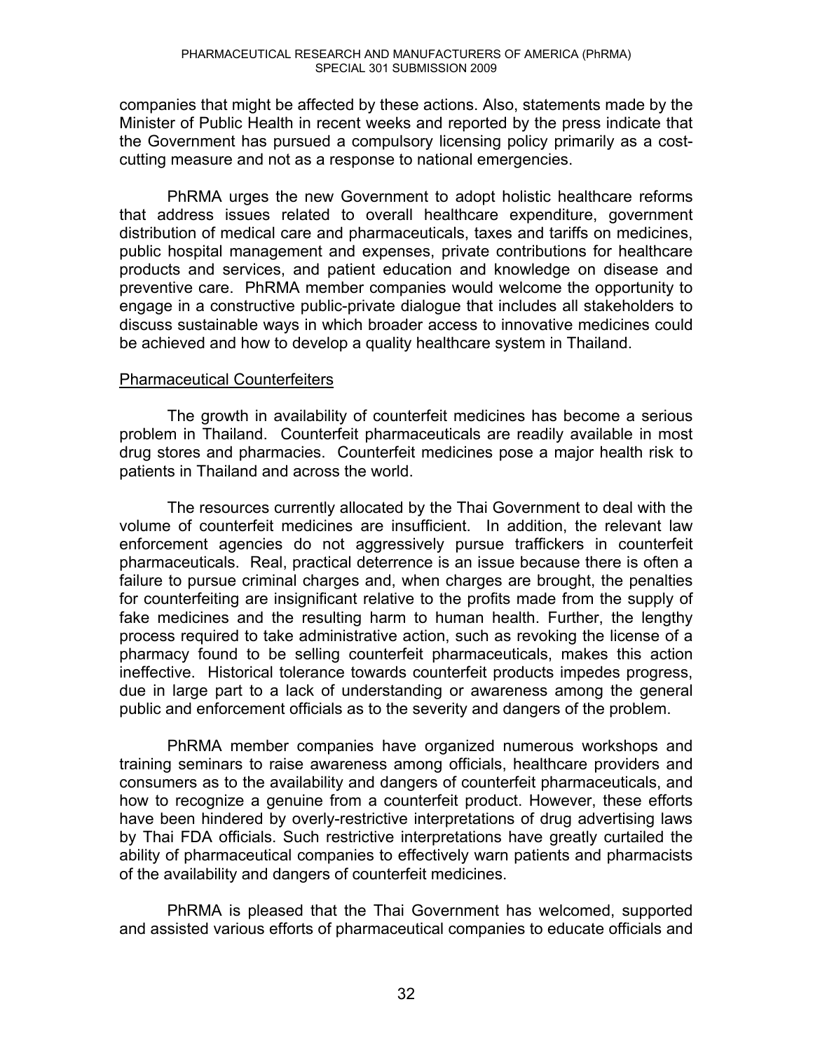companies that might be affected by these actions. Also, statements made by the Minister of Public Health in recent weeks and reported by the press indicate that the Government has pursued a compulsory licensing policy primarily as a cost-cutting measure and not as a response to national emergencies.

PhRMA urges the new Government to adopt holistic healthcare reforms that address issues related to overall healthcare expenditure, government distribution of medical care and pharmaceuticals, taxes and tariffs on medicines, public hospital management and expenses, private contributions for healthcare products and services, and patient education and knowledge on disease and preventive care. PhRMA member companies would welcome the opportunity to engage in a constructive public-private dialogue that includes all stakeholders to discuss sustainable ways in which broader access to innovative medicines could be achieved and how to develop a quality healthcare system in Thailand.

Pharmaceutical Counterfeiters

The growth in availability of counterfeit medicines has become a serious problem in Thailand. Counterfeit pharmaceuticals are readily available in most drug stores and pharmacies. Counterfeit medicines pose a major health risk to patients in Thailand and across the world.

The resources currently allocated by the Thai Government to deal with the volume of counterfeit medicines are insufficient. In addition, the relevant law enforcement agencies do not aggressively pursue traffickers in counterfeit pharmaceuticals. Real, practical deterrence is an issue because there is often a failure to pursue criminal charges and, when charges are brought, the penalties for counterfeiting are insignificant relative to the profits made from the supply of fake medicines and the resulting harm to human health. Further, the lengthy process required to take administrative action, such as revoking the license of a pharmacy found to be selling counterfeit pharmaceuticals, makes this action ineffective. Historical tolerance towards counterfeit products impedes progress, due in large part to a lack of understanding or awareness among the general public and enforcement officials as to the severity and dangers of the problem.

PhRMA member companies have organized numerous workshops and training seminars to raise awareness among officials, healthcare providers and consumers as to the availability and dangers of counterfeit pharmaceuticals, and how to recognize a genuine from a counterfeit product. However, these efforts have been hindered by overly-restrictive interpretations of drug advertising laws by Thai FDA officials. Such restrictive interpretations have greatly curtailed the ability of pharmaceutical companies to effectively warn patients and pharmacists of the availability and dangers of counterfeit medicines.

PhRMA is pleased that the Thai Government has welcomed, supported and assisted various efforts of pharmaceutical companies to educate officials and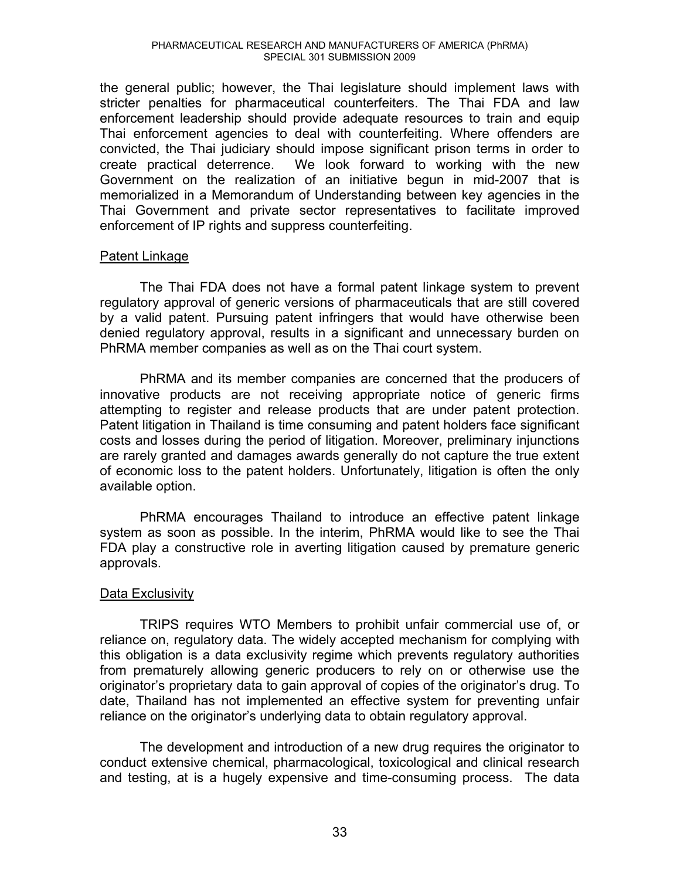the general public; however, the Thai legislature should implement laws with stricter penalties for pharmaceutical counterfeiters. The Thai FDA and law enforcement leadership should provide adequate resources to train and equip Thai enforcement agencies to deal with counterfeiting. Where offenders are convicted, the Thai judiciary should impose significant prison terms in order to create practical deterrence. We look forward to working with the new Government on the realization of an initiative begun in mid-2007 that is memorialized in a Memorandum of Understanding between key agencies in the Thai Government and private sector representatives to facilitate improved enforcement of IP rights and suppress counterfeiting.

### Patent Linkage

The Thai FDA does not have a formal patent linkage system to prevent regulatory approval of generic versions of pharmaceuticals that are still covered by a valid patent. Pursuing patent infringers that would have otherwise been denied regulatory approval, results in a significant and unnecessary burden on PhRMA member companies as well as on the Thai court system.

PhRMA and its member companies are concerned that the producers of innovative products are not receiving appropriate notice of generic firms attempting to register and release products that are under patent protection. Patent litigation in Thailand is time consuming and patent holders face significant costs and losses during the period of litigation. Moreover, preliminary injunctions are rarely granted and damages awards generally do not capture the true extent of economic loss to the patent holders. Unfortunately, litigation is often the only available option.

PhRMA encourages Thailand to introduce an effective patent linkage system as soon as possible. In the interim, PhRMA would like to see the Thai FDA play a constructive role in averting litigation caused by premature generic approvals.

### Data Exclusivity

TRIPS requires WTO Members to prohibit unfair commercial use of, or reliance on, regulatory data. The widely accepted mechanism for complying with this obligation is a data exclusivity regime which prevents regulatory authorities from prematurely allowing generic producers to rely on or otherwise use the originator's proprietary data to gain approval of copies of the originator's drug. To date, Thailand has not implemented an effective system for preventing unfair reliance on the originator's underlying data to obtain regulatory approval.

The development and introduction of a new drug requires the originator to conduct extensive chemical, pharmacological, toxicological and clinical research and testing, at is a hugely expensive and time-consuming process. The data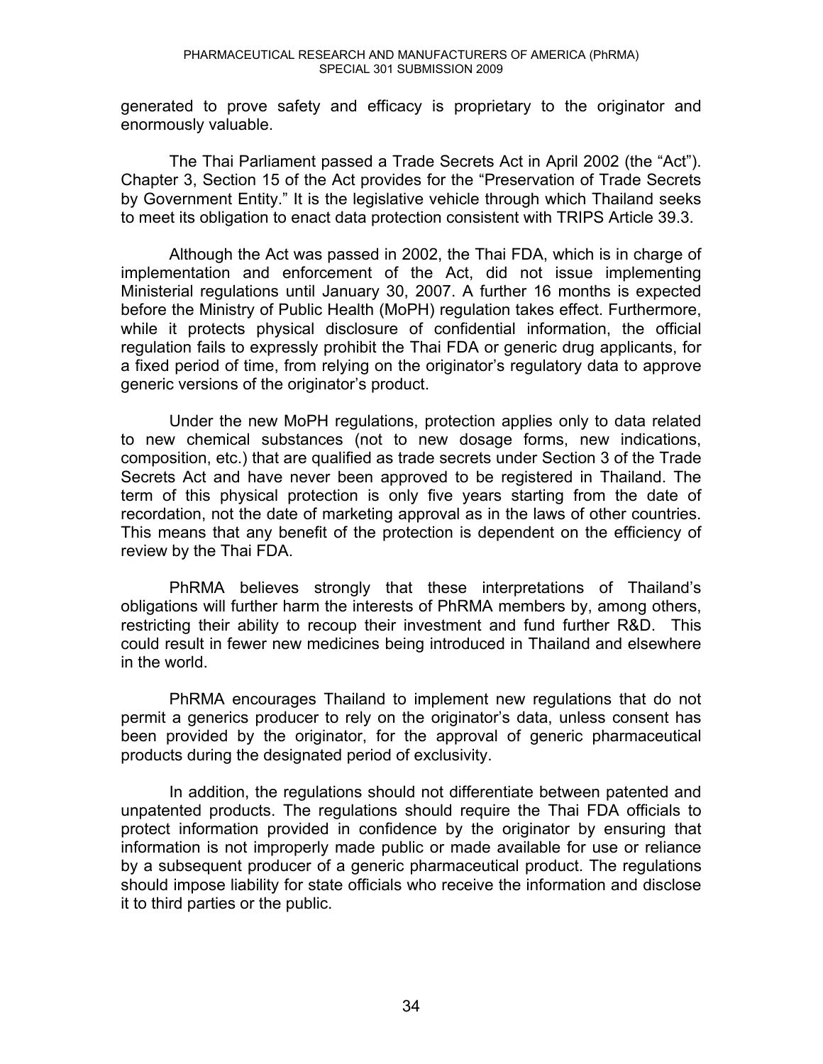generated to prove safety and efficacy is proprietary to the originator and enormously valuable.

The Thai Parliament passed a Trade Secrets Act in April 2002 (the "Act"). Chapter 3, Section 15 of the Act provides for the "Preservation of Trade Secrets by Government Entity." It is the legislative vehicle through which Thailand seeks to meet its obligation to enact data protection consistent with TRIPS Article 39.3.

Although the Act was passed in 2002, the Thai FDA, which is in charge of implementation and enforcement of the Act, did not issue implementing Ministerial regulations until January 30, 2007. A further 16 months is expected before the Ministry of Public Health (MoPH) regulation takes effect. Furthermore, while it protects physical disclosure of confidential information, the official regulation fails to expressly prohibit the Thai FDA or generic drug applicants, for a fixed period of time, from relying on the originator's regulatory data to approve generic versions of the originator's product.

Under the new MoPH regulations, protection applies only to data related to new chemical substances (not to new dosage forms, new indications, composition, etc.) that are qualified as trade secrets under Section 3 of the Trade Secrets Act and have never been approved to be registered in Thailand. The term of this physical protection is only five years starting from the date of recordation, not the date of marketing approval as in the laws of other countries. This means that any benefit of the protection is dependent on the efficiency of review by the Thai FDA.

PhRMA believes strongly that these interpretations of Thailand's obligations will further harm the interests of PhRMA members by, among others, restricting their ability to recoup their investment and fund further R&D. This could result in fewer new medicines being introduced in Thailand and elsewhere in the world.

PhRMA encourages Thailand to implement new regulations that do not permit a generics producer to rely on the originator's data, unless consent has been provided by the originator, for the approval of generic pharmaceutical products during the designated period of exclusivity.

In addition, the regulations should not differentiate between patented and unpatented products. The regulations should require the Thai FDA officials to protect information provided in confidence by the originator by ensuring that information is not improperly made public or made available for use or reliance by a subsequent producer of a generic pharmaceutical product. The regulations should impose liability for state officials who receive the information and disclose it to third parties or the public.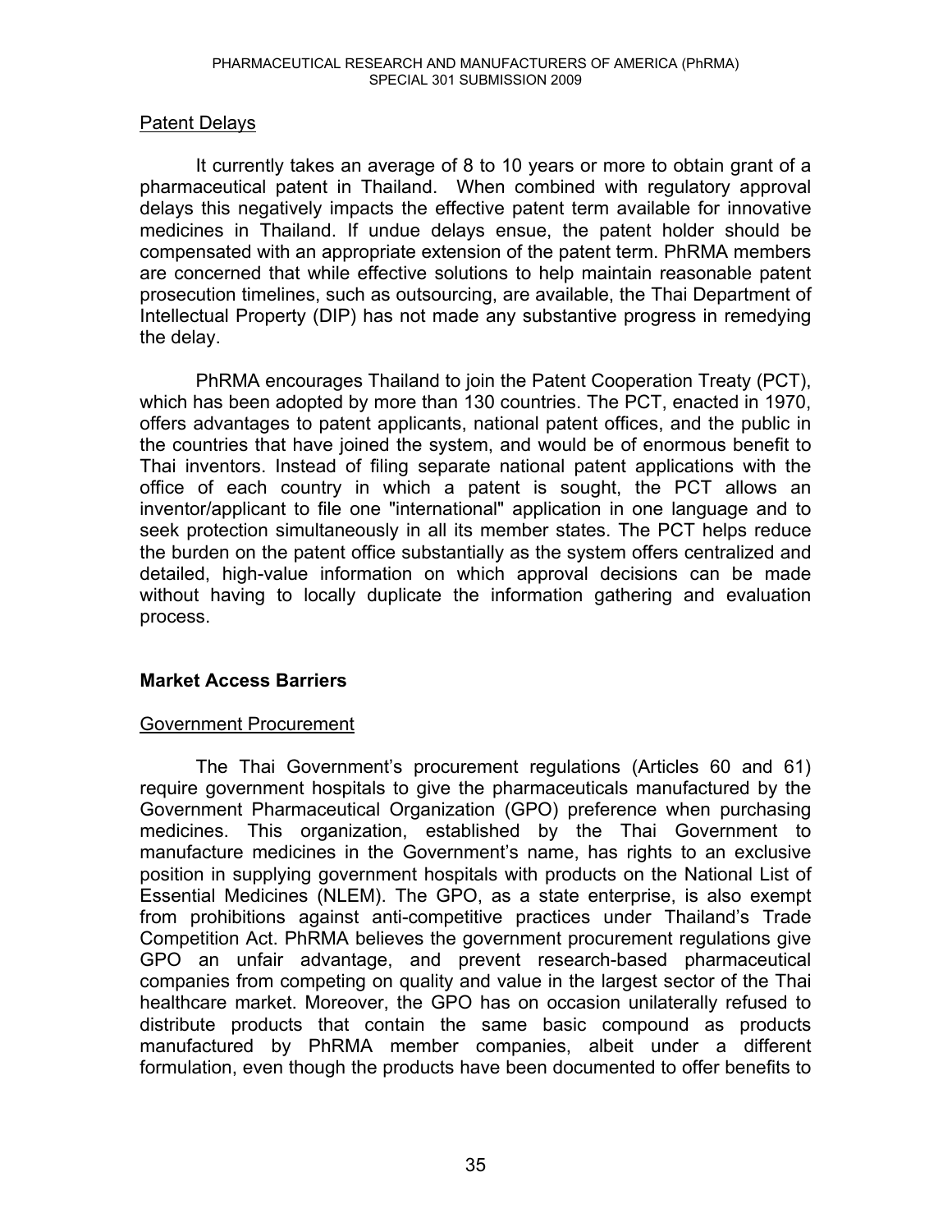Patent Delays

It currently takes an average of 8 to 10 years or more to obtain grant of a pharmaceutical patent in Thailand. When combined with regulatory approval delays this negatively impacts the effective patent term available for innovative medicines in Thailand. If undue delays ensue, the patent holder should be compensated with an appropriate extension of the patent term. PhRMA members are concerned that while effective solutions to help maintain reasonable patent prosecution timelines, such as outsourcing, are available, the Thai Department of Intellectual Property (DIP) has not made any substantive progress in remedying the delay.

PhRMA encourages Thailand to join the Patent Cooperation Treaty (PCT), which has been adopted by more than 130 countries. The PCT, enacted in 1970, offers advantages to patent applicants, national patent offices, and the public in the countries that have joined the system, and would be of enormous benefit to Thai inventors. Instead of filing separate national patent applications with the office of each country in which a patent is sought, the PCT allows an inventor/applicant to file one "international" application in one language and to seek protection simultaneously in all its member states. The PCT helps reduce the burden on the patent office substantially as the system offers centralized and detailed, high-value information on which approval decisions can be made without having to locally duplicate the information gathering and evaluation process.

**Market Access Barriers**

Government Procurement

The Thai Government's procurement regulations (Articles 60 and 61) require government hospitals to give the pharmaceuticals manufactured by the Government Pharmaceutical Organization (GPO) preference when purchasing medicines. This organization, established by the Thai Government to manufacture medicines in the Government's name, has rights to an exclusive position in supplying government hospitals with products on the National List of Essential Medicines (NLEM). The GPO, as a state enterprise, is also exempt from prohibitions against anti-competitive practices under Thailand's Trade Competition Act. PhRMA believes the government procurement regulations give GPO an unfair advantage, and prevent research-based pharmaceutical companies from competing on quality and value in the largest sector of the Thai healthcare market. Moreover, the GPO has on occasion unilaterally refused to distribute products that contain the same basic compound as products manufactured by PhRMA member companies, albeit under a different formulation, even though the products have been documented to offer benefits to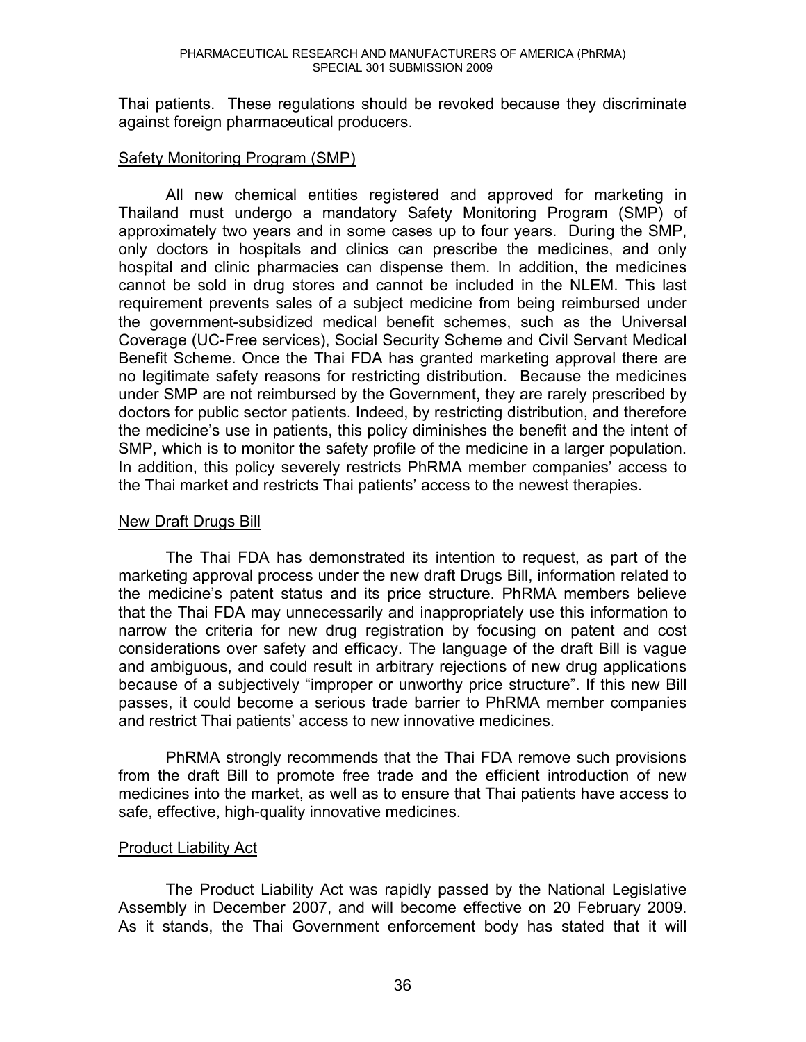Thai patients. These regulations should be revoked because they discriminate against foreign pharmaceutical producers.

<u>Safety Monitoring Program (SMP)</u>

All new chemical entities registered and approved for marketing in Thailand must undergo a mandatory Safety Monitoring Program (SMP) of approximately two years and in some cases up to four years. During the SMP, only doctors in hospitals and clinics can prescribe the medicines, and only hospital and clinic pharmacies can dispense them. In addition, the medicines cannot be sold in drug stores and cannot be included in the NLEM. This last requirement prevents sales of a subject medicine from being reimbursed under the government-subsidized medical benefit schemes, such as the Universal Coverage (UC-Free services), Social Security Scheme and Civil Servant Medical Benefit Scheme. Once the Thai FDA has granted marketing approval there are no legitimate safety reasons for restricting distribution. Because the medicines under SMP are not reimbursed by the Government, they are rarely prescribed by doctors for public sector patients. Indeed, by restricting distribution, and therefore the medicine's use in patients, this policy diminishes the benefit and the intent of SMP, which is to monitor the safety profile of the medicine in a larger population. In addition, this policy severely restricts PhRMA member companies' access to the Thai market and restricts Thai patients' access to the newest therapies.

<u>New Draft Drugs Bill</u>

The Thai FDA has demonstrated its intention to request, as part of the marketing approval process under the new draft Drugs Bill, information related to the medicine's patent status and its price structure. PhRMA members believe that the Thai FDA may unnecessarily and inappropriately use this information to narrow the criteria for new drug registration by focusing on patent and cost considerations over safety and efficacy. The language of the draft Bill is vague and ambiguous, and could result in arbitrary rejections of new drug applications because of a subjectively "improper or unworthy price structure". If this new Bill passes, it could become a serious trade barrier to PhRMA member companies and restrict Thai patients' access to new innovative medicines.

PhRMA strongly recommends that the Thai FDA remove such provisions from the draft Bill to promote free trade and the efficient introduction of new medicines into the market, as well as to ensure that Thai patients have access to safe, effective, high-quality innovative medicines.

<u>Product Liability Act</u>

The Product Liability Act was rapidly passed by the National Legislative Assembly in December 2007, and will become effective on 20 February 2009. As it stands, the Thai Government enforcement body has stated that it will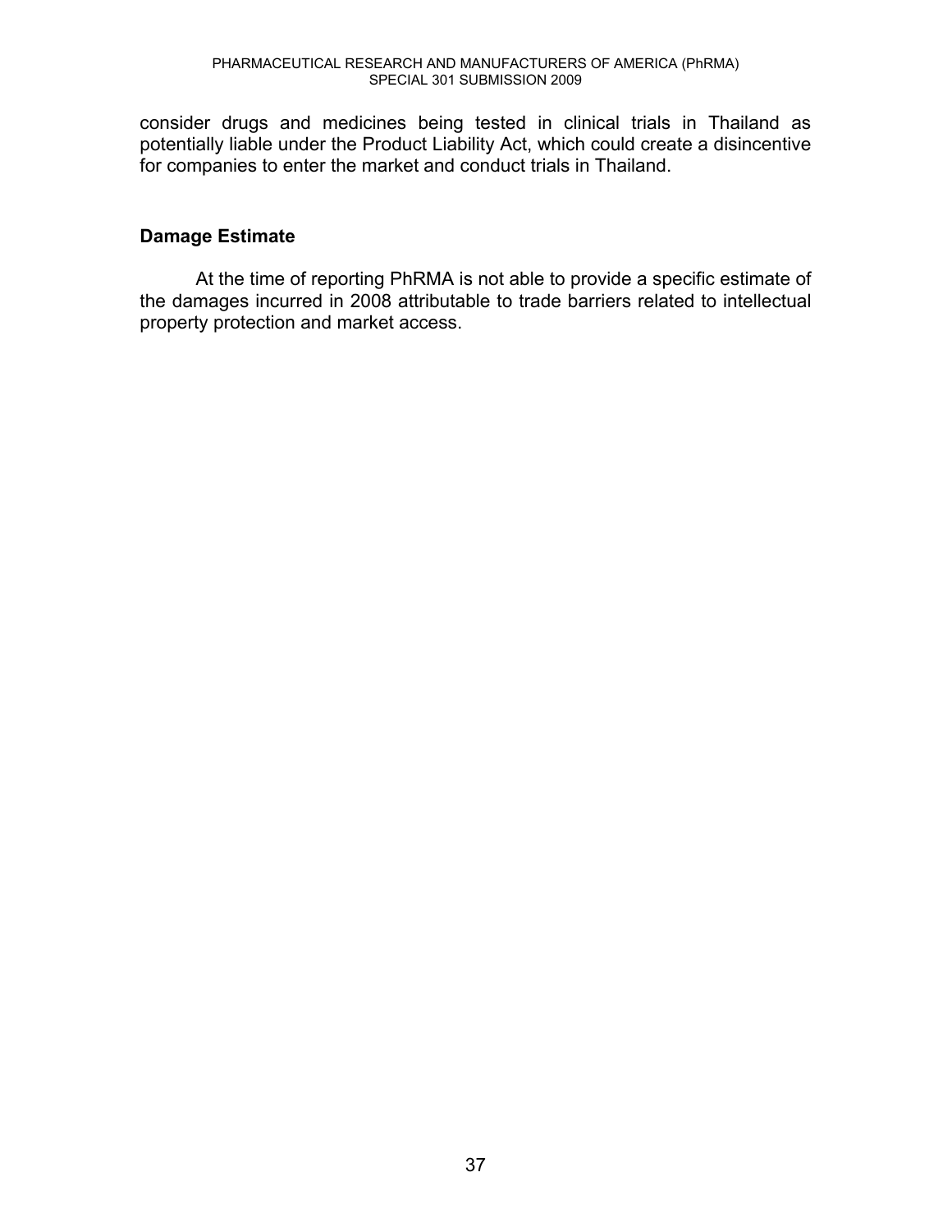consider drugs and medicines being tested in clinical trials in Thailand as potentially liable under the Product Liability Act, which could create a disincentive for companies to enter the market and conduct trials in Thailand.

### Damage Estimate

At the time of reporting PhRMA is not able to provide a specific estimate of the damages incurred in 2008 attributable to trade barriers related to intellectual property protection and market access.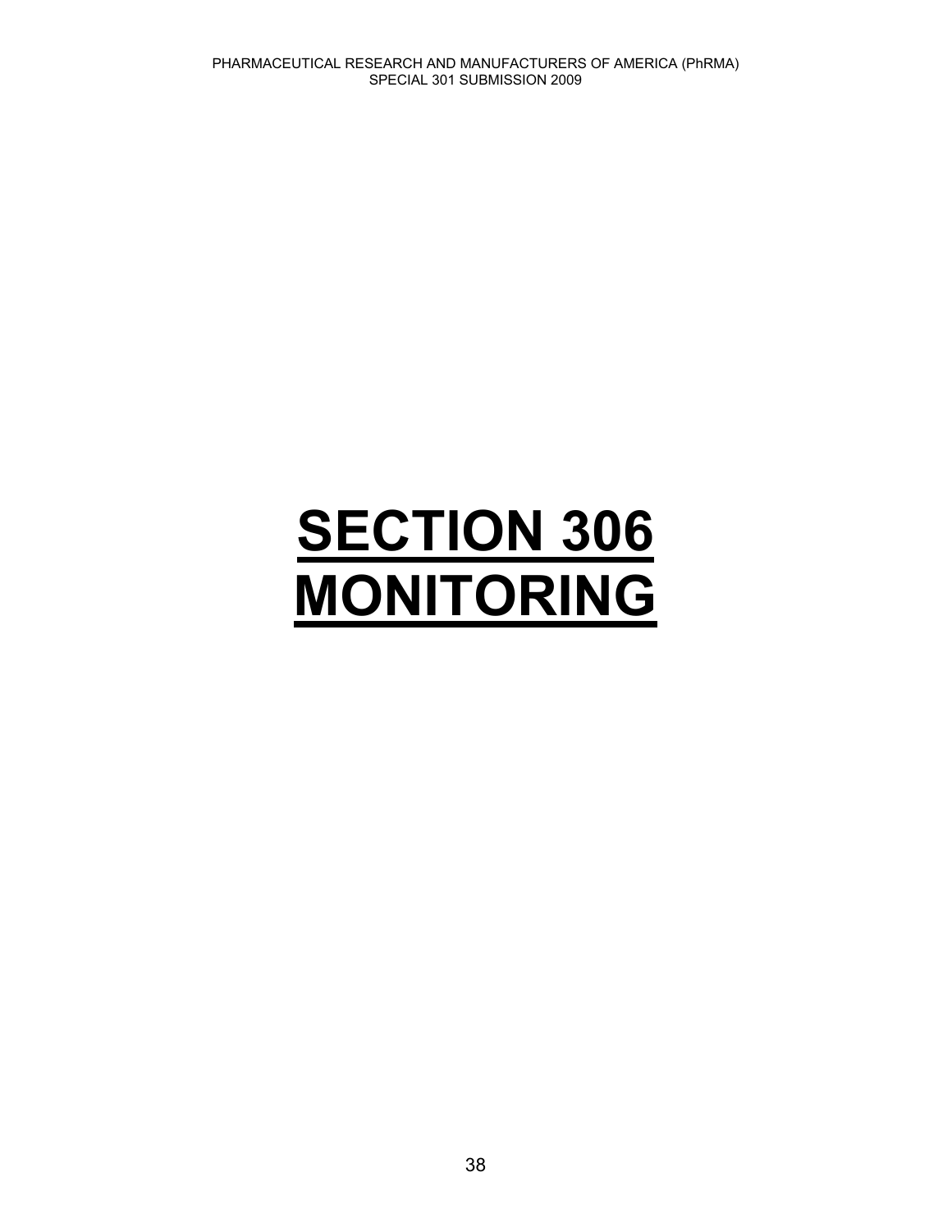# **SECTION 306 MONITORING**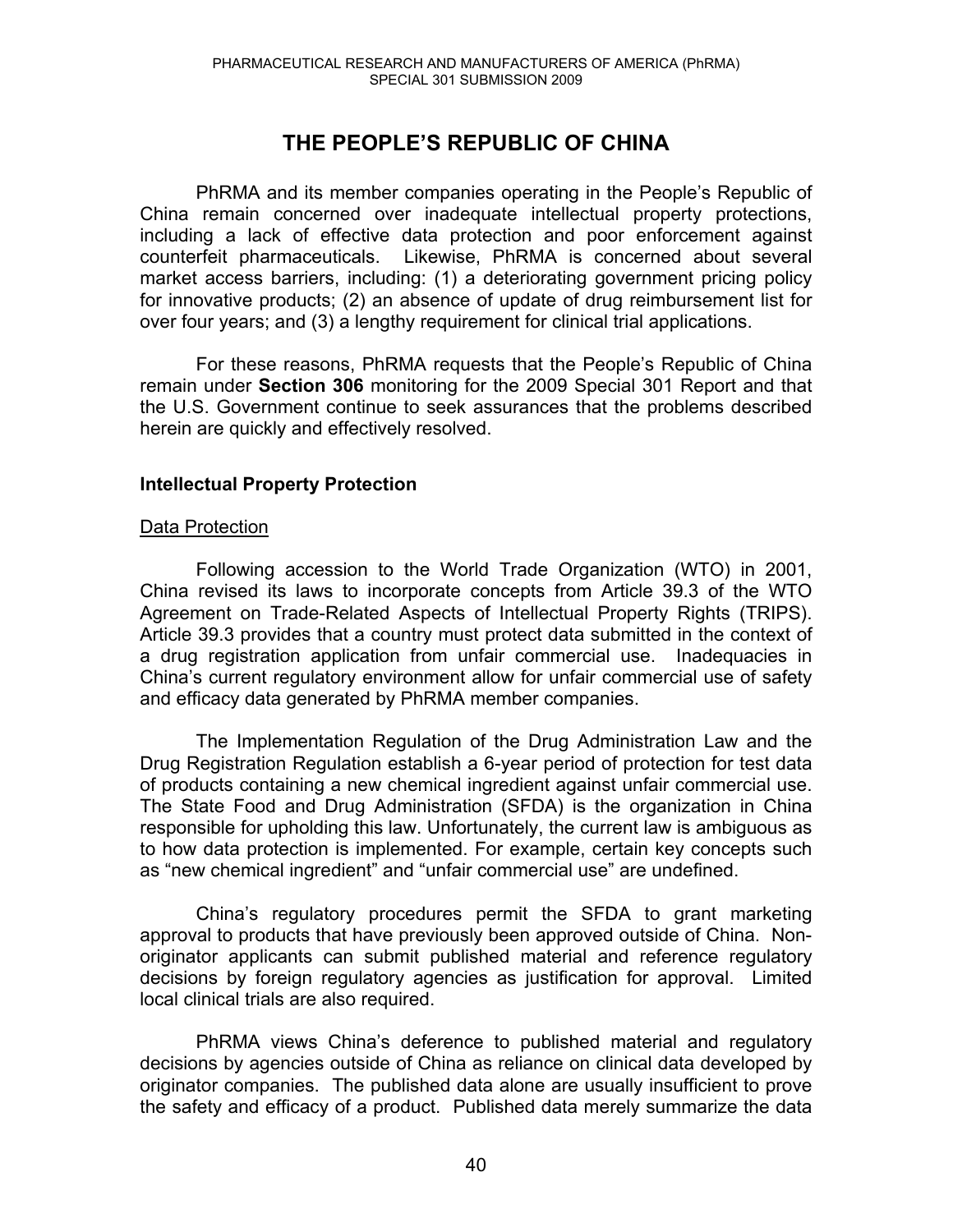# THE PEOPLE'S REPUBLIC OF CHINA

PhRMA and its member companies operating in the People's Republic of China remain concerned over inadequate intellectual property protections, including a lack of effective data protection and poor enforcement against counterfeit pharmaceuticals. Likewise, PhRMA is concerned about several market access barriers, including: (1) a deteriorating government pricing policy for innovative products; (2) an absence of update of drug reimbursement list for over four years; and (3) a lengthy requirement for clinical trial applications.

For these reasons, PhRMA requests that the People's Republic of China remain under **Section 306** monitoring for the 2009 Special 301 Report and that the U.S. Government continue to seek assurances that the problems described herein are quickly and effectively resolved.

## Intellectual Property Protection

### Data Protection

Following accession to the World Trade Organization (WTO) in 2001, China revised its laws to incorporate concepts from Article 39.3 of the WTO Agreement on Trade-Related Aspects of Intellectual Property Rights (TRIPS). Article 39.3 provides that a country must protect data submitted in the context of a drug registration application from unfair commercial use. Inadequacies in China's current regulatory environment allow for unfair commercial use of safety and efficacy data generated by PhRMA member companies.

The Implementation Regulation of the Drug Administration Law and the Drug Registration Regulation establish a 6-year period of protection for test data of products containing a new chemical ingredient against unfair commercial use. The State Food and Drug Administration (SFDA) is the organization in China responsible for upholding this law. Unfortunately, the current law is ambiguous as to how data protection is implemented. For example, certain key concepts such as "new chemical ingredient" and "unfair commercial use" are undefined.

China's regulatory procedures permit the SFDA to grant marketing approval to products that have previously been approved outside of China. Non-originator applicants can submit published material and reference regulatory decisions by foreign regulatory agencies as justification for approval. Limited local clinical trials are also required.

PhRMA views China's deference to published material and regulatory decisions by agencies outside of China as reliance on clinical data developed by originator companies. The published data alone are usually insufficient to prove the safety and efficacy of a product. Published data merely summarize the data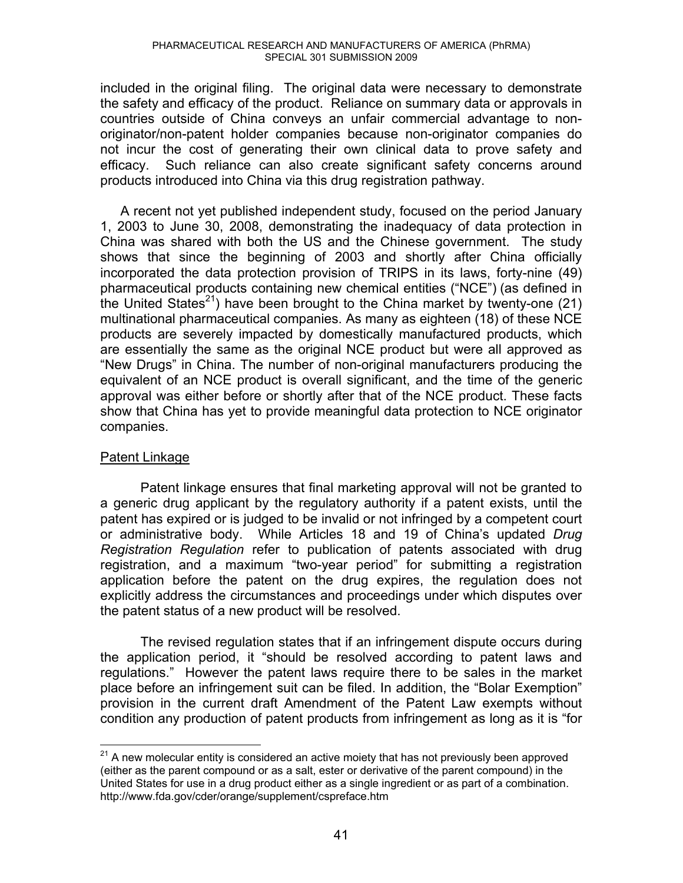included in the original filing. The original data were necessary to demonstrate the safety and efficacy of the product. Reliance on summary data or approvals in countries outside of China conveys an unfair commercial advantage to non-originator/non-patent holder companies because non-originator companies do not incur the cost of generating their own clinical data to prove safety and efficacy. Such reliance can also create significant safety concerns around products introduced into China via this drug registration pathway.

A recent not yet published independent study, focused on the period January 1, 2003 to June 30, 2008, demonstrating the inadequacy of data protection in China was shared with both the US and the Chinese government. The study shows that since the beginning of 2003 and shortly after China officially incorporated the data protection provision of TRIPS in its laws, forty-nine (49) pharmaceutical products containing new chemical entities ("NCE") (as defined in the United States[21]) have been brought to the China market by twenty-one (21) multinational pharmaceutical companies. As many as eighteen (18) of these NCE products are severely impacted by domestically manufactured products, which are essentially the same as the original NCE product but were all approved as "New Drugs" in China. The number of non-original manufacturers producing the equivalent of an NCE product is overall significant, and the time of the generic approval was either before or shortly after that of the NCE product. These facts show that China has yet to provide meaningful data protection to NCE originator companies.

<u>Patent Linkage</u>

Patent linkage ensures that final marketing approval will not be granted to a generic drug applicant by the regulatory authority if a patent exists, until the patent has expired or is judged to be invalid or not infringed by a competent court or administrative body. While Articles 18 and 19 of China's updated *Drug Registration Regulation* refer to publication of patents associated with drug registration, and a maximum "two-year period" for submitting a registration application before the patent on the drug expires, the regulation does not explicitly address the circumstances and proceedings under which disputes over the patent status of a new product will be resolved.

The revised regulation states that if an infringement dispute occurs during the application period, it "should be resolved according to patent laws and regulations." However the patent laws require there to be sales in the market place before an infringement suit can be filed. In addition, the "Bolar Exemption" provision in the current draft Amendment of the Patent Law exempts without condition any production of patent products from infringement as long as it is "for

[21] A new molecular entity is considered an active moiety that has not previously been approved (either as the parent compound or as a salt, ester or derivative of the parent compound) in the United States for use in a drug product either as a single ingredient or as part of a combination. http://www.fda.gov/cder/orange/supplement/cspreface.htm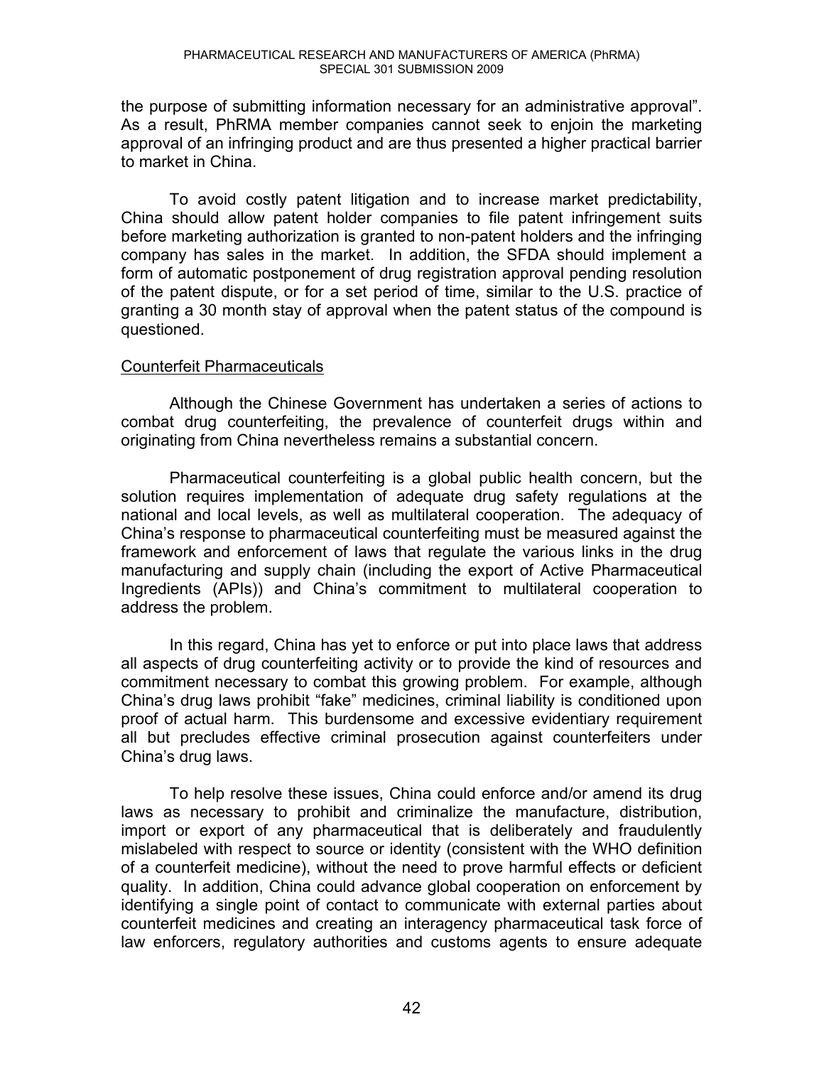the purpose of submitting information necessary for an administrative approval". As a result, PhRMA member companies cannot seek to enjoin the marketing approval of an infringing product and are thus presented a higher practical barrier to market in China.

To avoid costly patent litigation and to increase market predictability, China should allow patent holder companies to file patent infringement suits before marketing authorization is granted to non-patent holders and the infringing company has sales in the market. In addition, the SFDA should implement a form of automatic postponement of drug registration approval pending resolution of the patent dispute, or for a set period of time, similar to the U.S. practice of granting a 30 month stay of approval when the patent status of the compound is questioned.

Counterfeit Pharmaceuticals

Although the Chinese Government has undertaken a series of actions to combat drug counterfeiting, the prevalence of counterfeit drugs within and originating from China nevertheless remains a substantial concern.

Pharmaceutical counterfeiting is a global public health concern, but the solution requires implementation of adequate drug safety regulations at the national and local levels, as well as multilateral cooperation. The adequacy of China's response to pharmaceutical counterfeiting must be measured against the framework and enforcement of laws that regulate the various links in the drug manufacturing and supply chain (including the export of Active Pharmaceutical Ingredients (APIs)) and China's commitment to multilateral cooperation to address the problem.

In this regard, China has yet to enforce or put into place laws that address all aspects of drug counterfeiting activity or to provide the kind of resources and commitment necessary to combat this growing problem. For example, although China's drug laws prohibit "fake" medicines, criminal liability is conditioned upon proof of actual harm. This burdensome and excessive evidentiary requirement all but precludes effective criminal prosecution against counterfeiters under China's drug laws.

To help resolve these issues, China could enforce and/or amend its drug laws as necessary to prohibit and criminalize the manufacture, distribution, import or export of any pharmaceutical that is deliberately and fraudulently mislabeled with respect to source or identity (consistent with the WHO definition of a counterfeit medicine), without the need to prove harmful effects or deficient quality. In addition, China could advance global cooperation on enforcement by identifying a single point of contact to communicate with external parties about counterfeit medicines and creating an interagency pharmaceutical task force of law enforcers, regulatory authorities and customs agents to ensure adequate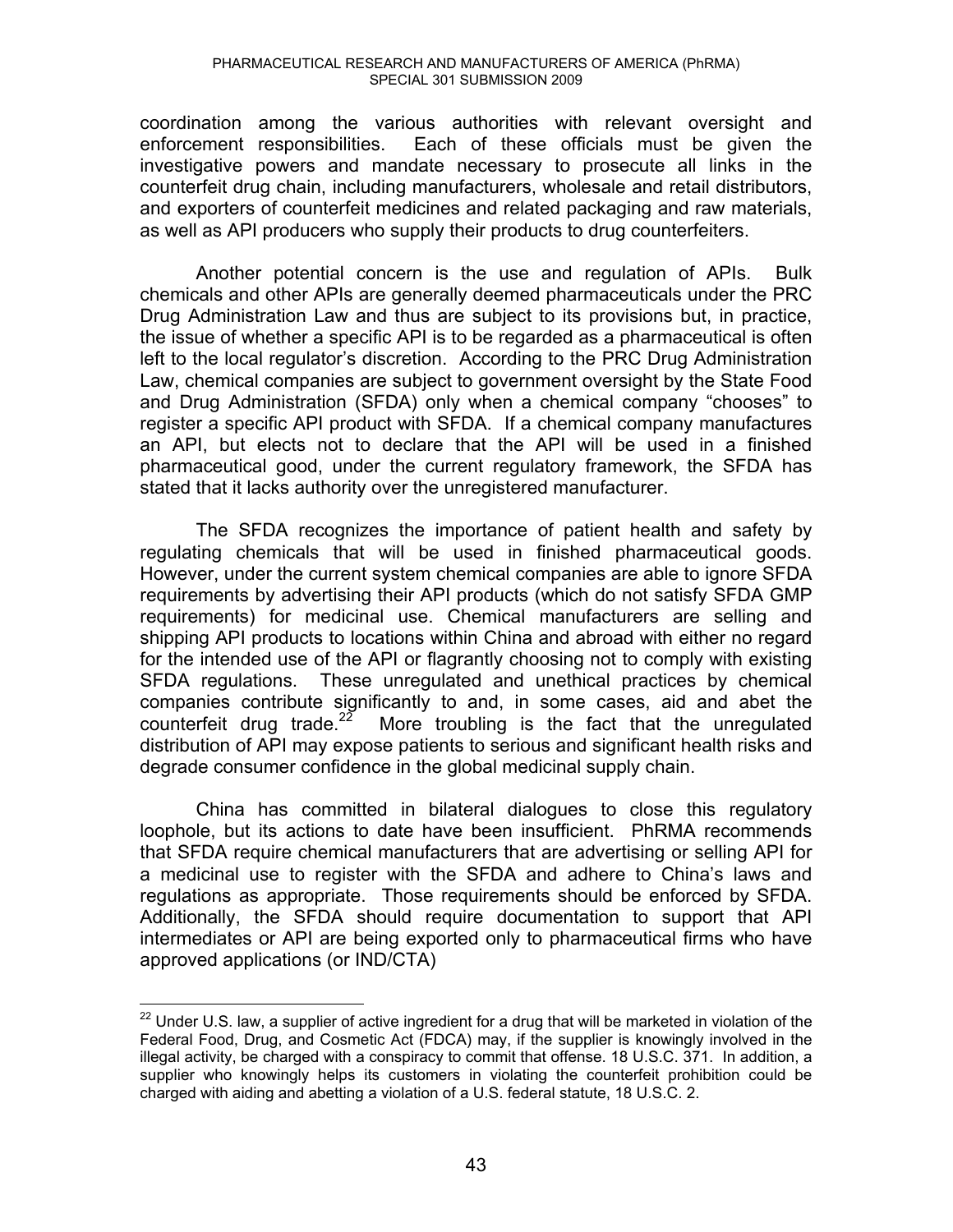coordination among the various authorities with relevant oversight and enforcement responsibilities. Each of these officials must be given the investigative powers and mandate necessary to prosecute all links in the counterfeit drug chain, including manufacturers, wholesale and retail distributors, and exporters of counterfeit medicines and related packaging and raw materials, as well as API producers who supply their products to drug counterfeiters.

Another potential concern is the use and regulation of APIs. Bulk chemicals and other APIs are generally deemed pharmaceuticals under the PRC Drug Administration Law and thus are subject to its provisions but, in practice, the issue of whether a specific API is to be regarded as a pharmaceutical is often left to the local regulator's discretion. According to the PRC Drug Administration Law, chemical companies are subject to government oversight by the State Food and Drug Administration (SFDA) only when a chemical company "chooses" to register a specific API product with SFDA. If a chemical company manufactures an API, but elects not to declare that the API will be used in a finished pharmaceutical good, under the current regulatory framework, the SFDA has stated that it lacks authority over the unregistered manufacturer.

The SFDA recognizes the importance of patient health and safety by regulating chemicals that will be used in finished pharmaceutical goods. However, under the current system chemical companies are able to ignore SFDA requirements by advertising their API products (which do not satisfy SFDA GMP requirements) for medicinal use. Chemical manufacturers are selling and shipping API products to locations within China and abroad with either no regard for the intended use of the API or flagrantly choosing not to comply with existing SFDA regulations. These unregulated and unethical practices by chemical companies contribute significantly to and, in some cases, aid and abet the counterfeit drug trade.[22] More troubling is the fact that the unregulated distribution of API may expose patients to serious and significant health risks and degrade consumer confidence in the global medicinal supply chain.

China has committed in bilateral dialogues to close this regulatory loophole, but its actions to date have been insufficient. PhRMA recommends that SFDA require chemical manufacturers that are advertising or selling API for a medicinal use to register with the SFDA and adhere to China's laws and regulations as appropriate. Those requirements should be enforced by SFDA. Additionally, the SFDA should require documentation to support that API intermediates or API are being exported only to pharmaceutical firms who have approved applications (or IND/CTA)

---

[22] Under U.S. law, a supplier of active ingredient for a drug that will be marketed in violation of the Federal Food, Drug, and Cosmetic Act (FDCA) may, if the supplier is knowingly involved in the illegal activity, be charged with a conspiracy to commit that offense. 18 U.S.C. 371. In addition, a supplier who knowingly helps its customers in violating the counterfeit prohibition could be charged with aiding and abetting a violation of a U.S. federal statute, 18 U.S.C. 2.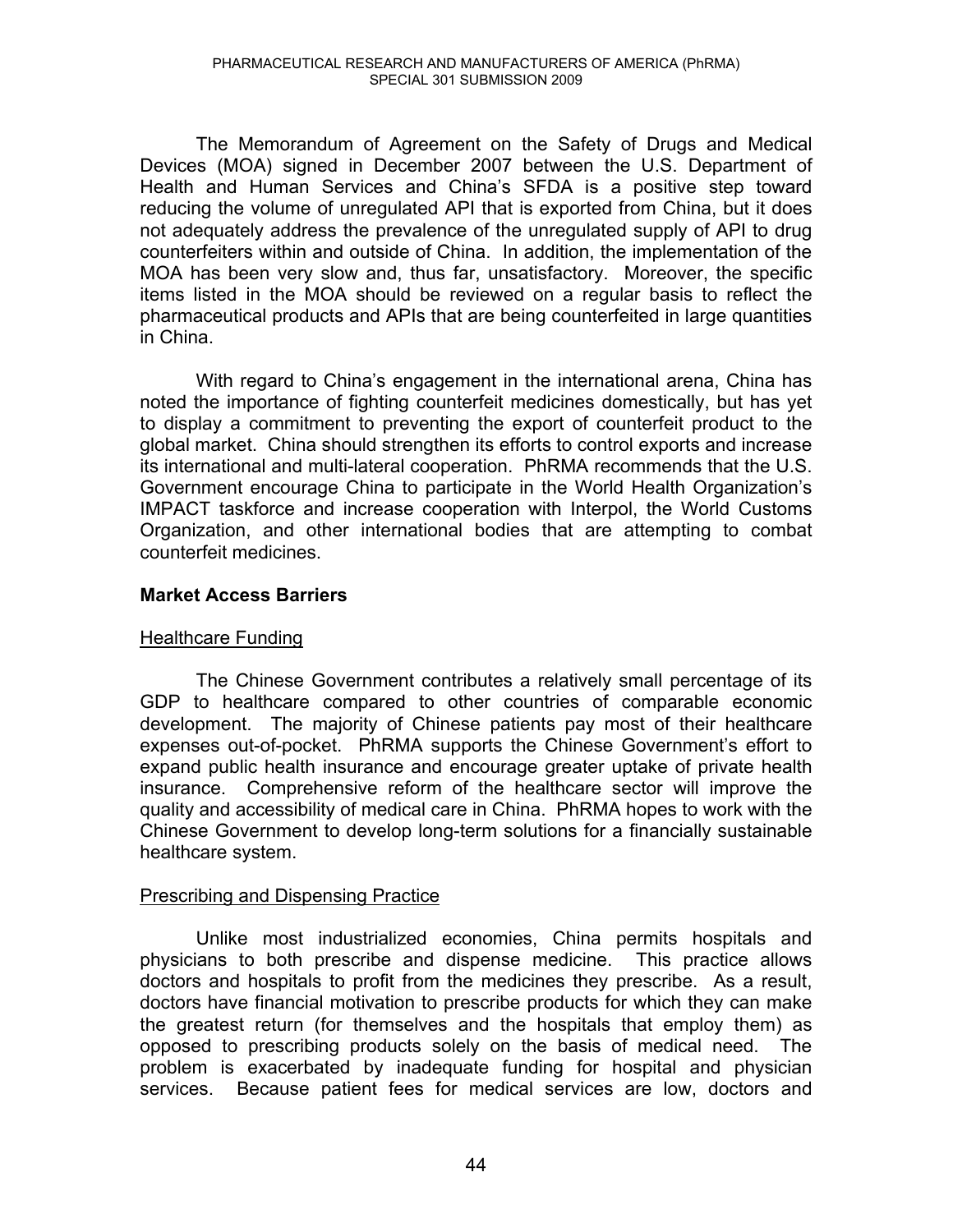The Memorandum of Agreement on the Safety of Drugs and Medical Devices (MOA) signed in December 2007 between the U.S. Department of Health and Human Services and China's SFDA is a positive step toward reducing the volume of unregulated API that is exported from China, but it does not adequately address the prevalence of the unregulated supply of API to drug counterfeiters within and outside of China. In addition, the implementation of the MOA has been very slow and, thus far, unsatisfactory. Moreover, the specific items listed in the MOA should be reviewed on a regular basis to reflect the pharmaceutical products and APIs that are being counterfeited in large quantities in China.

With regard to China's engagement in the international arena, China has noted the importance of fighting counterfeit medicines domestically, but has yet to display a commitment to preventing the export of counterfeit product to the global market. China should strengthen its efforts to control exports and increase its international and multi-lateral cooperation. PhRMA recommends that the U.S. Government encourage China to participate in the World Health Organization's IMPACT taskforce and increase cooperation with Interpol, the World Customs Organization, and other international bodies that are attempting to combat counterfeit medicines.

**Market Access Barriers**

Healthcare Funding

The Chinese Government contributes a relatively small percentage of its GDP to healthcare compared to other countries of comparable economic development. The majority of Chinese patients pay most of their healthcare expenses out-of-pocket. PhRMA supports the Chinese Government's effort to expand public health insurance and encourage greater uptake of private health insurance. Comprehensive reform of the healthcare sector will improve the quality and accessibility of medical care in China. PhRMA hopes to work with the Chinese Government to develop long-term solutions for a financially sustainable healthcare system.

Prescribing and Dispensing Practice

Unlike most industrialized economies, China permits hospitals and physicians to both prescribe and dispense medicine. This practice allows doctors and hospitals to profit from the medicines they prescribe. As a result, doctors have financial motivation to prescribe products for which they can make the greatest return (for themselves and the hospitals that employ them) as opposed to prescribing products solely on the basis of medical need. The problem is exacerbated by inadequate funding for hospital and physician services. Because patient fees for medical services are low, doctors and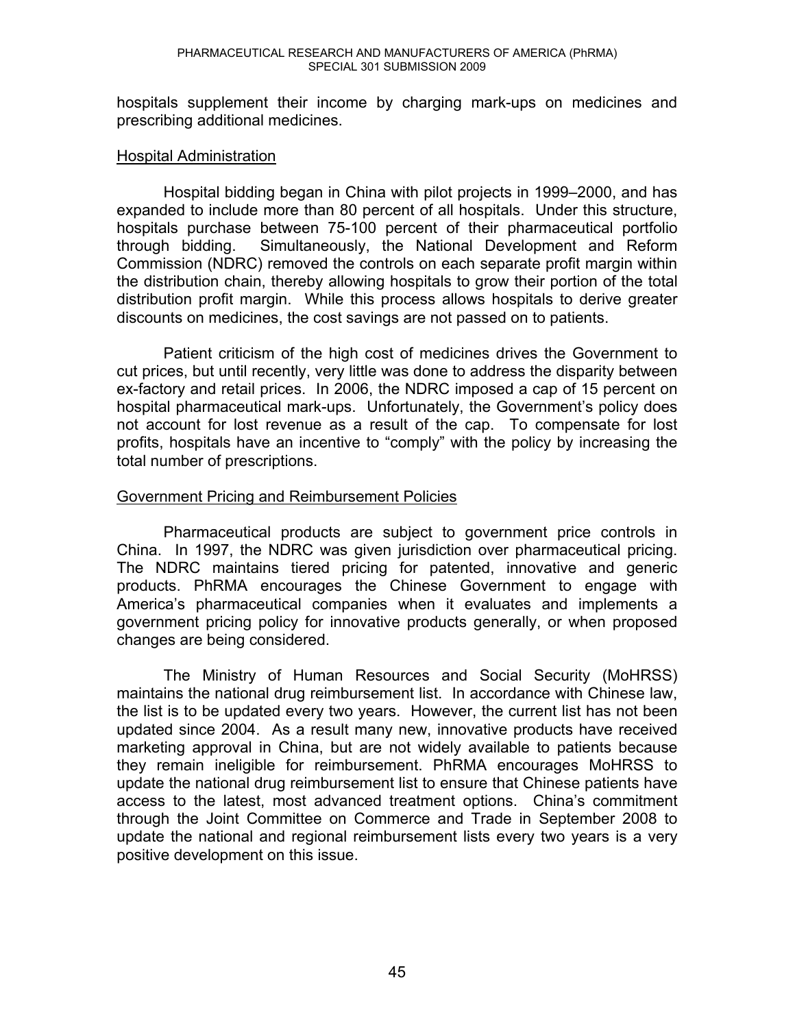hospitals supplement their income by charging mark-ups on medicines and prescribing additional medicines.

<u>Hospital Administration</u>

Hospital bidding began in China with pilot projects in 1999–2000, and has expanded to include more than 80 percent of all hospitals. Under this structure, hospitals purchase between 75-100 percent of their pharmaceutical portfolio through bidding. Simultaneously, the National Development and Reform Commission (NDRC) removed the controls on each separate profit margin within the distribution chain, thereby allowing hospitals to grow their portion of the total distribution profit margin. While this process allows hospitals to derive greater discounts on medicines, the cost savings are not passed on to patients.

Patient criticism of the high cost of medicines drives the Government to cut prices, but until recently, very little was done to address the disparity between ex-factory and retail prices. In 2006, the NDRC imposed a cap of 15 percent on hospital pharmaceutical mark-ups. Unfortunately, the Government's policy does not account for lost revenue as a result of the cap. To compensate for lost profits, hospitals have an incentive to "comply" with the policy by increasing the total number of prescriptions.

<u>Government Pricing and Reimbursement Policies</u>

Pharmaceutical products are subject to government price controls in China. In 1997, the NDRC was given jurisdiction over pharmaceutical pricing. The NDRC maintains tiered pricing for patented, innovative and generic products. PhRMA encourages the Chinese Government to engage with America's pharmaceutical companies when it evaluates and implements a government pricing policy for innovative products generally, or when proposed changes are being considered.

The Ministry of Human Resources and Social Security (MoHRSS) maintains the national drug reimbursement list. In accordance with Chinese law, the list is to be updated every two years. However, the current list has not been updated since 2004. As a result many new, innovative products have received marketing approval in China, but are not widely available to patients because they remain ineligible for reimbursement. PhRMA encourages MoHRSS to update the national drug reimbursement list to ensure that Chinese patients have access to the latest, most advanced treatment options. China's commitment through the Joint Committee on Commerce and Trade in September 2008 to update the national and regional reimbursement lists every two years is a very positive development on this issue.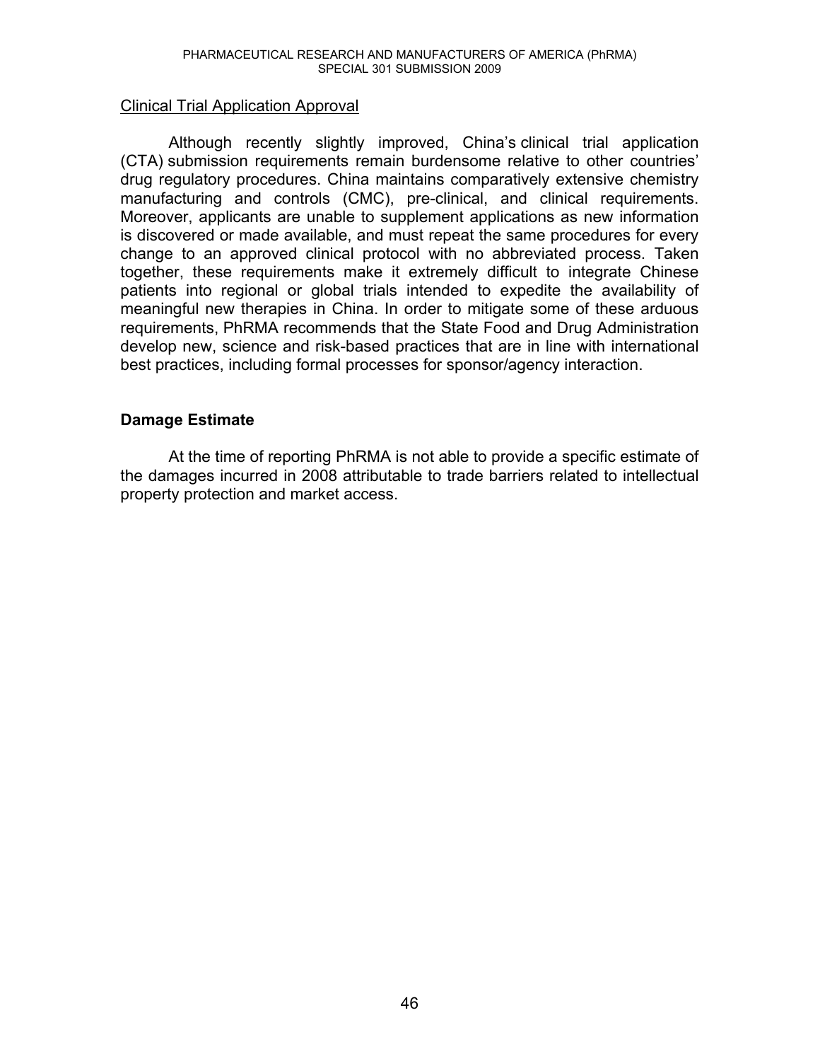Clinical Trial Application Approval

Although recently slightly improved, China's clinical trial application (CTA) submission requirements remain burdensome relative to other countries' drug regulatory procedures. China maintains comparatively extensive chemistry manufacturing and controls (CMC), pre-clinical, and clinical requirements. Moreover, applicants are unable to supplement applications as new information is discovered or made available, and must repeat the same procedures for every change to an approved clinical protocol with no abbreviated process. Taken together, these requirements make it extremely difficult to integrate Chinese patients into regional or global trials intended to expedite the availability of meaningful new therapies in China. In order to mitigate some of these arduous requirements, PhRMA recommends that the State Food and Drug Administration develop new, science and risk-based practices that are in line with international best practices, including formal processes for sponsor/agency interaction.

**Damage Estimate**

At the time of reporting PhRMA is not able to provide a specific estimate of the damages incurred in 2008 attributable to trade barriers related to intellectual property protection and market access.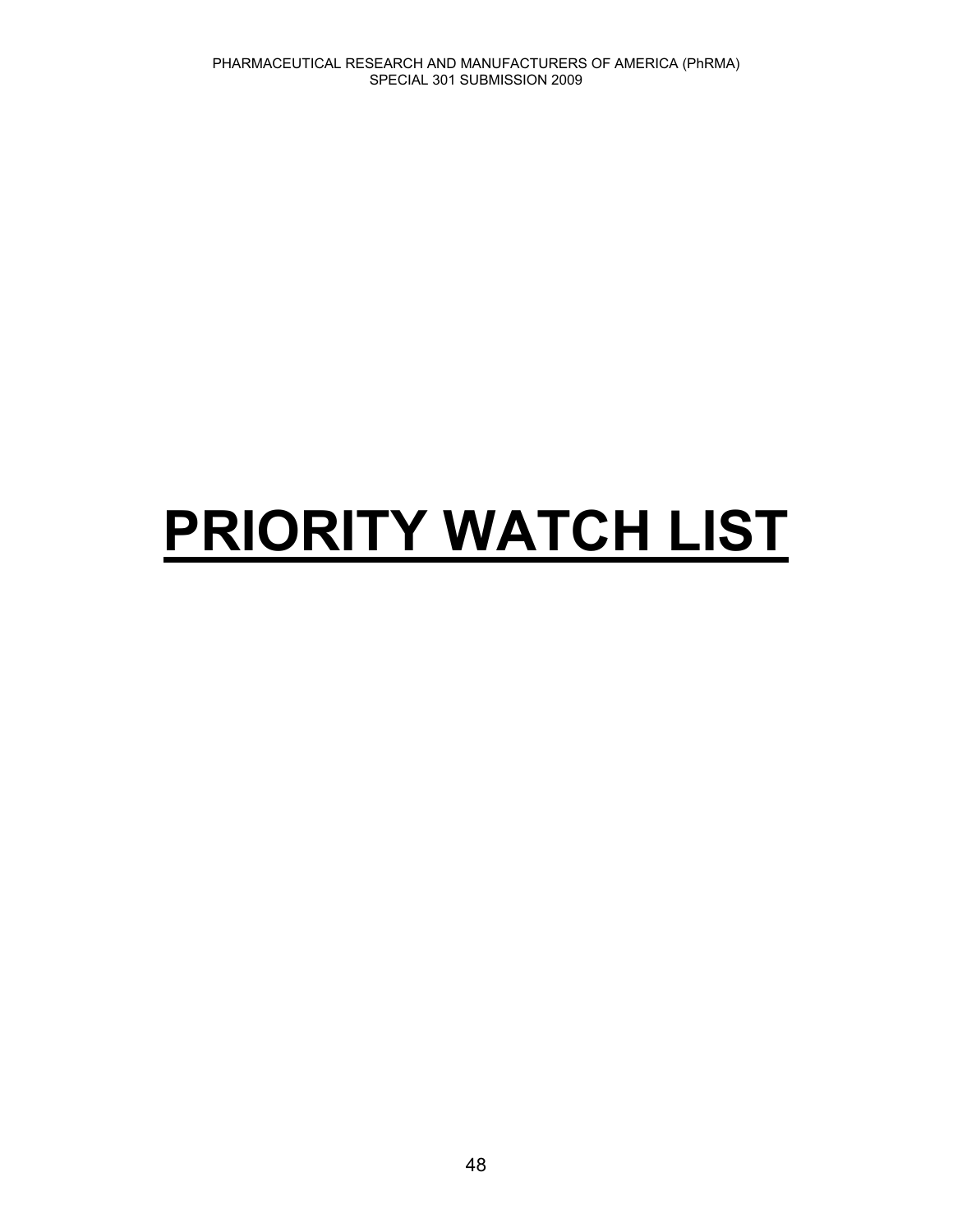# PRIORITY WATCH LIST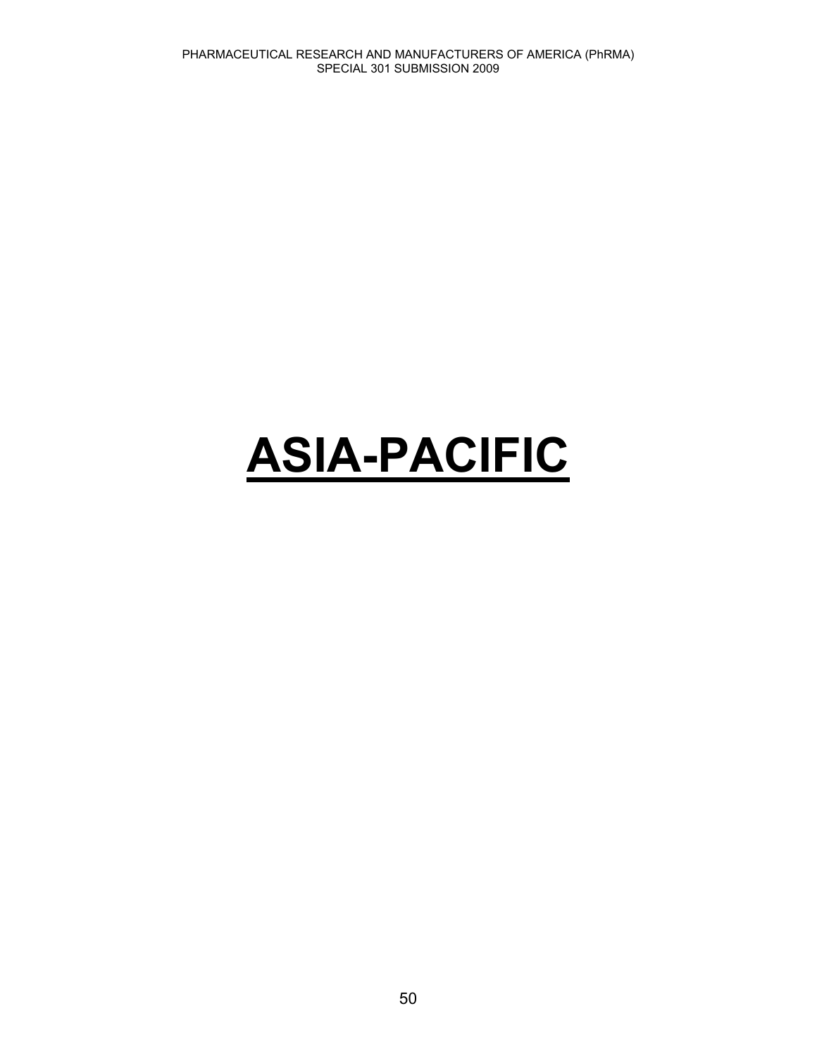# ASIA-PACIFIC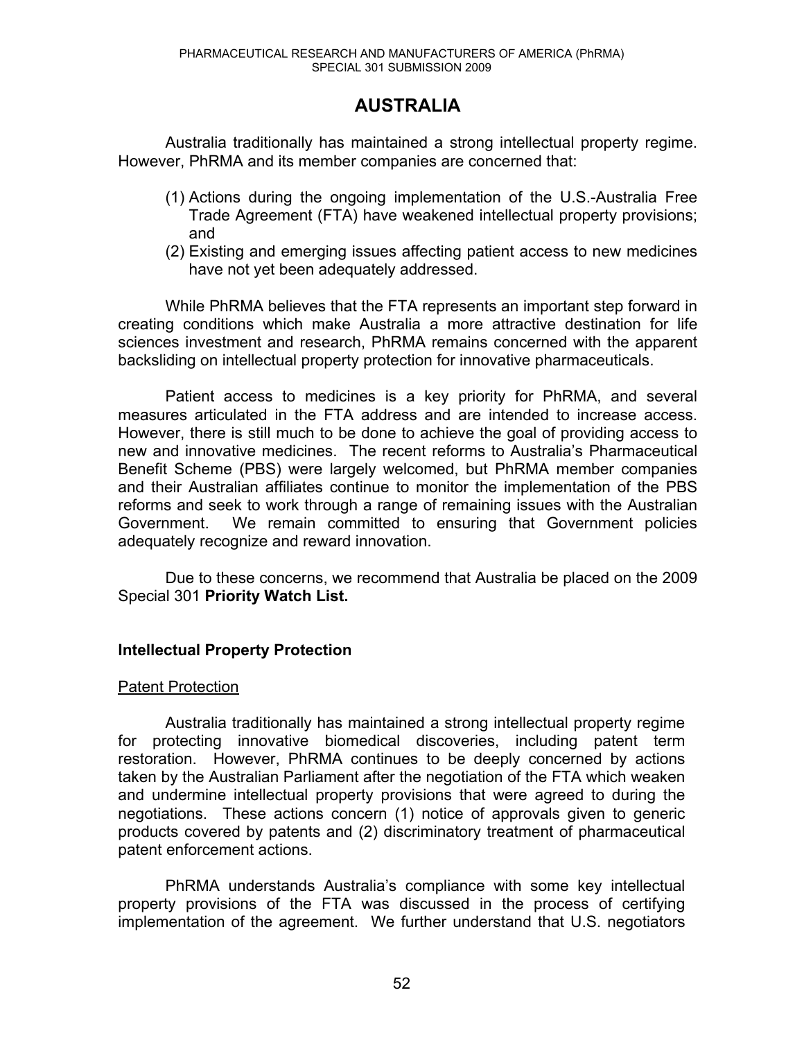# AUSTRALIA

Australia traditionally has maintained a strong intellectual property regime. However, PhRMA and its member companies are concerned that:

(1) Actions during the ongoing implementation of the U.S.-Australia Free Trade Agreement (FTA) have weakened intellectual property provisions; and
(2) Existing and emerging issues affecting patient access to new medicines have not yet been adequately addressed.

While PhRMA believes that the FTA represents an important step forward in creating conditions which make Australia a more attractive destination for life sciences investment and research, PhRMA remains concerned with the apparent backsliding on intellectual property protection for innovative pharmaceuticals.

Patient access to medicines is a key priority for PhRMA, and several measures articulated in the FTA address and are intended to increase access. However, there is still much to be done to achieve the goal of providing access to new and innovative medicines. The recent reforms to Australia's Pharmaceutical Benefit Scheme (PBS) were largely welcomed, but PhRMA member companies and their Australian affiliates continue to monitor the implementation of the PBS reforms and seek to work through a range of remaining issues with the Australian Government. We remain committed to ensuring that Government policies adequately recognize and reward innovation.

Due to these concerns, we recommend that Australia be placed on the 2009 Special 301 **Priority Watch List.**

## Intellectual Property Protection

### Patent Protection

Australia traditionally has maintained a strong intellectual property regime for protecting innovative biomedical discoveries, including patent term restoration. However, PhRMA continues to be deeply concerned by actions taken by the Australian Parliament after the negotiation of the FTA which weaken and undermine intellectual property provisions that were agreed to during the negotiations. These actions concern (1) notice of approvals given to generic products covered by patents and (2) discriminatory treatment of pharmaceutical patent enforcement actions.

PhRMA understands Australia's compliance with some key intellectual property provisions of the FTA was discussed in the process of certifying implementation of the agreement. We further understand that U.S. negotiators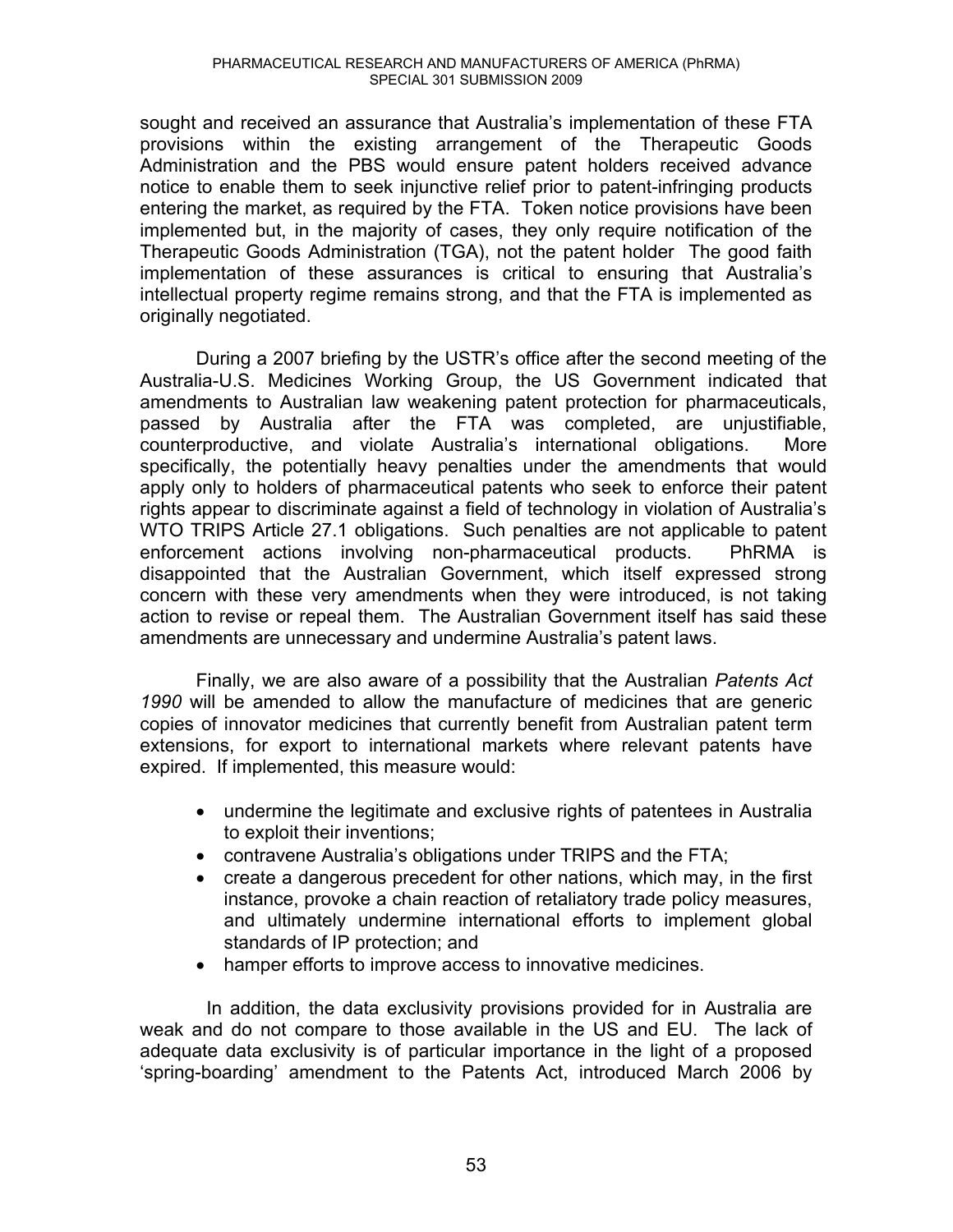sought and received an assurance that Australia's implementation of these FTA provisions within the existing arrangement of the Therapeutic Goods Administration and the PBS would ensure patent holders received advance notice to enable them to seek injunctive relief prior to patent-infringing products entering the market, as required by the FTA. Token notice provisions have been implemented but, in the majority of cases, they only require notification of the Therapeutic Goods Administration (TGA), not the patent holder The good faith implementation of these assurances is critical to ensuring that Australia's intellectual property regime remains strong, and that the FTA is implemented as originally negotiated.

During a 2007 briefing by the USTR's office after the second meeting of the Australia-U.S. Medicines Working Group, the US Government indicated that amendments to Australian law weakening patent protection for pharmaceuticals, passed by Australia after the FTA was completed, are unjustifiable, counterproductive, and violate Australia's international obligations. More specifically, the potentially heavy penalties under the amendments that would apply only to holders of pharmaceutical patents who seek to enforce their patent rights appear to discriminate against a field of technology in violation of Australia's WTO TRIPS Article 27.1 obligations. Such penalties are not applicable to patent enforcement actions involving non-pharmaceutical products. PhRMA is disappointed that the Australian Government, which itself expressed strong concern with these very amendments when they were introduced, is not taking action to revise or repeal them. The Australian Government itself has said these amendments are unnecessary and undermine Australia's patent laws.

Finally, we are also aware of a possibility that the Australian *Patents Act 1990* will be amended to allow the manufacture of medicines that are generic copies of innovator medicines that currently benefit from Australian patent term extensions, for export to international markets where relevant patents have expired. If implemented, this measure would:

- undermine the legitimate and exclusive rights of patentees in Australia to exploit their inventions;
- contravene Australia's obligations under TRIPS and the FTA;
- create a dangerous precedent for other nations, which may, in the first instance, provoke a chain reaction of retaliatory trade policy measures, and ultimately undermine international efforts to implement global standards of IP protection; and
- hamper efforts to improve access to innovative medicines.

In addition, the data exclusivity provisions provided for in Australia are weak and do not compare to those available in the US and EU. The lack of adequate data exclusivity is of particular importance in the light of a proposed 'spring-boarding' amendment to the Patents Act, introduced March 2006 by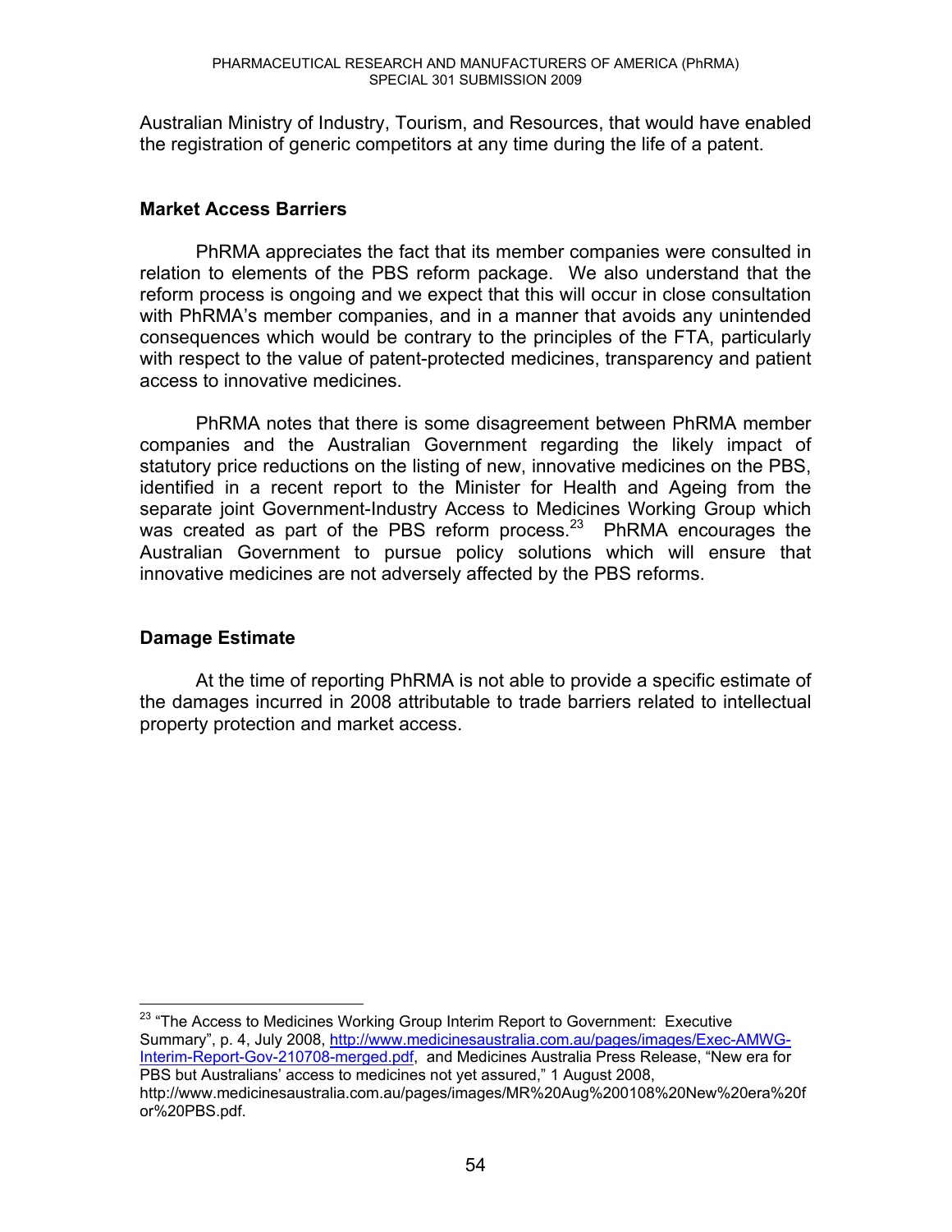Australian Ministry of Industry, Tourism, and Resources, that would have enabled the registration of generic competitors at any time during the life of a patent.

### Market Access Barriers

PhRMA appreciates the fact that its member companies were consulted in relation to elements of the PBS reform package. We also understand that the reform process is ongoing and we expect that this will occur in close consultation with PhRMA's member companies, and in a manner that avoids any unintended consequences which would be contrary to the principles of the FTA, particularly with respect to the value of patent-protected medicines, transparency and patient access to innovative medicines.

PhRMA notes that there is some disagreement between PhRMA member companies and the Australian Government regarding the likely impact of statutory price reductions on the listing of new, innovative medicines on the PBS, identified in a recent report to the Minister for Health and Ageing from the separate joint Government-Industry Access to Medicines Working Group which was created as part of the PBS reform process.[23] PhRMA encourages the Australian Government to pursue policy solutions which will ensure that innovative medicines are not adversely affected by the PBS reforms.

### Damage Estimate

At the time of reporting PhRMA is not able to provide a specific estimate of the damages incurred in 2008 attributable to trade barriers related to intellectual property protection and market access.

---

[23] "The Access to Medicines Working Group Interim Report to Government: Executive Summary", p. 4, July 2008, http://www.medicinesaustralia.com.au/pages/images/Exec-AMWG-Interim-Report-Gov-210708-merged.pdf, and Medicines Australia Press Release, "New era for PBS but Australians' access to medicines not yet assured," 1 August 2008, http://www.medicinesaustralia.com.au/pages/images/MR%20Aug%200108%20New%20era%20for%20PBS.pdf.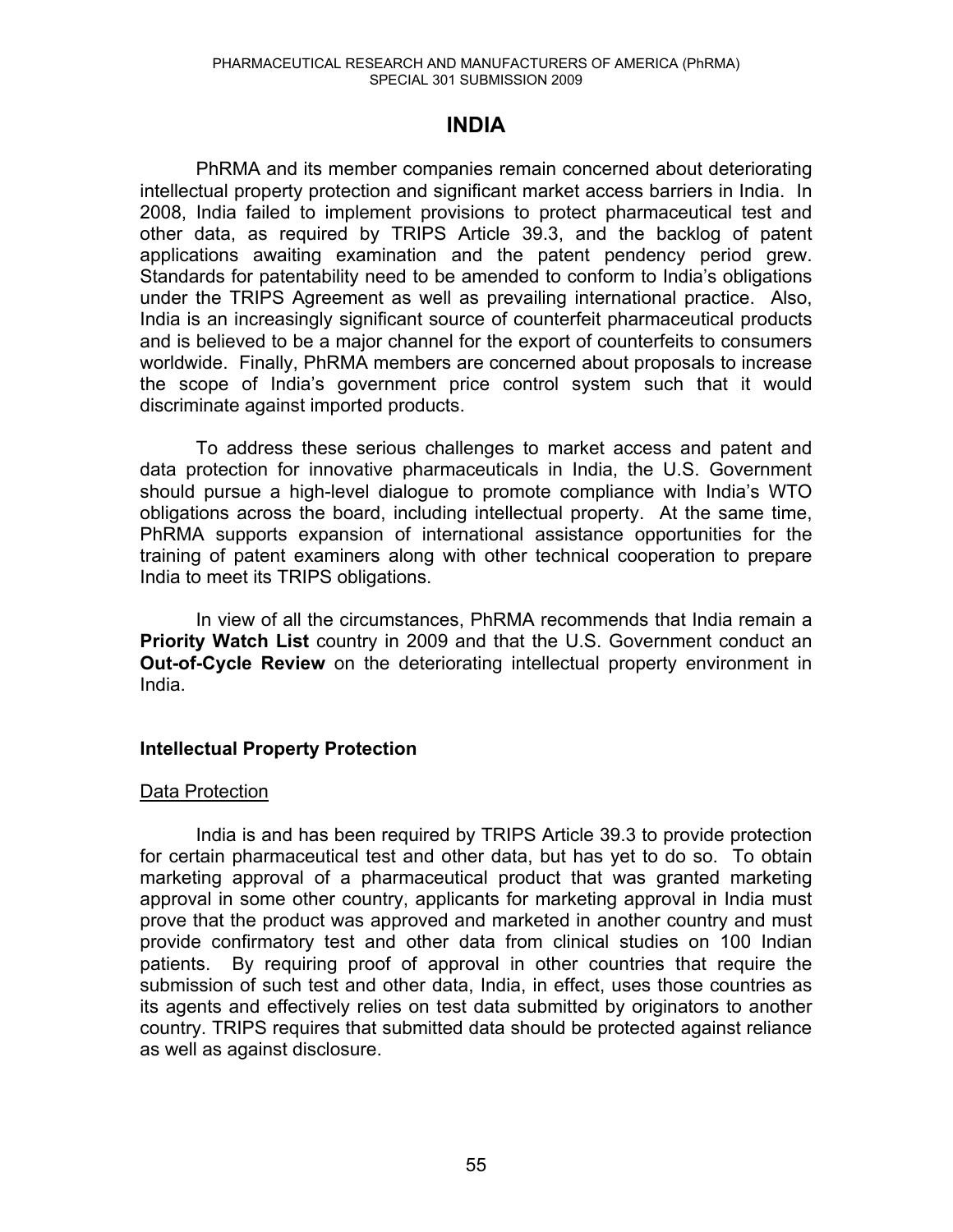# INDIA

PhRMA and its member companies remain concerned about deteriorating intellectual property protection and significant market access barriers in India. In 2008, India failed to implement provisions to protect pharmaceutical test and other data, as required by TRIPS Article 39.3, and the backlog of patent applications awaiting examination and the patent pendency period grew. Standards for patentability need to be amended to conform to India's obligations under the TRIPS Agreement as well as prevailing international practice. Also, India is an increasingly significant source of counterfeit pharmaceutical products and is believed to be a major channel for the export of counterfeits to consumers worldwide. Finally, PhRMA members are concerned about proposals to increase the scope of India's government price control system such that it would discriminate against imported products.

To address these serious challenges to market access and patent and data protection for innovative pharmaceuticals in India, the U.S. Government should pursue a high-level dialogue to promote compliance with India's WTO obligations across the board, including intellectual property. At the same time, PhRMA supports expansion of international assistance opportunities for the training of patent examiners along with other technical cooperation to prepare India to meet its TRIPS obligations.

In view of all the circumstances, PhRMA recommends that India remain a **Priority Watch List** country in 2009 and that the U.S. Government conduct an **Out-of-Cycle Review** on the deteriorating intellectual property environment in India.

## Intellectual Property Protection

### Data Protection

India is and has been required by TRIPS Article 39.3 to provide protection for certain pharmaceutical test and other data, but has yet to do so. To obtain marketing approval of a pharmaceutical product that was granted marketing approval in some other country, applicants for marketing approval in India must prove that the product was approved and marketed in another country and must provide confirmatory test and other data from clinical studies on 100 Indian patients. By requiring proof of approval in other countries that require the submission of such test and other data, India, in effect, uses those countries as its agents and effectively relies on test data submitted by originators to another country. TRIPS requires that submitted data should be protected against reliance as well as against disclosure.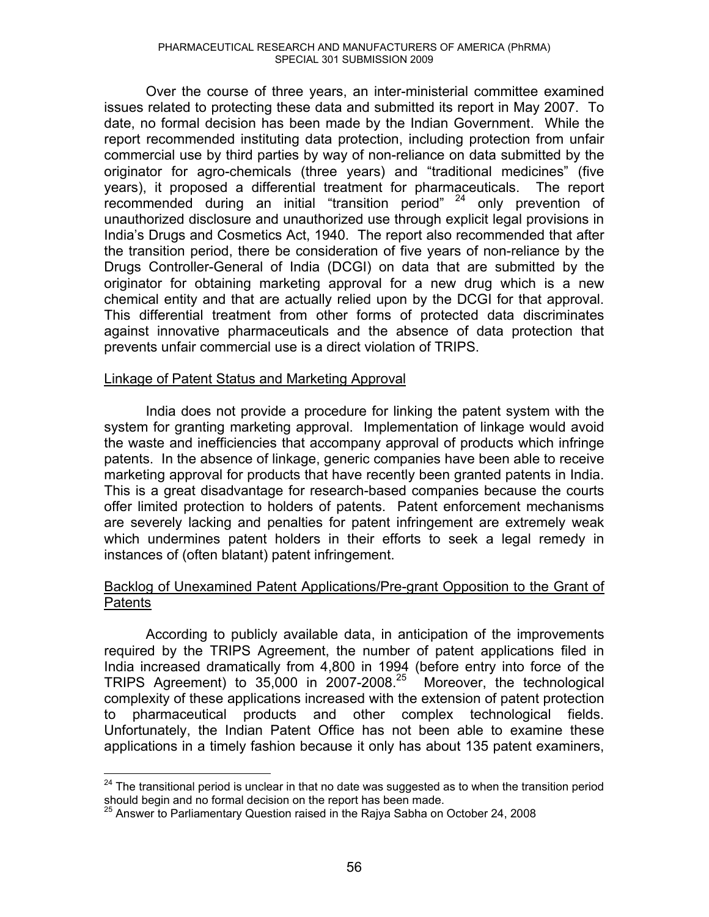Over the course of three years, an inter-ministerial committee examined issues related to protecting these data and submitted its report in May 2007. To date, no formal decision has been made by the Indian Government. While the report recommended instituting data protection, including protection from unfair commercial use by third parties by way of non-reliance on data submitted by the originator for agro-chemicals (three years) and "traditional medicines" (five years), it proposed a differential treatment for pharmaceuticals. The report recommended during an initial "transition period" [24] only prevention of unauthorized disclosure and unauthorized use through explicit legal provisions in India's Drugs and Cosmetics Act, 1940. The report also recommended that after the transition period, there be consideration of five years of non-reliance by the Drugs Controller-General of India (DCGI) on data that are submitted by the originator for obtaining marketing approval for a new drug which is a new chemical entity and that are actually relied upon by the DCGI for that approval. This differential treatment from other forms of protected data discriminates against innovative pharmaceuticals and the absence of data protection that prevents unfair commercial use is a direct violation of TRIPS.

Linkage of Patent Status and Marketing Approval

India does not provide a procedure for linking the patent system with the system for granting marketing approval. Implementation of linkage would avoid the waste and inefficiencies that accompany approval of products which infringe patents. In the absence of linkage, generic companies have been able to receive marketing approval for products that have recently been granted patents in India. This is a great disadvantage for research-based companies because the courts offer limited protection to holders of patents. Patent enforcement mechanisms are severely lacking and penalties for patent infringement are extremely weak which undermines patent holders in their efforts to seek a legal remedy in instances of (often blatant) patent infringement.

Backlog of Unexamined Patent Applications/Pre-grant Opposition to the Grant of Patents

According to publicly available data, in anticipation of the improvements required by the TRIPS Agreement, the number of patent applications filed in India increased dramatically from 4,800 in 1994 (before entry into force of the TRIPS Agreement) to 35,000 in 2007-2008.[25] Moreover, the technological complexity of these applications increased with the extension of patent protection to pharmaceutical products and other complex technological fields. Unfortunately, the Indian Patent Office has not been able to examine these applications in a timely fashion because it only has about 135 patent examiners,

---

[24] The transitional period is unclear in that no date was suggested as to when the transition period should begin and no formal decision on the report has been made.

[25] Answer to Parliamentary Question raised in the Rajya Sabha on October 24, 2008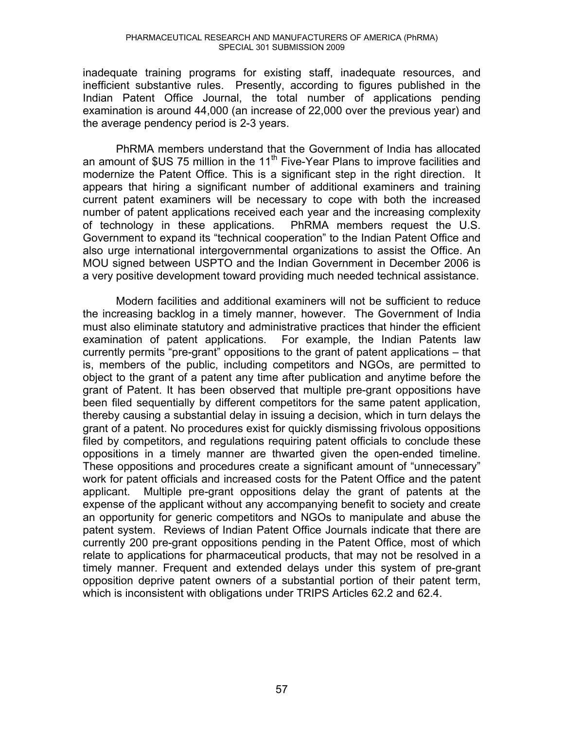inadequate training programs for existing staff, inadequate resources, and inefficient substantive rules. Presently, according to figures published in the Indian Patent Office Journal, the total number of applications pending examination is around 44,000 (an increase of 22,000 over the previous year) and the average pendency period is 2-3 years.

PhRMA members understand that the Government of India has allocated an amount of $US 75 million in the 11th Five-Year Plans to improve facilities and modernize the Patent Office. This is a significant step in the right direction. It appears that hiring a significant number of additional examiners and training current patent examiners will be necessary to cope with both the increased number of patent applications received each year and the increasing complexity of technology in these applications. PhRMA members request the U.S. Government to expand its "technical cooperation" to the Indian Patent Office and also urge international intergovernmental organizations to assist the Office. An MOU signed between USPTO and the Indian Government in December 2006 is a very positive development toward providing much needed technical assistance.

Modern facilities and additional examiners will not be sufficient to reduce the increasing backlog in a timely manner, however. The Government of India must also eliminate statutory and administrative practices that hinder the efficient examination of patent applications. For example, the Indian Patents law currently permits "pre-grant" oppositions to the grant of patent applications – that is, members of the public, including competitors and NGOs, are permitted to object to the grant of a patent any time after publication and anytime before the grant of Patent. It has been observed that multiple pre-grant oppositions have been filed sequentially by different competitors for the same patent application, thereby causing a substantial delay in issuing a decision, which in turn delays the grant of a patent. No procedures exist for quickly dismissing frivolous oppositions filed by competitors, and regulations requiring patent officials to conclude these oppositions in a timely manner are thwarted given the open-ended timeline. These oppositions and procedures create a significant amount of "unnecessary" work for patent officials and increased costs for the Patent Office and the patent applicant. Multiple pre-grant oppositions delay the grant of patents at the expense of the applicant without any accompanying benefit to society and create an opportunity for generic competitors and NGOs to manipulate and abuse the patent system. Reviews of Indian Patent Office Journals indicate that there are currently 200 pre-grant oppositions pending in the Patent Office, most of which relate to applications for pharmaceutical products, that may not be resolved in a timely manner. Frequent and extended delays under this system of pre-grant opposition deprive patent owners of a substantial portion of their patent term, which is inconsistent with obligations under TRIPS Articles 62.2 and 62.4.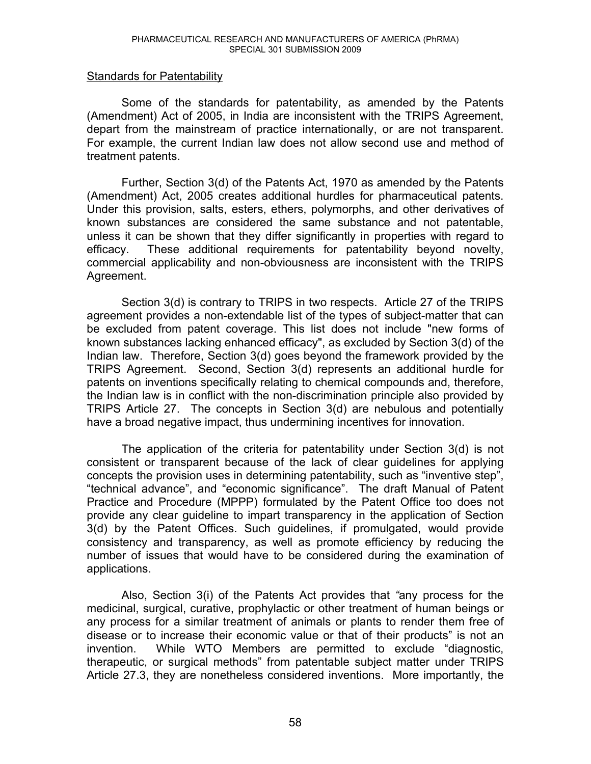Standards for Patentability

Some of the standards for patentability, as amended by the Patents (Amendment) Act of 2005, in India are inconsistent with the TRIPS Agreement, depart from the mainstream of practice internationally, or are not transparent. For example, the current Indian law does not allow second use and method of treatment patents.

Further, Section 3(d) of the Patents Act, 1970 as amended by the Patents (Amendment) Act, 2005 creates additional hurdles for pharmaceutical patents. Under this provision, salts, esters, ethers, polymorphs, and other derivatives of known substances are considered the same substance and not patentable, unless it can be shown that they differ significantly in properties with regard to efficacy. These additional requirements for patentability beyond novelty, commercial applicability and non-obviousness are inconsistent with the TRIPS Agreement.

Section 3(d) is contrary to TRIPS in two respects. Article 27 of the TRIPS agreement provides a non-extendable list of the types of subject-matter that can be excluded from patent coverage. This list does not include "new forms of known substances lacking enhanced efficacy", as excluded by Section 3(d) of the Indian law. Therefore, Section 3(d) goes beyond the framework provided by the TRIPS Agreement. Second, Section 3(d) represents an additional hurdle for patents on inventions specifically relating to chemical compounds and, therefore, the Indian law is in conflict with the non-discrimination principle also provided by TRIPS Article 27. The concepts in Section 3(d) are nebulous and potentially have a broad negative impact, thus undermining incentives for innovation.

The application of the criteria for patentability under Section 3(d) is not consistent or transparent because of the lack of clear guidelines for applying concepts the provision uses in determining patentability, such as "inventive step", "technical advance", and "economic significance". The draft Manual of Patent Practice and Procedure (MPPP) formulated by the Patent Office too does not provide any clear guideline to impart transparency in the application of Section 3(d) by the Patent Offices. Such guidelines, if promulgated, would provide consistency and transparency, as well as promote efficiency by reducing the number of issues that would have to be considered during the examination of applications.

Also, Section 3(i) of the Patents Act provides that *"*any process for the medicinal, surgical, curative, prophylactic or other treatment of human beings or any process for a similar treatment of animals or plants to render them free of disease or to increase their economic value or that of their products" is not an invention. While WTO Members are permitted to exclude "diagnostic, therapeutic, or surgical methods" from patentable subject matter under TRIPS Article 27.3, they are nonetheless considered inventions. More importantly, the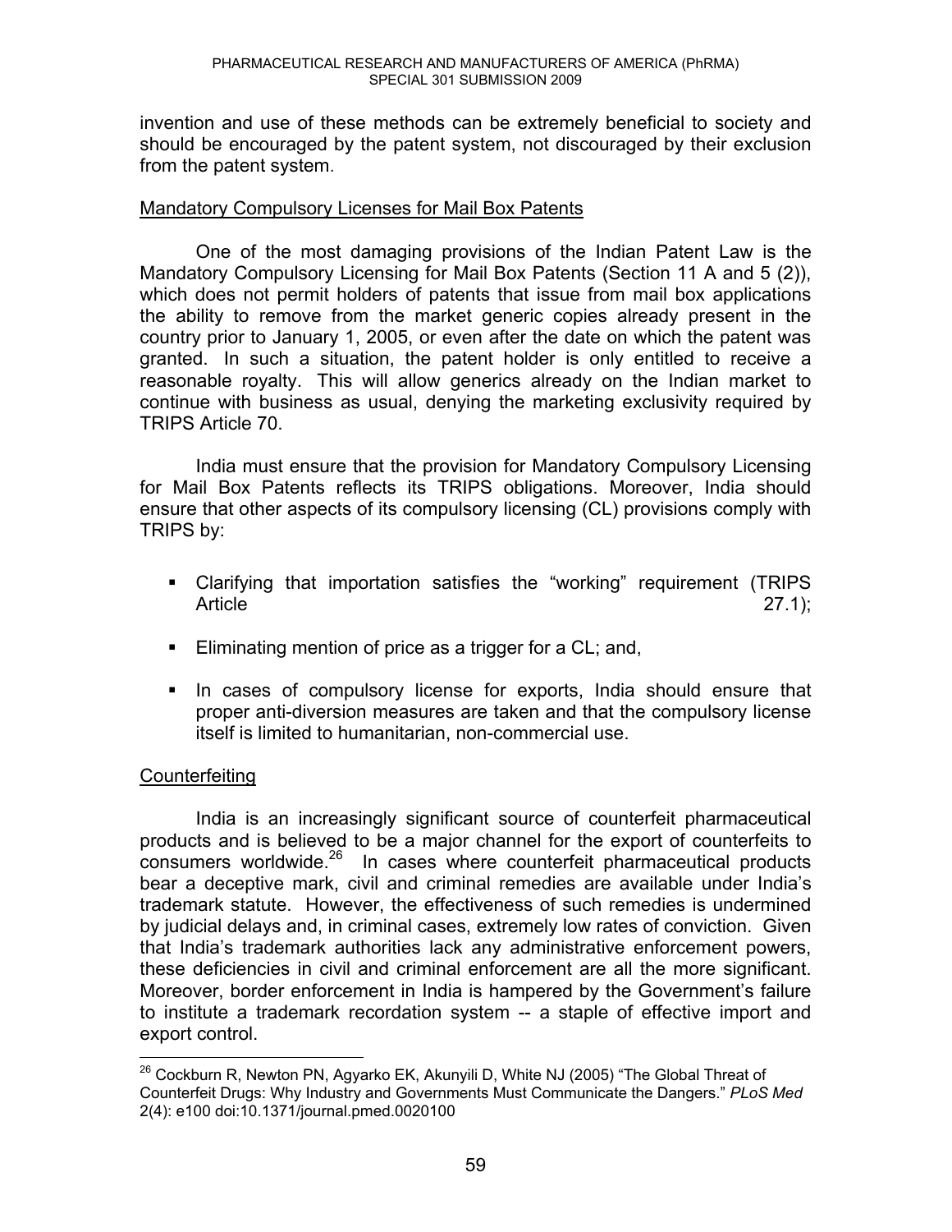invention and use of these methods can be extremely beneficial to society and should be encouraged by the patent system, not discouraged by their exclusion from the patent system.

### Mandatory Compulsory Licenses for Mail Box Patents

One of the most damaging provisions of the Indian Patent Law is the Mandatory Compulsory Licensing for Mail Box Patents (Section 11 A and 5 (2)), which does not permit holders of patents that issue from mail box applications the ability to remove from the market generic copies already present in the country prior to January 1, 2005, or even after the date on which the patent was granted. In such a situation, the patent holder is only entitled to receive a reasonable royalty. This will allow generics already on the Indian market to continue with business as usual, denying the marketing exclusivity required by TRIPS Article 70.

India must ensure that the provision for Mandatory Compulsory Licensing for Mail Box Patents reflects its TRIPS obligations. Moreover, India should ensure that other aspects of its compulsory licensing (CL) provisions comply with TRIPS by:

- Clarifying that importation satisfies the "working" requirement (TRIPS Article 27.1);
- Eliminating mention of price as a trigger for a CL; and,
- In cases of compulsory license for exports, India should ensure that proper anti-diversion measures are taken and that the compulsory license itself is limited to humanitarian, non-commercial use.

### Counterfeiting

India is an increasingly significant source of counterfeit pharmaceutical products and is believed to be a major channel for the export of counterfeits to consumers worldwide.[26] In cases where counterfeit pharmaceutical products bear a deceptive mark, civil and criminal remedies are available under India's trademark statute. However, the effectiveness of such remedies is undermined by judicial delays and, in criminal cases, extremely low rates of conviction. Given that India's trademark authorities lack any administrative enforcement powers, these deficiencies in civil and criminal enforcement are all the more significant. Moreover, border enforcement in India is hampered by the Government's failure to institute a trademark recordation system -- a staple of effective import and export control.

---

[26] Cockburn R, Newton PN, Agyarko EK, Akunyili D, White NJ (2005) "The Global Threat of Counterfeit Drugs: Why Industry and Governments Must Communicate the Dangers." *PLoS Med* 2(4): e100 doi:10.1371/journal.pmed.0020100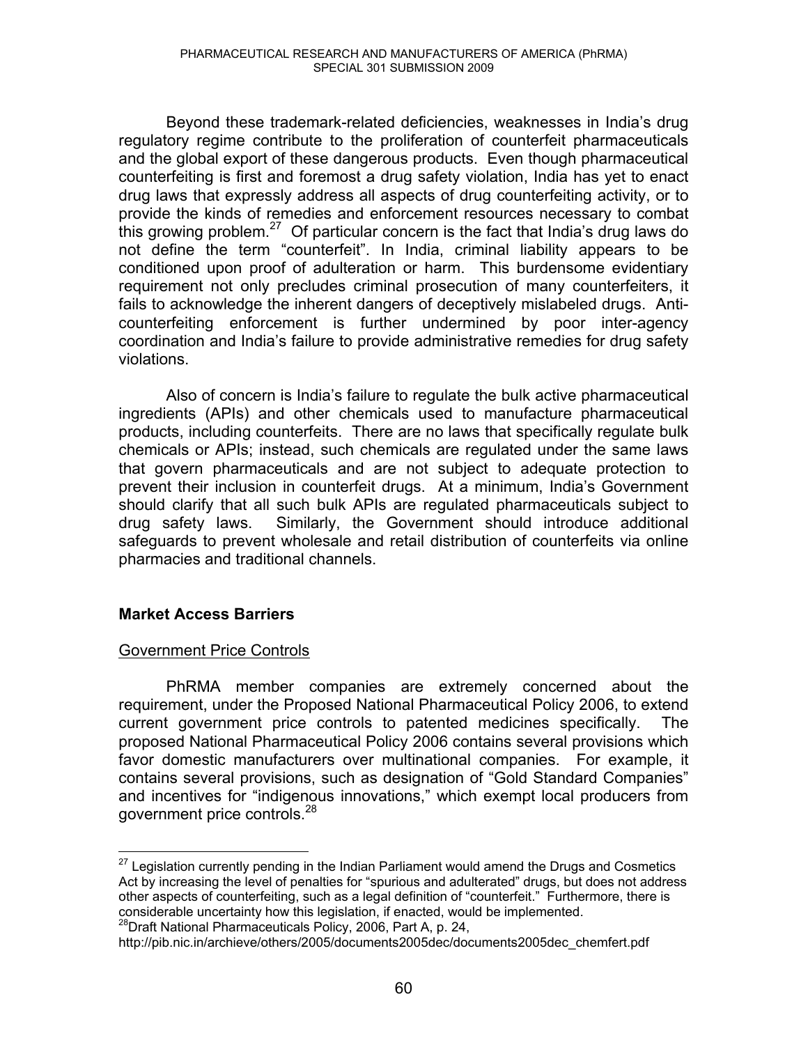Beyond these trademark-related deficiencies, weaknesses in India's drug regulatory regime contribute to the proliferation of counterfeit pharmaceuticals and the global export of these dangerous products. Even though pharmaceutical counterfeiting is first and foremost a drug safety violation, India has yet to enact drug laws that expressly address all aspects of drug counterfeiting activity, or to provide the kinds of remedies and enforcement resources necessary to combat this growing problem.[27] Of particular concern is the fact that India's drug laws do not define the term "counterfeit". In India, criminal liability appears to be conditioned upon proof of adulteration or harm. This burdensome evidentiary requirement not only precludes criminal prosecution of many counterfeiters, it fails to acknowledge the inherent dangers of deceptively mislabeled drugs. Anti-counterfeiting enforcement is further undermined by poor inter-agency coordination and India's failure to provide administrative remedies for drug safety violations.

Also of concern is India's failure to regulate the bulk active pharmaceutical ingredients (APIs) and other chemicals used to manufacture pharmaceutical products, including counterfeits. There are no laws that specifically regulate bulk chemicals or APIs; instead, such chemicals are regulated under the same laws that govern pharmaceuticals and are not subject to adequate protection to prevent their inclusion in counterfeit drugs. At a minimum, India's Government should clarify that all such bulk APIs are regulated pharmaceuticals subject to drug safety laws. Similarly, the Government should introduce additional safeguards to prevent wholesale and retail distribution of counterfeits via online pharmacies and traditional channels.

**Market Access Barriers**

Government Price Controls

PhRMA member companies are extremely concerned about the requirement, under the Proposed National Pharmaceutical Policy 2006, to extend current government price controls to patented medicines specifically. The proposed National Pharmaceutical Policy 2006 contains several provisions which favor domestic manufacturers over multinational companies. For example, it contains several provisions, such as designation of "Gold Standard Companies" and incentives for "indigenous innovations," which exempt local producers from government price controls.[28]

---

[27] Legislation currently pending in the Indian Parliament would amend the Drugs and Cosmetics Act by increasing the level of penalties for "spurious and adulterated" drugs, but does not address other aspects of counterfeiting, such as a legal definition of "counterfeit." Furthermore, there is considerable uncertainty how this legislation, if enacted, would be implemented.

[28] Draft National Pharmaceuticals Policy, 2006, Part A, p. 24, http://pib.nic.in/archieve/others/2005/documents2005dec/documents2005dec_chemfert.pdf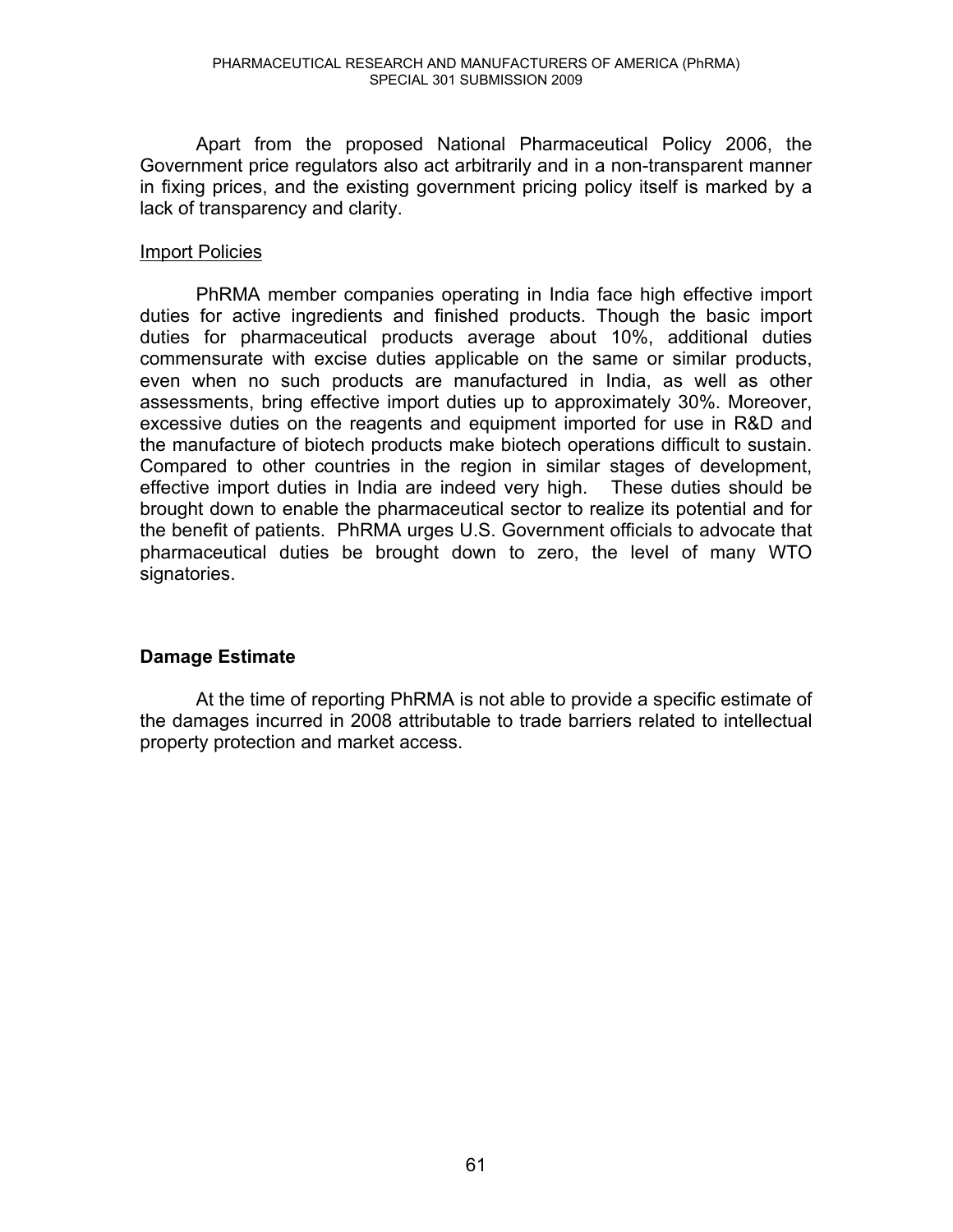Apart from the proposed National Pharmaceutical Policy 2006, the Government price regulators also act arbitrarily and in a non-transparent manner in fixing prices, and the existing government pricing policy itself is marked by a lack of transparency and clarity.

Import Policies

PhRMA member companies operating in India face high effective import duties for active ingredients and finished products. Though the basic import duties for pharmaceutical products average about 10%, additional duties commensurate with excise duties applicable on the same or similar products, even when no such products are manufactured in India, as well as other assessments, bring effective import duties up to approximately 30%. Moreover, excessive duties on the reagents and equipment imported for use in R&D and the manufacture of biotech products make biotech operations difficult to sustain. Compared to other countries in the region in similar stages of development, effective import duties in India are indeed very high. These duties should be brought down to enable the pharmaceutical sector to realize its potential and for the benefit of patients. PhRMA urges U.S. Government officials to advocate that pharmaceutical duties be brought down to zero, the level of many WTO signatories.

## Damage Estimate

At the time of reporting PhRMA is not able to provide a specific estimate of the damages incurred in 2008 attributable to trade barriers related to intellectual property protection and market access.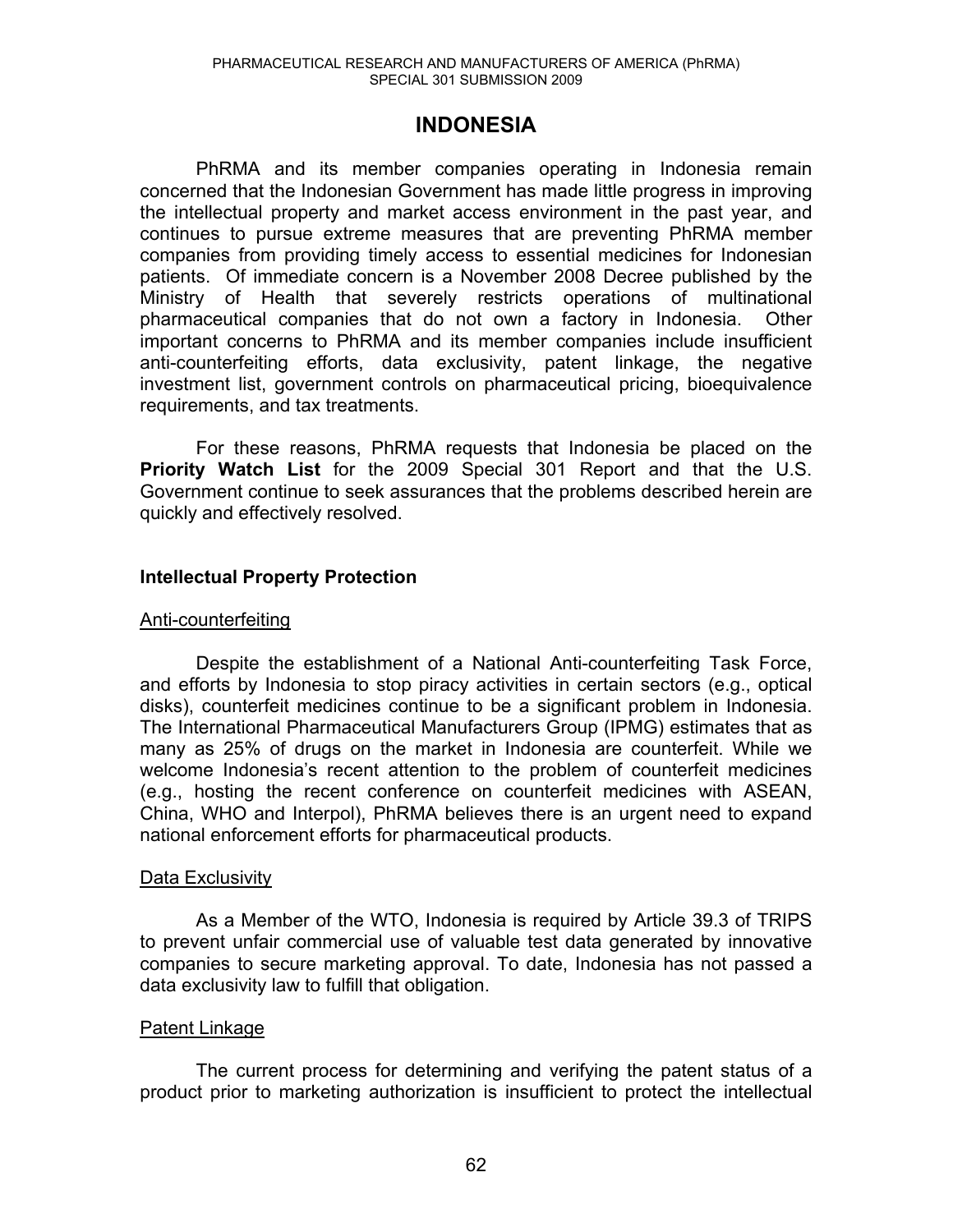# INDONESIA

PhRMA and its member companies operating in Indonesia remain concerned that the Indonesian Government has made little progress in improving the intellectual property and market access environment in the past year, and continues to pursue extreme measures that are preventing PhRMA member companies from providing timely access to essential medicines for Indonesian patients. Of immediate concern is a November 2008 Decree published by the Ministry of Health that severely restricts operations of multinational pharmaceutical companies that do not own a factory in Indonesia. Other important concerns to PhRMA and its member companies include insufficient anti-counterfeiting efforts, data exclusivity, patent linkage, the negative investment list, government controls on pharmaceutical pricing, bioequivalence requirements, and tax treatments.

For these reasons, PhRMA requests that Indonesia be placed on the **Priority Watch List** for the 2009 Special 301 Report and that the U.S. Government continue to seek assurances that the problems described herein are quickly and effectively resolved.

## Intellectual Property Protection

### Anti-counterfeiting

Despite the establishment of a National Anti-counterfeiting Task Force, and efforts by Indonesia to stop piracy activities in certain sectors (e.g., optical disks), counterfeit medicines continue to be a significant problem in Indonesia. The International Pharmaceutical Manufacturers Group (IPMG) estimates that as many as 25% of drugs on the market in Indonesia are counterfeit. While we welcome Indonesia's recent attention to the problem of counterfeit medicines (e.g., hosting the recent conference on counterfeit medicines with ASEAN, China, WHO and Interpol), PhRMA believes there is an urgent need to expand national enforcement efforts for pharmaceutical products.

### Data Exclusivity

As a Member of the WTO, Indonesia is required by Article 39.3 of TRIPS to prevent unfair commercial use of valuable test data generated by innovative companies to secure marketing approval. To date, Indonesia has not passed a data exclusivity law to fulfill that obligation.

### Patent Linkage

The current process for determining and verifying the patent status of a product prior to marketing authorization is insufficient to protect the intellectual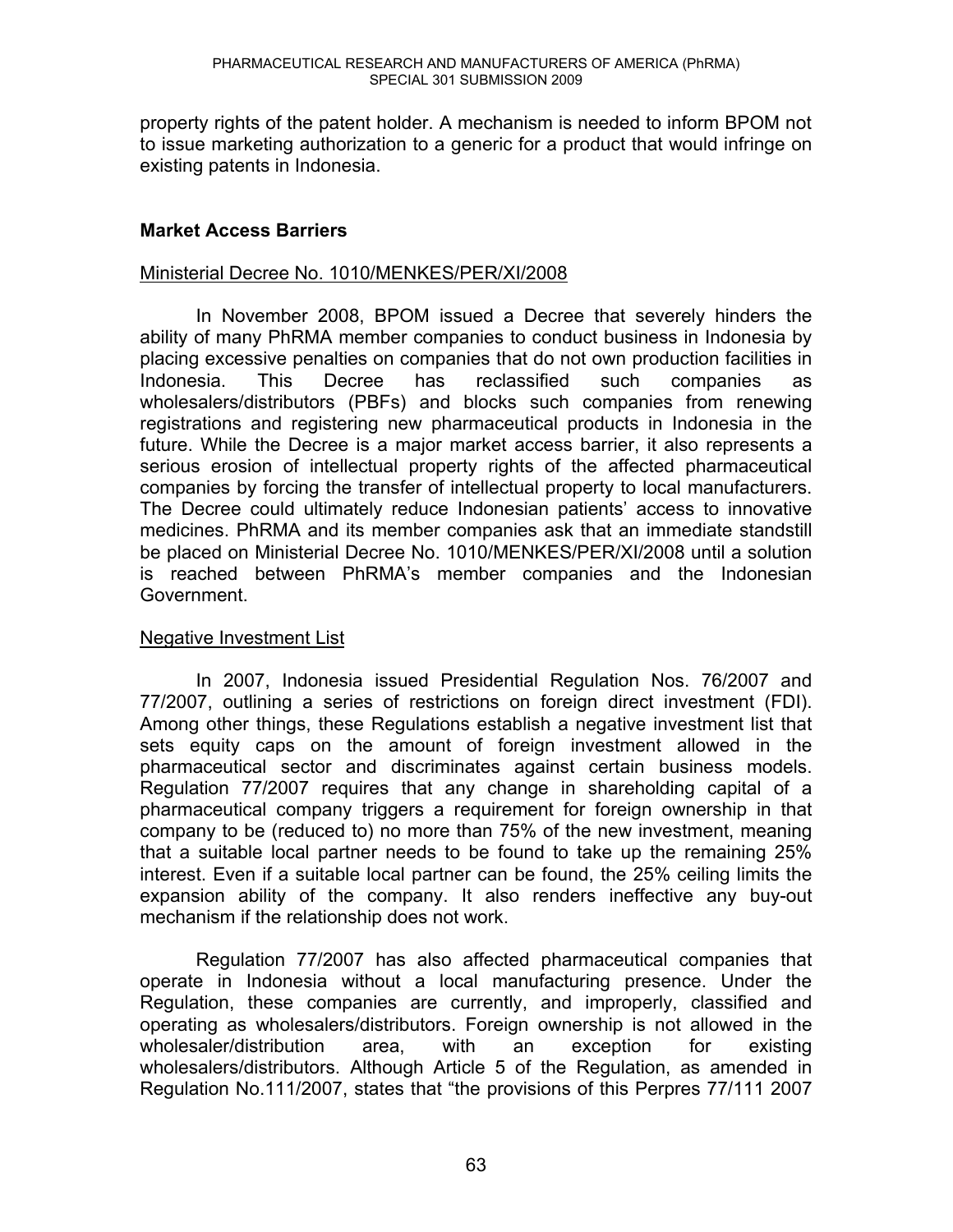property rights of the patent holder. A mechanism is needed to inform BPOM not to issue marketing authorization to a generic for a product that would infringe on existing patents in Indonesia.

## Market Access Barriers

### Ministerial Decree No. 1010/MENKES/PER/XI/2008

In November 2008, BPOM issued a Decree that severely hinders the ability of many PhRMA member companies to conduct business in Indonesia by placing excessive penalties on companies that do not own production facilities in Indonesia. This Decree has reclassified such companies as wholesalers/distributors (PBFs) and blocks such companies from renewing registrations and registering new pharmaceutical products in Indonesia in the future. While the Decree is a major market access barrier, it also represents a serious erosion of intellectual property rights of the affected pharmaceutical companies by forcing the transfer of intellectual property to local manufacturers. The Decree could ultimately reduce Indonesian patients' access to innovative medicines. PhRMA and its member companies ask that an immediate standstill be placed on Ministerial Decree No. 1010/MENKES/PER/XI/2008 until a solution is reached between PhRMA's member companies and the Indonesian Government.

### Negative Investment List

In 2007, Indonesia issued Presidential Regulation Nos. 76/2007 and 77/2007, outlining a series of restrictions on foreign direct investment (FDI). Among other things, these Regulations establish a negative investment list that sets equity caps on the amount of foreign investment allowed in the pharmaceutical sector and discriminates against certain business models. Regulation 77/2007 requires that any change in shareholding capital of a pharmaceutical company triggers a requirement for foreign ownership in that company to be (reduced to) no more than 75% of the new investment, meaning that a suitable local partner needs to be found to take up the remaining 25% interest. Even if a suitable local partner can be found, the 25% ceiling limits the expansion ability of the company. It also renders ineffective any buy-out mechanism if the relationship does not work.

Regulation 77/2007 has also affected pharmaceutical companies that operate in Indonesia without a local manufacturing presence. Under the Regulation, these companies are currently, and improperly, classified and operating as wholesalers/distributors. Foreign ownership is not allowed in the wholesaler/distribution area, with an exception for existing wholesalers/distributors. Although Article 5 of the Regulation, as amended in Regulation No.111/2007, states that "the provisions of this Perpres 77/111 2007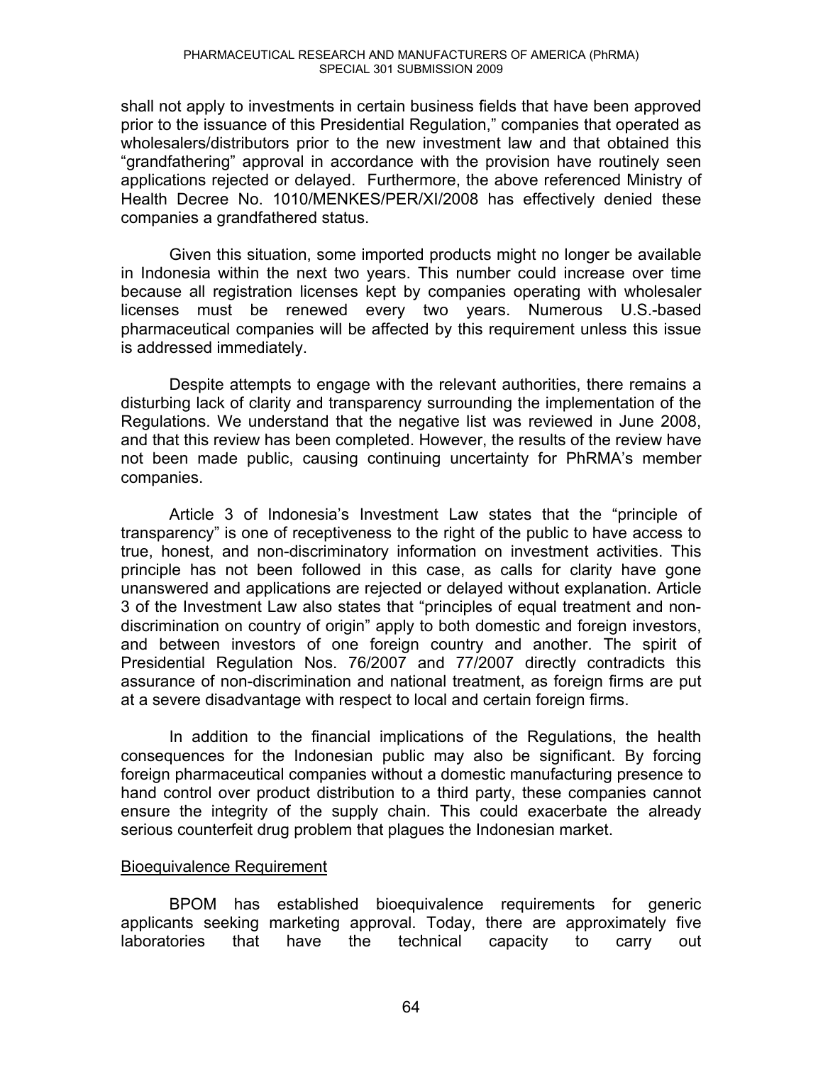shall not apply to investments in certain business fields that have been approved prior to the issuance of this Presidential Regulation," companies that operated as wholesalers/distributors prior to the new investment law and that obtained this "grandfathering" approval in accordance with the provision have routinely seen applications rejected or delayed. Furthermore, the above referenced Ministry of Health Decree No. 1010/MENKES/PER/XI/2008 has effectively denied these companies a grandfathered status.

Given this situation, some imported products might no longer be available in Indonesia within the next two years. This number could increase over time because all registration licenses kept by companies operating with wholesaler licenses must be renewed every two years. Numerous U.S.-based pharmaceutical companies will be affected by this requirement unless this issue is addressed immediately.

Despite attempts to engage with the relevant authorities, there remains a disturbing lack of clarity and transparency surrounding the implementation of the Regulations. We understand that the negative list was reviewed in June 2008, and that this review has been completed. However, the results of the review have not been made public, causing continuing uncertainty for PhRMA's member companies.

Article 3 of Indonesia's Investment Law states that the "principle of transparency" is one of receptiveness to the right of the public to have access to true, honest, and non-discriminatory information on investment activities. This principle has not been followed in this case, as calls for clarity have gone unanswered and applications are rejected or delayed without explanation. Article 3 of the Investment Law also states that "principles of equal treatment and non-discrimination on country of origin" apply to both domestic and foreign investors, and between investors of one foreign country and another. The spirit of Presidential Regulation Nos. 76/2007 and 77/2007 directly contradicts this assurance of non-discrimination and national treatment, as foreign firms are put at a severe disadvantage with respect to local and certain foreign firms.

In addition to the financial implications of the Regulations, the health consequences for the Indonesian public may also be significant. By forcing foreign pharmaceutical companies without a domestic manufacturing presence to hand control over product distribution to a third party, these companies cannot ensure the integrity of the supply chain. This could exacerbate the already serious counterfeit drug problem that plagues the Indonesian market.

Bioequivalence Requirement

BPOM has established bioequivalence requirements for generic applicants seeking marketing approval. Today, there are approximately five laboratories that have the technical capacity to carry out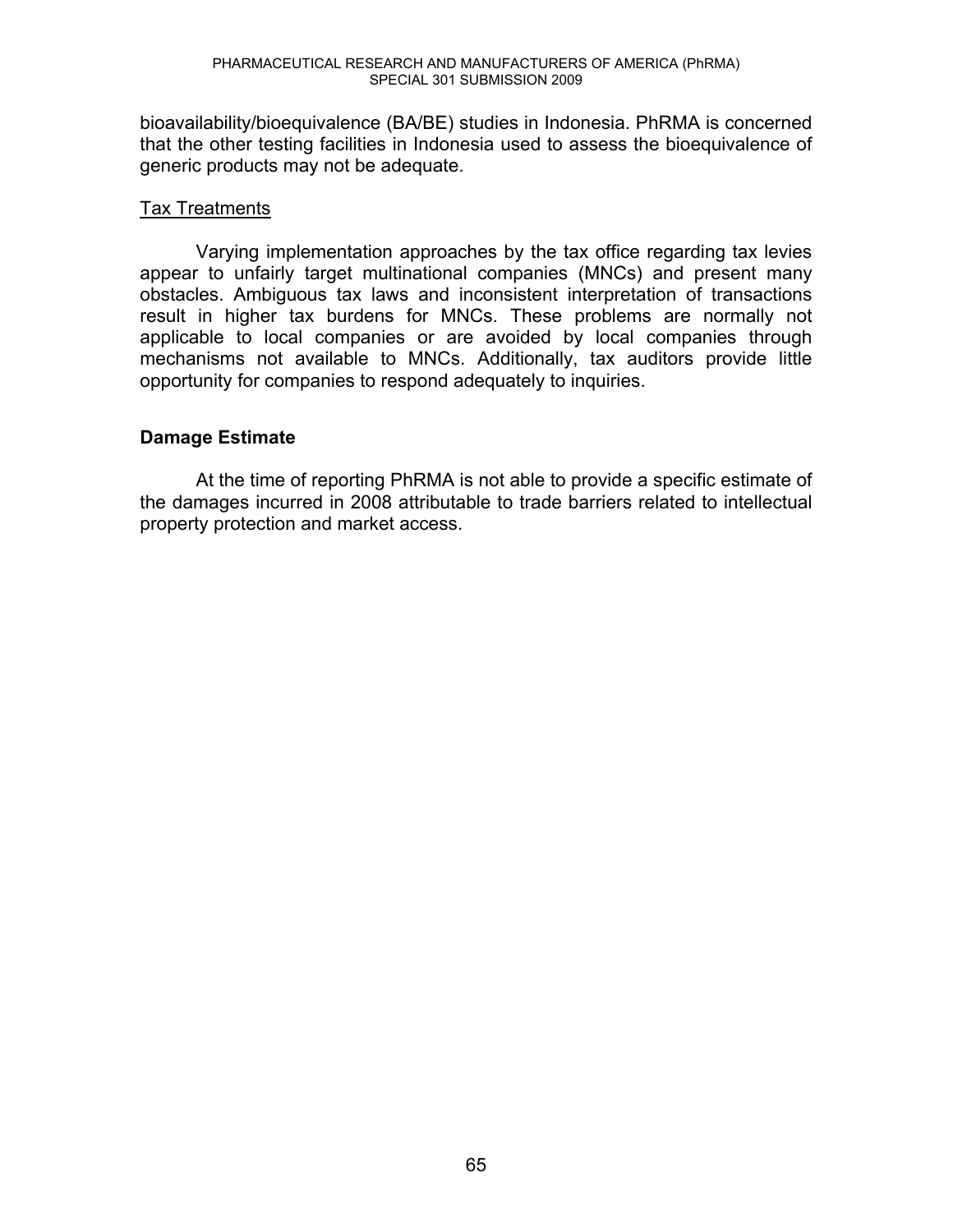bioavailability/bioequivalence (BA/BE) studies in Indonesia. PhRMA is concerned that the other testing facilities in Indonesia used to assess the bioequivalence of generic products may not be adequate.

Tax Treatments

Varying implementation approaches by the tax office regarding tax levies appear to unfairly target multinational companies (MNCs) and present many obstacles. Ambiguous tax laws and inconsistent interpretation of transactions result in higher tax burdens for MNCs. These problems are normally not applicable to local companies or are avoided by local companies through mechanisms not available to MNCs. Additionally, tax auditors provide little opportunity for companies to respond adequately to inquiries.

**Damage Estimate**

At the time of reporting PhRMA is not able to provide a specific estimate of the damages incurred in 2008 attributable to trade barriers related to intellectual property protection and market access.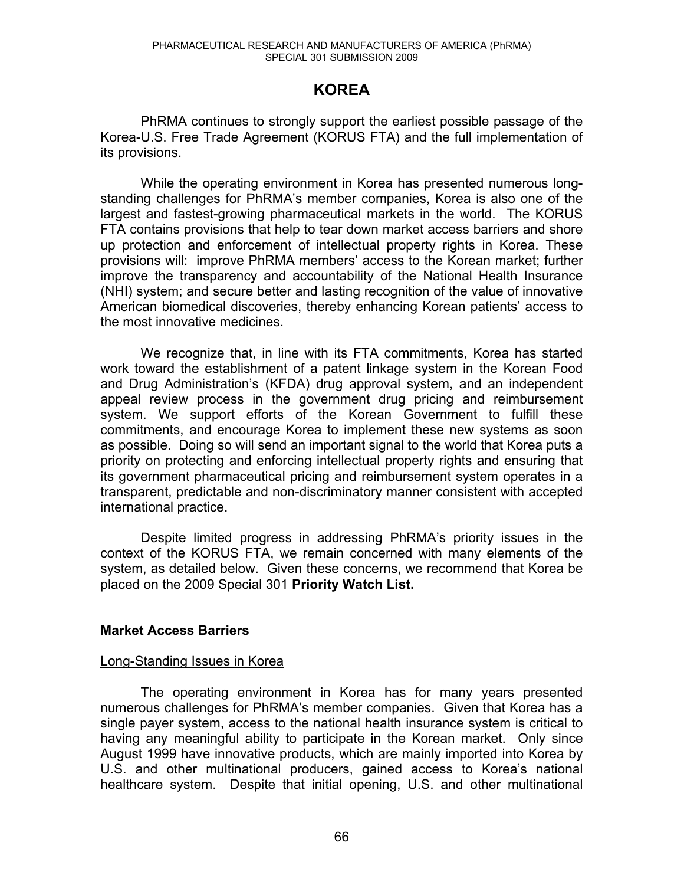# KOREA

PhRMA continues to strongly support the earliest possible passage of the Korea-U.S. Free Trade Agreement (KORUS FTA) and the full implementation of its provisions.

While the operating environment in Korea has presented numerous long-standing challenges for PhRMA's member companies, Korea is also one of the largest and fastest-growing pharmaceutical markets in the world. The KORUS FTA contains provisions that help to tear down market access barriers and shore up protection and enforcement of intellectual property rights in Korea. These provisions will: improve PhRMA members' access to the Korean market; further improve the transparency and accountability of the National Health Insurance (NHI) system; and secure better and lasting recognition of the value of innovative American biomedical discoveries, thereby enhancing Korean patients' access to the most innovative medicines.

We recognize that, in line with its FTA commitments, Korea has started work toward the establishment of a patent linkage system in the Korean Food and Drug Administration's (KFDA) drug approval system, and an independent appeal review process in the government drug pricing and reimbursement system. We support efforts of the Korean Government to fulfill these commitments, and encourage Korea to implement these new systems as soon as possible. Doing so will send an important signal to the world that Korea puts a priority on protecting and enforcing intellectual property rights and ensuring that its government pharmaceutical pricing and reimbursement system operates in a transparent, predictable and non-discriminatory manner consistent with accepted international practice.

Despite limited progress in addressing PhRMA's priority issues in the context of the KORUS FTA, we remain concerned with many elements of the system, as detailed below. Given these concerns, we recommend that Korea be placed on the 2009 Special 301 **Priority Watch List.**

## Market Access Barriers

### Long-Standing Issues in Korea

The operating environment in Korea has for many years presented numerous challenges for PhRMA's member companies. Given that Korea has a single payer system, access to the national health insurance system is critical to having any meaningful ability to participate in the Korean market. Only since August 1999 have innovative products, which are mainly imported into Korea by U.S. and other multinational producers, gained access to Korea's national healthcare system. Despite that initial opening, U.S. and other multinational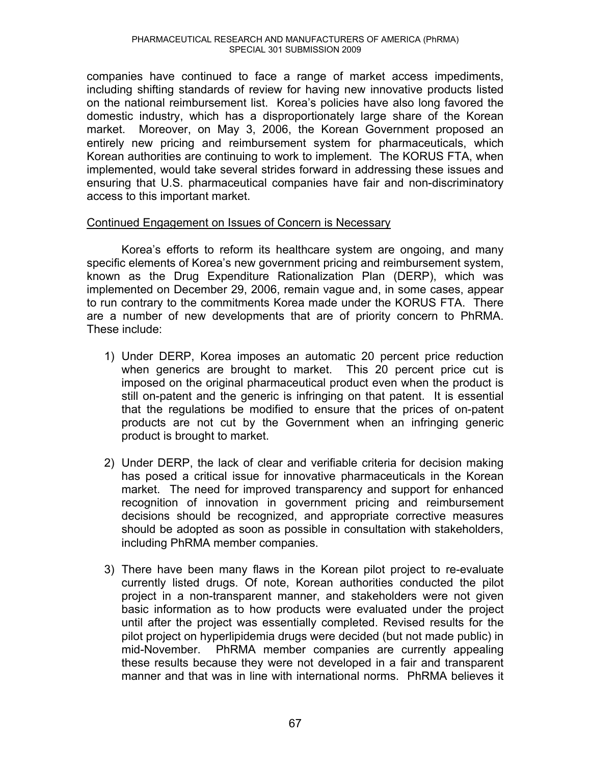companies have continued to face a range of market access impediments, including shifting standards of review for having new innovative products listed on the national reimbursement list. Korea's policies have also long favored the domestic industry, which has a disproportionately large share of the Korean market. Moreover, on May 3, 2006, the Korean Government proposed an entirely new pricing and reimbursement system for pharmaceuticals, which Korean authorities are continuing to work to implement. The KORUS FTA, when implemented, would take several strides forward in addressing these issues and ensuring that U.S. pharmaceutical companies have fair and non-discriminatory access to this important market.

<u>Continued Engagement on Issues of Concern is Necessary</u>

Korea's efforts to reform its healthcare system are ongoing, and many specific elements of Korea's new government pricing and reimbursement system, known as the Drug Expenditure Rationalization Plan (DERP), which was implemented on December 29, 2006, remain vague and, in some cases, appear to run contrary to the commitments Korea made under the KORUS FTA. There are a number of new developments that are of priority concern to PhRMA. These include:

1) Under DERP, Korea imposes an automatic 20 percent price reduction when generics are brought to market. This 20 percent price cut is imposed on the original pharmaceutical product even when the product is still on-patent and the generic is infringing on that patent. It is essential that the regulations be modified to ensure that the prices of on-patent products are not cut by the Government when an infringing generic product is brought to market.

2) Under DERP, the lack of clear and verifiable criteria for decision making has posed a critical issue for innovative pharmaceuticals in the Korean market. The need for improved transparency and support for enhanced recognition of innovation in government pricing and reimbursement decisions should be recognized, and appropriate corrective measures should be adopted as soon as possible in consultation with stakeholders, including PhRMA member companies.

3) There have been many flaws in the Korean pilot project to re-evaluate currently listed drugs. Of note, Korean authorities conducted the pilot project in a non-transparent manner, and stakeholders were not given basic information as to how products were evaluated under the project until after the project was essentially completed. Revised results for the pilot project on hyperlipidemia drugs were decided (but not made public) in mid-November. PhRMA member companies are currently appealing these results because they were not developed in a fair and transparent manner and that was in line with international norms. PhRMA believes it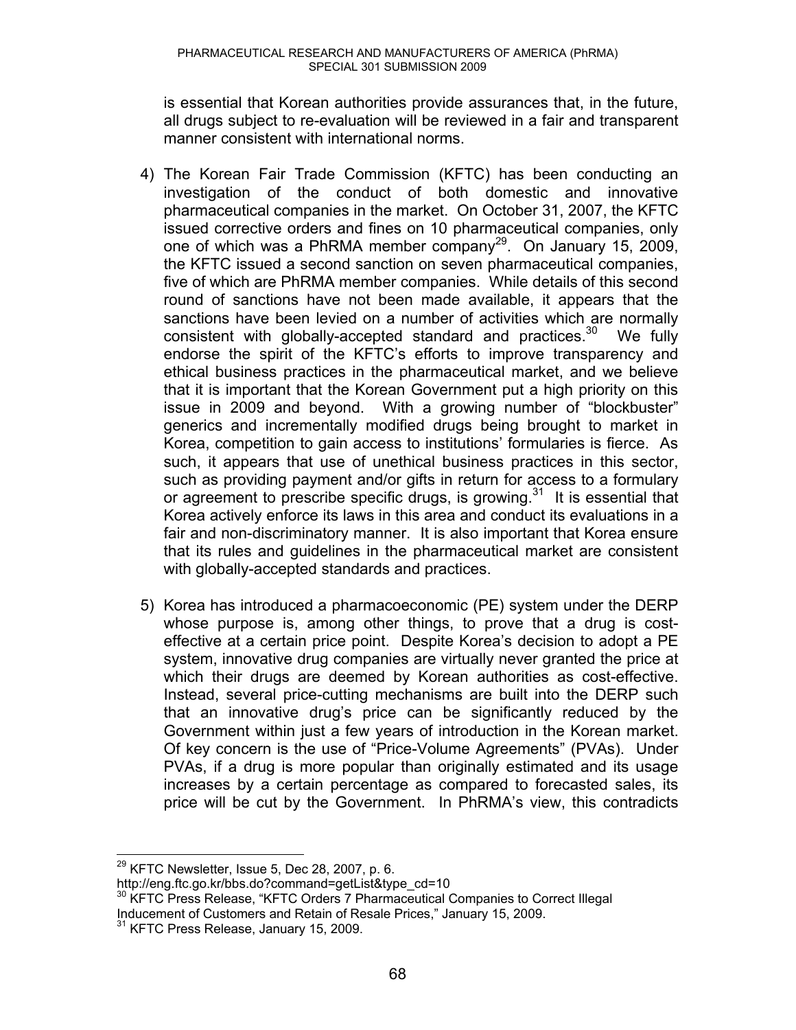is essential that Korean authorities provide assurances that, in the future, all drugs subject to re-evaluation will be reviewed in a fair and transparent manner consistent with international norms.

4) The Korean Fair Trade Commission (KFTC) has been conducting an investigation of the conduct of both domestic and innovative pharmaceutical companies in the market. On October 31, 2007, the KFTC issued corrective orders and fines on 10 pharmaceutical companies, only one of which was a PhRMA member company[29]. On January 15, 2009, the KFTC issued a second sanction on seven pharmaceutical companies, five of which are PhRMA member companies. While details of this second round of sanctions have not been made available, it appears that the sanctions have been levied on a number of activities which are normally consistent with globally-accepted standard and practices.[30] We fully endorse the spirit of the KFTC's efforts to improve transparency and ethical business practices in the pharmaceutical market, and we believe that it is important that the Korean Government put a high priority on this issue in 2009 and beyond. With a growing number of "blockbuster" generics and incrementally modified drugs being brought to market in Korea, competition to gain access to institutions' formularies is fierce. As such, it appears that use of unethical business practices in this sector, such as providing payment and/or gifts in return for access to a formulary or agreement to prescribe specific drugs, is growing.[31] It is essential that Korea actively enforce its laws in this area and conduct its evaluations in a fair and non-discriminatory manner. It is also important that Korea ensure that its rules and guidelines in the pharmaceutical market are consistent with globally-accepted standards and practices.

5) Korea has introduced a pharmacoeconomic (PE) system under the DERP whose purpose is, among other things, to prove that a drug is cost-effective at a certain price point. Despite Korea's decision to adopt a PE system, innovative drug companies are virtually never granted the price at which their drugs are deemed by Korean authorities as cost-effective. Instead, several price-cutting mechanisms are built into the DERP such that an innovative drug's price can be significantly reduced by the Government within just a few years of introduction in the Korean market. Of key concern is the use of "Price-Volume Agreements" (PVAs). Under PVAs, if a drug is more popular than originally estimated and its usage increases by a certain percentage as compared to forecasted sales, its price will be cut by the Government. In PhRMA's view, this contradicts

---

[29] KFTC Newsletter, Issue 5, Dec 28, 2007, p. 6. http://eng.ftc.go.kr/bbs.do?command=getList&type_cd=10

[30] KFTC Press Release, "KFTC Orders 7 Pharmaceutical Companies to Correct Illegal Inducement of Customers and Retain of Resale Prices," January 15, 2009.

[31] KFTC Press Release, January 15, 2009.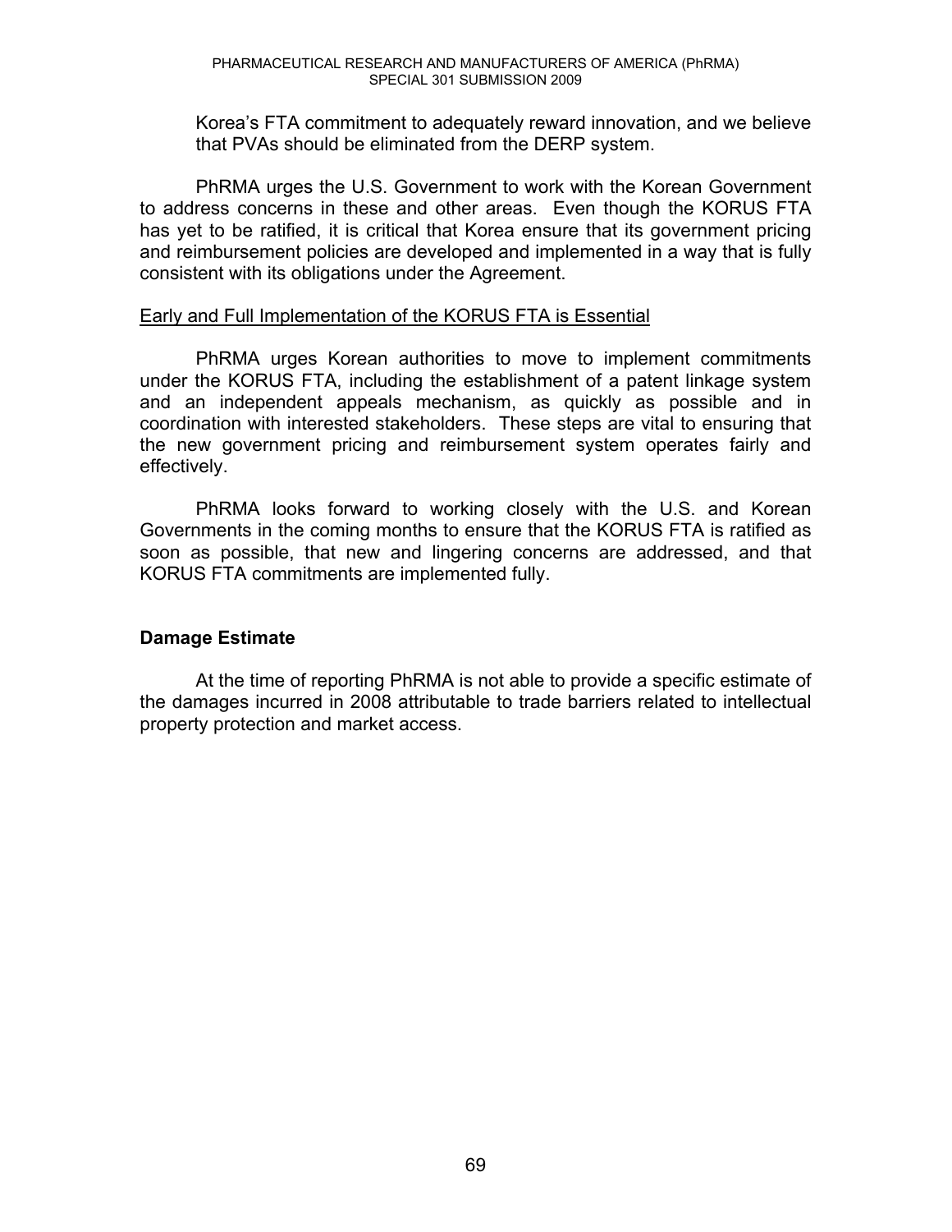Korea's FTA commitment to adequately reward innovation, and we believe that PVAs should be eliminated from the DERP system.

PhRMA urges the U.S. Government to work with the Korean Government to address concerns in these and other areas. Even though the KORUS FTA has yet to be ratified, it is critical that Korea ensure that its government pricing and reimbursement policies are developed and implemented in a way that is fully consistent with its obligations under the Agreement.

<u>Early and Full Implementation of the KORUS FTA is Essential</u>

PhRMA urges Korean authorities to move to implement commitments under the KORUS FTA, including the establishment of a patent linkage system and an independent appeals mechanism, as quickly as possible and in coordination with interested stakeholders. These steps are vital to ensuring that the new government pricing and reimbursement system operates fairly and effectively.

PhRMA looks forward to working closely with the U.S. and Korean Governments in the coming months to ensure that the KORUS FTA is ratified as soon as possible, that new and lingering concerns are addressed, and that KORUS FTA commitments are implemented fully.

**Damage Estimate**

At the time of reporting PhRMA is not able to provide a specific estimate of the damages incurred in 2008 attributable to trade barriers related to intellectual property protection and market access.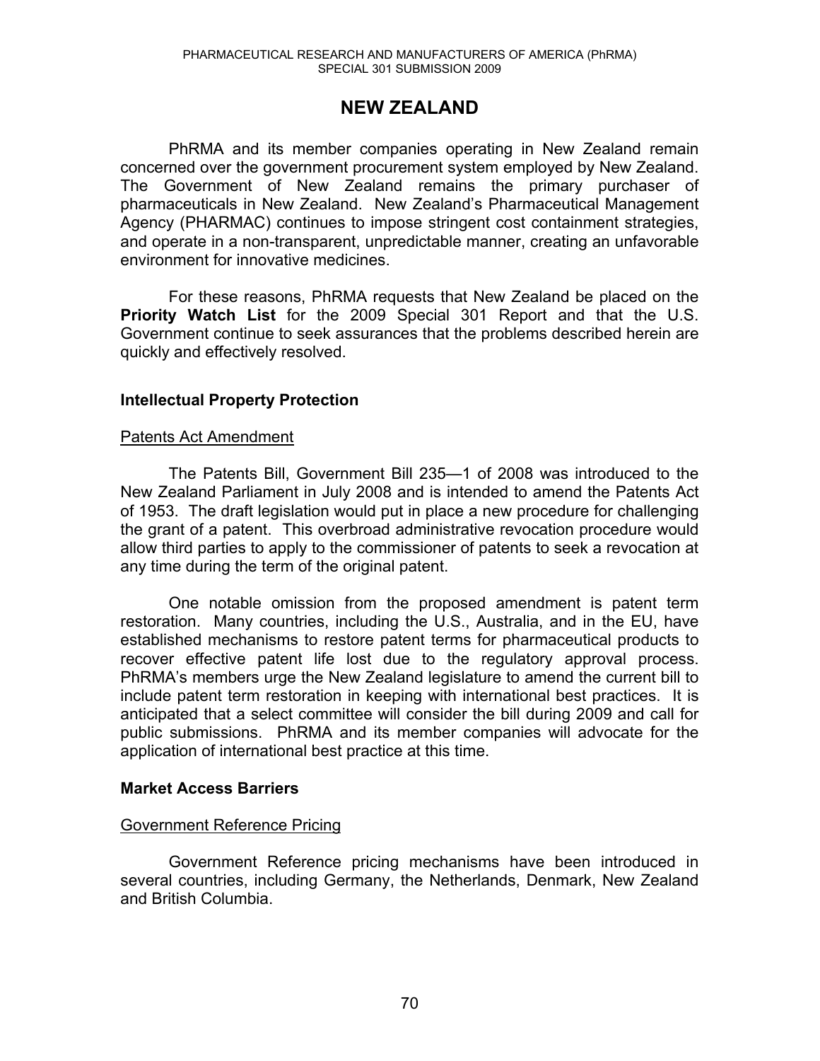# NEW ZEALAND

PhRMA and its member companies operating in New Zealand remain concerned over the government procurement system employed by New Zealand. The Government of New Zealand remains the primary purchaser of pharmaceuticals in New Zealand. New Zealand's Pharmaceutical Management Agency (PHARMAC) continues to impose stringent cost containment strategies, and operate in a non-transparent, unpredictable manner, creating an unfavorable environment for innovative medicines.

For these reasons, PhRMA requests that New Zealand be placed on the **Priority Watch List** for the 2009 Special 301 Report and that the U.S. Government continue to seek assurances that the problems described herein are quickly and effectively resolved.

## Intellectual Property Protection

### Patents Act Amendment

The Patents Bill, Government Bill 235—1 of 2008 was introduced to the New Zealand Parliament in July 2008 and is intended to amend the Patents Act of 1953. The draft legislation would put in place a new procedure for challenging the grant of a patent. This overbroad administrative revocation procedure would allow third parties to apply to the commissioner of patents to seek a revocation at any time during the term of the original patent.

One notable omission from the proposed amendment is patent term restoration. Many countries, including the U.S., Australia, and in the EU, have established mechanisms to restore patent terms for pharmaceutical products to recover effective patent life lost due to the regulatory approval process. PhRMA's members urge the New Zealand legislature to amend the current bill to include patent term restoration in keeping with international best practices. It is anticipated that a select committee will consider the bill during 2009 and call for public submissions. PhRMA and its member companies will advocate for the application of international best practice at this time.

## Market Access Barriers

### Government Reference Pricing

Government Reference pricing mechanisms have been introduced in several countries, including Germany, the Netherlands, Denmark, New Zealand and British Columbia.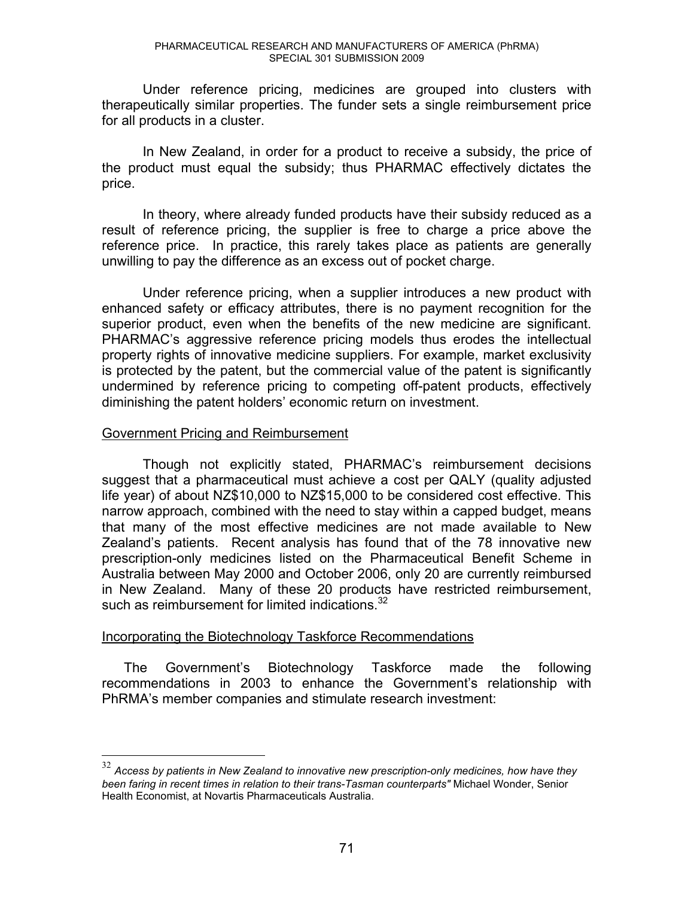Under reference pricing, medicines are grouped into clusters with therapeutically similar properties. The funder sets a single reimbursement price for all products in a cluster.

In New Zealand, in order for a product to receive a subsidy, the price of the product must equal the subsidy; thus PHARMAC effectively dictates the price.

In theory, where already funded products have their subsidy reduced as a result of reference pricing, the supplier is free to charge a price above the reference price. In practice, this rarely takes place as patients are generally unwilling to pay the difference as an excess out of pocket charge.

Under reference pricing, when a supplier introduces a new product with enhanced safety or efficacy attributes, there is no payment recognition for the superior product, even when the benefits of the new medicine are significant. PHARMAC's aggressive reference pricing models thus erodes the intellectual property rights of innovative medicine suppliers. For example, market exclusivity is protected by the patent, but the commercial value of the patent is significantly undermined by reference pricing to competing off-patent products, effectively diminishing the patent holders' economic return on investment.

<u>Government Pricing and Reimbursement</u>

Though not explicitly stated, PHARMAC's reimbursement decisions suggest that a pharmaceutical must achieve a cost per QALY (quality adjusted life year) of about NZ$10,000 to NZ$15,000 to be considered cost effective. This narrow approach, combined with the need to stay within a capped budget, means that many of the most effective medicines are not made available to New Zealand's patients. Recent analysis has found that of the 78 innovative new prescription-only medicines listed on the Pharmaceutical Benefit Scheme in Australia between May 2000 and October 2006, only 20 are currently reimbursed in New Zealand. Many of these 20 products have restricted reimbursement, such as reimbursement for limited indications.[32]

<u>Incorporating the Biotechnology Taskforce Recommendations</u>

The Government's Biotechnology Taskforce made the following recommendations in 2003 to enhance the Government's relationship with PhRMA's member companies and stimulate research investment:

---

[32] *Access by patients in New Zealand to innovative new prescription-only medicines, how have they been faring in recent times in relation to their trans-Tasman counterparts"* Michael Wonder, Senior Health Economist, at Novartis Pharmaceuticals Australia.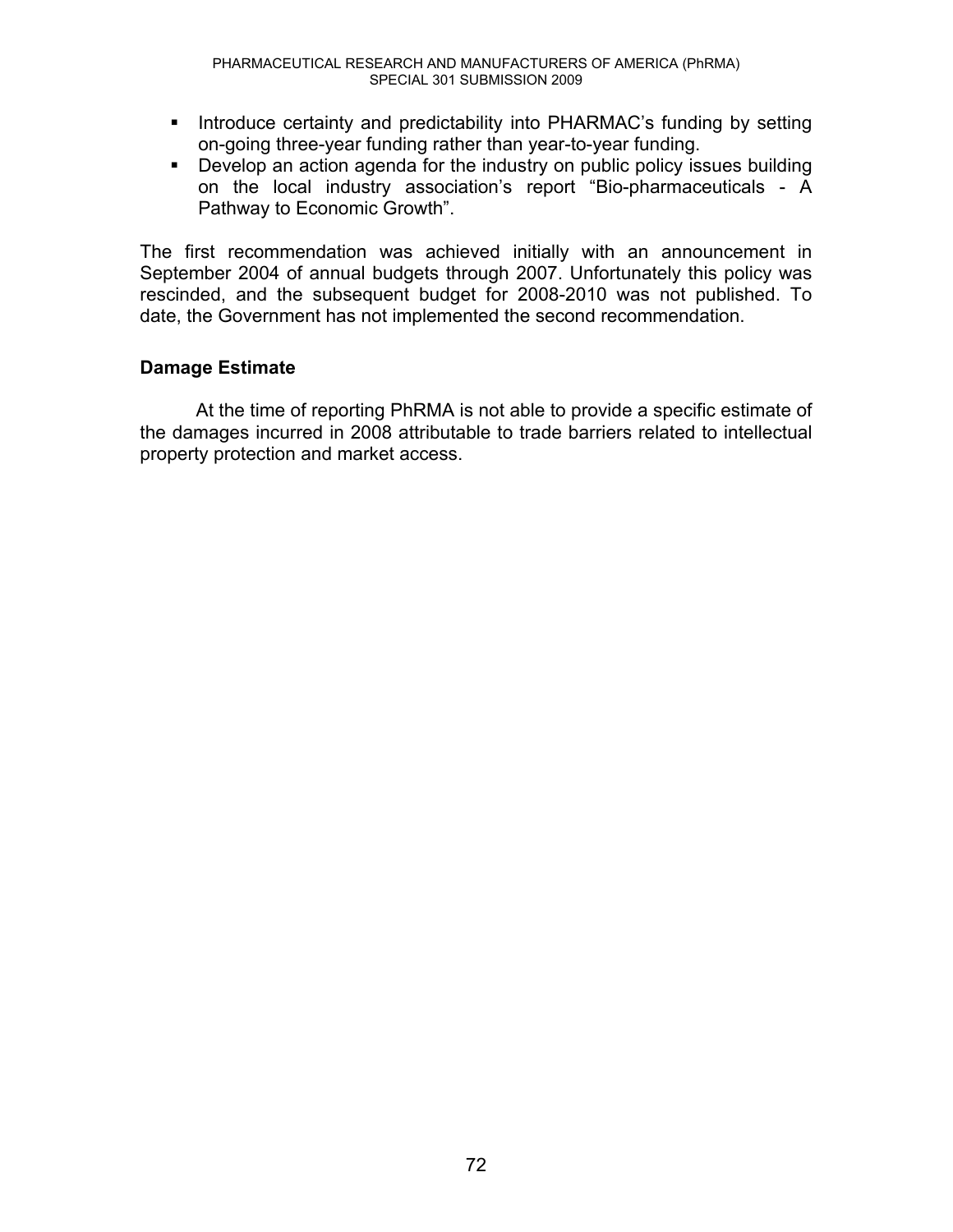- Introduce certainty and predictability into PHARMAC's funding by setting on-going three-year funding rather than year-to-year funding.
- Develop an action agenda for the industry on public policy issues building on the local industry association's report "Bio-pharmaceuticals - A Pathway to Economic Growth".

The first recommendation was achieved initially with an announcement in September 2004 of annual budgets through 2007. Unfortunately this policy was rescinded, and the subsequent budget for 2008-2010 was not published. To date, the Government has not implemented the second recommendation.

**Damage Estimate**

At the time of reporting PhRMA is not able to provide a specific estimate of the damages incurred in 2008 attributable to trade barriers related to intellectual property protection and market access.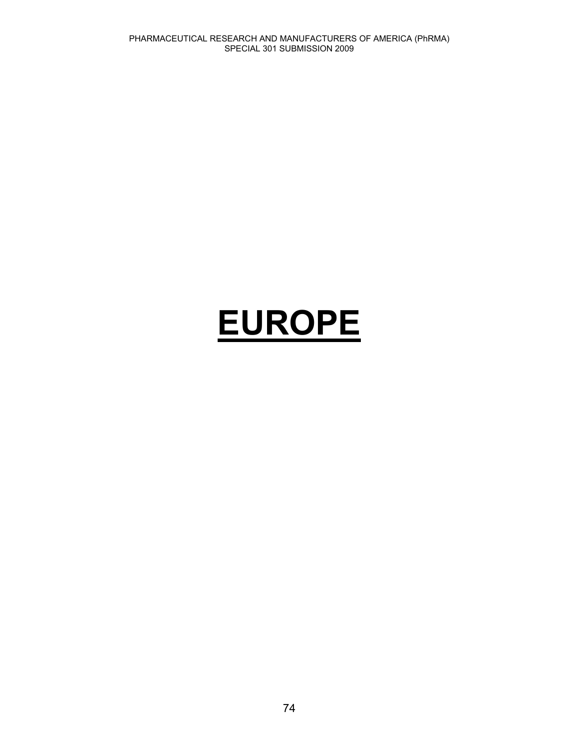# EUROPE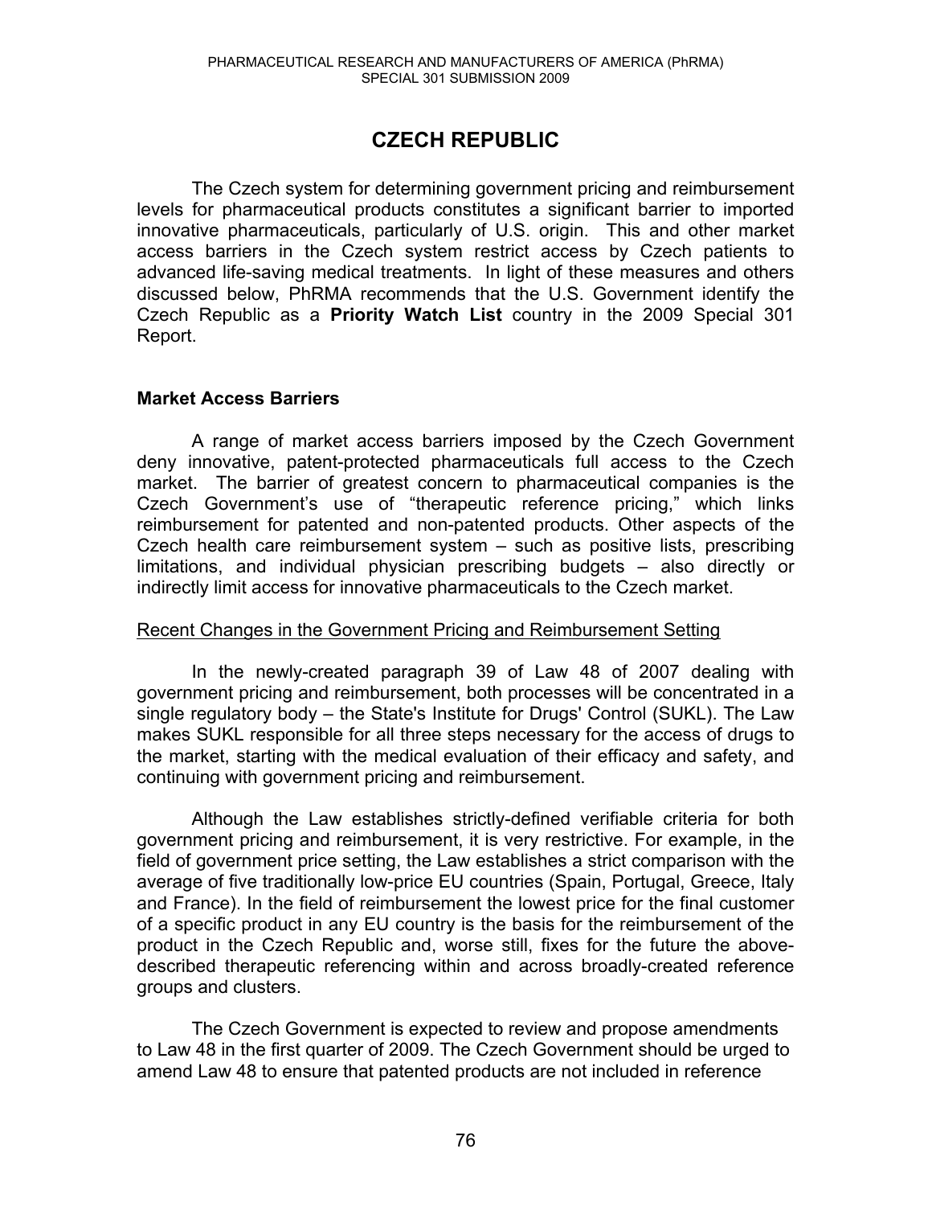# CZECH REPUBLIC

The Czech system for determining government pricing and reimbursement levels for pharmaceutical products constitutes a significant barrier to imported innovative pharmaceuticals, particularly of U.S. origin. This and other market access barriers in the Czech system restrict access by Czech patients to advanced life-saving medical treatments. In light of these measures and others discussed below, PhRMA recommends that the U.S. Government identify the Czech Republic as a **Priority Watch List** country in the 2009 Special 301 Report.

## Market Access Barriers

A range of market access barriers imposed by the Czech Government deny innovative, patent-protected pharmaceuticals full access to the Czech market. The barrier of greatest concern to pharmaceutical companies is the Czech Government's use of "therapeutic reference pricing," which links reimbursement for patented and non-patented products. Other aspects of the Czech health care reimbursement system – such as positive lists, prescribing limitations, and individual physician prescribing budgets – also directly or indirectly limit access for innovative pharmaceuticals to the Czech market.

### Recent Changes in the Government Pricing and Reimbursement Setting

In the newly-created paragraph 39 of Law 48 of 2007 dealing with government pricing and reimbursement, both processes will be concentrated in a single regulatory body – the State's Institute for Drugs' Control (SUKL). The Law makes SUKL responsible for all three steps necessary for the access of drugs to the market, starting with the medical evaluation of their efficacy and safety, and continuing with government pricing and reimbursement.

Although the Law establishes strictly-defined verifiable criteria for both government pricing and reimbursement, it is very restrictive. For example, in the field of government price setting, the Law establishes a strict comparison with the average of five traditionally low-price EU countries (Spain, Portugal, Greece, Italy and France). In the field of reimbursement the lowest price for the final customer of a specific product in any EU country is the basis for the reimbursement of the product in the Czech Republic and, worse still, fixes for the future the above-described therapeutic referencing within and across broadly-created reference groups and clusters.

The Czech Government is expected to review and propose amendments to Law 48 in the first quarter of 2009. The Czech Government should be urged to amend Law 48 to ensure that patented products are not included in reference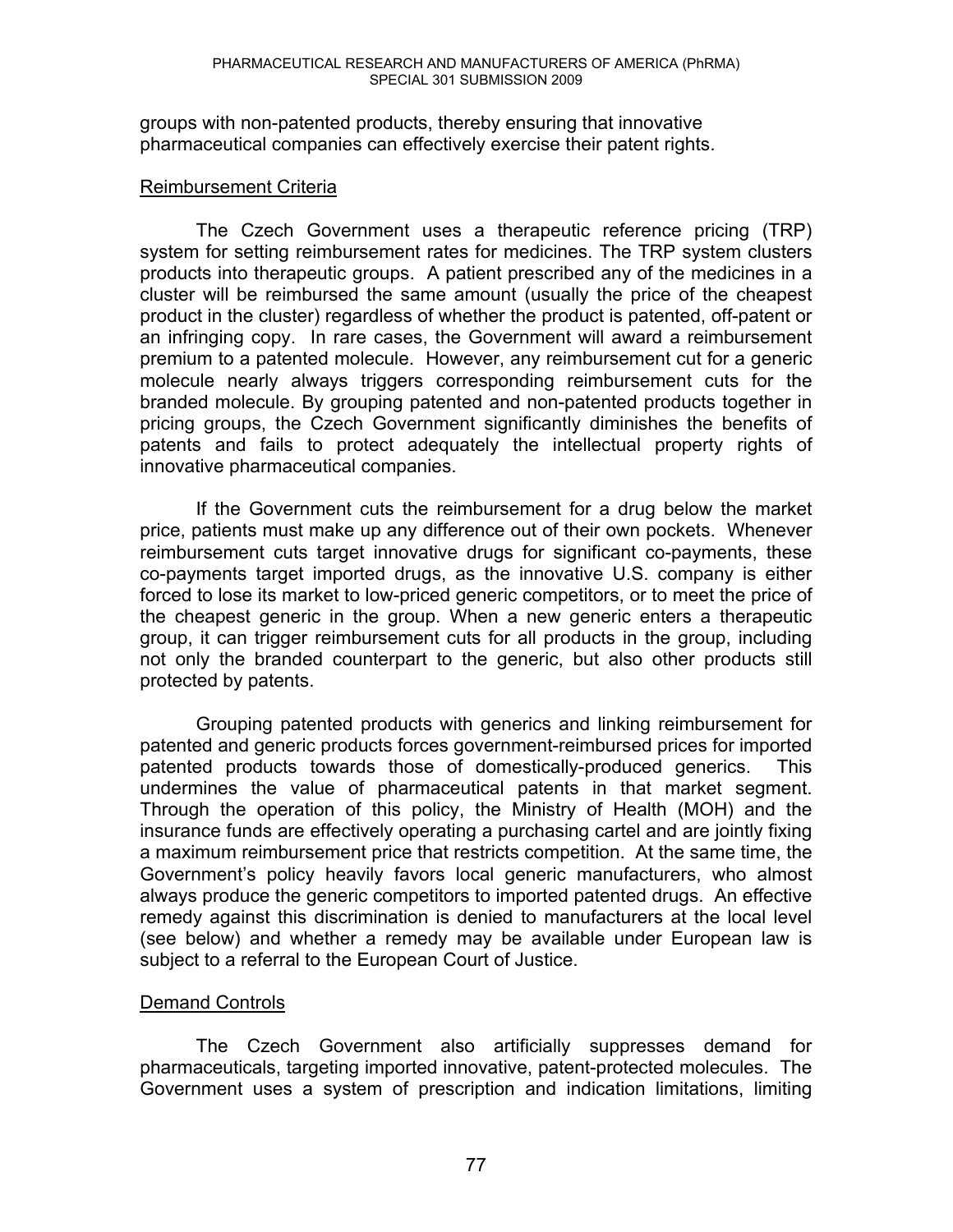groups with non-patented products, thereby ensuring that innovative pharmaceutical companies can effectively exercise their patent rights.

Reimbursement Criteria

The Czech Government uses a therapeutic reference pricing (TRP) system for setting reimbursement rates for medicines. The TRP system clusters products into therapeutic groups. A patient prescribed any of the medicines in a cluster will be reimbursed the same amount (usually the price of the cheapest product in the cluster) regardless of whether the product is patented, off-patent or an infringing copy. In rare cases, the Government will award a reimbursement premium to a patented molecule. However, any reimbursement cut for a generic molecule nearly always triggers corresponding reimbursement cuts for the branded molecule. By grouping patented and non-patented products together in pricing groups, the Czech Government significantly diminishes the benefits of patents and fails to protect adequately the intellectual property rights of innovative pharmaceutical companies.

If the Government cuts the reimbursement for a drug below the market price, patients must make up any difference out of their own pockets. Whenever reimbursement cuts target innovative drugs for significant co-payments, these co-payments target imported drugs, as the innovative U.S. company is either forced to lose its market to low-priced generic competitors, or to meet the price of the cheapest generic in the group. When a new generic enters a therapeutic group, it can trigger reimbursement cuts for all products in the group, including not only the branded counterpart to the generic, but also other products still protected by patents.

Grouping patented products with generics and linking reimbursement for patented and generic products forces government-reimbursed prices for imported patented products towards those of domestically-produced generics. This undermines the value of pharmaceutical patents in that market segment. Through the operation of this policy, the Ministry of Health (MOH) and the insurance funds are effectively operating a purchasing cartel and are jointly fixing a maximum reimbursement price that restricts competition. At the same time, the Government's policy heavily favors local generic manufacturers, who almost always produce the generic competitors to imported patented drugs. An effective remedy against this discrimination is denied to manufacturers at the local level (see below) and whether a remedy may be available under European law is subject to a referral to the European Court of Justice.

Demand Controls

The Czech Government also artificially suppresses demand for pharmaceuticals, targeting imported innovative, patent-protected molecules. The Government uses a system of prescription and indication limitations, limiting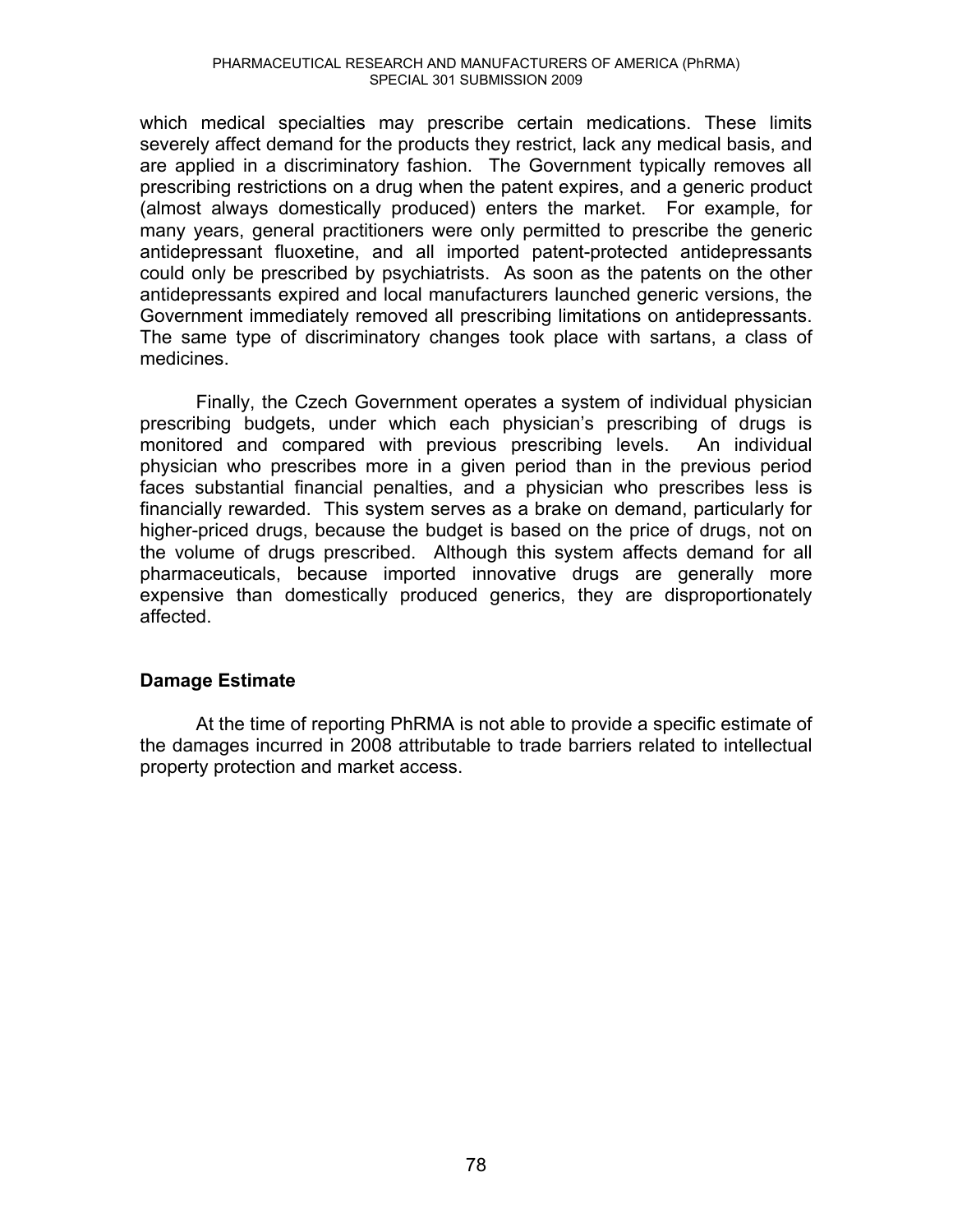which medical specialties may prescribe certain medications. These limits severely affect demand for the products they restrict, lack any medical basis, and are applied in a discriminatory fashion. The Government typically removes all prescribing restrictions on a drug when the patent expires, and a generic product (almost always domestically produced) enters the market. For example, for many years, general practitioners were only permitted to prescribe the generic antidepressant fluoxetine, and all imported patent-protected antidepressants could only be prescribed by psychiatrists. As soon as the patents on the other antidepressants expired and local manufacturers launched generic versions, the Government immediately removed all prescribing limitations on antidepressants. The same type of discriminatory changes took place with sartans, a class of medicines.

Finally, the Czech Government operates a system of individual physician prescribing budgets, under which each physician's prescribing of drugs is monitored and compared with previous prescribing levels. An individual physician who prescribes more in a given period than in the previous period faces substantial financial penalties, and a physician who prescribes less is financially rewarded. This system serves as a brake on demand, particularly for higher-priced drugs, because the budget is based on the price of drugs, not on the volume of drugs prescribed. Although this system affects demand for all pharmaceuticals, because imported innovative drugs are generally more expensive than domestically produced generics, they are disproportionately affected.

## Damage Estimate

At the time of reporting PhRMA is not able to provide a specific estimate of the damages incurred in 2008 attributable to trade barriers related to intellectual property protection and market access.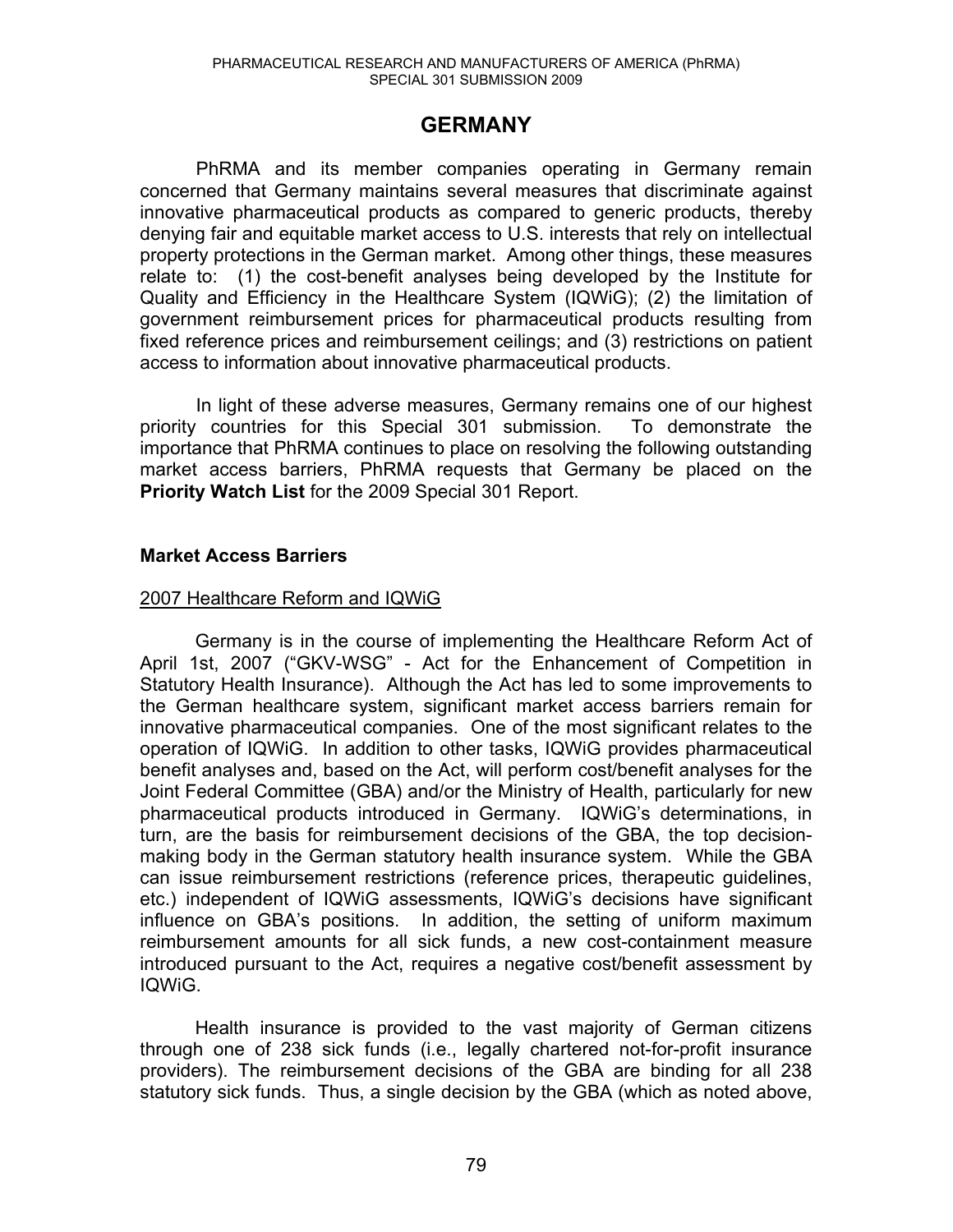# GERMANY

PhRMA and its member companies operating in Germany remain concerned that Germany maintains several measures that discriminate against innovative pharmaceutical products as compared to generic products, thereby denying fair and equitable market access to U.S. interests that rely on intellectual property protections in the German market. Among other things, these measures relate to: (1) the cost-benefit analyses being developed by the Institute for Quality and Efficiency in the Healthcare System (IQWiG); (2) the limitation of government reimbursement prices for pharmaceutical products resulting from fixed reference prices and reimbursement ceilings; and (3) restrictions on patient access to information about innovative pharmaceutical products.

In light of these adverse measures, Germany remains one of our highest priority countries for this Special 301 submission. To demonstrate the importance that PhRMA continues to place on resolving the following outstanding market access barriers, PhRMA requests that Germany be placed on the **Priority Watch List** for the 2009 Special 301 Report.

## Market Access Barriers

### 2007 Healthcare Reform and IQWiG

Germany is in the course of implementing the Healthcare Reform Act of April 1st, 2007 ("GKV-WSG" - Act for the Enhancement of Competition in Statutory Health Insurance). Although the Act has led to some improvements to the German healthcare system, significant market access barriers remain for innovative pharmaceutical companies. One of the most significant relates to the operation of IQWiG. In addition to other tasks, IQWiG provides pharmaceutical benefit analyses and, based on the Act, will perform cost/benefit analyses for the Joint Federal Committee (GBA) and/or the Ministry of Health, particularly for new pharmaceutical products introduced in Germany. IQWiG's determinations, in turn, are the basis for reimbursement decisions of the GBA, the top decision-making body in the German statutory health insurance system. While the GBA can issue reimbursement restrictions (reference prices, therapeutic guidelines, etc.) independent of IQWiG assessments, IQWiG's decisions have significant influence on GBA's positions. In addition, the setting of uniform maximum reimbursement amounts for all sick funds, a new cost-containment measure introduced pursuant to the Act, requires a negative cost/benefit assessment by IQWiG.

Health insurance is provided to the vast majority of German citizens through one of 238 sick funds (i.e., legally chartered not-for-profit insurance providers). The reimbursement decisions of the GBA are binding for all 238 statutory sick funds. Thus, a single decision by the GBA (which as noted above,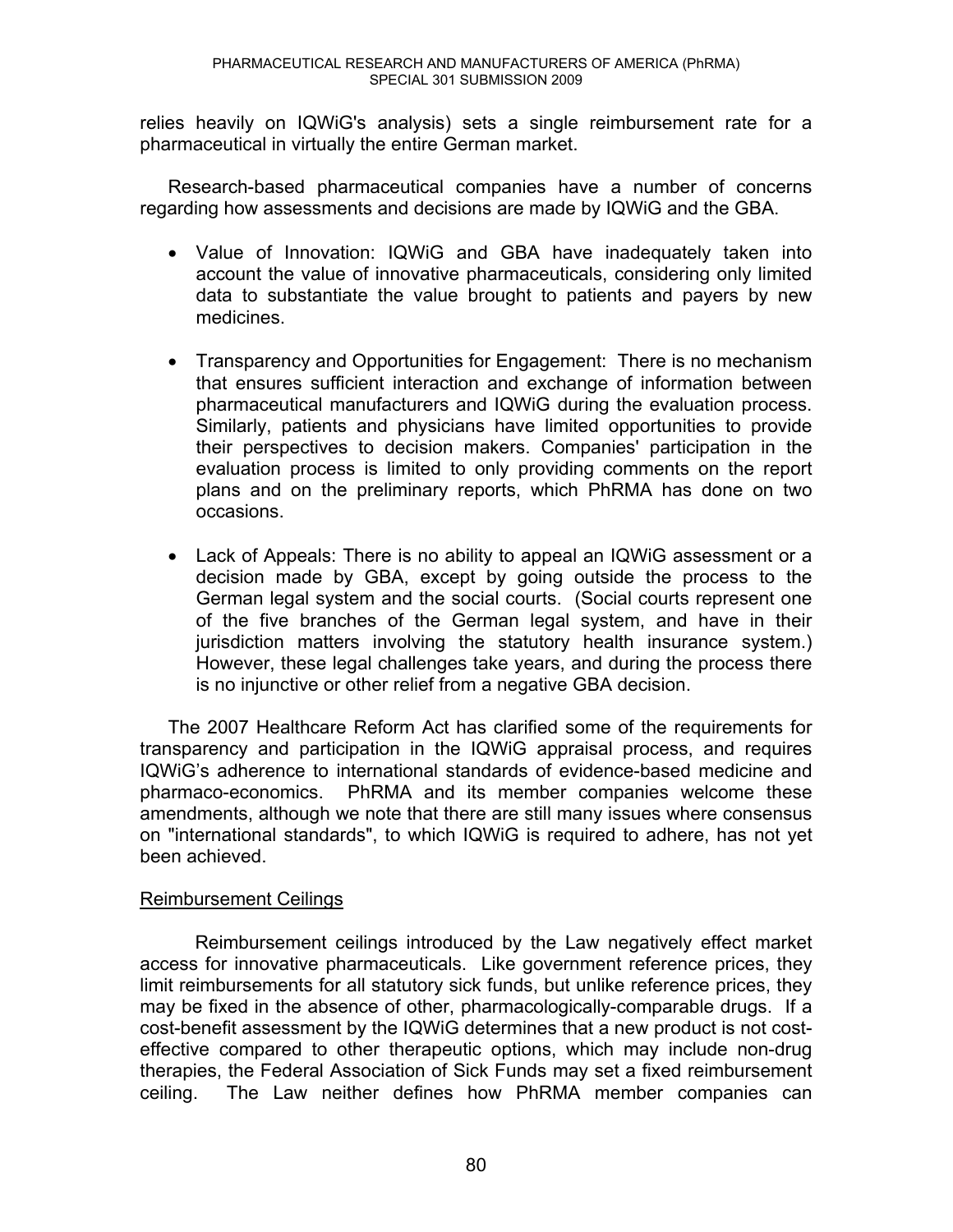relies heavily on IQWiG's analysis) sets a single reimbursement rate for a pharmaceutical in virtually the entire German market.

Research-based pharmaceutical companies have a number of concerns regarding how assessments and decisions are made by IQWiG and the GBA.

- Value of Innovation: IQWiG and GBA have inadequately taken into account the value of innovative pharmaceuticals, considering only limited data to substantiate the value brought to patients and payers by new medicines.

- Transparency and Opportunities for Engagement: There is no mechanism that ensures sufficient interaction and exchange of information between pharmaceutical manufacturers and IQWiG during the evaluation process. Similarly, patients and physicians have limited opportunities to provide their perspectives to decision makers. Companies' participation in the evaluation process is limited to only providing comments on the report plans and on the preliminary reports, which PhRMA has done on two occasions.

- Lack of Appeals: There is no ability to appeal an IQWiG assessment or a decision made by GBA, except by going outside the process to the German legal system and the social courts. (Social courts represent one of the five branches of the German legal system, and have in their jurisdiction matters involving the statutory health insurance system.) However, these legal challenges take years, and during the process there is no injunctive or other relief from a negative GBA decision.

The 2007 Healthcare Reform Act has clarified some of the requirements for transparency and participation in the IQWiG appraisal process, and requires IQWiG's adherence to international standards of evidence-based medicine and pharmaco-economics. PhRMA and its member companies welcome these amendments, although we note that there are still many issues where consensus on "international standards", to which IQWiG is required to adhere, has not yet been achieved.

Reimbursement Ceilings

Reimbursement ceilings introduced by the Law negatively effect market access for innovative pharmaceuticals. Like government reference prices, they limit reimbursements for all statutory sick funds, but unlike reference prices, they may be fixed in the absence of other, pharmacologically-comparable drugs. If a cost-benefit assessment by the IQWiG determines that a new product is not cost-effective compared to other therapeutic options, which may include non-drug therapies, the Federal Association of Sick Funds may set a fixed reimbursement ceiling. The Law neither defines how PhRMA member companies can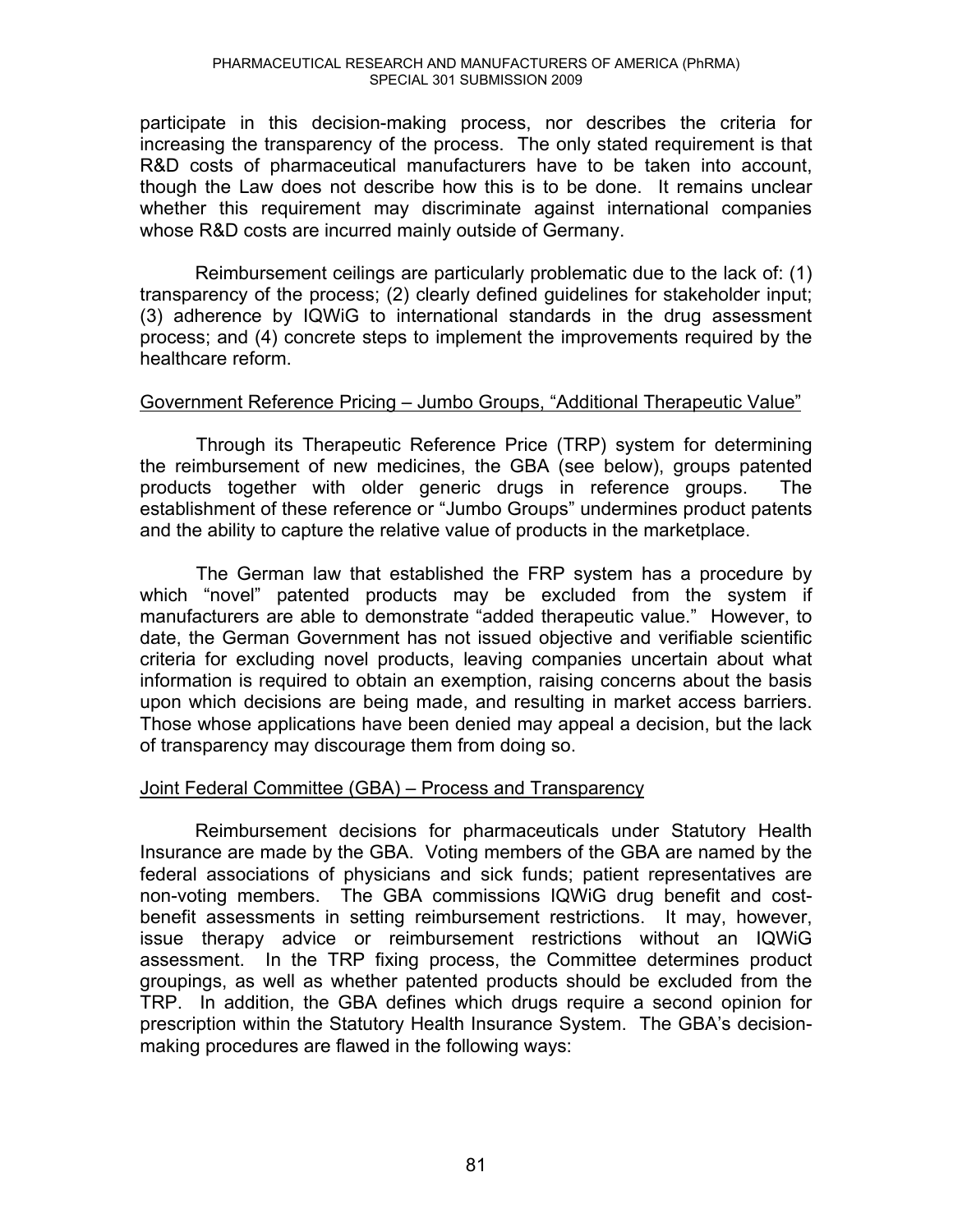participate in this decision-making process, nor describes the criteria for increasing the transparency of the process. The only stated requirement is that R&D costs of pharmaceutical manufacturers have to be taken into account, though the Law does not describe how this is to be done. It remains unclear whether this requirement may discriminate against international companies whose R&D costs are incurred mainly outside of Germany.

Reimbursement ceilings are particularly problematic due to the lack of: (1) transparency of the process; (2) clearly defined guidelines for stakeholder input; (3) adherence by IQWiG to international standards in the drug assessment process; and (4) concrete steps to implement the improvements required by the healthcare reform.

<u>Government Reference Pricing – Jumbo Groups, "Additional Therapeutic Value"</u>

Through its Therapeutic Reference Price (TRP) system for determining the reimbursement of new medicines, the GBA (see below), groups patented products together with older generic drugs in reference groups. The establishment of these reference or "Jumbo Groups" undermines product patents and the ability to capture the relative value of products in the marketplace.

The German law that established the FRP system has a procedure by which "novel" patented products may be excluded from the system if manufacturers are able to demonstrate "added therapeutic value." However, to date, the German Government has not issued objective and verifiable scientific criteria for excluding novel products, leaving companies uncertain about what information is required to obtain an exemption, raising concerns about the basis upon which decisions are being made, and resulting in market access barriers. Those whose applications have been denied may appeal a decision, but the lack of transparency may discourage them from doing so.

<u>Joint Federal Committee (GBA) – Process and Transparency</u>

Reimbursement decisions for pharmaceuticals under Statutory Health Insurance are made by the GBA. Voting members of the GBA are named by the federal associations of physicians and sick funds; patient representatives are non-voting members. The GBA commissions IQWiG drug benefit and cost-benefit assessments in setting reimbursement restrictions. It may, however, issue therapy advice or reimbursement restrictions without an IQWiG assessment. In the TRP fixing process, the Committee determines product groupings, as well as whether patented products should be excluded from the TRP. In addition, the GBA defines which drugs require a second opinion for prescription within the Statutory Health Insurance System. The GBA's decision-making procedures are flawed in the following ways: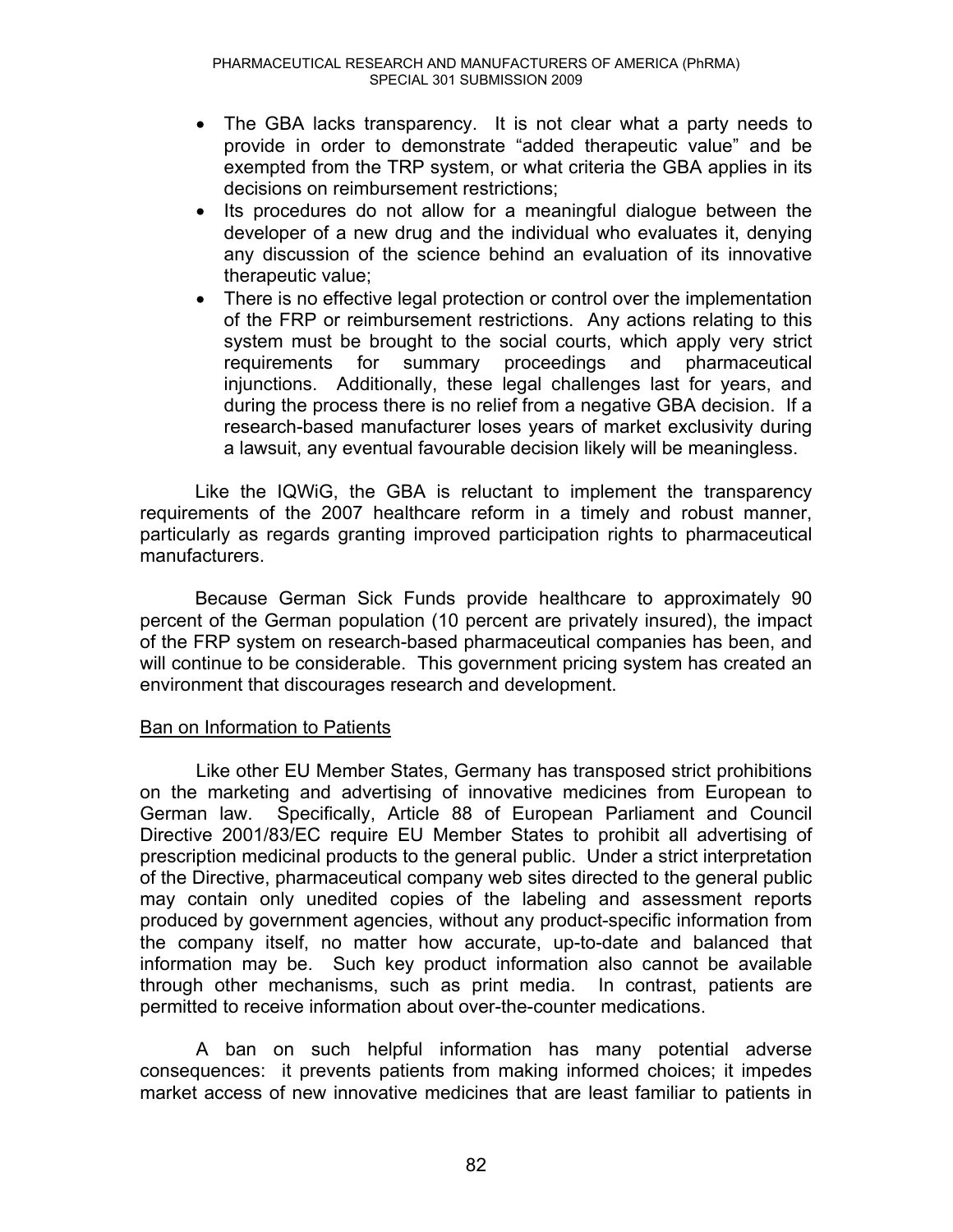- The GBA lacks transparency. It is not clear what a party needs to provide in order to demonstrate "added therapeutic value" and be exempted from the TRP system, or what criteria the GBA applies in its decisions on reimbursement restrictions;
- Its procedures do not allow for a meaningful dialogue between the developer of a new drug and the individual who evaluates it, denying any discussion of the science behind an evaluation of its innovative therapeutic value;
- There is no effective legal protection or control over the implementation of the FRP or reimbursement restrictions. Any actions relating to this system must be brought to the social courts, which apply very strict requirements for summary proceedings and pharmaceutical injunctions. Additionally, these legal challenges last for years, and during the process there is no relief from a negative GBA decision. If a research-based manufacturer loses years of market exclusivity during a lawsuit, any eventual favourable decision likely will be meaningless.

Like the IQWiG, the GBA is reluctant to implement the transparency requirements of the 2007 healthcare reform in a timely and robust manner, particularly as regards granting improved participation rights to pharmaceutical manufacturers.

Because German Sick Funds provide healthcare to approximately 90 percent of the German population (10 percent are privately insured), the impact of the FRP system on research-based pharmaceutical companies has been, and will continue to be considerable. This government pricing system has created an environment that discourages research and development.

<u>Ban on Information to Patients</u>

Like other EU Member States, Germany has transposed strict prohibitions on the marketing and advertising of innovative medicines from European to German law. Specifically, Article 88 of European Parliament and Council Directive 2001/83/EC require EU Member States to prohibit all advertising of prescription medicinal products to the general public. Under a strict interpretation of the Directive, pharmaceutical company web sites directed to the general public may contain only unedited copies of the labeling and assessment reports produced by government agencies, without any product-specific information from the company itself, no matter how accurate, up-to-date and balanced that information may be. Such key product information also cannot be available through other mechanisms, such as print media. In contrast, patients are permitted to receive information about over-the-counter medications.

A ban on such helpful information has many potential adverse consequences: it prevents patients from making informed choices; it impedes market access of new innovative medicines that are least familiar to patients in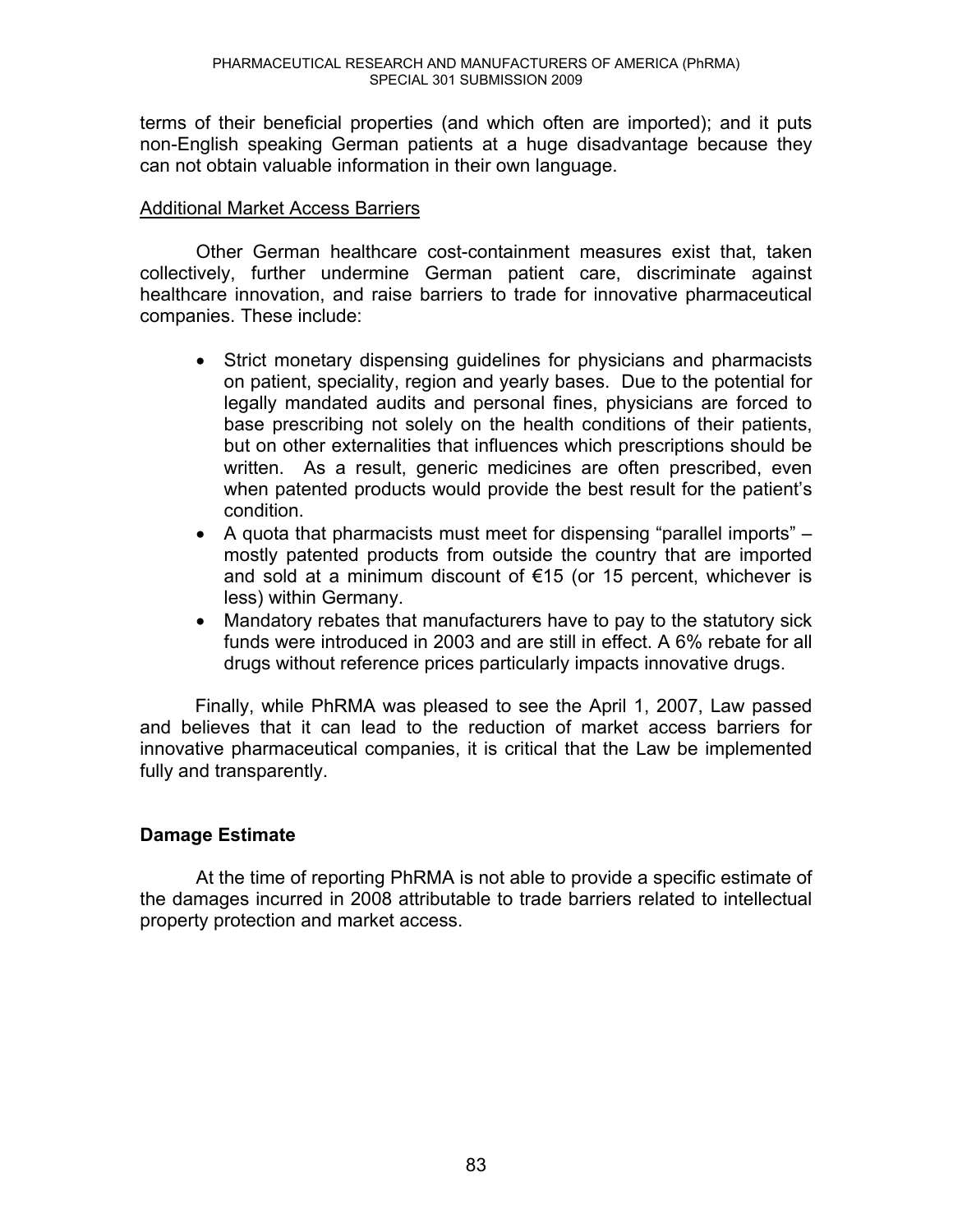terms of their beneficial properties (and which often are imported); and it puts non-English speaking German patients at a huge disadvantage because they can not obtain valuable information in their own language.

Additional Market Access Barriers

Other German healthcare cost-containment measures exist that, taken collectively, further undermine German patient care, discriminate against healthcare innovation, and raise barriers to trade for innovative pharmaceutical companies. These include:

- Strict monetary dispensing guidelines for physicians and pharmacists on patient, speciality, region and yearly bases. Due to the potential for legally mandated audits and personal fines, physicians are forced to base prescribing not solely on the health conditions of their patients, but on other externalities that influences which prescriptions should be written. As a result, generic medicines are often prescribed, even when patented products would provide the best result for the patient's condition.
- A quota that pharmacists must meet for dispensing "parallel imports" – mostly patented products from outside the country that are imported and sold at a minimum discount of €15 (or 15 percent, whichever is less) within Germany.
- Mandatory rebates that manufacturers have to pay to the statutory sick funds were introduced in 2003 and are still in effect. A 6% rebate for all drugs without reference prices particularly impacts innovative drugs.

Finally, while PhRMA was pleased to see the April 1, 2007, Law passed and believes that it can lead to the reduction of market access barriers for innovative pharmaceutical companies, it is critical that the Law be implemented fully and transparently.

**Damage Estimate**

At the time of reporting PhRMA is not able to provide a specific estimate of the damages incurred in 2008 attributable to trade barriers related to intellectual property protection and market access.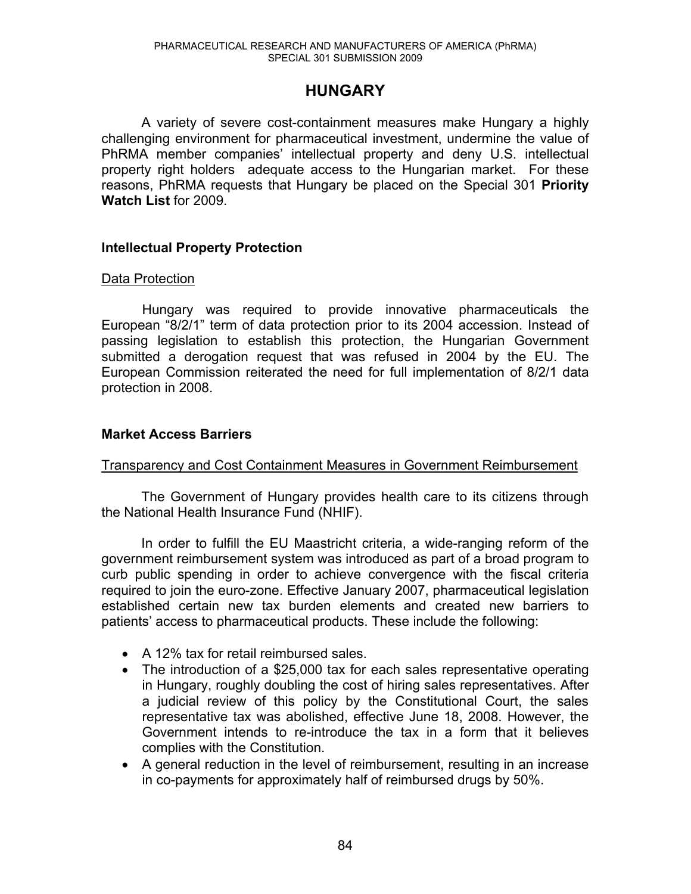# HUNGARY

A variety of severe cost-containment measures make Hungary a highly challenging environment for pharmaceutical investment, undermine the value of PhRMA member companies' intellectual property and deny U.S. intellectual property right holders adequate access to the Hungarian market. For these reasons, PhRMA requests that Hungary be placed on the Special 301 **Priority Watch List** for 2009.

## Intellectual Property Protection

### Data Protection

Hungary was required to provide innovative pharmaceuticals the European "8/2/1" term of data protection prior to its 2004 accession. Instead of passing legislation to establish this protection, the Hungarian Government submitted a derogation request that was refused in 2004 by the EU. The European Commission reiterated the need for full implementation of 8/2/1 data protection in 2008.

## Market Access Barriers

### Transparency and Cost Containment Measures in Government Reimbursement

The Government of Hungary provides health care to its citizens through the National Health Insurance Fund (NHIF).

In order to fulfill the EU Maastricht criteria, a wide-ranging reform of the government reimbursement system was introduced as part of a broad program to curb public spending in order to achieve convergence with the fiscal criteria required to join the euro-zone. Effective January 2007, pharmaceutical legislation established certain new tax burden elements and created new barriers to patients' access to pharmaceutical products. These include the following:

- A 12% tax for retail reimbursed sales.
- The introduction of a $25,000 tax for each sales representative operating in Hungary, roughly doubling the cost of hiring sales representatives. After a judicial review of this policy by the Constitutional Court, the sales representative tax was abolished, effective June 18, 2008. However, the Government intends to re-introduce the tax in a form that it believes complies with the Constitution.
- A general reduction in the level of reimbursement, resulting in an increase in co-payments for approximately half of reimbursed drugs by 50%.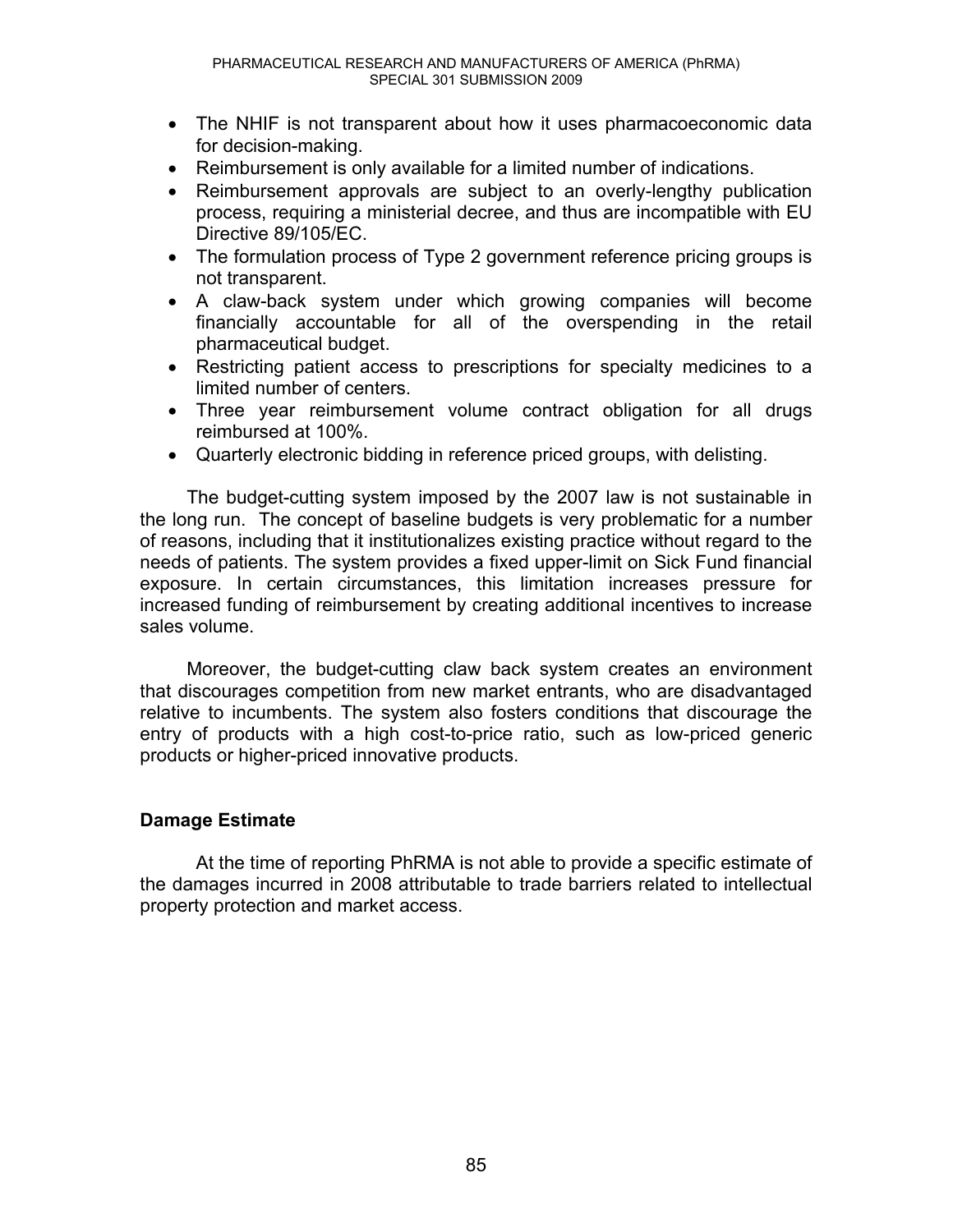- The NHIF is not transparent about how it uses pharmacoeconomic data for decision-making.
- Reimbursement is only available for a limited number of indications.
- Reimbursement approvals are subject to an overly-lengthy publication process, requiring a ministerial decree, and thus are incompatible with EU Directive 89/105/EC.
- The formulation process of Type 2 government reference pricing groups is not transparent.
- A claw-back system under which growing companies will become financially accountable for all of the overspending in the retail pharmaceutical budget.
- Restricting patient access to prescriptions for specialty medicines to a limited number of centers.
- Three year reimbursement volume contract obligation for all drugs reimbursed at 100%.
- Quarterly electronic bidding in reference priced groups, with delisting.

The budget-cutting system imposed by the 2007 law is not sustainable in the long run. The concept of baseline budgets is very problematic for a number of reasons, including that it institutionalizes existing practice without regard to the needs of patients. The system provides a fixed upper-limit on Sick Fund financial exposure. In certain circumstances, this limitation increases pressure for increased funding of reimbursement by creating additional incentives to increase sales volume.

Moreover, the budget-cutting claw back system creates an environment that discourages competition from new market entrants, who are disadvantaged relative to incumbents. The system also fosters conditions that discourage the entry of products with a high cost-to-price ratio, such as low-priced generic products or higher-priced innovative products.

## Damage Estimate

At the time of reporting PhRMA is not able to provide a specific estimate of the damages incurred in 2008 attributable to trade barriers related to intellectual property protection and market access.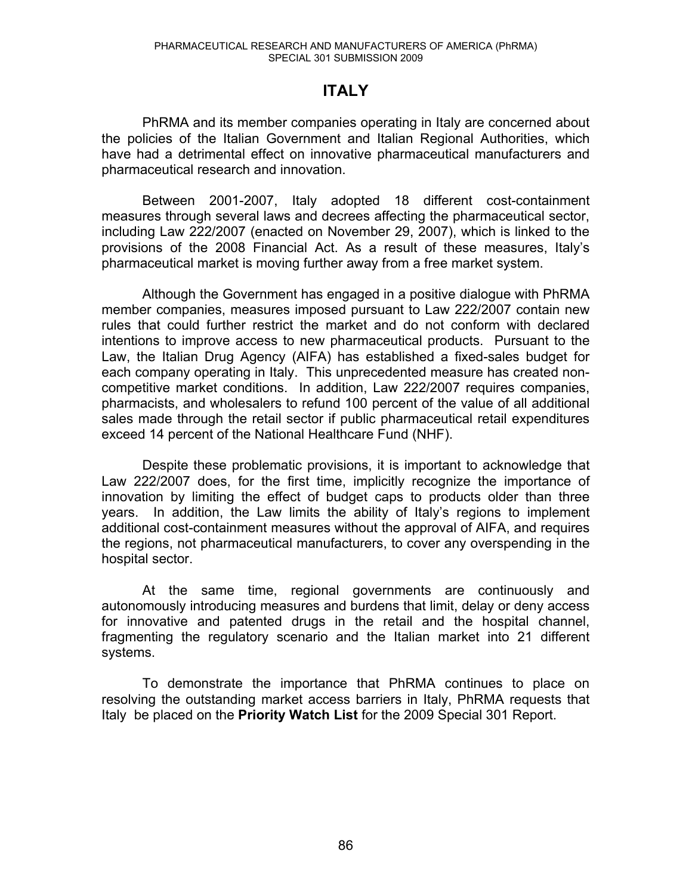# ITALY

PhRMA and its member companies operating in Italy are concerned about the policies of the Italian Government and Italian Regional Authorities, which have had a detrimental effect on innovative pharmaceutical manufacturers and pharmaceutical research and innovation.

Between 2001-2007, Italy adopted 18 different cost-containment measures through several laws and decrees affecting the pharmaceutical sector, including Law 222/2007 (enacted on November 29, 2007), which is linked to the provisions of the 2008 Financial Act. As a result of these measures, Italy's pharmaceutical market is moving further away from a free market system.

Although the Government has engaged in a positive dialogue with PhRMA member companies, measures imposed pursuant to Law 222/2007 contain new rules that could further restrict the market and do not conform with declared intentions to improve access to new pharmaceutical products. Pursuant to the Law, the Italian Drug Agency (AIFA) has established a fixed-sales budget for each company operating in Italy. This unprecedented measure has created non-competitive market conditions. In addition, Law 222/2007 requires companies, pharmacists, and wholesalers to refund 100 percent of the value of all additional sales made through the retail sector if public pharmaceutical retail expenditures exceed 14 percent of the National Healthcare Fund (NHF).

Despite these problematic provisions, it is important to acknowledge that Law 222/2007 does, for the first time, implicitly recognize the importance of innovation by limiting the effect of budget caps to products older than three years. In addition, the Law limits the ability of Italy's regions to implement additional cost-containment measures without the approval of AIFA, and requires the regions, not pharmaceutical manufacturers, to cover any overspending in the hospital sector.

At the same time, regional governments are continuously and autonomously introducing measures and burdens that limit, delay or deny access for innovative and patented drugs in the retail and the hospital channel, fragmenting the regulatory scenario and the Italian market into 21 different systems.

To demonstrate the importance that PhRMA continues to place on resolving the outstanding market access barriers in Italy, PhRMA requests that Italy be placed on the **Priority Watch List** for the 2009 Special 301 Report.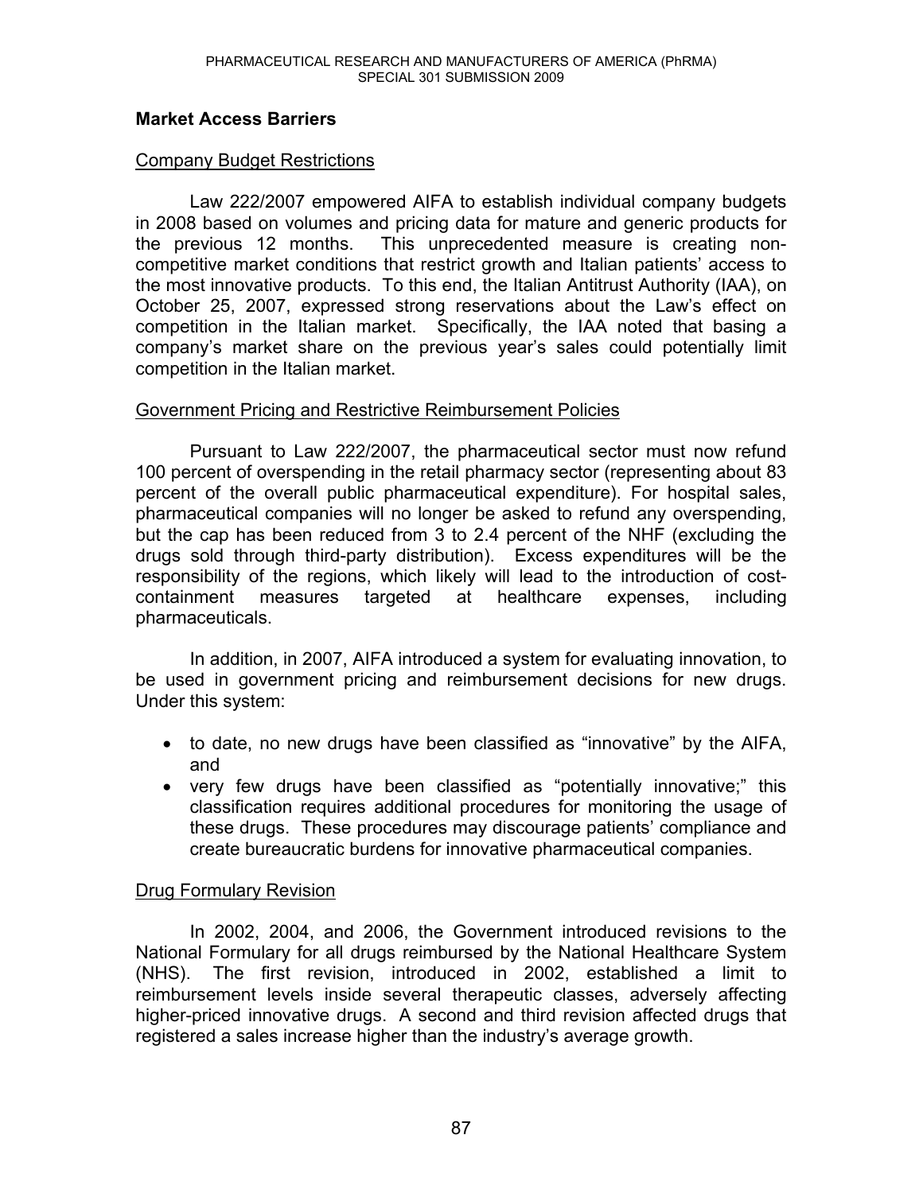### Market Access Barriers

Company Budget Restrictions

Law 222/2007 empowered AIFA to establish individual company budgets in 2008 based on volumes and pricing data for mature and generic products for the previous 12 months. This unprecedented measure is creating non-competitive market conditions that restrict growth and Italian patients' access to the most innovative products. To this end, the Italian Antitrust Authority (IAA), on October 25, 2007, expressed strong reservations about the Law's effect on competition in the Italian market. Specifically, the IAA noted that basing a company's market share on the previous year's sales could potentially limit competition in the Italian market.

Government Pricing and Restrictive Reimbursement Policies

Pursuant to Law 222/2007, the pharmaceutical sector must now refund 100 percent of overspending in the retail pharmacy sector (representing about 83 percent of the overall public pharmaceutical expenditure). For hospital sales, pharmaceutical companies will no longer be asked to refund any overspending, but the cap has been reduced from 3 to 2.4 percent of the NHF (excluding the drugs sold through third-party distribution). Excess expenditures will be the responsibility of the regions, which likely will lead to the introduction of cost-containment measures targeted at healthcare expenses, including pharmaceuticals.

In addition, in 2007, AIFA introduced a system for evaluating innovation, to be used in government pricing and reimbursement decisions for new drugs. Under this system:

- to date, no new drugs have been classified as "innovative" by the AIFA, and
- very few drugs have been classified as "potentially innovative;" this classification requires additional procedures for monitoring the usage of these drugs. These procedures may discourage patients' compliance and create bureaucratic burdens for innovative pharmaceutical companies.

Drug Formulary Revision

In 2002, 2004, and 2006, the Government introduced revisions to the National Formulary for all drugs reimbursed by the National Healthcare System (NHS). The first revision, introduced in 2002, established a limit to reimbursement levels inside several therapeutic classes, adversely affecting higher-priced innovative drugs. A second and third revision affected drugs that registered a sales increase higher than the industry's average growth.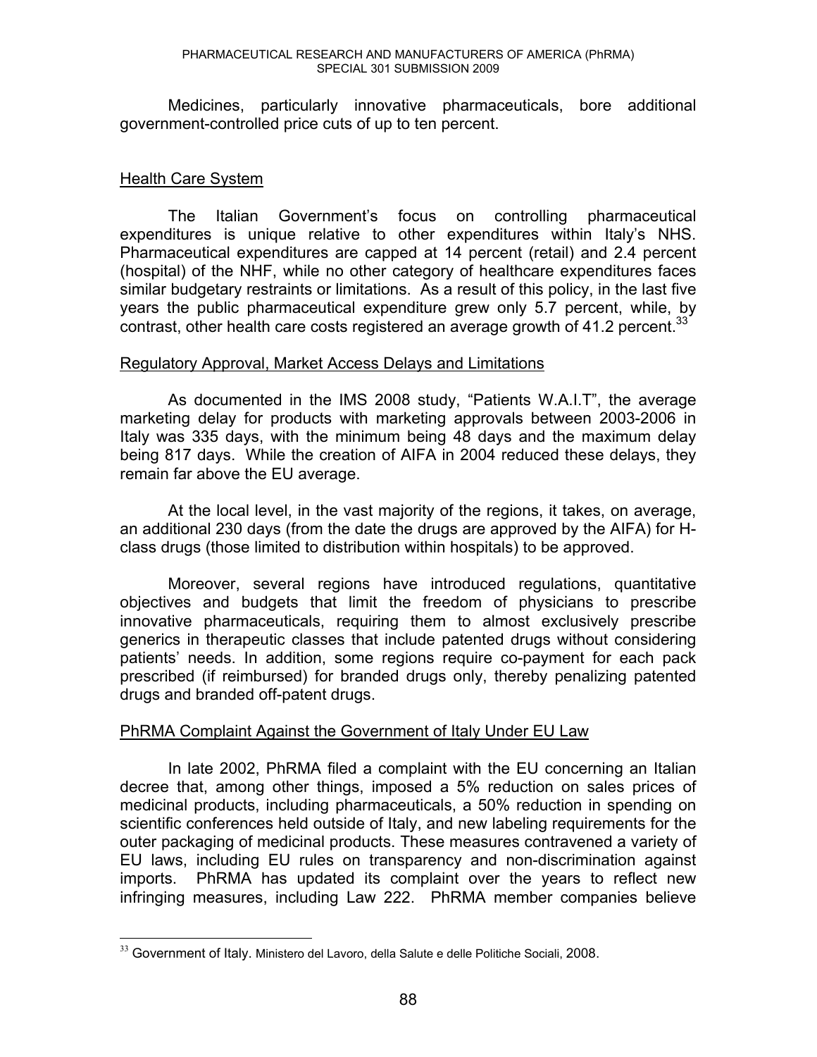Medicines, particularly innovative pharmaceuticals, bore additional government-controlled price cuts of up to ten percent.

<u>Health Care System</u>

The Italian Government's focus on controlling pharmaceutical expenditures is unique relative to other expenditures within Italy's NHS. Pharmaceutical expenditures are capped at 14 percent (retail) and 2.4 percent (hospital) of the NHF, while no other category of healthcare expenditures faces similar budgetary restraints or limitations. As a result of this policy, in the last five years the public pharmaceutical expenditure grew only 5.7 percent, while, by contrast, other health care costs registered an average growth of 41.2 percent.[33]

<u>Regulatory Approval, Market Access Delays and Limitations</u>

As documented in the IMS 2008 study, "Patients W.A.I.T", the average marketing delay for products with marketing approvals between 2003-2006 in Italy was 335 days, with the minimum being 48 days and the maximum delay being 817 days. While the creation of AIFA in 2004 reduced these delays, they remain far above the EU average.

At the local level, in the vast majority of the regions, it takes, on average, an additional 230 days (from the date the drugs are approved by the AIFA) for H-class drugs (those limited to distribution within hospitals) to be approved.

Moreover, several regions have introduced regulations, quantitative objectives and budgets that limit the freedom of physicians to prescribe innovative pharmaceuticals, requiring them to almost exclusively prescribe generics in therapeutic classes that include patented drugs without considering patients' needs. In addition, some regions require co-payment for each pack prescribed (if reimbursed) for branded drugs only, thereby penalizing patented drugs and branded off-patent drugs.

<u>PhRMA Complaint Against the Government of Italy Under EU Law</u>

In late 2002, PhRMA filed a complaint with the EU concerning an Italian decree that, among other things, imposed a 5% reduction on sales prices of medicinal products, including pharmaceuticals, a 50% reduction in spending on scientific conferences held outside of Italy, and new labeling requirements for the outer packaging of medicinal products. These measures contravened a variety of EU laws, including EU rules on transparency and non-discrimination against imports. PhRMA has updated its complaint over the years to reflect new infringing measures, including Law 222. PhRMA member companies believe

---

[33] Government of Italy. Ministero del Lavoro, della Salute e delle Politiche Sociali, 2008.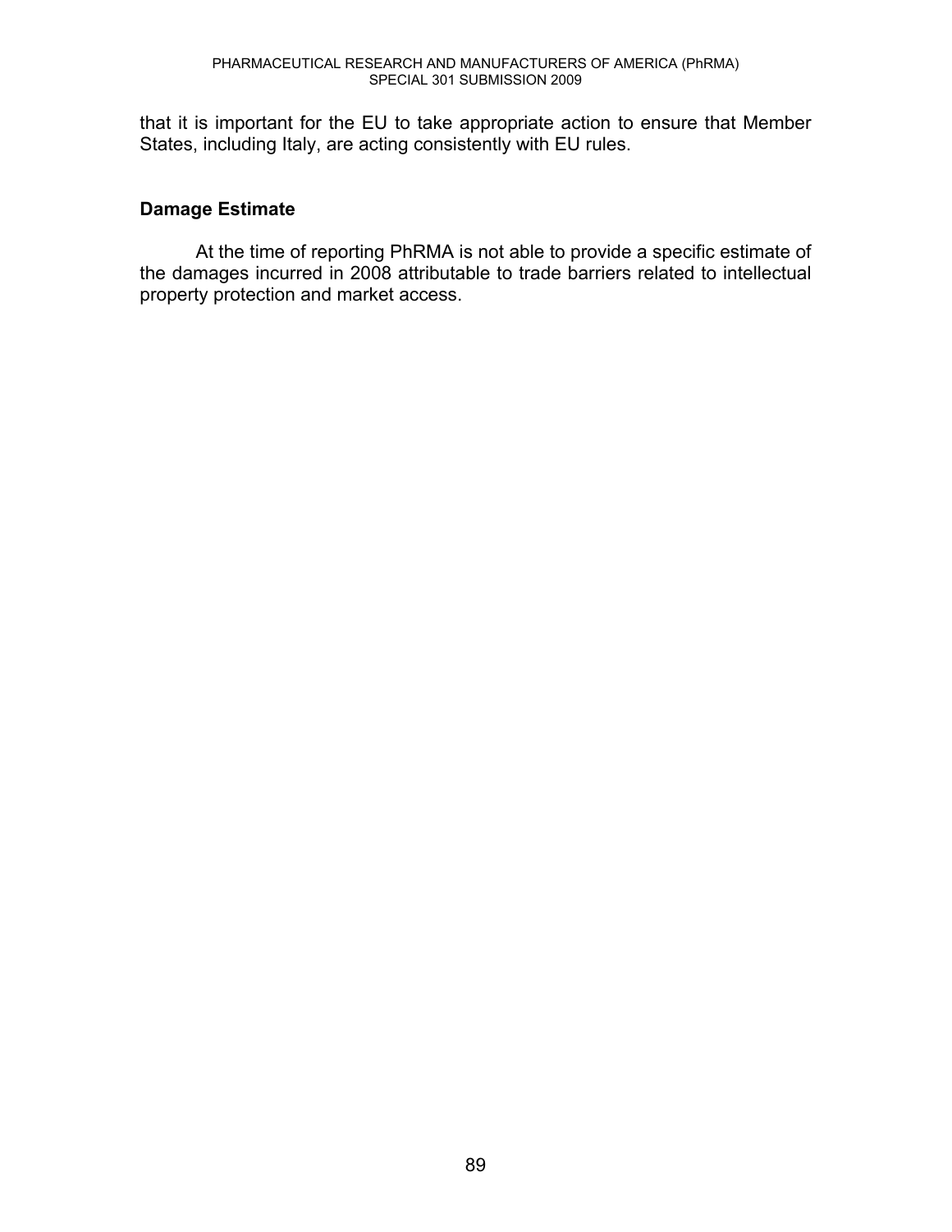that it is important for the EU to take appropriate action to ensure that Member States, including Italy, are acting consistently with EU rules.

### Damage Estimate

At the time of reporting PhRMA is not able to provide a specific estimate of the damages incurred in 2008 attributable to trade barriers related to intellectual property protection and market access.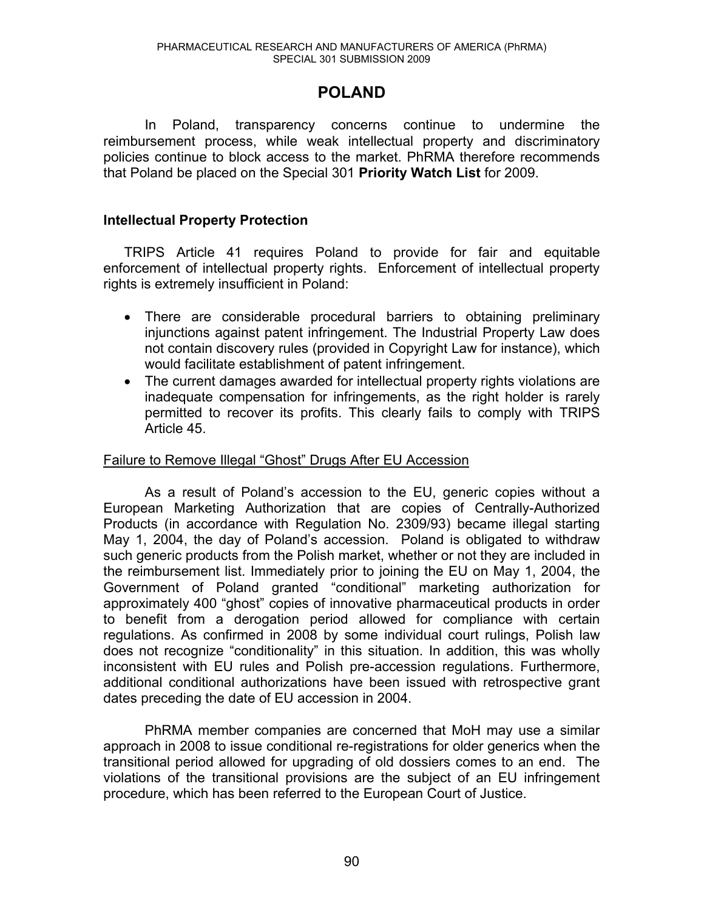# POLAND

In Poland, transparency concerns continue to undermine the reimbursement process, while weak intellectual property and discriminatory policies continue to block access to the market. PhRMA therefore recommends that Poland be placed on the Special 301 **Priority Watch List** for 2009.

## Intellectual Property Protection

TRIPS Article 41 requires Poland to provide for fair and equitable enforcement of intellectual property rights. Enforcement of intellectual property rights is extremely insufficient in Poland:

- There are considerable procedural barriers to obtaining preliminary injunctions against patent infringement. The Industrial Property Law does not contain discovery rules (provided in Copyright Law for instance), which would facilitate establishment of patent infringement.
- The current damages awarded for intellectual property rights violations are inadequate compensation for infringements, as the right holder is rarely permitted to recover its profits. This clearly fails to comply with TRIPS Article 45.

### Failure to Remove Illegal "Ghost" Drugs After EU Accession

As a result of Poland's accession to the EU, generic copies without a European Marketing Authorization that are copies of Centrally-Authorized Products (in accordance with Regulation No. 2309/93) became illegal starting May 1, 2004, the day of Poland's accession. Poland is obligated to withdraw such generic products from the Polish market, whether or not they are included in the reimbursement list. Immediately prior to joining the EU on May 1, 2004, the Government of Poland granted "conditional" marketing authorization for approximately 400 "ghost" copies of innovative pharmaceutical products in order to benefit from a derogation period allowed for compliance with certain regulations. As confirmed in 2008 by some individual court rulings, Polish law does not recognize "conditionality" in this situation. In addition, this was wholly inconsistent with EU rules and Polish pre-accession regulations. Furthermore, additional conditional authorizations have been issued with retrospective grant dates preceding the date of EU accession in 2004.

PhRMA member companies are concerned that MoH may use a similar approach in 2008 to issue conditional re-registrations for older generics when the transitional period allowed for upgrading of old dossiers comes to an end. The violations of the transitional provisions are the subject of an EU infringement procedure, which has been referred to the European Court of Justice.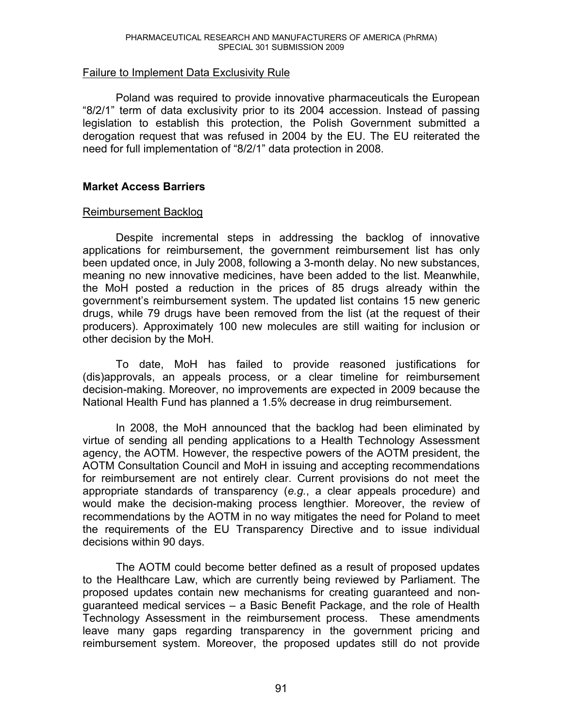Failure to Implement Data Exclusivity Rule

Poland was required to provide innovative pharmaceuticals the European "8/2/1" term of data exclusivity prior to its 2004 accession. Instead of passing legislation to establish this protection, the Polish Government submitted a derogation request that was refused in 2004 by the EU. The EU reiterated the need for full implementation of "8/2/1" data protection in 2008.

## Market Access Barriers

Reimbursement Backlog

Despite incremental steps in addressing the backlog of innovative applications for reimbursement, the government reimbursement list has only been updated once, in July 2008, following a 3-month delay. No new substances, meaning no new innovative medicines, have been added to the list. Meanwhile, the MoH posted a reduction in the prices of 85 drugs already within the government's reimbursement system. The updated list contains 15 new generic drugs, while 79 drugs have been removed from the list (at the request of their producers). Approximately 100 new molecules are still waiting for inclusion or other decision by the MoH.

To date, MoH has failed to provide reasoned justifications for (dis)approvals, an appeals process, or a clear timeline for reimbursement decision-making. Moreover, no improvements are expected in 2009 because the National Health Fund has planned a 1.5% decrease in drug reimbursement.

In 2008, the MoH announced that the backlog had been eliminated by virtue of sending all pending applications to a Health Technology Assessment agency, the AOTM. However, the respective powers of the AOTM president, the AOTM Consultation Council and MoH in issuing and accepting recommendations for reimbursement are not entirely clear. Current provisions do not meet the appropriate standards of transparency (*e.g.*, a clear appeals procedure) and would make the decision-making process lengthier. Moreover, the review of recommendations by the AOTM in no way mitigates the need for Poland to meet the requirements of the EU Transparency Directive and to issue individual decisions within 90 days.

The AOTM could become better defined as a result of proposed updates to the Healthcare Law, which are currently being reviewed by Parliament. The proposed updates contain new mechanisms for creating guaranteed and non-guaranteed medical services – a Basic Benefit Package, and the role of Health Technology Assessment in the reimbursement process. These amendments leave many gaps regarding transparency in the government pricing and reimbursement system. Moreover, the proposed updates still do not provide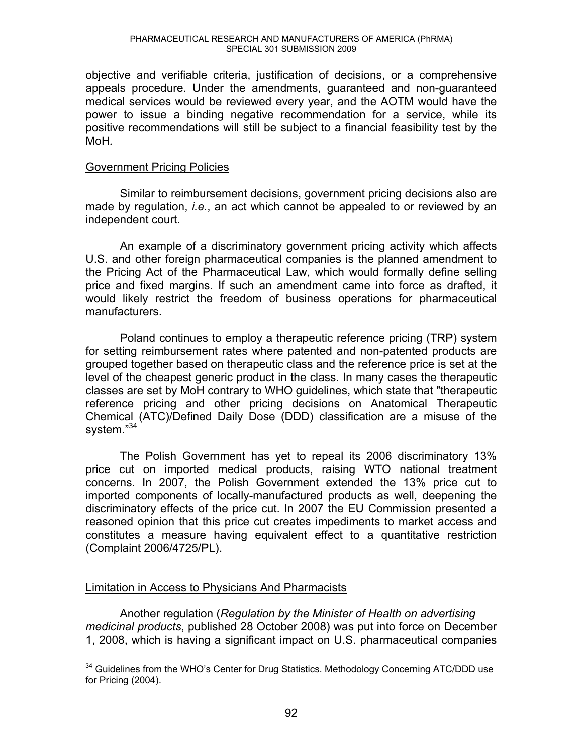objective and verifiable criteria, justification of decisions, or a comprehensive appeals procedure. Under the amendments, guaranteed and non-guaranteed medical services would be reviewed every year, and the AOTM would have the power to issue a binding negative recommendation for a service, while its positive recommendations will still be subject to a financial feasibility test by the MoH.

Government Pricing Policies

Similar to reimbursement decisions, government pricing decisions also are made by regulation, *i.e.*, an act which cannot be appealed to or reviewed by an independent court.

An example of a discriminatory government pricing activity which affects U.S. and other foreign pharmaceutical companies is the planned amendment to the Pricing Act of the Pharmaceutical Law, which would formally define selling price and fixed margins. If such an amendment came into force as drafted, it would likely restrict the freedom of business operations for pharmaceutical manufacturers.

Poland continues to employ a therapeutic reference pricing (TRP) system for setting reimbursement rates where patented and non-patented products are grouped together based on therapeutic class and the reference price is set at the level of the cheapest generic product in the class. In many cases the therapeutic classes are set by MoH contrary to WHO guidelines, which state that "therapeutic reference pricing and other pricing decisions on Anatomical Therapeutic Chemical (ATC)/Defined Daily Dose (DDD) classification are a misuse of the system."[34]

The Polish Government has yet to repeal its 2006 discriminatory 13% price cut on imported medical products, raising WTO national treatment concerns. In 2007, the Polish Government extended the 13% price cut to imported components of locally-manufactured products as well, deepening the discriminatory effects of the price cut. In 2007 the EU Commission presented a reasoned opinion that this price cut creates impediments to market access and constitutes a measure having equivalent effect to a quantitative restriction (Complaint 2006/4725/PL).

Limitation in Access to Physicians And Pharmacists

Another regulation (*Regulation by the Minister of Health on advertising medicinal products*, published 28 October 2008) was put into force on December 1, 2008, which is having a significant impact on U.S. pharmaceutical companies

[34] Guidelines from the WHO's Center for Drug Statistics. Methodology Concerning ATC/DDD use for Pricing (2004).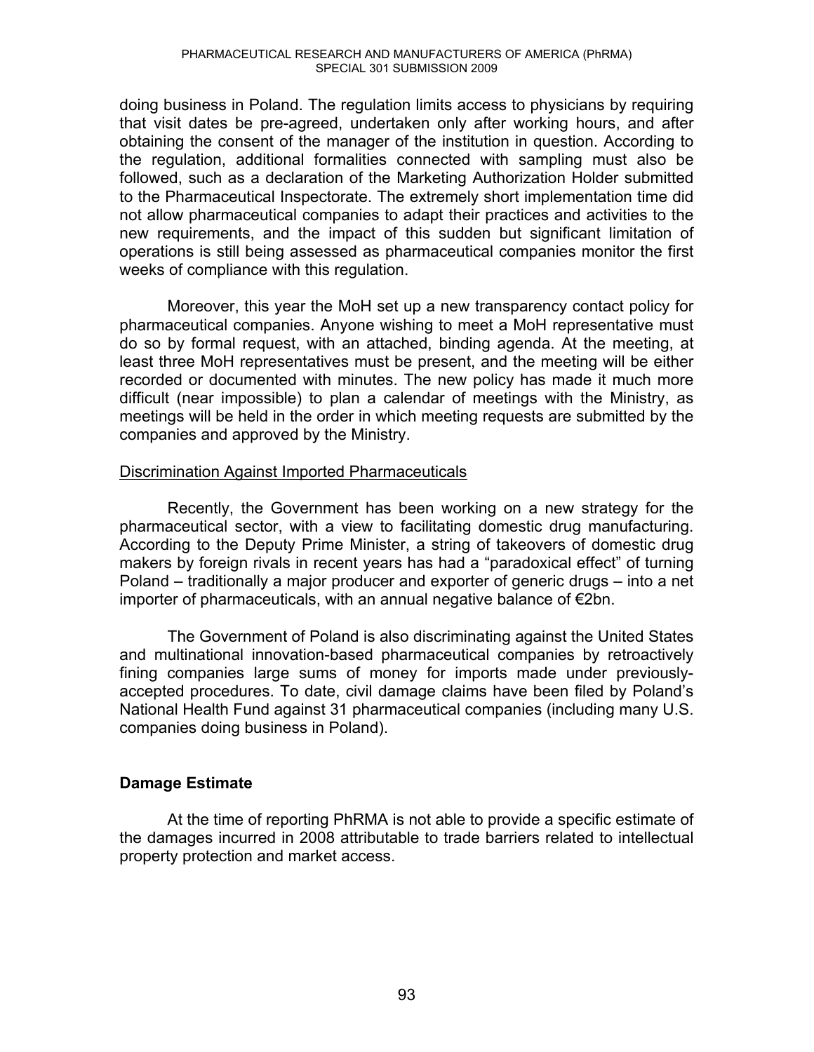doing business in Poland. The regulation limits access to physicians by requiring that visit dates be pre-agreed, undertaken only after working hours, and after obtaining the consent of the manager of the institution in question. According to the regulation, additional formalities connected with sampling must also be followed, such as a declaration of the Marketing Authorization Holder submitted to the Pharmaceutical Inspectorate. The extremely short implementation time did not allow pharmaceutical companies to adapt their practices and activities to the new requirements, and the impact of this sudden but significant limitation of operations is still being assessed as pharmaceutical companies monitor the first weeks of compliance with this regulation.

Moreover, this year the MoH set up a new transparency contact policy for pharmaceutical companies. Anyone wishing to meet a MoH representative must do so by formal request, with an attached, binding agenda. At the meeting, at least three MoH representatives must be present, and the meeting will be either recorded or documented with minutes. The new policy has made it much more difficult (near impossible) to plan a calendar of meetings with the Ministry, as meetings will be held in the order in which meeting requests are submitted by the companies and approved by the Ministry.

Discrimination Against Imported Pharmaceuticals

Recently, the Government has been working on a new strategy for the pharmaceutical sector, with a view to facilitating domestic drug manufacturing. According to the Deputy Prime Minister, a string of takeovers of domestic drug makers by foreign rivals in recent years has had a "paradoxical effect" of turning Poland – traditionally a major producer and exporter of generic drugs – into a net importer of pharmaceuticals, with an annual negative balance of €2bn.

The Government of Poland is also discriminating against the United States and multinational innovation-based pharmaceutical companies by retroactively fining companies large sums of money for imports made under previously-accepted procedures. To date, civil damage claims have been filed by Poland's National Health Fund against 31 pharmaceutical companies (including many U.S. companies doing business in Poland).

**Damage Estimate**

At the time of reporting PhRMA is not able to provide a specific estimate of the damages incurred in 2008 attributable to trade barriers related to intellectual property protection and market access.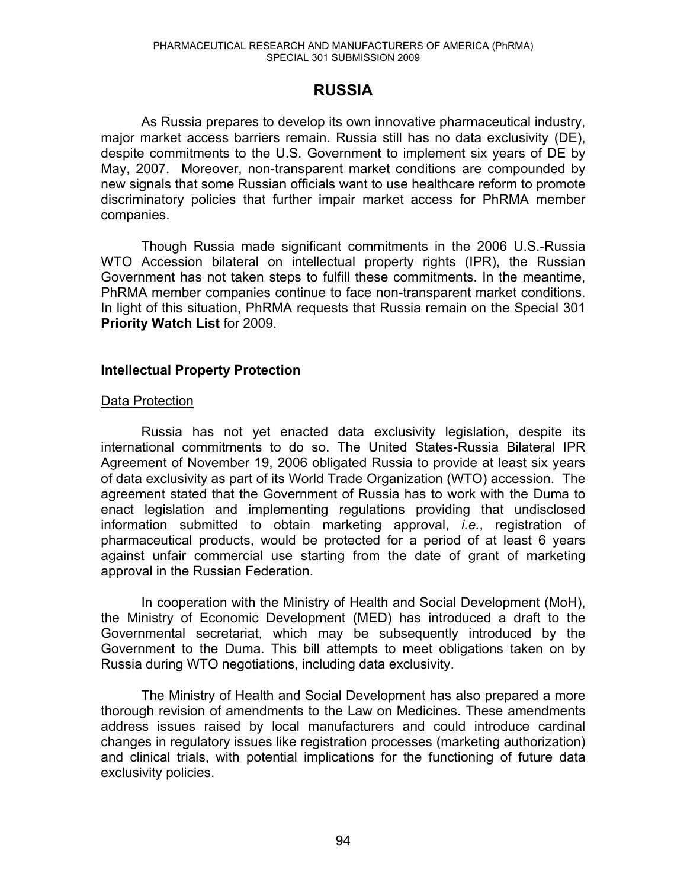# RUSSIA

As Russia prepares to develop its own innovative pharmaceutical industry, major market access barriers remain. Russia still has no data exclusivity (DE), despite commitments to the U.S. Government to implement six years of DE by May, 2007. Moreover, non-transparent market conditions are compounded by new signals that some Russian officials want to use healthcare reform to promote discriminatory policies that further impair market access for PhRMA member companies.

Though Russia made significant commitments in the 2006 U.S.-Russia WTO Accession bilateral on intellectual property rights (IPR), the Russian Government has not taken steps to fulfill these commitments. In the meantime, PhRMA member companies continue to face non-transparent market conditions. In light of this situation, PhRMA requests that Russia remain on the Special 301 **Priority Watch List** for 2009.

## Intellectual Property Protection

### Data Protection

Russia has not yet enacted data exclusivity legislation, despite its international commitments to do so. The United States-Russia Bilateral IPR Agreement of November 19, 2006 obligated Russia to provide at least six years of data exclusivity as part of its World Trade Organization (WTO) accession. The agreement stated that the Government of Russia has to work with the Duma to enact legislation and implementing regulations providing that undisclosed information submitted to obtain marketing approval, *i.e.*, registration of pharmaceutical products, would be protected for a period of at least 6 years against unfair commercial use starting from the date of grant of marketing approval in the Russian Federation.

In cooperation with the Ministry of Health and Social Development (MoH), the Ministry of Economic Development (MED) has introduced a draft to the Governmental secretariat, which may be subsequently introduced by the Government to the Duma. This bill attempts to meet obligations taken on by Russia during WTO negotiations, including data exclusivity.

The Ministry of Health and Social Development has also prepared a more thorough revision of amendments to the Law on Medicines. These amendments address issues raised by local manufacturers and could introduce cardinal changes in regulatory issues like registration processes (marketing authorization) and clinical trials, with potential implications for the functioning of future data exclusivity policies.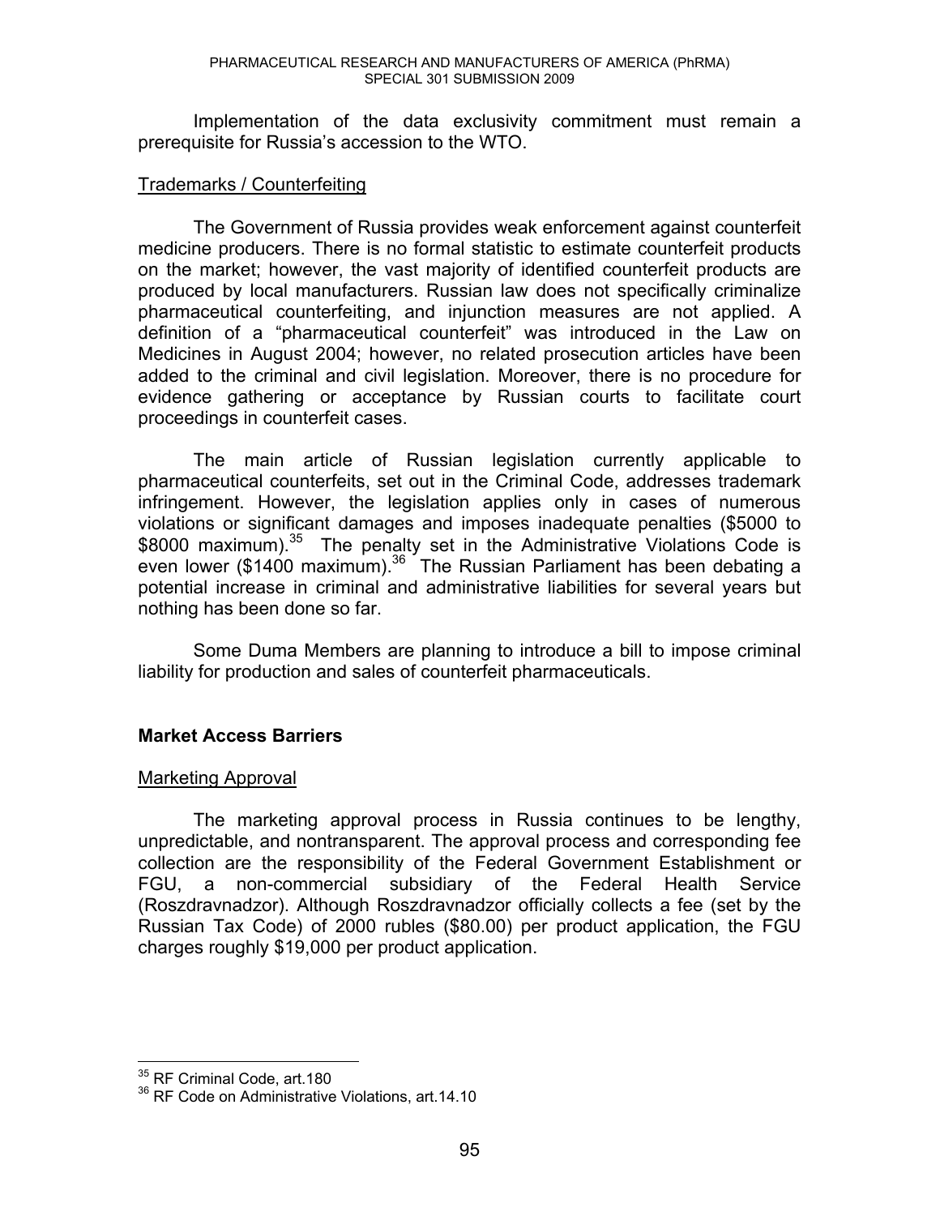Implementation of the data exclusivity commitment must remain a prerequisite for Russia's accession to the WTO.

Trademarks / Counterfeiting

The Government of Russia provides weak enforcement against counterfeit medicine producers. There is no formal statistic to estimate counterfeit products on the market; however, the vast majority of identified counterfeit products are produced by local manufacturers. Russian law does not specifically criminalize pharmaceutical counterfeiting, and injunction measures are not applied. A definition of a "pharmaceutical counterfeit" was introduced in the Law on Medicines in August 2004; however, no related prosecution articles have been added to the criminal and civil legislation. Moreover, there is no procedure for evidence gathering or acceptance by Russian courts to facilitate court proceedings in counterfeit cases.

The main article of Russian legislation currently applicable to pharmaceutical counterfeits, set out in the Criminal Code, addresses trademark infringement. However, the legislation applies only in cases of numerous violations or significant damages and imposes inadequate penalties ($5000 to $8000 maximum).[35] The penalty set in the Administrative Violations Code is even lower ($1400 maximum).[36] The Russian Parliament has been debating a potential increase in criminal and administrative liabilities for several years but nothing has been done so far.

Some Duma Members are planning to introduce a bill to impose criminal liability for production and sales of counterfeit pharmaceuticals.

### Market Access Barriers

Marketing Approval

The marketing approval process in Russia continues to be lengthy, unpredictable, and nontransparent. The approval process and corresponding fee collection are the responsibility of the Federal Government Establishment or FGU, a non-commercial subsidiary of the Federal Health Service (Roszdravnadzor). Although Roszdravnadzor officially collects a fee (set by the Russian Tax Code) of 2000 rubles ($80.00) per product application, the FGU charges roughly $19,000 per product application.

---

[35] RF Criminal Code, art.180

[36] RF Code on Administrative Violations, art.14.10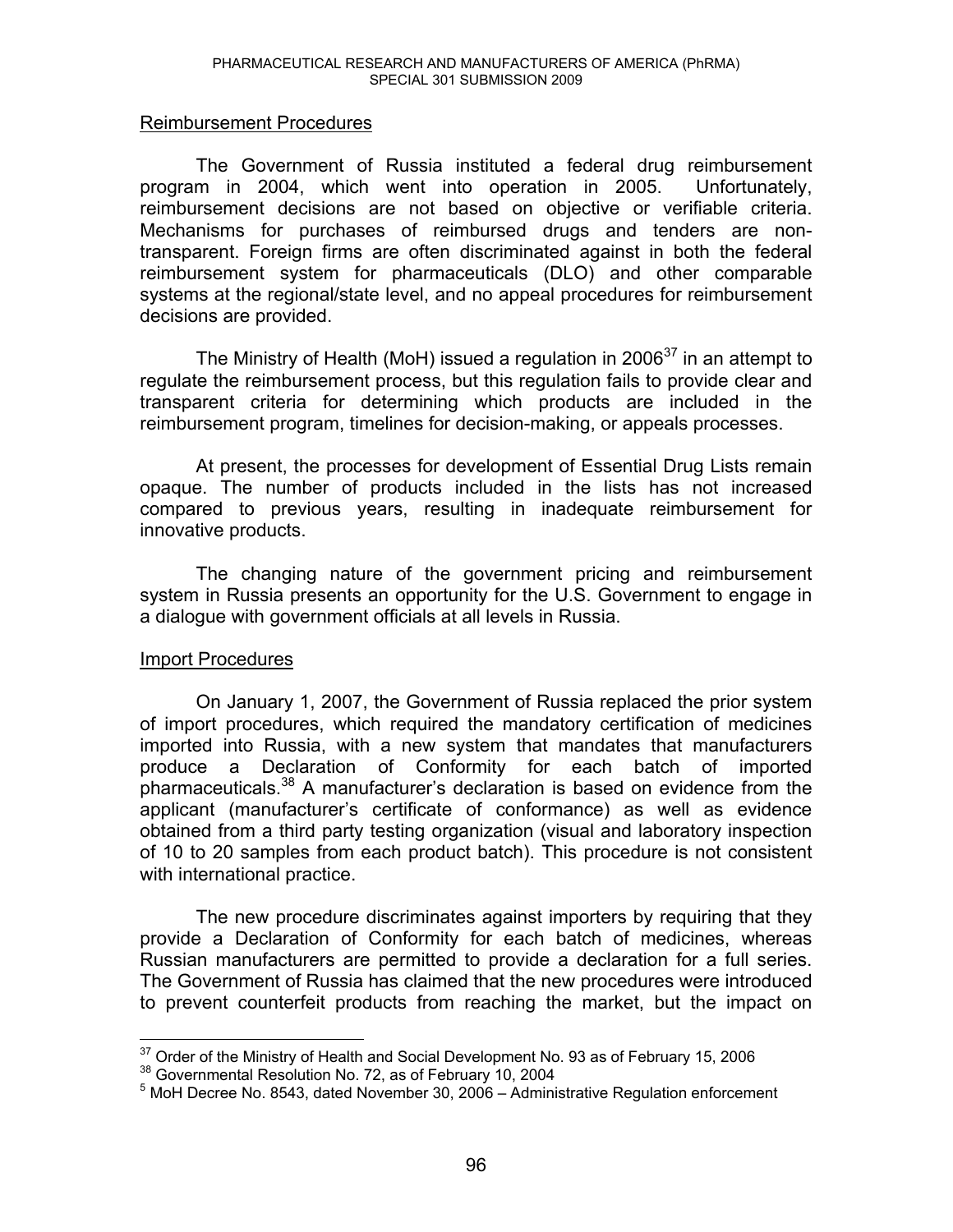Reimbursement Procedures

The Government of Russia instituted a federal drug reimbursement program in 2004, which went into operation in 2005. Unfortunately, reimbursement decisions are not based on objective or verifiable criteria. Mechanisms for purchases of reimbursed drugs and tenders are non-transparent. Foreign firms are often discriminated against in both the federal reimbursement system for pharmaceuticals (DLO) and other comparable systems at the regional/state level, and no appeal procedures for reimbursement decisions are provided.

The Ministry of Health (MoH) issued a regulation in 2006[37] in an attempt to regulate the reimbursement process, but this regulation fails to provide clear and transparent criteria for determining which products are included in the reimbursement program, timelines for decision-making, or appeals processes.

At present, the processes for development of Essential Drug Lists remain opaque. The number of products included in the lists has not increased compared to previous years, resulting in inadequate reimbursement for innovative products.

The changing nature of the government pricing and reimbursement system in Russia presents an opportunity for the U.S. Government to engage in a dialogue with government officials at all levels in Russia.

Import Procedures

On January 1, 2007, the Government of Russia replaced the prior system of import procedures, which required the mandatory certification of medicines imported into Russia, with a new system that mandates that manufacturers produce a Declaration of Conformity for each batch of imported pharmaceuticals.[38] A manufacturer's declaration is based on evidence from the applicant (manufacturer's certificate of conformance) as well as evidence obtained from a third party testing organization (visual and laboratory inspection of 10 to 20 samples from each product batch). This procedure is not consistent with international practice.

The new procedure discriminates against importers by requiring that they provide a Declaration of Conformity for each batch of medicines, whereas Russian manufacturers are permitted to provide a declaration for a full series. The Government of Russia has claimed that the new procedures were introduced to prevent counterfeit products from reaching the market, but the impact on

---

[37] Order of the Ministry of Health and Social Development No. 93 as of February 15, 2006

[38] Governmental Resolution No. 72, as of February 10, 2004

[5] MoH Decree No. 8543, dated November 30, 2006 – Administrative Regulation enforcement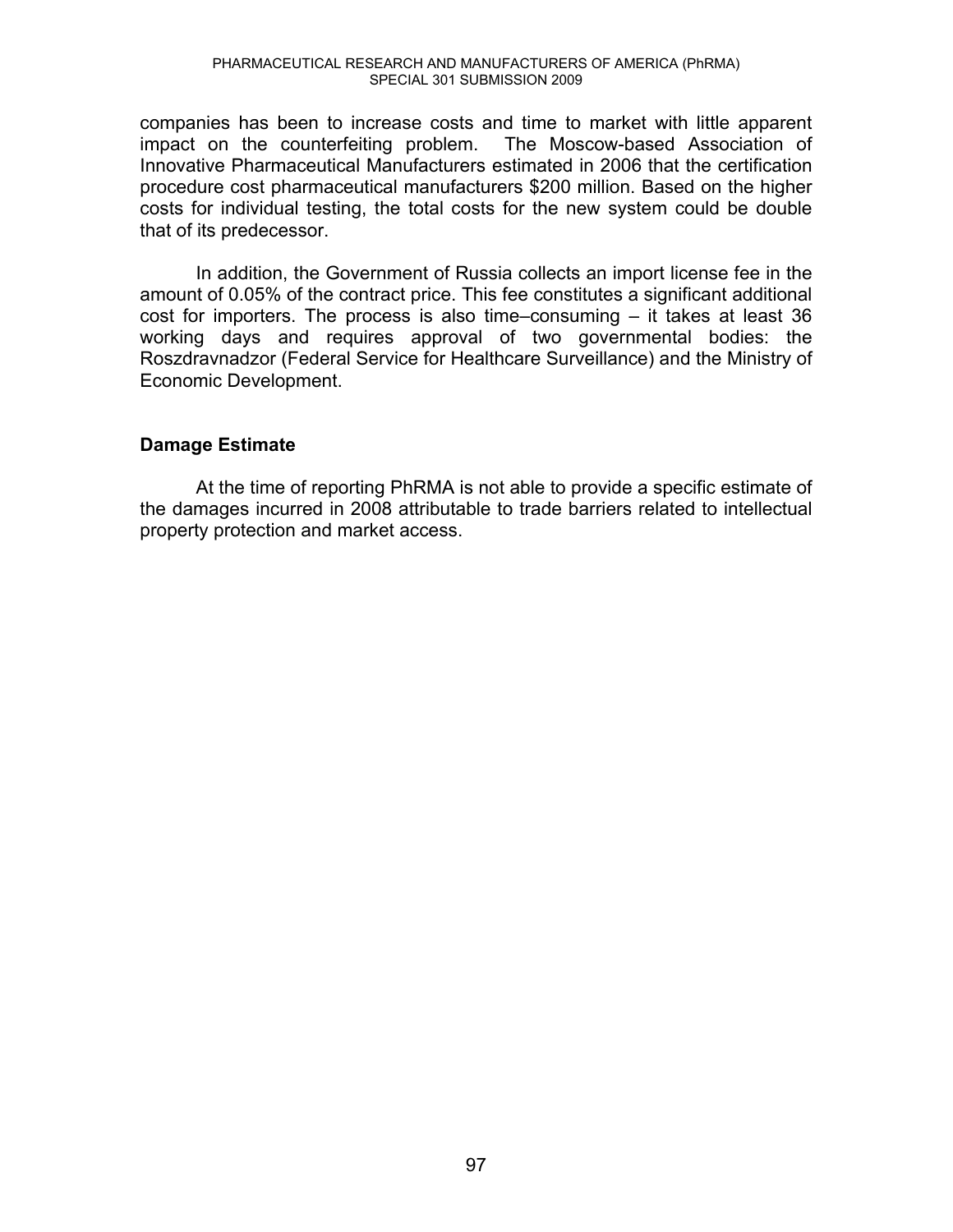companies has been to increase costs and time to market with little apparent impact on the counterfeiting problem. The Moscow-based Association of Innovative Pharmaceutical Manufacturers estimated in 2006 that the certification procedure cost pharmaceutical manufacturers $200 million. Based on the higher costs for individual testing, the total costs for the new system could be double that of its predecessor.

In addition, the Government of Russia collects an import license fee in the amount of 0.05% of the contract price. This fee constitutes a significant additional cost for importers. The process is also time–consuming – it takes at least 36 working days and requires approval of two governmental bodies: the Roszdravnadzor (Federal Service for Healthcare Surveillance) and the Ministry of Economic Development.

**Damage Estimate**

At the time of reporting PhRMA is not able to provide a specific estimate of the damages incurred in 2008 attributable to trade barriers related to intellectual property protection and market access.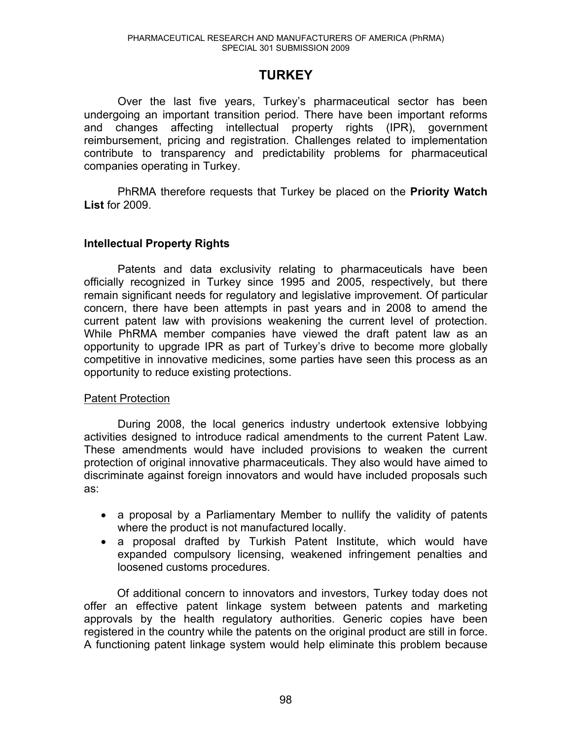# TURKEY

Over the last five years, Turkey's pharmaceutical sector has been undergoing an important transition period. There have been important reforms and changes affecting intellectual property rights (IPR), government reimbursement, pricing and registration. Challenges related to implementation contribute to transparency and predictability problems for pharmaceutical companies operating in Turkey.

PhRMA therefore requests that Turkey be placed on the **Priority Watch List** for 2009.

## Intellectual Property Rights

Patents and data exclusivity relating to pharmaceuticals have been officially recognized in Turkey since 1995 and 2005, respectively, but there remain significant needs for regulatory and legislative improvement. Of particular concern, there have been attempts in past years and in 2008 to amend the current patent law with provisions weakening the current level of protection. While PhRMA member companies have viewed the draft patent law as an opportunity to upgrade IPR as part of Turkey's drive to become more globally competitive in innovative medicines, some parties have seen this process as an opportunity to reduce existing protections.

### Patent Protection

During 2008, the local generics industry undertook extensive lobbying activities designed to introduce radical amendments to the current Patent Law. These amendments would have included provisions to weaken the current protection of original innovative pharmaceuticals. They also would have aimed to discriminate against foreign innovators and would have included proposals such as:

- a proposal by a Parliamentary Member to nullify the validity of patents where the product is not manufactured locally.
- a proposal drafted by Turkish Patent Institute, which would have expanded compulsory licensing, weakened infringement penalties and loosened customs procedures.

Of additional concern to innovators and investors, Turkey today does not offer an effective patent linkage system between patents and marketing approvals by the health regulatory authorities. Generic copies have been registered in the country while the patents on the original product are still in force. A functioning patent linkage system would help eliminate this problem because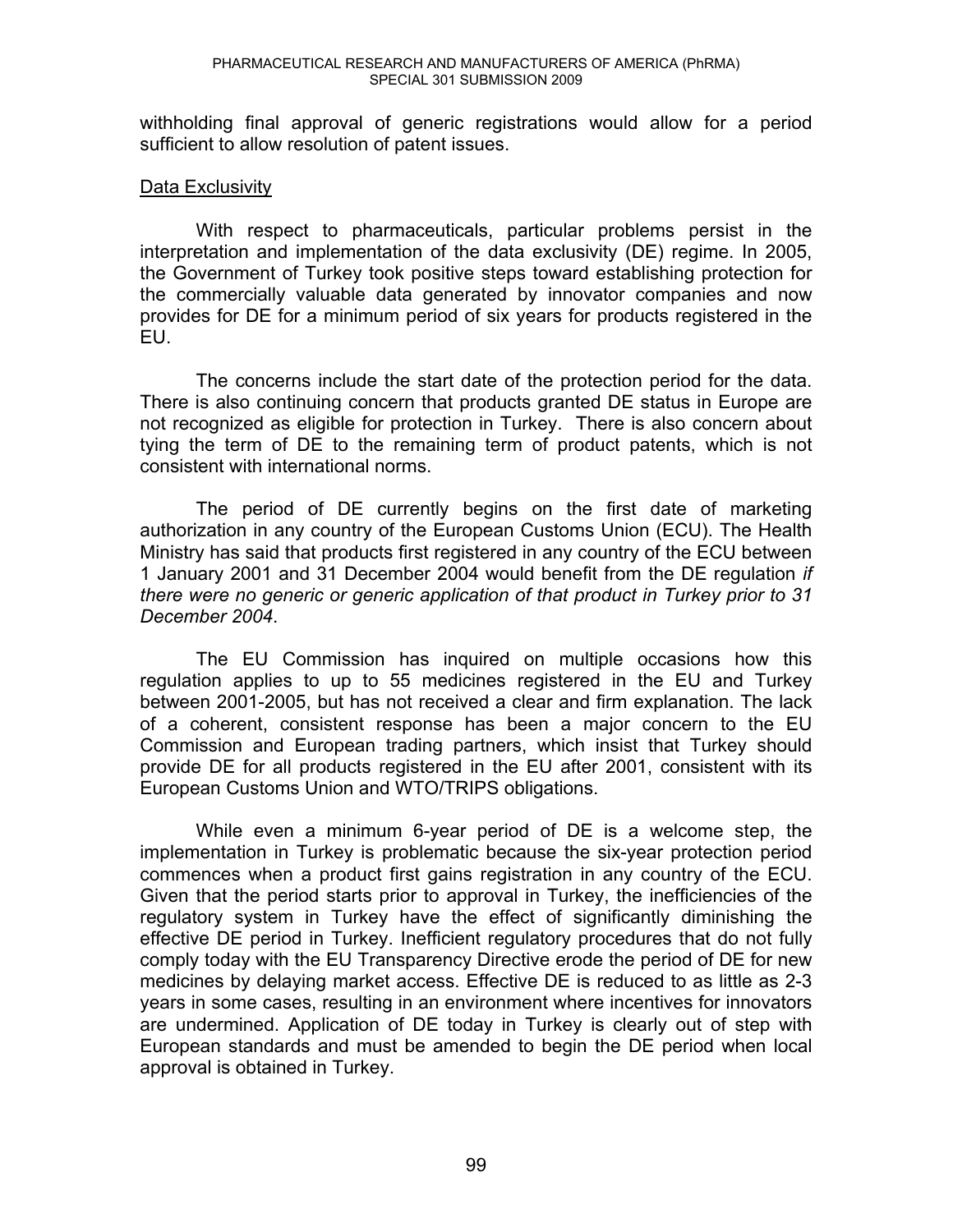withholding final approval of generic registrations would allow for a period sufficient to allow resolution of patent issues.

Data Exclusivity

With respect to pharmaceuticals, particular problems persist in the interpretation and implementation of the data exclusivity (DE) regime. In 2005, the Government of Turkey took positive steps toward establishing protection for the commercially valuable data generated by innovator companies and now provides for DE for a minimum period of six years for products registered in the EU.

The concerns include the start date of the protection period for the data. There is also continuing concern that products granted DE status in Europe are not recognized as eligible for protection in Turkey. There is also concern about tying the term of DE to the remaining term of product patents, which is not consistent with international norms.

The period of DE currently begins on the first date of marketing authorization in any country of the European Customs Union (ECU). The Health Ministry has said that products first registered in any country of the ECU between 1 January 2001 and 31 December 2004 would benefit from the DE regulation *if there were no generic or generic application of that product in Turkey prior to 31 December 2004*.

The EU Commission has inquired on multiple occasions how this regulation applies to up to 55 medicines registered in the EU and Turkey between 2001-2005, but has not received a clear and firm explanation. The lack of a coherent, consistent response has been a major concern to the EU Commission and European trading partners, which insist that Turkey should provide DE for all products registered in the EU after 2001, consistent with its European Customs Union and WTO/TRIPS obligations.

While even a minimum 6-year period of DE is a welcome step, the implementation in Turkey is problematic because the six-year protection period commences when a product first gains registration in any country of the ECU. Given that the period starts prior to approval in Turkey, the inefficiencies of the regulatory system in Turkey have the effect of significantly diminishing the effective DE period in Turkey. Inefficient regulatory procedures that do not fully comply today with the EU Transparency Directive erode the period of DE for new medicines by delaying market access. Effective DE is reduced to as little as 2-3 years in some cases, resulting in an environment where incentives for innovators are undermined. Application of DE today in Turkey is clearly out of step with European standards and must be amended to begin the DE period when local approval is obtained in Turkey.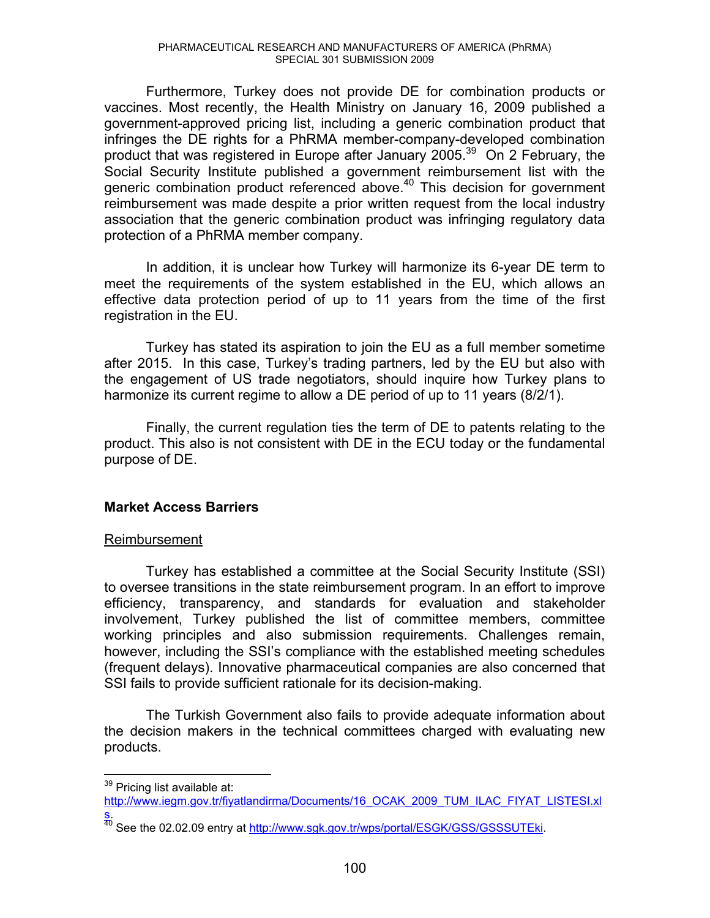Furthermore, Turkey does not provide DE for combination products or vaccines. Most recently, the Health Ministry on January 16, 2009 published a government-approved pricing list, including a generic combination product that infringes the DE rights for a PhRMA member-company-developed combination product that was registered in Europe after January 2005.[39] On 2 February, the Social Security Institute published a government reimbursement list with the generic combination product referenced above.[40] This decision for government reimbursement was made despite a prior written request from the local industry association that the generic combination product was infringing regulatory data protection of a PhRMA member company.

In addition, it is unclear how Turkey will harmonize its 6-year DE term to meet the requirements of the system established in the EU, which allows an effective data protection period of up to 11 years from the time of the first registration in the EU.

Turkey has stated its aspiration to join the EU as a full member sometime after 2015. In this case, Turkey's trading partners, led by the EU but also with the engagement of US trade negotiators, should inquire how Turkey plans to harmonize its current regime to allow a DE period of up to 11 years (8/2/1).

Finally, the current regulation ties the term of DE to patents relating to the product. This also is not consistent with DE in the ECU today or the fundamental purpose of DE.

### Market Access Barriers

<u>Reimbursement</u>

Turkey has established a committee at the Social Security Institute (SSI) to oversee transitions in the state reimbursement program. In an effort to improve efficiency, transparency, and standards for evaluation and stakeholder involvement, Turkey published the list of committee members, committee working principles and also submission requirements. Challenges remain, however, including the SSI's compliance with the established meeting schedules (frequent delays). Innovative pharmaceutical companies are also concerned that SSI fails to provide sufficient rationale for its decision-making.

The Turkish Government also fails to provide adequate information about the decision makers in the technical committees charged with evaluating new products.

---

[39] Pricing list available at: http://www.iegm.gov.tr/fiyatlandirma/Documents/16_OCAK_2009_TUM_ILAC_FIYAT_LISTESI.xls.

[40] See the 02.02.09 entry at http://www.sgk.gov.tr/wps/portal/ESGK/GSS/GSSSUTEki.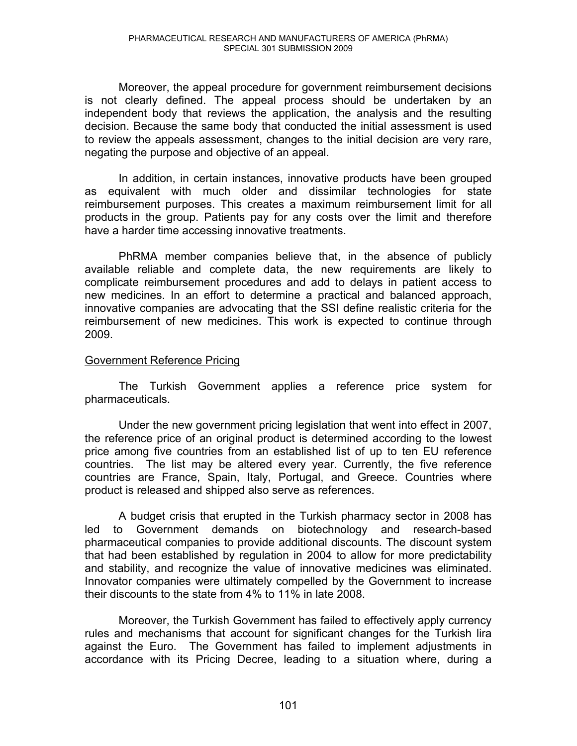Moreover, the appeal procedure for government reimbursement decisions is not clearly defined. The appeal process should be undertaken by an independent body that reviews the application, the analysis and the resulting decision. Because the same body that conducted the initial assessment is used to review the appeals assessment, changes to the initial decision are very rare, negating the purpose and objective of an appeal.

In addition, in certain instances, innovative products have been grouped as equivalent with much older and dissimilar technologies for state reimbursement purposes. This creates a maximum reimbursement limit for all products in the group. Patients pay for any costs over the limit and therefore have a harder time accessing innovative treatments.

PhRMA member companies believe that, in the absence of publicly available reliable and complete data, the new requirements are likely to complicate reimbursement procedures and add to delays in patient access to new medicines. In an effort to determine a practical and balanced approach, innovative companies are advocating that the SSI define realistic criteria for the reimbursement of new medicines. This work is expected to continue through 2009.

<u>Government Reference Pricing</u>

The Turkish Government applies a reference price system for pharmaceuticals.

Under the new government pricing legislation that went into effect in 2007, the reference price of an original product is determined according to the lowest price among five countries from an established list of up to ten EU reference countries. The list may be altered every year. Currently, the five reference countries are France, Spain, Italy, Portugal, and Greece. Countries where product is released and shipped also serve as references.

A budget crisis that erupted in the Turkish pharmacy sector in 2008 has led to Government demands on biotechnology and research-based pharmaceutical companies to provide additional discounts. The discount system that had been established by regulation in 2004 to allow for more predictability and stability, and recognize the value of innovative medicines was eliminated. Innovator companies were ultimately compelled by the Government to increase their discounts to the state from 4% to 11% in late 2008.

Moreover, the Turkish Government has failed to effectively apply currency rules and mechanisms that account for significant changes for the Turkish lira against the Euro. The Government has failed to implement adjustments in accordance with its Pricing Decree, leading to a situation where, during a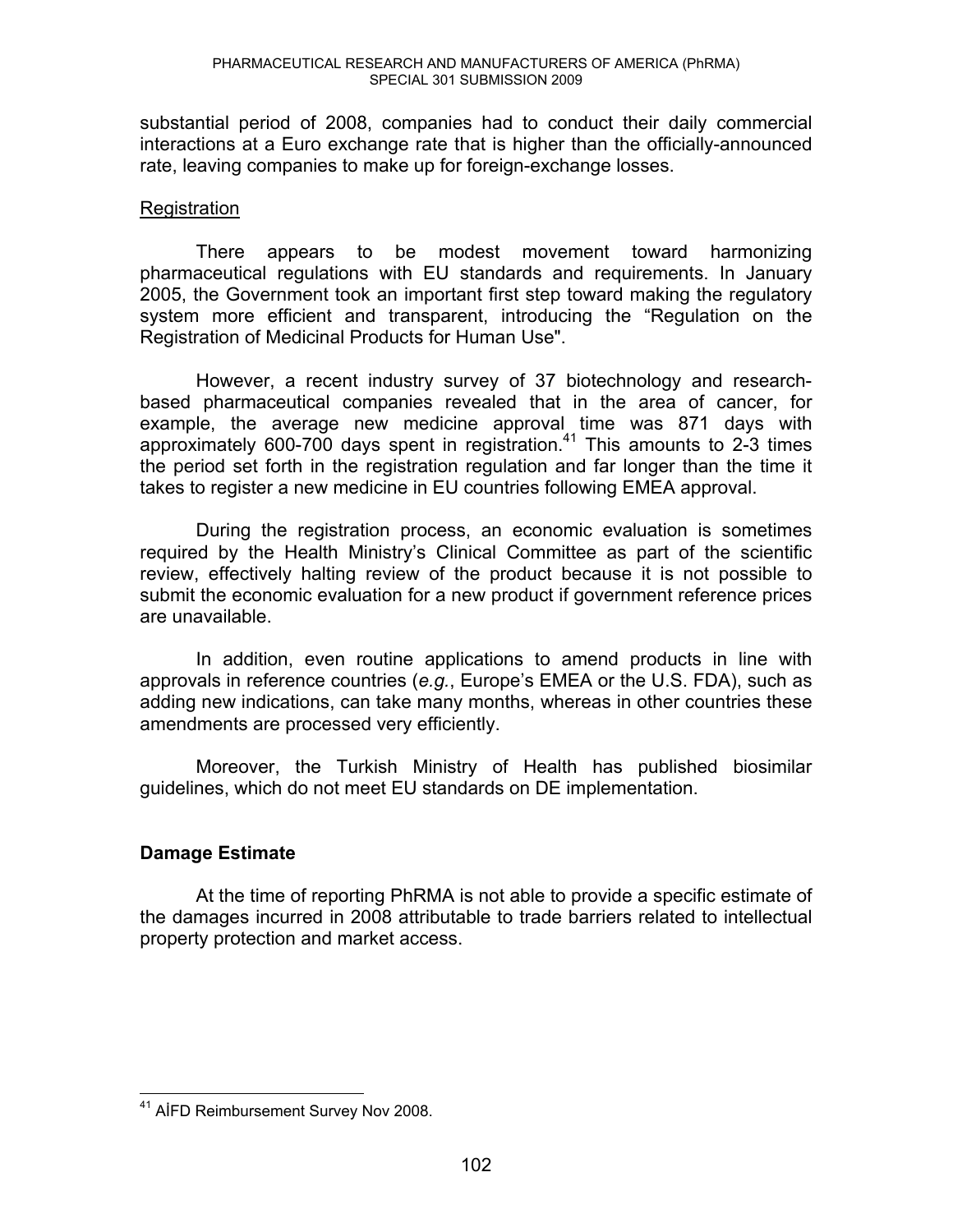substantial period of 2008, companies had to conduct their daily commercial interactions at a Euro exchange rate that is higher than the officially-announced rate, leaving companies to make up for foreign-exchange losses.

Registration

There appears to be modest movement toward harmonizing pharmaceutical regulations with EU standards and requirements. In January 2005, the Government took an important first step toward making the regulatory system more efficient and transparent, introducing the "Regulation on the Registration of Medicinal Products for Human Use".

However, a recent industry survey of 37 biotechnology and research-based pharmaceutical companies revealed that in the area of cancer, for example, the average new medicine approval time was 871 days with approximately 600-700 days spent in registration.[41] This amounts to 2-3 times the period set forth in the registration regulation and far longer than the time it takes to register a new medicine in EU countries following EMEA approval.

During the registration process, an economic evaluation is sometimes required by the Health Ministry's Clinical Committee as part of the scientific review, effectively halting review of the product because it is not possible to submit the economic evaluation for a new product if government reference prices are unavailable.

In addition, even routine applications to amend products in line with approvals in reference countries (*e.g.*, Europe's EMEA or the U.S. FDA), such as adding new indications, can take many months, whereas in other countries these amendments are processed very efficiently.

Moreover, the Turkish Ministry of Health has published biosimilar guidelines, which do not meet EU standards on DE implementation.

**Damage Estimate**

At the time of reporting PhRMA is not able to provide a specific estimate of the damages incurred in 2008 attributable to trade barriers related to intellectual property protection and market access.

[41] AİFD Reimbursement Survey Nov 2008.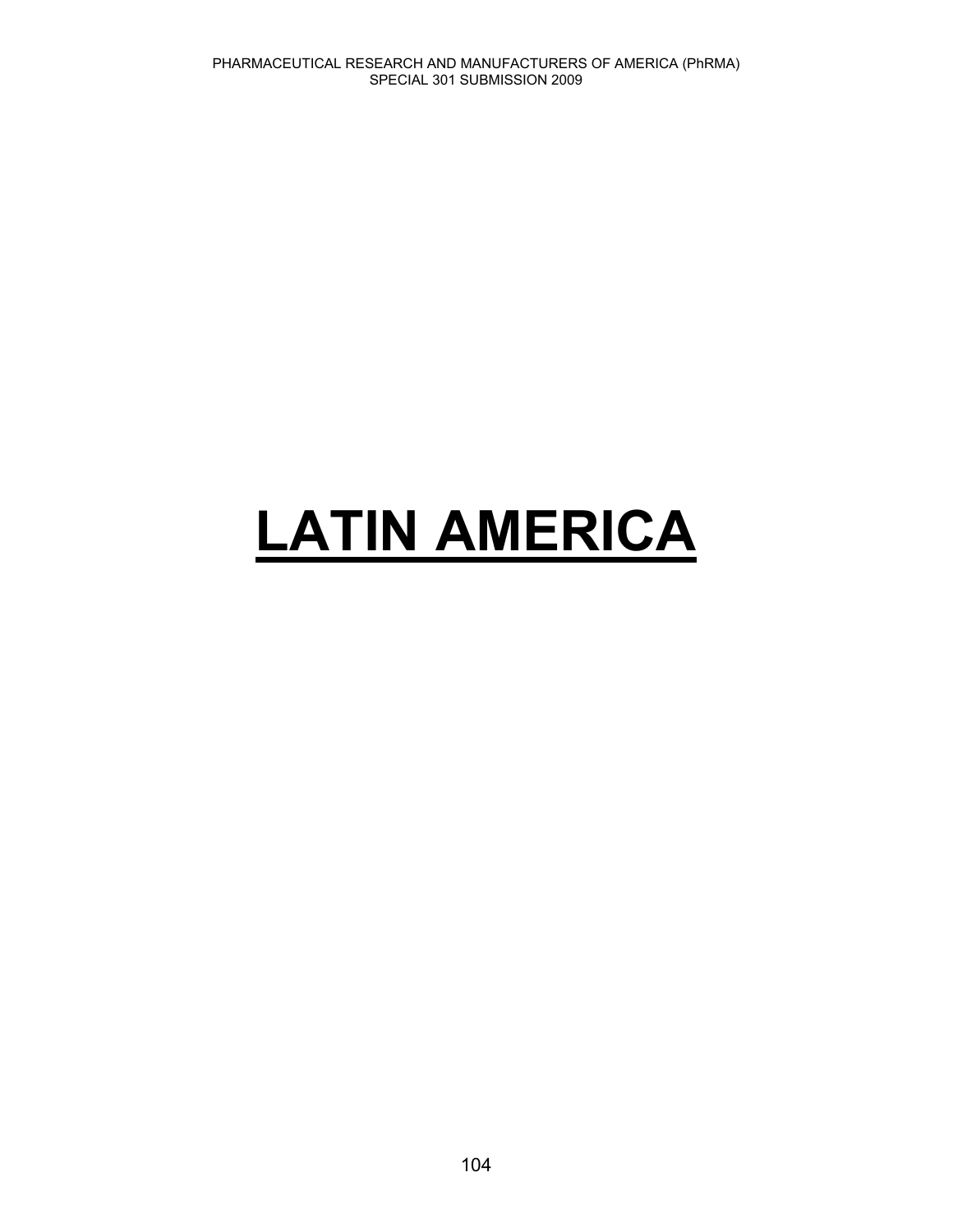# LATIN AMERICA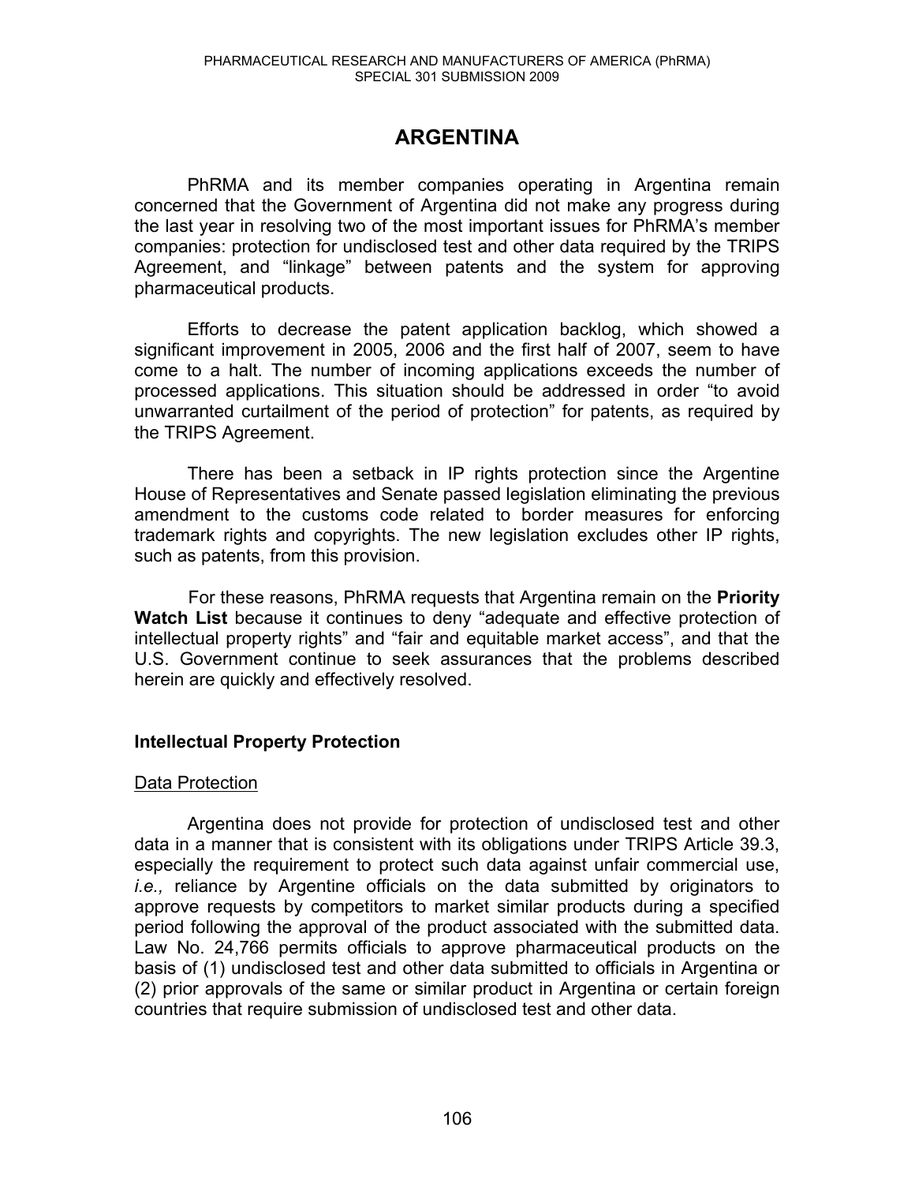# ARGENTINA

PhRMA and its member companies operating in Argentina remain concerned that the Government of Argentina did not make any progress during the last year in resolving two of the most important issues for PhRMA's member companies: protection for undisclosed test and other data required by the TRIPS Agreement, and "linkage" between patents and the system for approving pharmaceutical products.

Efforts to decrease the patent application backlog, which showed a significant improvement in 2005, 2006 and the first half of 2007, seem to have come to a halt. The number of incoming applications exceeds the number of processed applications. This situation should be addressed in order "to avoid unwarranted curtailment of the period of protection" for patents, as required by the TRIPS Agreement.

There has been a setback in IP rights protection since the Argentine House of Representatives and Senate passed legislation eliminating the previous amendment to the customs code related to border measures for enforcing trademark rights and copyrights. The new legislation excludes other IP rights, such as patents, from this provision.

For these reasons, PhRMA requests that Argentina remain on the **Priority Watch List** because it continues to deny "adequate and effective protection of intellectual property rights" and "fair and equitable market access", and that the U.S. Government continue to seek assurances that the problems described herein are quickly and effectively resolved.

## Intellectual Property Protection

### Data Protection

Argentina does not provide for protection of undisclosed test and other data in a manner that is consistent with its obligations under TRIPS Article 39.3, especially the requirement to protect such data against unfair commercial use, *i.e.,* reliance by Argentine officials on the data submitted by originators to approve requests by competitors to market similar products during a specified period following the approval of the product associated with the submitted data. Law No. 24,766 permits officials to approve pharmaceutical products on the basis of (1) undisclosed test and other data submitted to officials in Argentina or (2) prior approvals of the same or similar product in Argentina or certain foreign countries that require submission of undisclosed test and other data.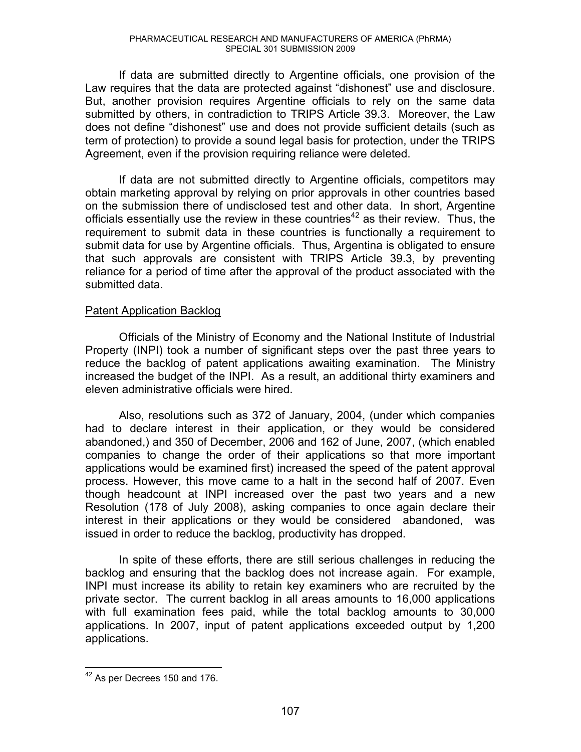If data are submitted directly to Argentine officials, one provision of the Law requires that the data are protected against "dishonest" use and disclosure. But, another provision requires Argentine officials to rely on the same data submitted by others, in contradiction to TRIPS Article 39.3. Moreover, the Law does not define "dishonest" use and does not provide sufficient details (such as term of protection) to provide a sound legal basis for protection, under the TRIPS Agreement, even if the provision requiring reliance were deleted.

If data are not submitted directly to Argentine officials, competitors may obtain marketing approval by relying on prior approvals in other countries based on the submission there of undisclosed test and other data. In short, Argentine officials essentially use the review in these countries[42] as their review. Thus, the requirement to submit data in these countries is functionally a requirement to submit data for use by Argentine officials. Thus, Argentina is obligated to ensure that such approvals are consistent with TRIPS Article 39.3, by preventing reliance for a period of time after the approval of the product associated with the submitted data.

Patent Application Backlog

Officials of the Ministry of Economy and the National Institute of Industrial Property (INPI) took a number of significant steps over the past three years to reduce the backlog of patent applications awaiting examination. The Ministry increased the budget of the INPI. As a result, an additional thirty examiners and eleven administrative officials were hired.

Also, resolutions such as 372 of January, 2004, (under which companies had to declare interest in their application, or they would be considered abandoned,) and 350 of December, 2006 and 162 of June, 2007, (which enabled companies to change the order of their applications so that more important applications would be examined first) increased the speed of the patent approval process. However, this move came to a halt in the second half of 2007. Even though headcount at INPI increased over the past two years and a new Resolution (178 of July 2008), asking companies to once again declare their interest in their applications or they would be considered abandoned, was issued in order to reduce the backlog, productivity has dropped.

In spite of these efforts, there are still serious challenges in reducing the backlog and ensuring that the backlog does not increase again. For example, INPI must increase its ability to retain key examiners who are recruited by the private sector. The current backlog in all areas amounts to 16,000 applications with full examination fees paid, while the total backlog amounts to 30,000 applications. In 2007, input of patent applications exceeded output by 1,200 applications.

[42] As per Decrees 150 and 176.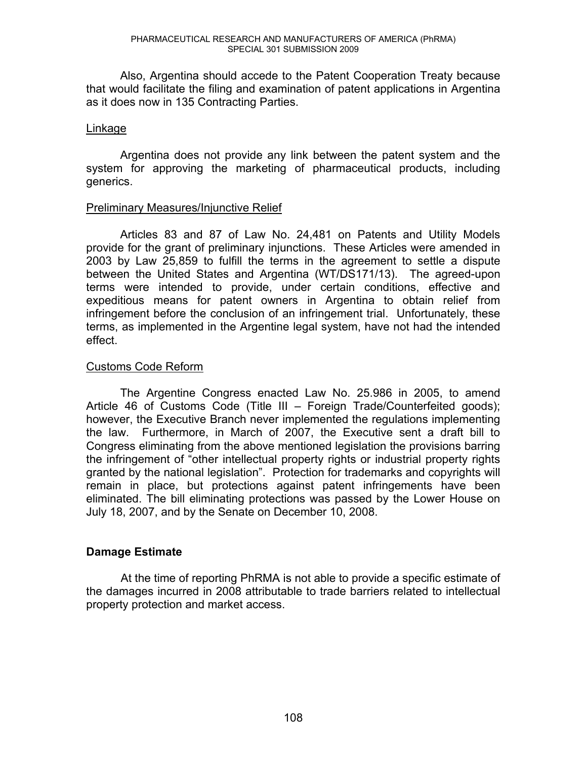Also, Argentina should accede to the Patent Cooperation Treaty because that would facilitate the filing and examination of patent applications in Argentina as it does now in 135 Contracting Parties.

Linkage

Argentina does not provide any link between the patent system and the system for approving the marketing of pharmaceutical products, including generics.

Preliminary Measures/Injunctive Relief

Articles 83 and 87 of Law No. 24,481 on Patents and Utility Models provide for the grant of preliminary injunctions. These Articles were amended in 2003 by Law 25,859 to fulfill the terms in the agreement to settle a dispute between the United States and Argentina (WT/DS171/13). The agreed-upon terms were intended to provide, under certain conditions, effective and expeditious means for patent owners in Argentina to obtain relief from infringement before the conclusion of an infringement trial. Unfortunately, these terms, as implemented in the Argentine legal system, have not had the intended effect.

Customs Code Reform

The Argentine Congress enacted Law No. 25.986 in 2005, to amend Article 46 of Customs Code (Title III – Foreign Trade/Counterfeited goods); however, the Executive Branch never implemented the regulations implementing the law. Furthermore, in March of 2007, the Executive sent a draft bill to Congress eliminating from the above mentioned legislation the provisions barring the infringement of "other intellectual property rights or industrial property rights granted by the national legislation". Protection for trademarks and copyrights will remain in place, but protections against patent infringements have been eliminated. The bill eliminating protections was passed by the Lower House on July 18, 2007, and by the Senate on December 10, 2008.

**Damage Estimate**

At the time of reporting PhRMA is not able to provide a specific estimate of the damages incurred in 2008 attributable to trade barriers related to intellectual property protection and market access.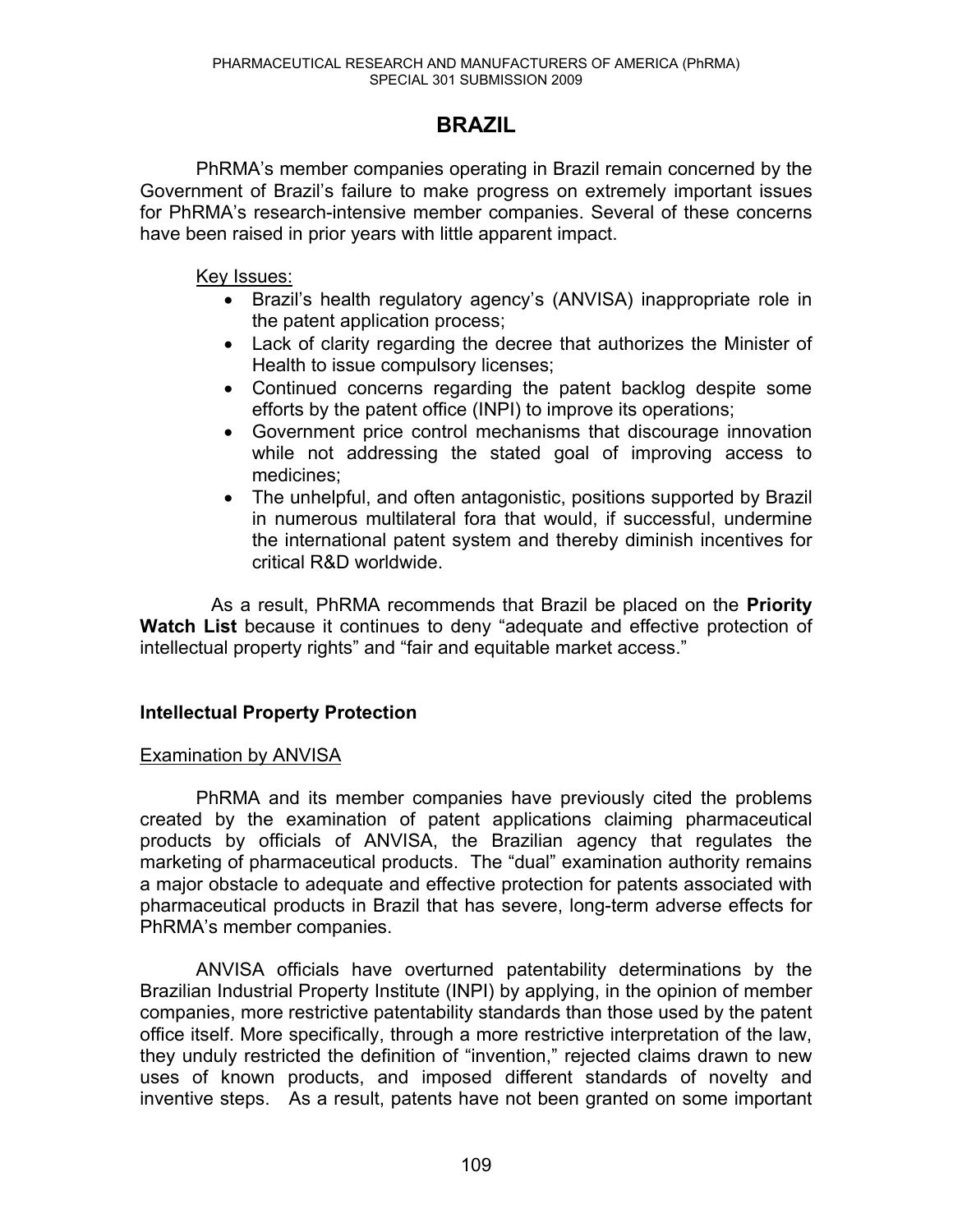# BRAZIL

PhRMA's member companies operating in Brazil remain concerned by the Government of Brazil's failure to make progress on extremely important issues for PhRMA's research-intensive member companies. Several of these concerns have been raised in prior years with little apparent impact.

Key Issues:

- Brazil's health regulatory agency's (ANVISA) inappropriate role in the patent application process;
- Lack of clarity regarding the decree that authorizes the Minister of Health to issue compulsory licenses;
- Continued concerns regarding the patent backlog despite some efforts by the patent office (INPI) to improve its operations;
- Government price control mechanisms that discourage innovation while not addressing the stated goal of improving access to medicines;
- The unhelpful, and often antagonistic, positions supported by Brazil in numerous multilateral fora that would, if successful, undermine the international patent system and thereby diminish incentives for critical R&D worldwide.

As a result, PhRMA recommends that Brazil be placed on the **Priority Watch List** because it continues to deny "adequate and effective protection of intellectual property rights" and "fair and equitable market access."

## Intellectual Property Protection

### Examination by ANVISA

PhRMA and its member companies have previously cited the problems created by the examination of patent applications claiming pharmaceutical products by officials of ANVISA, the Brazilian agency that regulates the marketing of pharmaceutical products. The "dual" examination authority remains a major obstacle to adequate and effective protection for patents associated with pharmaceutical products in Brazil that has severe, long-term adverse effects for PhRMA's member companies.

ANVISA officials have overturned patentability determinations by the Brazilian Industrial Property Institute (INPI) by applying, in the opinion of member companies, more restrictive patentability standards than those used by the patent office itself. More specifically, through a more restrictive interpretation of the law, they unduly restricted the definition of "invention," rejected claims drawn to new uses of known products, and imposed different standards of novelty and inventive steps. As a result, patents have not been granted on some important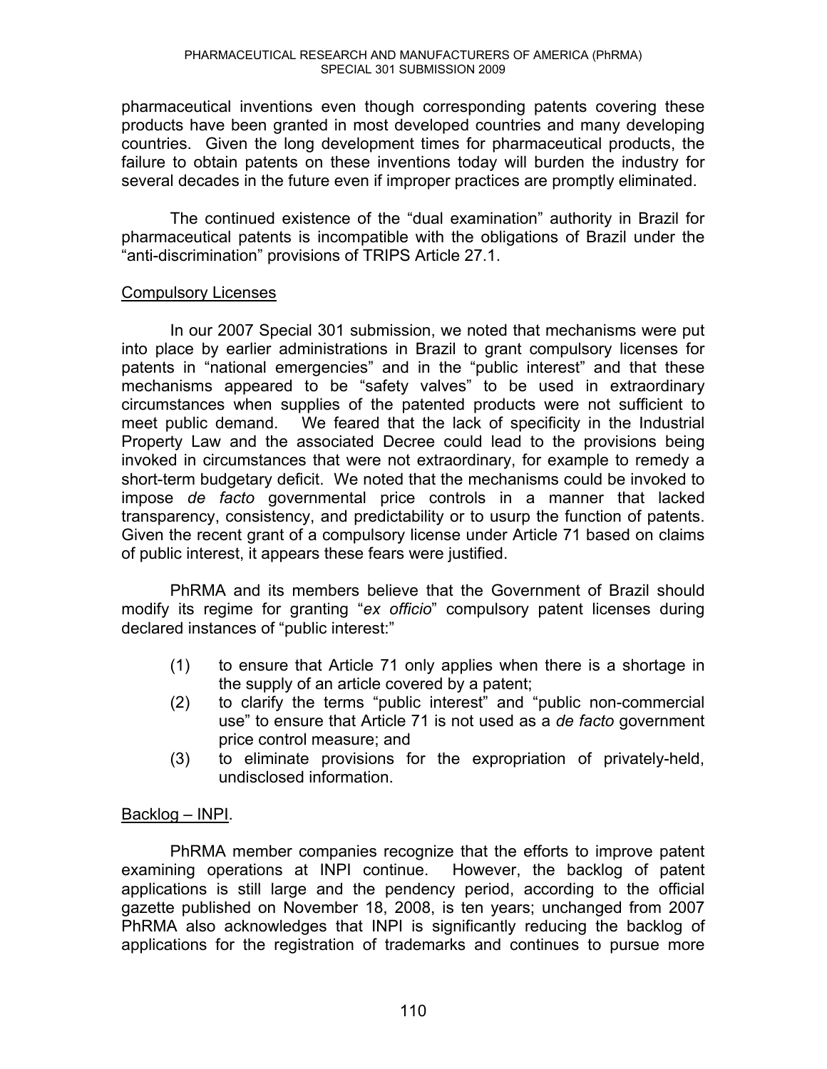pharmaceutical inventions even though corresponding patents covering these products have been granted in most developed countries and many developing countries. Given the long development times for pharmaceutical products, the failure to obtain patents on these inventions today will burden the industry for several decades in the future even if improper practices are promptly eliminated.

The continued existence of the "dual examination" authority in Brazil for pharmaceutical patents is incompatible with the obligations of Brazil under the "anti-discrimination" provisions of TRIPS Article 27.1.

Compulsory Licenses

In our 2007 Special 301 submission, we noted that mechanisms were put into place by earlier administrations in Brazil to grant compulsory licenses for patents in "national emergencies" and in the "public interest" and that these mechanisms appeared to be "safety valves" to be used in extraordinary circumstances when supplies of the patented products were not sufficient to meet public demand. We feared that the lack of specificity in the Industrial Property Law and the associated Decree could lead to the provisions being invoked in circumstances that were not extraordinary, for example to remedy a short-term budgetary deficit. We noted that the mechanisms could be invoked to impose *de facto* governmental price controls in a manner that lacked transparency, consistency, and predictability or to usurp the function of patents. Given the recent grant of a compulsory license under Article 71 based on claims of public interest, it appears these fears were justified.

PhRMA and its members believe that the Government of Brazil should modify its regime for granting "*ex officio*" compulsory patent licenses during declared instances of "public interest:"

(1) to ensure that Article 71 only applies when there is a shortage in the supply of an article covered by a patent;
(2) to clarify the terms "public interest" and "public non-commercial use" to ensure that Article 71 is not used as a *de facto* government price control measure; and
(3) to eliminate provisions for the expropriation of privately-held, undisclosed information.

Backlog – INPI.

PhRMA member companies recognize that the efforts to improve patent examining operations at INPI continue. However, the backlog of patent applications is still large and the pendency period, according to the official gazette published on November 18, 2008, is ten years; unchanged from 2007 PhRMA also acknowledges that INPI is significantly reducing the backlog of applications for the registration of trademarks and continues to pursue more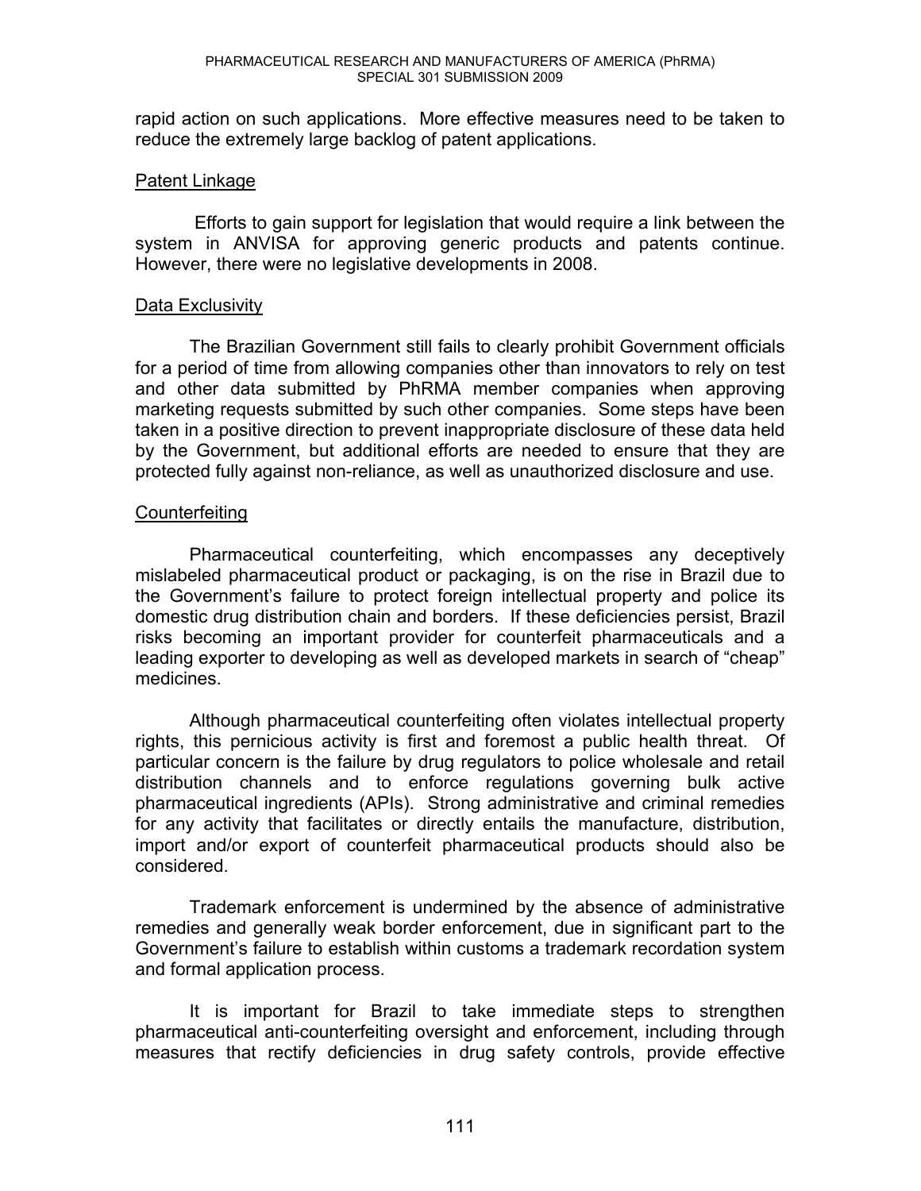rapid action on such applications. More effective measures need to be taken to reduce the extremely large backlog of patent applications.

Patent Linkage

Efforts to gain support for legislation that would require a link between the system in ANVISA for approving generic products and patents continue. However, there were no legislative developments in 2008.

Data Exclusivity

The Brazilian Government still fails to clearly prohibit Government officials for a period of time from allowing companies other than innovators to rely on test and other data submitted by PhRMA member companies when approving marketing requests submitted by such other companies. Some steps have been taken in a positive direction to prevent inappropriate disclosure of these data held by the Government, but additional efforts are needed to ensure that they are protected fully against non-reliance, as well as unauthorized disclosure and use.

Counterfeiting

Pharmaceutical counterfeiting, which encompasses any deceptively mislabeled pharmaceutical product or packaging, is on the rise in Brazil due to the Government's failure to protect foreign intellectual property and police its domestic drug distribution chain and borders. If these deficiencies persist, Brazil risks becoming an important provider for counterfeit pharmaceuticals and a leading exporter to developing as well as developed markets in search of "cheap" medicines.

Although pharmaceutical counterfeiting often violates intellectual property rights, this pernicious activity is first and foremost a public health threat. Of particular concern is the failure by drug regulators to police wholesale and retail distribution channels and to enforce regulations governing bulk active pharmaceutical ingredients (APIs). Strong administrative and criminal remedies for any activity that facilitates or directly entails the manufacture, distribution, import and/or export of counterfeit pharmaceutical products should also be considered.

Trademark enforcement is undermined by the absence of administrative remedies and generally weak border enforcement, due in significant part to the Government's failure to establish within customs a trademark recordation system and formal application process.

It is important for Brazil to take immediate steps to strengthen pharmaceutical anti-counterfeiting oversight and enforcement, including through measures that rectify deficiencies in drug safety controls, provide effective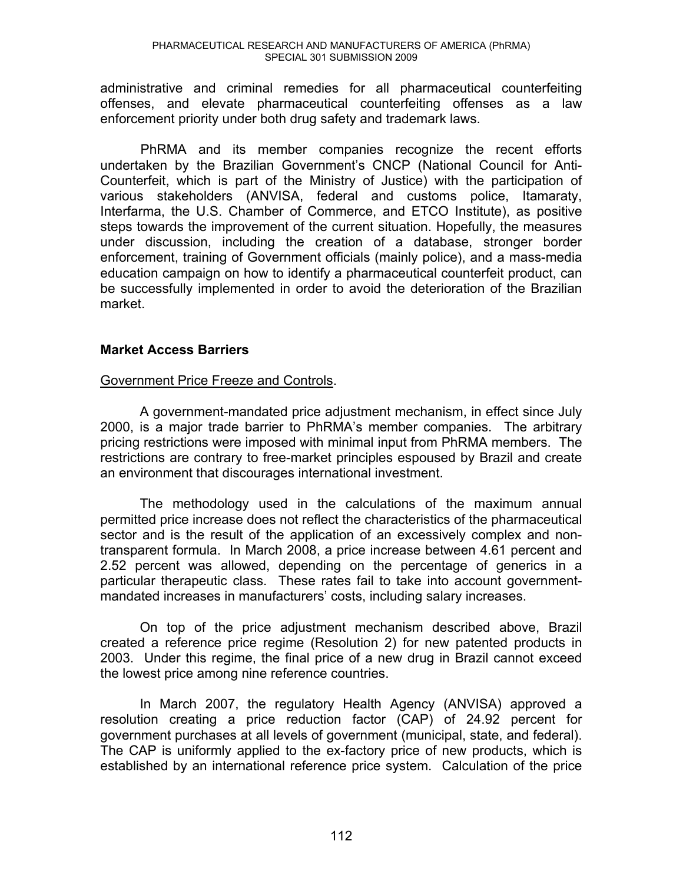administrative and criminal remedies for all pharmaceutical counterfeiting offenses, and elevate pharmaceutical counterfeiting offenses as a law enforcement priority under both drug safety and trademark laws.

PhRMA and its member companies recognize the recent efforts undertaken by the Brazilian Government's CNCP (National Council for Anti-Counterfeit, which is part of the Ministry of Justice) with the participation of various stakeholders (ANVISA, federal and customs police, Itamaraty, Interfarma, the U.S. Chamber of Commerce, and ETCO Institute), as positive steps towards the improvement of the current situation. Hopefully, the measures under discussion, including the creation of a database, stronger border enforcement, training of Government officials (mainly police), and a mass-media education campaign on how to identify a pharmaceutical counterfeit product, can be successfully implemented in order to avoid the deterioration of the Brazilian market.

**Market Access Barriers**

Government Price Freeze and Controls.

A government-mandated price adjustment mechanism, in effect since July 2000, is a major trade barrier to PhRMA's member companies. The arbitrary pricing restrictions were imposed with minimal input from PhRMA members. The restrictions are contrary to free-market principles espoused by Brazil and create an environment that discourages international investment.

The methodology used in the calculations of the maximum annual permitted price increase does not reflect the characteristics of the pharmaceutical sector and is the result of the application of an excessively complex and non-transparent formula. In March 2008, a price increase between 4.61 percent and 2.52 percent was allowed, depending on the percentage of generics in a particular therapeutic class. These rates fail to take into account government-mandated increases in manufacturers' costs, including salary increases.

On top of the price adjustment mechanism described above, Brazil created a reference price regime (Resolution 2) for new patented products in 2003. Under this regime, the final price of a new drug in Brazil cannot exceed the lowest price among nine reference countries.

In March 2007, the regulatory Health Agency (ANVISA) approved a resolution creating a price reduction factor (CAP) of 24.92 percent for government purchases at all levels of government (municipal, state, and federal). The CAP is uniformly applied to the ex-factory price of new products, which is established by an international reference price system. Calculation of the price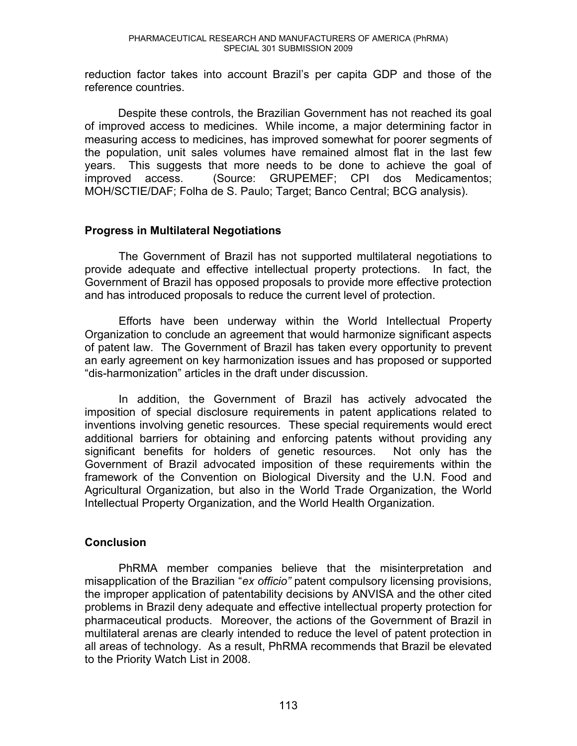reduction factor takes into account Brazil's per capita GDP and those of the reference countries.

Despite these controls, the Brazilian Government has not reached its goal of improved access to medicines. While income, a major determining factor in measuring access to medicines, has improved somewhat for poorer segments of the population, unit sales volumes have remained almost flat in the last few years. This suggests that more needs to be done to achieve the goal of improved access. (Source: GRUPEMEF; CPI dos Medicamentos; MOH/SCTIE/DAF; Folha de S. Paulo; Target; Banco Central; BCG analysis).

**Progress in Multilateral Negotiations**

The Government of Brazil has not supported multilateral negotiations to provide adequate and effective intellectual property protections. In fact, the Government of Brazil has opposed proposals to provide more effective protection and has introduced proposals to reduce the current level of protection.

Efforts have been underway within the World Intellectual Property Organization to conclude an agreement that would harmonize significant aspects of patent law. The Government of Brazil has taken every opportunity to prevent an early agreement on key harmonization issues and has proposed or supported "dis-harmonization" articles in the draft under discussion.

In addition, the Government of Brazil has actively advocated the imposition of special disclosure requirements in patent applications related to inventions involving genetic resources. These special requirements would erect additional barriers for obtaining and enforcing patents without providing any significant benefits for holders of genetic resources. Not only has the Government of Brazil advocated imposition of these requirements within the framework of the Convention on Biological Diversity and the U.N. Food and Agricultural Organization, but also in the World Trade Organization, the World Intellectual Property Organization, and the World Health Organization.

**Conclusion**

PhRMA member companies believe that the misinterpretation and misapplication of the Brazilian "*ex officio*" patent compulsory licensing provisions, the improper application of patentability decisions by ANVISA and the other cited problems in Brazil deny adequate and effective intellectual property protection for pharmaceutical products. Moreover, the actions of the Government of Brazil in multilateral arenas are clearly intended to reduce the level of patent protection in all areas of technology. As a result, PhRMA recommends that Brazil be elevated to the Priority Watch List in 2008.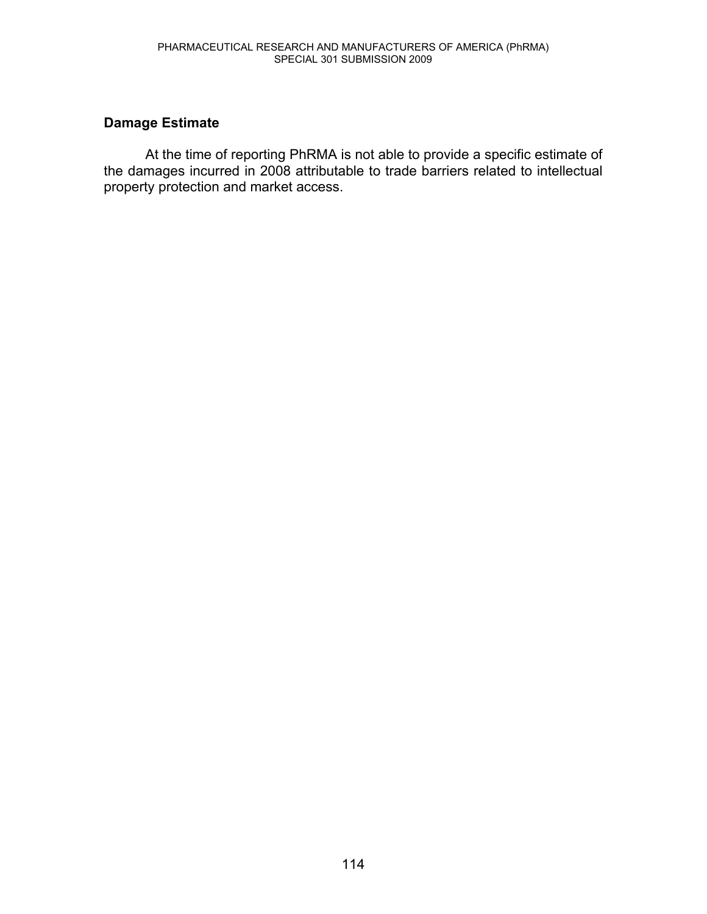## Damage Estimate

At the time of reporting PhRMA is not able to provide a specific estimate of the damages incurred in 2008 attributable to trade barriers related to intellectual property protection and market access.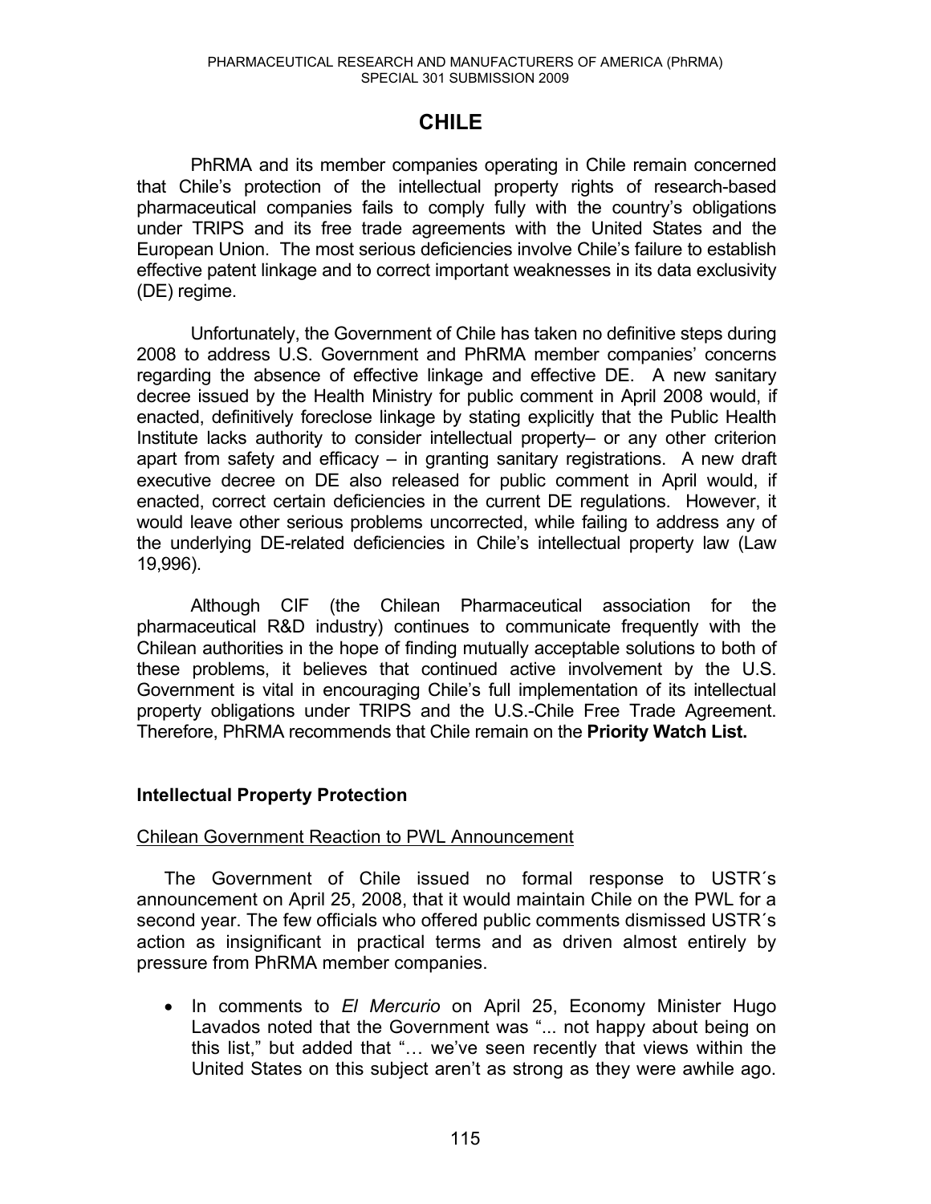# CHILE

PhRMA and its member companies operating in Chile remain concerned that Chile's protection of the intellectual property rights of research-based pharmaceutical companies fails to comply fully with the country's obligations under TRIPS and its free trade agreements with the United States and the European Union. The most serious deficiencies involve Chile's failure to establish effective patent linkage and to correct important weaknesses in its data exclusivity (DE) regime.

Unfortunately, the Government of Chile has taken no definitive steps during 2008 to address U.S. Government and PhRMA member companies' concerns regarding the absence of effective linkage and effective DE. A new sanitary decree issued by the Health Ministry for public comment in April 2008 would, if enacted, definitively foreclose linkage by stating explicitly that the Public Health Institute lacks authority to consider intellectual property– or any other criterion apart from safety and efficacy – in granting sanitary registrations. A new draft executive decree on DE also released for public comment in April would, if enacted, correct certain deficiencies in the current DE regulations. However, it would leave other serious problems uncorrected, while failing to address any of the underlying DE-related deficiencies in Chile's intellectual property law (Law 19,996).

Although CIF (the Chilean Pharmaceutical association for the pharmaceutical R&D industry) continues to communicate frequently with the Chilean authorities in the hope of finding mutually acceptable solutions to both of these problems, it believes that continued active involvement by the U.S. Government is vital in encouraging Chile's full implementation of its intellectual property obligations under TRIPS and the U.S.-Chile Free Trade Agreement. Therefore, PhRMA recommends that Chile remain on the **Priority Watch List.**

## Intellectual Property Protection

### Chilean Government Reaction to PWL Announcement

The Government of Chile issued no formal response to USTR´s announcement on April 25, 2008, that it would maintain Chile on the PWL for a second year. The few officials who offered public comments dismissed USTR´s action as insignificant in practical terms and as driven almost entirely by pressure from PhRMA member companies.

- In comments to *El Mercurio* on April 25, Economy Minister Hugo Lavados noted that the Government was "... not happy about being on this list," but added that "… we've seen recently that views within the United States on this subject aren't as strong as they were awhile ago.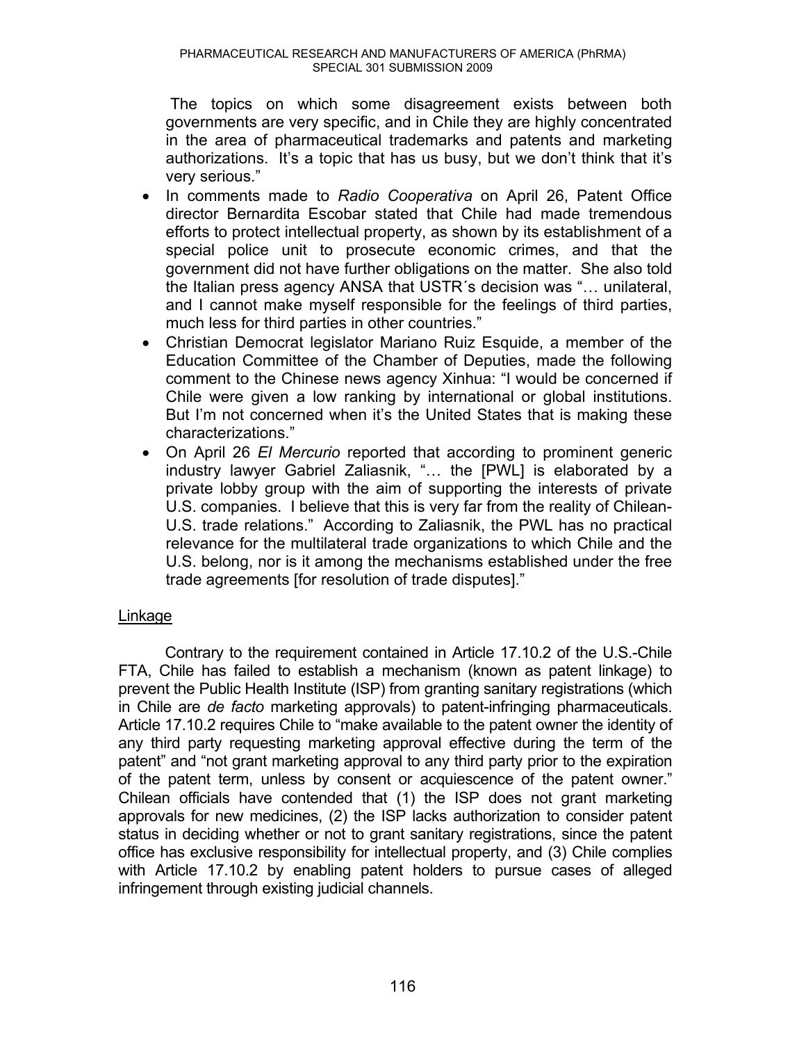The topics on which some disagreement exists between both governments are very specific, and in Chile they are highly concentrated in the area of pharmaceutical trademarks and patents and marketing authorizations. It's a topic that has us busy, but we don't think that it's very serious."

- In comments made to *Radio Cooperativa* on April 26, Patent Office director Bernardita Escobar stated that Chile had made tremendous efforts to protect intellectual property, as shown by its establishment of a special police unit to prosecute economic crimes, and that the government did not have further obligations on the matter. She also told the Italian press agency ANSA that USTR´s decision was "… unilateral, and I cannot make myself responsible for the feelings of third parties, much less for third parties in other countries."
- Christian Democrat legislator Mariano Ruiz Esquide, a member of the Education Committee of the Chamber of Deputies, made the following comment to the Chinese news agency Xinhua: "I would be concerned if Chile were given a low ranking by international or global institutions. But I'm not concerned when it's the United States that is making these characterizations."
- On April 26 *El Mercurio* reported that according to prominent generic industry lawyer Gabriel Zaliasnik, "… the [PWL] is elaborated by a private lobby group with the aim of supporting the interests of private U.S. companies. I believe that this is very far from the reality of Chilean-U.S. trade relations." According to Zaliasnik, the PWL has no practical relevance for the multilateral trade organizations to which Chile and the U.S. belong, nor is it among the mechanisms established under the free trade agreements [for resolution of trade disputes]."

Linkage

Contrary to the requirement contained in Article 17.10.2 of the U.S.-Chile FTA, Chile has failed to establish a mechanism (known as patent linkage) to prevent the Public Health Institute (ISP) from granting sanitary registrations (which in Chile are *de facto* marketing approvals) to patent-infringing pharmaceuticals. Article 17.10.2 requires Chile to "make available to the patent owner the identity of any third party requesting marketing approval effective during the term of the patent" and "not grant marketing approval to any third party prior to the expiration of the patent term, unless by consent or acquiescence of the patent owner." Chilean officials have contended that (1) the ISP does not grant marketing approvals for new medicines, (2) the ISP lacks authorization to consider patent status in deciding whether or not to grant sanitary registrations, since the patent office has exclusive responsibility for intellectual property, and (3) Chile complies with Article 17.10.2 by enabling patent holders to pursue cases of alleged infringement through existing judicial channels.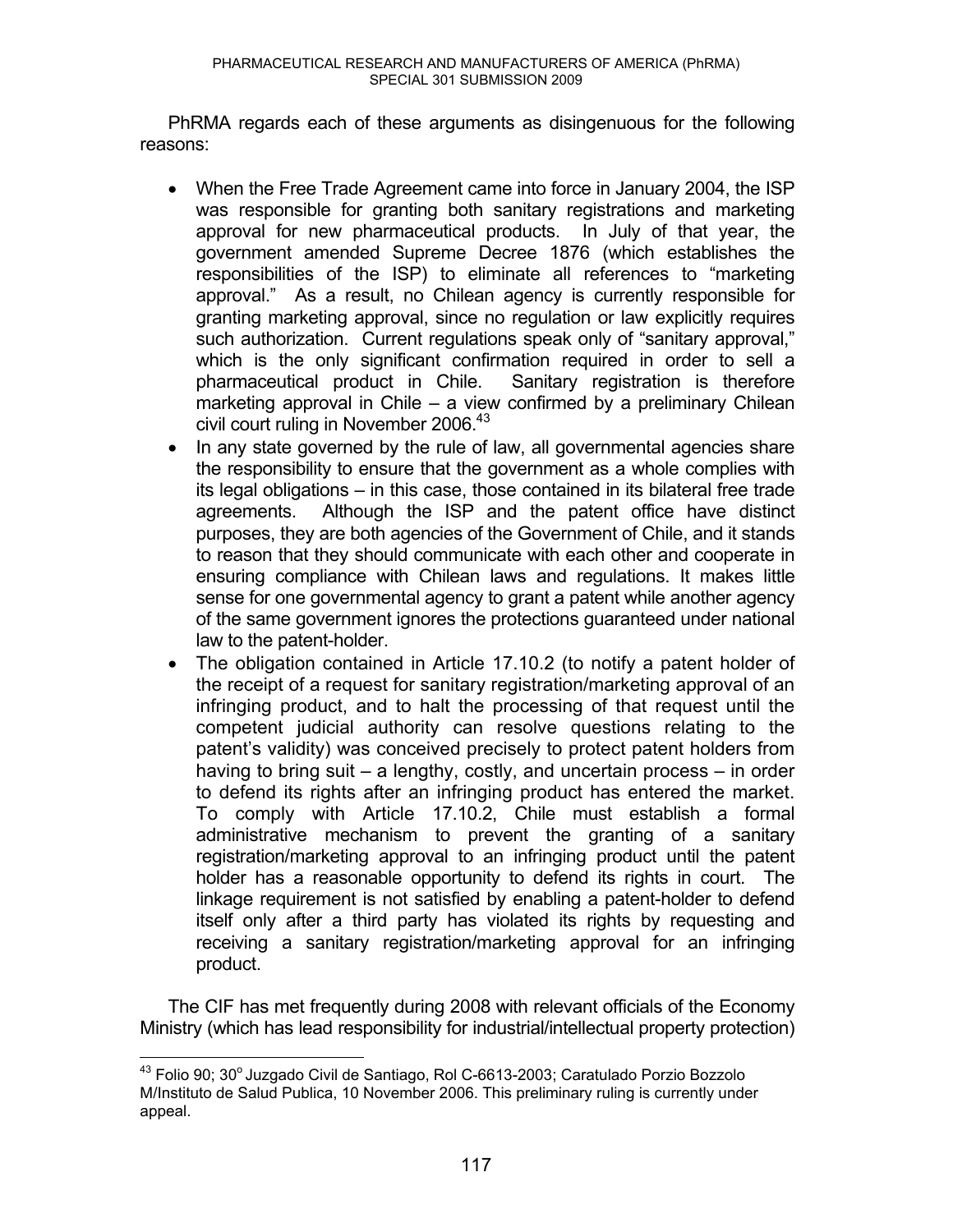PhRMA regards each of these arguments as disingenuous for the following reasons:

- When the Free Trade Agreement came into force in January 2004, the ISP was responsible for granting both sanitary registrations and marketing approval for new pharmaceutical products. In July of that year, the government amended Supreme Decree 1876 (which establishes the responsibilities of the ISP) to eliminate all references to "marketing approval." As a result, no Chilean agency is currently responsible for granting marketing approval, since no regulation or law explicitly requires such authorization. Current regulations speak only of "sanitary approval," which is the only significant confirmation required in order to sell a pharmaceutical product in Chile. Sanitary registration is therefore marketing approval in Chile – a view confirmed by a preliminary Chilean civil court ruling in November 2006.[43]
- In any state governed by the rule of law, all governmental agencies share the responsibility to ensure that the government as a whole complies with its legal obligations – in this case, those contained in its bilateral free trade agreements. Although the ISP and the patent office have distinct purposes, they are both agencies of the Government of Chile, and it stands to reason that they should communicate with each other and cooperate in ensuring compliance with Chilean laws and regulations. It makes little sense for one governmental agency to grant a patent while another agency of the same government ignores the protections guaranteed under national law to the patent-holder.
- The obligation contained in Article 17.10.2 (to notify a patent holder of the receipt of a request for sanitary registration/marketing approval of an infringing product, and to halt the processing of that request until the competent judicial authority can resolve questions relating to the patent's validity) was conceived precisely to protect patent holders from having to bring suit – a lengthy, costly, and uncertain process – in order to defend its rights after an infringing product has entered the market. To comply with Article 17.10.2, Chile must establish a formal administrative mechanism to prevent the granting of a sanitary registration/marketing approval to an infringing product until the patent holder has a reasonable opportunity to defend its rights in court. The linkage requirement is not satisfied by enabling a patent-holder to defend itself only after a third party has violated its rights by requesting and receiving a sanitary registration/marketing approval for an infringing product.

The CIF has met frequently during 2008 with relevant officials of the Economy Ministry (which has lead responsibility for industrial/intellectual property protection)

[43] Folio 90; 30° Juzgado Civil de Santiago, Rol C-6613-2003; Caratulado Porzio Bozzolo M/Instituto de Salud Publica, 10 November 2006. This preliminary ruling is currently under appeal.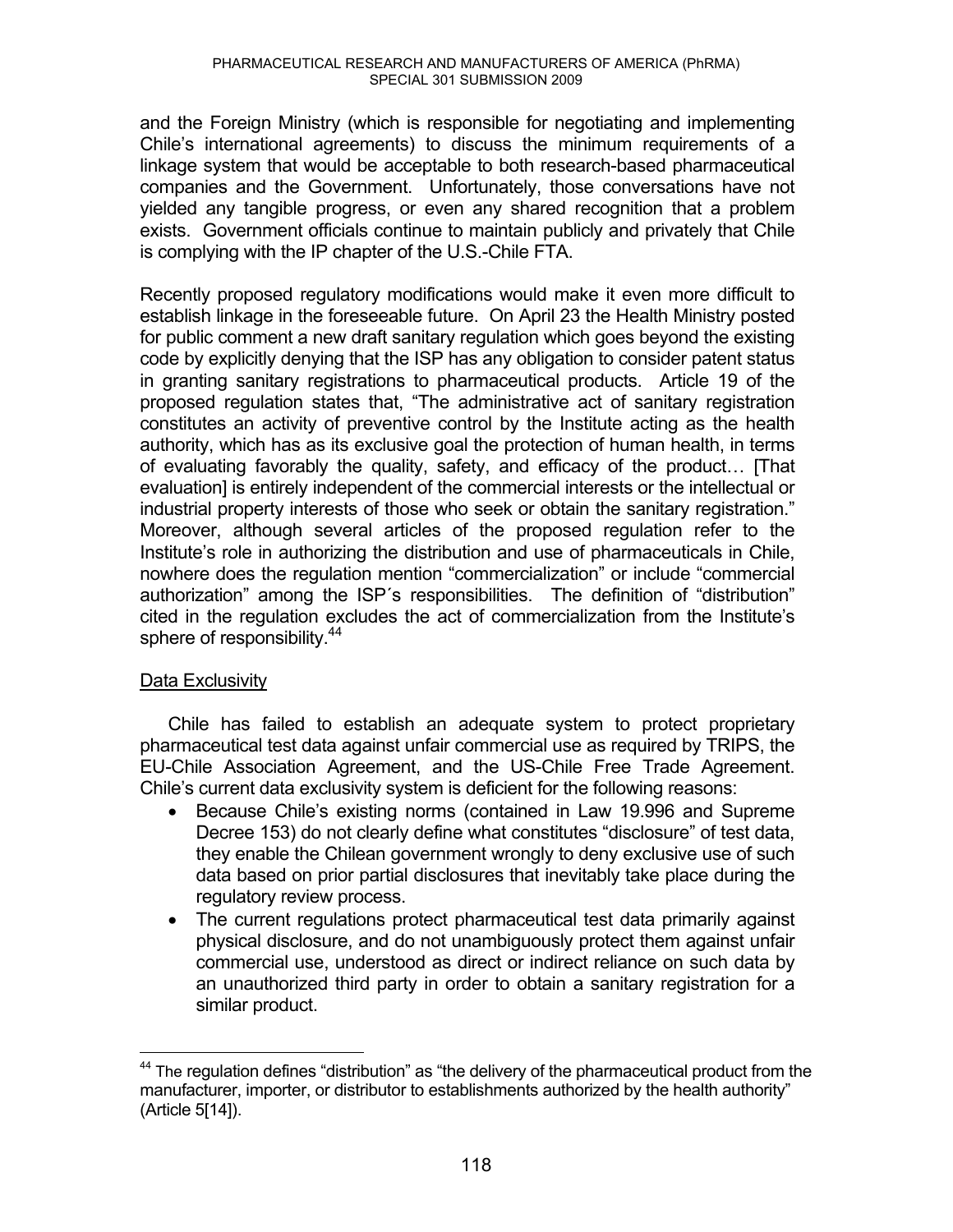and the Foreign Ministry (which is responsible for negotiating and implementing Chile's international agreements) to discuss the minimum requirements of a linkage system that would be acceptable to both research-based pharmaceutical companies and the Government. Unfortunately, those conversations have not yielded any tangible progress, or even any shared recognition that a problem exists. Government officials continue to maintain publicly and privately that Chile is complying with the IP chapter of the U.S.-Chile FTA.

Recently proposed regulatory modifications would make it even more difficult to establish linkage in the foreseeable future. On April 23 the Health Ministry posted for public comment a new draft sanitary regulation which goes beyond the existing code by explicitly denying that the ISP has any obligation to consider patent status in granting sanitary registrations to pharmaceutical products. Article 19 of the proposed regulation states that, "The administrative act of sanitary registration constitutes an activity of preventive control by the Institute acting as the health authority, which has as its exclusive goal the protection of human health, in terms of evaluating favorably the quality, safety, and efficacy of the product… [That evaluation] is entirely independent of the commercial interests or the intellectual or industrial property interests of those who seek or obtain the sanitary registration." Moreover, although several articles of the proposed regulation refer to the Institute's role in authorizing the distribution and use of pharmaceuticals in Chile, nowhere does the regulation mention "commercialization" or include "commercial authorization" among the ISP´s responsibilities. The definition of "distribution" cited in the regulation excludes the act of commercialization from the Institute's sphere of responsibility.[44]

## Data Exclusivity

Chile has failed to establish an adequate system to protect proprietary pharmaceutical test data against unfair commercial use as required by TRIPS, the EU-Chile Association Agreement, and the US-Chile Free Trade Agreement. Chile's current data exclusivity system is deficient for the following reasons:

- Because Chile's existing norms (contained in Law 19.996 and Supreme Decree 153) do not clearly define what constitutes "disclosure" of test data, they enable the Chilean government wrongly to deny exclusive use of such data based on prior partial disclosures that inevitably take place during the regulatory review process.
- The current regulations protect pharmaceutical test data primarily against physical disclosure, and do not unambiguously protect them against unfair commercial use, understood as direct or indirect reliance on such data by an unauthorized third party in order to obtain a sanitary registration for a similar product.

---

[44] The regulation defines "distribution" as "the delivery of the pharmaceutical product from the manufacturer, importer, or distributor to establishments authorized by the health authority" (Article 5[14]).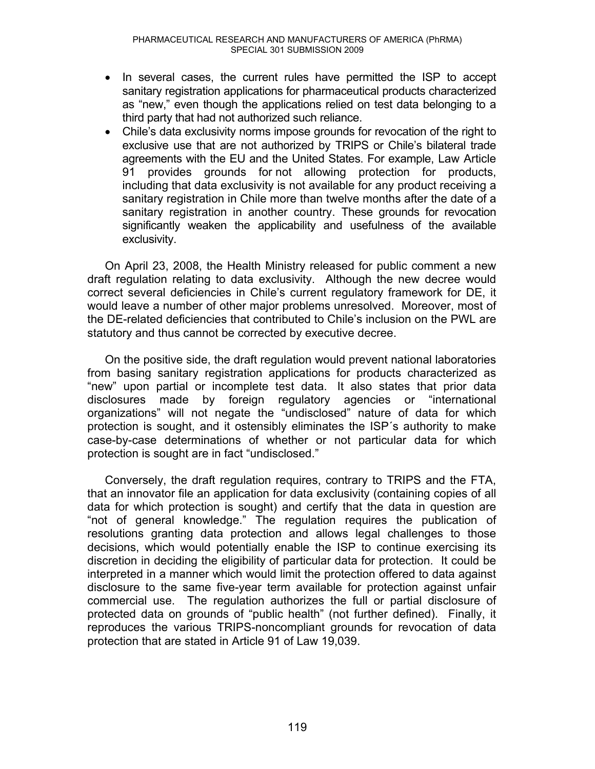- In several cases, the current rules have permitted the ISP to accept sanitary registration applications for pharmaceutical products characterized as "new," even though the applications relied on test data belonging to a third party that had not authorized such reliance.
- Chile's data exclusivity norms impose grounds for revocation of the right to exclusive use that are not authorized by TRIPS or Chile's bilateral trade agreements with the EU and the United States. For example, Law Article 91 provides grounds for not allowing protection for products, including that data exclusivity is not available for any product receiving a sanitary registration in Chile more than twelve months after the date of a sanitary registration in another country. These grounds for revocation significantly weaken the applicability and usefulness of the available exclusivity.

On April 23, 2008, the Health Ministry released for public comment a new draft regulation relating to data exclusivity. Although the new decree would correct several deficiencies in Chile's current regulatory framework for DE, it would leave a number of other major problems unresolved. Moreover, most of the DE-related deficiencies that contributed to Chile's inclusion on the PWL are statutory and thus cannot be corrected by executive decree.

On the positive side, the draft regulation would prevent national laboratories from basing sanitary registration applications for products characterized as "new" upon partial or incomplete test data. It also states that prior data disclosures made by foreign regulatory agencies or "international organizations" will not negate the "undisclosed" nature of data for which protection is sought, and it ostensibly eliminates the ISP´s authority to make case-by-case determinations of whether or not particular data for which protection is sought are in fact "undisclosed."

Conversely, the draft regulation requires, contrary to TRIPS and the FTA, that an innovator file an application for data exclusivity (containing copies of all data for which protection is sought) and certify that the data in question are "not of general knowledge." The regulation requires the publication of resolutions granting data protection and allows legal challenges to those decisions, which would potentially enable the ISP to continue exercising its discretion in deciding the eligibility of particular data for protection. It could be interpreted in a manner which would limit the protection offered to data against disclosure to the same five-year term available for protection against unfair commercial use. The regulation authorizes the full or partial disclosure of protected data on grounds of "public health" (not further defined). Finally, it reproduces the various TRIPS-noncompliant grounds for revocation of data protection that are stated in Article 91 of Law 19,039.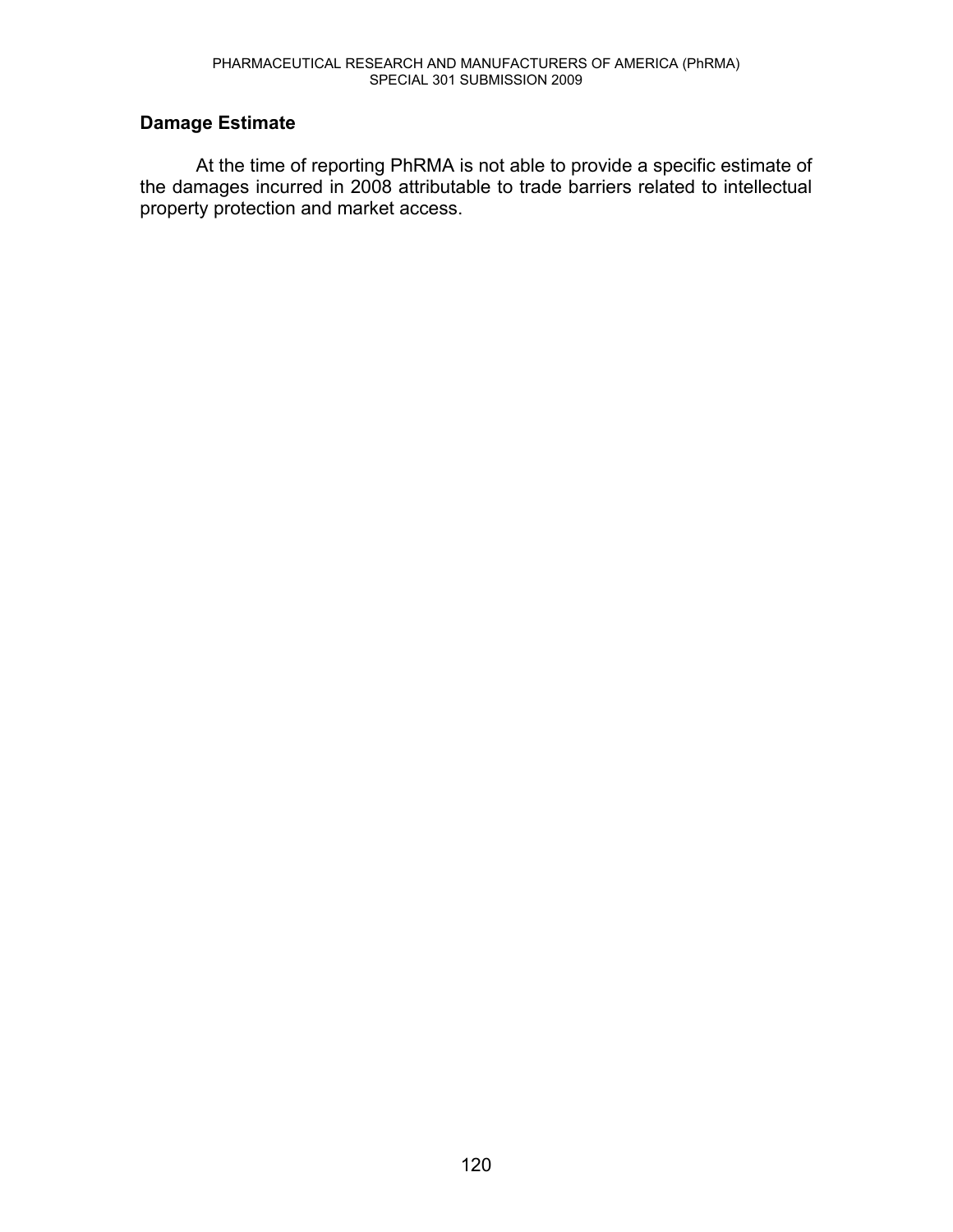## Damage Estimate

At the time of reporting PhRMA is not able to provide a specific estimate of the damages incurred in 2008 attributable to trade barriers related to intellectual property protection and market access.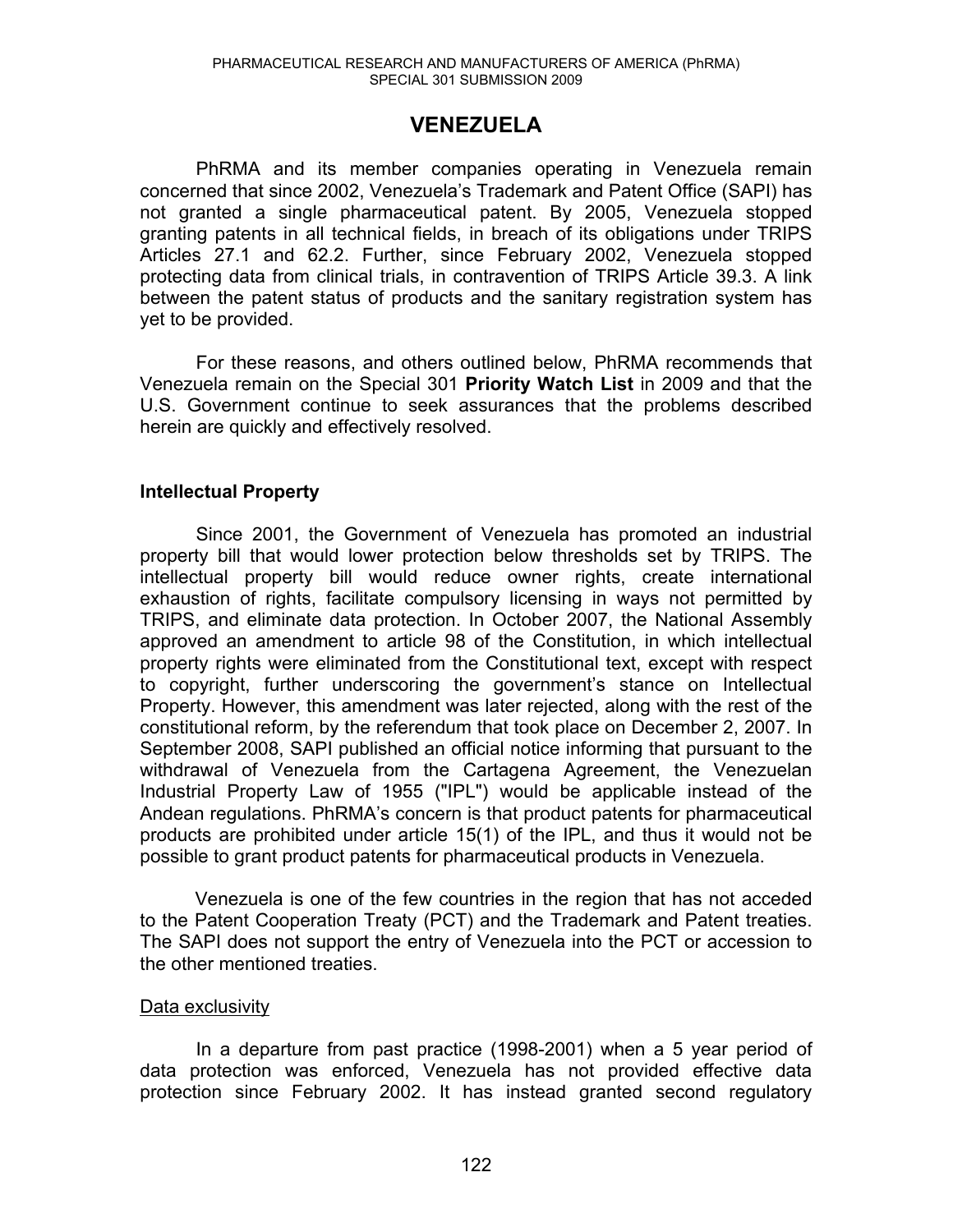# VENEZUELA

PhRMA and its member companies operating in Venezuela remain concerned that since 2002, Venezuela's Trademark and Patent Office (SAPI) has not granted a single pharmaceutical patent. By 2005, Venezuela stopped granting patents in all technical fields, in breach of its obligations under TRIPS Articles 27.1 and 62.2. Further, since February 2002, Venezuela stopped protecting data from clinical trials, in contravention of TRIPS Article 39.3. A link between the patent status of products and the sanitary registration system has yet to be provided.

For these reasons, and others outlined below, PhRMA recommends that Venezuela remain on the Special 301 **Priority Watch List** in 2009 and that the U.S. Government continue to seek assurances that the problems described herein are quickly and effectively resolved.

## Intellectual Property

Since 2001, the Government of Venezuela has promoted an industrial property bill that would lower protection below thresholds set by TRIPS. The intellectual property bill would reduce owner rights, create international exhaustion of rights, facilitate compulsory licensing in ways not permitted by TRIPS, and eliminate data protection. In October 2007, the National Assembly approved an amendment to article 98 of the Constitution, in which intellectual property rights were eliminated from the Constitutional text, except with respect to copyright, further underscoring the government's stance on Intellectual Property. However, this amendment was later rejected, along with the rest of the constitutional reform, by the referendum that took place on December 2, 2007. In September 2008, SAPI published an official notice informing that pursuant to the withdrawal of Venezuela from the Cartagena Agreement, the Venezuelan Industrial Property Law of 1955 ("IPL") would be applicable instead of the Andean regulations. PhRMA's concern is that product patents for pharmaceutical products are prohibited under article 15(1) of the IPL, and thus it would not be possible to grant product patents for pharmaceutical products in Venezuela.

Venezuela is one of the few countries in the region that has not acceded to the Patent Cooperation Treaty (PCT) and the Trademark and Patent treaties. The SAPI does not support the entry of Venezuela into the PCT or accession to the other mentioned treaties.

### Data exclusivity

In a departure from past practice (1998-2001) when a 5 year period of data protection was enforced, Venezuela has not provided effective data protection since February 2002. It has instead granted second regulatory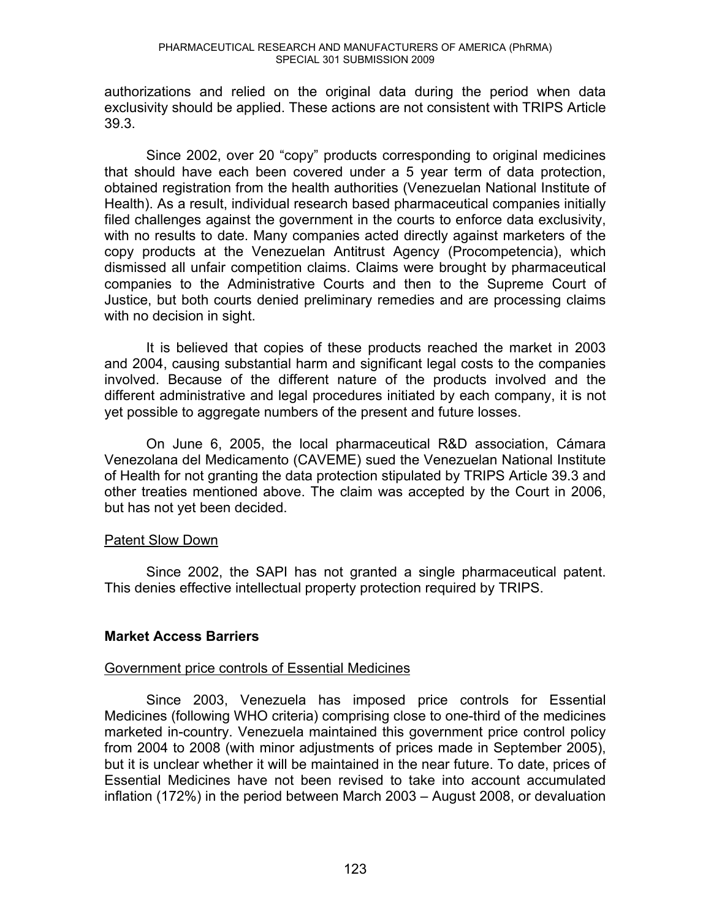authorizations and relied on the original data during the period when data exclusivity should be applied. These actions are not consistent with TRIPS Article 39.3.

Since 2002, over 20 "copy" products corresponding to original medicines that should have each been covered under a 5 year term of data protection, obtained registration from the health authorities (Venezuelan National Institute of Health). As a result, individual research based pharmaceutical companies initially filed challenges against the government in the courts to enforce data exclusivity, with no results to date. Many companies acted directly against marketers of the copy products at the Venezuelan Antitrust Agency (Procompetencia), which dismissed all unfair competition claims. Claims were brought by pharmaceutical companies to the Administrative Courts and then to the Supreme Court of Justice, but both courts denied preliminary remedies and are processing claims with no decision in sight.

It is believed that copies of these products reached the market in 2003 and 2004, causing substantial harm and significant legal costs to the companies involved. Because of the different nature of the products involved and the different administrative and legal procedures initiated by each company, it is not yet possible to aggregate numbers of the present and future losses.

On June 6, 2005, the local pharmaceutical R&D association, Cámara Venezolana del Medicamento (CAVEME) sued the Venezuelan National Institute of Health for not granting the data protection stipulated by TRIPS Article 39.3 and other treaties mentioned above. The claim was accepted by the Court in 2006, but has not yet been decided.

<u>Patent Slow Down</u>

Since 2002, the SAPI has not granted a single pharmaceutical patent. This denies effective intellectual property protection required by TRIPS.

**Market Access Barriers**

<u>Government price controls of Essential Medicines</u>

Since 2003, Venezuela has imposed price controls for Essential Medicines (following WHO criteria) comprising close to one-third of the medicines marketed in-country. Venezuela maintained this government price control policy from 2004 to 2008 (with minor adjustments of prices made in September 2005), but it is unclear whether it will be maintained in the near future. To date, prices of Essential Medicines have not been revised to take into account accumulated inflation (172%) in the period between March 2003 – August 2008, or devaluation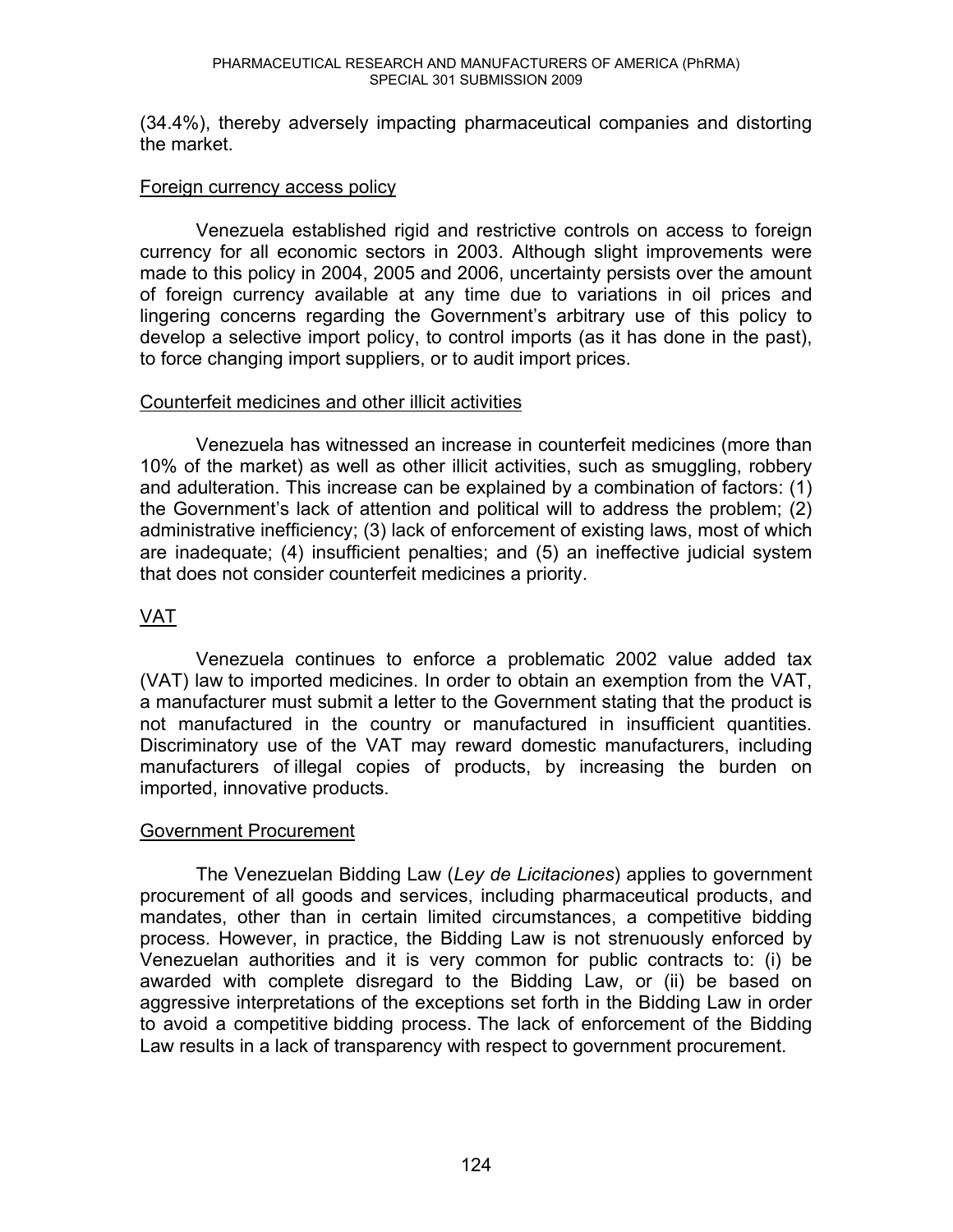(34.4%), thereby adversely impacting pharmaceutical companies and distorting the market.

### Foreign currency access policy

Venezuela established rigid and restrictive controls on access to foreign currency for all economic sectors in 2003. Although slight improvements were made to this policy in 2004, 2005 and 2006, uncertainty persists over the amount of foreign currency available at any time due to variations in oil prices and lingering concerns regarding the Government's arbitrary use of this policy to develop a selective import policy, to control imports (as it has done in the past), to force changing import suppliers, or to audit import prices.

### Counterfeit medicines and other illicit activities

Venezuela has witnessed an increase in counterfeit medicines (more than 10% of the market) as well as other illicit activities, such as smuggling, robbery and adulteration. This increase can be explained by a combination of factors: (1) the Government's lack of attention and political will to address the problem; (2) administrative inefficiency; (3) lack of enforcement of existing laws, most of which are inadequate; (4) insufficient penalties; and (5) an ineffective judicial system that does not consider counterfeit medicines a priority.

### VAT

Venezuela continues to enforce a problematic 2002 value added tax (VAT) law to imported medicines. In order to obtain an exemption from the VAT, a manufacturer must submit a letter to the Government stating that the product is not manufactured in the country or manufactured in insufficient quantities. Discriminatory use of the VAT may reward domestic manufacturers, including manufacturers of illegal copies of products, by increasing the burden on imported, innovative products.

### Government Procurement

The Venezuelan Bidding Law (*Ley de Licitaciones*) applies to government procurement of all goods and services, including pharmaceutical products, and mandates, other than in certain limited circumstances, a competitive bidding process. However, in practice, the Bidding Law is not strenuously enforced by Venezuelan authorities and it is very common for public contracts to: (i) be awarded with complete disregard to the Bidding Law, or (ii) be based on aggressive interpretations of the exceptions set forth in the Bidding Law in order to avoid a competitive bidding process. The lack of enforcement of the Bidding Law results in a lack of transparency with respect to government procurement.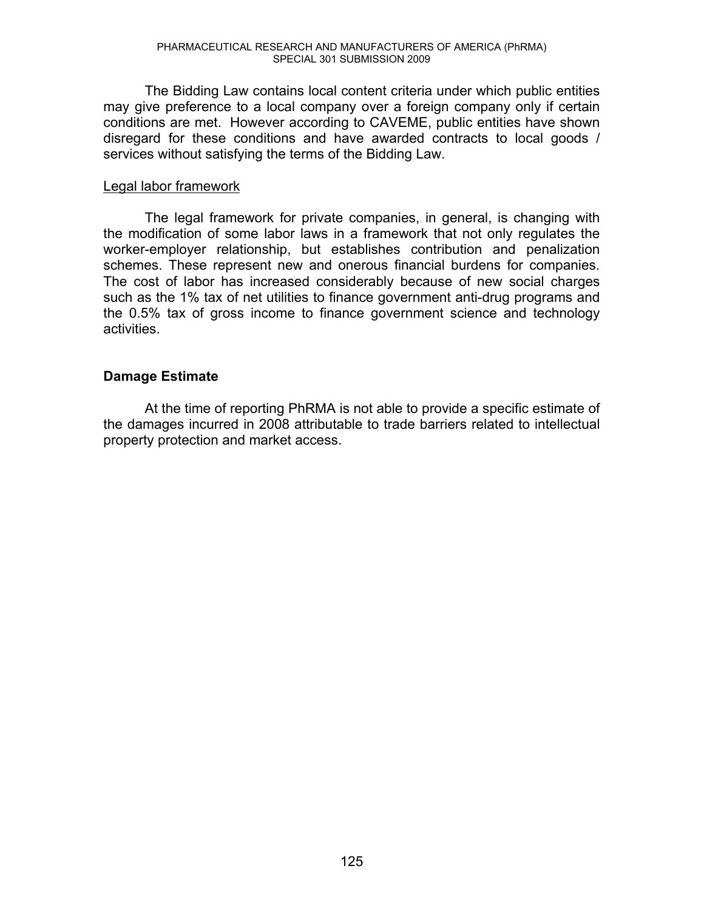The Bidding Law contains local content criteria under which public entities may give preference to a local company over a foreign company only if certain conditions are met. However according to CAVEME, public entities have shown disregard for these conditions and have awarded contracts to local goods / services without satisfying the terms of the Bidding Law.

<u>Legal labor framework</u>

The legal framework for private companies, in general, is changing with the modification of some labor laws in a framework that not only regulates the worker-employer relationship, but establishes contribution and penalization schemes. These represent new and onerous financial burdens for companies. The cost of labor has increased considerably because of new social charges such as the 1% tax of net utilities to finance government anti-drug programs and the 0.5% tax of gross income to finance government science and technology activities.

### Damage Estimate

At the time of reporting PhRMA is not able to provide a specific estimate of the damages incurred in 2008 attributable to trade barriers related to intellectual property protection and market access.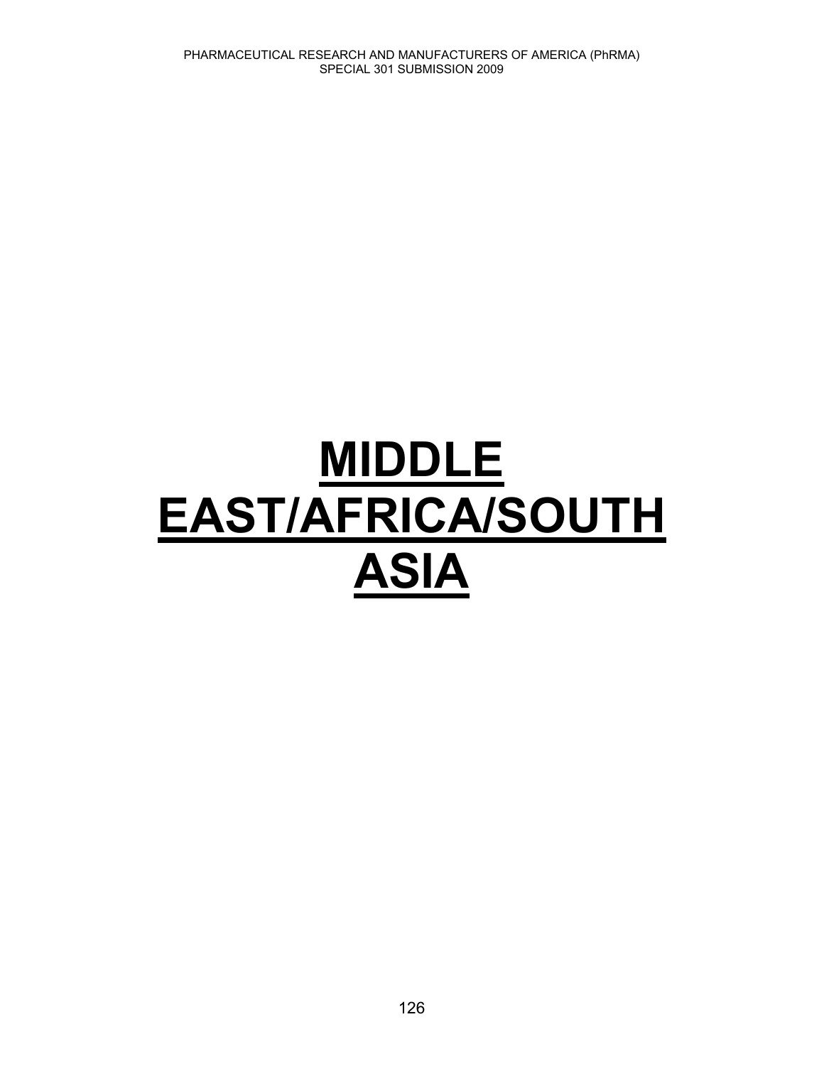# MIDDLE EAST/AFRICA/SOUTH ASIA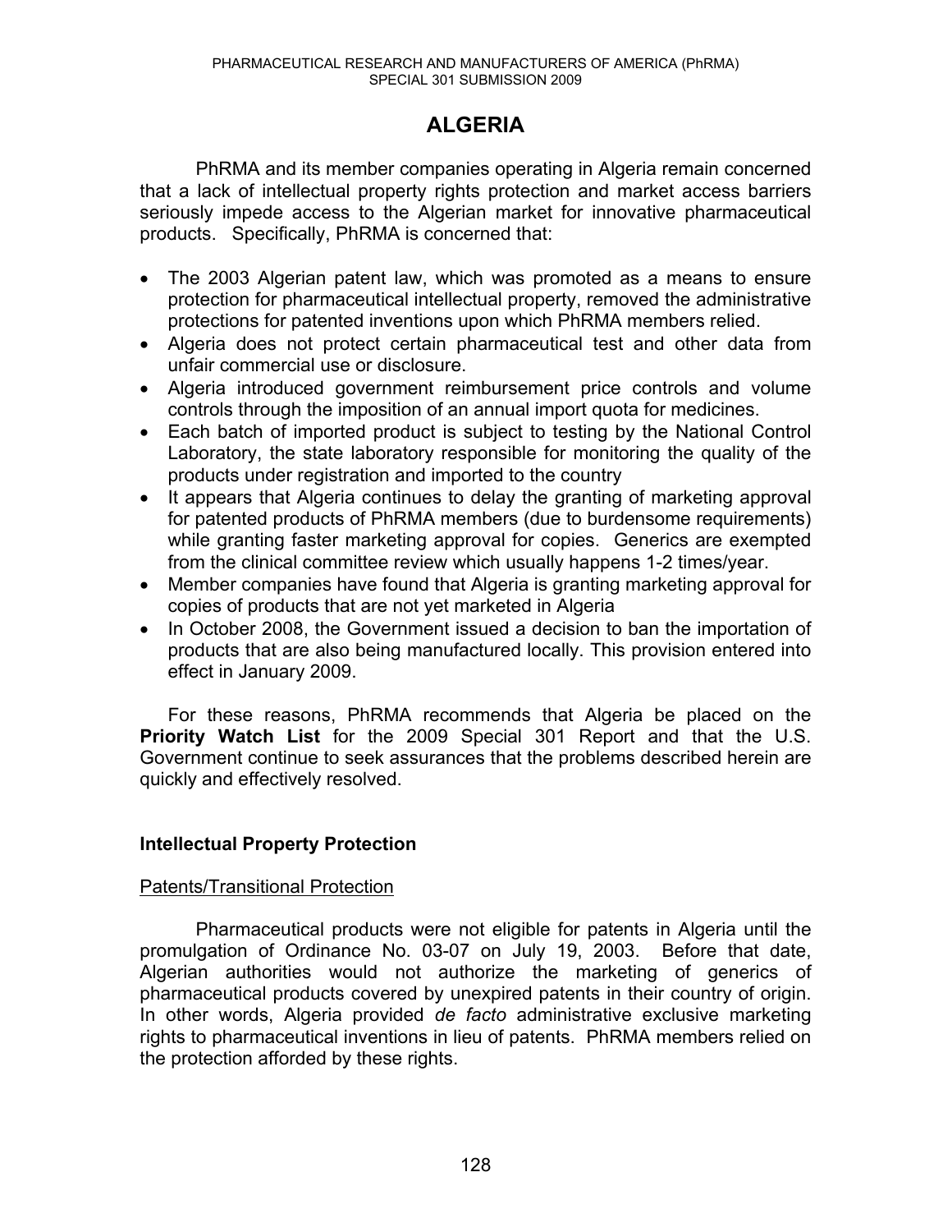# ALGERIA

PhRMA and its member companies operating in Algeria remain concerned that a lack of intellectual property rights protection and market access barriers seriously impede access to the Algerian market for innovative pharmaceutical products. Specifically, PhRMA is concerned that:

- The 2003 Algerian patent law, which was promoted as a means to ensure protection for pharmaceutical intellectual property, removed the administrative protections for patented inventions upon which PhRMA members relied.
- Algeria does not protect certain pharmaceutical test and other data from unfair commercial use or disclosure.
- Algeria introduced government reimbursement price controls and volume controls through the imposition of an annual import quota for medicines.
- Each batch of imported product is subject to testing by the National Control Laboratory, the state laboratory responsible for monitoring the quality of the products under registration and imported to the country
- It appears that Algeria continues to delay the granting of marketing approval for patented products of PhRMA members (due to burdensome requirements) while granting faster marketing approval for copies. Generics are exempted from the clinical committee review which usually happens 1-2 times/year.
- Member companies have found that Algeria is granting marketing approval for copies of products that are not yet marketed in Algeria
- In October 2008, the Government issued a decision to ban the importation of products that are also being manufactured locally. This provision entered into effect in January 2009.

For these reasons, PhRMA recommends that Algeria be placed on the **Priority Watch List** for the 2009 Special 301 Report and that the U.S. Government continue to seek assurances that the problems described herein are quickly and effectively resolved.

## Intellectual Property Protection

### Patents/Transitional Protection

Pharmaceutical products were not eligible for patents in Algeria until the promulgation of Ordinance No. 03-07 on July 19, 2003. Before that date, Algerian authorities would not authorize the marketing of generics of pharmaceutical products covered by unexpired patents in their country of origin. In other words, Algeria provided *de facto* administrative exclusive marketing rights to pharmaceutical inventions in lieu of patents. PhRMA members relied on the protection afforded by these rights.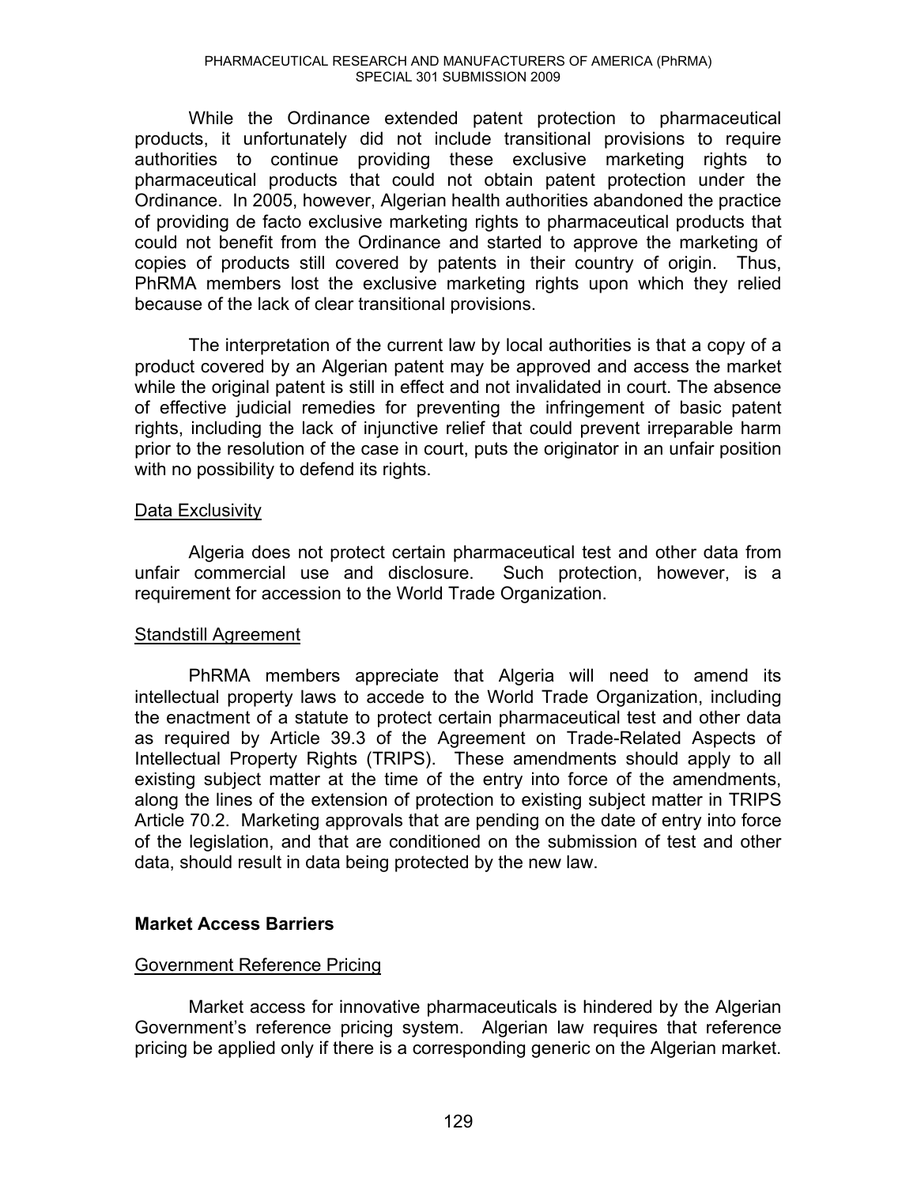While the Ordinance extended patent protection to pharmaceutical products, it unfortunately did not include transitional provisions to require authorities to continue providing these exclusive marketing rights to pharmaceutical products that could not obtain patent protection under the Ordinance. In 2005, however, Algerian health authorities abandoned the practice of providing de facto exclusive marketing rights to pharmaceutical products that could not benefit from the Ordinance and started to approve the marketing of copies of products still covered by patents in their country of origin. Thus, PhRMA members lost the exclusive marketing rights upon which they relied because of the lack of clear transitional provisions.

The interpretation of the current law by local authorities is that a copy of a product covered by an Algerian patent may be approved and access the market while the original patent is still in effect and not invalidated in court. The absence of effective judicial remedies for preventing the infringement of basic patent rights, including the lack of injunctive relief that could prevent irreparable harm prior to the resolution of the case in court, puts the originator in an unfair position with no possibility to defend its rights.

### Data Exclusivity

Algeria does not protect certain pharmaceutical test and other data from unfair commercial use and disclosure. Such protection, however, is a requirement for accession to the World Trade Organization.

### Standstill Agreement

PhRMA members appreciate that Algeria will need to amend its intellectual property laws to accede to the World Trade Organization, including the enactment of a statute to protect certain pharmaceutical test and other data as required by Article 39.3 of the Agreement on Trade-Related Aspects of Intellectual Property Rights (TRIPS). These amendments should apply to all existing subject matter at the time of the entry into force of the amendments, along the lines of the extension of protection to existing subject matter in TRIPS Article 70.2. Marketing approvals that are pending on the date of entry into force of the legislation, and that are conditioned on the submission of test and other data, should result in data being protected by the new law.

## Market Access Barriers

### Government Reference Pricing

Market access for innovative pharmaceuticals is hindered by the Algerian Government's reference pricing system. Algerian law requires that reference pricing be applied only if there is a corresponding generic on the Algerian market.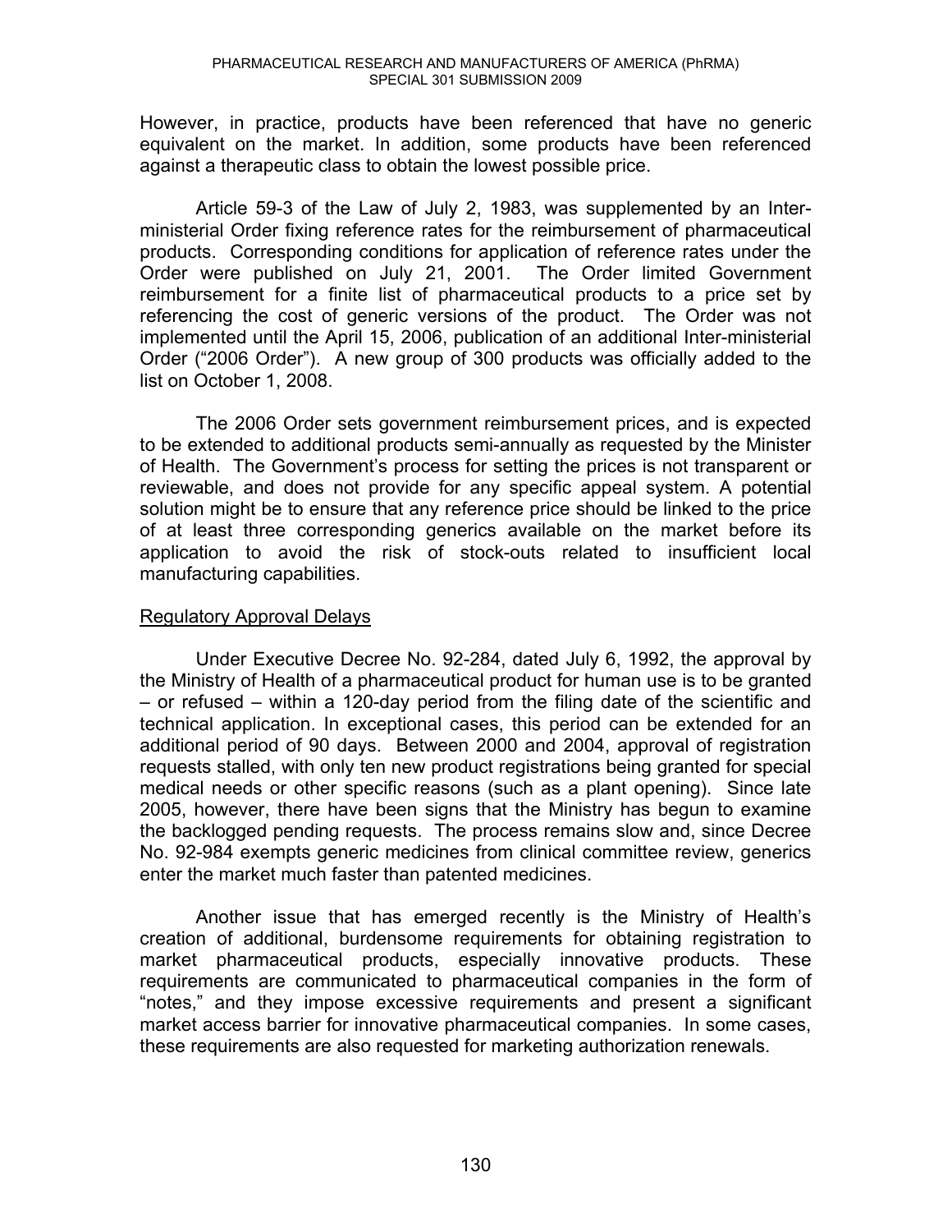However, in practice, products have been referenced that have no generic equivalent on the market. In addition, some products have been referenced against a therapeutic class to obtain the lowest possible price.

Article 59-3 of the Law of July 2, 1983, was supplemented by an Inter-ministerial Order fixing reference rates for the reimbursement of pharmaceutical products. Corresponding conditions for application of reference rates under the Order were published on July 21, 2001. The Order limited Government reimbursement for a finite list of pharmaceutical products to a price set by referencing the cost of generic versions of the product. The Order was not implemented until the April 15, 2006, publication of an additional Inter-ministerial Order ("2006 Order"). A new group of 300 products was officially added to the list on October 1, 2008.

The 2006 Order sets government reimbursement prices, and is expected to be extended to additional products semi-annually as requested by the Minister of Health. The Government's process for setting the prices is not transparent or reviewable, and does not provide for any specific appeal system. A potential solution might be to ensure that any reference price should be linked to the price of at least three corresponding generics available on the market before its application to avoid the risk of stock-outs related to insufficient local manufacturing capabilities.

## Regulatory Approval Delays

Under Executive Decree No. 92-284, dated July 6, 1992, the approval by the Ministry of Health of a pharmaceutical product for human use is to be granted – or refused – within a 120-day period from the filing date of the scientific and technical application. In exceptional cases, this period can be extended for an additional period of 90 days. Between 2000 and 2004, approval of registration requests stalled, with only ten new product registrations being granted for special medical needs or other specific reasons (such as a plant opening). Since late 2005, however, there have been signs that the Ministry has begun to examine the backlogged pending requests. The process remains slow and, since Decree No. 92-984 exempts generic medicines from clinical committee review, generics enter the market much faster than patented medicines.

Another issue that has emerged recently is the Ministry of Health's creation of additional, burdensome requirements for obtaining registration to market pharmaceutical products, especially innovative products. These requirements are communicated to pharmaceutical companies in the form of "notes," and they impose excessive requirements and present a significant market access barrier for innovative pharmaceutical companies. In some cases, these requirements are also requested for marketing authorization renewals.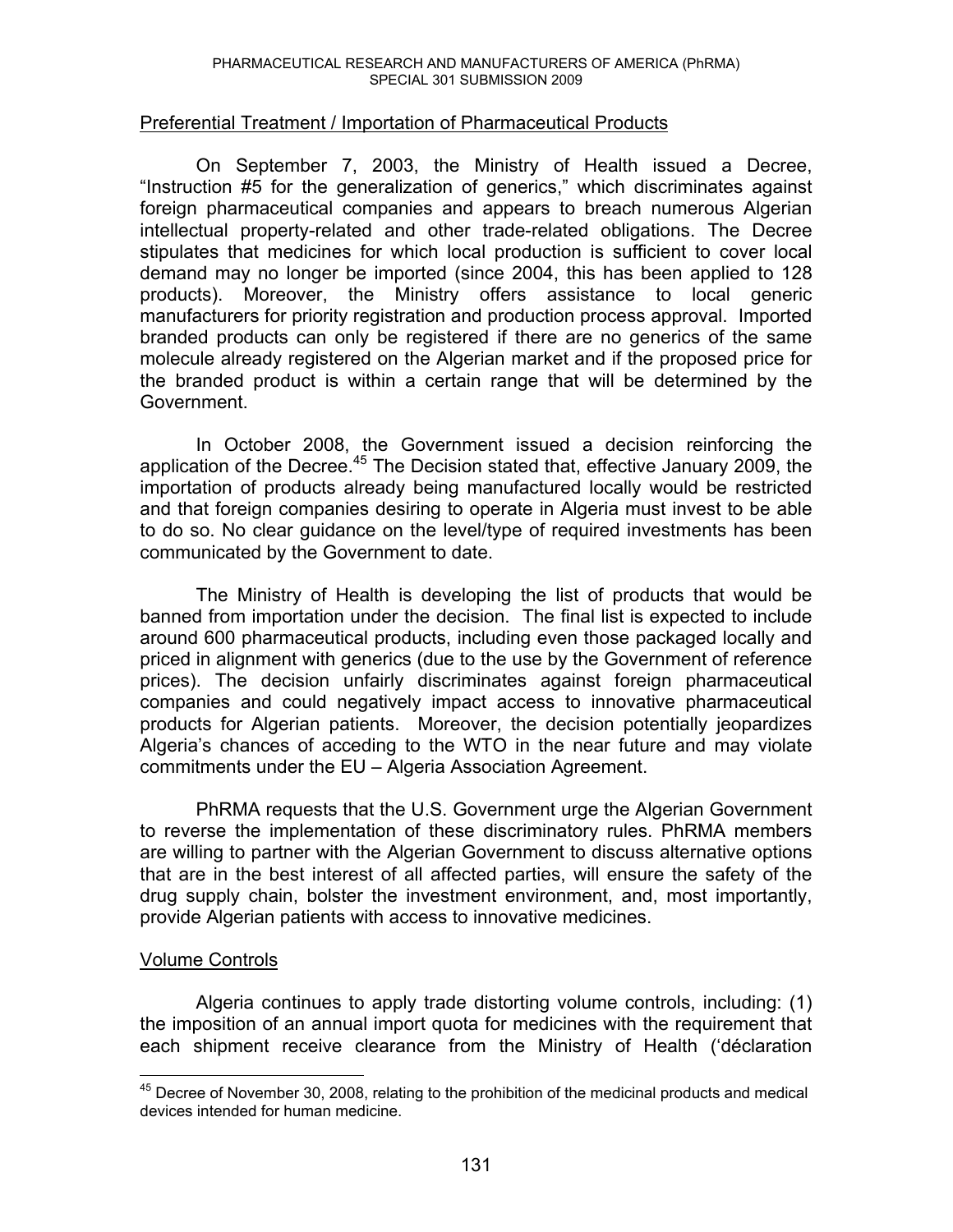Preferential Treatment / Importation of Pharmaceutical Products

On September 7, 2003, the Ministry of Health issued a Decree, "Instruction #5 for the generalization of generics," which discriminates against foreign pharmaceutical companies and appears to breach numerous Algerian intellectual property-related and other trade-related obligations. The Decree stipulates that medicines for which local production is sufficient to cover local demand may no longer be imported (since 2004, this has been applied to 128 products). Moreover, the Ministry offers assistance to local generic manufacturers for priority registration and production process approval. Imported branded products can only be registered if there are no generics of the same molecule already registered on the Algerian market and if the proposed price for the branded product is within a certain range that will be determined by the Government.

In October 2008, the Government issued a decision reinforcing the application of the Decree.[45] The Decision stated that, effective January 2009, the importation of products already being manufactured locally would be restricted and that foreign companies desiring to operate in Algeria must invest to be able to do so. No clear guidance on the level/type of required investments has been communicated by the Government to date.

The Ministry of Health is developing the list of products that would be banned from importation under the decision. The final list is expected to include around 600 pharmaceutical products, including even those packaged locally and priced in alignment with generics (due to the use by the Government of reference prices). The decision unfairly discriminates against foreign pharmaceutical companies and could negatively impact access to innovative pharmaceutical products for Algerian patients. Moreover, the decision potentially jeopardizes Algeria's chances of acceding to the WTO in the near future and may violate commitments under the EU – Algeria Association Agreement.

PhRMA requests that the U.S. Government urge the Algerian Government to reverse the implementation of these discriminatory rules. PhRMA members are willing to partner with the Algerian Government to discuss alternative options that are in the best interest of all affected parties, will ensure the safety of the drug supply chain, bolster the investment environment, and, most importantly, provide Algerian patients with access to innovative medicines.

Volume Controls

Algeria continues to apply trade distorting volume controls, including: (1) the imposition of an annual import quota for medicines with the requirement that each shipment receive clearance from the Ministry of Health ('déclaration

[45] Decree of November 30, 2008, relating to the prohibition of the medicinal products and medical devices intended for human medicine.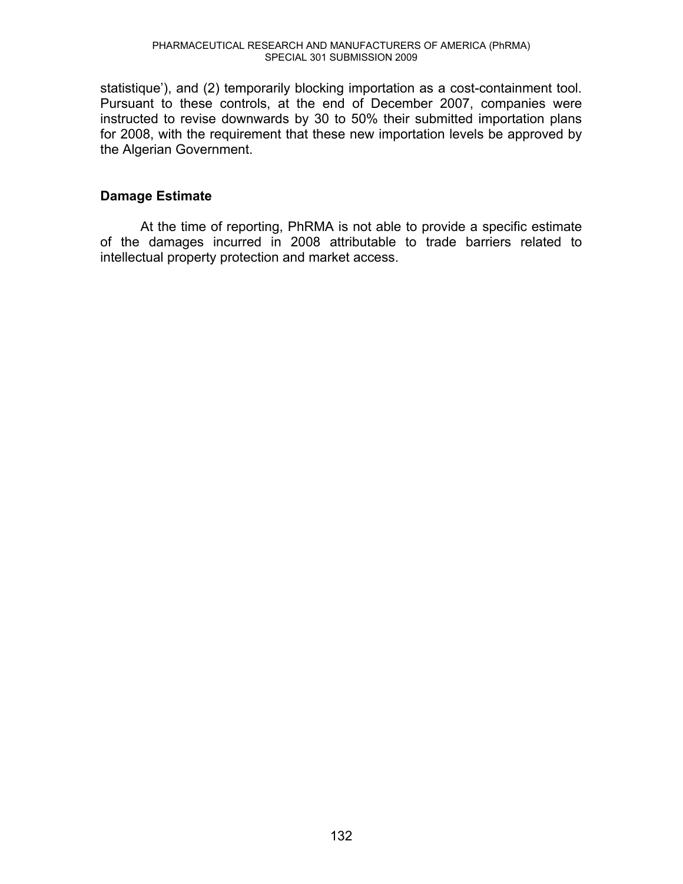statistique'), and (2) temporarily blocking importation as a cost-containment tool. Pursuant to these controls, at the end of December 2007, companies were instructed to revise downwards by 30 to 50% their submitted importation plans for 2008, with the requirement that these new importation levels be approved by the Algerian Government.

### Damage Estimate

At the time of reporting, PhRMA is not able to provide a specific estimate of the damages incurred in 2008 attributable to trade barriers related to intellectual property protection and market access.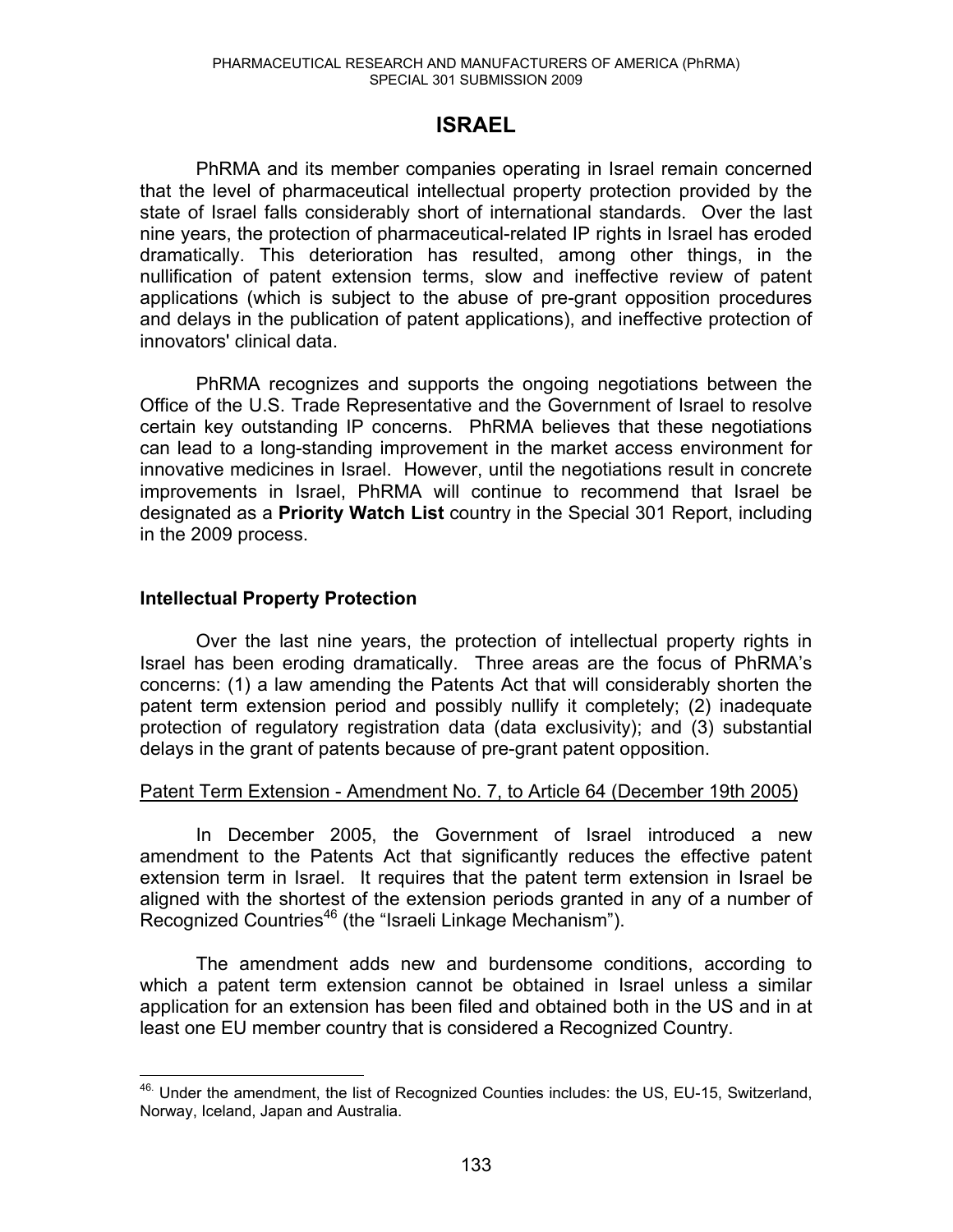# ISRAEL

PhRMA and its member companies operating in Israel remain concerned that the level of pharmaceutical intellectual property protection provided by the state of Israel falls considerably short of international standards. Over the last nine years, the protection of pharmaceutical-related IP rights in Israel has eroded dramatically. This deterioration has resulted, among other things, in the nullification of patent extension terms, slow and ineffective review of patent applications (which is subject to the abuse of pre-grant opposition procedures and delays in the publication of patent applications), and ineffective protection of innovators' clinical data.

PhRMA recognizes and supports the ongoing negotiations between the Office of the U.S. Trade Representative and the Government of Israel to resolve certain key outstanding IP concerns. PhRMA believes that these negotiations can lead to a long-standing improvement in the market access environment for innovative medicines in Israel. However, until the negotiations result in concrete improvements in Israel, PhRMA will continue to recommend that Israel be designated as a **Priority Watch List** country in the Special 301 Report, including in the 2009 process.

## Intellectual Property Protection

Over the last nine years, the protection of intellectual property rights in Israel has been eroding dramatically. Three areas are the focus of PhRMA's concerns: (1) a law amending the Patents Act that will considerably shorten the patent term extension period and possibly nullify it completely; (2) inadequate protection of regulatory registration data (data exclusivity); and (3) substantial delays in the grant of patents because of pre-grant patent opposition.

### Patent Term Extension - Amendment No. 7, to Article 64 (December 19th 2005)

In December 2005, the Government of Israel introduced a new amendment to the Patents Act that significantly reduces the effective patent extension term in Israel. It requires that the patent term extension in Israel be aligned with the shortest of the extension periods granted in any of a number of Recognized Countries[46] (the "Israeli Linkage Mechanism").

The amendment adds new and burdensome conditions, according to which a patent term extension cannot be obtained in Israel unless a similar application for an extension has been filed and obtained both in the US and in at least one EU member country that is considered a Recognized Country.

[46] Under the amendment, the list of Recognized Counties includes: the US, EU-15, Switzerland, Norway, Iceland, Japan and Australia.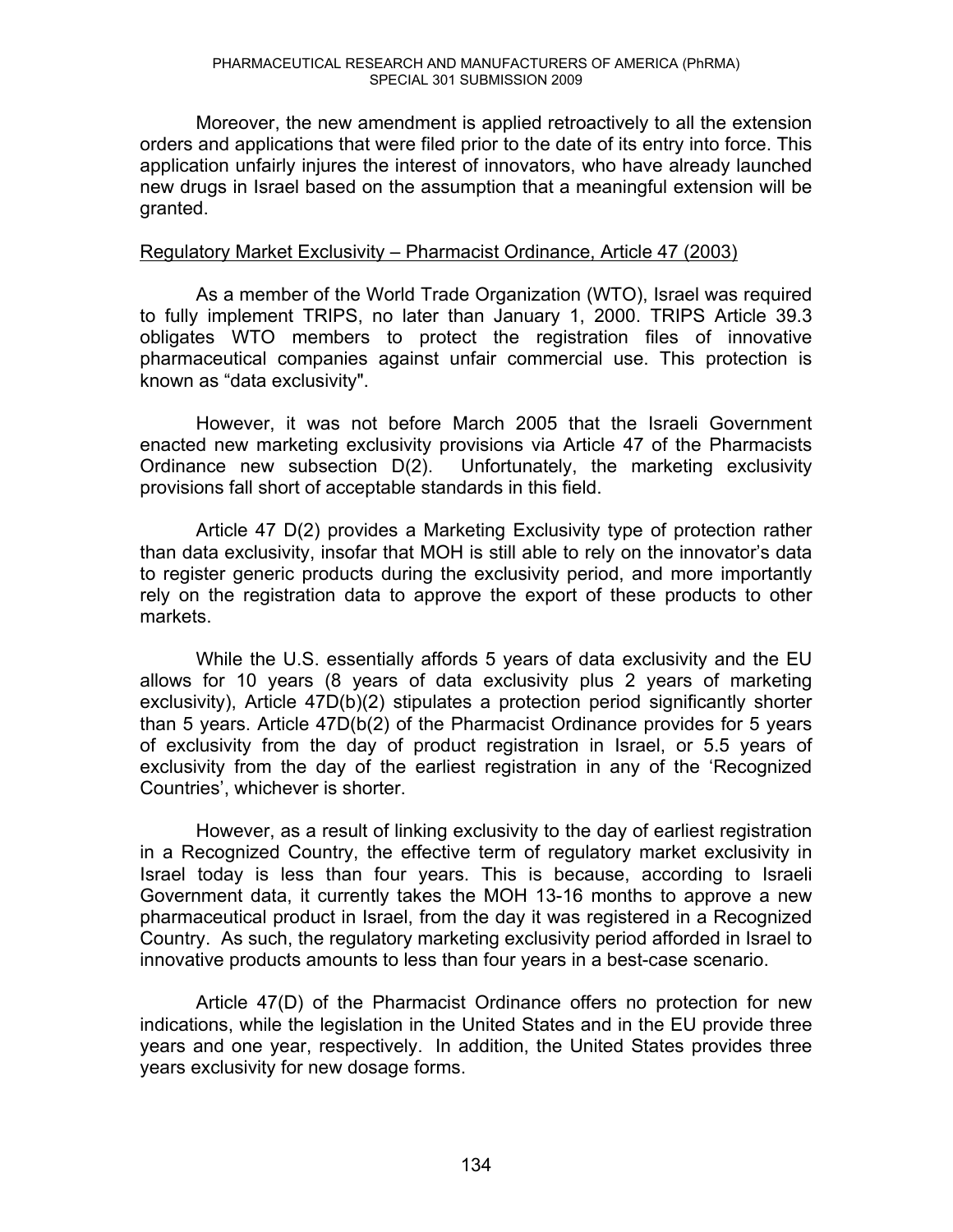Moreover, the new amendment is applied retroactively to all the extension orders and applications that were filed prior to the date of its entry into force. This application unfairly injures the interest of innovators, who have already launched new drugs in Israel based on the assumption that a meaningful extension will be granted.

Regulatory Market Exclusivity – Pharmacist Ordinance, Article 47 (2003)

As a member of the World Trade Organization (WTO), Israel was required to fully implement TRIPS, no later than January 1, 2000. TRIPS Article 39.3 obligates WTO members to protect the registration files of innovative pharmaceutical companies against unfair commercial use. This protection is known as "data exclusivity".

However, it was not before March 2005 that the Israeli Government enacted new marketing exclusivity provisions via Article 47 of the Pharmacists Ordinance new subsection D(2). Unfortunately, the marketing exclusivity provisions fall short of acceptable standards in this field.

Article 47 D(2) provides a Marketing Exclusivity type of protection rather than data exclusivity, insofar that MOH is still able to rely on the innovator's data to register generic products during the exclusivity period, and more importantly rely on the registration data to approve the export of these products to other markets.

While the U.S. essentially affords 5 years of data exclusivity and the EU allows for 10 years (8 years of data exclusivity plus 2 years of marketing exclusivity), Article 47D(b)(2) stipulates a protection period significantly shorter than 5 years. Article 47D(b(2) of the Pharmacist Ordinance provides for 5 years of exclusivity from the day of product registration in Israel, or 5.5 years of exclusivity from the day of the earliest registration in any of the 'Recognized Countries', whichever is shorter.

However, as a result of linking exclusivity to the day of earliest registration in a Recognized Country, the effective term of regulatory market exclusivity in Israel today is less than four years. This is because, according to Israeli Government data, it currently takes the MOH 13-16 months to approve a new pharmaceutical product in Israel, from the day it was registered in a Recognized Country. As such, the regulatory marketing exclusivity period afforded in Israel to innovative products amounts to less than four years in a best-case scenario.

Article 47(D) of the Pharmacist Ordinance offers no protection for new indications, while the legislation in the United States and in the EU provide three years and one year, respectively. In addition, the United States provides three years exclusivity for new dosage forms.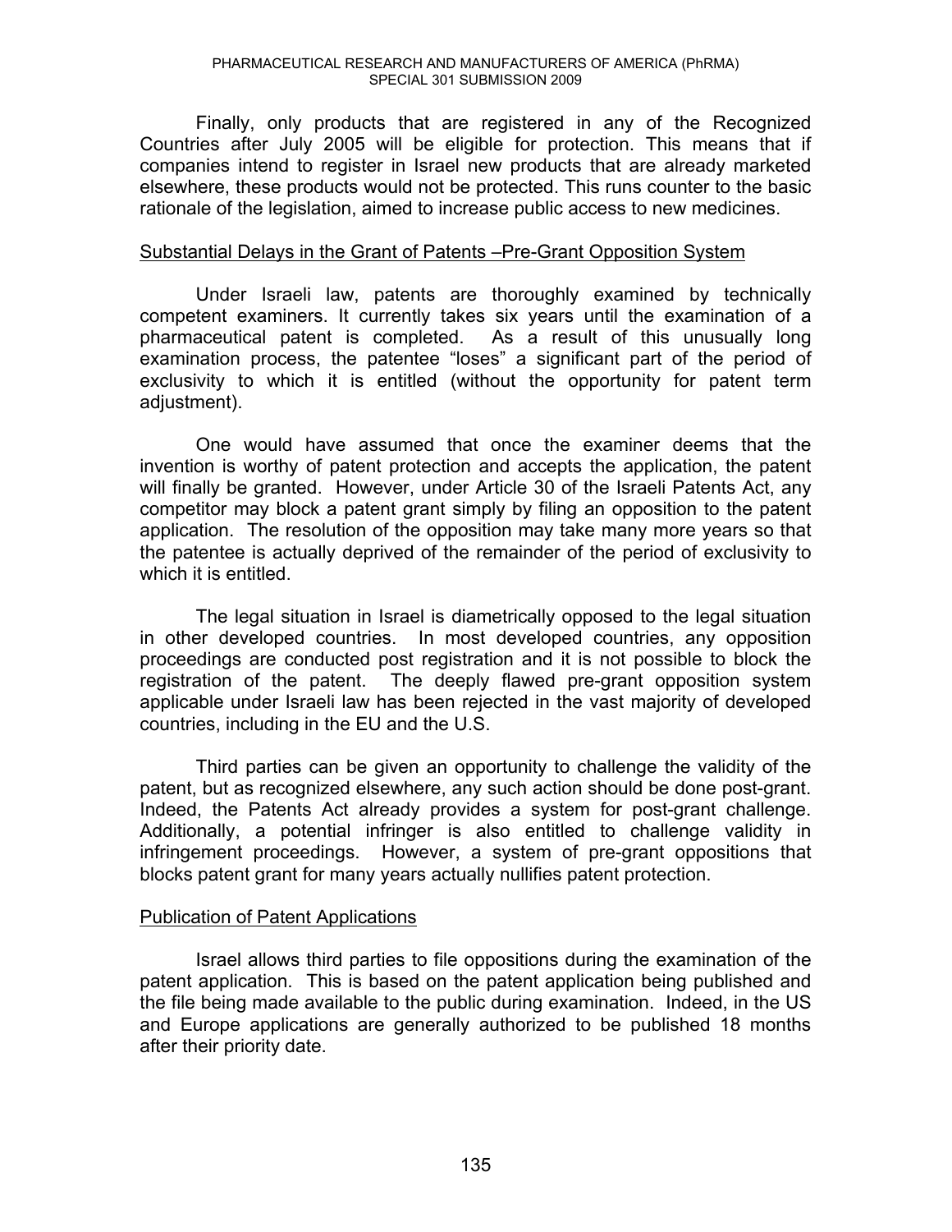Finally, only products that are registered in any of the Recognized Countries after July 2005 will be eligible for protection. This means that if companies intend to register in Israel new products that are already marketed elsewhere, these products would not be protected. This runs counter to the basic rationale of the legislation, aimed to increase public access to new medicines.

## Substantial Delays in the Grant of Patents –Pre-Grant Opposition System

Under Israeli law, patents are thoroughly examined by technically competent examiners. It currently takes six years until the examination of a pharmaceutical patent is completed. As a result of this unusually long examination process, the patentee "loses" a significant part of the period of exclusivity to which it is entitled (without the opportunity for patent term adjustment).

One would have assumed that once the examiner deems that the invention is worthy of patent protection and accepts the application, the patent will finally be granted. However, under Article 30 of the Israeli Patents Act, any competitor may block a patent grant simply by filing an opposition to the patent application. The resolution of the opposition may take many more years so that the patentee is actually deprived of the remainder of the period of exclusivity to which it is entitled.

The legal situation in Israel is diametrically opposed to the legal situation in other developed countries. In most developed countries, any opposition proceedings are conducted post registration and it is not possible to block the registration of the patent. The deeply flawed pre-grant opposition system applicable under Israeli law has been rejected in the vast majority of developed countries, including in the EU and the U.S.

Third parties can be given an opportunity to challenge the validity of the patent, but as recognized elsewhere, any such action should be done post-grant. Indeed, the Patents Act already provides a system for post-grant challenge. Additionally, a potential infringer is also entitled to challenge validity in infringement proceedings. However, a system of pre-grant oppositions that blocks patent grant for many years actually nullifies patent protection.

## Publication of Patent Applications

Israel allows third parties to file oppositions during the examination of the patent application. This is based on the patent application being published and the file being made available to the public during examination. Indeed, in the US and Europe applications are generally authorized to be published 18 months after their priority date.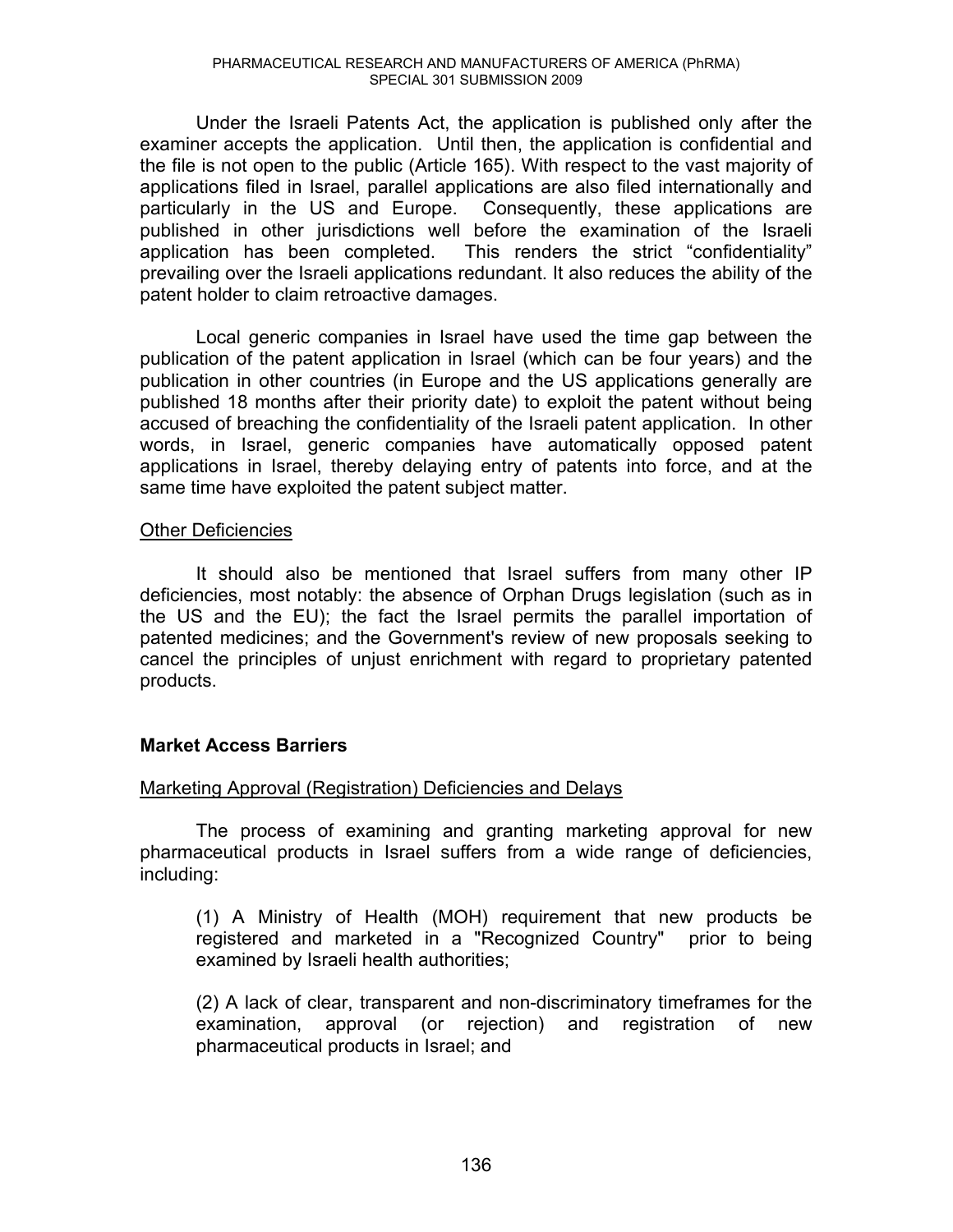Under the Israeli Patents Act, the application is published only after the examiner accepts the application. Until then, the application is confidential and the file is not open to the public (Article 165). With respect to the vast majority of applications filed in Israel, parallel applications are also filed internationally and particularly in the US and Europe. Consequently, these applications are published in other jurisdictions well before the examination of the Israeli application has been completed. This renders the strict "confidentiality" prevailing over the Israeli applications redundant. It also reduces the ability of the patent holder to claim retroactive damages.

Local generic companies in Israel have used the time gap between the publication of the patent application in Israel (which can be four years) and the publication in other countries (in Europe and the US applications generally are published 18 months after their priority date) to exploit the patent without being accused of breaching the confidentiality of the Israeli patent application. In other words, in Israel, generic companies have automatically opposed patent applications in Israel, thereby delaying entry of patents into force, and at the same time have exploited the patent subject matter.

Other Deficiencies

It should also be mentioned that Israel suffers from many other IP deficiencies, most notably: the absence of Orphan Drugs legislation (such as in the US and the EU); the fact the Israel permits the parallel importation of patented medicines; and the Government's review of new proposals seeking to cancel the principles of unjust enrichment with regard to proprietary patented products.

**Market Access Barriers**

Marketing Approval (Registration) Deficiencies and Delays

The process of examining and granting marketing approval for new pharmaceutical products in Israel suffers from a wide range of deficiencies, including:

(1) A Ministry of Health (MOH) requirement that new products be registered and marketed in a "Recognized Country" prior to being examined by Israeli health authorities;

(2) A lack of clear, transparent and non-discriminatory timeframes for the examination, approval (or rejection) and registration of new pharmaceutical products in Israel; and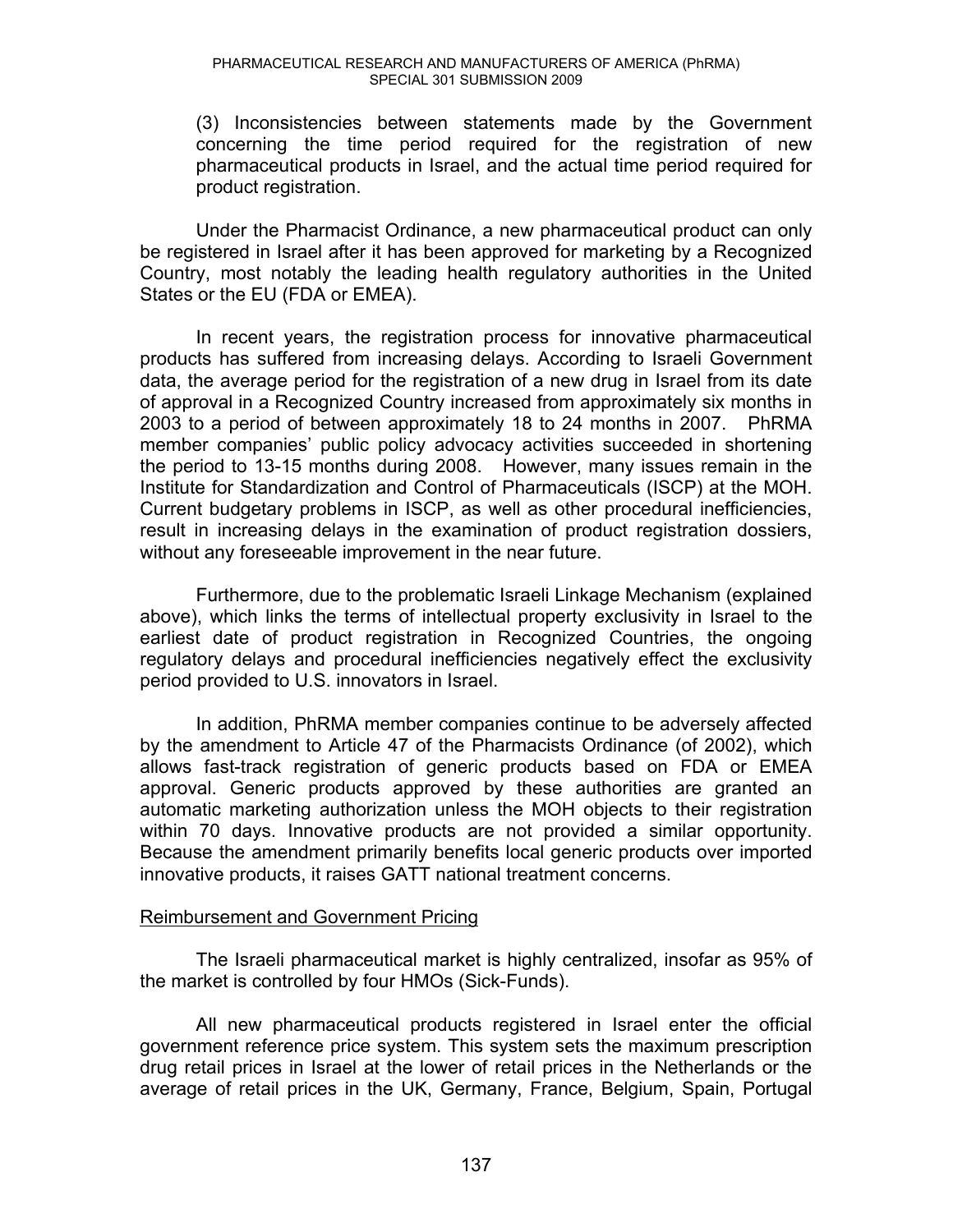(3) Inconsistencies between statements made by the Government concerning the time period required for the registration of new pharmaceutical products in Israel, and the actual time period required for product registration.

Under the Pharmacist Ordinance, a new pharmaceutical product can only be registered in Israel after it has been approved for marketing by a Recognized Country, most notably the leading health regulatory authorities in the United States or the EU (FDA or EMEA).

In recent years, the registration process for innovative pharmaceutical products has suffered from increasing delays. According to Israeli Government data, the average period for the registration of a new drug in Israel from its date of approval in a Recognized Country increased from approximately six months in 2003 to a period of between approximately 18 to 24 months in 2007. PhRMA member companies' public policy advocacy activities succeeded in shortening the period to 13-15 months during 2008. However, many issues remain in the Institute for Standardization and Control of Pharmaceuticals (ISCP) at the MOH. Current budgetary problems in ISCP, as well as other procedural inefficiencies, result in increasing delays in the examination of product registration dossiers, without any foreseeable improvement in the near future.

Furthermore, due to the problematic Israeli Linkage Mechanism (explained above), which links the terms of intellectual property exclusivity in Israel to the earliest date of product registration in Recognized Countries, the ongoing regulatory delays and procedural inefficiencies negatively effect the exclusivity period provided to U.S. innovators in Israel.

In addition, PhRMA member companies continue to be adversely affected by the amendment to Article 47 of the Pharmacists Ordinance (of 2002), which allows fast-track registration of generic products based on FDA or EMEA approval. Generic products approved by these authorities are granted an automatic marketing authorization unless the MOH objects to their registration within 70 days. Innovative products are not provided a similar opportunity. Because the amendment primarily benefits local generic products over imported innovative products, it raises GATT national treatment concerns.

## Reimbursement and Government Pricing

The Israeli pharmaceutical market is highly centralized, insofar as 95% of the market is controlled by four HMOs (Sick-Funds).

All new pharmaceutical products registered in Israel enter the official government reference price system. This system sets the maximum prescription drug retail prices in Israel at the lower of retail prices in the Netherlands or the average of retail prices in the UK, Germany, France, Belgium, Spain, Portugal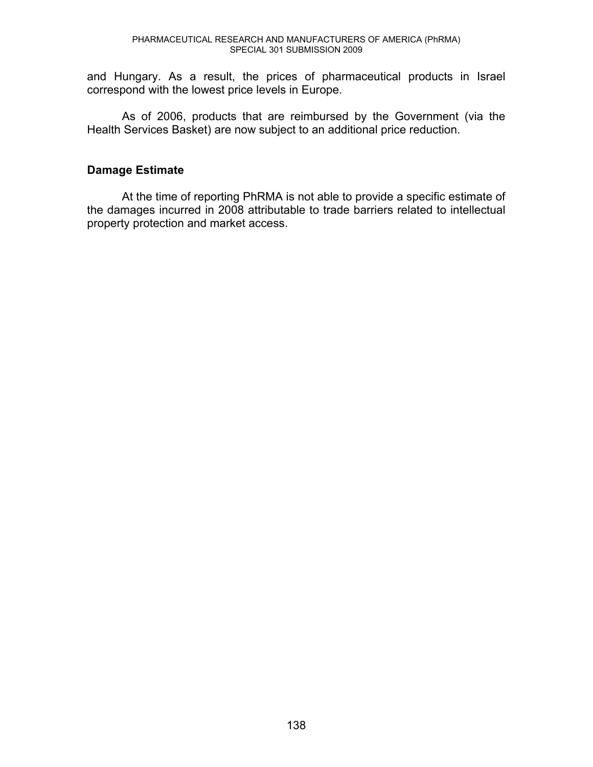and Hungary. As a result, the prices of pharmaceutical products in Israel correspond with the lowest price levels in Europe.

As of 2006, products that are reimbursed by the Government (via the Health Services Basket) are now subject to an additional price reduction.

## Damage Estimate

At the time of reporting PhRMA is not able to provide a specific estimate of the damages incurred in 2008 attributable to trade barriers related to intellectual property protection and market access.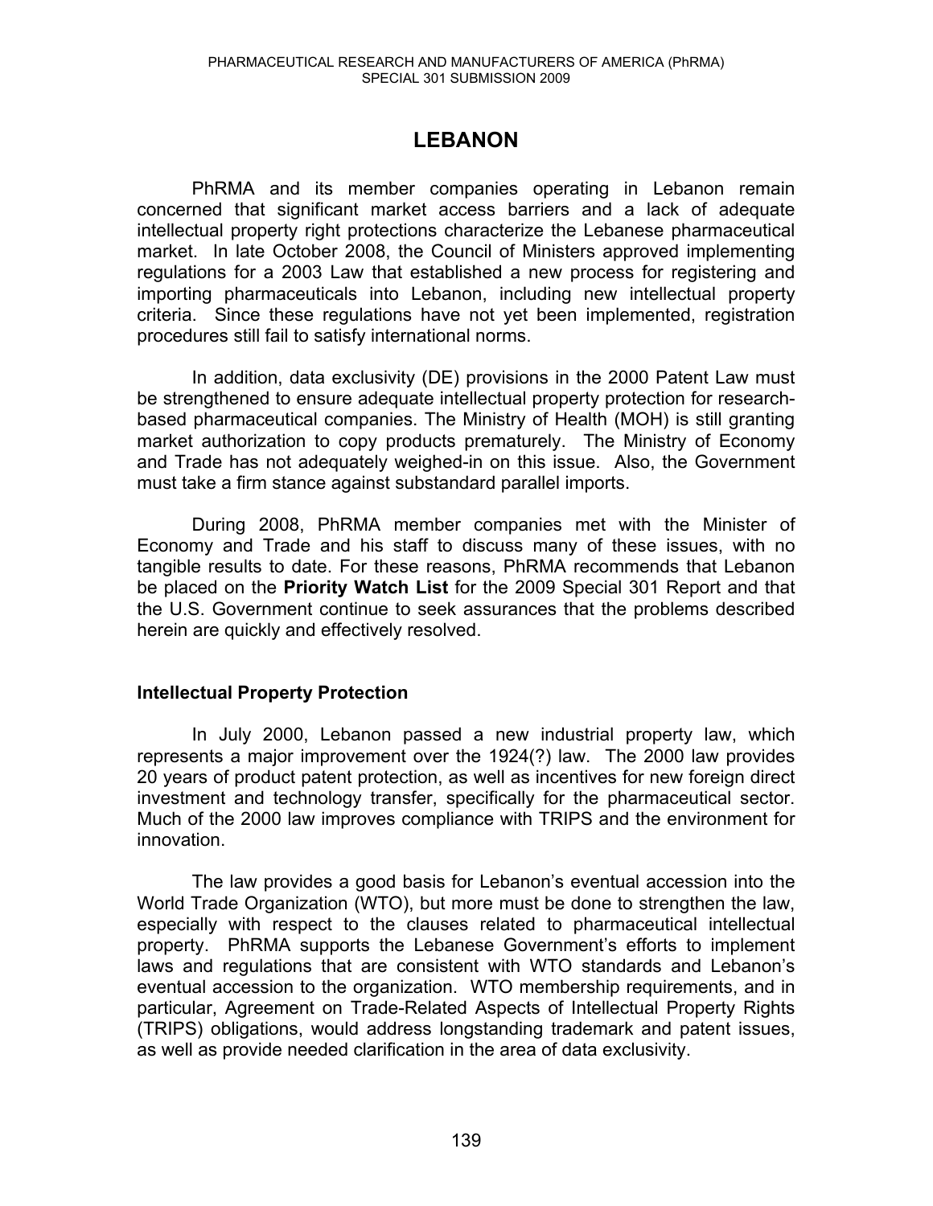# LEBANON

PhRMA and its member companies operating in Lebanon remain concerned that significant market access barriers and a lack of adequate intellectual property right protections characterize the Lebanese pharmaceutical market. In late October 2008, the Council of Ministers approved implementing regulations for a 2003 Law that established a new process for registering and importing pharmaceuticals into Lebanon, including new intellectual property criteria. Since these regulations have not yet been implemented, registration procedures still fail to satisfy international norms.

In addition, data exclusivity (DE) provisions in the 2000 Patent Law must be strengthened to ensure adequate intellectual property protection for research-based pharmaceutical companies. The Ministry of Health (MOH) is still granting market authorization to copy products prematurely. The Ministry of Economy and Trade has not adequately weighed-in on this issue. Also, the Government must take a firm stance against substandard parallel imports.

During 2008, PhRMA member companies met with the Minister of Economy and Trade and his staff to discuss many of these issues, with no tangible results to date. For these reasons, PhRMA recommends that Lebanon be placed on the **Priority Watch List** for the 2009 Special 301 Report and that the U.S. Government continue to seek assurances that the problems described herein are quickly and effectively resolved.

## Intellectual Property Protection

In July 2000, Lebanon passed a new industrial property law, which represents a major improvement over the 1924(?) law. The 2000 law provides 20 years of product patent protection, as well as incentives for new foreign direct investment and technology transfer, specifically for the pharmaceutical sector. Much of the 2000 law improves compliance with TRIPS and the environment for innovation.

The law provides a good basis for Lebanon's eventual accession into the World Trade Organization (WTO), but more must be done to strengthen the law, especially with respect to the clauses related to pharmaceutical intellectual property. PhRMA supports the Lebanese Government's efforts to implement laws and regulations that are consistent with WTO standards and Lebanon's eventual accession to the organization. WTO membership requirements, and in particular, Agreement on Trade-Related Aspects of Intellectual Property Rights (TRIPS) obligations, would address longstanding trademark and patent issues, as well as provide needed clarification in the area of data exclusivity.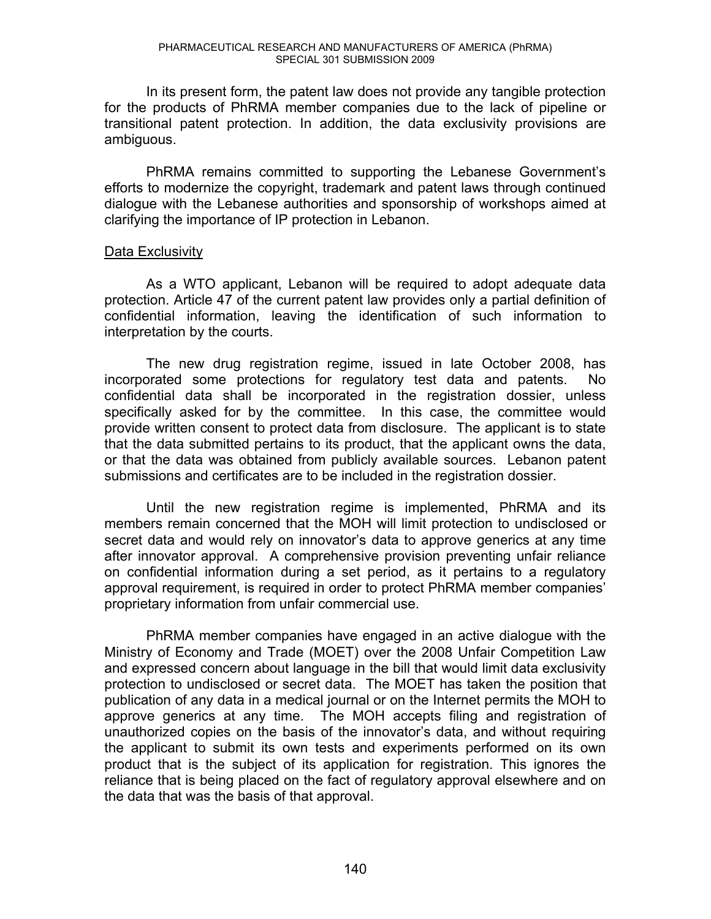In its present form, the patent law does not provide any tangible protection for the products of PhRMA member companies due to the lack of pipeline or transitional patent protection. In addition, the data exclusivity provisions are ambiguous.

PhRMA remains committed to supporting the Lebanese Government's efforts to modernize the copyright, trademark and patent laws through continued dialogue with the Lebanese authorities and sponsorship of workshops aimed at clarifying the importance of IP protection in Lebanon.

## Data Exclusivity

As a WTO applicant, Lebanon will be required to adopt adequate data protection. Article 47 of the current patent law provides only a partial definition of confidential information, leaving the identification of such information to interpretation by the courts.

The new drug registration regime, issued in late October 2008, has incorporated some protections for regulatory test data and patents. No confidential data shall be incorporated in the registration dossier, unless specifically asked for by the committee. In this case, the committee would provide written consent to protect data from disclosure. The applicant is to state that the data submitted pertains to its product, that the applicant owns the data, or that the data was obtained from publicly available sources. Lebanon patent submissions and certificates are to be included in the registration dossier.

Until the new registration regime is implemented, PhRMA and its members remain concerned that the MOH will limit protection to undisclosed or secret data and would rely on innovator's data to approve generics at any time after innovator approval. A comprehensive provision preventing unfair reliance on confidential information during a set period, as it pertains to a regulatory approval requirement, is required in order to protect PhRMA member companies' proprietary information from unfair commercial use.

PhRMA member companies have engaged in an active dialogue with the Ministry of Economy and Trade (MOET) over the 2008 Unfair Competition Law and expressed concern about language in the bill that would limit data exclusivity protection to undisclosed or secret data. The MOET has taken the position that publication of any data in a medical journal or on the Internet permits the MOH to approve generics at any time. The MOH accepts filing and registration of unauthorized copies on the basis of the innovator's data, and without requiring the applicant to submit its own tests and experiments performed on its own product that is the subject of its application for registration. This ignores the reliance that is being placed on the fact of regulatory approval elsewhere and on the data that was the basis of that approval.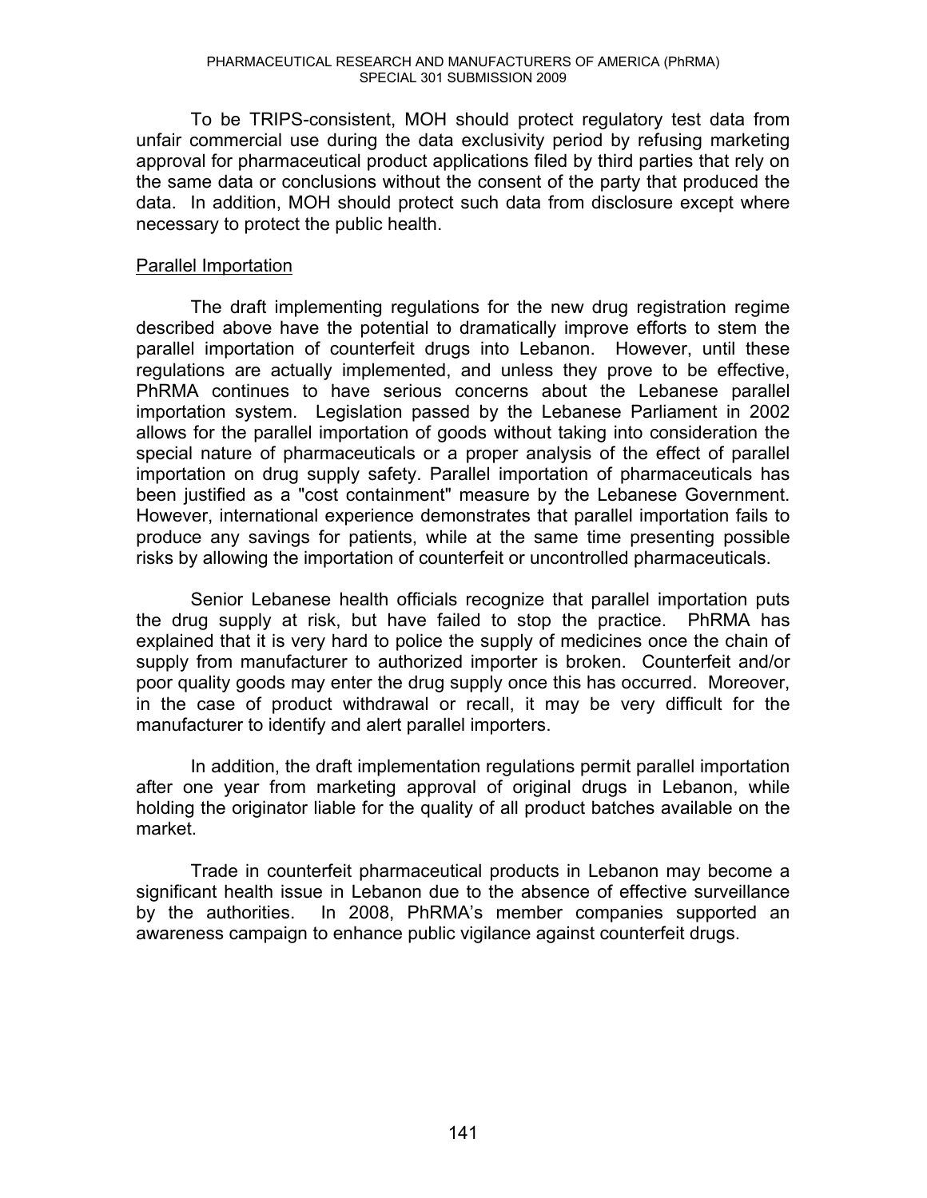To be TRIPS-consistent, MOH should protect regulatory test data from unfair commercial use during the data exclusivity period by refusing marketing approval for pharmaceutical product applications filed by third parties that rely on the same data or conclusions without the consent of the party that produced the data. In addition, MOH should protect such data from disclosure except where necessary to protect the public health.

Parallel Importation

The draft implementing regulations for the new drug registration regime described above have the potential to dramatically improve efforts to stem the parallel importation of counterfeit drugs into Lebanon. However, until these regulations are actually implemented, and unless they prove to be effective, PhRMA continues to have serious concerns about the Lebanese parallel importation system. Legislation passed by the Lebanese Parliament in 2002 allows for the parallel importation of goods without taking into consideration the special nature of pharmaceuticals or a proper analysis of the effect of parallel importation on drug supply safety. Parallel importation of pharmaceuticals has been justified as a "cost containment" measure by the Lebanese Government. However, international experience demonstrates that parallel importation fails to produce any savings for patients, while at the same time presenting possible risks by allowing the importation of counterfeit or uncontrolled pharmaceuticals.

Senior Lebanese health officials recognize that parallel importation puts the drug supply at risk, but have failed to stop the practice. PhRMA has explained that it is very hard to police the supply of medicines once the chain of supply from manufacturer to authorized importer is broken. Counterfeit and/or poor quality goods may enter the drug supply once this has occurred. Moreover, in the case of product withdrawal or recall, it may be very difficult for the manufacturer to identify and alert parallel importers.

In addition, the draft implementation regulations permit parallel importation after one year from marketing approval of original drugs in Lebanon, while holding the originator liable for the quality of all product batches available on the market.

Trade in counterfeit pharmaceutical products in Lebanon may become a significant health issue in Lebanon due to the absence of effective surveillance by the authorities. In 2008, PhRMA's member companies supported an awareness campaign to enhance public vigilance against counterfeit drugs.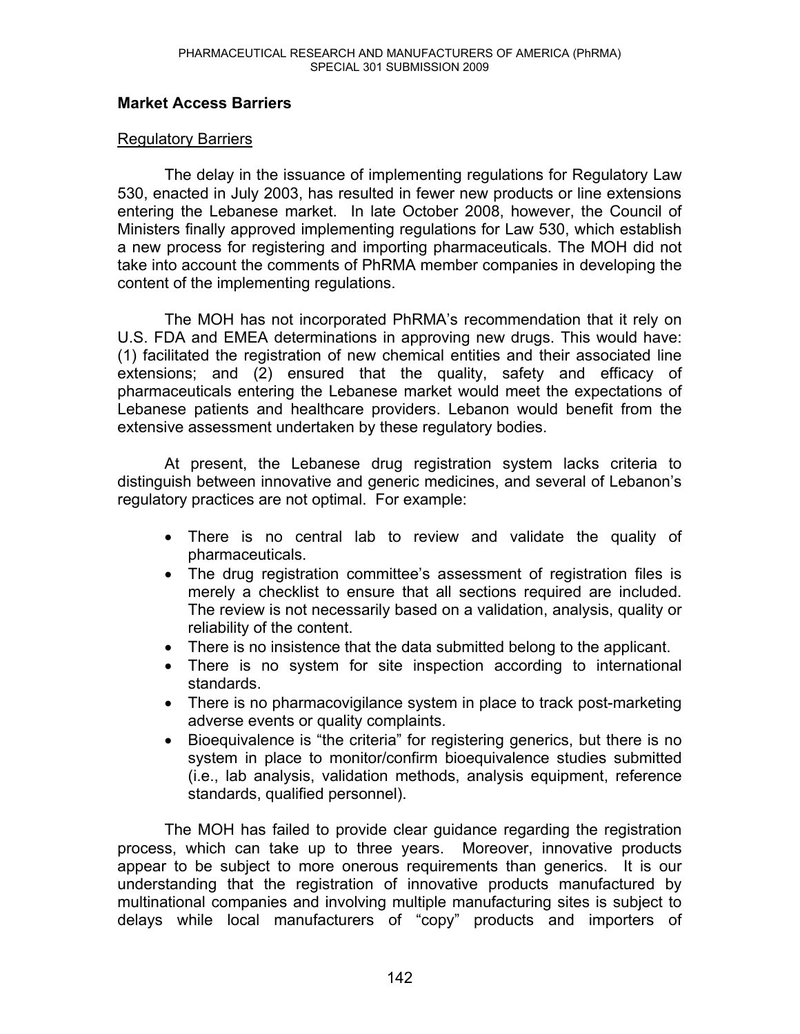## Market Access Barriers

### Regulatory Barriers

The delay in the issuance of implementing regulations for Regulatory Law 530, enacted in July 2003, has resulted in fewer new products or line extensions entering the Lebanese market. In late October 2008, however, the Council of Ministers finally approved implementing regulations for Law 530, which establish a new process for registering and importing pharmaceuticals. The MOH did not take into account the comments of PhRMA member companies in developing the content of the implementing regulations.

The MOH has not incorporated PhRMA's recommendation that it rely on U.S. FDA and EMEA determinations in approving new drugs. This would have: (1) facilitated the registration of new chemical entities and their associated line extensions; and (2) ensured that the quality, safety and efficacy of pharmaceuticals entering the Lebanese market would meet the expectations of Lebanese patients and healthcare providers. Lebanon would benefit from the extensive assessment undertaken by these regulatory bodies.

At present, the Lebanese drug registration system lacks criteria to distinguish between innovative and generic medicines, and several of Lebanon's regulatory practices are not optimal. For example:

- There is no central lab to review and validate the quality of pharmaceuticals.
- The drug registration committee's assessment of registration files is merely a checklist to ensure that all sections required are included. The review is not necessarily based on a validation, analysis, quality or reliability of the content.
- There is no insistence that the data submitted belong to the applicant.
- There is no system for site inspection according to international standards.
- There is no pharmacovigilance system in place to track post-marketing adverse events or quality complaints.
- Bioequivalence is "the criteria" for registering generics, but there is no system in place to monitor/confirm bioequivalence studies submitted (i.e., lab analysis, validation methods, analysis equipment, reference standards, qualified personnel).

The MOH has failed to provide clear guidance regarding the registration process, which can take up to three years. Moreover, innovative products appear to be subject to more onerous requirements than generics. It is our understanding that the registration of innovative products manufactured by multinational companies and involving multiple manufacturing sites is subject to delays while local manufacturers of "copy" products and importers of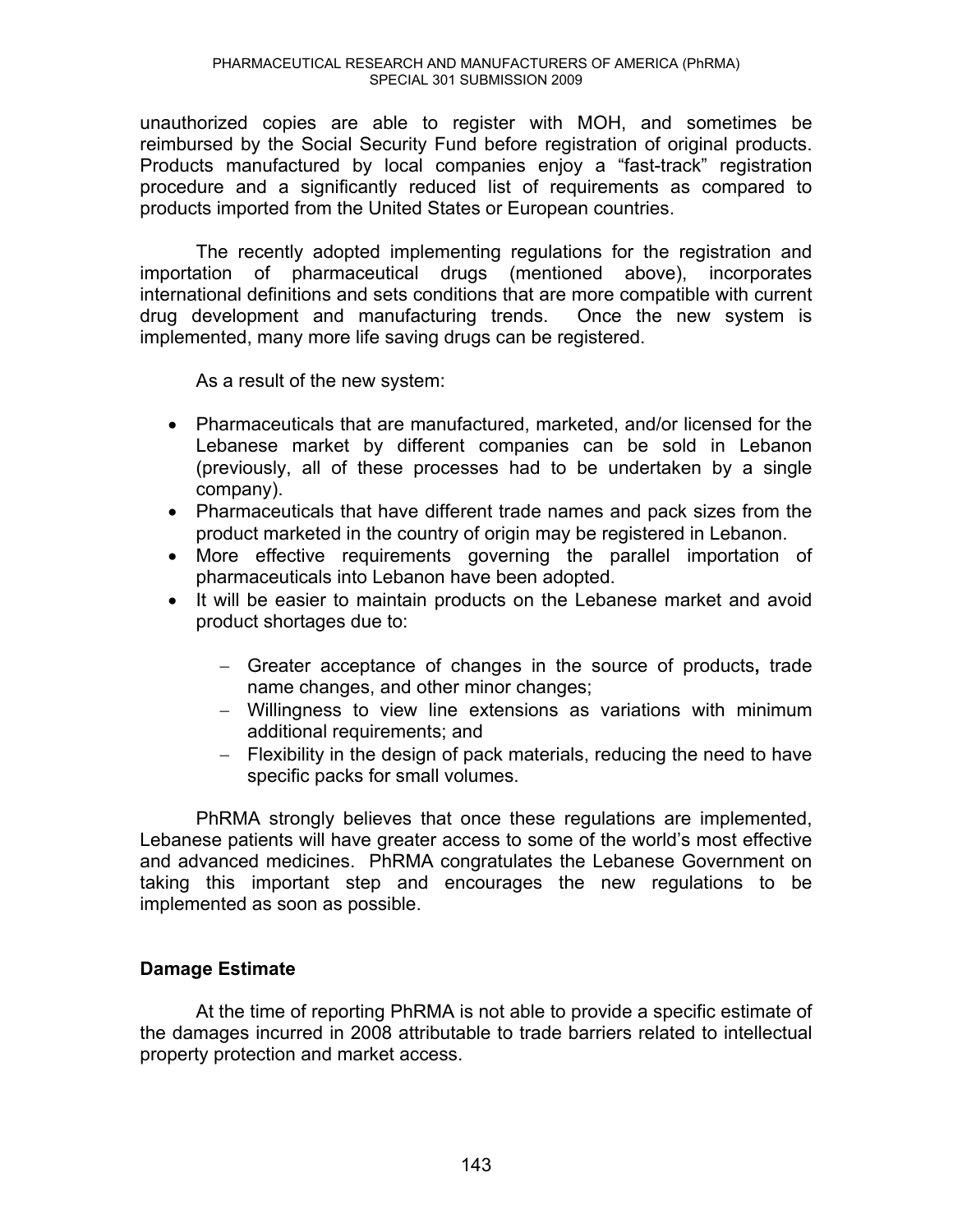unauthorized copies are able to register with MOH, and sometimes be reimbursed by the Social Security Fund before registration of original products. Products manufactured by local companies enjoy a "fast-track" registration procedure and a significantly reduced list of requirements as compared to products imported from the United States or European countries.

The recently adopted implementing regulations for the registration and importation of pharmaceutical drugs (mentioned above), incorporates international definitions and sets conditions that are more compatible with current drug development and manufacturing trends. Once the new system is implemented, many more life saving drugs can be registered.

As a result of the new system:

- Pharmaceuticals that are manufactured, marketed, and/or licensed for the Lebanese market by different companies can be sold in Lebanon (previously, all of these processes had to be undertaken by a single company).
- Pharmaceuticals that have different trade names and pack sizes from the product marketed in the country of origin may be registered in Lebanon.
- More effective requirements governing the parallel importation of pharmaceuticals into Lebanon have been adopted.
- It will be easier to maintain products on the Lebanese market and avoid product shortages due to:
    - Greater acceptance of changes in the source of products**,** trade name changes, and other minor changes;
    - Willingness to view line extensions as variations with minimum additional requirements; and
    - Flexibility in the design of pack materials, reducing the need to have specific packs for small volumes.

PhRMA strongly believes that once these regulations are implemented, Lebanese patients will have greater access to some of the world's most effective and advanced medicines. PhRMA congratulates the Lebanese Government on taking this important step and encourages the new regulations to be implemented as soon as possible.

**Damage Estimate**

At the time of reporting PhRMA is not able to provide a specific estimate of the damages incurred in 2008 attributable to trade barriers related to intellectual property protection and market access.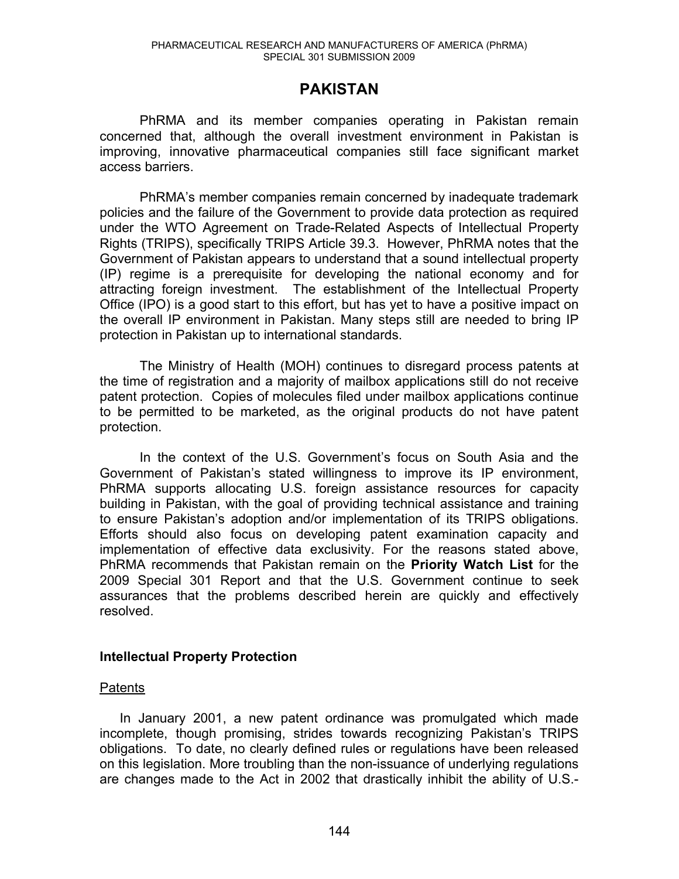# PAKISTAN

PhRMA and its member companies operating in Pakistan remain concerned that, although the overall investment environment in Pakistan is improving, innovative pharmaceutical companies still face significant market access barriers.

PhRMA's member companies remain concerned by inadequate trademark policies and the failure of the Government to provide data protection as required under the WTO Agreement on Trade-Related Aspects of Intellectual Property Rights (TRIPS), specifically TRIPS Article 39.3. However, PhRMA notes that the Government of Pakistan appears to understand that a sound intellectual property (IP) regime is a prerequisite for developing the national economy and for attracting foreign investment. The establishment of the Intellectual Property Office (IPO) is a good start to this effort, but has yet to have a positive impact on the overall IP environment in Pakistan. Many steps still are needed to bring IP protection in Pakistan up to international standards.

The Ministry of Health (MOH) continues to disregard process patents at the time of registration and a majority of mailbox applications still do not receive patent protection. Copies of molecules filed under mailbox applications continue to be permitted to be marketed, as the original products do not have patent protection.

In the context of the U.S. Government's focus on South Asia and the Government of Pakistan's stated willingness to improve its IP environment, PhRMA supports allocating U.S. foreign assistance resources for capacity building in Pakistan, with the goal of providing technical assistance and training to ensure Pakistan's adoption and/or implementation of its TRIPS obligations. Efforts should also focus on developing patent examination capacity and implementation of effective data exclusivity. For the reasons stated above, PhRMA recommends that Pakistan remain on the **Priority Watch List** for the 2009 Special 301 Report and that the U.S. Government continue to seek assurances that the problems described herein are quickly and effectively resolved.

## Intellectual Property Protection

### Patents

In January 2001, a new patent ordinance was promulgated which made incomplete, though promising, strides towards recognizing Pakistan's TRIPS obligations. To date, no clearly defined rules or regulations have been released on this legislation. More troubling than the non-issuance of underlying regulations are changes made to the Act in 2002 that drastically inhibit the ability of U.S.-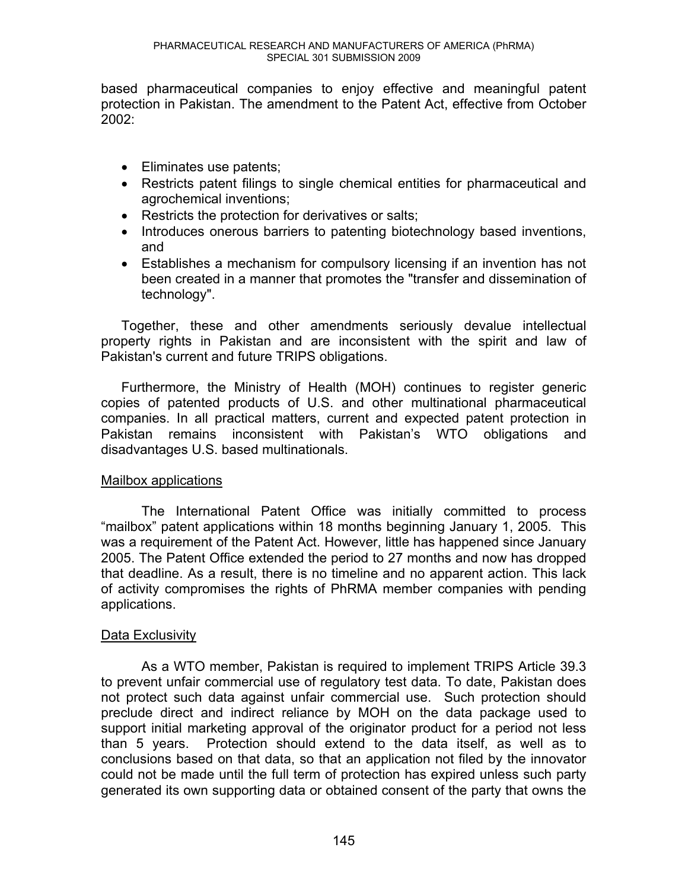based pharmaceutical companies to enjoy effective and meaningful patent protection in Pakistan. The amendment to the Patent Act, effective from October 2002:

- Eliminates use patents;
- Restricts patent filings to single chemical entities for pharmaceutical and agrochemical inventions;
- Restricts the protection for derivatives or salts;
- Introduces onerous barriers to patenting biotechnology based inventions, and
- Establishes a mechanism for compulsory licensing if an invention has not been created in a manner that promotes the "transfer and dissemination of technology".

Together, these and other amendments seriously devalue intellectual property rights in Pakistan and are inconsistent with the spirit and law of Pakistan's current and future TRIPS obligations.

Furthermore, the Ministry of Health (MOH) continues to register generic copies of patented products of U.S. and other multinational pharmaceutical companies. In all practical matters, current and expected patent protection in Pakistan remains inconsistent with Pakistan's WTO obligations and disadvantages U.S. based multinationals.

Mailbox applications

The International Patent Office was initially committed to process "mailbox" patent applications within 18 months beginning January 1, 2005. This was a requirement of the Patent Act. However, little has happened since January 2005. The Patent Office extended the period to 27 months and now has dropped that deadline. As a result, there is no timeline and no apparent action. This lack of activity compromises the rights of PhRMA member companies with pending applications.

Data Exclusivity

As a WTO member, Pakistan is required to implement TRIPS Article 39.3 to prevent unfair commercial use of regulatory test data. To date, Pakistan does not protect such data against unfair commercial use. Such protection should preclude direct and indirect reliance by MOH on the data package used to support initial marketing approval of the originator product for a period not less than 5 years. Protection should extend to the data itself, as well as to conclusions based on that data, so that an application not filed by the innovator could not be made until the full term of protection has expired unless such party generated its own supporting data or obtained consent of the party that owns the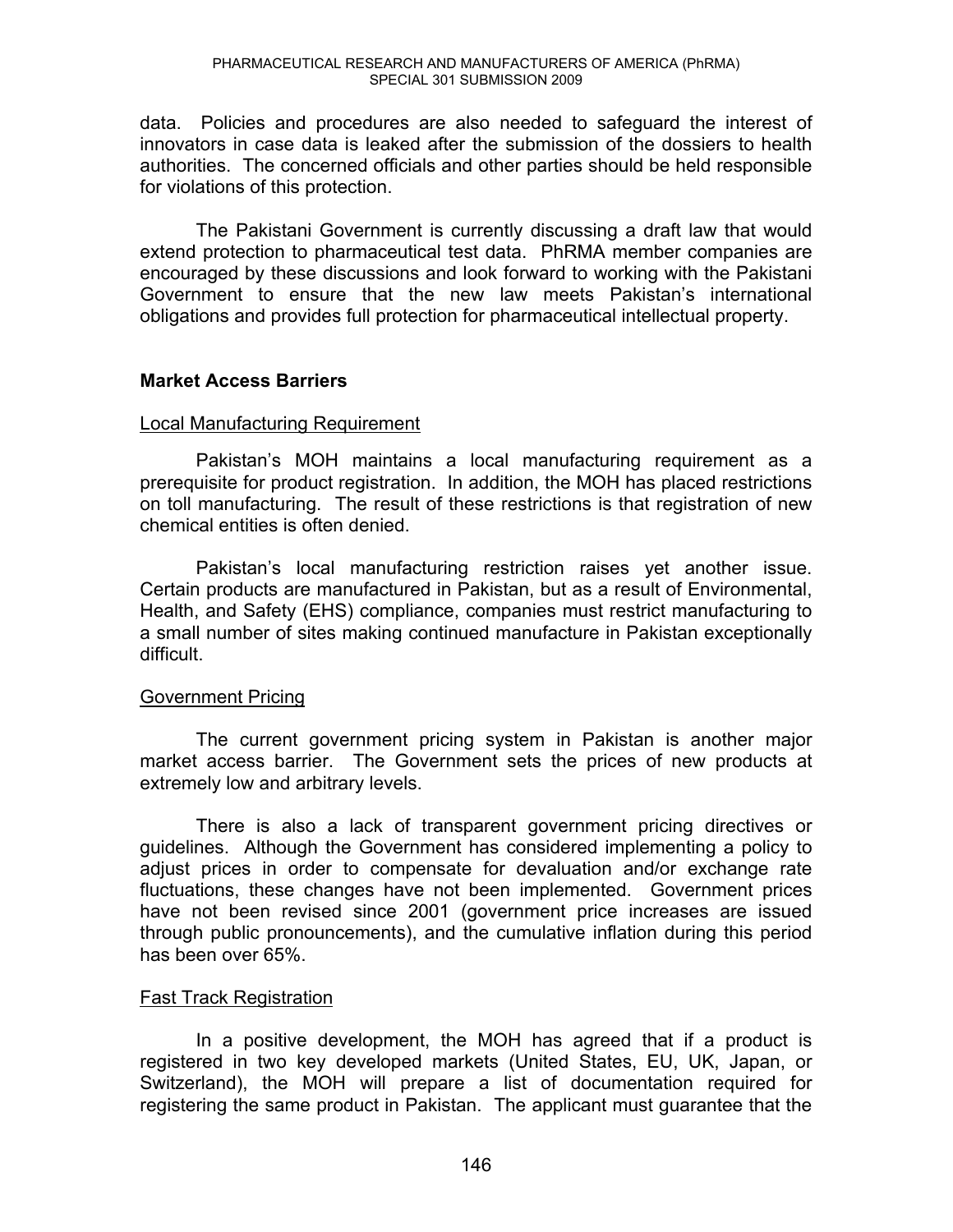data. Policies and procedures are also needed to safeguard the interest of innovators in case data is leaked after the submission of the dossiers to health authorities. The concerned officials and other parties should be held responsible for violations of this protection.

The Pakistani Government is currently discussing a draft law that would extend protection to pharmaceutical test data. PhRMA member companies are encouraged by these discussions and look forward to working with the Pakistani Government to ensure that the new law meets Pakistan's international obligations and provides full protection for pharmaceutical intellectual property.

## Market Access Barriers

### Local Manufacturing Requirement

Pakistan's MOH maintains a local manufacturing requirement as a prerequisite for product registration. In addition, the MOH has placed restrictions on toll manufacturing. The result of these restrictions is that registration of new chemical entities is often denied.

Pakistan's local manufacturing restriction raises yet another issue. Certain products are manufactured in Pakistan, but as a result of Environmental, Health, and Safety (EHS) compliance, companies must restrict manufacturing to a small number of sites making continued manufacture in Pakistan exceptionally difficult.

### Government Pricing

The current government pricing system in Pakistan is another major market access barrier. The Government sets the prices of new products at extremely low and arbitrary levels.

There is also a lack of transparent government pricing directives or guidelines. Although the Government has considered implementing a policy to adjust prices in order to compensate for devaluation and/or exchange rate fluctuations, these changes have not been implemented. Government prices have not been revised since 2001 (government price increases are issued through public pronouncements), and the cumulative inflation during this period has been over 65%.

### Fast Track Registration

In a positive development, the MOH has agreed that if a product is registered in two key developed markets (United States, EU, UK, Japan, or Switzerland), the MOH will prepare a list of documentation required for registering the same product in Pakistan. The applicant must guarantee that the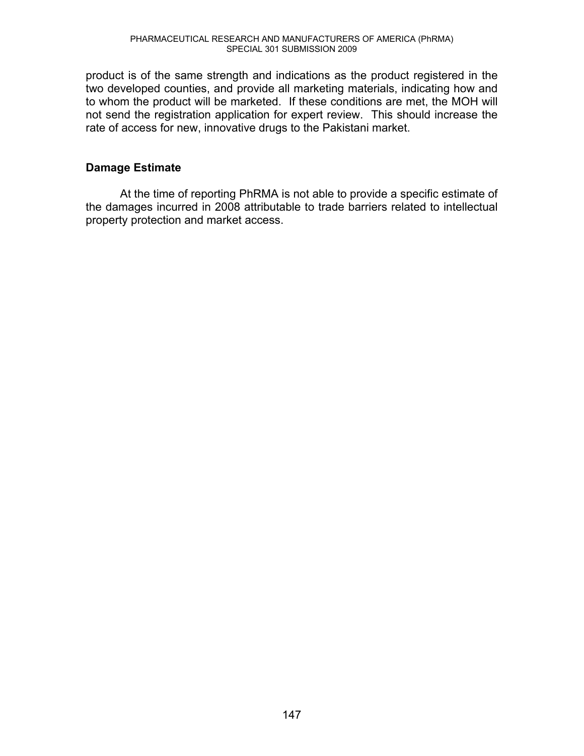product is of the same strength and indications as the product registered in the two developed counties, and provide all marketing materials, indicating how and to whom the product will be marketed. If these conditions are met, the MOH will not send the registration application for expert review. This should increase the rate of access for new, innovative drugs to the Pakistani market.

### Damage Estimate

At the time of reporting PhRMA is not able to provide a specific estimate of the damages incurred in 2008 attributable to trade barriers related to intellectual property protection and market access.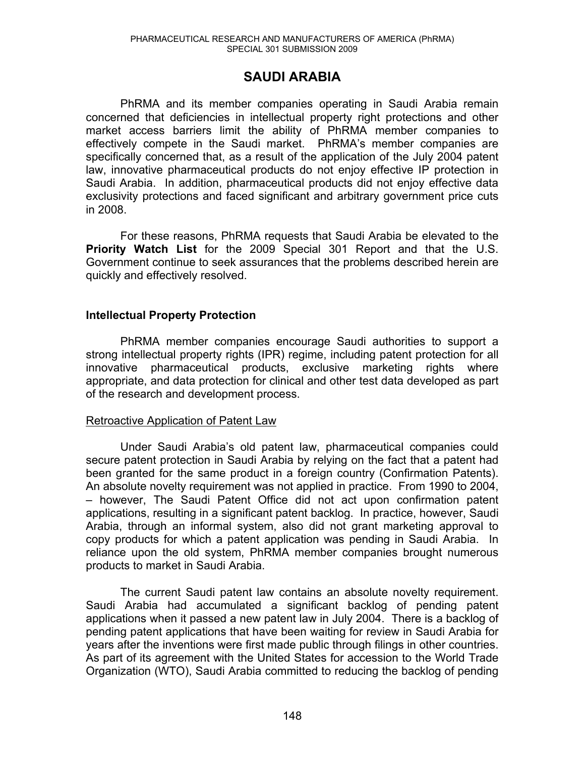# SAUDI ARABIA

PhRMA and its member companies operating in Saudi Arabia remain concerned that deficiencies in intellectual property right protections and other market access barriers limit the ability of PhRMA member companies to effectively compete in the Saudi market. PhRMA's member companies are specifically concerned that, as a result of the application of the July 2004 patent law, innovative pharmaceutical products do not enjoy effective IP protection in Saudi Arabia. In addition, pharmaceutical products did not enjoy effective data exclusivity protections and faced significant and arbitrary government price cuts in 2008.

For these reasons, PhRMA requests that Saudi Arabia be elevated to the **Priority Watch List** for the 2009 Special 301 Report and that the U.S. Government continue to seek assurances that the problems described herein are quickly and effectively resolved.

## Intellectual Property Protection

PhRMA member companies encourage Saudi authorities to support a strong intellectual property rights (IPR) regime, including patent protection for all innovative pharmaceutical products, exclusive marketing rights where appropriate, and data protection for clinical and other test data developed as part of the research and development process.

### Retroactive Application of Patent Law

Under Saudi Arabia's old patent law, pharmaceutical companies could secure patent protection in Saudi Arabia by relying on the fact that a patent had been granted for the same product in a foreign country (Confirmation Patents). An absolute novelty requirement was not applied in practice. From 1990 to 2004, – however, The Saudi Patent Office did not act upon confirmation patent applications, resulting in a significant patent backlog. In practice, however, Saudi Arabia, through an informal system, also did not grant marketing approval to copy products for which a patent application was pending in Saudi Arabia. In reliance upon the old system, PhRMA member companies brought numerous products to market in Saudi Arabia.

The current Saudi patent law contains an absolute novelty requirement. Saudi Arabia had accumulated a significant backlog of pending patent applications when it passed a new patent law in July 2004. There is a backlog of pending patent applications that have been waiting for review in Saudi Arabia for years after the inventions were first made public through filings in other countries. As part of its agreement with the United States for accession to the World Trade Organization (WTO), Saudi Arabia committed to reducing the backlog of pending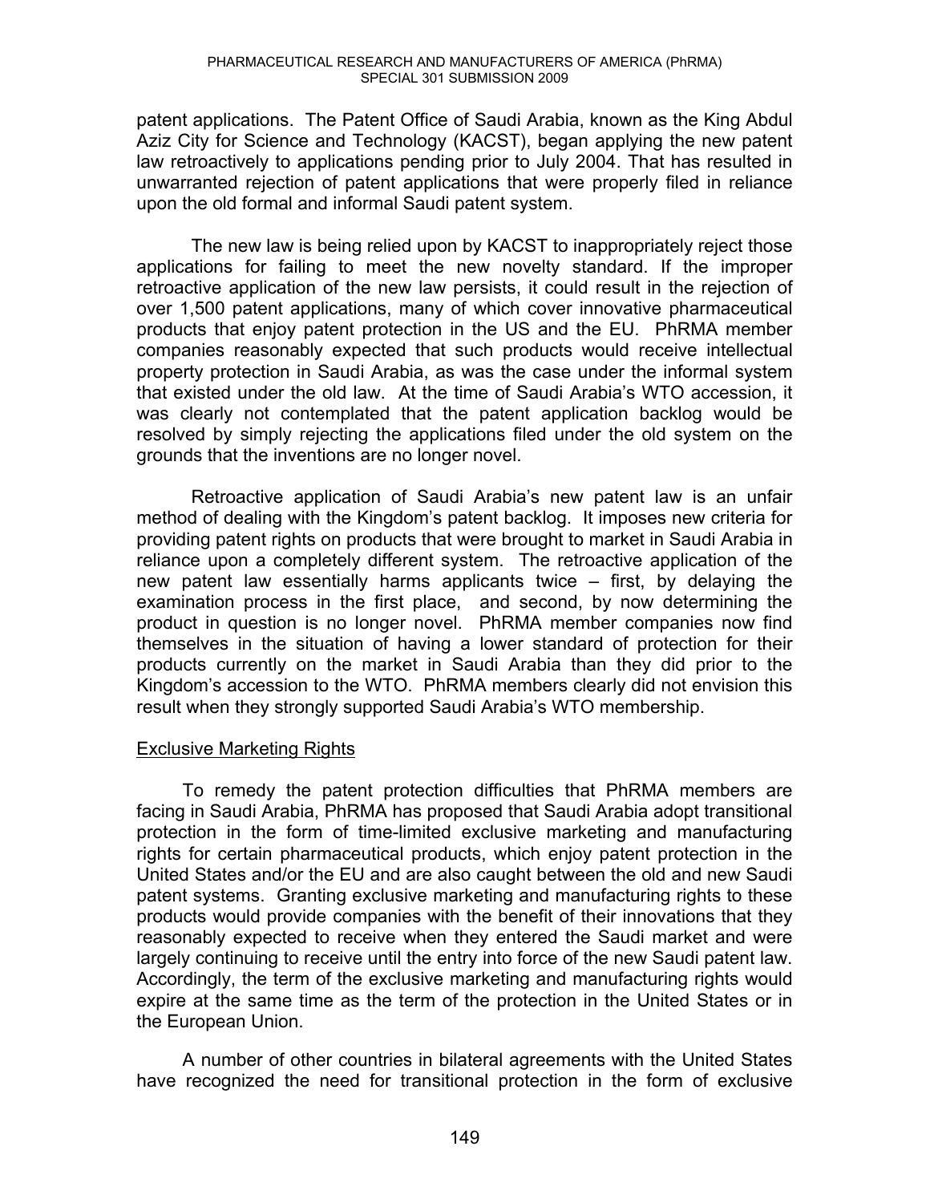patent applications. The Patent Office of Saudi Arabia, known as the King Abdul Aziz City for Science and Technology (KACST), began applying the new patent law retroactively to applications pending prior to July 2004. That has resulted in unwarranted rejection of patent applications that were properly filed in reliance upon the old formal and informal Saudi patent system.

The new law is being relied upon by KACST to inappropriately reject those applications for failing to meet the new novelty standard. If the improper retroactive application of the new law persists, it could result in the rejection of over 1,500 patent applications, many of which cover innovative pharmaceutical products that enjoy patent protection in the US and the EU. PhRMA member companies reasonably expected that such products would receive intellectual property protection in Saudi Arabia, as was the case under the informal system that existed under the old law. At the time of Saudi Arabia's WTO accession, it was clearly not contemplated that the patent application backlog would be resolved by simply rejecting the applications filed under the old system on the grounds that the inventions are no longer novel.

Retroactive application of Saudi Arabia's new patent law is an unfair method of dealing with the Kingdom's patent backlog. It imposes new criteria for providing patent rights on products that were brought to market in Saudi Arabia in reliance upon a completely different system. The retroactive application of the new patent law essentially harms applicants twice – first, by delaying the examination process in the first place, and second, by now determining the product in question is no longer novel. PhRMA member companies now find themselves in the situation of having a lower standard of protection for their products currently on the market in Saudi Arabia than they did prior to the Kingdom's accession to the WTO. PhRMA members clearly did not envision this result when they strongly supported Saudi Arabia's WTO membership.

<u>Exclusive Marketing Rights</u>

To remedy the patent protection difficulties that PhRMA members are facing in Saudi Arabia, PhRMA has proposed that Saudi Arabia adopt transitional protection in the form of time-limited exclusive marketing and manufacturing rights for certain pharmaceutical products, which enjoy patent protection in the United States and/or the EU and are also caught between the old and new Saudi patent systems. Granting exclusive marketing and manufacturing rights to these products would provide companies with the benefit of their innovations that they reasonably expected to receive when they entered the Saudi market and were largely continuing to receive until the entry into force of the new Saudi patent law. Accordingly, the term of the exclusive marketing and manufacturing rights would expire at the same time as the term of the protection in the United States or in the European Union.

A number of other countries in bilateral agreements with the United States have recognized the need for transitional protection in the form of exclusive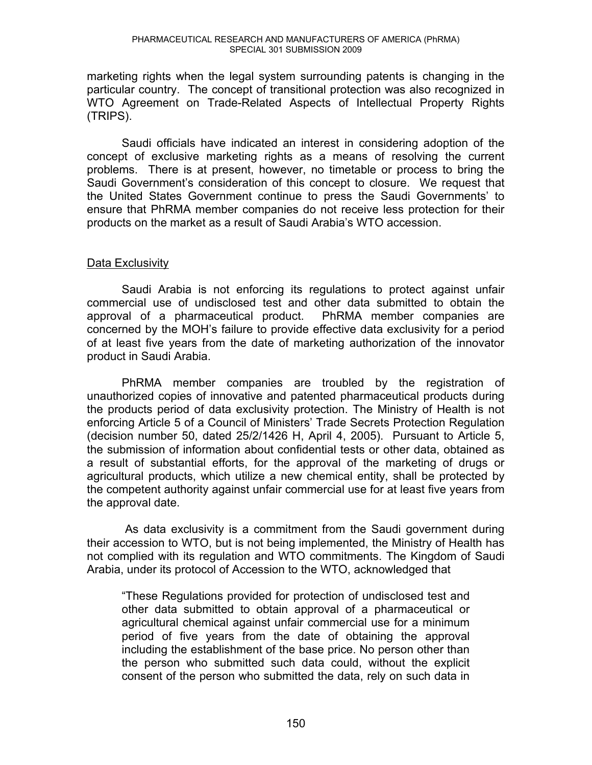marketing rights when the legal system surrounding patents is changing in the particular country. The concept of transitional protection was also recognized in WTO Agreement on Trade-Related Aspects of Intellectual Property Rights (TRIPS).

Saudi officials have indicated an interest in considering adoption of the concept of exclusive marketing rights as a means of resolving the current problems. There is at present, however, no timetable or process to bring the Saudi Government's consideration of this concept to closure. We request that the United States Government continue to press the Saudi Governments' to ensure that PhRMA member companies do not receive less protection for their products on the market as a result of Saudi Arabia's WTO accession.

## Data Exclusivity

Saudi Arabia is not enforcing its regulations to protect against unfair commercial use of undisclosed test and other data submitted to obtain the approval of a pharmaceutical product. PhRMA member companies are concerned by the MOH's failure to provide effective data exclusivity for a period of at least five years from the date of marketing authorization of the innovator product in Saudi Arabia.

PhRMA member companies are troubled by the registration of unauthorized copies of innovative and patented pharmaceutical products during the products period of data exclusivity protection. The Ministry of Health is not enforcing Article 5 of a Council of Ministers' Trade Secrets Protection Regulation (decision number 50, dated 25/2/1426 H, April 4, 2005). Pursuant to Article 5, the submission of information about confidential tests or other data, obtained as a result of substantial efforts, for the approval of the marketing of drugs or agricultural products, which utilize a new chemical entity, shall be protected by the competent authority against unfair commercial use for at least five years from the approval date.

As data exclusivity is a commitment from the Saudi government during their accession to WTO, but is not being implemented, the Ministry of Health has not complied with its regulation and WTO commitments. The Kingdom of Saudi Arabia, under its protocol of Accession to the WTO, acknowledged that

> "These Regulations provided for protection of undisclosed test and other data submitted to obtain approval of a pharmaceutical or agricultural chemical against unfair commercial use for a minimum period of five years from the date of obtaining the approval including the establishment of the base price. No person other than the person who submitted such data could, without the explicit consent of the person who submitted the data, rely on such data in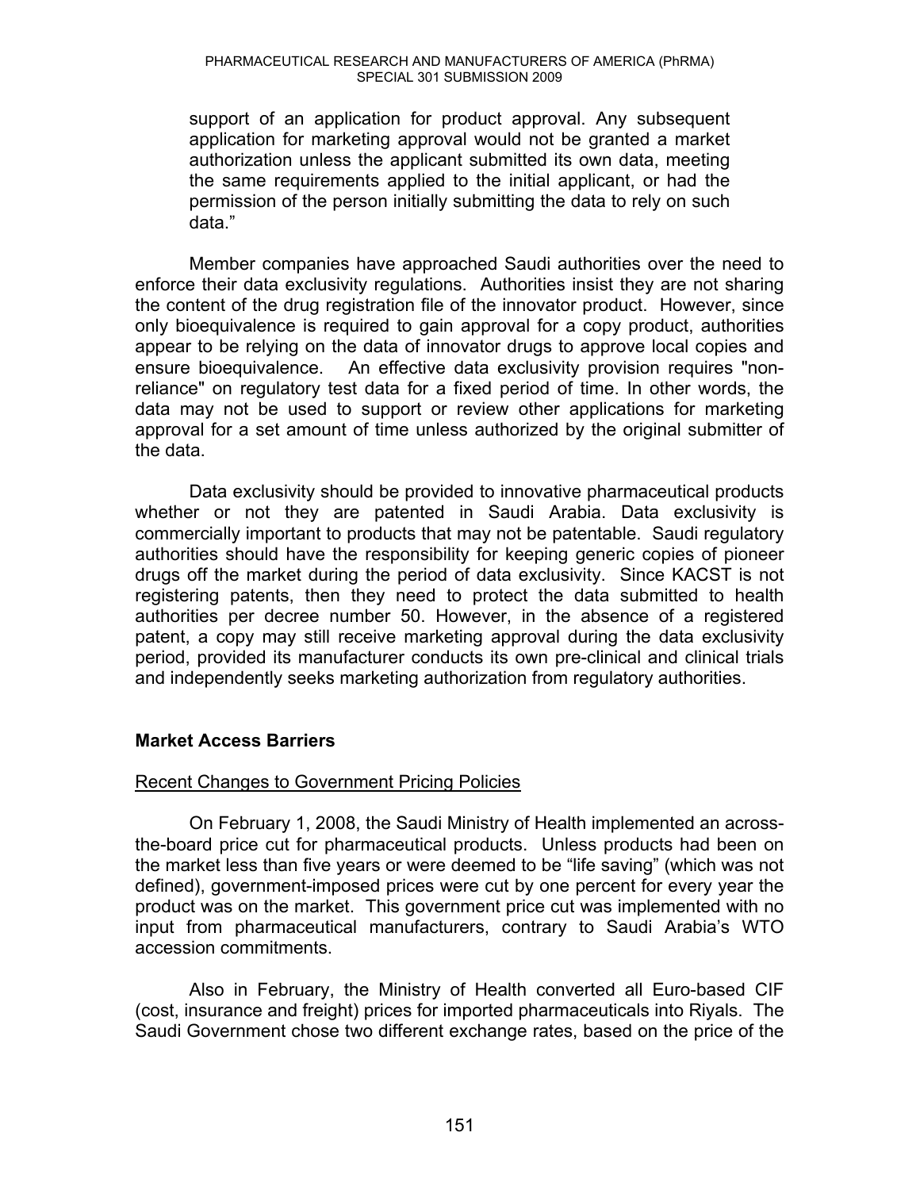support of an application for product approval. Any subsequent application for marketing approval would not be granted a market authorization unless the applicant submitted its own data, meeting the same requirements applied to the initial applicant, or had the permission of the person initially submitting the data to rely on such data."

Member companies have approached Saudi authorities over the need to enforce their data exclusivity regulations. Authorities insist they are not sharing the content of the drug registration file of the innovator product. However, since only bioequivalence is required to gain approval for a copy product, authorities appear to be relying on the data of innovator drugs to approve local copies and ensure bioequivalence. An effective data exclusivity provision requires "non-reliance" on regulatory test data for a fixed period of time. In other words, the data may not be used to support or review other applications for marketing approval for a set amount of time unless authorized by the original submitter of the data.

Data exclusivity should be provided to innovative pharmaceutical products whether or not they are patented in Saudi Arabia. Data exclusivity is commercially important to products that may not be patentable. Saudi regulatory authorities should have the responsibility for keeping generic copies of pioneer drugs off the market during the period of data exclusivity. Since KACST is not registering patents, then they need to protect the data submitted to health authorities per decree number 50. However, in the absence of a registered patent, a copy may still receive marketing approval during the data exclusivity period, provided its manufacturer conducts its own pre-clinical and clinical trials and independently seeks marketing authorization from regulatory authorities.

## Market Access Barriers

### Recent Changes to Government Pricing Policies

On February 1, 2008, the Saudi Ministry of Health implemented an across-the-board price cut for pharmaceutical products. Unless products had been on the market less than five years or were deemed to be "life saving" (which was not defined), government-imposed prices were cut by one percent for every year the product was on the market. This government price cut was implemented with no input from pharmaceutical manufacturers, contrary to Saudi Arabia's WTO accession commitments.

Also in February, the Ministry of Health converted all Euro-based CIF (cost, insurance and freight) prices for imported pharmaceuticals into Riyals. The Saudi Government chose two different exchange rates, based on the price of the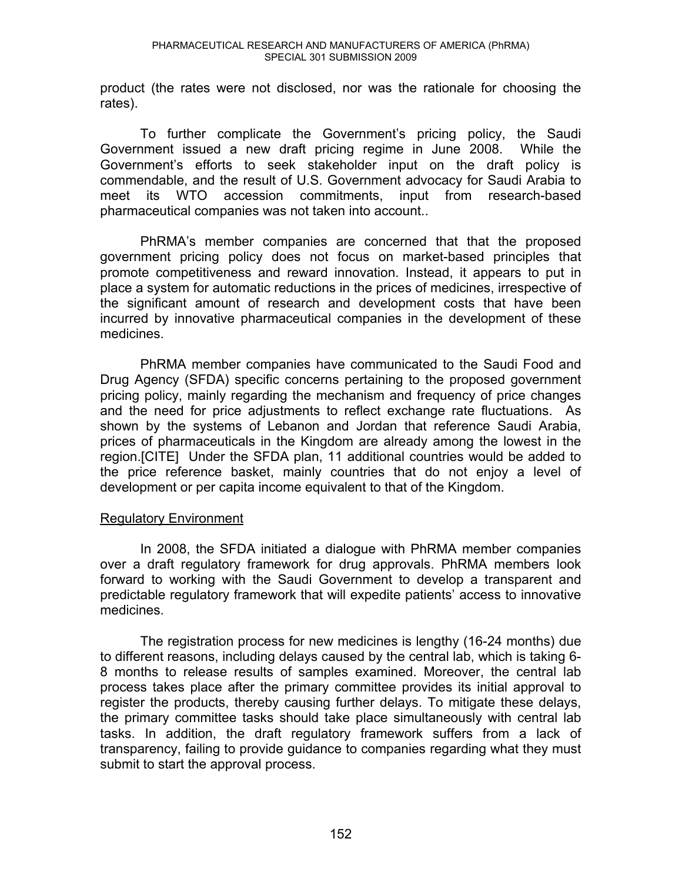product (the rates were not disclosed, nor was the rationale for choosing the rates).

To further complicate the Government's pricing policy, the Saudi Government issued a new draft pricing regime in June 2008. While the Government's efforts to seek stakeholder input on the draft policy is commendable, and the result of U.S. Government advocacy for Saudi Arabia to meet its WTO accession commitments, input from research-based pharmaceutical companies was not taken into account..

PhRMA's member companies are concerned that that the proposed government pricing policy does not focus on market-based principles that promote competitiveness and reward innovation. Instead, it appears to put in place a system for automatic reductions in the prices of medicines, irrespective of the significant amount of research and development costs that have been incurred by innovative pharmaceutical companies in the development of these medicines.

PhRMA member companies have communicated to the Saudi Food and Drug Agency (SFDA) specific concerns pertaining to the proposed government pricing policy, mainly regarding the mechanism and frequency of price changes and the need for price adjustments to reflect exchange rate fluctuations. As shown by the systems of Lebanon and Jordan that reference Saudi Arabia, prices of pharmaceuticals in the Kingdom are already among the lowest in the region.[CITE] Under the SFDA plan, 11 additional countries would be added to the price reference basket, mainly countries that do not enjoy a level of development or per capita income equivalent to that of the Kingdom.

## Regulatory Environment

In 2008, the SFDA initiated a dialogue with PhRMA member companies over a draft regulatory framework for drug approvals. PhRMA members look forward to working with the Saudi Government to develop a transparent and predictable regulatory framework that will expedite patients' access to innovative medicines.

The registration process for new medicines is lengthy (16-24 months) due to different reasons, including delays caused by the central lab, which is taking 6-8 months to release results of samples examined. Moreover, the central lab process takes place after the primary committee provides its initial approval to register the products, thereby causing further delays. To mitigate these delays, the primary committee tasks should take place simultaneously with central lab tasks. In addition, the draft regulatory framework suffers from a lack of transparency, failing to provide guidance to companies regarding what they must submit to start the approval process.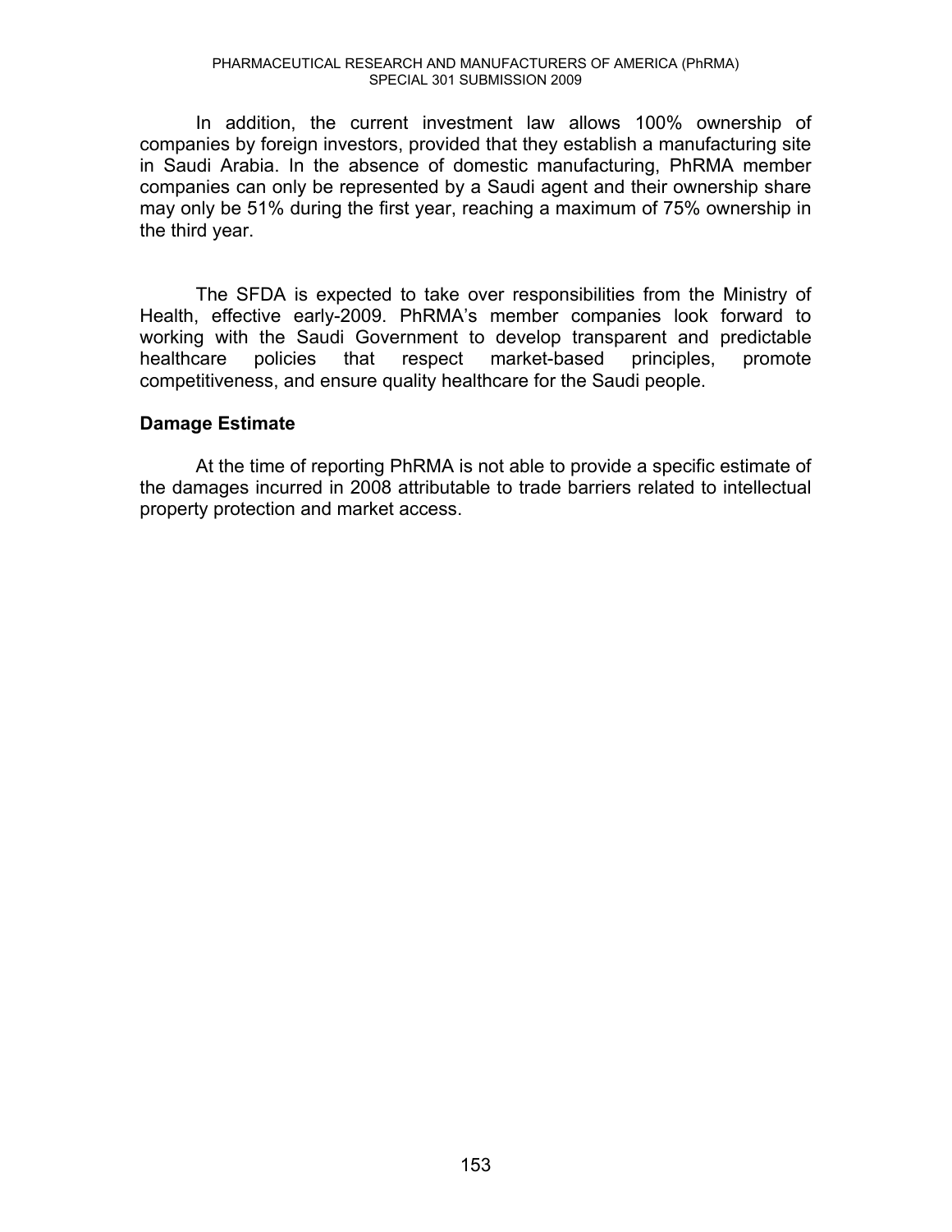In addition, the current investment law allows 100% ownership of companies by foreign investors, provided that they establish a manufacturing site in Saudi Arabia. In the absence of domestic manufacturing, PhRMA member companies can only be represented by a Saudi agent and their ownership share may only be 51% during the first year, reaching a maximum of 75% ownership in the third year.

The SFDA is expected to take over responsibilities from the Ministry of Health, effective early-2009. PhRMA's member companies look forward to working with the Saudi Government to develop transparent and predictable healthcare policies that respect market-based principles, promote competitiveness, and ensure quality healthcare for the Saudi people.

## Damage Estimate

At the time of reporting PhRMA is not able to provide a specific estimate of the damages incurred in 2008 attributable to trade barriers related to intellectual property protection and market access.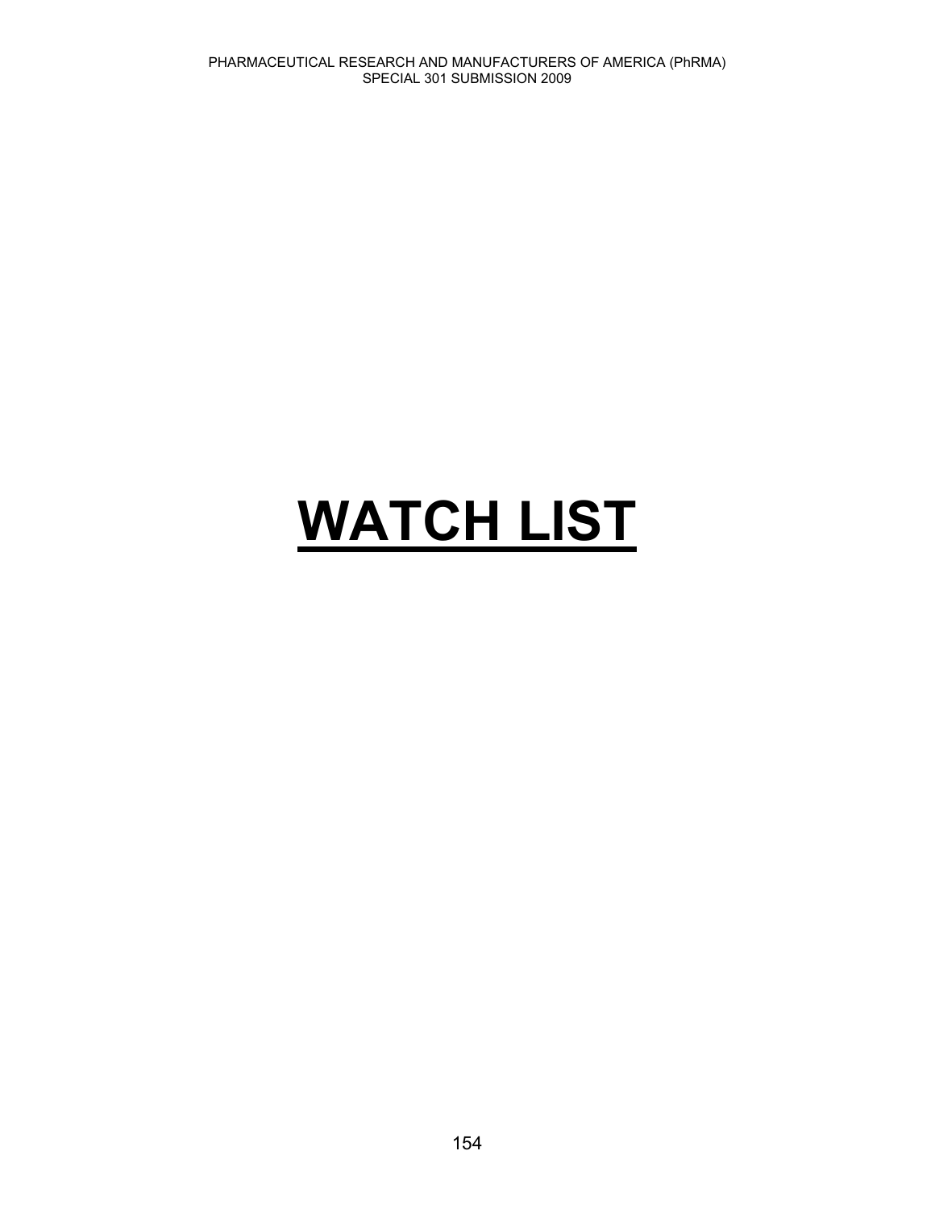# WATCH LIST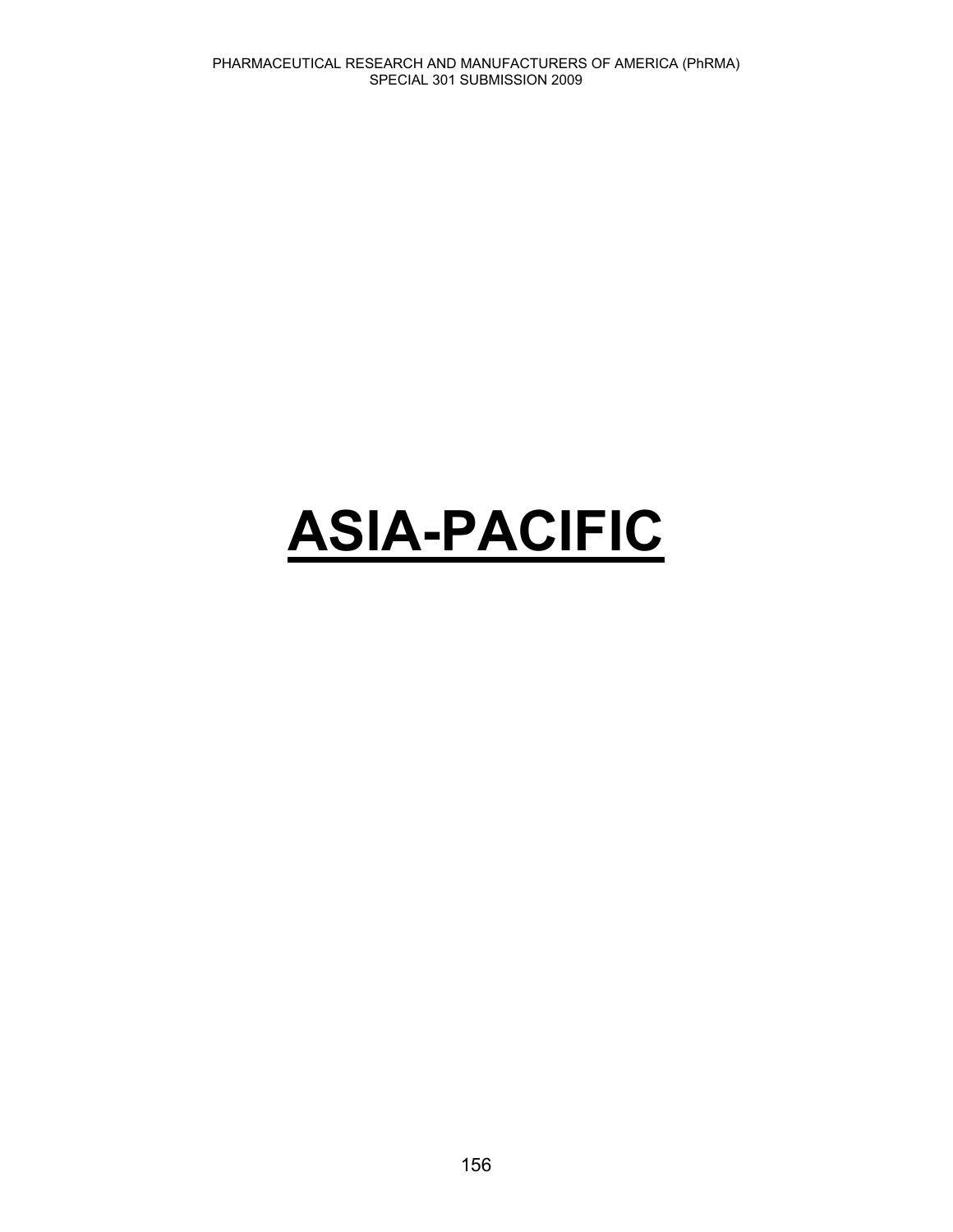# ASIA-PACIFIC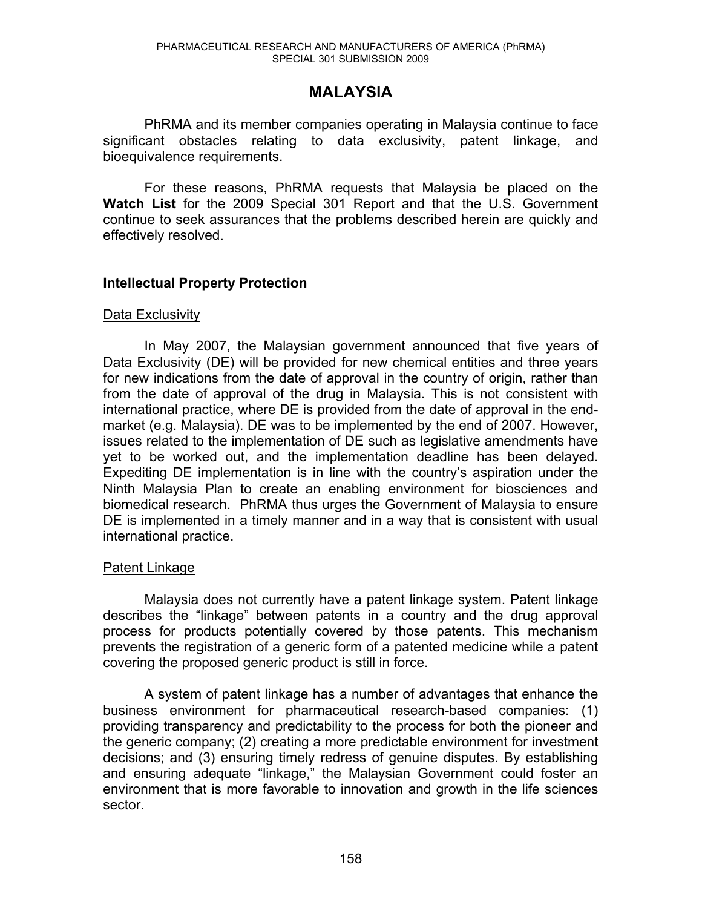# MALAYSIA

PhRMA and its member companies operating in Malaysia continue to face significant obstacles relating to data exclusivity, patent linkage, and bioequivalence requirements.

For these reasons, PhRMA requests that Malaysia be placed on the **Watch List** for the 2009 Special 301 Report and that the U.S. Government continue to seek assurances that the problems described herein are quickly and effectively resolved.

## Intellectual Property Protection

### Data Exclusivity

In May 2007, the Malaysian government announced that five years of Data Exclusivity (DE) will be provided for new chemical entities and three years for new indications from the date of approval in the country of origin, rather than from the date of approval of the drug in Malaysia. This is not consistent with international practice, where DE is provided from the date of approval in the end-market (e.g. Malaysia). DE was to be implemented by the end of 2007. However, issues related to the implementation of DE such as legislative amendments have yet to be worked out, and the implementation deadline has been delayed. Expediting DE implementation is in line with the country's aspiration under the Ninth Malaysia Plan to create an enabling environment for biosciences and biomedical research. PhRMA thus urges the Government of Malaysia to ensure DE is implemented in a timely manner and in a way that is consistent with usual international practice.

### Patent Linkage

Malaysia does not currently have a patent linkage system. Patent linkage describes the "linkage" between patents in a country and the drug approval process for products potentially covered by those patents. This mechanism prevents the registration of a generic form of a patented medicine while a patent covering the proposed generic product is still in force.

A system of patent linkage has a number of advantages that enhance the business environment for pharmaceutical research-based companies: (1) providing transparency and predictability to the process for both the pioneer and the generic company; (2) creating a more predictable environment for investment decisions; and (3) ensuring timely redress of genuine disputes. By establishing and ensuring adequate "linkage," the Malaysian Government could foster an environment that is more favorable to innovation and growth in the life sciences sector.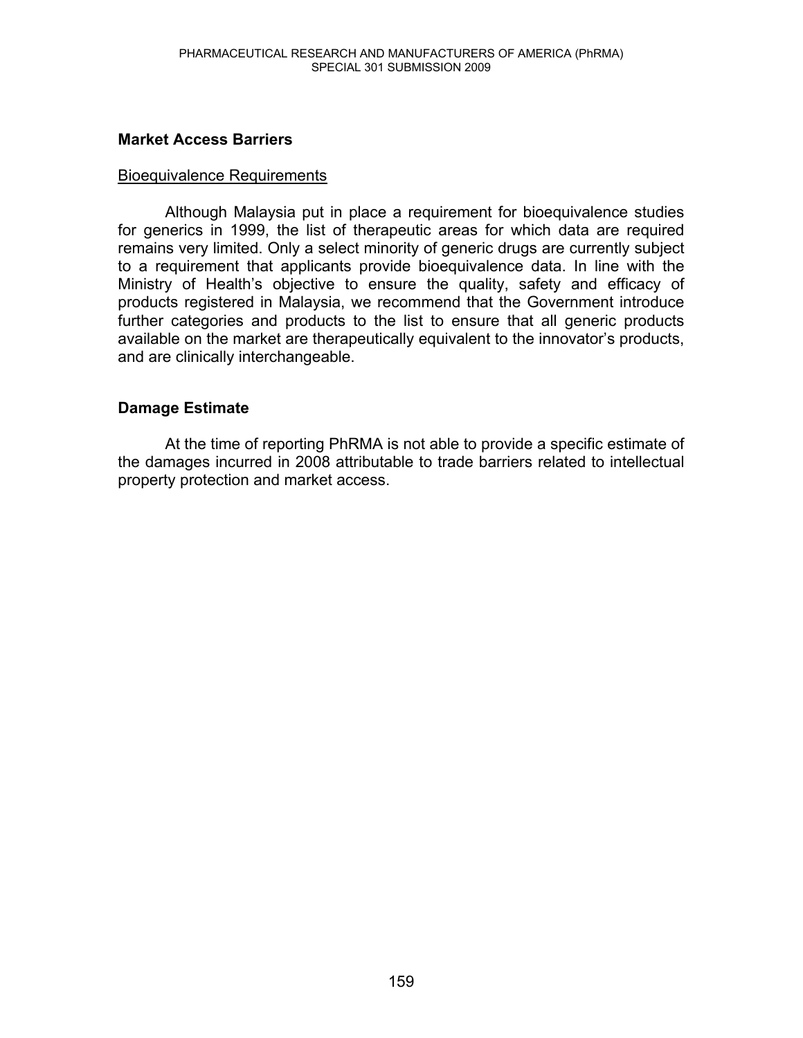## Market Access Barriers

Bioequivalence Requirements

Although Malaysia put in place a requirement for bioequivalence studies for generics in 1999, the list of therapeutic areas for which data are required remains very limited. Only a select minority of generic drugs are currently subject to a requirement that applicants provide bioequivalence data. In line with the Ministry of Health's objective to ensure the quality, safety and efficacy of products registered in Malaysia, we recommend that the Government introduce further categories and products to the list to ensure that all generic products available on the market are therapeutically equivalent to the innovator's products, and are clinically interchangeable.

## Damage Estimate

At the time of reporting PhRMA is not able to provide a specific estimate of the damages incurred in 2008 attributable to trade barriers related to intellectual property protection and market access.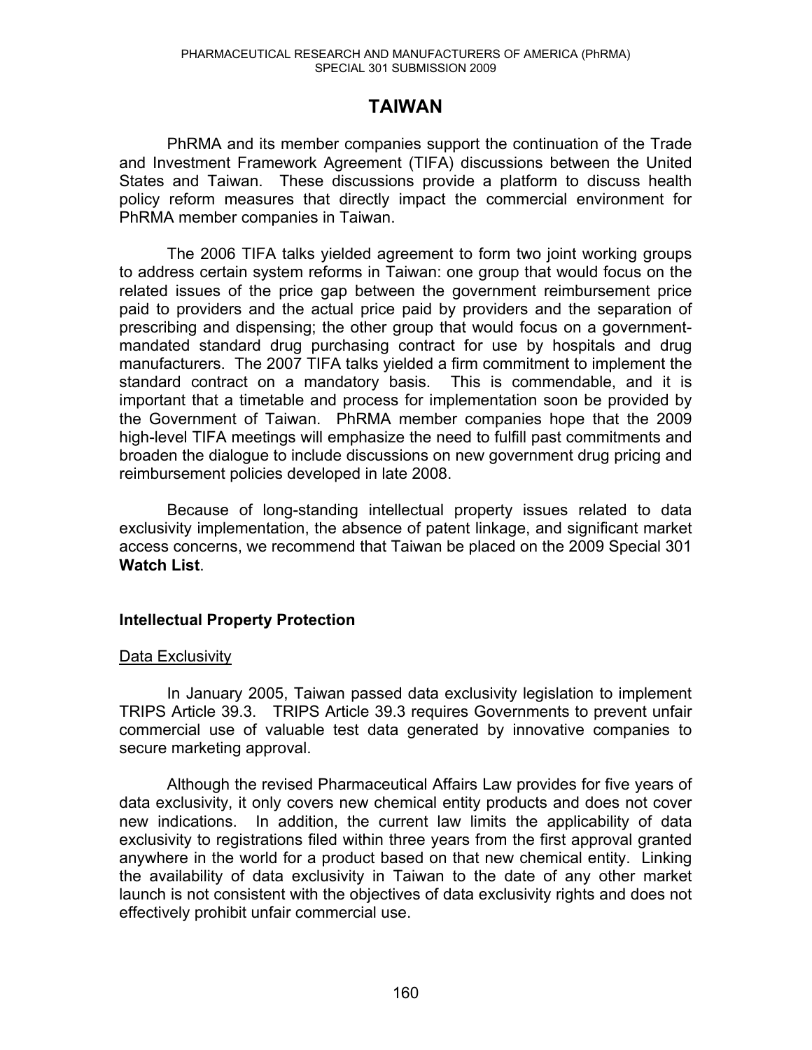# TAIWAN

PhRMA and its member companies support the continuation of the Trade and Investment Framework Agreement (TIFA) discussions between the United States and Taiwan. These discussions provide a platform to discuss health policy reform measures that directly impact the commercial environment for PhRMA member companies in Taiwan.

The 2006 TIFA talks yielded agreement to form two joint working groups to address certain system reforms in Taiwan: one group that would focus on the related issues of the price gap between the government reimbursement price paid to providers and the actual price paid by providers and the separation of prescribing and dispensing; the other group that would focus on a government-mandated standard drug purchasing contract for use by hospitals and drug manufacturers. The 2007 TIFA talks yielded a firm commitment to implement the standard contract on a mandatory basis. This is commendable, and it is important that a timetable and process for implementation soon be provided by the Government of Taiwan. PhRMA member companies hope that the 2009 high-level TIFA meetings will emphasize the need to fulfill past commitments and broaden the dialogue to include discussions on new government drug pricing and reimbursement policies developed in late 2008.

Because of long-standing intellectual property issues related to data exclusivity implementation, the absence of patent linkage, and significant market access concerns, we recommend that Taiwan be placed on the 2009 Special 301 **Watch List**.

## Intellectual Property Protection

### Data Exclusivity

In January 2005, Taiwan passed data exclusivity legislation to implement TRIPS Article 39.3. TRIPS Article 39.3 requires Governments to prevent unfair commercial use of valuable test data generated by innovative companies to secure marketing approval.

Although the revised Pharmaceutical Affairs Law provides for five years of data exclusivity, it only covers new chemical entity products and does not cover new indications. In addition, the current law limits the applicability of data exclusivity to registrations filed within three years from the first approval granted anywhere in the world for a product based on that new chemical entity. Linking the availability of data exclusivity in Taiwan to the date of any other market launch is not consistent with the objectives of data exclusivity rights and does not effectively prohibit unfair commercial use.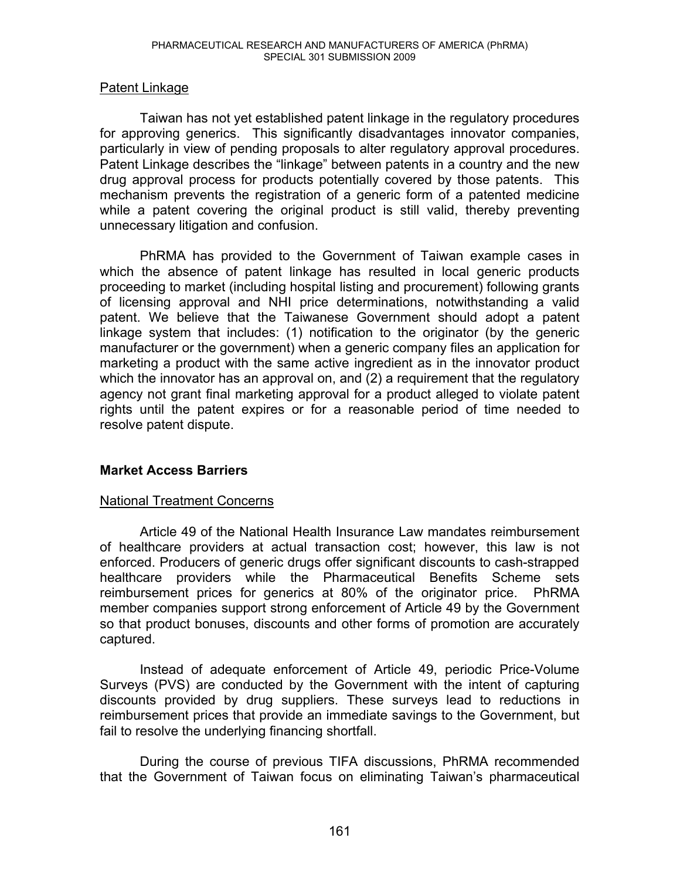Patent Linkage

Taiwan has not yet established patent linkage in the regulatory procedures for approving generics. This significantly disadvantages innovator companies, particularly in view of pending proposals to alter regulatory approval procedures. Patent Linkage describes the "linkage" between patents in a country and the new drug approval process for products potentially covered by those patents. This mechanism prevents the registration of a generic form of a patented medicine while a patent covering the original product is still valid, thereby preventing unnecessary litigation and confusion.

PhRMA has provided to the Government of Taiwan example cases in which the absence of patent linkage has resulted in local generic products proceeding to market (including hospital listing and procurement) following grants of licensing approval and NHI price determinations, notwithstanding a valid patent. We believe that the Taiwanese Government should adopt a patent linkage system that includes: (1) notification to the originator (by the generic manufacturer or the government) when a generic company files an application for marketing a product with the same active ingredient as in the innovator product which the innovator has an approval on, and (2) a requirement that the regulatory agency not grant final marketing approval for a product alleged to violate patent rights until the patent expires or for a reasonable period of time needed to resolve patent dispute.

**Market Access Barriers**

National Treatment Concerns

Article 49 of the National Health Insurance Law mandates reimbursement of healthcare providers at actual transaction cost; however, this law is not enforced. Producers of generic drugs offer significant discounts to cash-strapped healthcare providers while the Pharmaceutical Benefits Scheme sets reimbursement prices for generics at 80% of the originator price. PhRMA member companies support strong enforcement of Article 49 by the Government so that product bonuses, discounts and other forms of promotion are accurately captured.

Instead of adequate enforcement of Article 49, periodic Price-Volume Surveys (PVS) are conducted by the Government with the intent of capturing discounts provided by drug suppliers. These surveys lead to reductions in reimbursement prices that provide an immediate savings to the Government, but fail to resolve the underlying financing shortfall.

During the course of previous TIFA discussions, PhRMA recommended that the Government of Taiwan focus on eliminating Taiwan's pharmaceutical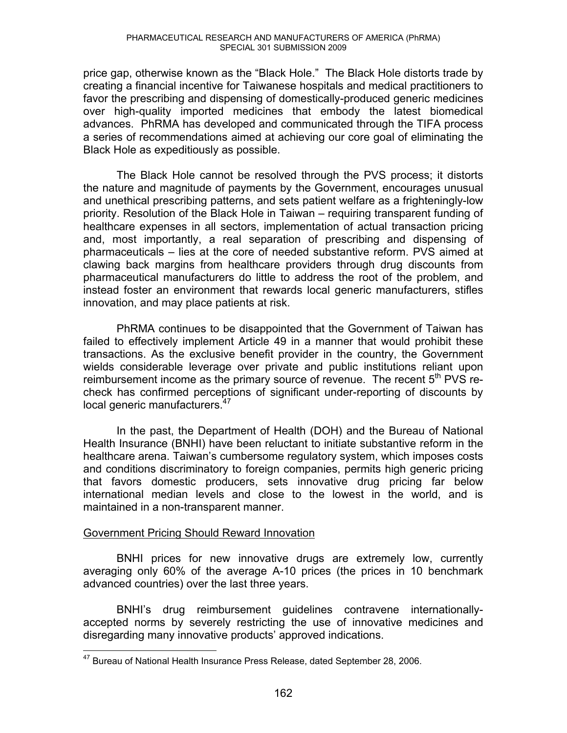price gap, otherwise known as the "Black Hole." The Black Hole distorts trade by creating a financial incentive for Taiwanese hospitals and medical practitioners to favor the prescribing and dispensing of domestically-produced generic medicines over high-quality imported medicines that embody the latest biomedical advances. PhRMA has developed and communicated through the TIFA process a series of recommendations aimed at achieving our core goal of eliminating the Black Hole as expeditiously as possible.

The Black Hole cannot be resolved through the PVS process; it distorts the nature and magnitude of payments by the Government, encourages unusual and unethical prescribing patterns, and sets patient welfare as a frighteningly-low priority. Resolution of the Black Hole in Taiwan – requiring transparent funding of healthcare expenses in all sectors, implementation of actual transaction pricing and, most importantly, a real separation of prescribing and dispensing of pharmaceuticals – lies at the core of needed substantive reform. PVS aimed at clawing back margins from healthcare providers through drug discounts from pharmaceutical manufacturers do little to address the root of the problem, and instead foster an environment that rewards local generic manufacturers, stifles innovation, and may place patients at risk.

PhRMA continues to be disappointed that the Government of Taiwan has failed to effectively implement Article 49 in a manner that would prohibit these transactions. As the exclusive benefit provider in the country, the Government wields considerable leverage over private and public institutions reliant upon reimbursement income as the primary source of revenue. The recent 5th PVS re-check has confirmed perceptions of significant under-reporting of discounts by local generic manufacturers.[47]

In the past, the Department of Health (DOH) and the Bureau of National Health Insurance (BNHI) have been reluctant to initiate substantive reform in the healthcare arena. Taiwan's cumbersome regulatory system, which imposes costs and conditions discriminatory to foreign companies, permits high generic pricing that favors domestic producers, sets innovative drug pricing far below international median levels and close to the lowest in the world, and is maintained in a non-transparent manner.

## Government Pricing Should Reward Innovation

BNHI prices for new innovative drugs are extremely low, currently averaging only 60% of the average A-10 prices (the prices in 10 benchmark advanced countries) over the last three years.

BNHI's drug reimbursement guidelines contravene internationally-accepted norms by severely restricting the use of innovative medicines and disregarding many innovative products' approved indications.

---

[47] Bureau of National Health Insurance Press Release, dated September 28, 2006.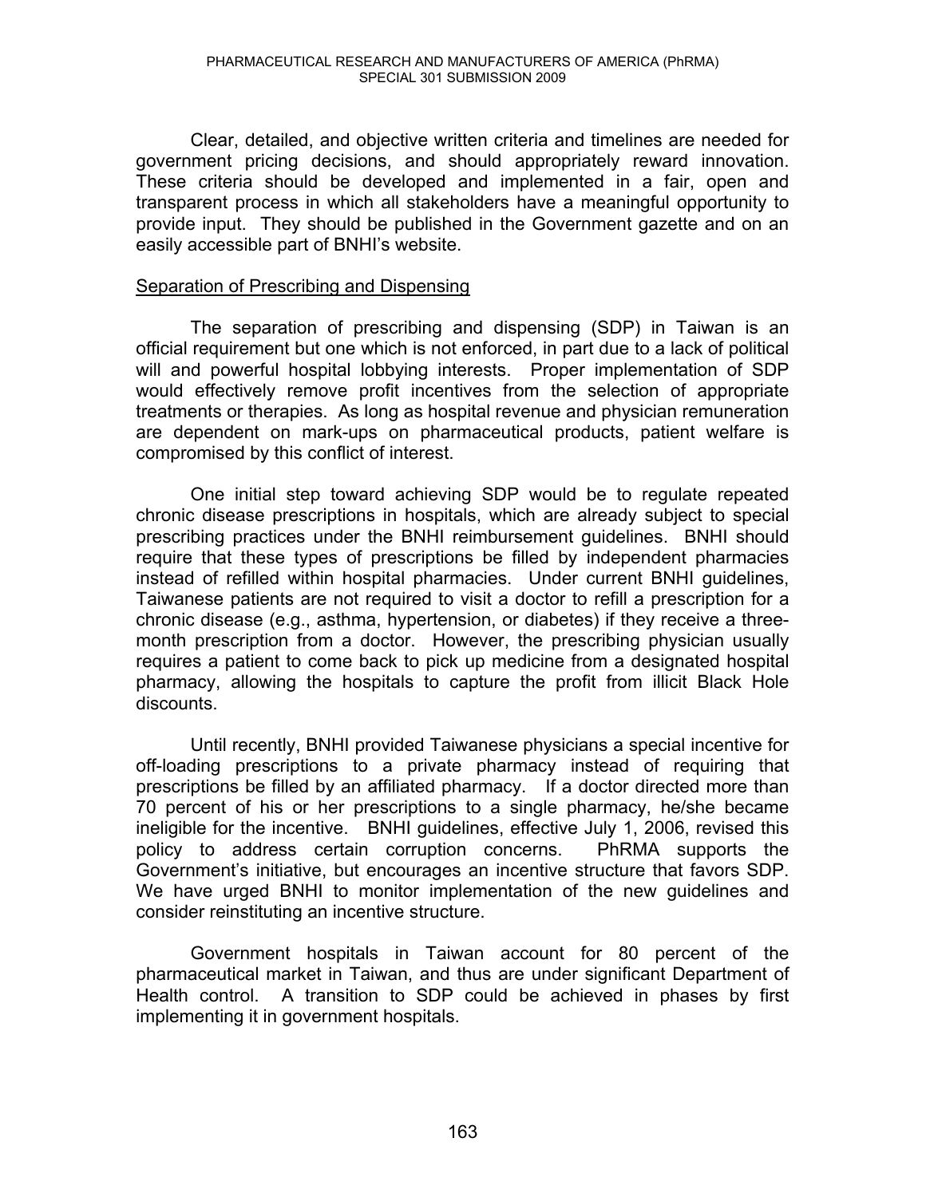Clear, detailed, and objective written criteria and timelines are needed for government pricing decisions, and should appropriately reward innovation. These criteria should be developed and implemented in a fair, open and transparent process in which all stakeholders have a meaningful opportunity to provide input. They should be published in the Government gazette and on an easily accessible part of BNHI's website.

Separation of Prescribing and Dispensing

The separation of prescribing and dispensing (SDP) in Taiwan is an official requirement but one which is not enforced, in part due to a lack of political will and powerful hospital lobbying interests. Proper implementation of SDP would effectively remove profit incentives from the selection of appropriate treatments or therapies. As long as hospital revenue and physician remuneration are dependent on mark-ups on pharmaceutical products, patient welfare is compromised by this conflict of interest.

One initial step toward achieving SDP would be to regulate repeated chronic disease prescriptions in hospitals, which are already subject to special prescribing practices under the BNHI reimbursement guidelines. BNHI should require that these types of prescriptions be filled by independent pharmacies instead of refilled within hospital pharmacies. Under current BNHI guidelines, Taiwanese patients are not required to visit a doctor to refill a prescription for a chronic disease (e.g., asthma, hypertension, or diabetes) if they receive a three-month prescription from a doctor. However, the prescribing physician usually requires a patient to come back to pick up medicine from a designated hospital pharmacy, allowing the hospitals to capture the profit from illicit Black Hole discounts.

Until recently, BNHI provided Taiwanese physicians a special incentive for off-loading prescriptions to a private pharmacy instead of requiring that prescriptions be filled by an affiliated pharmacy. If a doctor directed more than 70 percent of his or her prescriptions to a single pharmacy, he/she became ineligible for the incentive. BNHI guidelines, effective July 1, 2006, revised this policy to address certain corruption concerns. PhRMA supports the Government's initiative, but encourages an incentive structure that favors SDP. We have urged BNHI to monitor implementation of the new guidelines and consider reinstituting an incentive structure.

Government hospitals in Taiwan account for 80 percent of the pharmaceutical market in Taiwan, and thus are under significant Department of Health control. A transition to SDP could be achieved in phases by first implementing it in government hospitals.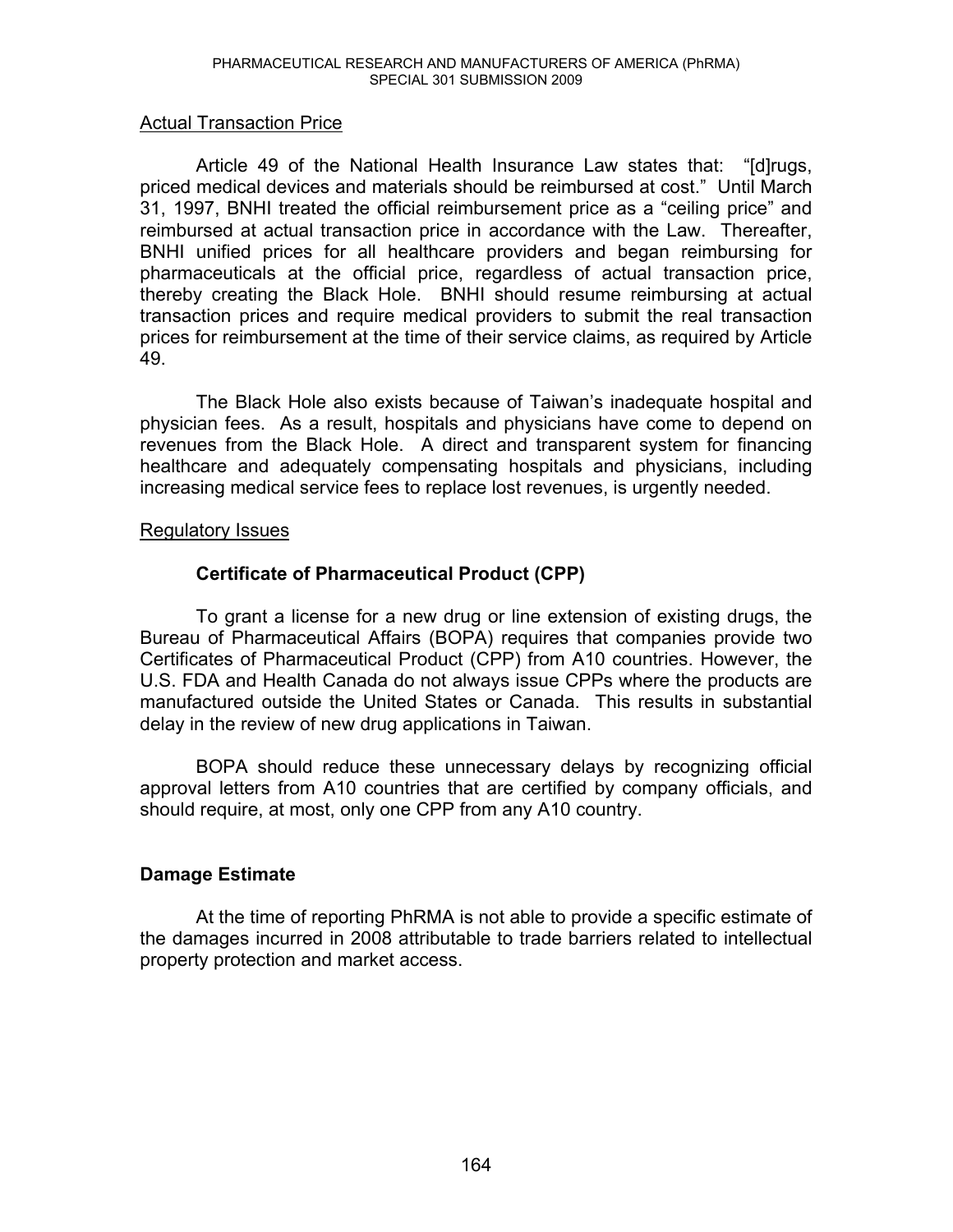<u>Actual Transaction Price</u>

Article 49 of the National Health Insurance Law states that: "[d]rugs, priced medical devices and materials should be reimbursed at cost." Until March 31, 1997, BNHI treated the official reimbursement price as a "ceiling price" and reimbursed at actual transaction price in accordance with the Law. Thereafter, BNHI unified prices for all healthcare providers and began reimbursing for pharmaceuticals at the official price, regardless of actual transaction price, thereby creating the Black Hole. BNHI should resume reimbursing at actual transaction prices and require medical providers to submit the real transaction prices for reimbursement at the time of their service claims, as required by Article 49.

The Black Hole also exists because of Taiwan's inadequate hospital and physician fees. As a result, hospitals and physicians have come to depend on revenues from the Black Hole. A direct and transparent system for financing healthcare and adequately compensating hospitals and physicians, including increasing medical service fees to replace lost revenues, is urgently needed.

<u>Regulatory Issues</u>

**Certificate of Pharmaceutical Product (CPP)**

To grant a license for a new drug or line extension of existing drugs, the Bureau of Pharmaceutical Affairs (BOPA) requires that companies provide two Certificates of Pharmaceutical Product (CPP) from A10 countries. However, the U.S. FDA and Health Canada do not always issue CPPs where the products are manufactured outside the United States or Canada. This results in substantial delay in the review of new drug applications in Taiwan.

BOPA should reduce these unnecessary delays by recognizing official approval letters from A10 countries that are certified by company officials, and should require, at most, only one CPP from any A10 country.

**Damage Estimate**

At the time of reporting PhRMA is not able to provide a specific estimate of the damages incurred in 2008 attributable to trade barriers related to intellectual property protection and market access.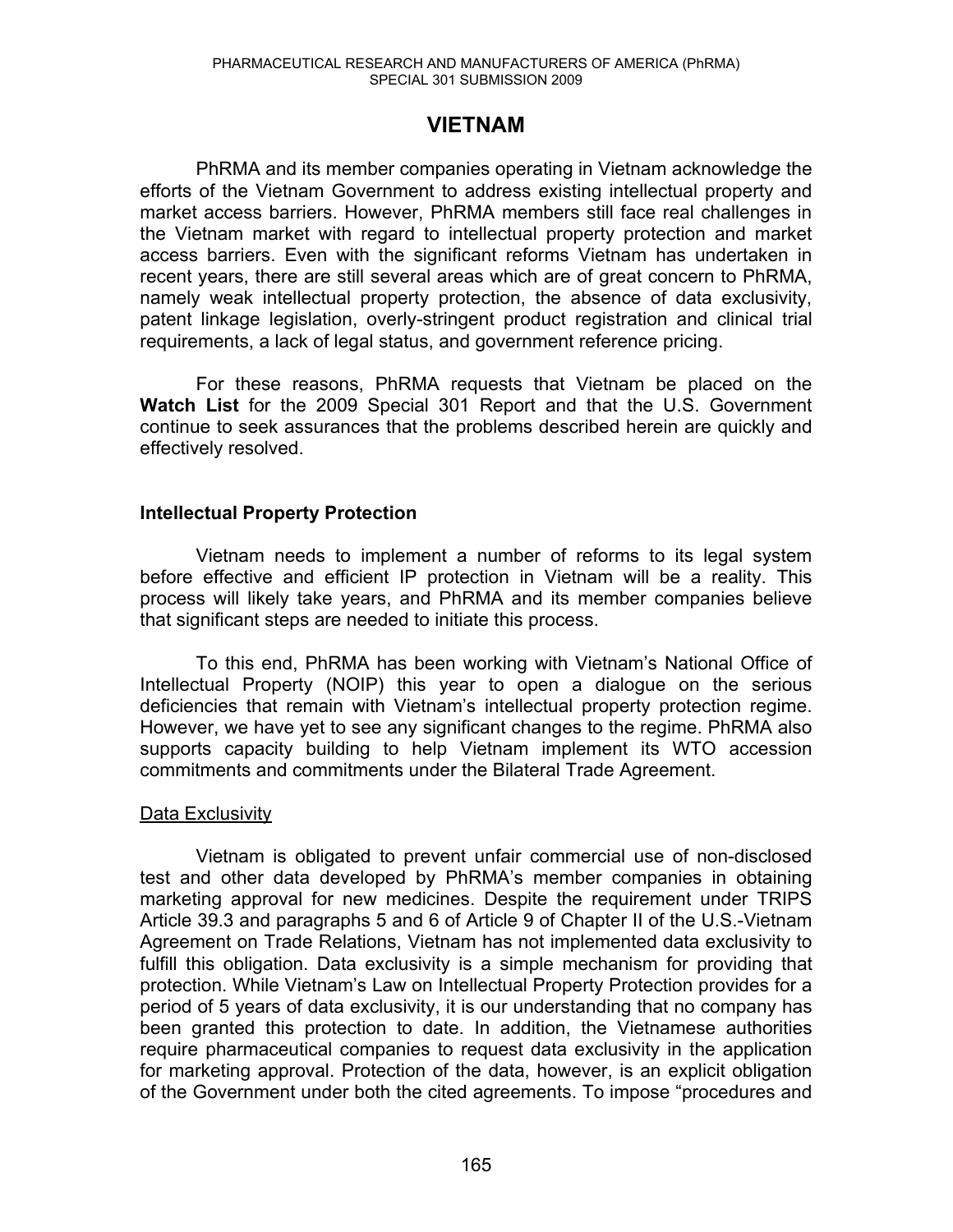# VIETNAM

PhRMA and its member companies operating in Vietnam acknowledge the efforts of the Vietnam Government to address existing intellectual property and market access barriers. However, PhRMA members still face real challenges in the Vietnam market with regard to intellectual property protection and market access barriers. Even with the significant reforms Vietnam has undertaken in recent years, there are still several areas which are of great concern to PhRMA, namely weak intellectual property protection, the absence of data exclusivity, patent linkage legislation, overly-stringent product registration and clinical trial requirements, a lack of legal status, and government reference pricing.

For these reasons, PhRMA requests that Vietnam be placed on the **Watch List** for the 2009 Special 301 Report and that the U.S. Government continue to seek assurances that the problems described herein are quickly and effectively resolved.

## Intellectual Property Protection

Vietnam needs to implement a number of reforms to its legal system before effective and efficient IP protection in Vietnam will be a reality. This process will likely take years, and PhRMA and its member companies believe that significant steps are needed to initiate this process.

To this end, PhRMA has been working with Vietnam's National Office of Intellectual Property (NOIP) this year to open a dialogue on the serious deficiencies that remain with Vietnam's intellectual property protection regime. However, we have yet to see any significant changes to the regime. PhRMA also supports capacity building to help Vietnam implement its WTO accession commitments and commitments under the Bilateral Trade Agreement.

### Data Exclusivity

Vietnam is obligated to prevent unfair commercial use of non-disclosed test and other data developed by PhRMA's member companies in obtaining marketing approval for new medicines. Despite the requirement under TRIPS Article 39.3 and paragraphs 5 and 6 of Article 9 of Chapter II of the U.S.-Vietnam Agreement on Trade Relations, Vietnam has not implemented data exclusivity to fulfill this obligation. Data exclusivity is a simple mechanism for providing that protection. While Vietnam's Law on Intellectual Property Protection provides for a period of 5 years of data exclusivity, it is our understanding that no company has been granted this protection to date. In addition, the Vietnamese authorities require pharmaceutical companies to request data exclusivity in the application for marketing approval. Protection of the data, however, is an explicit obligation of the Government under both the cited agreements. To impose "procedures and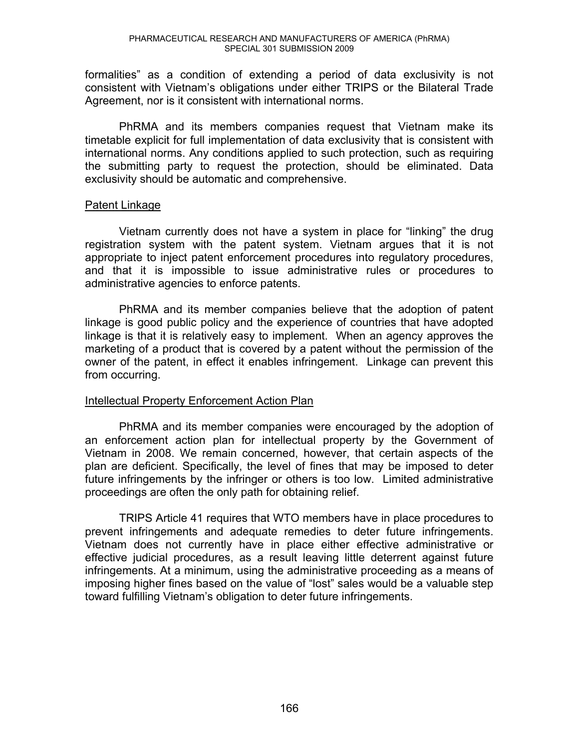formalities" as a condition of extending a period of data exclusivity is not consistent with Vietnam's obligations under either TRIPS or the Bilateral Trade Agreement, nor is it consistent with international norms.

PhRMA and its members companies request that Vietnam make its timetable explicit for full implementation of data exclusivity that is consistent with international norms. Any conditions applied to such protection, such as requiring the submitting party to request the protection, should be eliminated. Data exclusivity should be automatic and comprehensive.

<u>Patent Linkage</u>

Vietnam currently does not have a system in place for "linking" the drug registration system with the patent system. Vietnam argues that it is not appropriate to inject patent enforcement procedures into regulatory procedures, and that it is impossible to issue administrative rules or procedures to administrative agencies to enforce patents.

PhRMA and its member companies believe that the adoption of patent linkage is good public policy and the experience of countries that have adopted linkage is that it is relatively easy to implement. When an agency approves the marketing of a product that is covered by a patent without the permission of the owner of the patent, in effect it enables infringement. Linkage can prevent this from occurring.

<u>Intellectual Property Enforcement Action Plan</u>

PhRMA and its member companies were encouraged by the adoption of an enforcement action plan for intellectual property by the Government of Vietnam in 2008. We remain concerned, however, that certain aspects of the plan are deficient. Specifically, the level of fines that may be imposed to deter future infringements by the infringer or others is too low. Limited administrative proceedings are often the only path for obtaining relief.

TRIPS Article 41 requires that WTO members have in place procedures to prevent infringements and adequate remedies to deter future infringements. Vietnam does not currently have in place either effective administrative or effective judicial procedures, as a result leaving little deterrent against future infringements. At a minimum, using the administrative proceeding as a means of imposing higher fines based on the value of "lost" sales would be a valuable step toward fulfilling Vietnam's obligation to deter future infringements.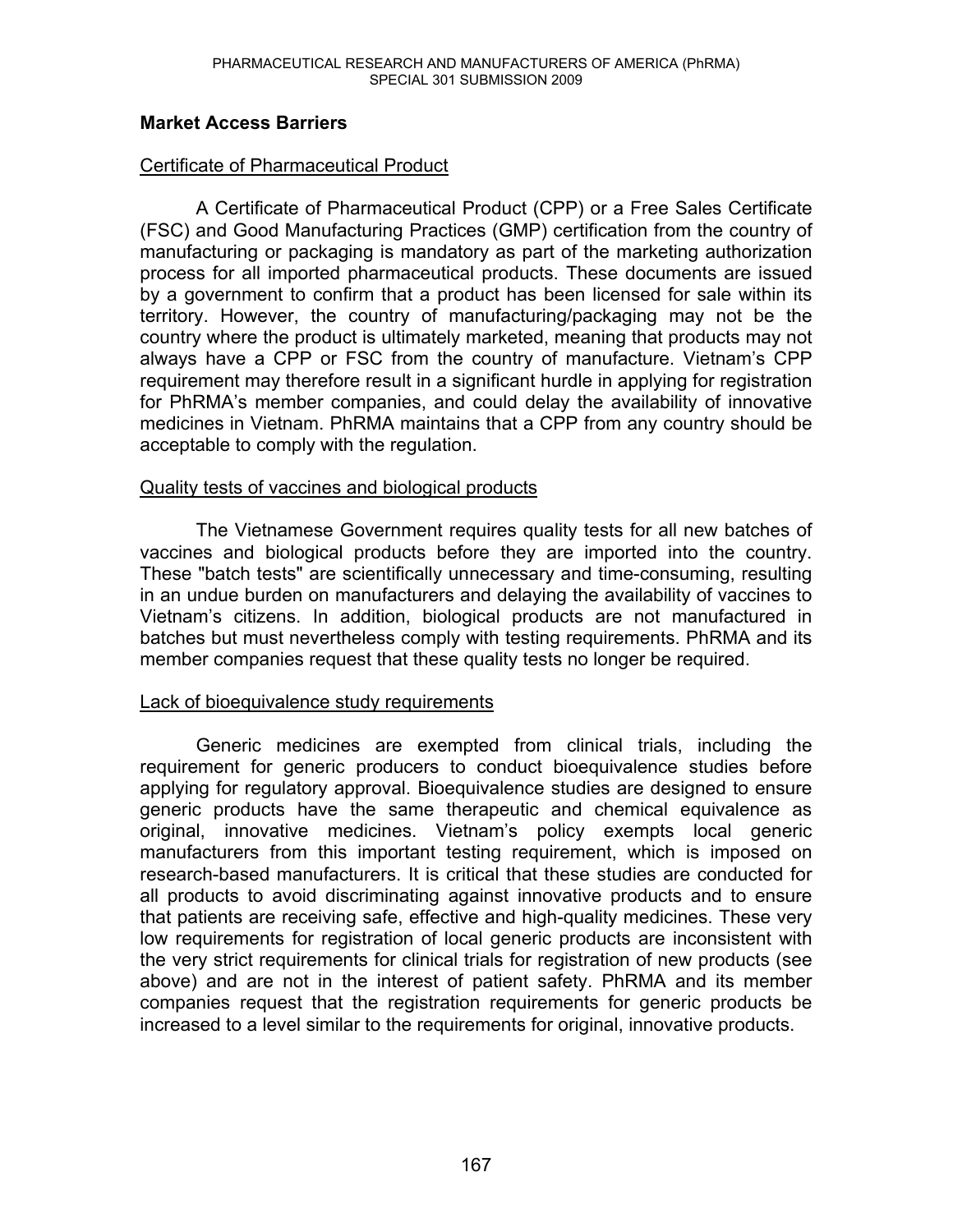## Market Access Barriers

### Certificate of Pharmaceutical Product

A Certificate of Pharmaceutical Product (CPP) or a Free Sales Certificate (FSC) and Good Manufacturing Practices (GMP) certification from the country of manufacturing or packaging is mandatory as part of the marketing authorization process for all imported pharmaceutical products. These documents are issued by a government to confirm that a product has been licensed for sale within its territory. However, the country of manufacturing/packaging may not be the country where the product is ultimately marketed, meaning that products may not always have a CPP or FSC from the country of manufacture. Vietnam's CPP requirement may therefore result in a significant hurdle in applying for registration for PhRMA's member companies, and could delay the availability of innovative medicines in Vietnam. PhRMA maintains that a CPP from any country should be acceptable to comply with the regulation.

### Quality tests of vaccines and biological products

The Vietnamese Government requires quality tests for all new batches of vaccines and biological products before they are imported into the country. These "batch tests" are scientifically unnecessary and time-consuming, resulting in an undue burden on manufacturers and delaying the availability of vaccines to Vietnam's citizens. In addition, biological products are not manufactured in batches but must nevertheless comply with testing requirements. PhRMA and its member companies request that these quality tests no longer be required.

### Lack of bioequivalence study requirements

Generic medicines are exempted from clinical trials, including the requirement for generic producers to conduct bioequivalence studies before applying for regulatory approval. Bioequivalence studies are designed to ensure generic products have the same therapeutic and chemical equivalence as original, innovative medicines. Vietnam's policy exempts local generic manufacturers from this important testing requirement, which is imposed on research-based manufacturers. It is critical that these studies are conducted for all products to avoid discriminating against innovative products and to ensure that patients are receiving safe, effective and high-quality medicines. These very low requirements for registration of local generic products are inconsistent with the very strict requirements for clinical trials for registration of new products (see above) and are not in the interest of patient safety. PhRMA and its member companies request that the registration requirements for generic products be increased to a level similar to the requirements for original, innovative products.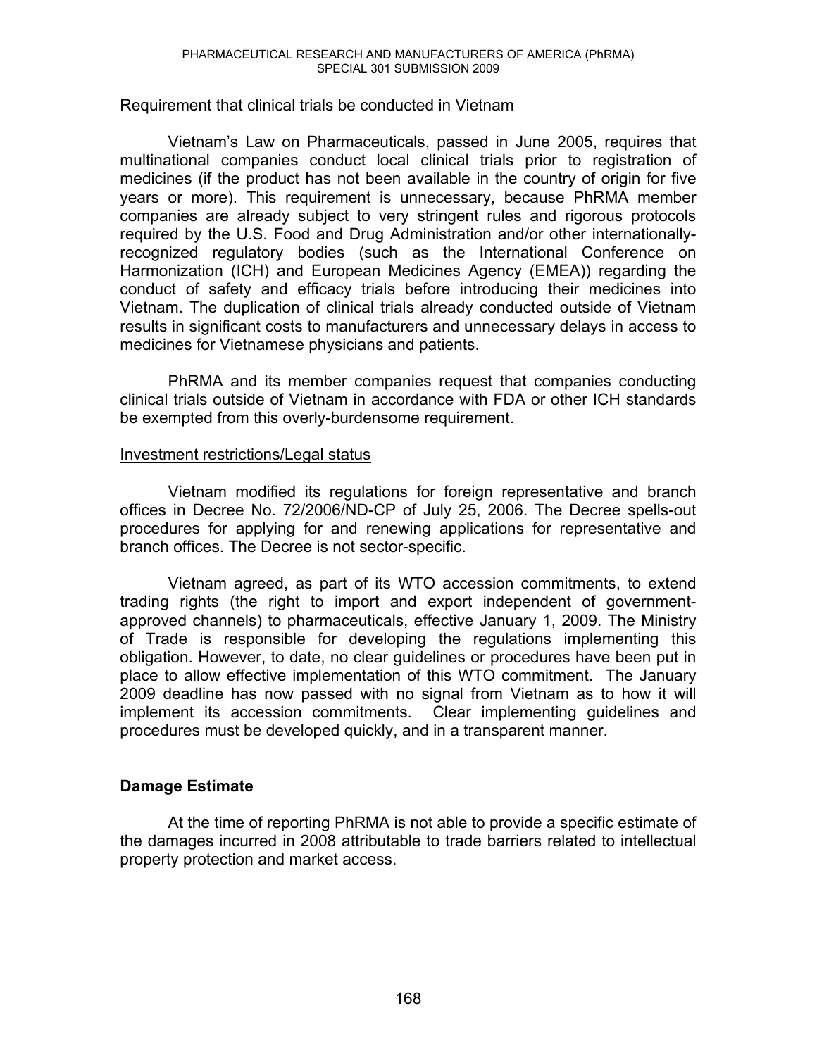Requirement that clinical trials be conducted in Vietnam

Vietnam's Law on Pharmaceuticals, passed in June 2005, requires that multinational companies conduct local clinical trials prior to registration of medicines (if the product has not been available in the country of origin for five years or more). This requirement is unnecessary, because PhRMA member companies are already subject to very stringent rules and rigorous protocols required by the U.S. Food and Drug Administration and/or other internationally-recognized regulatory bodies (such as the International Conference on Harmonization (ICH) and European Medicines Agency (EMEA)) regarding the conduct of safety and efficacy trials before introducing their medicines into Vietnam. The duplication of clinical trials already conducted outside of Vietnam results in significant costs to manufacturers and unnecessary delays in access to medicines for Vietnamese physicians and patients.

PhRMA and its member companies request that companies conducting clinical trials outside of Vietnam in accordance with FDA or other ICH standards be exempted from this overly-burdensome requirement.

Investment restrictions/Legal status

Vietnam modified its regulations for foreign representative and branch offices in Decree No. 72/2006/ND-CP of July 25, 2006. The Decree spells-out procedures for applying for and renewing applications for representative and branch offices. The Decree is not sector-specific.

Vietnam agreed, as part of its WTO accession commitments, to extend trading rights (the right to import and export independent of government-approved channels) to pharmaceuticals, effective January 1, 2009. The Ministry of Trade is responsible for developing the regulations implementing this obligation. However, to date, no clear guidelines or procedures have been put in place to allow effective implementation of this WTO commitment. The January 2009 deadline has now passed with no signal from Vietnam as to how it will implement its accession commitments. Clear implementing guidelines and procedures must be developed quickly, and in a transparent manner.

**Damage Estimate**

At the time of reporting PhRMA is not able to provide a specific estimate of the damages incurred in 2008 attributable to trade barriers related to intellectual property protection and market access.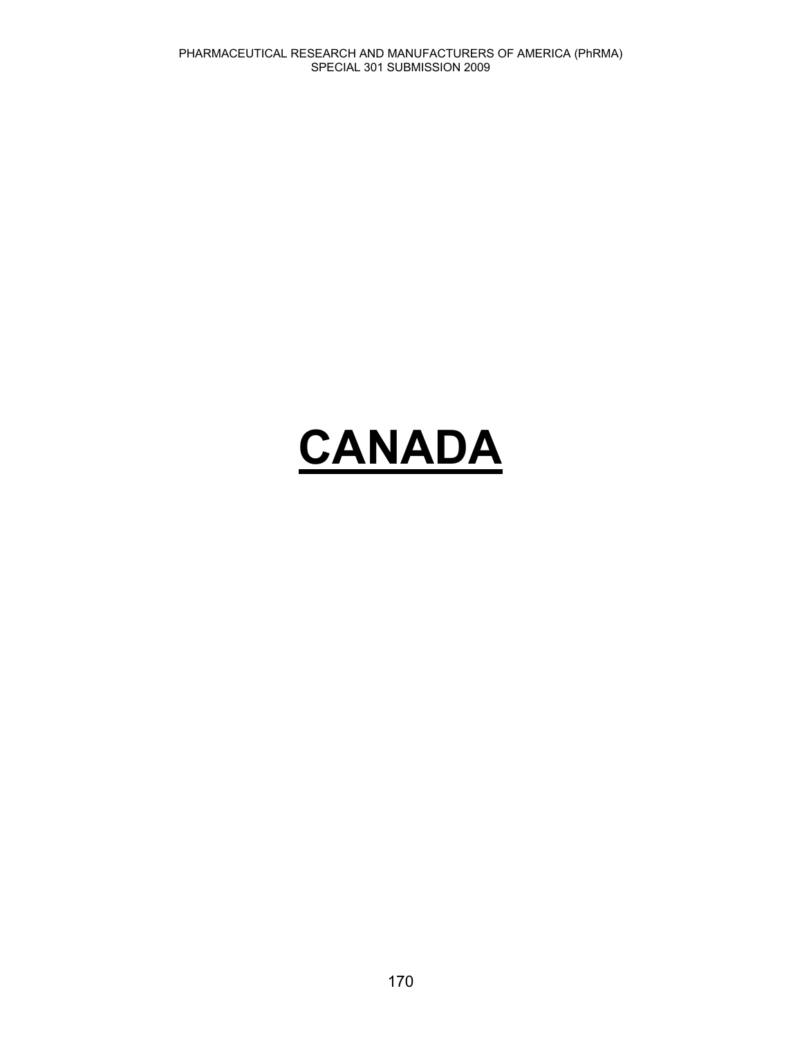# CANADA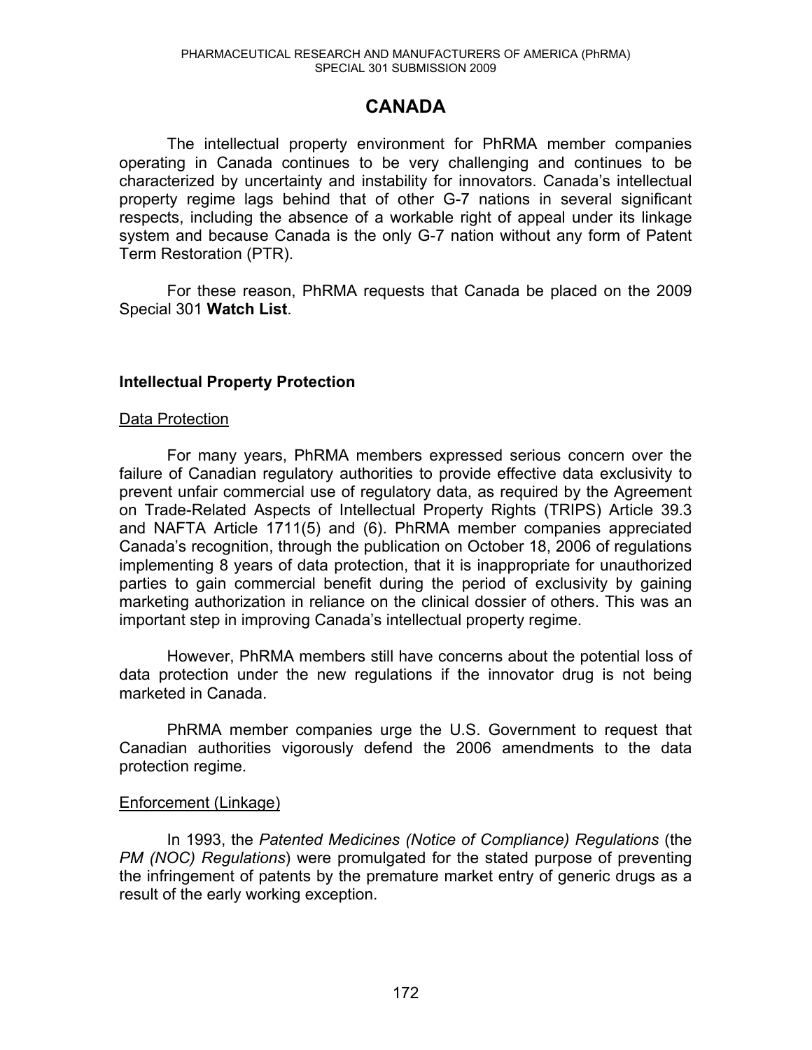# CANADA

The intellectual property environment for PhRMA member companies operating in Canada continues to be very challenging and continues to be characterized by uncertainty and instability for innovators. Canada's intellectual property regime lags behind that of other G-7 nations in several significant respects, including the absence of a workable right of appeal under its linkage system and because Canada is the only G-7 nation without any form of Patent Term Restoration (PTR).

For these reason, PhRMA requests that Canada be placed on the 2009 Special 301 **Watch List**.

## Intellectual Property Protection

### Data Protection

For many years, PhRMA members expressed serious concern over the failure of Canadian regulatory authorities to provide effective data exclusivity to prevent unfair commercial use of regulatory data, as required by the Agreement on Trade-Related Aspects of Intellectual Property Rights (TRIPS) Article 39.3 and NAFTA Article 1711(5) and (6). PhRMA member companies appreciated Canada's recognition, through the publication on October 18, 2006 of regulations implementing 8 years of data protection, that it is inappropriate for unauthorized parties to gain commercial benefit during the period of exclusivity by gaining marketing authorization in reliance on the clinical dossier of others. This was an important step in improving Canada's intellectual property regime.

However, PhRMA members still have concerns about the potential loss of data protection under the new regulations if the innovator drug is not being marketed in Canada.

PhRMA member companies urge the U.S. Government to request that Canadian authorities vigorously defend the 2006 amendments to the data protection regime.

### Enforcement (Linkage)

In 1993, the *Patented Medicines (Notice of Compliance) Regulations* (the *PM (NOC) Regulations*) were promulgated for the stated purpose of preventing the infringement of patents by the premature market entry of generic drugs as a result of the early working exception.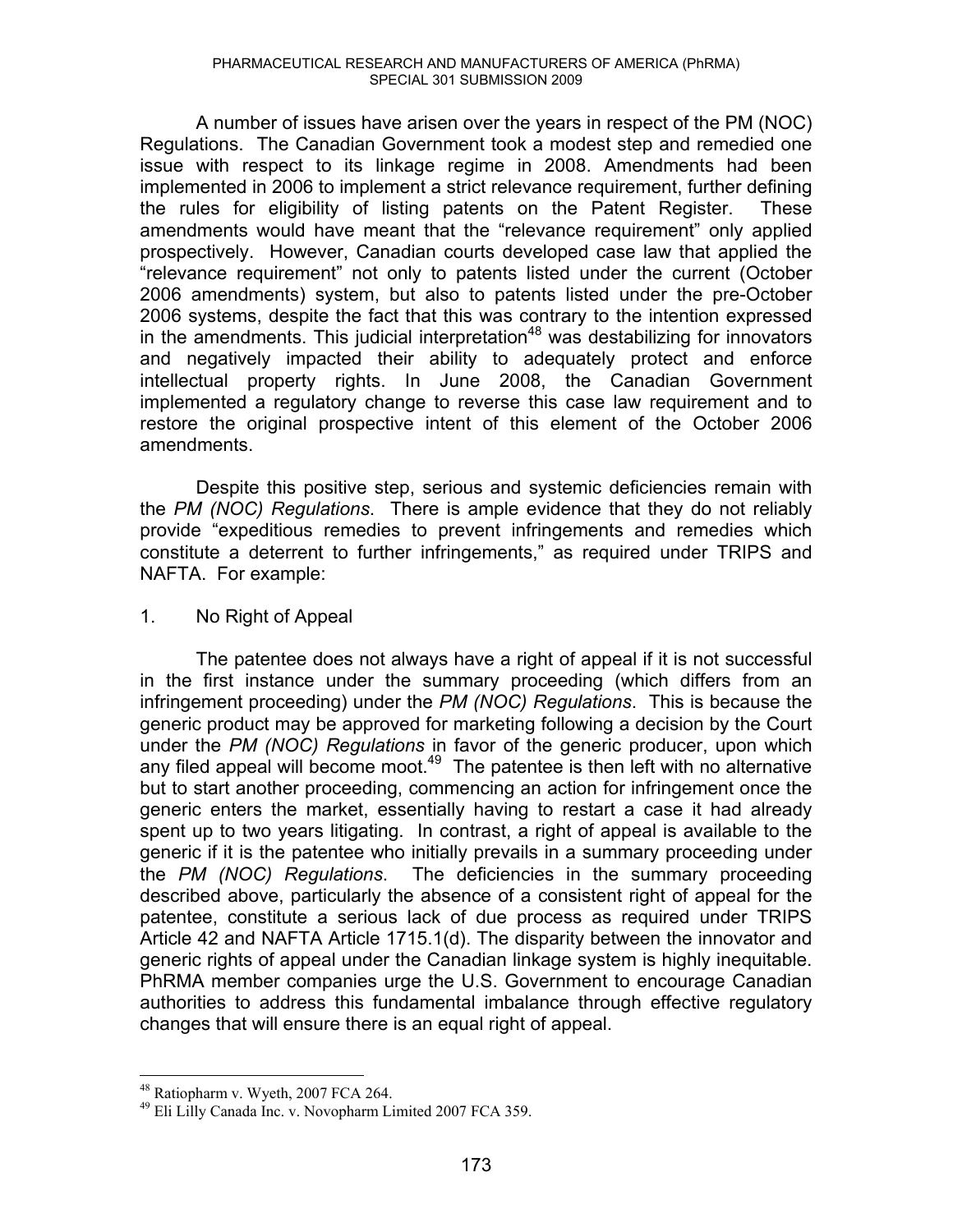A number of issues have arisen over the years in respect of the PM (NOC) Regulations. The Canadian Government took a modest step and remedied one issue with respect to its linkage regime in 2008. Amendments had been implemented in 2006 to implement a strict relevance requirement, further defining the rules for eligibility of listing patents on the Patent Register. These amendments would have meant that the "relevance requirement" only applied prospectively. However, Canadian courts developed case law that applied the "relevance requirement" not only to patents listed under the current (October 2006 amendments) system, but also to patents listed under the pre-October 2006 systems, despite the fact that this was contrary to the intention expressed in the amendments. This judicial interpretation[48] was destabilizing for innovators and negatively impacted their ability to adequately protect and enforce intellectual property rights. In June 2008, the Canadian Government implemented a regulatory change to reverse this case law requirement and to restore the original prospective intent of this element of the October 2006 amendments.

Despite this positive step, serious and systemic deficiencies remain with the *PM (NOC) Regulations*. There is ample evidence that they do not reliably provide "expeditious remedies to prevent infringements and remedies which constitute a deterrent to further infringements," as required under TRIPS and NAFTA. For example:

1. No Right of Appeal

The patentee does not always have a right of appeal if it is not successful in the first instance under the summary proceeding (which differs from an infringement proceeding) under the *PM (NOC) Regulations*. This is because the generic product may be approved for marketing following a decision by the Court under the *PM (NOC) Regulations* in favor of the generic producer, upon which any filed appeal will become moot.[49] The patentee is then left with no alternative but to start another proceeding, commencing an action for infringement once the generic enters the market, essentially having to restart a case it had already spent up to two years litigating. In contrast, a right of appeal is available to the generic if it is the patentee who initially prevails in a summary proceeding under the *PM (NOC) Regulations*. The deficiencies in the summary proceeding described above, particularly the absence of a consistent right of appeal for the patentee, constitute a serious lack of due process as required under TRIPS Article 42 and NAFTA Article 1715.1(d). The disparity between the innovator and generic rights of appeal under the Canadian linkage system is highly inequitable. PhRMA member companies urge the U.S. Government to encourage Canadian authorities to address this fundamental imbalance through effective regulatory changes that will ensure there is an equal right of appeal.

[48] Ratiopharm v. Wyeth, 2007 FCA 264.

[49] Eli Lilly Canada Inc. v. Novopharm Limited 2007 FCA 359.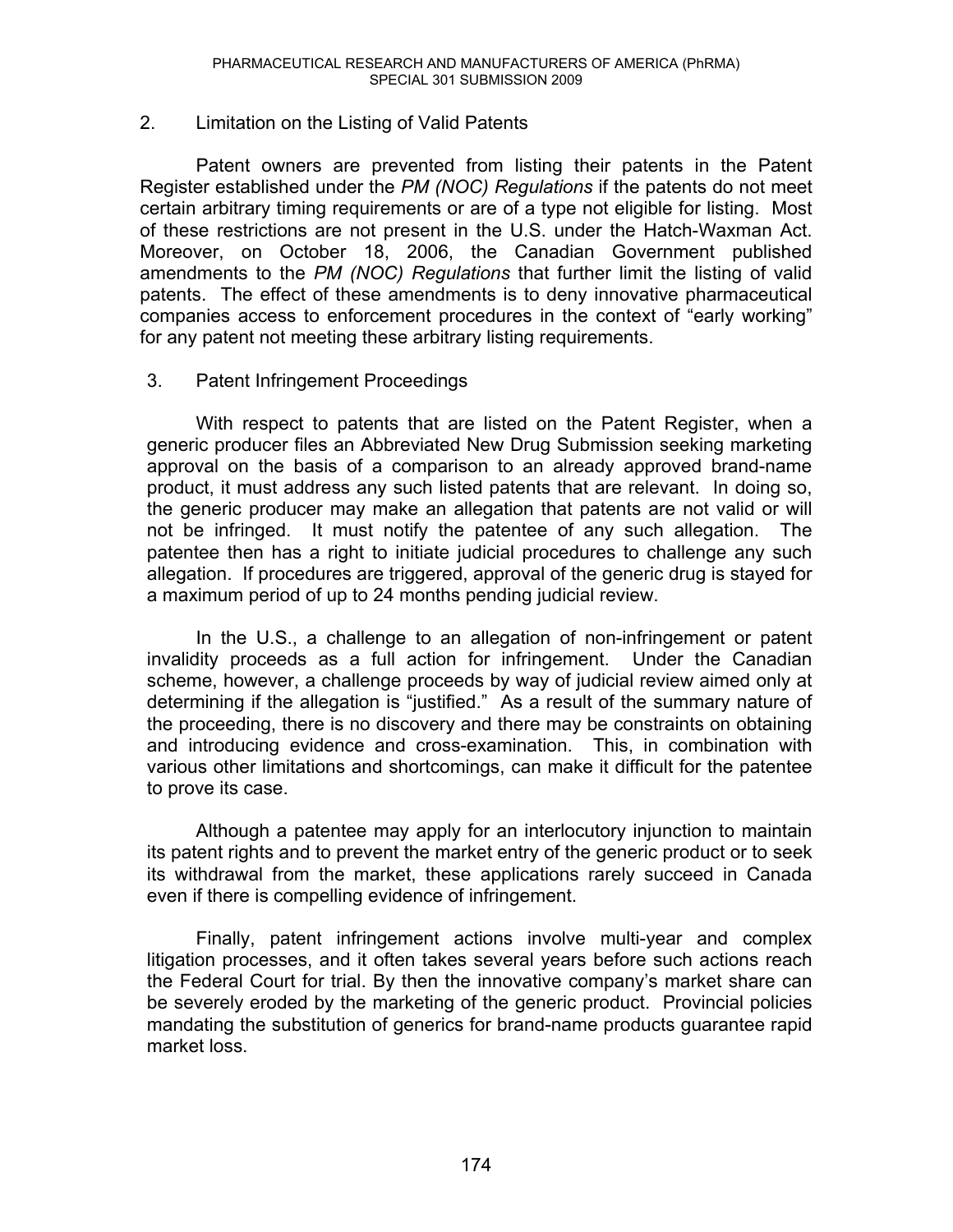2. Limitation on the Listing of Valid Patents

Patent owners are prevented from listing their patents in the Patent Register established under the *PM (NOC) Regulations* if the patents do not meet certain arbitrary timing requirements or are of a type not eligible for listing. Most of these restrictions are not present in the U.S. under the Hatch-Waxman Act. Moreover, on October 18, 2006, the Canadian Government published amendments to the *PM (NOC) Regulations* that further limit the listing of valid patents. The effect of these amendments is to deny innovative pharmaceutical companies access to enforcement procedures in the context of "early working" for any patent not meeting these arbitrary listing requirements.

3. Patent Infringement Proceedings

With respect to patents that are listed on the Patent Register, when a generic producer files an Abbreviated New Drug Submission seeking marketing approval on the basis of a comparison to an already approved brand-name product, it must address any such listed patents that are relevant. In doing so, the generic producer may make an allegation that patents are not valid or will not be infringed. It must notify the patentee of any such allegation. The patentee then has a right to initiate judicial procedures to challenge any such allegation. If procedures are triggered, approval of the generic drug is stayed for a maximum period of up to 24 months pending judicial review.

In the U.S., a challenge to an allegation of non-infringement or patent invalidity proceeds as a full action for infringement. Under the Canadian scheme, however, a challenge proceeds by way of judicial review aimed only at determining if the allegation is "justified." As a result of the summary nature of the proceeding, there is no discovery and there may be constraints on obtaining and introducing evidence and cross-examination. This, in combination with various other limitations and shortcomings, can make it difficult for the patentee to prove its case.

Although a patentee may apply for an interlocutory injunction to maintain its patent rights and to prevent the market entry of the generic product or to seek its withdrawal from the market, these applications rarely succeed in Canada even if there is compelling evidence of infringement.

Finally, patent infringement actions involve multi-year and complex litigation processes, and it often takes several years before such actions reach the Federal Court for trial. By then the innovative company's market share can be severely eroded by the marketing of the generic product. Provincial policies mandating the substitution of generics for brand-name products guarantee rapid market loss.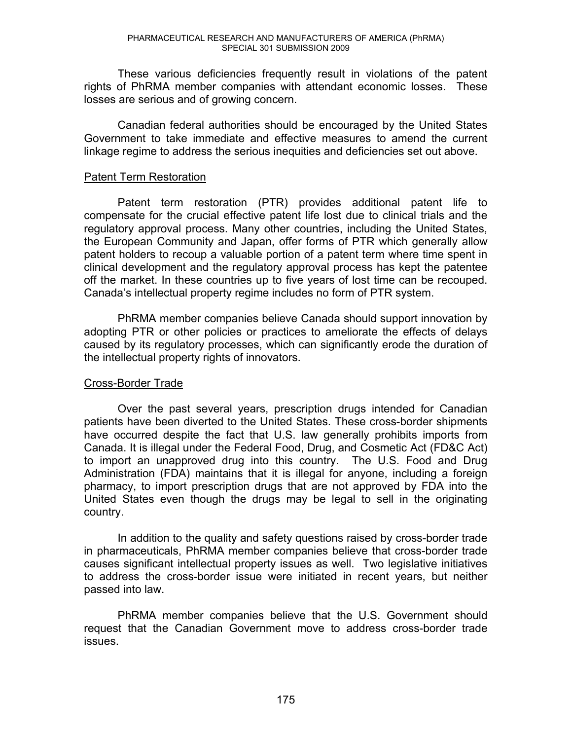These various deficiencies frequently result in violations of the patent rights of PhRMA member companies with attendant economic losses. These losses are serious and of growing concern.

Canadian federal authorities should be encouraged by the United States Government to take immediate and effective measures to amend the current linkage regime to address the serious inequities and deficiencies set out above.

## Patent Term Restoration

Patent term restoration (PTR) provides additional patent life to compensate for the crucial effective patent life lost due to clinical trials and the regulatory approval process. Many other countries, including the United States, the European Community and Japan, offer forms of PTR which generally allow patent holders to recoup a valuable portion of a patent term where time spent in clinical development and the regulatory approval process has kept the patentee off the market. In these countries up to five years of lost time can be recouped. Canada's intellectual property regime includes no form of PTR system.

PhRMA member companies believe Canada should support innovation by adopting PTR or other policies or practices to ameliorate the effects of delays caused by its regulatory processes, which can significantly erode the duration of the intellectual property rights of innovators.

## Cross-Border Trade

Over the past several years, prescription drugs intended for Canadian patients have been diverted to the United States. These cross-border shipments have occurred despite the fact that U.S. law generally prohibits imports from Canada. It is illegal under the Federal Food, Drug, and Cosmetic Act (FD&C Act) to import an unapproved drug into this country. The U.S. Food and Drug Administration (FDA) maintains that it is illegal for anyone, including a foreign pharmacy, to import prescription drugs that are not approved by FDA into the United States even though the drugs may be legal to sell in the originating country.

In addition to the quality and safety questions raised by cross-border trade in pharmaceuticals, PhRMA member companies believe that cross-border trade causes significant intellectual property issues as well. Two legislative initiatives to address the cross-border issue were initiated in recent years, but neither passed into law.

PhRMA member companies believe that the U.S. Government should request that the Canadian Government move to address cross-border trade issues.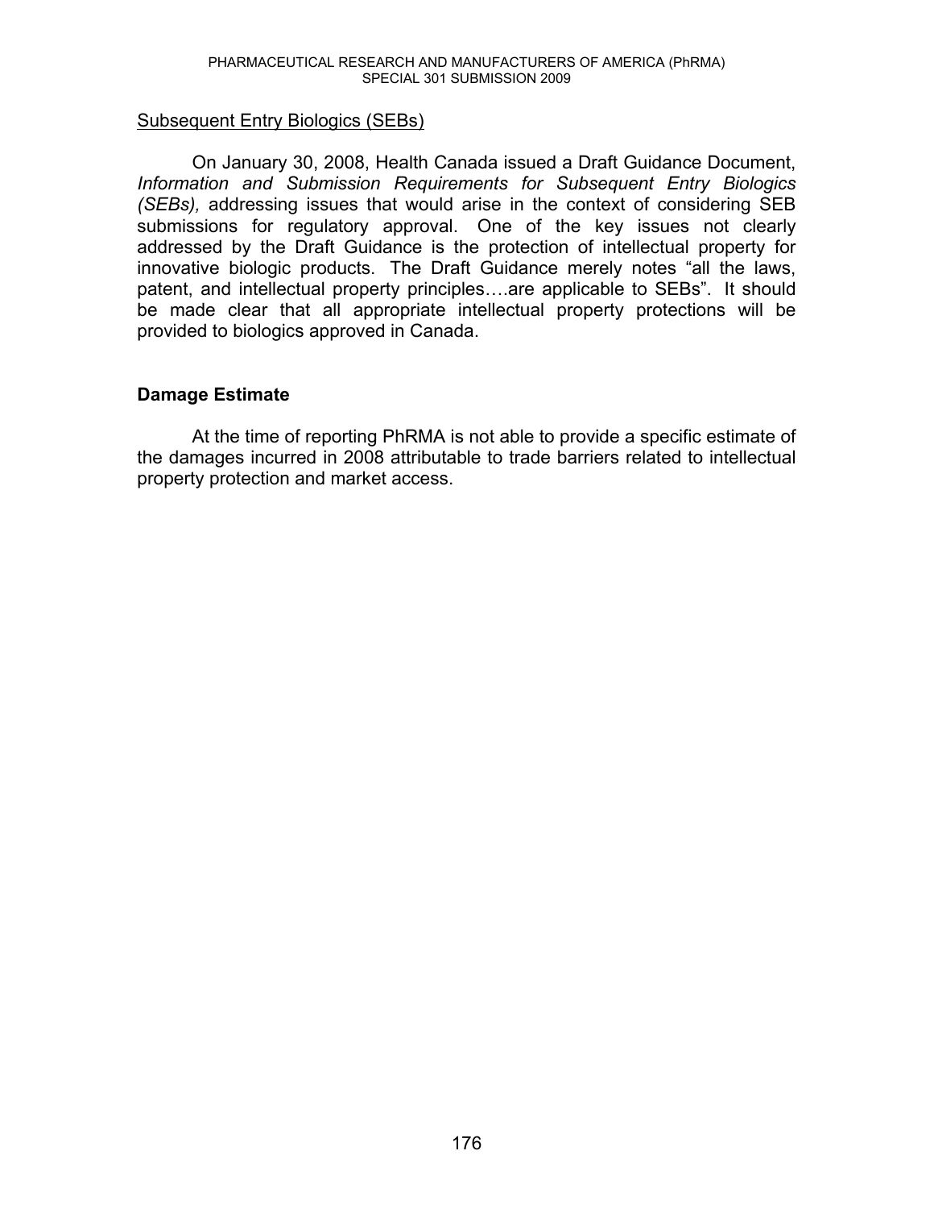<u>Subsequent Entry Biologics (SEBs)</u>

On January 30, 2008, Health Canada issued a Draft Guidance Document, *Information and Submission Requirements for Subsequent Entry Biologics (SEBs),* addressing issues that would arise in the context of considering SEB submissions for regulatory approval. One of the key issues not clearly addressed by the Draft Guidance is the protection of intellectual property for innovative biologic products. The Draft Guidance merely notes "all the laws, patent, and intellectual property principles….are applicable to SEBs". It should be made clear that all appropriate intellectual property protections will be provided to biologics approved in Canada.

**Damage Estimate**

At the time of reporting PhRMA is not able to provide a specific estimate of the damages incurred in 2008 attributable to trade barriers related to intellectual property protection and market access.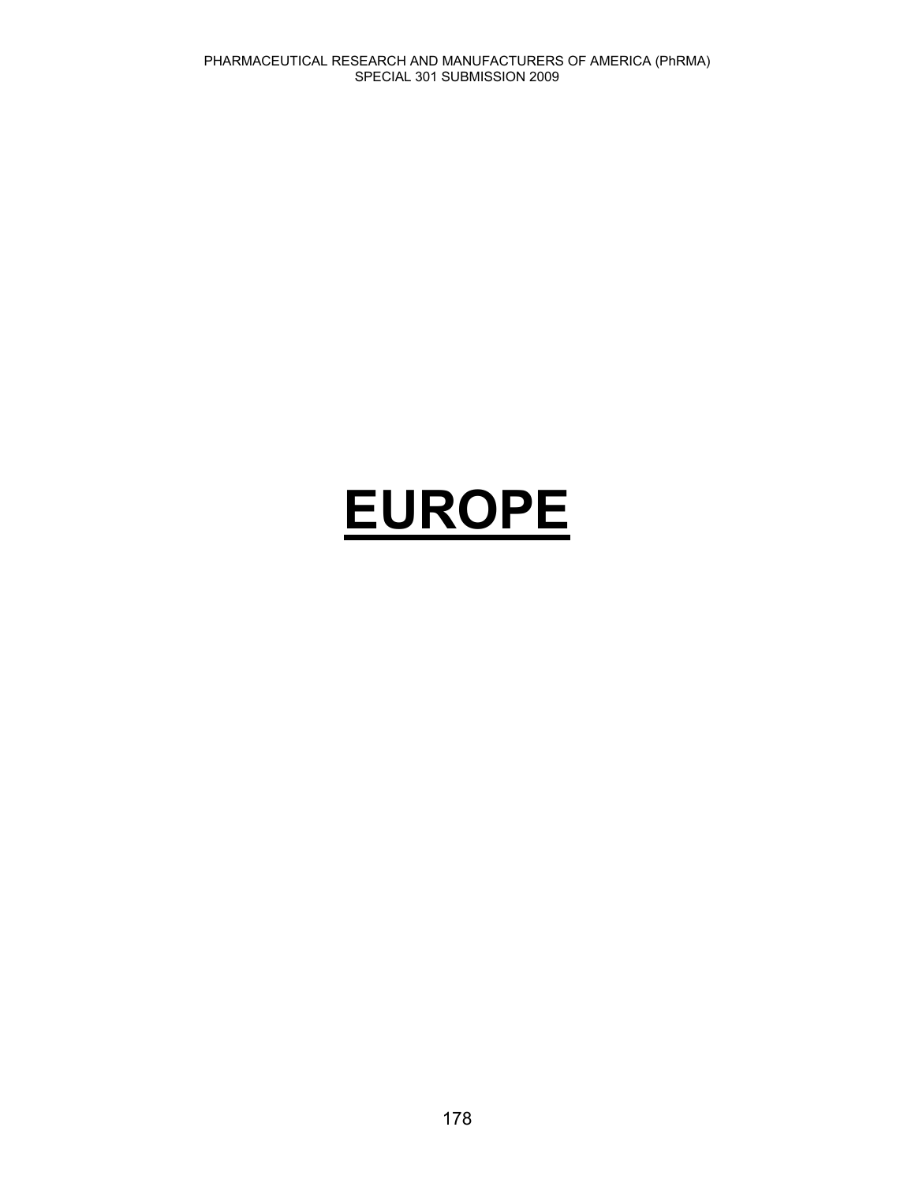# EUROPE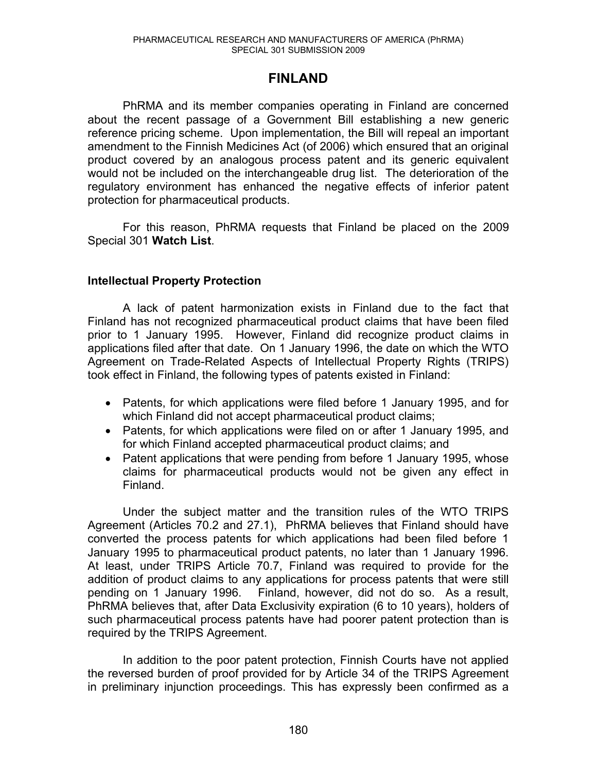# FINLAND

PhRMA and its member companies operating in Finland are concerned about the recent passage of a Government Bill establishing a new generic reference pricing scheme. Upon implementation, the Bill will repeal an important amendment to the Finnish Medicines Act (of 2006) which ensured that an original product covered by an analogous process patent and its generic equivalent would not be included on the interchangeable drug list. The deterioration of the regulatory environment has enhanced the negative effects of inferior patent protection for pharmaceutical products.

For this reason, PhRMA requests that Finland be placed on the 2009 Special 301 **Watch List**.

## Intellectual Property Protection

A lack of patent harmonization exists in Finland due to the fact that Finland has not recognized pharmaceutical product claims that have been filed prior to 1 January 1995. However, Finland did recognize product claims in applications filed after that date. On 1 January 1996, the date on which the WTO Agreement on Trade-Related Aspects of Intellectual Property Rights (TRIPS) took effect in Finland, the following types of patents existed in Finland:

- Patents, for which applications were filed before 1 January 1995, and for which Finland did not accept pharmaceutical product claims;
- Patents, for which applications were filed on or after 1 January 1995, and for which Finland accepted pharmaceutical product claims; and
- Patent applications that were pending from before 1 January 1995, whose claims for pharmaceutical products would not be given any effect in Finland.

Under the subject matter and the transition rules of the WTO TRIPS Agreement (Articles 70.2 and 27.1), PhRMA believes that Finland should have converted the process patents for which applications had been filed before 1 January 1995 to pharmaceutical product patents, no later than 1 January 1996. At least, under TRIPS Article 70.7, Finland was required to provide for the addition of product claims to any applications for process patents that were still pending on 1 January 1996. Finland, however, did not do so. As a result, PhRMA believes that, after Data Exclusivity expiration (6 to 10 years), holders of such pharmaceutical process patents have had poorer patent protection than is required by the TRIPS Agreement.

In addition to the poor patent protection, Finnish Courts have not applied the reversed burden of proof provided for by Article 34 of the TRIPS Agreement in preliminary injunction proceedings. This has expressly been confirmed as a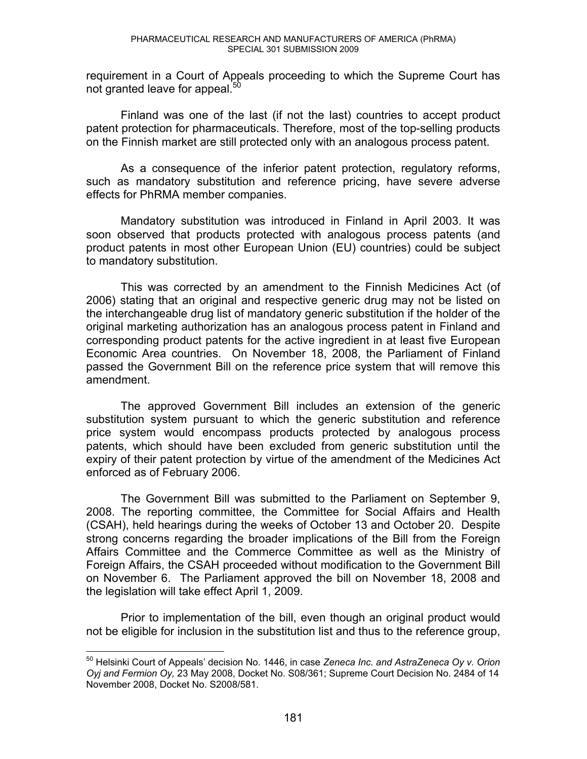requirement in a Court of Appeals proceeding to which the Supreme Court has not granted leave for appeal.[50]

Finland was one of the last (if not the last) countries to accept product patent protection for pharmaceuticals. Therefore, most of the top-selling products on the Finnish market are still protected only with an analogous process patent.

As a consequence of the inferior patent protection, regulatory reforms, such as mandatory substitution and reference pricing, have severe adverse effects for PhRMA member companies.

Mandatory substitution was introduced in Finland in April 2003. It was soon observed that products protected with analogous process patents (and product patents in most other European Union (EU) countries) could be subject to mandatory substitution.

This was corrected by an amendment to the Finnish Medicines Act (of 2006) stating that an original and respective generic drug may not be listed on the interchangeable drug list of mandatory generic substitution if the holder of the original marketing authorization has an analogous process patent in Finland and corresponding product patents for the active ingredient in at least five European Economic Area countries. On November 18, 2008, the Parliament of Finland passed the Government Bill on the reference price system that will remove this amendment.

The approved Government Bill includes an extension of the generic substitution system pursuant to which the generic substitution and reference price system would encompass products protected by analogous process patents, which should have been excluded from generic substitution until the expiry of their patent protection by virtue of the amendment of the Medicines Act enforced as of February 2006.

The Government Bill was submitted to the Parliament on September 9, 2008. The reporting committee, the Committee for Social Affairs and Health (CSAH), held hearings during the weeks of October 13 and October 20. Despite strong concerns regarding the broader implications of the Bill from the Foreign Affairs Committee and the Commerce Committee as well as the Ministry of Foreign Affairs, the CSAH proceeded without modification to the Government Bill on November 6. The Parliament approved the bill on November 18, 2008 and the legislation will take effect April 1, 2009.

Prior to implementation of the bill, even though an original product would not be eligible for inclusion in the substitution list and thus to the reference group,

---

[50] Helsinki Court of Appeals' decision No. 1446, in case *Zeneca Inc. and AstraZeneca Oy v. Orion Oyj and Fermion Oy,* 23 May 2008, Docket No. S08/361; Supreme Court Decision No. 2484 of 14 November 2008, Docket No. S2008/581.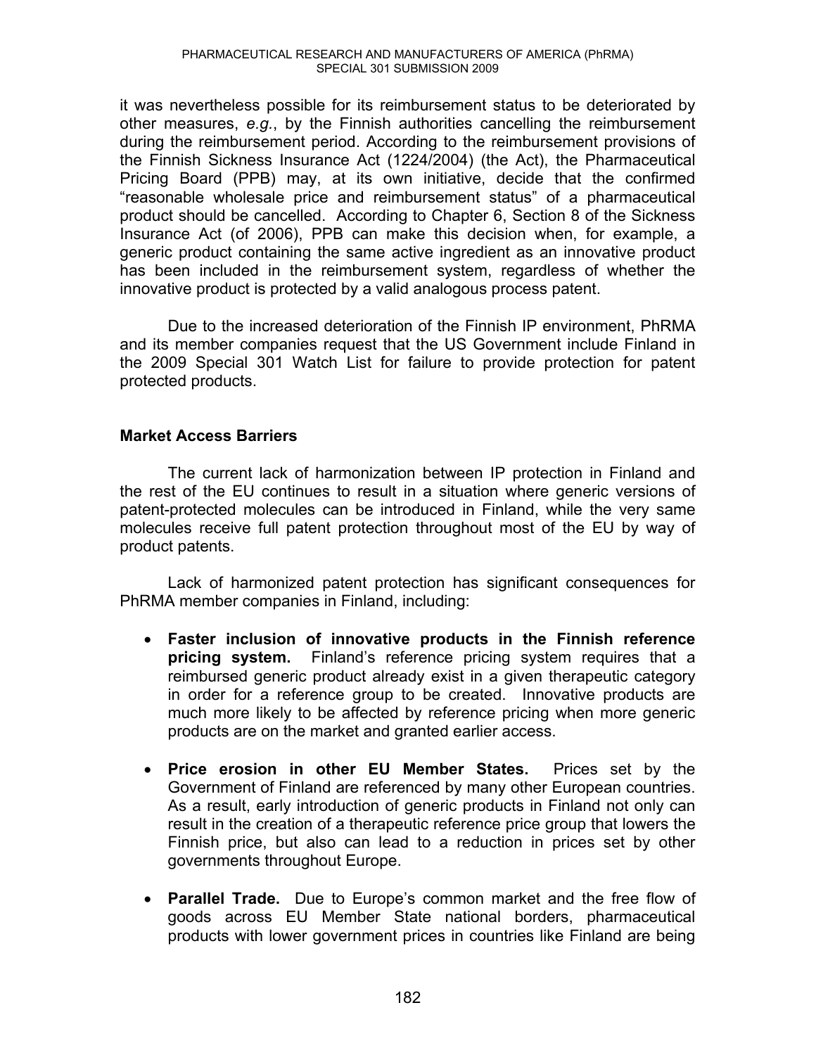it was nevertheless possible for its reimbursement status to be deteriorated by other measures, *e.g.*, by the Finnish authorities cancelling the reimbursement during the reimbursement period. According to the reimbursement provisions of the Finnish Sickness Insurance Act (1224/2004) (the Act), the Pharmaceutical Pricing Board (PPB) may, at its own initiative, decide that the confirmed "reasonable wholesale price and reimbursement status" of a pharmaceutical product should be cancelled. According to Chapter 6, Section 8 of the Sickness Insurance Act (of 2006), PPB can make this decision when, for example, a generic product containing the same active ingredient as an innovative product has been included in the reimbursement system, regardless of whether the innovative product is protected by a valid analogous process patent.

Due to the increased deterioration of the Finnish IP environment, PhRMA and its member companies request that the US Government include Finland in the 2009 Special 301 Watch List for failure to provide protection for patent protected products.

**Market Access Barriers**

The current lack of harmonization between IP protection in Finland and the rest of the EU continues to result in a situation where generic versions of patent-protected molecules can be introduced in Finland, while the very same molecules receive full patent protection throughout most of the EU by way of product patents.

Lack of harmonized patent protection has significant consequences for PhRMA member companies in Finland, including:

- **Faster inclusion of innovative products in the Finnish reference pricing system.** Finland's reference pricing system requires that a reimbursed generic product already exist in a given therapeutic category in order for a reference group to be created. Innovative products are much more likely to be affected by reference pricing when more generic products are on the market and granted earlier access.

- **Price erosion in other EU Member States.** Prices set by the Government of Finland are referenced by many other European countries. As a result, early introduction of generic products in Finland not only can result in the creation of a therapeutic reference price group that lowers the Finnish price, but also can lead to a reduction in prices set by other governments throughout Europe.

- **Parallel Trade.** Due to Europe's common market and the free flow of goods across EU Member State national borders, pharmaceutical products with lower government prices in countries like Finland are being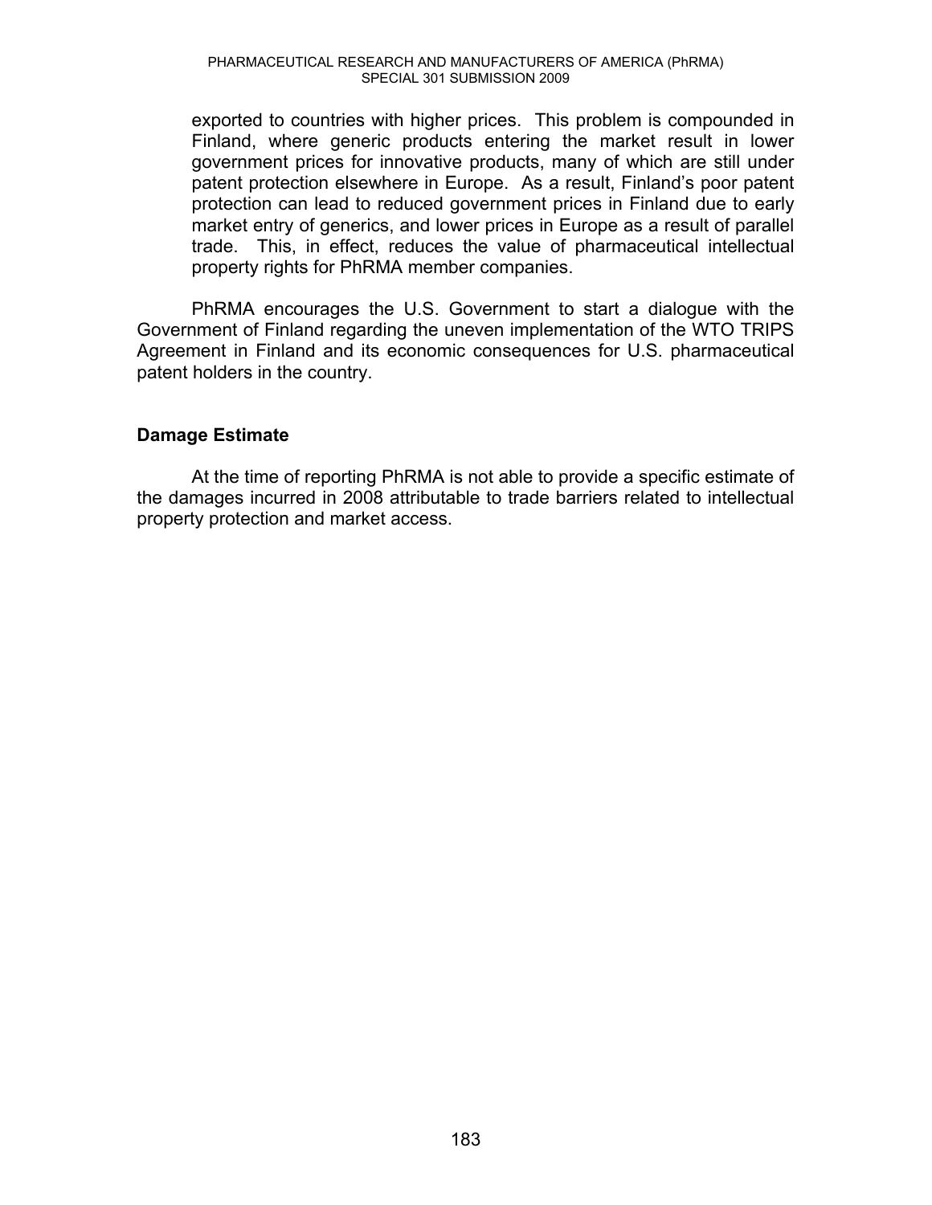exported to countries with higher prices. This problem is compounded in Finland, where generic products entering the market result in lower government prices for innovative products, many of which are still under patent protection elsewhere in Europe. As a result, Finland's poor patent protection can lead to reduced government prices in Finland due to early market entry of generics, and lower prices in Europe as a result of parallel trade. This, in effect, reduces the value of pharmaceutical intellectual property rights for PhRMA member companies.

PhRMA encourages the U.S. Government to start a dialogue with the Government of Finland regarding the uneven implementation of the WTO TRIPS Agreement in Finland and its economic consequences for U.S. pharmaceutical patent holders in the country.

### Damage Estimate

At the time of reporting PhRMA is not able to provide a specific estimate of the damages incurred in 2008 attributable to trade barriers related to intellectual property protection and market access.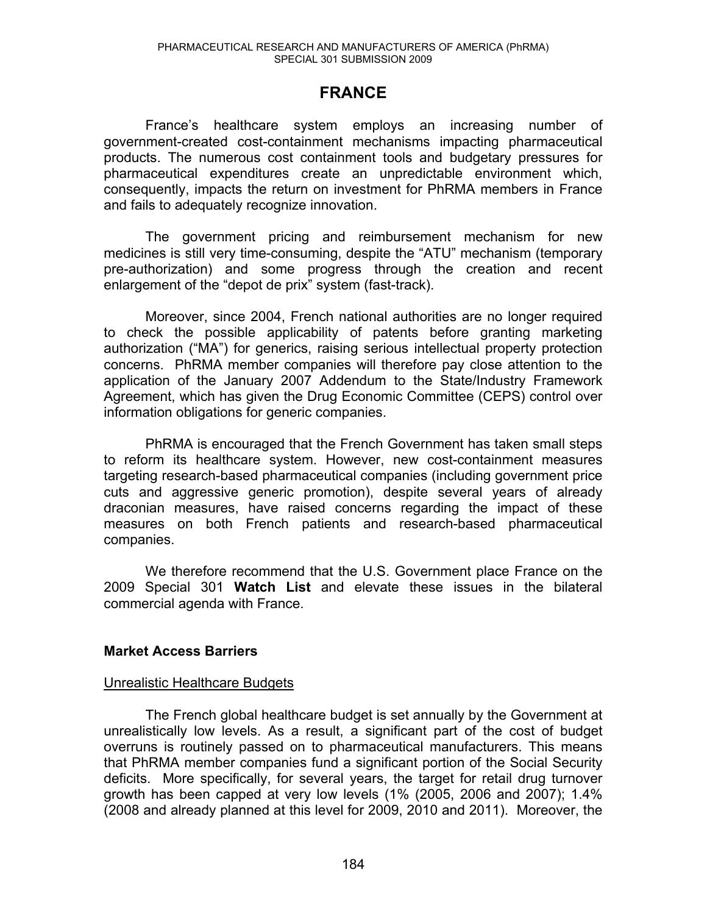# FRANCE

France's healthcare system employs an increasing number of government-created cost-containment mechanisms impacting pharmaceutical products. The numerous cost containment tools and budgetary pressures for pharmaceutical expenditures create an unpredictable environment which, consequently, impacts the return on investment for PhRMA members in France and fails to adequately recognize innovation.

The government pricing and reimbursement mechanism for new medicines is still very time-consuming, despite the "ATU" mechanism (temporary pre-authorization) and some progress through the creation and recent enlargement of the "depot de prix" system (fast-track).

Moreover, since 2004, French national authorities are no longer required to check the possible applicability of patents before granting marketing authorization ("MA") for generics, raising serious intellectual property protection concerns. PhRMA member companies will therefore pay close attention to the application of the January 2007 Addendum to the State/Industry Framework Agreement, which has given the Drug Economic Committee (CEPS) control over information obligations for generic companies.

PhRMA is encouraged that the French Government has taken small steps to reform its healthcare system. However, new cost-containment measures targeting research-based pharmaceutical companies (including government price cuts and aggressive generic promotion), despite several years of already draconian measures, have raised concerns regarding the impact of these measures on both French patients and research-based pharmaceutical companies.

We therefore recommend that the U.S. Government place France on the 2009 Special 301 **Watch List** and elevate these issues in the bilateral commercial agenda with France.

## Market Access Barriers

### Unrealistic Healthcare Budgets

The French global healthcare budget is set annually by the Government at unrealistically low levels. As a result, a significant part of the cost of budget overruns is routinely passed on to pharmaceutical manufacturers. This means that PhRMA member companies fund a significant portion of the Social Security deficits. More specifically, for several years, the target for retail drug turnover growth has been capped at very low levels (1% (2005, 2006 and 2007); 1.4% (2008 and already planned at this level for 2009, 2010 and 2011). Moreover, the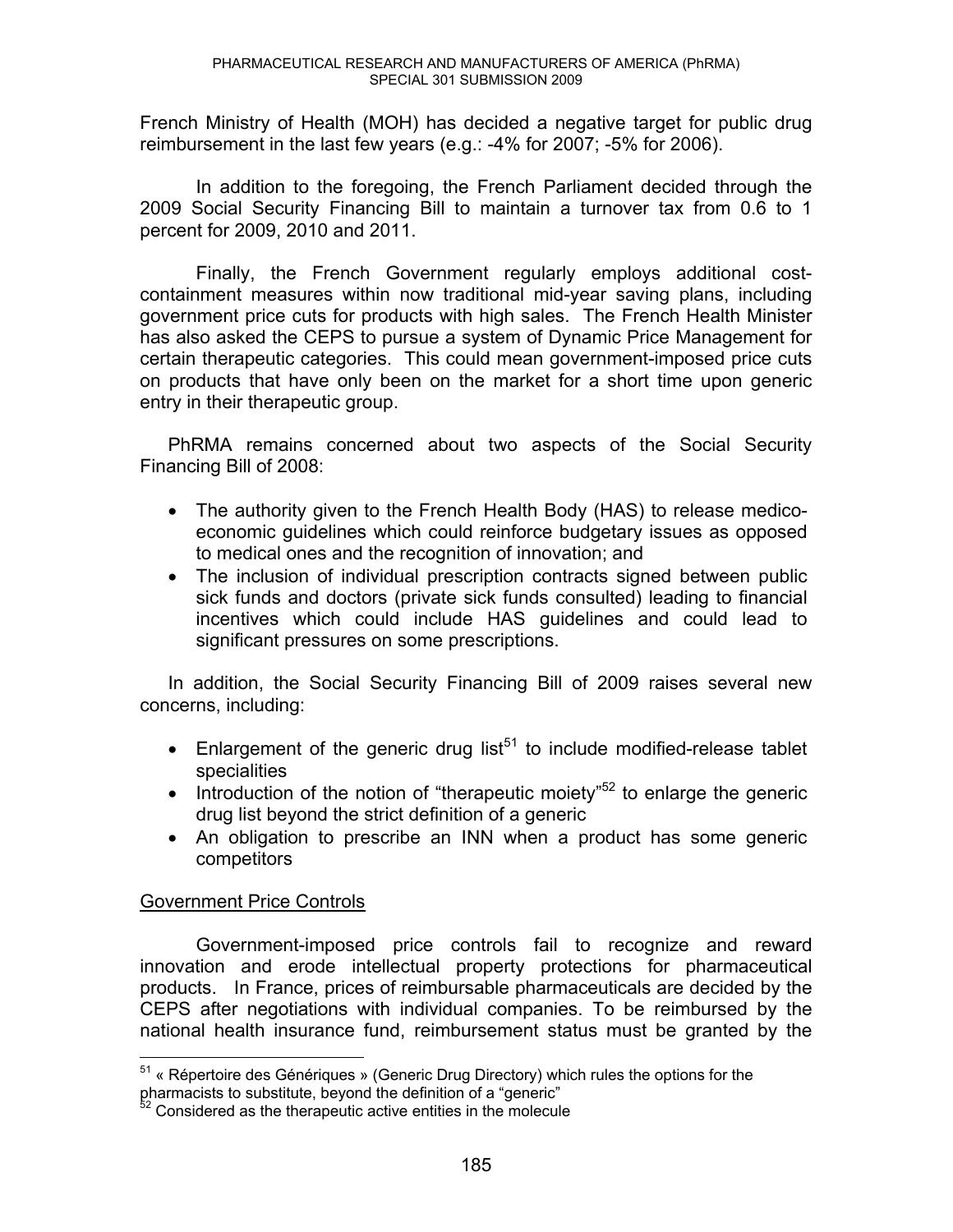French Ministry of Health (MOH) has decided a negative target for public drug reimbursement in the last few years (e.g.: -4% for 2007; -5% for 2006).

In addition to the foregoing, the French Parliament decided through the 2009 Social Security Financing Bill to maintain a turnover tax from 0.6 to 1 percent for 2009, 2010 and 2011.

Finally, the French Government regularly employs additional cost-containment measures within now traditional mid-year saving plans, including government price cuts for products with high sales. The French Health Minister has also asked the CEPS to pursue a system of Dynamic Price Management for certain therapeutic categories. This could mean government-imposed price cuts on products that have only been on the market for a short time upon generic entry in their therapeutic group.

PhRMA remains concerned about two aspects of the Social Security Financing Bill of 2008:

- The authority given to the French Health Body (HAS) to release medico-economic guidelines which could reinforce budgetary issues as opposed to medical ones and the recognition of innovation; and
- The inclusion of individual prescription contracts signed between public sick funds and doctors (private sick funds consulted) leading to financial incentives which could include HAS guidelines and could lead to significant pressures on some prescriptions.

In addition, the Social Security Financing Bill of 2009 raises several new concerns, including:

- Enlargement of the generic drug list[51] to include modified-release tablet specialities
- Introduction of the notion of "therapeutic moiety"[52] to enlarge the generic drug list beyond the strict definition of a generic
- An obligation to prescribe an INN when a product has some generic competitors

Government Price Controls

Government-imposed price controls fail to recognize and reward innovation and erode intellectual property protections for pharmaceutical products. In France, prices of reimbursable pharmaceuticals are decided by the CEPS after negotiations with individual companies. To be reimbursed by the national health insurance fund, reimbursement status must be granted by the

---

[51] « Répertoire des Génériques » (Generic Drug Directory) which rules the options for the pharmacists to substitute, beyond the definition of a "generic"

[52] Considered as the therapeutic active entities in the molecule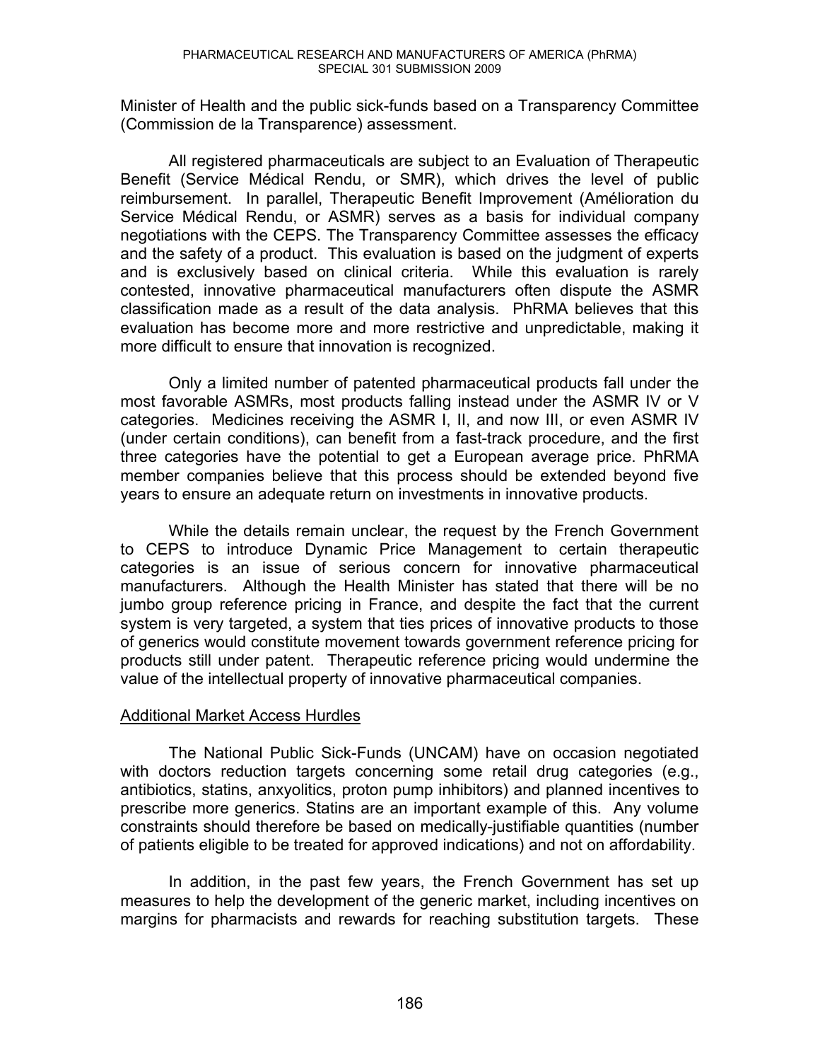Minister of Health and the public sick-funds based on a Transparency Committee (Commission de la Transparence) assessment.

All registered pharmaceuticals are subject to an Evaluation of Therapeutic Benefit (Service Médical Rendu, or SMR), which drives the level of public reimbursement. In parallel, Therapeutic Benefit Improvement (Amélioration du Service Médical Rendu, or ASMR) serves as a basis for individual company negotiations with the CEPS. The Transparency Committee assesses the efficacy and the safety of a product. This evaluation is based on the judgment of experts and is exclusively based on clinical criteria. While this evaluation is rarely contested, innovative pharmaceutical manufacturers often dispute the ASMR classification made as a result of the data analysis. PhRMA believes that this evaluation has become more and more restrictive and unpredictable, making it more difficult to ensure that innovation is recognized.

Only a limited number of patented pharmaceutical products fall under the most favorable ASMRs, most products falling instead under the ASMR IV or V categories. Medicines receiving the ASMR I, II, and now III, or even ASMR IV (under certain conditions), can benefit from a fast-track procedure, and the first three categories have the potential to get a European average price. PhRMA member companies believe that this process should be extended beyond five years to ensure an adequate return on investments in innovative products.

While the details remain unclear, the request by the French Government to CEPS to introduce Dynamic Price Management to certain therapeutic categories is an issue of serious concern for innovative pharmaceutical manufacturers. Although the Health Minister has stated that there will be no jumbo group reference pricing in France, and despite the fact that the current system is very targeted, a system that ties prices of innovative products to those of generics would constitute movement towards government reference pricing for products still under patent. Therapeutic reference pricing would undermine the value of the intellectual property of innovative pharmaceutical companies.

Additional Market Access Hurdles

The National Public Sick-Funds (UNCAM) have on occasion negotiated with doctors reduction targets concerning some retail drug categories (e.g., antibiotics, statins, anxyolitics, proton pump inhibitors) and planned incentives to prescribe more generics. Statins are an important example of this. Any volume constraints should therefore be based on medically-justifiable quantities (number of patients eligible to be treated for approved indications) and not on affordability.

In addition, in the past few years, the French Government has set up measures to help the development of the generic market, including incentives on margins for pharmacists and rewards for reaching substitution targets. These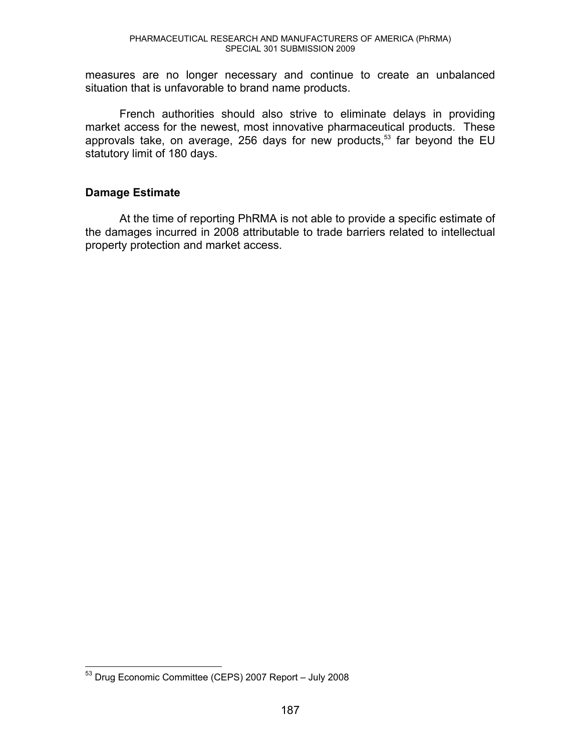measures are no longer necessary and continue to create an unbalanced situation that is unfavorable to brand name products.

French authorities should also strive to eliminate delays in providing market access for the newest, most innovative pharmaceutical products. These approvals take, on average, 256 days for new products,[53] far beyond the EU statutory limit of 180 days.

## Damage Estimate

At the time of reporting PhRMA is not able to provide a specific estimate of the damages incurred in 2008 attributable to trade barriers related to intellectual property protection and market access.

---

[53] Drug Economic Committee (CEPS) 2007 Report – July 2008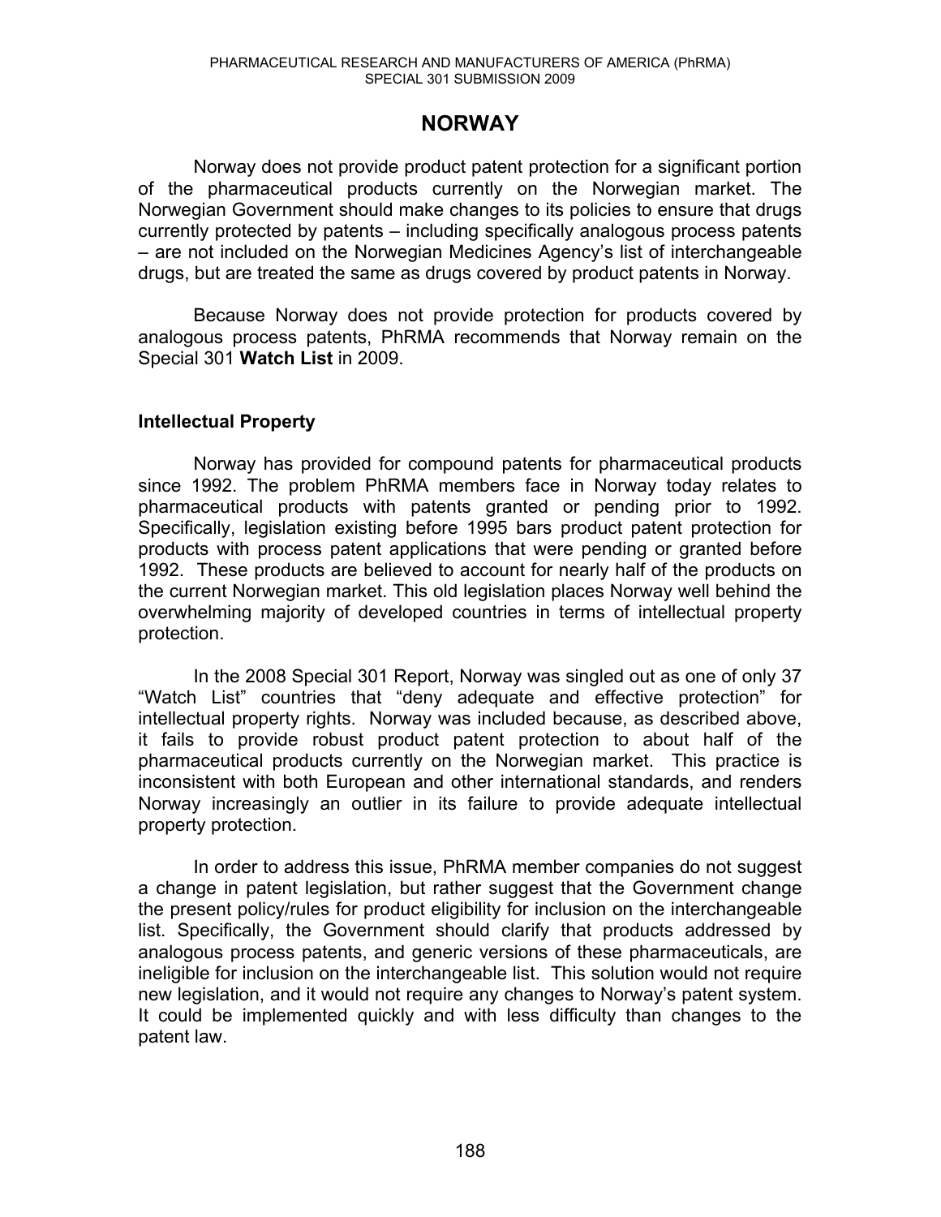# NORWAY

Norway does not provide product patent protection for a significant portion of the pharmaceutical products currently on the Norwegian market. The Norwegian Government should make changes to its policies to ensure that drugs currently protected by patents – including specifically analogous process patents – are not included on the Norwegian Medicines Agency's list of interchangeable drugs, but are treated the same as drugs covered by product patents in Norway.

Because Norway does not provide protection for products covered by analogous process patents, PhRMA recommends that Norway remain on the Special 301 **Watch List** in 2009.

## Intellectual Property

Norway has provided for compound patents for pharmaceutical products since 1992. The problem PhRMA members face in Norway today relates to pharmaceutical products with patents granted or pending prior to 1992. Specifically, legislation existing before 1995 bars product patent protection for products with process patent applications that were pending or granted before 1992. These products are believed to account for nearly half of the products on the current Norwegian market. This old legislation places Norway well behind the overwhelming majority of developed countries in terms of intellectual property protection.

In the 2008 Special 301 Report, Norway was singled out as one of only 37 "Watch List" countries that "deny adequate and effective protection" for intellectual property rights. Norway was included because, as described above, it fails to provide robust product patent protection to about half of the pharmaceutical products currently on the Norwegian market. This practice is inconsistent with both European and other international standards, and renders Norway increasingly an outlier in its failure to provide adequate intellectual property protection.

In order to address this issue, PhRMA member companies do not suggest a change in patent legislation, but rather suggest that the Government change the present policy/rules for product eligibility for inclusion on the interchangeable list. Specifically, the Government should clarify that products addressed by analogous process patents, and generic versions of these pharmaceuticals, are ineligible for inclusion on the interchangeable list. This solution would not require new legislation, and it would not require any changes to Norway's patent system. It could be implemented quickly and with less difficulty than changes to the patent law.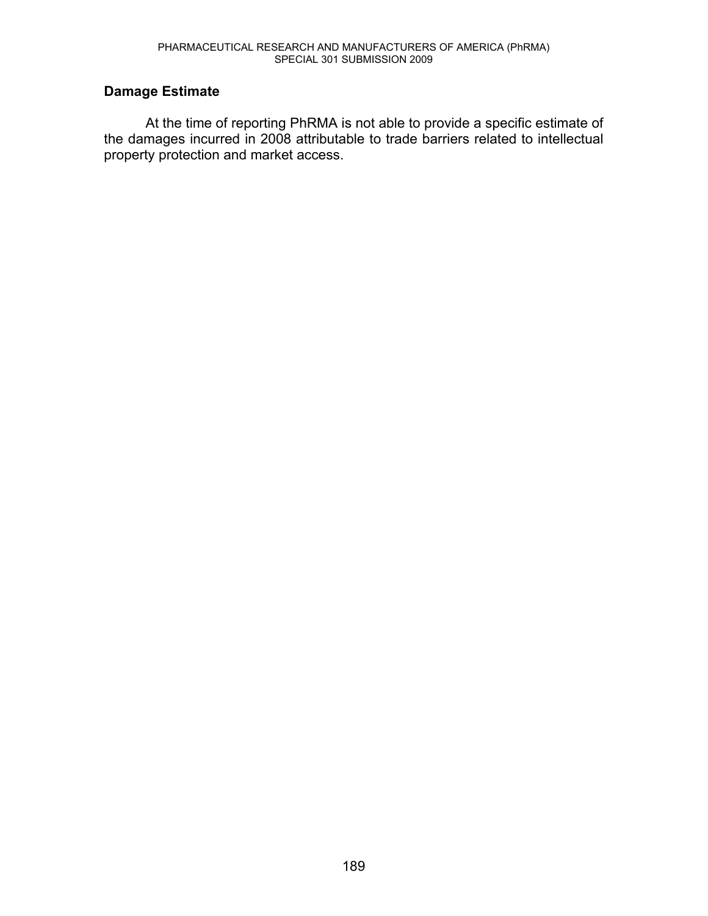## Damage Estimate

At the time of reporting PhRMA is not able to provide a specific estimate of the damages incurred in 2008 attributable to trade barriers related to intellectual property protection and market access.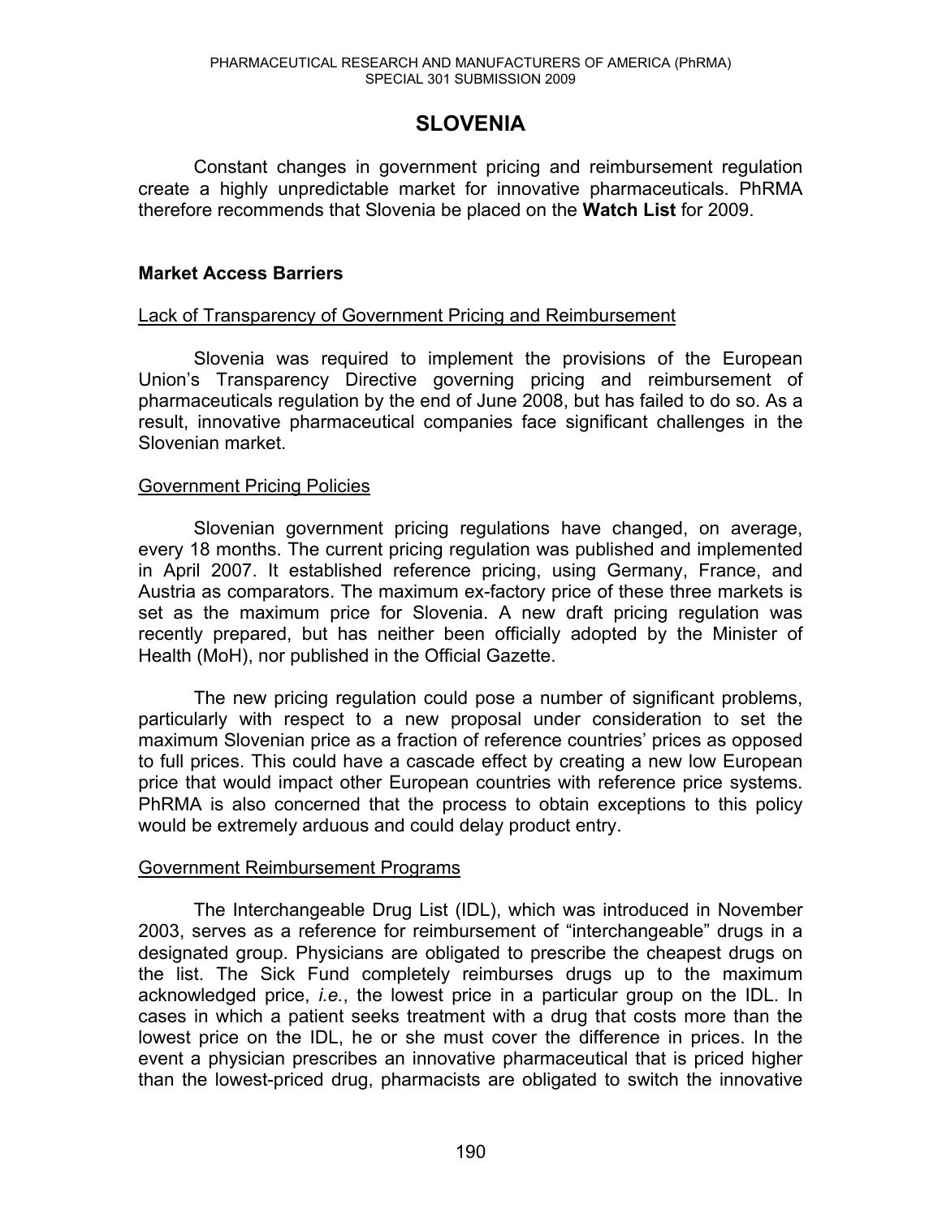# SLOVENIA

Constant changes in government pricing and reimbursement regulation create a highly unpredictable market for innovative pharmaceuticals. PhRMA therefore recommends that Slovenia be placed on the **Watch List** for 2009.

## Market Access Barriers

### Lack of Transparency of Government Pricing and Reimbursement

Slovenia was required to implement the provisions of the European Union's Transparency Directive governing pricing and reimbursement of pharmaceuticals regulation by the end of June 2008, but has failed to do so. As a result, innovative pharmaceutical companies face significant challenges in the Slovenian market.

### Government Pricing Policies

Slovenian government pricing regulations have changed, on average, every 18 months. The current pricing regulation was published and implemented in April 2007. It established reference pricing, using Germany, France, and Austria as comparators. The maximum ex-factory price of these three markets is set as the maximum price for Slovenia. A new draft pricing regulation was recently prepared, but has neither been officially adopted by the Minister of Health (MoH), nor published in the Official Gazette.

The new pricing regulation could pose a number of significant problems, particularly with respect to a new proposal under consideration to set the maximum Slovenian price as a fraction of reference countries' prices as opposed to full prices. This could have a cascade effect by creating a new low European price that would impact other European countries with reference price systems. PhRMA is also concerned that the process to obtain exceptions to this policy would be extremely arduous and could delay product entry.

### Government Reimbursement Programs

The Interchangeable Drug List (IDL), which was introduced in November 2003, serves as a reference for reimbursement of "interchangeable" drugs in a designated group. Physicians are obligated to prescribe the cheapest drugs on the list. The Sick Fund completely reimburses drugs up to the maximum acknowledged price, *i.e.*, the lowest price in a particular group on the IDL. In cases in which a patient seeks treatment with a drug that costs more than the lowest price on the IDL, he or she must cover the difference in prices. In the event a physician prescribes an innovative pharmaceutical that is priced higher than the lowest-priced drug, pharmacists are obligated to switch the innovative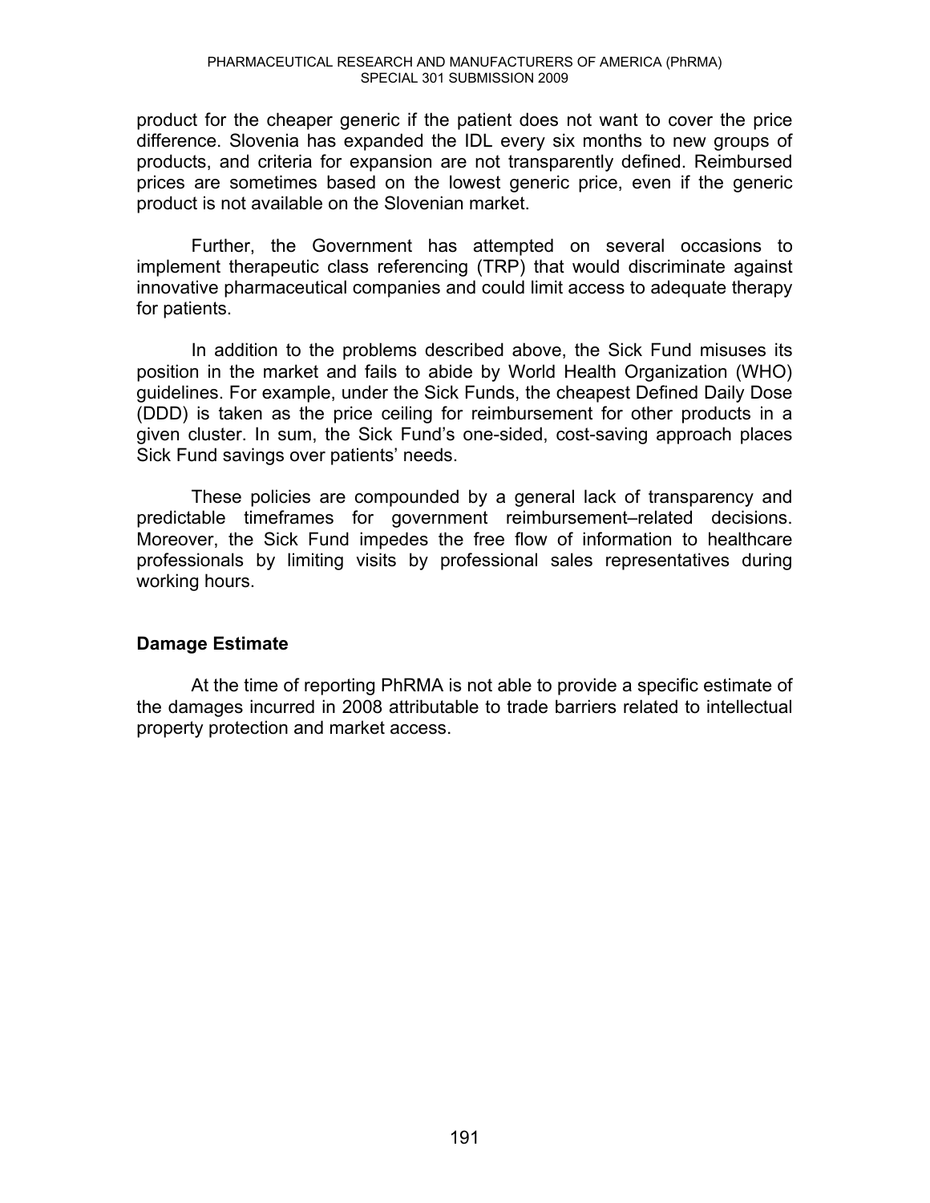product for the cheaper generic if the patient does not want to cover the price difference. Slovenia has expanded the IDL every six months to new groups of products, and criteria for expansion are not transparently defined. Reimbursed prices are sometimes based on the lowest generic price, even if the generic product is not available on the Slovenian market.

Further, the Government has attempted on several occasions to implement therapeutic class referencing (TRP) that would discriminate against innovative pharmaceutical companies and could limit access to adequate therapy for patients.

In addition to the problems described above, the Sick Fund misuses its position in the market and fails to abide by World Health Organization (WHO) guidelines. For example, under the Sick Funds, the cheapest Defined Daily Dose (DDD) is taken as the price ceiling for reimbursement for other products in a given cluster. In sum, the Sick Fund's one-sided, cost-saving approach places Sick Fund savings over patients' needs.

These policies are compounded by a general lack of transparency and predictable timeframes for government reimbursement–related decisions. Moreover, the Sick Fund impedes the free flow of information to healthcare professionals by limiting visits by professional sales representatives during working hours.

**Damage Estimate**

At the time of reporting PhRMA is not able to provide a specific estimate of the damages incurred in 2008 attributable to trade barriers related to intellectual property protection and market access.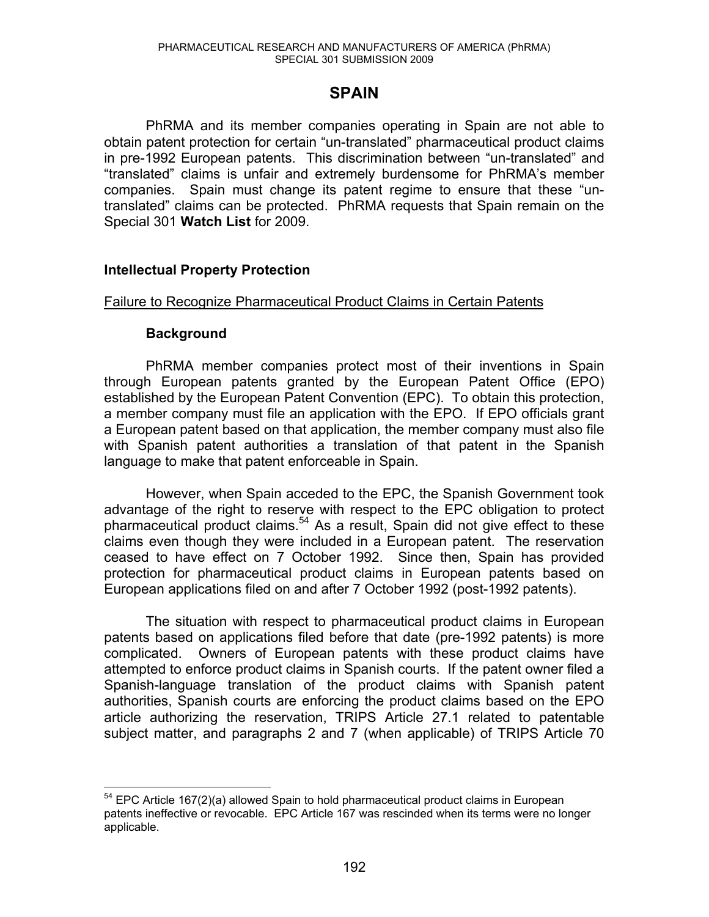# SPAIN

PhRMA and its member companies operating in Spain are not able to obtain patent protection for certain "un-translated" pharmaceutical product claims in pre-1992 European patents. This discrimination between "un-translated" and "translated" claims is unfair and extremely burdensome for PhRMA's member companies. Spain must change its patent regime to ensure that these "un-translated" claims can be protected. PhRMA requests that Spain remain on the Special 301 **Watch List** for 2009.

## Intellectual Property Protection

### Failure to Recognize Pharmaceutical Product Claims in Certain Patents

#### Background

PhRMA member companies protect most of their inventions in Spain through European patents granted by the European Patent Office (EPO) established by the European Patent Convention (EPC). To obtain this protection, a member company must file an application with the EPO. If EPO officials grant a European patent based on that application, the member company must also file with Spanish patent authorities a translation of that patent in the Spanish language to make that patent enforceable in Spain.

However, when Spain acceded to the EPC, the Spanish Government took advantage of the right to reserve with respect to the EPC obligation to protect pharmaceutical product claims.[54] As a result, Spain did not give effect to these claims even though they were included in a European patent. The reservation ceased to have effect on 7 October 1992. Since then, Spain has provided protection for pharmaceutical product claims in European patents based on European applications filed on and after 7 October 1992 (post-1992 patents).

The situation with respect to pharmaceutical product claims in European patents based on applications filed before that date (pre-1992 patents) is more complicated. Owners of European patents with these product claims have attempted to enforce product claims in Spanish courts. If the patent owner filed a Spanish-language translation of the product claims with Spanish patent authorities, Spanish courts are enforcing the product claims based on the EPO article authorizing the reservation, TRIPS Article 27.1 related to patentable subject matter, and paragraphs 2 and 7 (when applicable) of TRIPS Article 70

[54] EPC Article 167(2)(a) allowed Spain to hold pharmaceutical product claims in European patents ineffective or revocable. EPC Article 167 was rescinded when its terms were no longer applicable.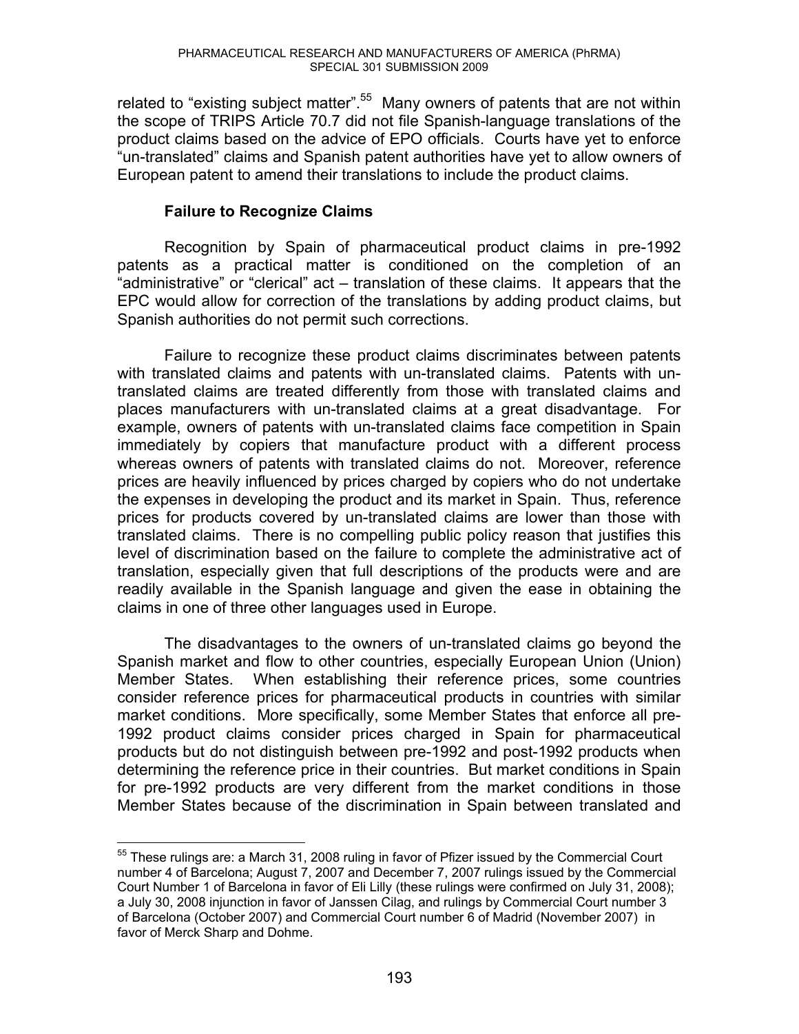related to "existing subject matter".[55] Many owners of patents that are not within the scope of TRIPS Article 70.7 did not file Spanish-language translations of the product claims based on the advice of EPO officials. Courts have yet to enforce "un-translated" claims and Spanish patent authorities have yet to allow owners of European patent to amend their translations to include the product claims.

### Failure to Recognize Claims

Recognition by Spain of pharmaceutical product claims in pre-1992 patents as a practical matter is conditioned on the completion of an "administrative" or "clerical" act – translation of these claims. It appears that the EPC would allow for correction of the translations by adding product claims, but Spanish authorities do not permit such corrections.

Failure to recognize these product claims discriminates between patents with translated claims and patents with un-translated claims. Patents with un-translated claims are treated differently from those with translated claims and places manufacturers with un-translated claims at a great disadvantage. For example, owners of patents with un-translated claims face competition in Spain immediately by copiers that manufacture product with a different process whereas owners of patents with translated claims do not. Moreover, reference prices are heavily influenced by prices charged by copiers who do not undertake the expenses in developing the product and its market in Spain. Thus, reference prices for products covered by un-translated claims are lower than those with translated claims. There is no compelling public policy reason that justifies this level of discrimination based on the failure to complete the administrative act of translation, especially given that full descriptions of the products were and are readily available in the Spanish language and given the ease in obtaining the claims in one of three other languages used in Europe.

The disadvantages to the owners of un-translated claims go beyond the Spanish market and flow to other countries, especially European Union (Union) Member States. When establishing their reference prices, some countries consider reference prices for pharmaceutical products in countries with similar market conditions. More specifically, some Member States that enforce all pre-1992 product claims consider prices charged in Spain for pharmaceutical products but do not distinguish between pre-1992 and post-1992 products when determining the reference price in their countries. But market conditions in Spain for pre-1992 products are very different from the market conditions in those Member States because of the discrimination in Spain between translated and

---

[55] These rulings are: a March 31, 2008 ruling in favor of Pfizer issued by the Commercial Court number 4 of Barcelona; August 7, 2007 and December 7, 2007 rulings issued by the Commercial Court Number 1 of Barcelona in favor of Eli Lilly (these rulings were confirmed on July 31, 2008); a July 30, 2008 injunction in favor of Janssen Cilag, and rulings by Commercial Court number 3 of Barcelona (October 2007) and Commercial Court number 6 of Madrid (November 2007) in favor of Merck Sharp and Dohme.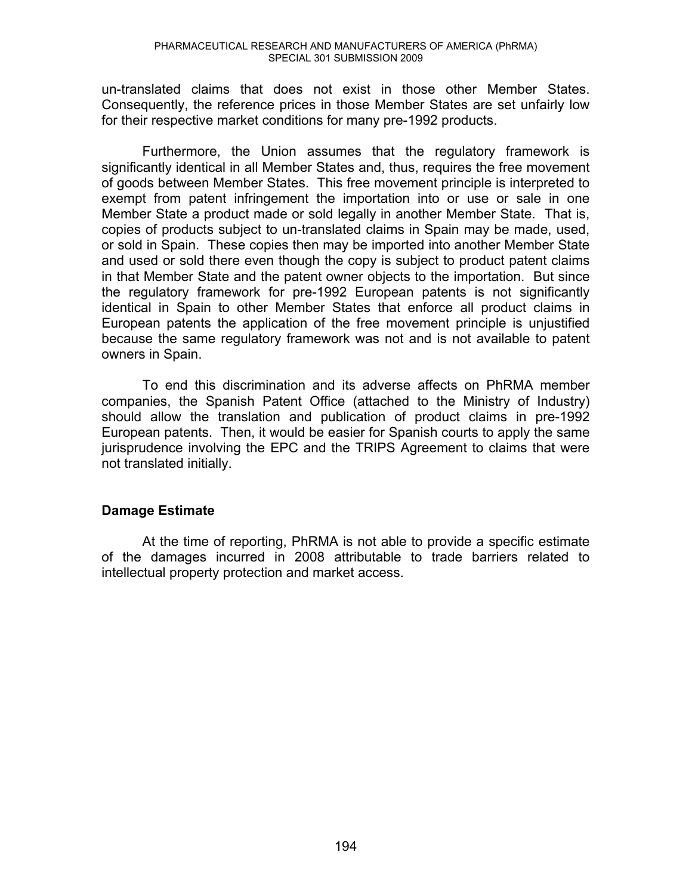un-translated claims that does not exist in those other Member States. Consequently, the reference prices in those Member States are set unfairly low for their respective market conditions for many pre-1992 products.

Furthermore, the Union assumes that the regulatory framework is significantly identical in all Member States and, thus, requires the free movement of goods between Member States. This free movement principle is interpreted to exempt from patent infringement the importation into or use or sale in one Member State a product made or sold legally in another Member State. That is, copies of products subject to un-translated claims in Spain may be made, used, or sold in Spain. These copies then may be imported into another Member State and used or sold there even though the copy is subject to product patent claims in that Member State and the patent owner objects to the importation. But since the regulatory framework for pre-1992 European patents is not significantly identical in Spain to other Member States that enforce all product claims in European patents the application of the free movement principle is unjustified because the same regulatory framework was not and is not available to patent owners in Spain.

To end this discrimination and its adverse affects on PhRMA member companies, the Spanish Patent Office (attached to the Ministry of Industry) should allow the translation and publication of product claims in pre-1992 European patents. Then, it would be easier for Spanish courts to apply the same jurisprudence involving the EPC and the TRIPS Agreement to claims that were not translated initially.

### Damage Estimate

At the time of reporting, PhRMA is not able to provide a specific estimate of the damages incurred in 2008 attributable to trade barriers related to intellectual property protection and market access.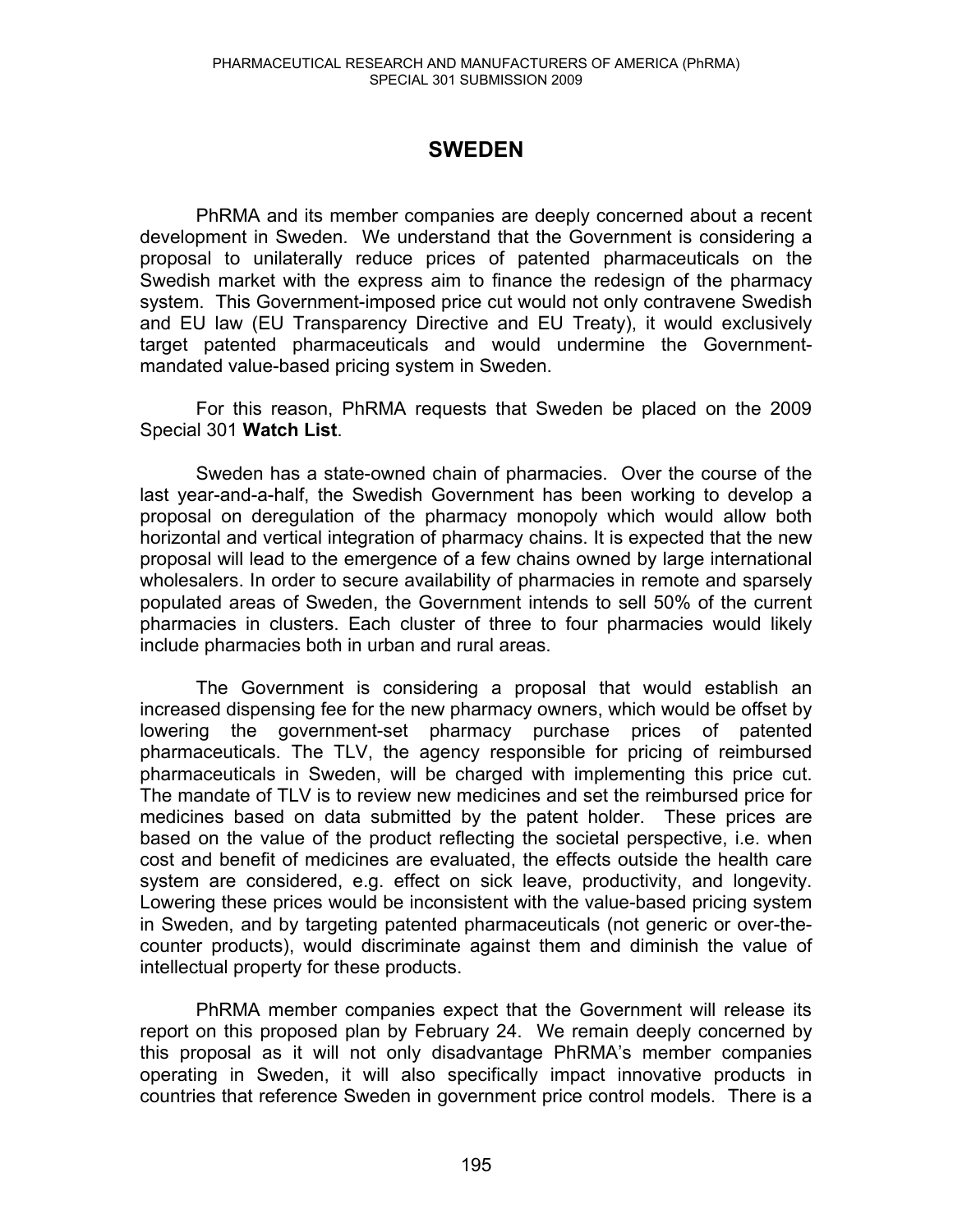# SWEDEN

PhRMA and its member companies are deeply concerned about a recent development in Sweden. We understand that the Government is considering a proposal to unilaterally reduce prices of patented pharmaceuticals on the Swedish market with the express aim to finance the redesign of the pharmacy system. This Government-imposed price cut would not only contravene Swedish and EU law (EU Transparency Directive and EU Treaty), it would exclusively target patented pharmaceuticals and would undermine the Government-mandated value-based pricing system in Sweden.

For this reason, PhRMA requests that Sweden be placed on the 2009 Special 301 **Watch List**.

Sweden has a state-owned chain of pharmacies. Over the course of the last year-and-a-half, the Swedish Government has been working to develop a proposal on deregulation of the pharmacy monopoly which would allow both horizontal and vertical integration of pharmacy chains. It is expected that the new proposal will lead to the emergence of a few chains owned by large international wholesalers. In order to secure availability of pharmacies in remote and sparsely populated areas of Sweden, the Government intends to sell 50% of the current pharmacies in clusters. Each cluster of three to four pharmacies would likely include pharmacies both in urban and rural areas.

The Government is considering a proposal that would establish an increased dispensing fee for the new pharmacy owners, which would be offset by lowering the government-set pharmacy purchase prices of patented pharmaceuticals. The TLV, the agency responsible for pricing of reimbursed pharmaceuticals in Sweden, will be charged with implementing this price cut. The mandate of TLV is to review new medicines and set the reimbursed price for medicines based on data submitted by the patent holder. These prices are based on the value of the product reflecting the societal perspective, i.e. when cost and benefit of medicines are evaluated, the effects outside the health care system are considered, e.g. effect on sick leave, productivity, and longevity. Lowering these prices would be inconsistent with the value-based pricing system in Sweden, and by targeting patented pharmaceuticals (not generic or over-the-counter products), would discriminate against them and diminish the value of intellectual property for these products.

PhRMA member companies expect that the Government will release its report on this proposed plan by February 24. We remain deeply concerned by this proposal as it will not only disadvantage PhRMA's member companies operating in Sweden, it will also specifically impact innovative products in countries that reference Sweden in government price control models. There is a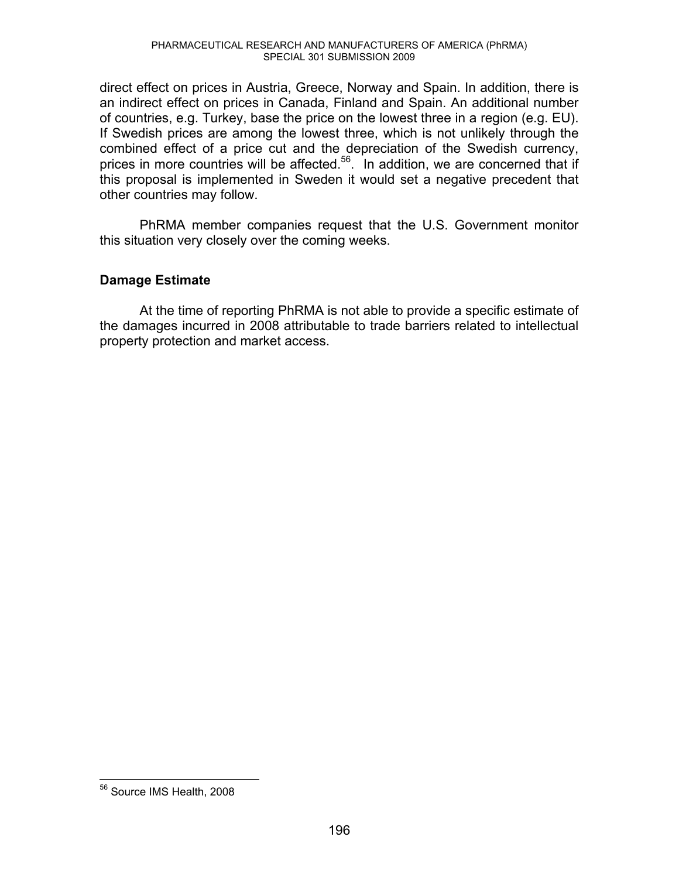direct effect on prices in Austria, Greece, Norway and Spain. In addition, there is an indirect effect on prices in Canada, Finland and Spain. An additional number of countries, e.g. Turkey, base the price on the lowest three in a region (e.g. EU). If Swedish prices are among the lowest three, which is not unlikely through the combined effect of a price cut and the depreciation of the Swedish currency, prices in more countries will be affected.[56]. In addition, we are concerned that if this proposal is implemented in Sweden it would set a negative precedent that other countries may follow.

PhRMA member companies request that the U.S. Government monitor this situation very closely over the coming weeks.

### Damage Estimate

At the time of reporting PhRMA is not able to provide a specific estimate of the damages incurred in 2008 attributable to trade barriers related to intellectual property protection and market access.

[56] Source IMS Health, 2008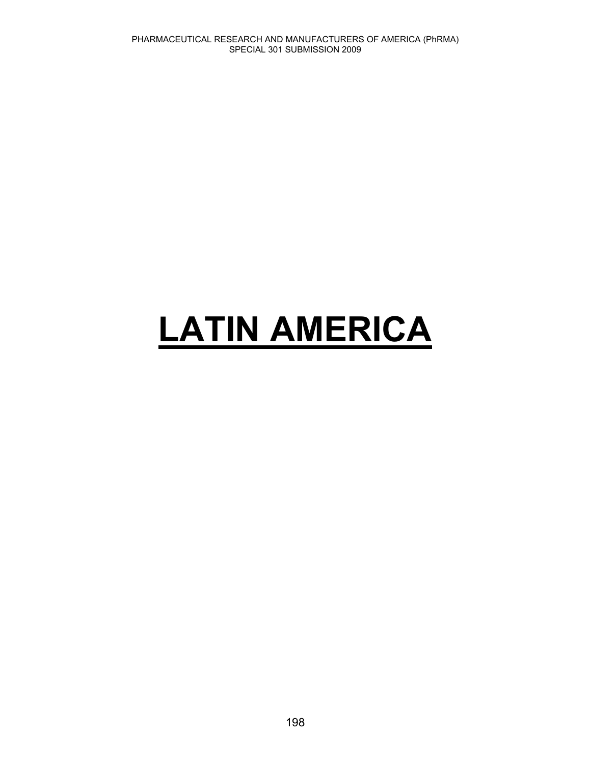# LATIN AMERICA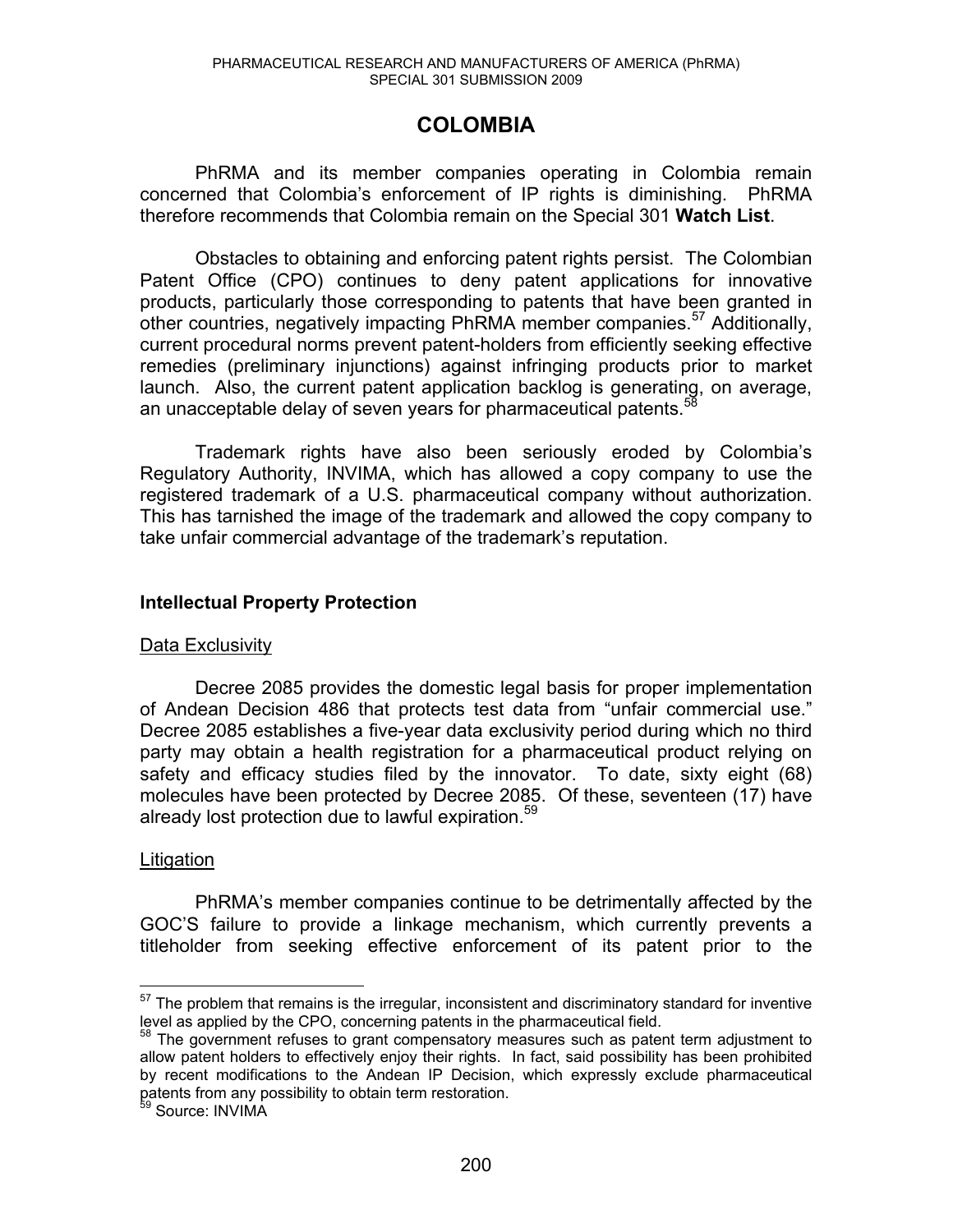# COLOMBIA

PhRMA and its member companies operating in Colombia remain concerned that Colombia's enforcement of IP rights is diminishing. PhRMA therefore recommends that Colombia remain on the Special 301 **Watch List**.

Obstacles to obtaining and enforcing patent rights persist. The Colombian Patent Office (CPO) continues to deny patent applications for innovative products, particularly those corresponding to patents that have been granted in other countries, negatively impacting PhRMA member companies.[57] Additionally, current procedural norms prevent patent-holders from efficiently seeking effective remedies (preliminary injunctions) against infringing products prior to market launch. Also, the current patent application backlog is generating, on average, an unacceptable delay of seven years for pharmaceutical patents.[58]

Trademark rights have also been seriously eroded by Colombia's Regulatory Authority, INVIMA, which has allowed a copy company to use the registered trademark of a U.S. pharmaceutical company without authorization. This has tarnished the image of the trademark and allowed the copy company to take unfair commercial advantage of the trademark's reputation.

## Intellectual Property Protection

### Data Exclusivity

Decree 2085 provides the domestic legal basis for proper implementation of Andean Decision 486 that protects test data from "unfair commercial use." Decree 2085 establishes a five-year data exclusivity period during which no third party may obtain a health registration for a pharmaceutical product relying on safety and efficacy studies filed by the innovator. To date, sixty eight (68) molecules have been protected by Decree 2085. Of these, seventeen (17) have already lost protection due to lawful expiration.[59]

### Litigation

PhRMA's member companies continue to be detrimentally affected by the GOC'S failure to provide a linkage mechanism, which currently prevents a titleholder from seeking effective enforcement of its patent prior to the

---

[57] The problem that remains is the irregular, inconsistent and discriminatory standard for inventive level as applied by the CPO, concerning patents in the pharmaceutical field.

[58] The government refuses to grant compensatory measures such as patent term adjustment to allow patent holders to effectively enjoy their rights. In fact, said possibility has been prohibited by recent modifications to the Andean IP Decision, which expressly exclude pharmaceutical patents from any possibility to obtain term restoration.

[59] Source: INVIMA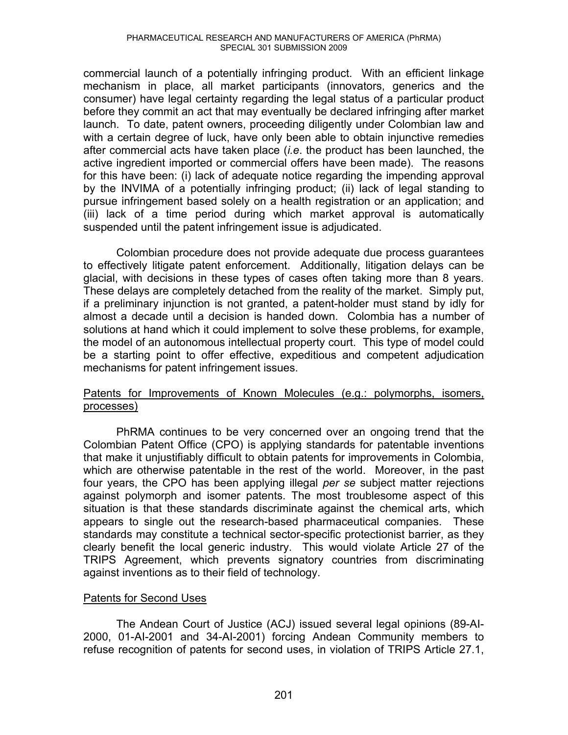commercial launch of a potentially infringing product. With an efficient linkage mechanism in place, all market participants (innovators, generics and the consumer) have legal certainty regarding the legal status of a particular product before they commit an act that may eventually be declared infringing after market launch. To date, patent owners, proceeding diligently under Colombian law and with a certain degree of luck, have only been able to obtain injunctive remedies after commercial acts have taken place (*i.e*. the product has been launched, the active ingredient imported or commercial offers have been made). The reasons for this have been: (i) lack of adequate notice regarding the impending approval by the INVIMA of a potentially infringing product; (ii) lack of legal standing to pursue infringement based solely on a health registration or an application; and (iii) lack of a time period during which market approval is automatically suspended until the patent infringement issue is adjudicated.

Colombian procedure does not provide adequate due process guarantees to effectively litigate patent enforcement. Additionally, litigation delays can be glacial, with decisions in these types of cases often taking more than 8 years. These delays are completely detached from the reality of the market. Simply put, if a preliminary injunction is not granted, a patent-holder must stand by idly for almost a decade until a decision is handed down. Colombia has a number of solutions at hand which it could implement to solve these problems, for example, the model of an autonomous intellectual property court. This type of model could be a starting point to offer effective, expeditious and competent adjudication mechanisms for patent infringement issues.

<u>Patents for Improvements of Known Molecules (e.g.: polymorphs, isomers, processes)</u>

PhRMA continues to be very concerned over an ongoing trend that the Colombian Patent Office (CPO) is applying standards for patentable inventions that make it unjustifiably difficult to obtain patents for improvements in Colombia, which are otherwise patentable in the rest of the world. Moreover, in the past four years, the CPO has been applying illegal *per se* subject matter rejections against polymorph and isomer patents. The most troublesome aspect of this situation is that these standards discriminate against the chemical arts, which appears to single out the research-based pharmaceutical companies. These standards may constitute a technical sector-specific protectionist barrier, as they clearly benefit the local generic industry. This would violate Article 27 of the TRIPS Agreement, which prevents signatory countries from discriminating against inventions as to their field of technology.

<u>Patents for Second Uses</u>

The Andean Court of Justice (ACJ) issued several legal opinions (89-AI-2000, 01-AI-2001 and 34-AI-2001) forcing Andean Community members to refuse recognition of patents for second uses, in violation of TRIPS Article 27.1,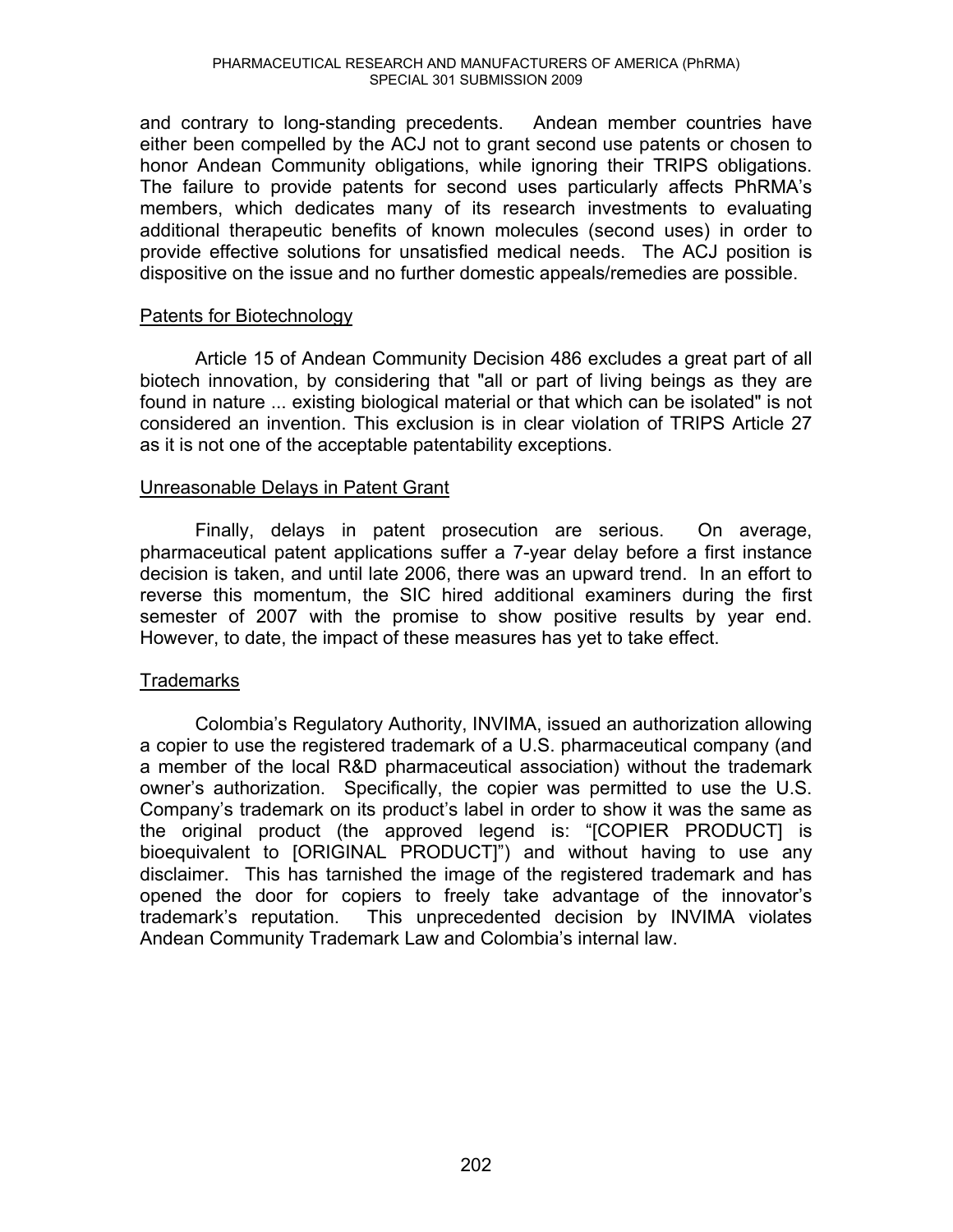and contrary to long-standing precedents. Andean member countries have either been compelled by the ACJ not to grant second use patents or chosen to honor Andean Community obligations, while ignoring their TRIPS obligations. The failure to provide patents for second uses particularly affects PhRMA's members, which dedicates many of its research investments to evaluating additional therapeutic benefits of known molecules (second uses) in order to provide effective solutions for unsatisfied medical needs. The ACJ position is dispositive on the issue and no further domestic appeals/remedies are possible.

### Patents for Biotechnology

Article 15 of Andean Community Decision 486 excludes a great part of all biotech innovation, by considering that "all or part of living beings as they are found in nature ... existing biological material or that which can be isolated" is not considered an invention. This exclusion is in clear violation of TRIPS Article 27 as it is not one of the acceptable patentability exceptions.

### Unreasonable Delays in Patent Grant

Finally, delays in patent prosecution are serious. On average, pharmaceutical patent applications suffer a 7-year delay before a first instance decision is taken, and until late 2006, there was an upward trend. In an effort to reverse this momentum, the SIC hired additional examiners during the first semester of 2007 with the promise to show positive results by year end. However, to date, the impact of these measures has yet to take effect.

### Trademarks

Colombia's Regulatory Authority, INVIMA, issued an authorization allowing a copier to use the registered trademark of a U.S. pharmaceutical company (and a member of the local R&D pharmaceutical association) without the trademark owner's authorization. Specifically, the copier was permitted to use the U.S. Company's trademark on its product's label in order to show it was the same as the original product (the approved legend is: "[COPIER PRODUCT] is bioequivalent to [ORIGINAL PRODUCT]") and without having to use any disclaimer. This has tarnished the image of the registered trademark and has opened the door for copiers to freely take advantage of the innovator's trademark's reputation. This unprecedented decision by INVIMA violates Andean Community Trademark Law and Colombia's internal law.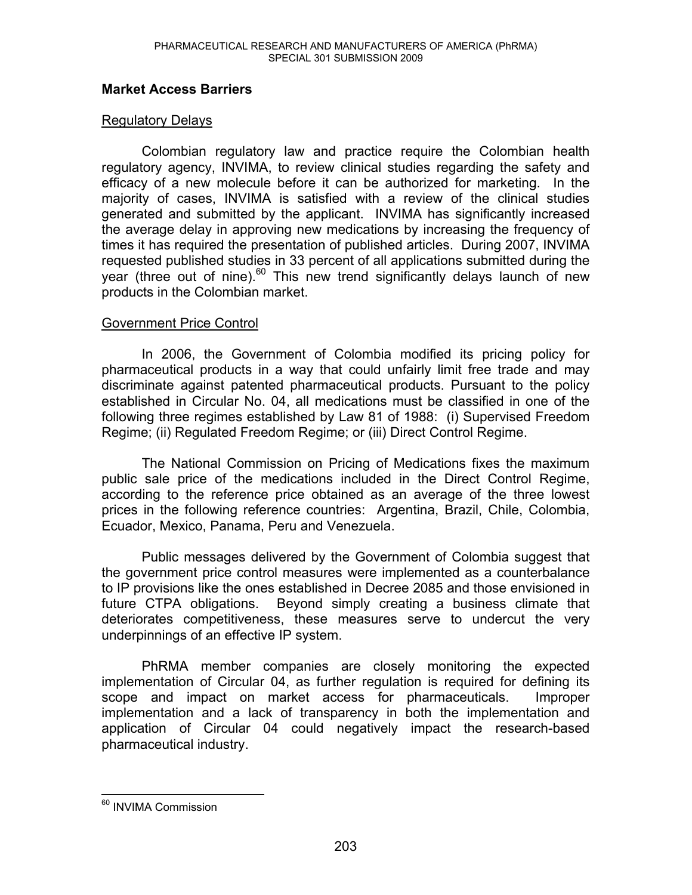## Market Access Barriers

### Regulatory Delays

Colombian regulatory law and practice require the Colombian health regulatory agency, INVIMA, to review clinical studies regarding the safety and efficacy of a new molecule before it can be authorized for marketing. In the majority of cases, INVIMA is satisfied with a review of the clinical studies generated and submitted by the applicant. INVIMA has significantly increased the average delay in approving new medications by increasing the frequency of times it has required the presentation of published articles. During 2007, INVIMA requested published studies in 33 percent of all applications submitted during the year (three out of nine).[60] This new trend significantly delays launch of new products in the Colombian market.

### Government Price Control

In 2006, the Government of Colombia modified its pricing policy for pharmaceutical products in a way that could unfairly limit free trade and may discriminate against patented pharmaceutical products. Pursuant to the policy established in Circular No. 04, all medications must be classified in one of the following three regimes established by Law 81 of 1988: (i) Supervised Freedom Regime; (ii) Regulated Freedom Regime; or (iii) Direct Control Regime.

The National Commission on Pricing of Medications fixes the maximum public sale price of the medications included in the Direct Control Regime, according to the reference price obtained as an average of the three lowest prices in the following reference countries: Argentina, Brazil, Chile, Colombia, Ecuador, Mexico, Panama, Peru and Venezuela.

Public messages delivered by the Government of Colombia suggest that the government price control measures were implemented as a counterbalance to IP provisions like the ones established in Decree 2085 and those envisioned in future CTPA obligations. Beyond simply creating a business climate that deteriorates competitiveness, these measures serve to undercut the very underpinnings of an effective IP system.

PhRMA member companies are closely monitoring the expected implementation of Circular 04, as further regulation is required for defining its scope and impact on market access for pharmaceuticals. Improper implementation and a lack of transparency in both the implementation and application of Circular 04 could negatively impact the research-based pharmaceutical industry.

---

[60] INVIMA Commission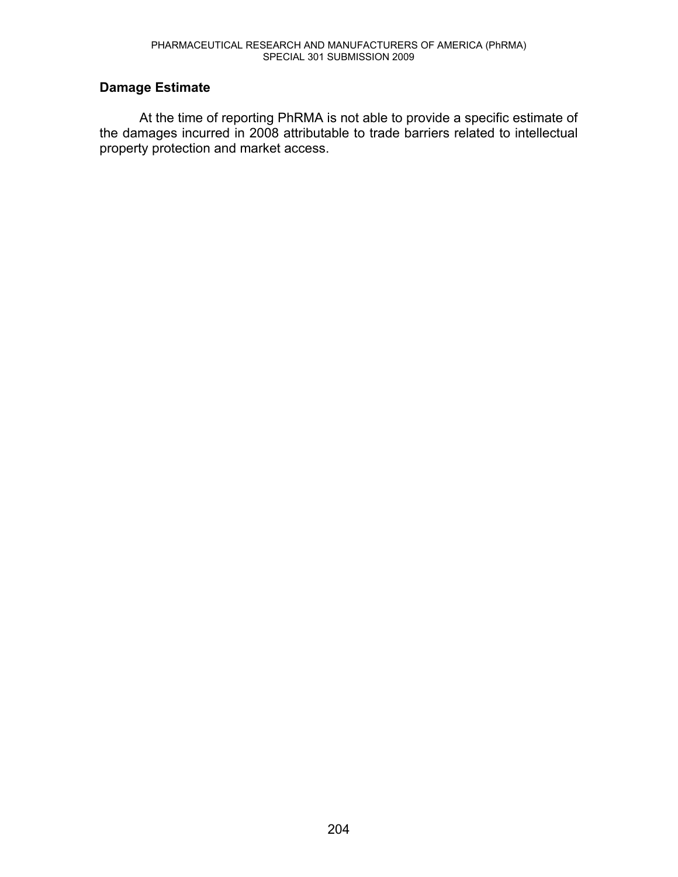## Damage Estimate

At the time of reporting PhRMA is not able to provide a specific estimate of the damages incurred in 2008 attributable to trade barriers related to intellectual property protection and market access.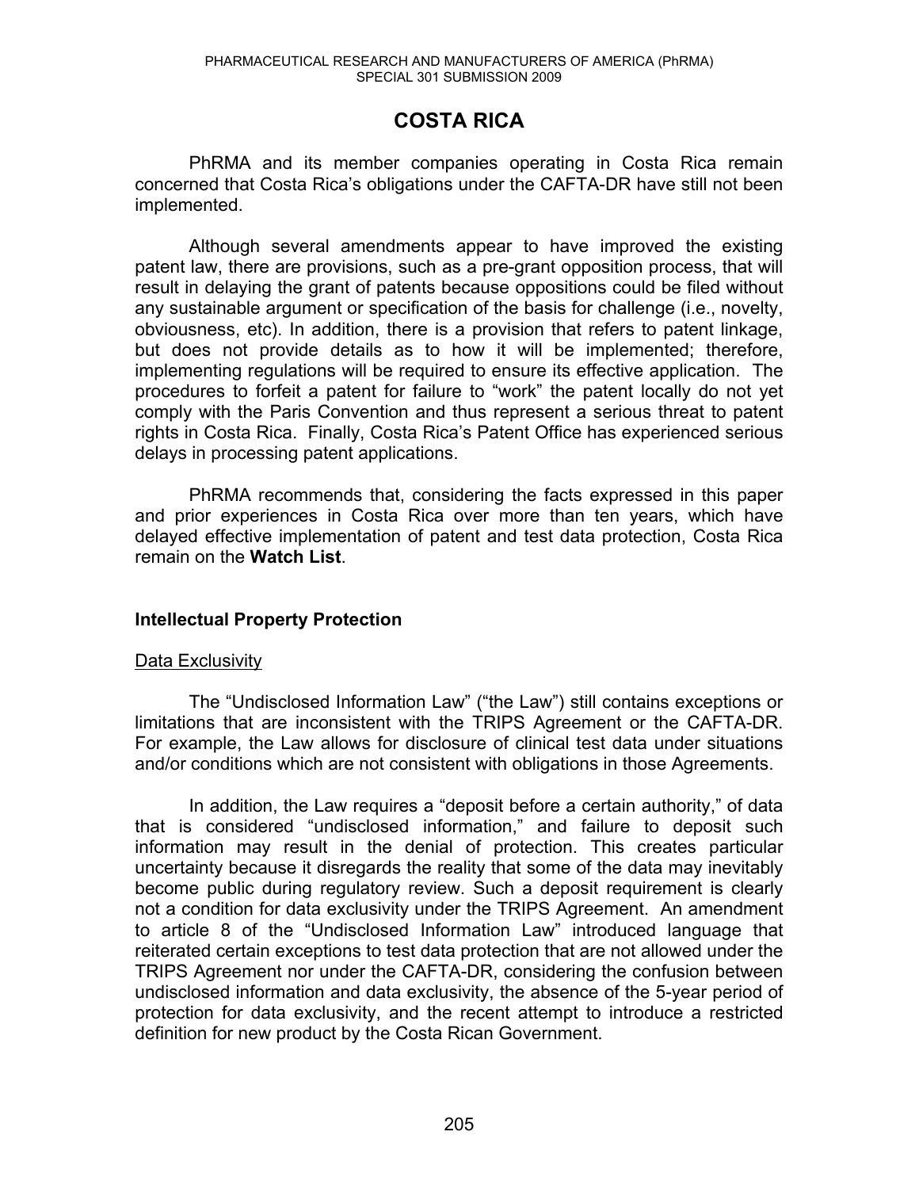# COSTA RICA

PhRMA and its member companies operating in Costa Rica remain concerned that Costa Rica's obligations under the CAFTA-DR have still not been implemented.

Although several amendments appear to have improved the existing patent law, there are provisions, such as a pre-grant opposition process, that will result in delaying the grant of patents because oppositions could be filed without any sustainable argument or specification of the basis for challenge (i.e., novelty, obviousness, etc). In addition, there is a provision that refers to patent linkage, but does not provide details as to how it will be implemented; therefore, implementing regulations will be required to ensure its effective application. The procedures to forfeit a patent for failure to "work" the patent locally do not yet comply with the Paris Convention and thus represent a serious threat to patent rights in Costa Rica. Finally, Costa Rica's Patent Office has experienced serious delays in processing patent applications.

PhRMA recommends that, considering the facts expressed in this paper and prior experiences in Costa Rica over more than ten years, which have delayed effective implementation of patent and test data protection, Costa Rica remain on the **Watch List**.

## Intellectual Property Protection

### Data Exclusivity

The "Undisclosed Information Law" ("the Law") still contains exceptions or limitations that are inconsistent with the TRIPS Agreement or the CAFTA-DR. For example, the Law allows for disclosure of clinical test data under situations and/or conditions which are not consistent with obligations in those Agreements.

In addition, the Law requires a "deposit before a certain authority," of data that is considered "undisclosed information," and failure to deposit such information may result in the denial of protection. This creates particular uncertainty because it disregards the reality that some of the data may inevitably become public during regulatory review. Such a deposit requirement is clearly not a condition for data exclusivity under the TRIPS Agreement. An amendment to article 8 of the "Undisclosed Information Law" introduced language that reiterated certain exceptions to test data protection that are not allowed under the TRIPS Agreement nor under the CAFTA-DR, considering the confusion between undisclosed information and data exclusivity, the absence of the 5-year period of protection for data exclusivity, and the recent attempt to introduce a restricted definition for new product by the Costa Rican Government.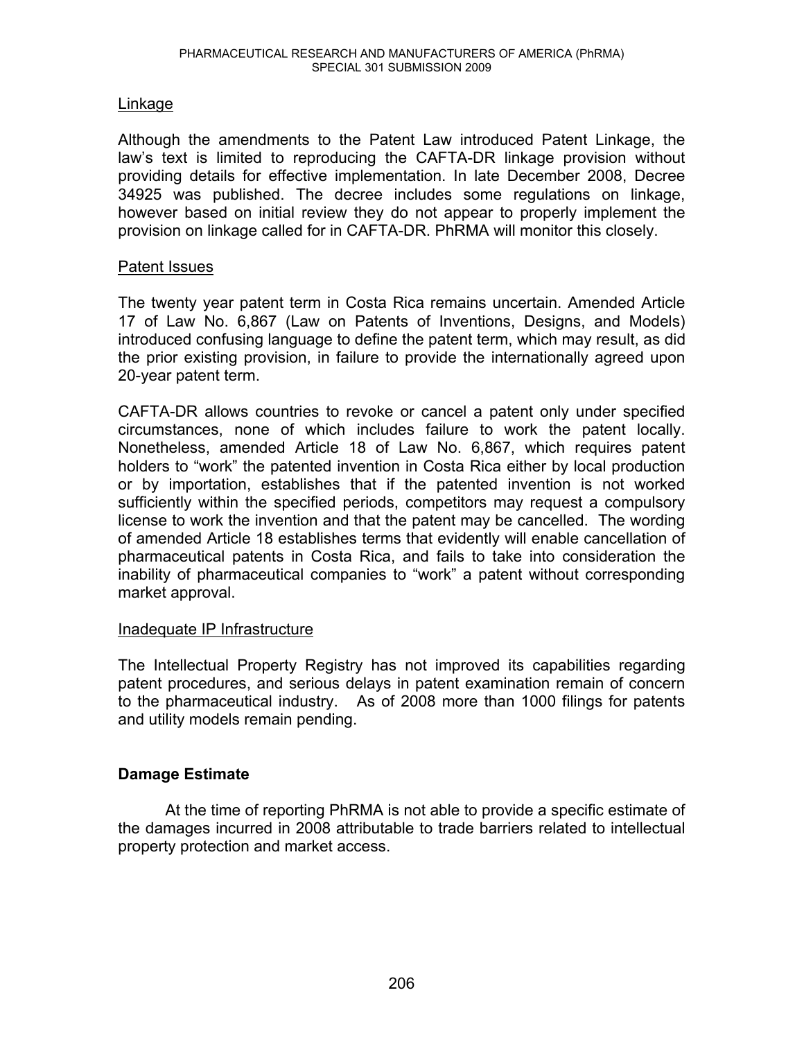Linkage

Although the amendments to the Patent Law introduced Patent Linkage, the law's text is limited to reproducing the CAFTA-DR linkage provision without providing details for effective implementation. In late December 2008, Decree 34925 was published. The decree includes some regulations on linkage, however based on initial review they do not appear to properly implement the provision on linkage called for in CAFTA-DR. PhRMA will monitor this closely.

Patent Issues

The twenty year patent term in Costa Rica remains uncertain. Amended Article 17 of Law No. 6,867 (Law on Patents of Inventions, Designs, and Models) introduced confusing language to define the patent term, which may result, as did the prior existing provision, in failure to provide the internationally agreed upon 20-year patent term.

CAFTA-DR allows countries to revoke or cancel a patent only under specified circumstances, none of which includes failure to work the patent locally. Nonetheless, amended Article 18 of Law No. 6,867, which requires patent holders to "work" the patented invention in Costa Rica either by local production or by importation, establishes that if the patented invention is not worked sufficiently within the specified periods, competitors may request a compulsory license to work the invention and that the patent may be cancelled. The wording of amended Article 18 establishes terms that evidently will enable cancellation of pharmaceutical patents in Costa Rica, and fails to take into consideration the inability of pharmaceutical companies to "work" a patent without corresponding market approval.

Inadequate IP Infrastructure

The Intellectual Property Registry has not improved its capabilities regarding patent procedures, and serious delays in patent examination remain of concern to the pharmaceutical industry. As of 2008 more than 1000 filings for patents and utility models remain pending.

**Damage Estimate**

At the time of reporting PhRMA is not able to provide a specific estimate of the damages incurred in 2008 attributable to trade barriers related to intellectual property protection and market access.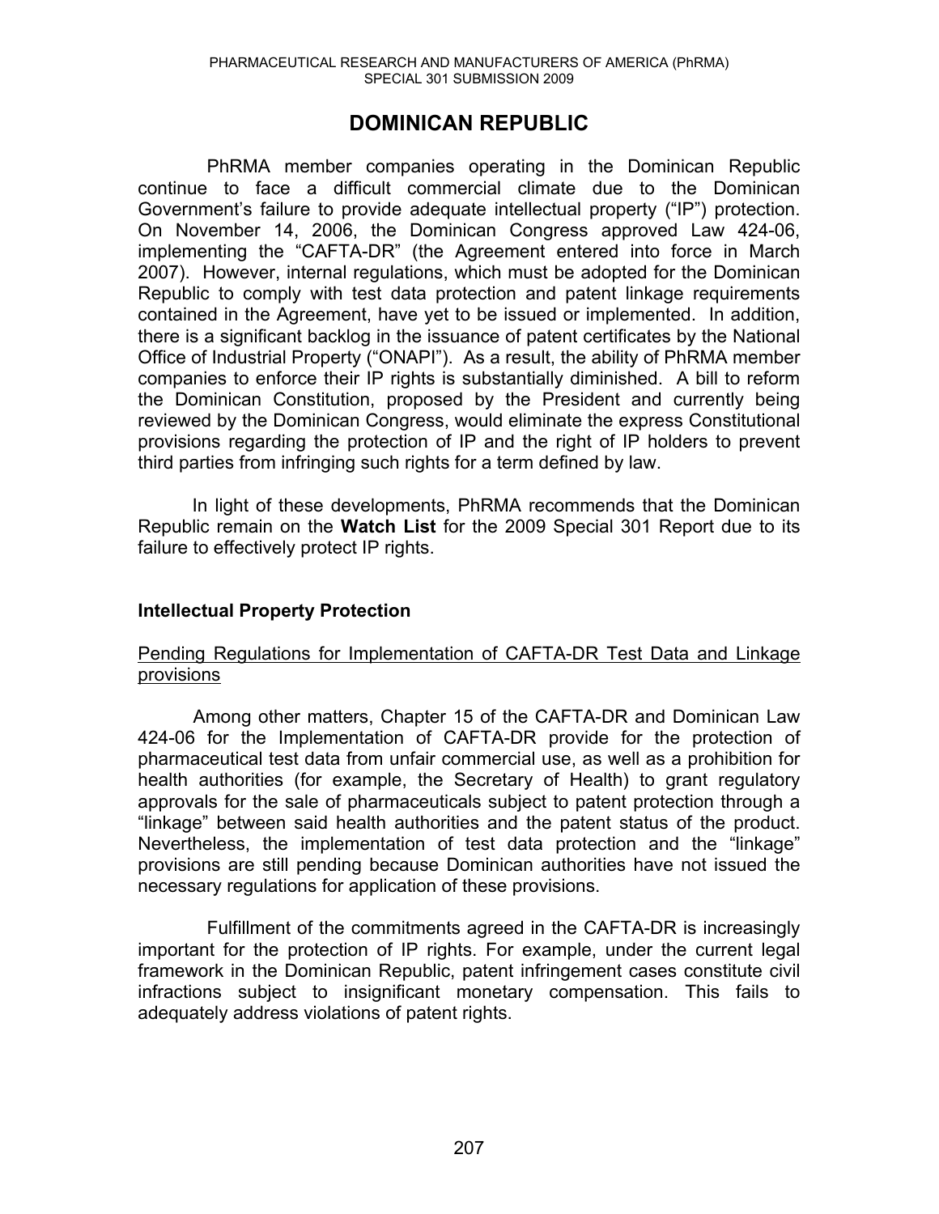# DOMINICAN REPUBLIC

PhRMA member companies operating in the Dominican Republic continue to face a difficult commercial climate due to the Dominican Government's failure to provide adequate intellectual property ("IP") protection. On November 14, 2006, the Dominican Congress approved Law 424-06, implementing the "CAFTA-DR" (the Agreement entered into force in March 2007). However, internal regulations, which must be adopted for the Dominican Republic to comply with test data protection and patent linkage requirements contained in the Agreement, have yet to be issued or implemented. In addition, there is a significant backlog in the issuance of patent certificates by the National Office of Industrial Property ("ONAPI"). As a result, the ability of PhRMA member companies to enforce their IP rights is substantially diminished. A bill to reform the Dominican Constitution, proposed by the President and currently being reviewed by the Dominican Congress, would eliminate the express Constitutional provisions regarding the protection of IP and the right of IP holders to prevent third parties from infringing such rights for a term defined by law.

In light of these developments, PhRMA recommends that the Dominican Republic remain on the **Watch List** for the 2009 Special 301 Report due to its failure to effectively protect IP rights.

## Intellectual Property Protection

<u>Pending Regulations for Implementation of CAFTA-DR Test Data and Linkage provisions</u>

Among other matters, Chapter 15 of the CAFTA-DR and Dominican Law 424-06 for the Implementation of CAFTA-DR provide for the protection of pharmaceutical test data from unfair commercial use, as well as a prohibition for health authorities (for example, the Secretary of Health) to grant regulatory approvals for the sale of pharmaceuticals subject to patent protection through a "linkage" between said health authorities and the patent status of the product. Nevertheless, the implementation of test data protection and the "linkage" provisions are still pending because Dominican authorities have not issued the necessary regulations for application of these provisions.

Fulfillment of the commitments agreed in the CAFTA-DR is increasingly important for the protection of IP rights. For example, under the current legal framework in the Dominican Republic, patent infringement cases constitute civil infractions subject to insignificant monetary compensation. This fails to adequately address violations of patent rights.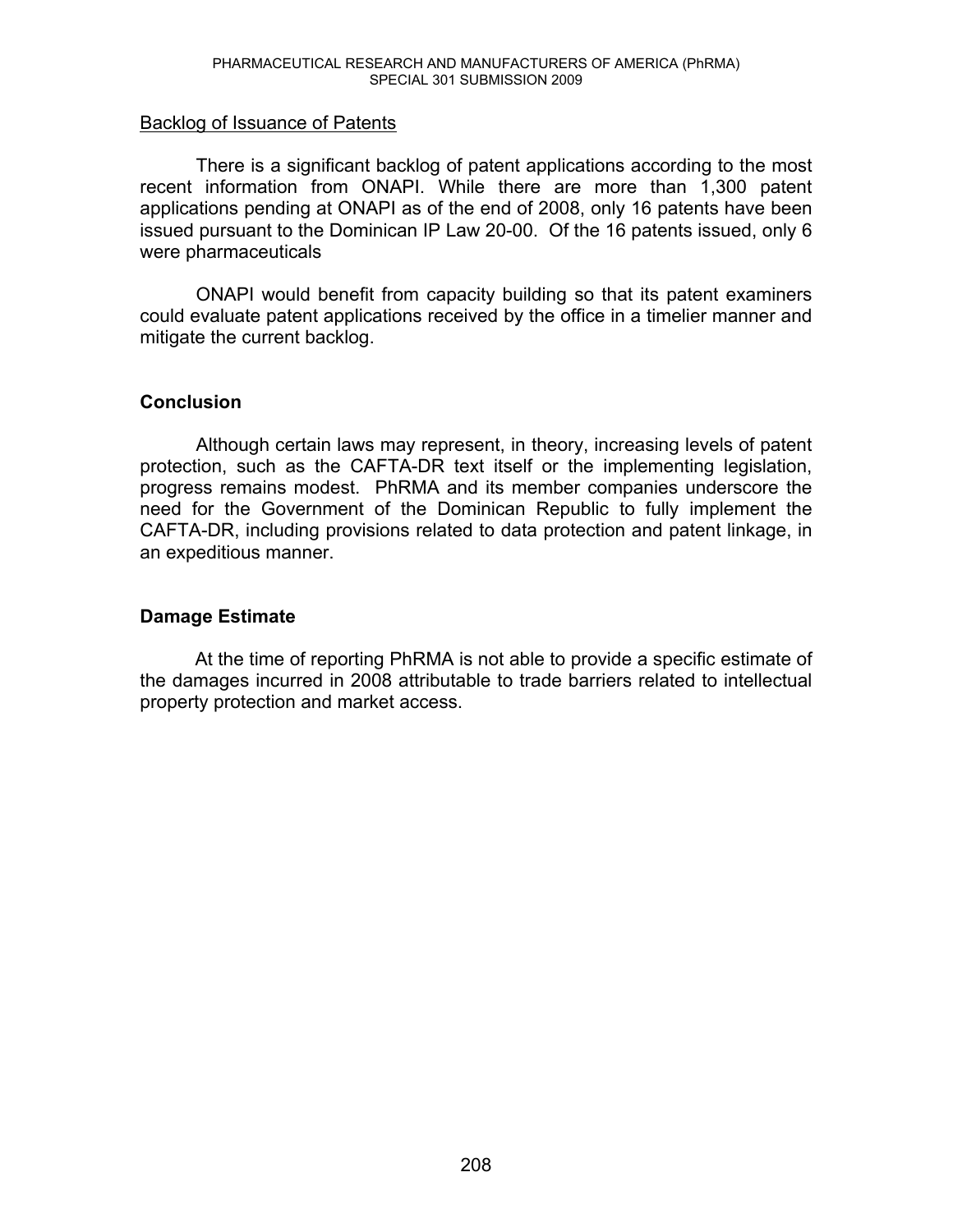Backlog of Issuance of Patents

There is a significant backlog of patent applications according to the most recent information from ONAPI. While there are more than 1,300 patent applications pending at ONAPI as of the end of 2008, only 16 patents have been issued pursuant to the Dominican IP Law 20-00. Of the 16 patents issued, only 6 were pharmaceuticals

ONAPI would benefit from capacity building so that its patent examiners could evaluate patent applications received by the office in a timelier manner and mitigate the current backlog.

## Conclusion

Although certain laws may represent, in theory, increasing levels of patent protection, such as the CAFTA-DR text itself or the implementing legislation, progress remains modest. PhRMA and its member companies underscore the need for the Government of the Dominican Republic to fully implement the CAFTA-DR, including provisions related to data protection and patent linkage, in an expeditious manner.

## Damage Estimate

At the time of reporting PhRMA is not able to provide a specific estimate of the damages incurred in 2008 attributable to trade barriers related to intellectual property protection and market access.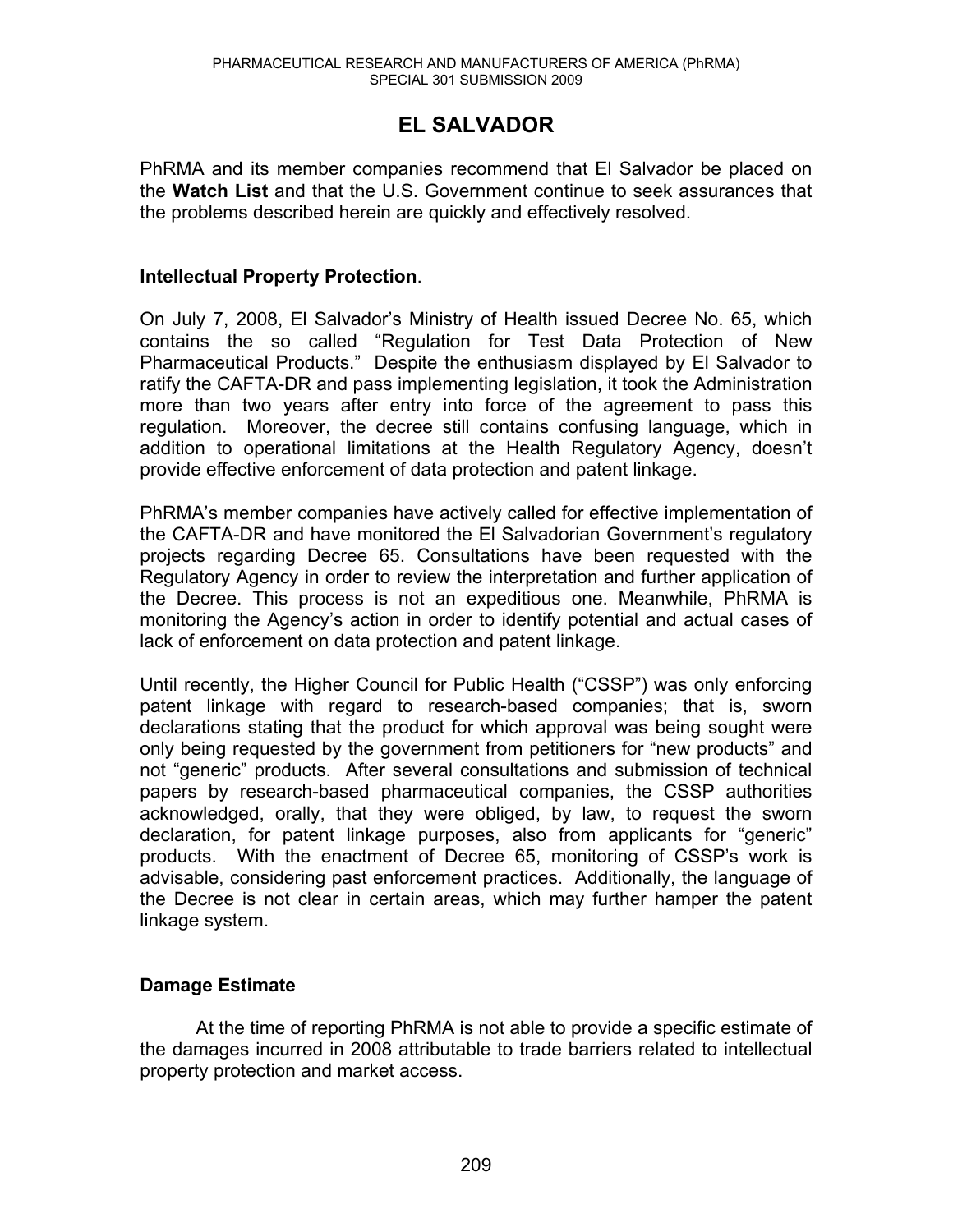# EL SALVADOR

PhRMA and its member companies recommend that El Salvador be placed on the **Watch List** and that the U.S. Government continue to seek assurances that the problems described herein are quickly and effectively resolved.

## Intellectual Property Protection.

On July 7, 2008, El Salvador's Ministry of Health issued Decree No. 65, which contains the so called "Regulation for Test Data Protection of New Pharmaceutical Products." Despite the enthusiasm displayed by El Salvador to ratify the CAFTA-DR and pass implementing legislation, it took the Administration more than two years after entry into force of the agreement to pass this regulation. Moreover, the decree still contains confusing language, which in addition to operational limitations at the Health Regulatory Agency, doesn't provide effective enforcement of data protection and patent linkage.

PhRMA's member companies have actively called for effective implementation of the CAFTA-DR and have monitored the El Salvadorian Government's regulatory projects regarding Decree 65. Consultations have been requested with the Regulatory Agency in order to review the interpretation and further application of the Decree. This process is not an expeditious one. Meanwhile, PhRMA is monitoring the Agency's action in order to identify potential and actual cases of lack of enforcement on data protection and patent linkage.

Until recently, the Higher Council for Public Health ("CSSP") was only enforcing patent linkage with regard to research-based companies; that is, sworn declarations stating that the product for which approval was being sought were only being requested by the government from petitioners for "new products" and not "generic" products. After several consultations and submission of technical papers by research-based pharmaceutical companies, the CSSP authorities acknowledged, orally, that they were obliged, by law, to request the sworn declaration, for patent linkage purposes, also from applicants for "generic" products. With the enactment of Decree 65, monitoring of CSSP's work is advisable, considering past enforcement practices. Additionally, the language of the Decree is not clear in certain areas, which may further hamper the patent linkage system.

## Damage Estimate

At the time of reporting PhRMA is not able to provide a specific estimate of the damages incurred in 2008 attributable to trade barriers related to intellectual property protection and market access.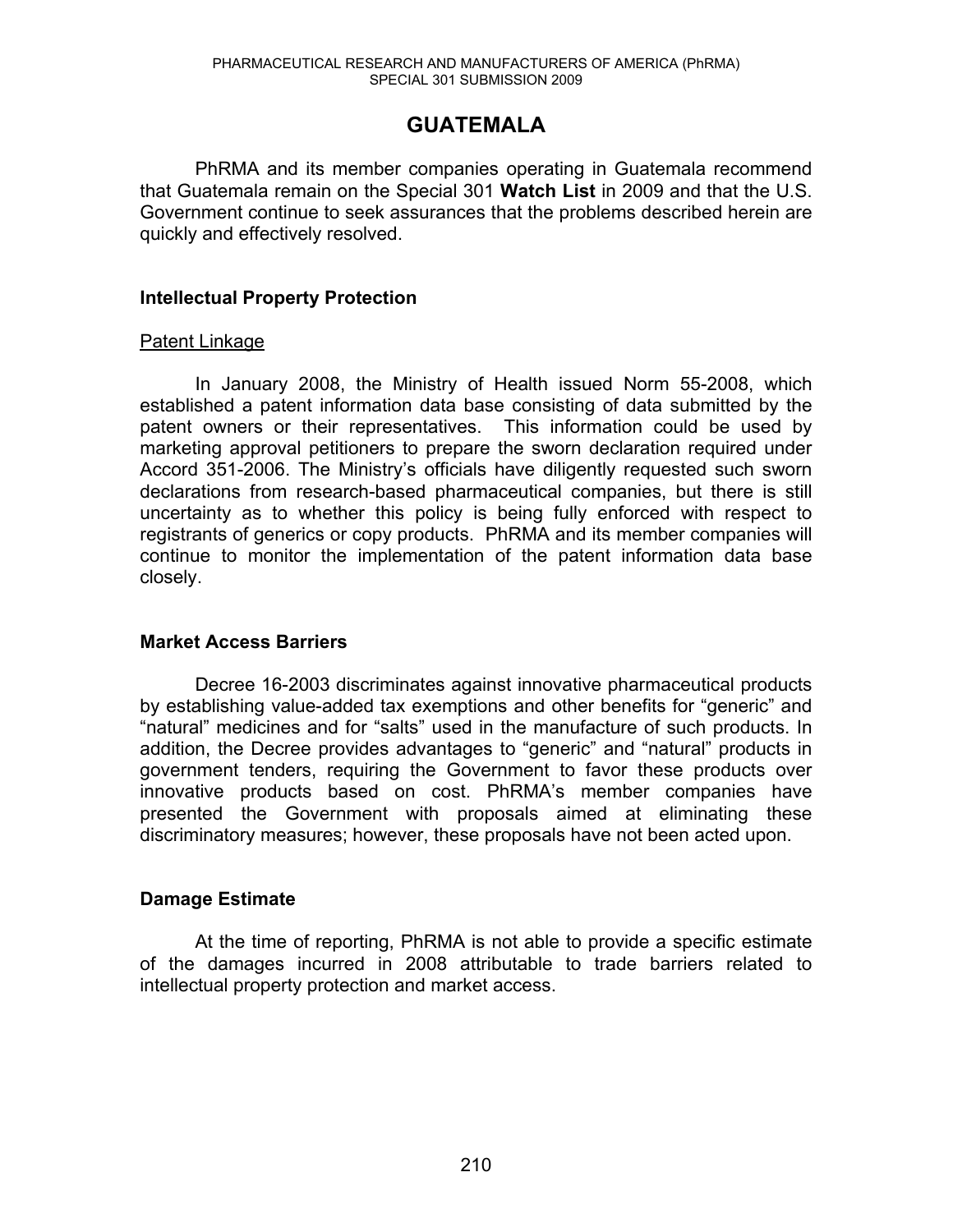# GUATEMALA

PhRMA and its member companies operating in Guatemala recommend that Guatemala remain on the Special 301 **Watch List** in 2009 and that the U.S. Government continue to seek assurances that the problems described herein are quickly and effectively resolved.

## Intellectual Property Protection

### Patent Linkage

In January 2008, the Ministry of Health issued Norm 55-2008, which established a patent information data base consisting of data submitted by the patent owners or their representatives. This information could be used by marketing approval petitioners to prepare the sworn declaration required under Accord 351-2006. The Ministry's officials have diligently requested such sworn declarations from research-based pharmaceutical companies, but there is still uncertainty as to whether this policy is being fully enforced with respect to registrants of generics or copy products. PhRMA and its member companies will continue to monitor the implementation of the patent information data base closely.

## Market Access Barriers

Decree 16-2003 discriminates against innovative pharmaceutical products by establishing value-added tax exemptions and other benefits for "generic" and "natural" medicines and for "salts" used in the manufacture of such products. In addition, the Decree provides advantages to "generic" and "natural" products in government tenders, requiring the Government to favor these products over innovative products based on cost. PhRMA's member companies have presented the Government with proposals aimed at eliminating these discriminatory measures; however, these proposals have not been acted upon.

## Damage Estimate

At the time of reporting, PhRMA is not able to provide a specific estimate of the damages incurred in 2008 attributable to trade barriers related to intellectual property protection and market access.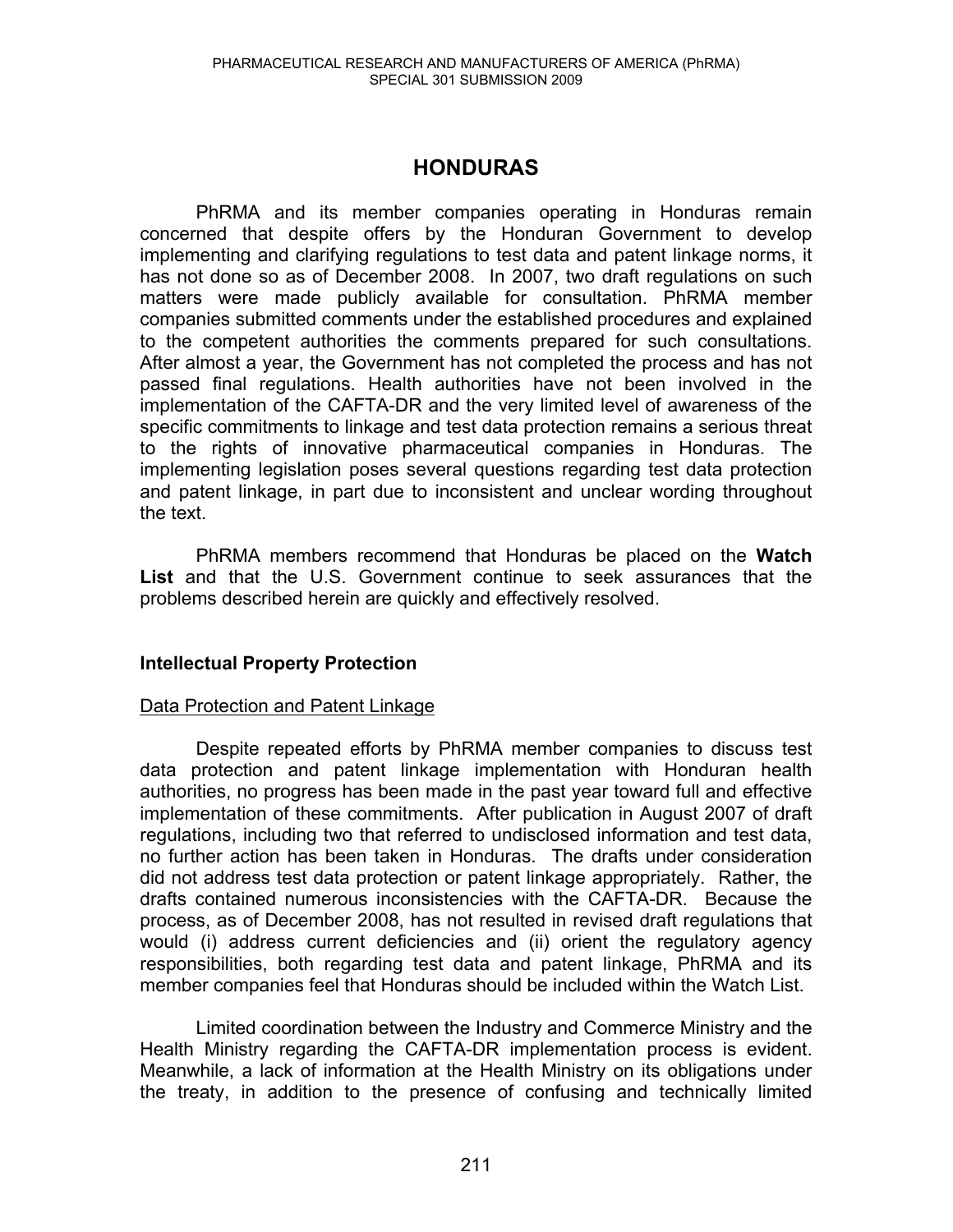# HONDURAS

PhRMA and its member companies operating in Honduras remain concerned that despite offers by the Honduran Government to develop implementing and clarifying regulations to test data and patent linkage norms, it has not done so as of December 2008. In 2007, two draft regulations on such matters were made publicly available for consultation. PhRMA member companies submitted comments under the established procedures and explained to the competent authorities the comments prepared for such consultations. After almost a year, the Government has not completed the process and has not passed final regulations. Health authorities have not been involved in the implementation of the CAFTA-DR and the very limited level of awareness of the specific commitments to linkage and test data protection remains a serious threat to the rights of innovative pharmaceutical companies in Honduras. The implementing legislation poses several questions regarding test data protection and patent linkage, in part due to inconsistent and unclear wording throughout the text.

PhRMA members recommend that Honduras be placed on the **Watch List** and that the U.S. Government continue to seek assurances that the problems described herein are quickly and effectively resolved.

### Intellectual Property Protection

#### Data Protection and Patent Linkage

Despite repeated efforts by PhRMA member companies to discuss test data protection and patent linkage implementation with Honduran health authorities, no progress has been made in the past year toward full and effective implementation of these commitments. After publication in August 2007 of draft regulations, including two that referred to undisclosed information and test data, no further action has been taken in Honduras. The drafts under consideration did not address test data protection or patent linkage appropriately. Rather, the drafts contained numerous inconsistencies with the CAFTA-DR. Because the process, as of December 2008, has not resulted in revised draft regulations that would (i) address current deficiencies and (ii) orient the regulatory agency responsibilities, both regarding test data and patent linkage, PhRMA and its member companies feel that Honduras should be included within the Watch List.

Limited coordination between the Industry and Commerce Ministry and the Health Ministry regarding the CAFTA-DR implementation process is evident. Meanwhile, a lack of information at the Health Ministry on its obligations under the treaty, in addition to the presence of confusing and technically limited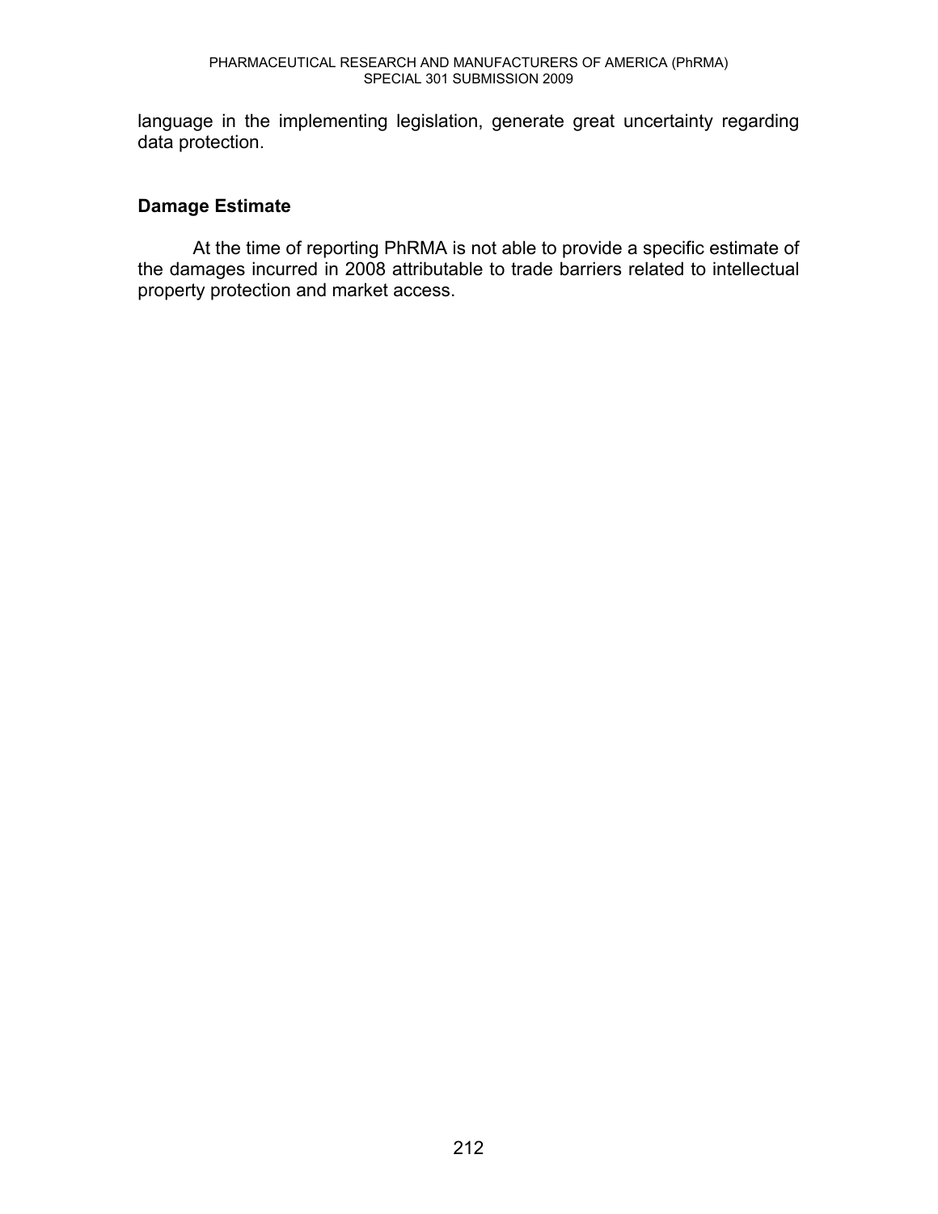language in the implementing legislation, generate great uncertainty regarding data protection.

## Damage Estimate

At the time of reporting PhRMA is not able to provide a specific estimate of the damages incurred in 2008 attributable to trade barriers related to intellectual property protection and market access.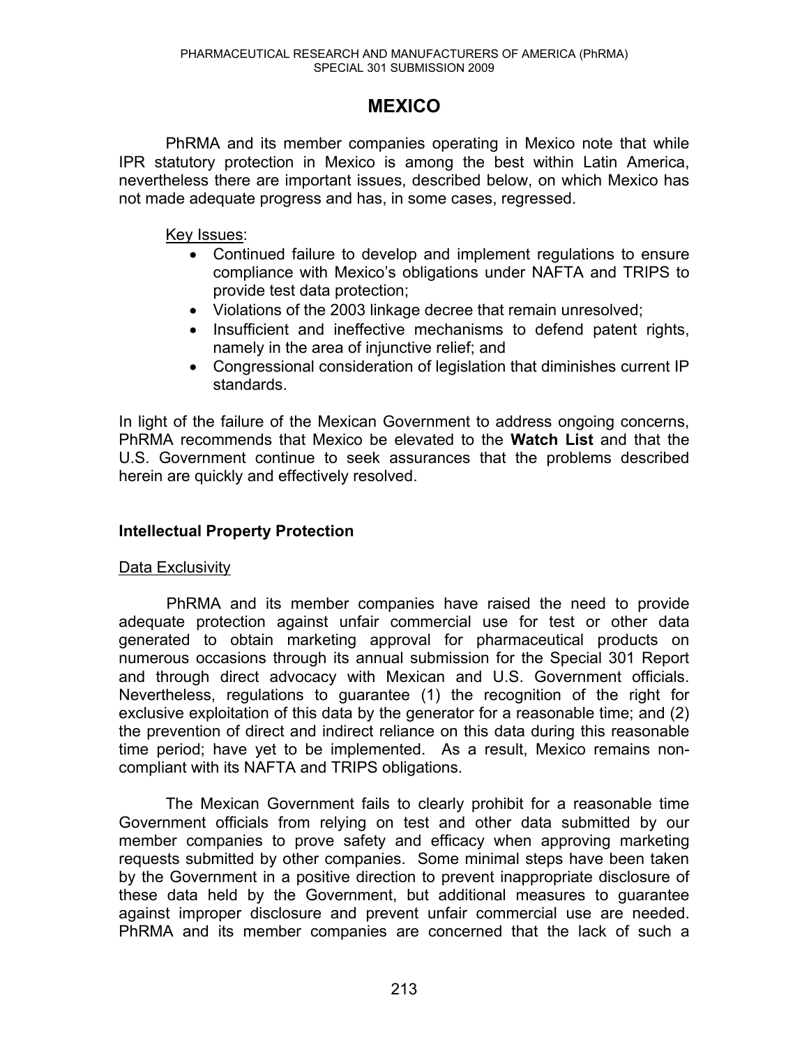# MEXICO

PhRMA and its member companies operating in Mexico note that while IPR statutory protection in Mexico is among the best within Latin America, nevertheless there are important issues, described below, on which Mexico has not made adequate progress and has, in some cases, regressed.

Key Issues:

- Continued failure to develop and implement regulations to ensure compliance with Mexico's obligations under NAFTA and TRIPS to provide test data protection;
- Violations of the 2003 linkage decree that remain unresolved;
- Insufficient and ineffective mechanisms to defend patent rights, namely in the area of injunctive relief; and
- Congressional consideration of legislation that diminishes current IP standards.

In light of the failure of the Mexican Government to address ongoing concerns, PhRMA recommends that Mexico be elevated to the **Watch List** and that the U.S. Government continue to seek assurances that the problems described herein are quickly and effectively resolved.

## Intellectual Property Protection

### Data Exclusivity

PhRMA and its member companies have raised the need to provide adequate protection against unfair commercial use for test or other data generated to obtain marketing approval for pharmaceutical products on numerous occasions through its annual submission for the Special 301 Report and through direct advocacy with Mexican and U.S. Government officials. Nevertheless, regulations to guarantee (1) the recognition of the right for exclusive exploitation of this data by the generator for a reasonable time; and (2) the prevention of direct and indirect reliance on this data during this reasonable time period; have yet to be implemented. As a result, Mexico remains non-compliant with its NAFTA and TRIPS obligations.

The Mexican Government fails to clearly prohibit for a reasonable time Government officials from relying on test and other data submitted by our member companies to prove safety and efficacy when approving marketing requests submitted by other companies. Some minimal steps have been taken by the Government in a positive direction to prevent inappropriate disclosure of these data held by the Government, but additional measures to guarantee against improper disclosure and prevent unfair commercial use are needed. PhRMA and its member companies are concerned that the lack of such a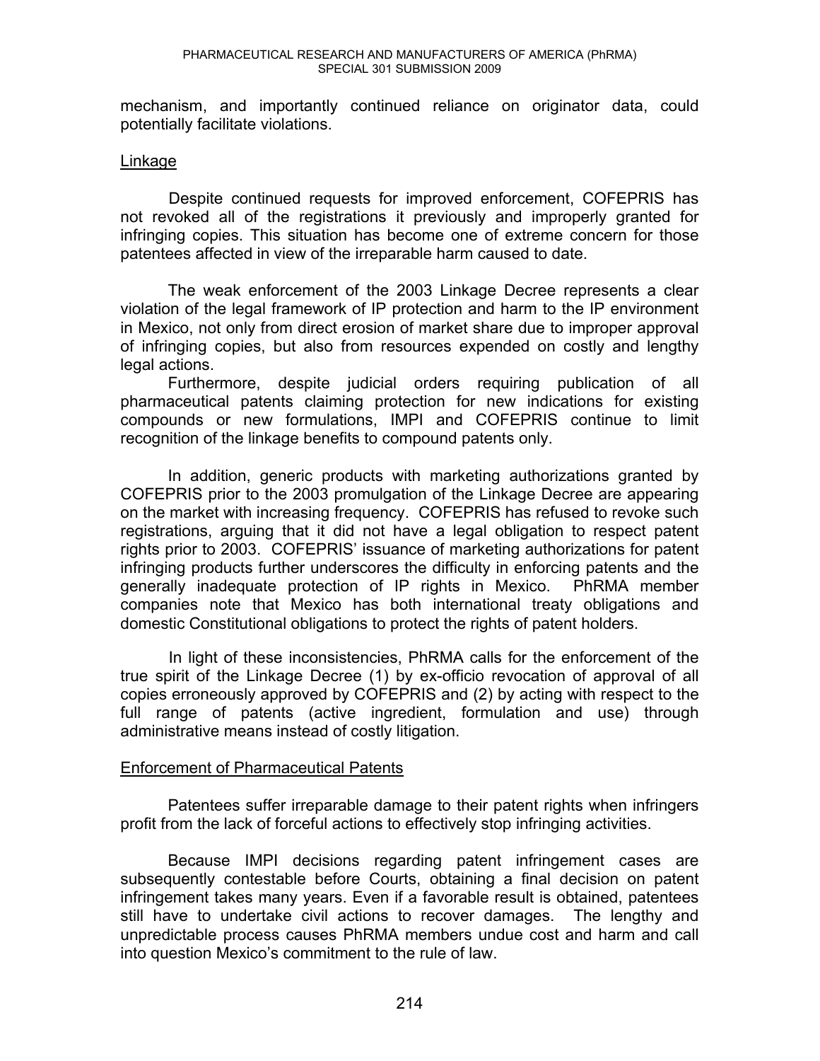mechanism, and importantly continued reliance on originator data, could potentially facilitate violations.

Linkage

Despite continued requests for improved enforcement, COFEPRIS has not revoked all of the registrations it previously and improperly granted for infringing copies. This situation has become one of extreme concern for those patentees affected in view of the irreparable harm caused to date.

The weak enforcement of the 2003 Linkage Decree represents a clear violation of the legal framework of IP protection and harm to the IP environment in Mexico, not only from direct erosion of market share due to improper approval of infringing copies, but also from resources expended on costly and lengthy legal actions.

Furthermore, despite judicial orders requiring publication of all pharmaceutical patents claiming protection for new indications for existing compounds or new formulations, IMPI and COFEPRIS continue to limit recognition of the linkage benefits to compound patents only.

In addition, generic products with marketing authorizations granted by COFEPRIS prior to the 2003 promulgation of the Linkage Decree are appearing on the market with increasing frequency. COFEPRIS has refused to revoke such registrations, arguing that it did not have a legal obligation to respect patent rights prior to 2003. COFEPRIS' issuance of marketing authorizations for patent infringing products further underscores the difficulty in enforcing patents and the generally inadequate protection of IP rights in Mexico. PhRMA member companies note that Mexico has both international treaty obligations and domestic Constitutional obligations to protect the rights of patent holders.

In light of these inconsistencies, PhRMA calls for the enforcement of the true spirit of the Linkage Decree (1) by ex-officio revocation of approval of all copies erroneously approved by COFEPRIS and (2) by acting with respect to the full range of patents (active ingredient, formulation and use) through administrative means instead of costly litigation.

Enforcement of Pharmaceutical Patents

Patentees suffer irreparable damage to their patent rights when infringers profit from the lack of forceful actions to effectively stop infringing activities.

Because IMPI decisions regarding patent infringement cases are subsequently contestable before Courts, obtaining a final decision on patent infringement takes many years. Even if a favorable result is obtained, patentees still have to undertake civil actions to recover damages. The lengthy and unpredictable process causes PhRMA members undue cost and harm and call into question Mexico's commitment to the rule of law.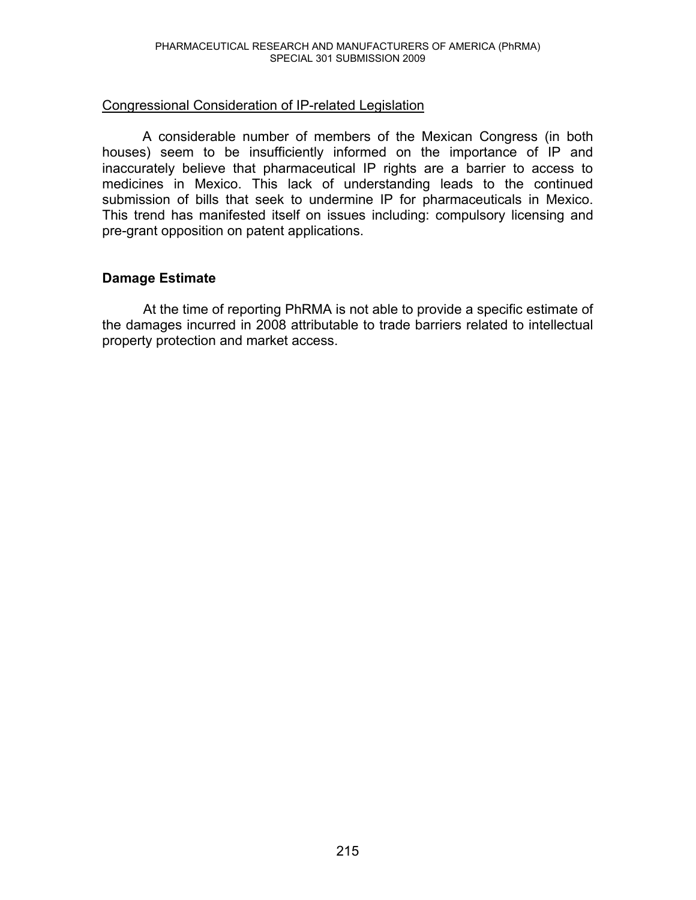<u>Congressional Consideration of IP-related Legislation</u>

A considerable number of members of the Mexican Congress (in both houses) seem to be insufficiently informed on the importance of IP and inaccurately believe that pharmaceutical IP rights are a barrier to access to medicines in Mexico. This lack of understanding leads to the continued submission of bills that seek to undermine IP for pharmaceuticals in Mexico. This trend has manifested itself on issues including: compulsory licensing and pre-grant opposition on patent applications.

**Damage Estimate**

At the time of reporting PhRMA is not able to provide a specific estimate of the damages incurred in 2008 attributable to trade barriers related to intellectual property protection and market access.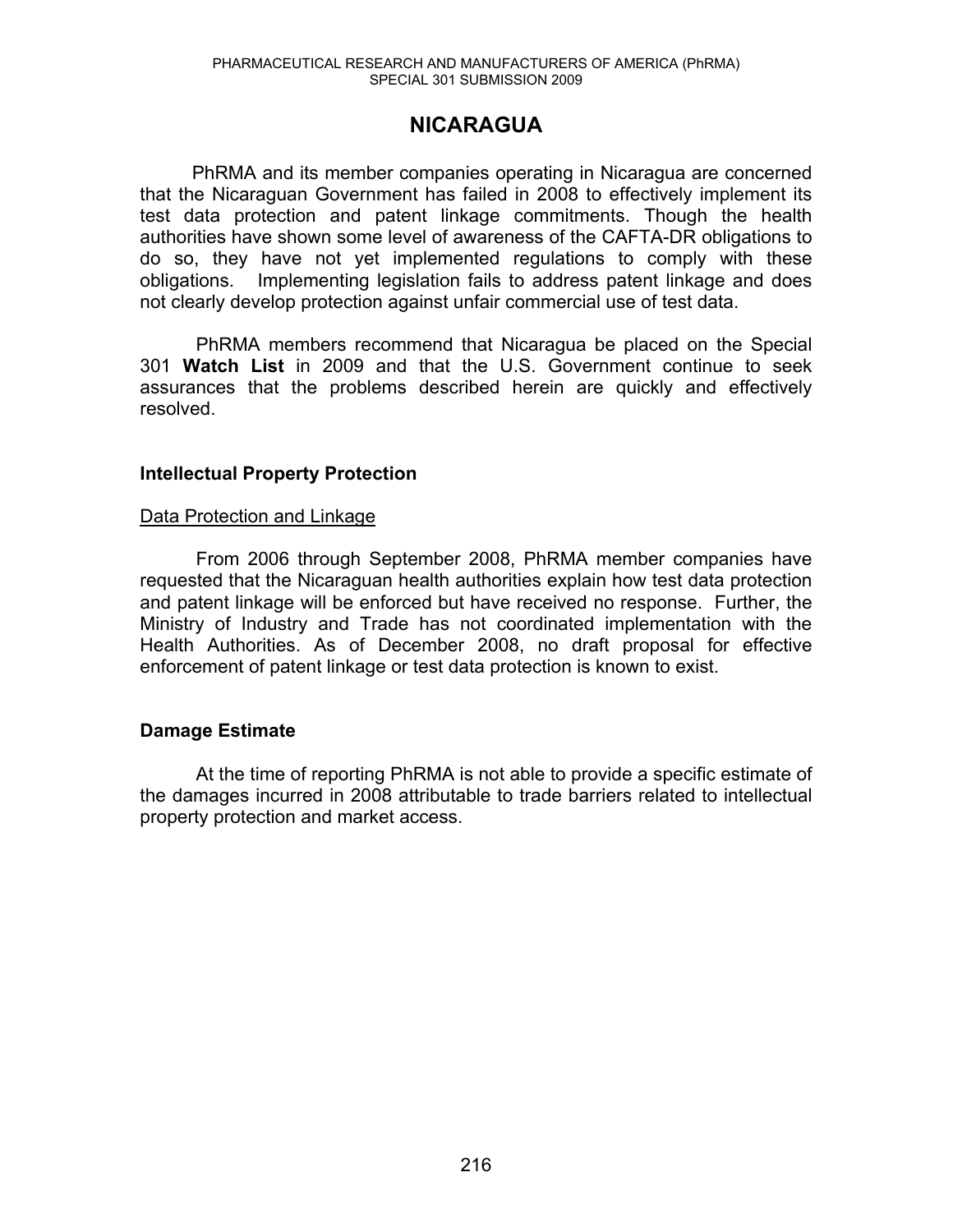# NICARAGUA

PhRMA and its member companies operating in Nicaragua are concerned that the Nicaraguan Government has failed in 2008 to effectively implement its test data protection and patent linkage commitments. Though the health authorities have shown some level of awareness of the CAFTA-DR obligations to do so, they have not yet implemented regulations to comply with these obligations. Implementing legislation fails to address patent linkage and does not clearly develop protection against unfair commercial use of test data.

PhRMA members recommend that Nicaragua be placed on the Special 301 **Watch List** in 2009 and that the U.S. Government continue to seek assurances that the problems described herein are quickly and effectively resolved.

## Intellectual Property Protection

### Data Protection and Linkage

From 2006 through September 2008, PhRMA member companies have requested that the Nicaraguan health authorities explain how test data protection and patent linkage will be enforced but have received no response. Further, the Ministry of Industry and Trade has not coordinated implementation with the Health Authorities. As of December 2008, no draft proposal for effective enforcement of patent linkage or test data protection is known to exist.

## Damage Estimate

At the time of reporting PhRMA is not able to provide a specific estimate of the damages incurred in 2008 attributable to trade barriers related to intellectual property protection and market access.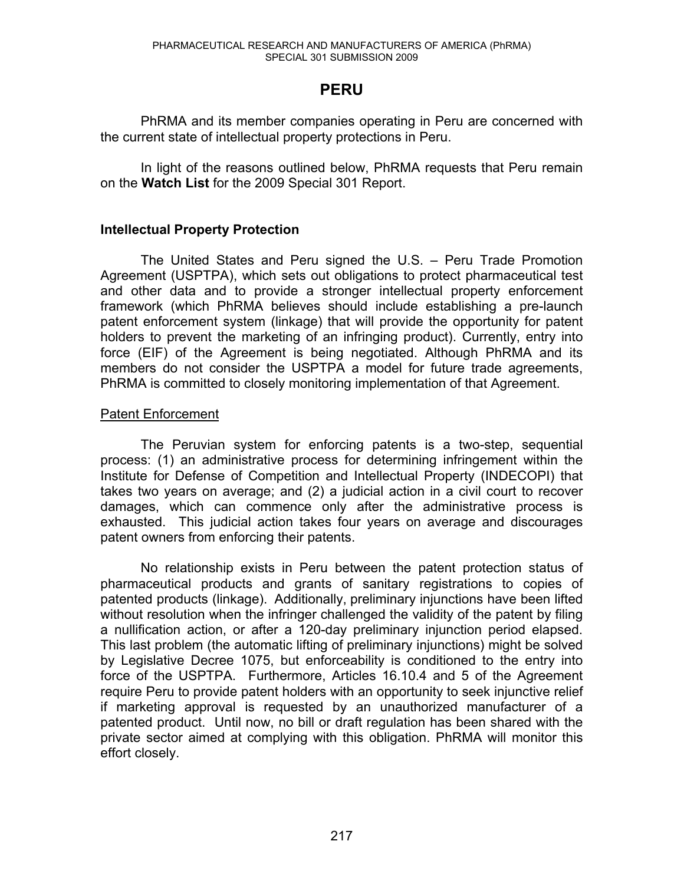# PERU

PhRMA and its member companies operating in Peru are concerned with the current state of intellectual property protections in Peru.

In light of the reasons outlined below, PhRMA requests that Peru remain on the **Watch List** for the 2009 Special 301 Report.

## Intellectual Property Protection

The United States and Peru signed the U.S. – Peru Trade Promotion Agreement (USPTPA), which sets out obligations to protect pharmaceutical test and other data and to provide a stronger intellectual property enforcement framework (which PhRMA believes should include establishing a pre-launch patent enforcement system (linkage) that will provide the opportunity for patent holders to prevent the marketing of an infringing product). Currently, entry into force (EIF) of the Agreement is being negotiated. Although PhRMA and its members do not consider the USPTPA a model for future trade agreements, PhRMA is committed to closely monitoring implementation of that Agreement.

### Patent Enforcement

The Peruvian system for enforcing patents is a two-step, sequential process: (1) an administrative process for determining infringement within the Institute for Defense of Competition and Intellectual Property (INDECOPI) that takes two years on average; and (2) a judicial action in a civil court to recover damages, which can commence only after the administrative process is exhausted. This judicial action takes four years on average and discourages patent owners from enforcing their patents.

No relationship exists in Peru between the patent protection status of pharmaceutical products and grants of sanitary registrations to copies of patented products (linkage). Additionally, preliminary injunctions have been lifted without resolution when the infringer challenged the validity of the patent by filing a nullification action, or after a 120-day preliminary injunction period elapsed. This last problem (the automatic lifting of preliminary injunctions) might be solved by Legislative Decree 1075, but enforceability is conditioned to the entry into force of the USPTPA. Furthermore, Articles 16.10.4 and 5 of the Agreement require Peru to provide patent holders with an opportunity to seek injunctive relief if marketing approval is requested by an unauthorized manufacturer of a patented product. Until now, no bill or draft regulation has been shared with the private sector aimed at complying with this obligation. PhRMA will monitor this effort closely.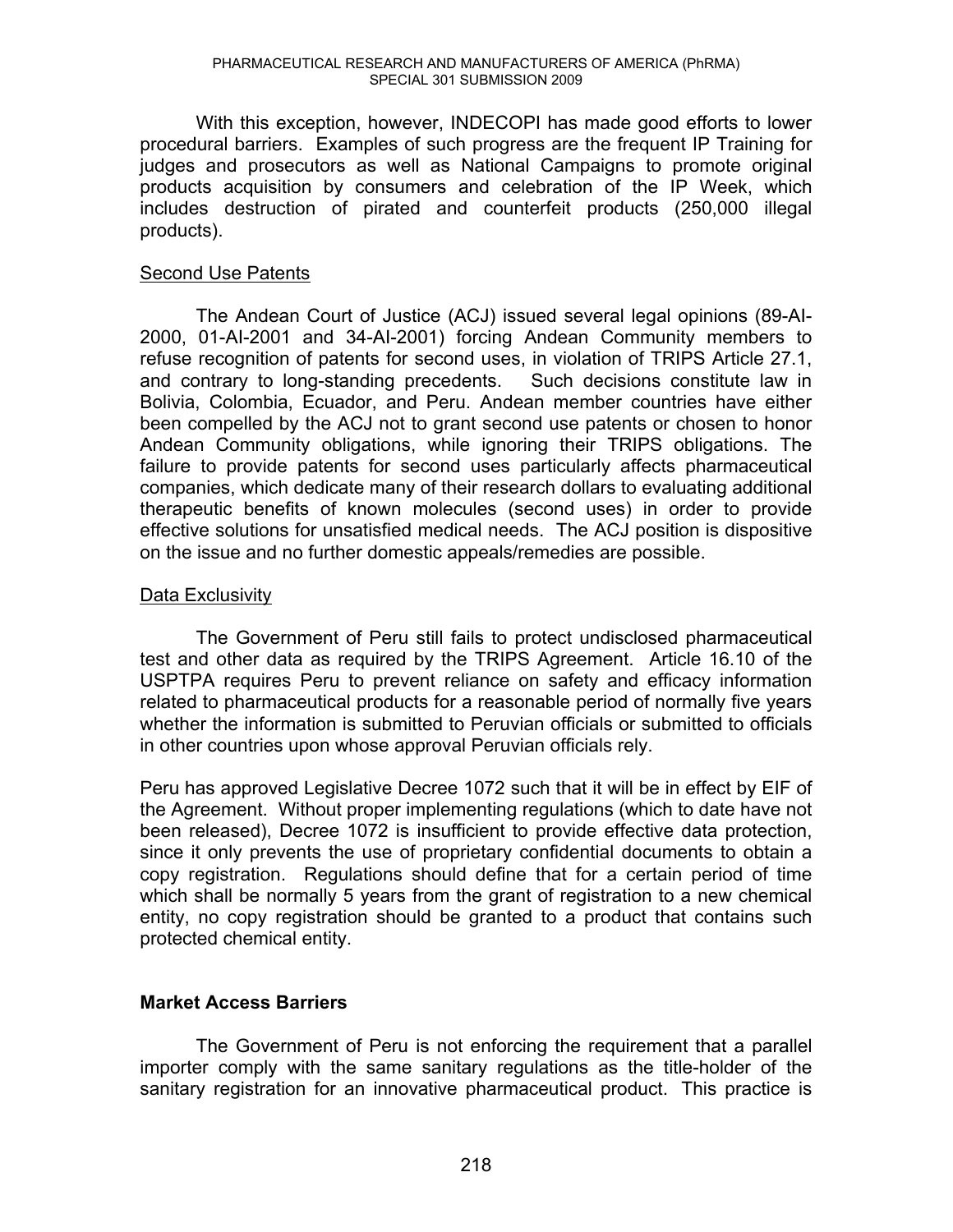With this exception, however, INDECOPI has made good efforts to lower procedural barriers. Examples of such progress are the frequent IP Training for judges and prosecutors as well as National Campaigns to promote original products acquisition by consumers and celebration of the IP Week, which includes destruction of pirated and counterfeit products (250,000 illegal products).

Second Use Patents

The Andean Court of Justice (ACJ) issued several legal opinions (89-AI-2000, 01-AI-2001 and 34-AI-2001) forcing Andean Community members to refuse recognition of patents for second uses, in violation of TRIPS Article 27.1, and contrary to long-standing precedents. Such decisions constitute law in Bolivia, Colombia, Ecuador, and Peru. Andean member countries have either been compelled by the ACJ not to grant second use patents or chosen to honor Andean Community obligations, while ignoring their TRIPS obligations. The failure to provide patents for second uses particularly affects pharmaceutical companies, which dedicate many of their research dollars to evaluating additional therapeutic benefits of known molecules (second uses) in order to provide effective solutions for unsatisfied medical needs. The ACJ position is dispositive on the issue and no further domestic appeals/remedies are possible.

Data Exclusivity

The Government of Peru still fails to protect undisclosed pharmaceutical test and other data as required by the TRIPS Agreement. Article 16.10 of the USPTPA requires Peru to prevent reliance on safety and efficacy information related to pharmaceutical products for a reasonable period of normally five years whether the information is submitted to Peruvian officials or submitted to officials in other countries upon whose approval Peruvian officials rely.

Peru has approved Legislative Decree 1072 such that it will be in effect by EIF of the Agreement. Without proper implementing regulations (which to date have not been released), Decree 1072 is insufficient to provide effective data protection, since it only prevents the use of proprietary confidential documents to obtain a copy registration. Regulations should define that for a certain period of time which shall be normally 5 years from the grant of registration to a new chemical entity, no copy registration should be granted to a product that contains such protected chemical entity.

**Market Access Barriers**

The Government of Peru is not enforcing the requirement that a parallel importer comply with the same sanitary regulations as the title-holder of the sanitary registration for an innovative pharmaceutical product. This practice is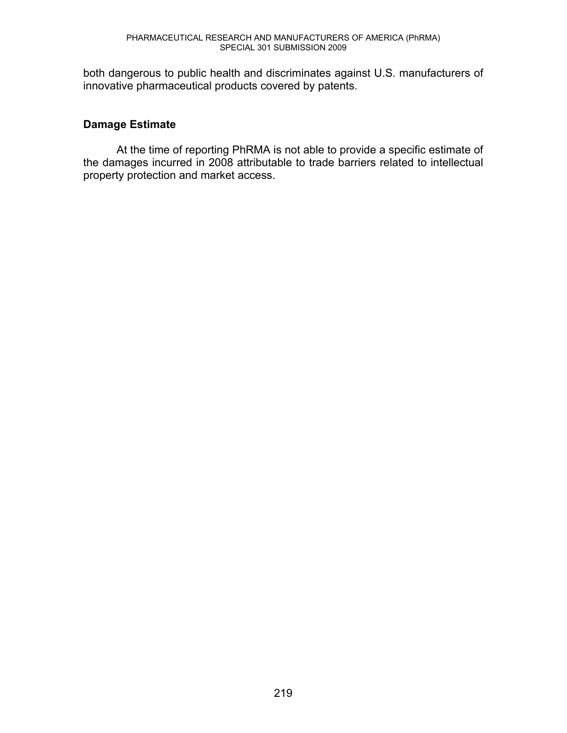both dangerous to public health and discriminates against U.S. manufacturers of innovative pharmaceutical products covered by patents.

**Damage Estimate**

At the time of reporting PhRMA is not able to provide a specific estimate of the damages incurred in 2008 attributable to trade barriers related to intellectual property protection and market access.